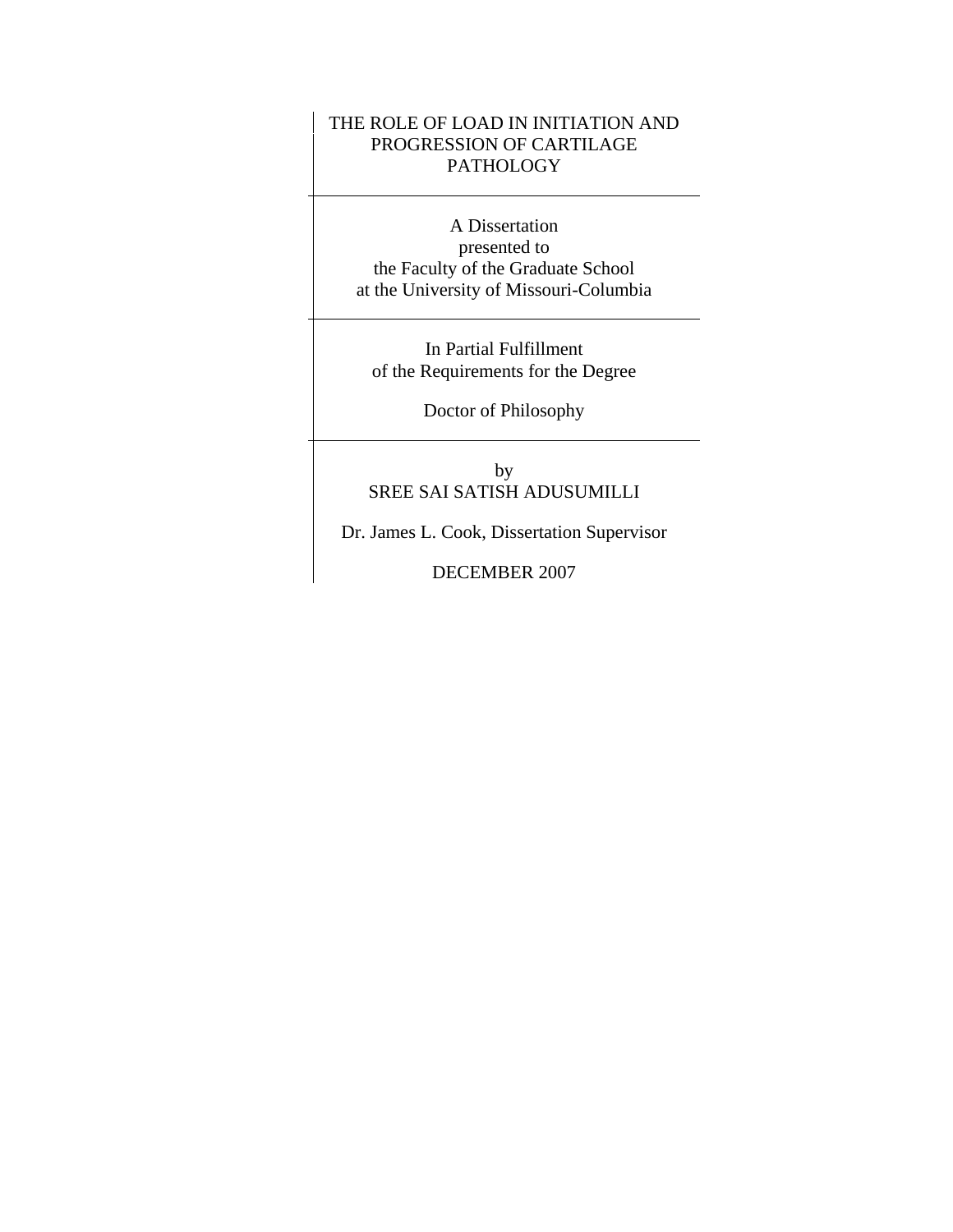# THE ROLE OF LOAD IN INITIATION AND PROGRESSION OF CARTILAGE PATHOLOGY

---

A Dissertation
presented to
the Faculty of the Graduate School
at the University of Missouri-Columbia

---

In Partial Fulfillment
of the Requirements for the Degree

Doctor of Philosophy

---

by
SREE SAI SATISH ADUSUMILLI

Dr. James L. Cook, Dissertation Supervisor

DECEMBER 2007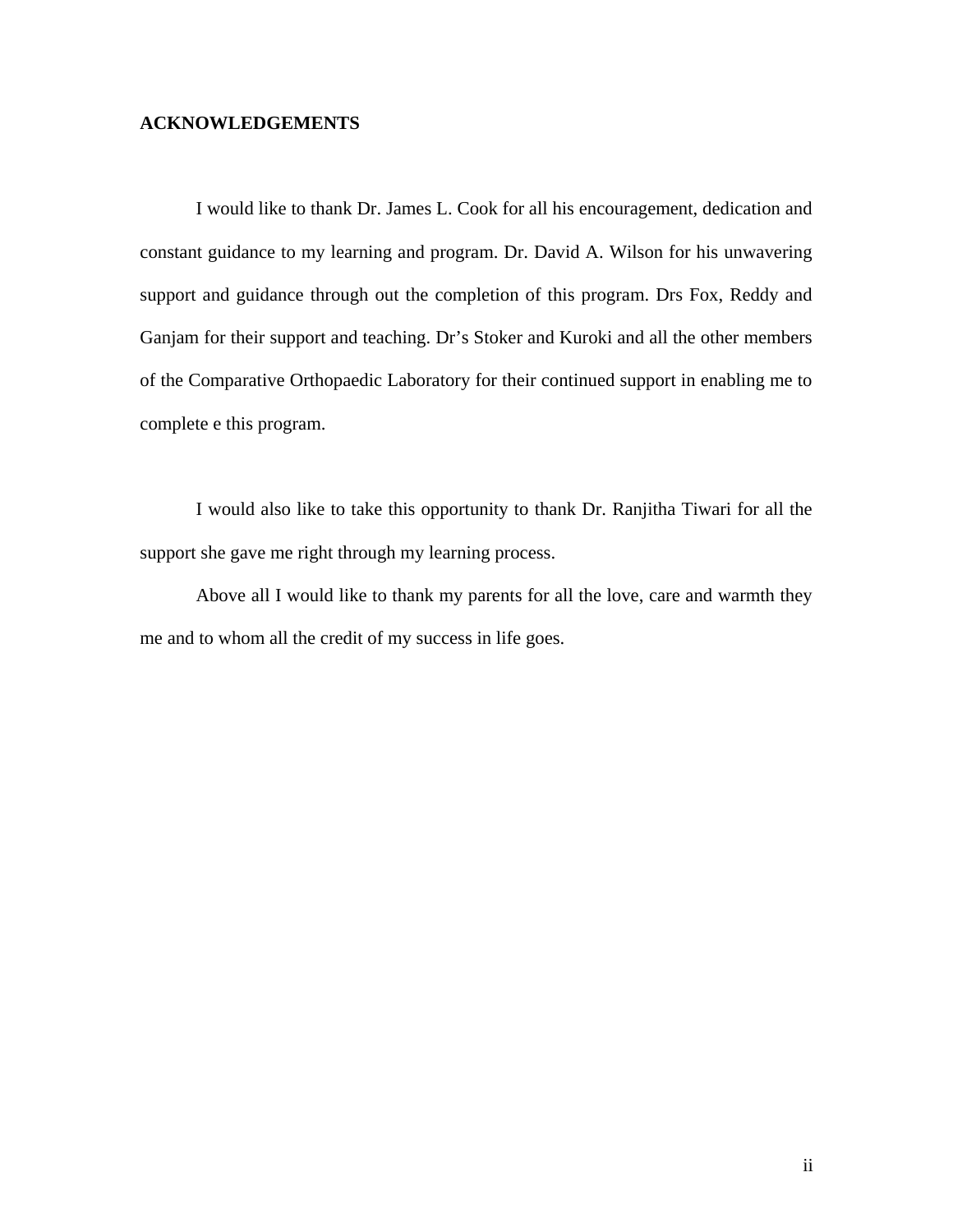## ACKNOWLEDGEMENTS

I would like to thank Dr. James L. Cook for all his encouragement, dedication and constant guidance to my learning and program. Dr. David A. Wilson for his unwavering support and guidance through out the completion of this program. Drs Fox, Reddy and Ganjam for their support and teaching. Dr's Stoker and Kuroki and all the other members of the Comparative Orthopaedic Laboratory for their continued support in enabling me to complete e this program.

I would also like to take this opportunity to thank Dr. Ranjitha Tiwari for all the support she gave me right through my learning process.

Above all I would like to thank my parents for all the love, care and warmth they me and to whom all the credit of my success in life goes.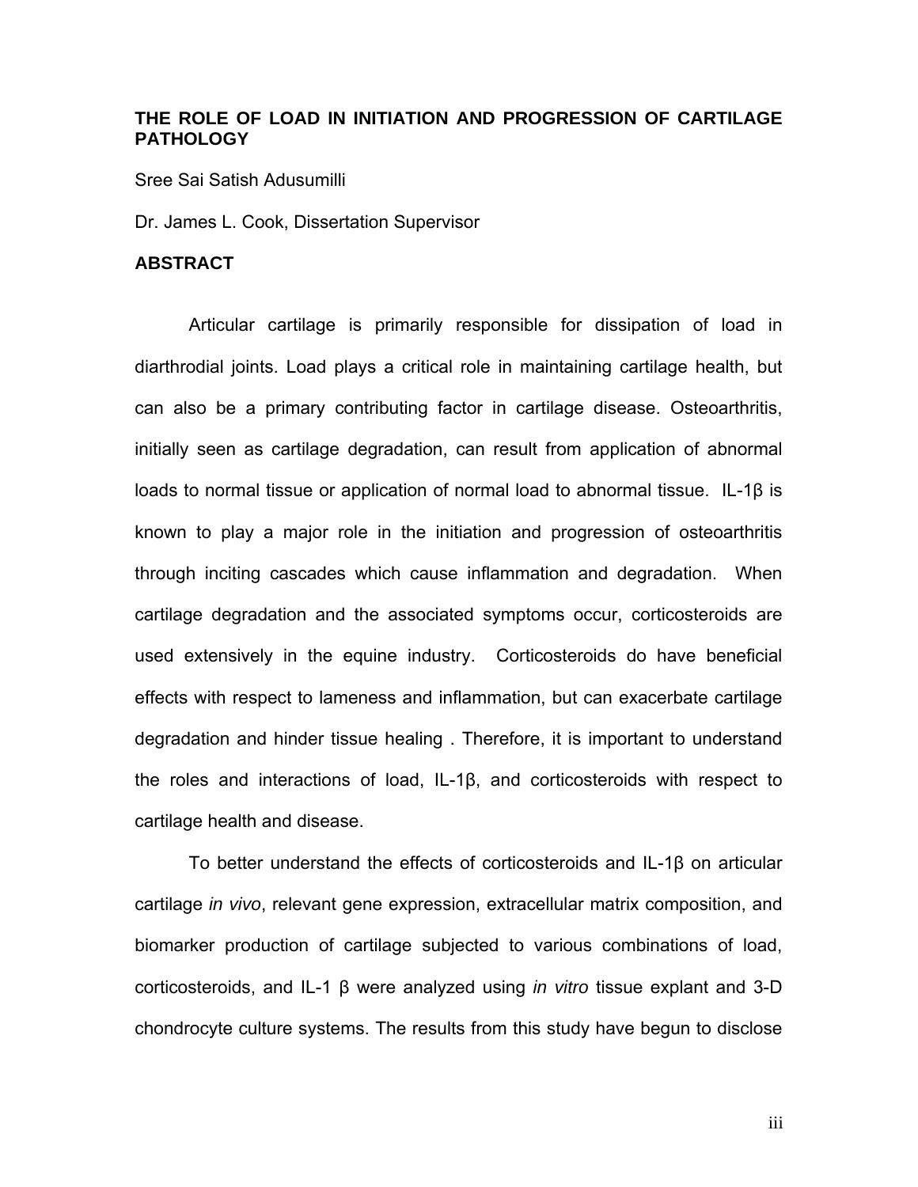## THE ROLE OF LOAD IN INITIATION AND PROGRESSION OF CARTILAGE PATHOLOGY

Sree Sai Satish Adusumilli

Dr. James L. Cook, Dissertation Supervisor

### ABSTRACT

Articular cartilage is primarily responsible for dissipation of load in diarthrodial joints. Load plays a critical role in maintaining cartilage health, but can also be a primary contributing factor in cartilage disease. Osteoarthritis, initially seen as cartilage degradation, can result from application of abnormal loads to normal tissue or application of normal load to abnormal tissue. IL-1β is known to play a major role in the initiation and progression of osteoarthritis through inciting cascades which cause inflammation and degradation. When cartilage degradation and the associated symptoms occur, corticosteroids are used extensively in the equine industry. Corticosteroids do have beneficial effects with respect to lameness and inflammation, but can exacerbate cartilage degradation and hinder tissue healing . Therefore, it is important to understand the roles and interactions of load, IL-1β, and corticosteroids with respect to cartilage health and disease.

To better understand the effects of corticosteroids and IL-1β on articular cartilage *in vivo*, relevant gene expression, extracellular matrix composition, and biomarker production of cartilage subjected to various combinations of load, corticosteroids, and IL-1 β were analyzed using *in vitro* tissue explant and 3-D chondrocyte culture systems. The results from this study have begun to disclose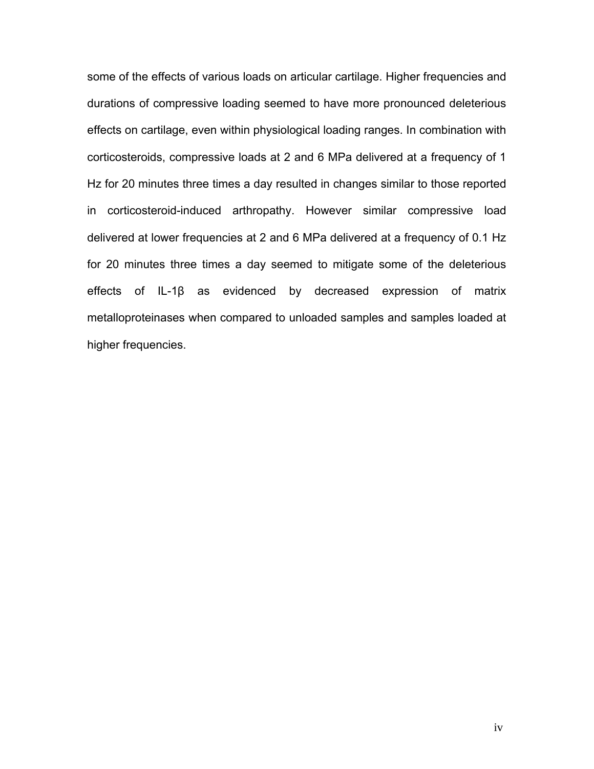some of the effects of various loads on articular cartilage. Higher frequencies and durations of compressive loading seemed to have more pronounced deleterious effects on cartilage, even within physiological loading ranges. In combination with corticosteroids, compressive loads at 2 and 6 MPa delivered at a frequency of 1 Hz for 20 minutes three times a day resulted in changes similar to those reported in corticosteroid-induced arthropathy. However similar compressive load delivered at lower frequencies at 2 and 6 MPa delivered at a frequency of 0.1 Hz for 20 minutes three times a day seemed to mitigate some of the deleterious effects of IL-1β as evidenced by decreased expression of matrix metalloproteinases when compared to unloaded samples and samples loaded at higher frequencies.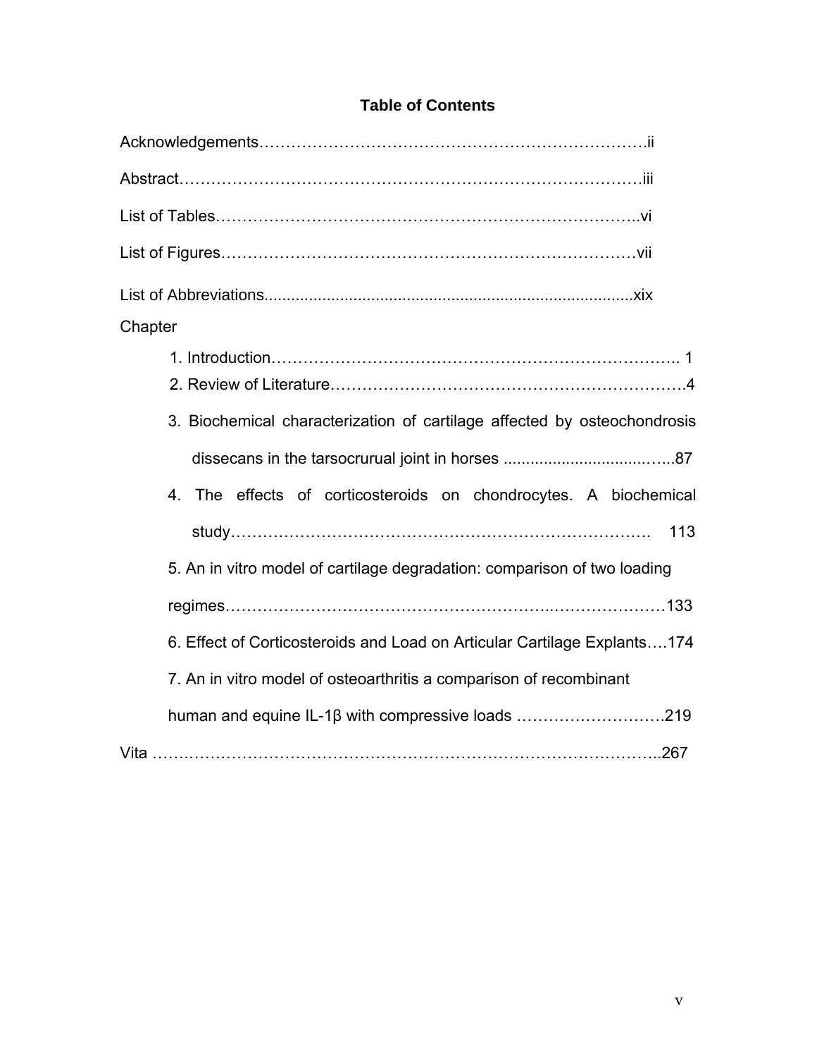# Table of Contents

Acknowledgements……………………………………………………………….ii

Abstract………………………………………………………………………….iii

List of Tables……………………………………………………………………..vi

List of Figures……………………………………………………………………vii

List of Abbreviations....................................................................................xix

Chapter

1. Introduction………………………………………………………………….. 1
2. Review of Literature……………………………………………………….4
3. Biochemical characterization of cartilage affected by osteochondrosis dissecans in the tarsocrurual joint in horses ..................................…...87
4. The effects of corticosteroids on chondrocytes. A biochemical study……………………………………………………………………. 113
5. An in vitro model of cartilage degradation: comparison of two loading regimes…………………………………………………..…………………133
6. Effect of Corticosteroids and Load on Articular Cartilage Explants….174
7. An in vitro model of osteoarthritis a comparison of recombinant human and equine IL-1β with compressive loads ……………………….219

Vita …..……………………………………………………………………………..267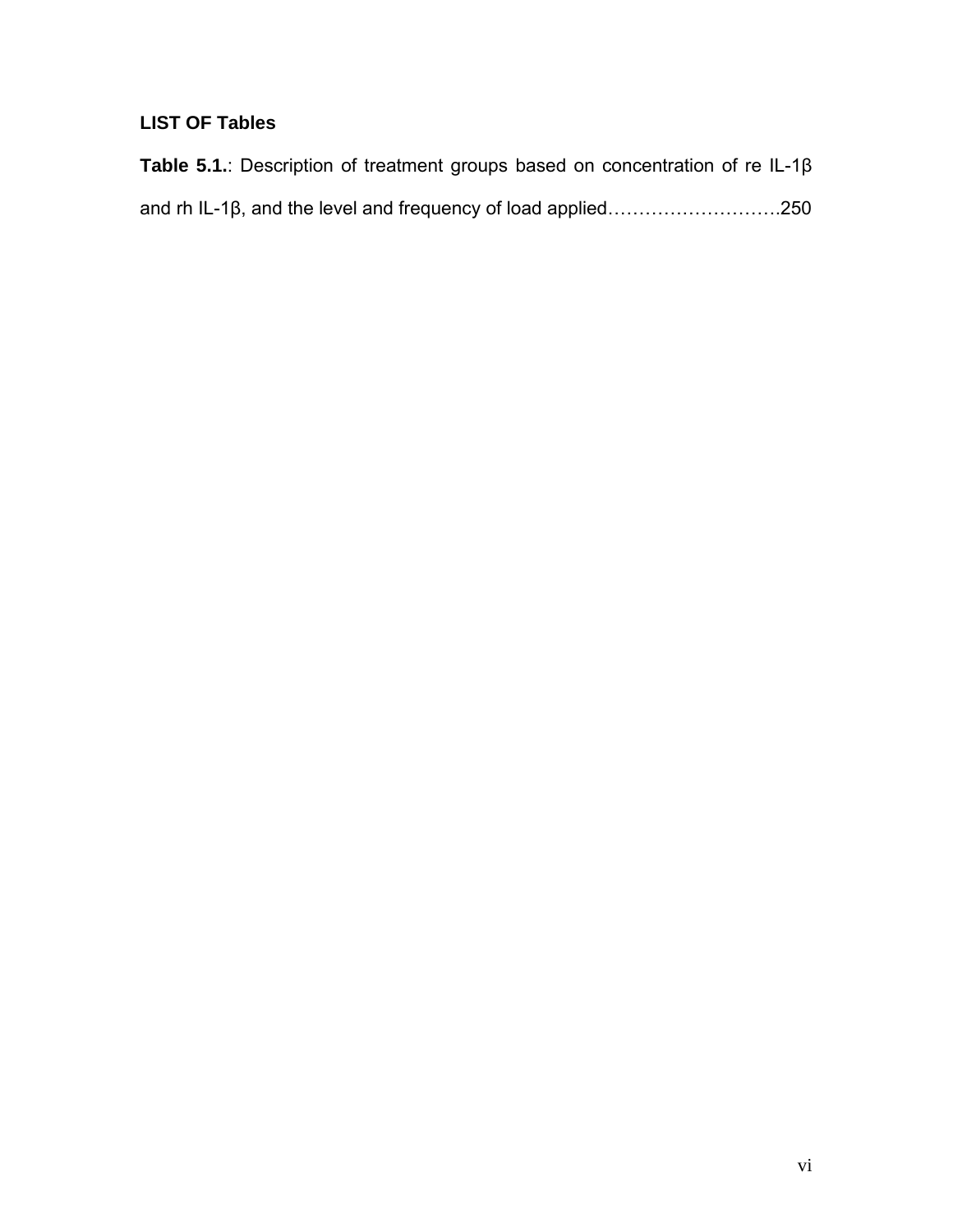## LIST OF Tables

**Table 5.1.**: Description of treatment groups based on concentration of re IL-1β and rh IL-1β, and the level and frequency of load applied……………………….250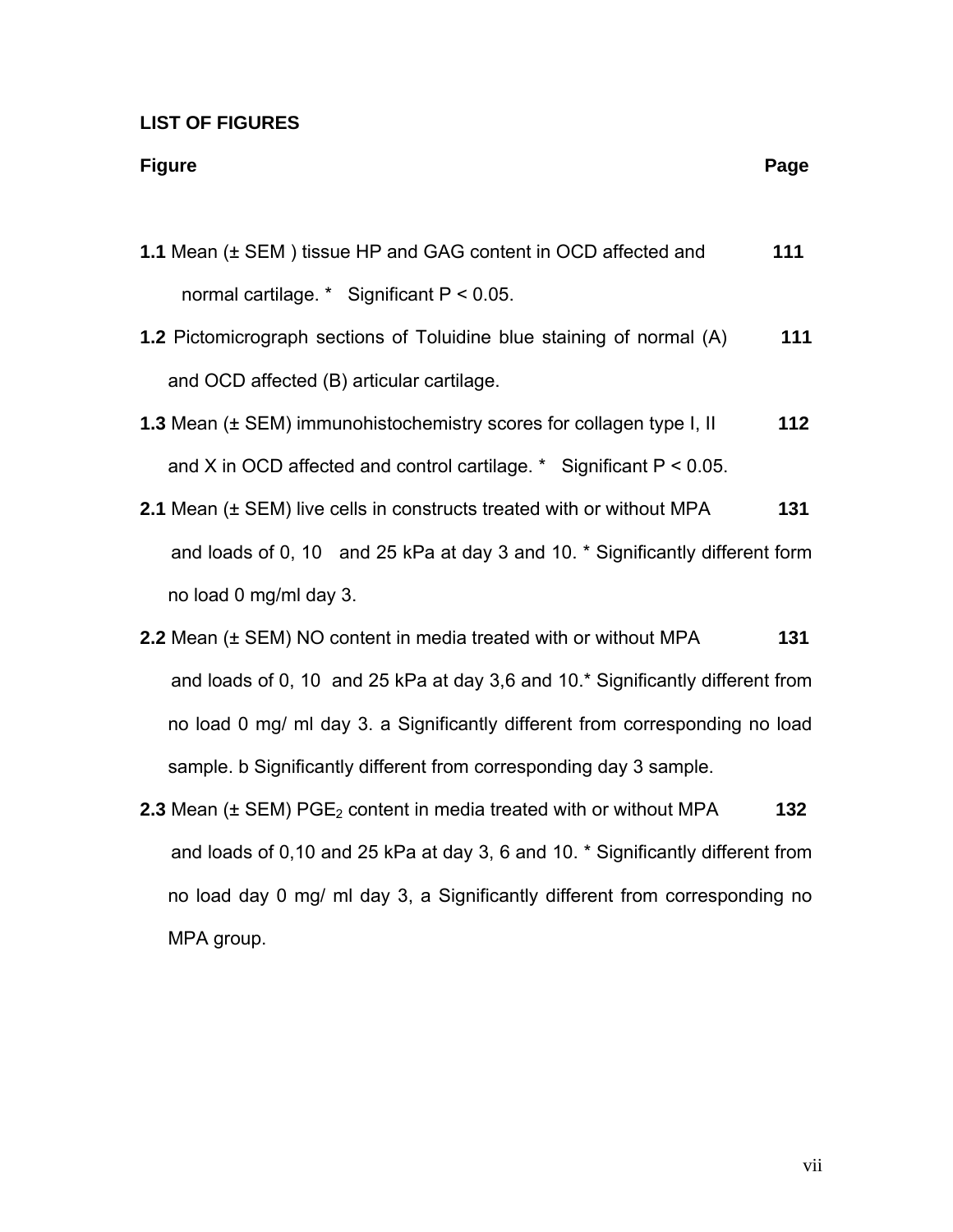## LIST OF FIGURES

| Figure | Page |
|---|---|
| **1.1** Mean (± SEM ) tissue HP and GAG content in OCD affected and normal cartilage. * Significant $P < 0.05$. | **111** |
| **1.2** Pictomicrograph sections of Toluidine blue staining of normal (A) and OCD affected (B) articular cartilage. | **111** |
| **1.3** Mean (± SEM) immunohistochemistry scores for collagen type I, II and X in OCD affected and control cartilage. * Significant $P < 0.05$. | **112** |
| **2.1** Mean (± SEM) live cells in constructs treated with or without MPA and loads of 0, 10 and 25 kPa at day 3 and 10. * Significantly different form no load 0 mg/ml day 3. | **131** |
| **2.2** Mean (± SEM) NO content in media treated with or without MPA and loads of 0, 10 and 25 kPa at day 3,6 and 10.* Significantly different from no load 0 mg/ ml day 3. a Significantly different from corresponding no load sample. b Significantly different from corresponding day 3 sample. | **131** |
| **2.3** Mean (± SEM) $PGE_2$ content in media treated with or without MPA and loads of 0,10 and 25 kPa at day 3, 6 and 10. * Significantly different from no load day 0 mg/ ml day 3, a Significantly different from corresponding no MPA group. | **132** |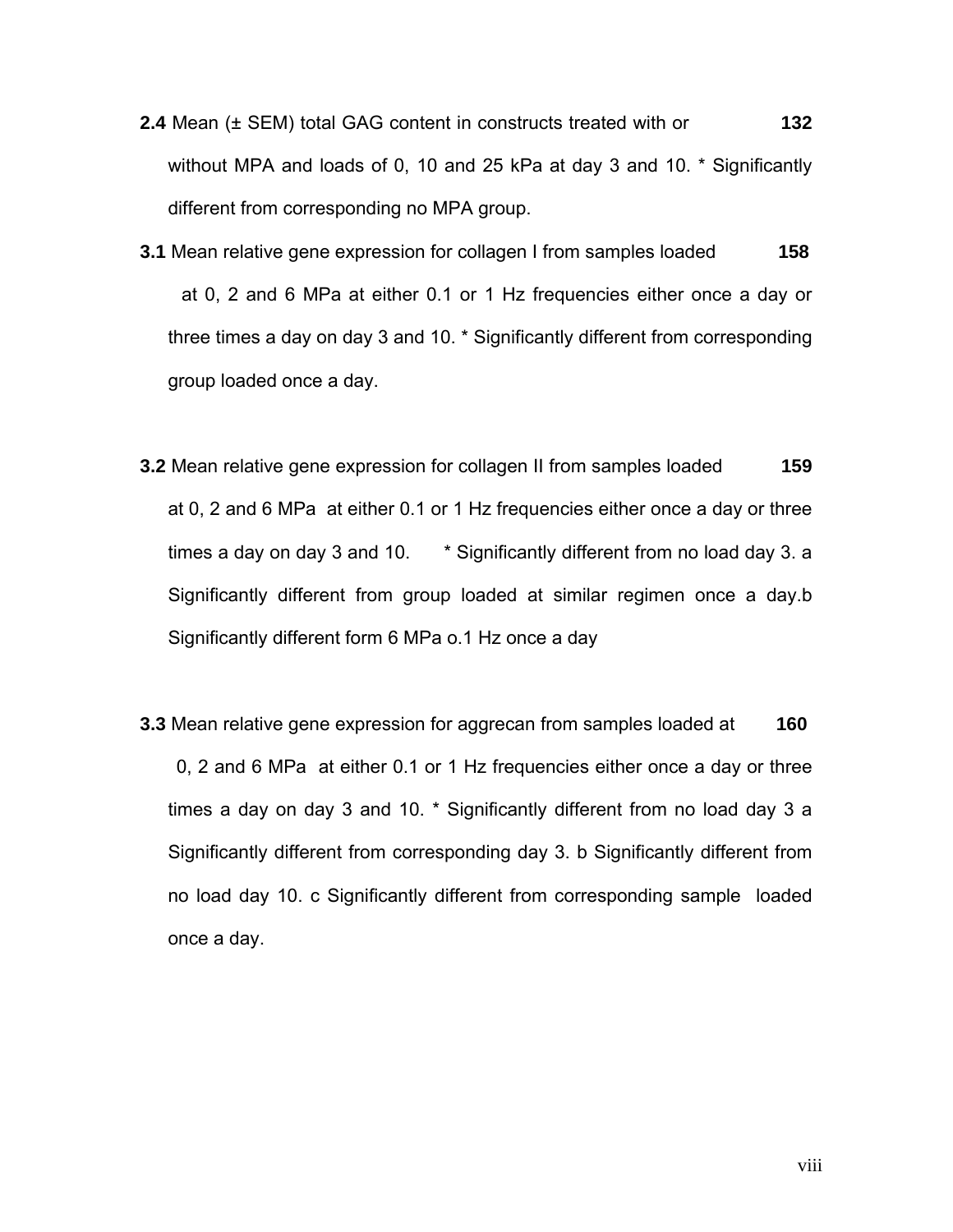**2.4** Mean (± SEM) total GAG content in constructs treated with or without MPA and loads of 0, 10 and 25 kPa at day 3 and 10. * Significantly different from corresponding no MPA group. **132**

**3.1** Mean relative gene expression for collagen I from samples loaded at 0, 2 and 6 MPa at either 0.1 or 1 Hz frequencies either once a day or three times a day on day 3 and 10. * Significantly different from corresponding group loaded once a day. **158**

**3.2** Mean relative gene expression for collagen II from samples loaded at 0, 2 and 6 MPa at either 0.1 or 1 Hz frequencies either once a day or three times a day on day 3 and 10. * Significantly different from no load day 3. a Significantly different from group loaded at similar regimen once a day.b Significantly different form 6 MPa o.1 Hz once a day **159**

**3.3** Mean relative gene expression for aggrecan from samples loaded at 0, 2 and 6 MPa at either 0.1 or 1 Hz frequencies either once a day or three times a day on day 3 and 10. * Significantly different from no load day 3 a Significantly different from corresponding day 3. b Significantly different from no load day 10. c Significantly different from corresponding sample loaded once a day. **160**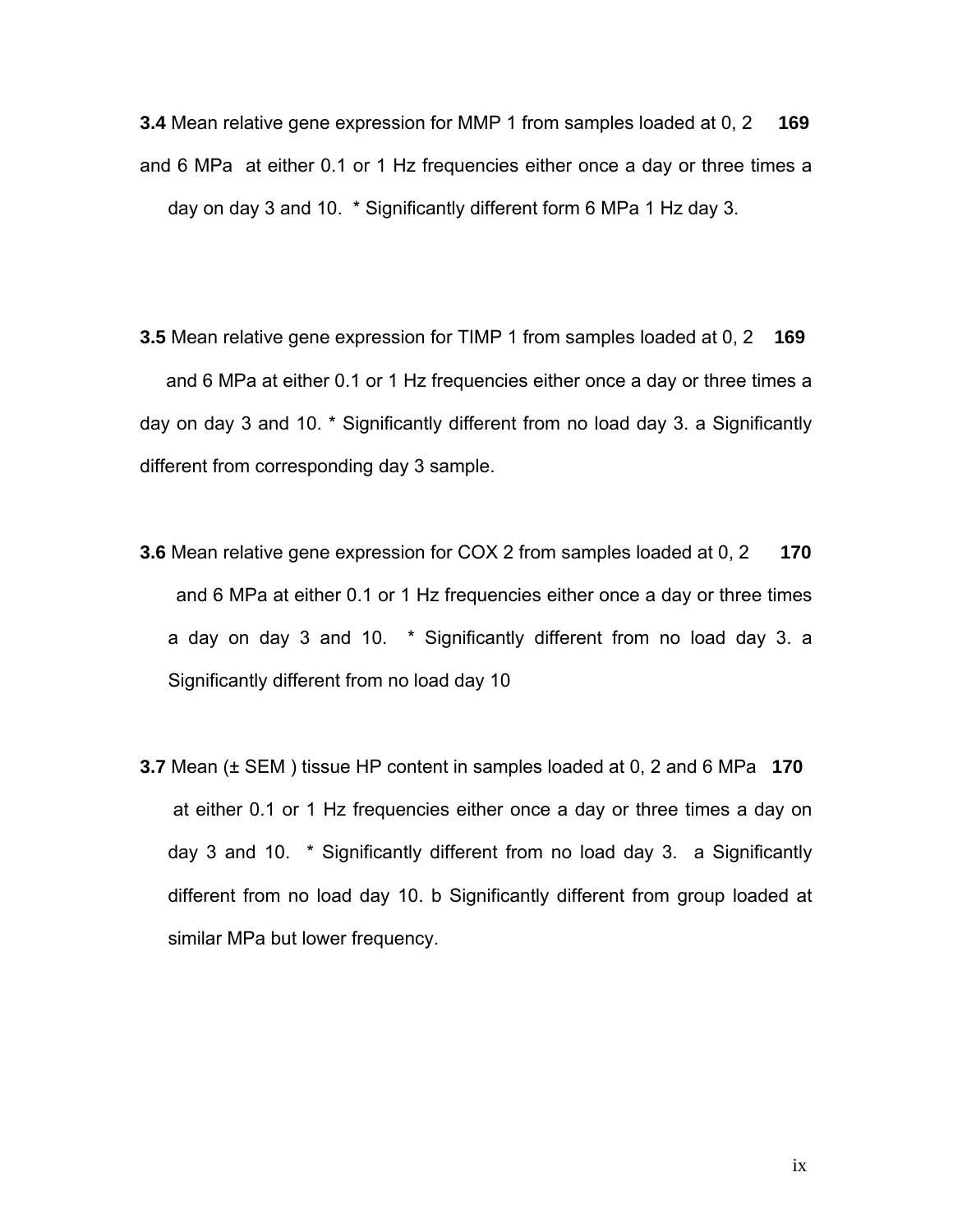**3.4** Mean relative gene expression for MMP 1 from samples loaded at 0, 2 and 6 MPa at either 0.1 or 1 Hz frequencies either once a day or three times a day on day 3 and 10. * Significantly different form 6 MPa 1 Hz day 3. **169**

**3.5** Mean relative gene expression for TIMP 1 from samples loaded at 0, 2 and 6 MPa at either 0.1 or 1 Hz frequencies either once a day or three times a day on day 3 and 10. * Significantly different from no load day 3. a Significantly different from corresponding day 3 sample. **169**

**3.6** Mean relative gene expression for COX 2 from samples loaded at 0, 2 and 6 MPa at either 0.1 or 1 Hz frequencies either once a day or three times a day on day 3 and 10. * Significantly different from no load day 3. a Significantly different from no load day 10 **170**

**3.7** Mean (± SEM ) tissue HP content in samples loaded at 0, 2 and 6 MPa at either 0.1 or 1 Hz frequencies either once a day or three times a day on day 3 and 10. * Significantly different from no load day 3. a Significantly different from no load day 10. b Significantly different from group loaded at similar MPa but lower frequency. **170**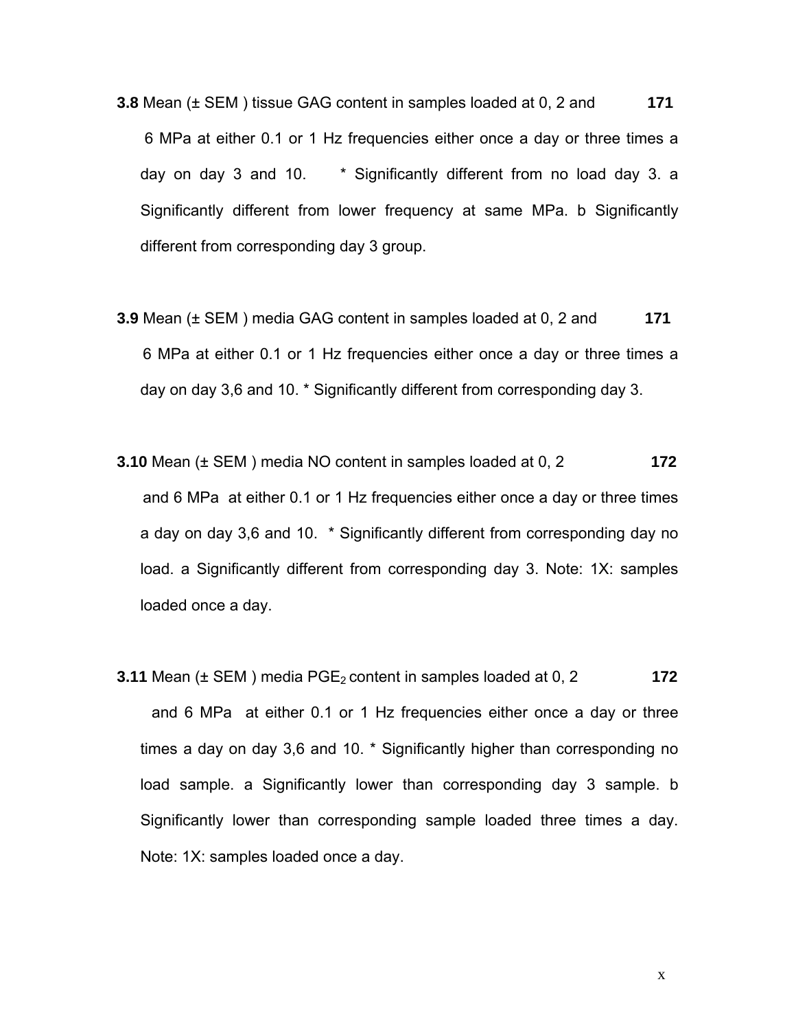**3.8** Mean (± SEM ) tissue GAG content in samples loaded at 0, 2 and 6 MPa at either 0.1 or 1 Hz frequencies either once a day or three times a day on day 3 and 10. * Significantly different from no load day 3. a Significantly different from lower frequency at same MPa. b Significantly different from corresponding day 3 group. **171**

**3.9** Mean (± SEM ) media GAG content in samples loaded at 0, 2 and 6 MPa at either 0.1 or 1 Hz frequencies either once a day or three times a day on day 3,6 and 10. * Significantly different from corresponding day 3. **171**

**3.10** Mean (± SEM ) media NO content in samples loaded at 0, 2 and 6 MPa at either 0.1 or 1 Hz frequencies either once a day or three times a day on day 3,6 and 10. * Significantly different from corresponding day no load. a Significantly different from corresponding day 3. Note: 1X: samples loaded once a day. **172**

**3.11** Mean (± SEM ) media $PGE_2$ content in samples loaded at 0, 2 and 6 MPa at either 0.1 or 1 Hz frequencies either once a day or three times a day on day 3,6 and 10. * Significantly higher than corresponding no load sample. a Significantly lower than corresponding day 3 sample. b Significantly lower than corresponding sample loaded three times a day. Note: 1X: samples loaded once a day. **172**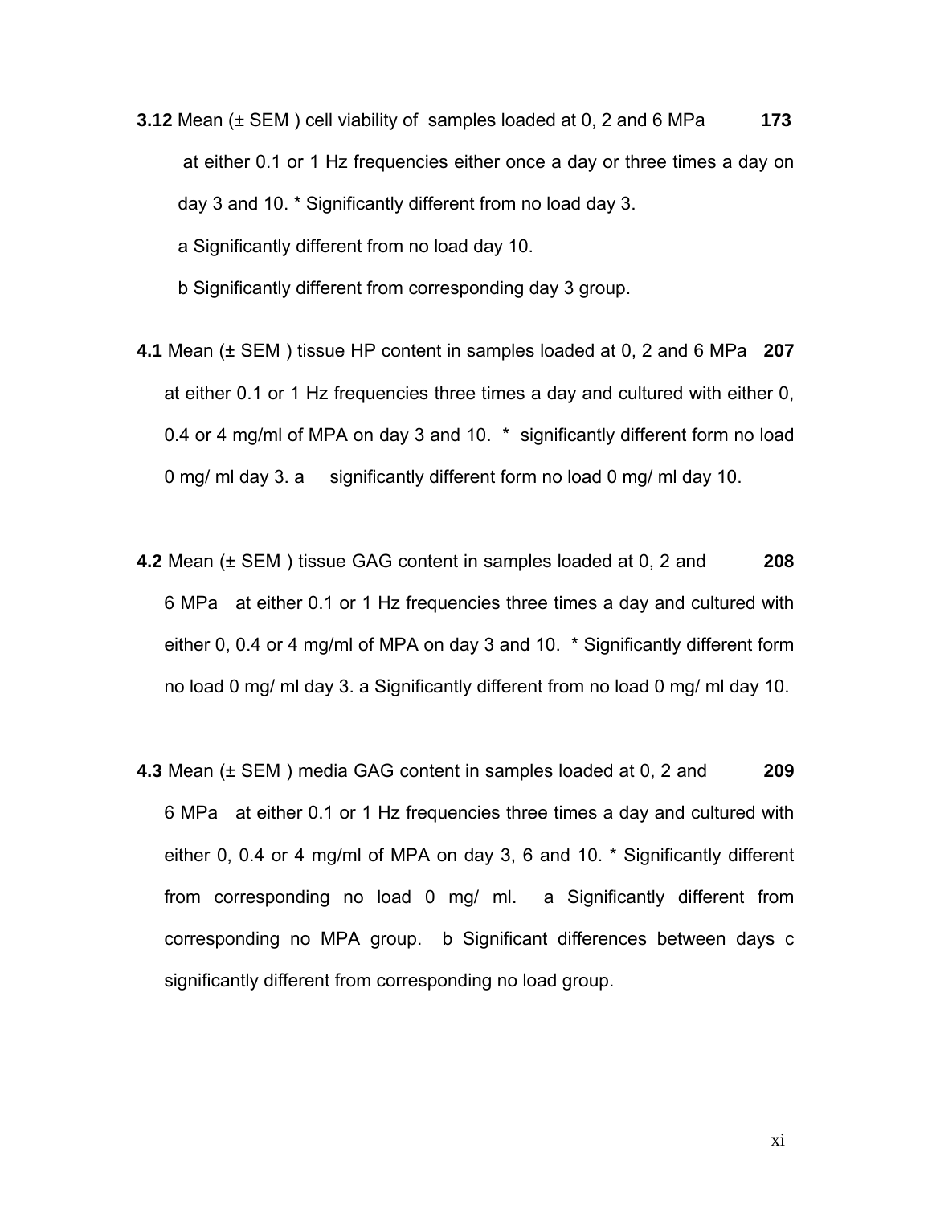**3.12** Mean (± SEM ) cell viability of samples loaded at 0, 2 and 6 MPa at either 0.1 or 1 Hz frequencies either once a day or three times a day on day 3 and 10. * Significantly different from no load day 3. a Significantly different from no load day 10. b Significantly different from corresponding day 3 group. **173**

**4.1** Mean (± SEM ) tissue HP content in samples loaded at 0, 2 and 6 MPa at either 0.1 or 1 Hz frequencies three times a day and cultured with either 0, 0.4 or 4 mg/ml of MPA on day 3 and 10. * significantly different form no load 0 mg/ ml day 3. a significantly different form no load 0 mg/ ml day 10. **207**

**4.2** Mean (± SEM ) tissue GAG content in samples loaded at 0, 2 and 6 MPa at either 0.1 or 1 Hz frequencies three times a day and cultured with either 0, 0.4 or 4 mg/ml of MPA on day 3 and 10. * Significantly different form no load 0 mg/ ml day 3. a Significantly different from no load 0 mg/ ml day 10. **208**

**4.3** Mean (± SEM ) media GAG content in samples loaded at 0, 2 and 6 MPa at either 0.1 or 1 Hz frequencies three times a day and cultured with either 0, 0.4 or 4 mg/ml of MPA on day 3, 6 and 10. * Significantly different from corresponding no load 0 mg/ ml. a Significantly different from corresponding no MPA group. b Significant differences between days c significantly different from corresponding no load group. **209**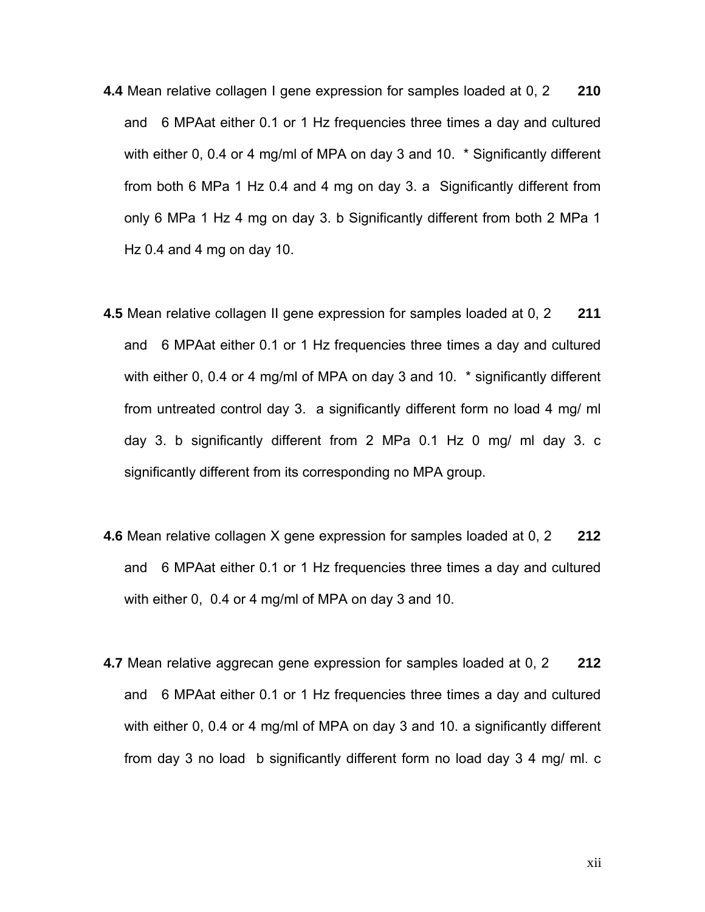**4.4** Mean relative collagen I gene expression for samples loaded at 0, 2 and 6 MPAat either 0.1 or 1 Hz frequencies three times a day and cultured with either 0, 0.4 or 4 mg/ml of MPA on day 3 and 10. * Significantly different from both 6 MPa 1 Hz 0.4 and 4 mg on day 3. a Significantly different from only 6 MPa 1 Hz 4 mg on day 3. b Significantly different from both 2 MPa 1 Hz 0.4 and 4 mg on day 10. **210**

**4.5** Mean relative collagen II gene expression for samples loaded at 0, 2 and 6 MPAat either 0.1 or 1 Hz frequencies three times a day and cultured with either 0, 0.4 or 4 mg/ml of MPA on day 3 and 10. * significantly different from untreated control day 3. a significantly different form no load 4 mg/ ml day 3. b significantly different from 2 MPa 0.1 Hz 0 mg/ ml day 3. c significantly different from its corresponding no MPA group. **211**

**4.6** Mean relative collagen X gene expression for samples loaded at 0, 2 and 6 MPAat either 0.1 or 1 Hz frequencies three times a day and cultured with either 0, 0.4 or 4 mg/ml of MPA on day 3 and 10. **212**

**4.7** Mean relative aggrecan gene expression for samples loaded at 0, 2 and 6 MPAat either 0.1 or 1 Hz frequencies three times a day and cultured with either 0, 0.4 or 4 mg/ml of MPA on day 3 and 10. a significantly different from day 3 no load b significantly different form no load day 3 4 mg/ ml. c **212**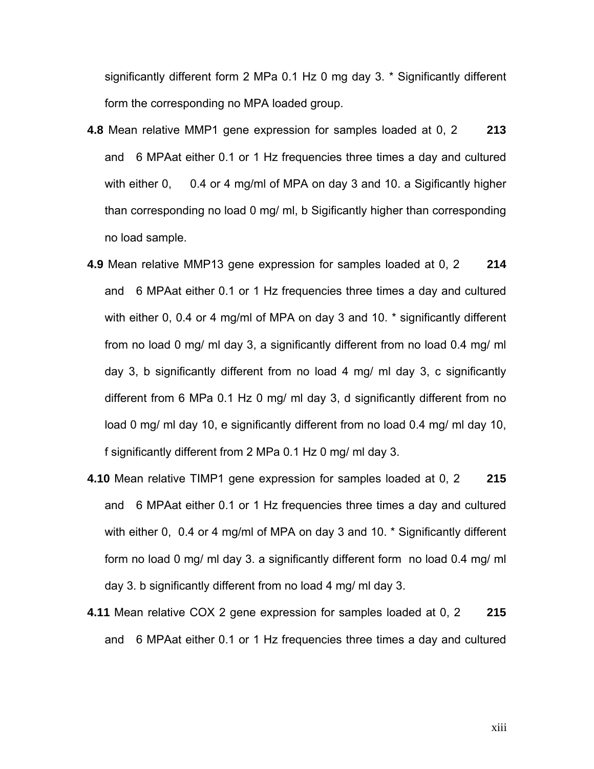significantly different form 2 MPa 0.1 Hz 0 mg day 3. * Significantly different form the corresponding no MPA loaded group.

**4.8** Mean relative MMP1 gene expression for samples loaded at 0, 2 and 6 MPAat either 0.1 or 1 Hz frequencies three times a day and cultured with either 0, 0.4 or 4 mg/ml of MPA on day 3 and 10. a Sigificantly higher than corresponding no load 0 mg/ ml, b Sigificantly higher than corresponding no load sample. **213**

**4.9** Mean relative MMP13 gene expression for samples loaded at 0, 2 and 6 MPAat either 0.1 or 1 Hz frequencies three times a day and cultured with either 0, 0.4 or 4 mg/ml of MPA on day 3 and 10. * significantly different from no load 0 mg/ ml day 3, a significantly different from no load 0.4 mg/ ml day 3, b significantly different from no load 4 mg/ ml day 3, c significantly different from 6 MPa 0.1 Hz 0 mg/ ml day 3, d significantly different from no load 0 mg/ ml day 10, e significantly different from no load 0.4 mg/ ml day 10, f significantly different from 2 MPa 0.1 Hz 0 mg/ ml day 3. **214**

**4.10** Mean relative TIMP1 gene expression for samples loaded at 0, 2 and 6 MPAat either 0.1 or 1 Hz frequencies three times a day and cultured with either 0, 0.4 or 4 mg/ml of MPA on day 3 and 10. * Significantly different form no load 0 mg/ ml day 3. a significantly different form no load 0.4 mg/ ml day 3. b significantly different from no load 4 mg/ ml day 3. **215**

**4.11** Mean relative COX 2 gene expression for samples loaded at 0, 2 and 6 MPAat either 0.1 or 1 Hz frequencies three times a day and cultured **215**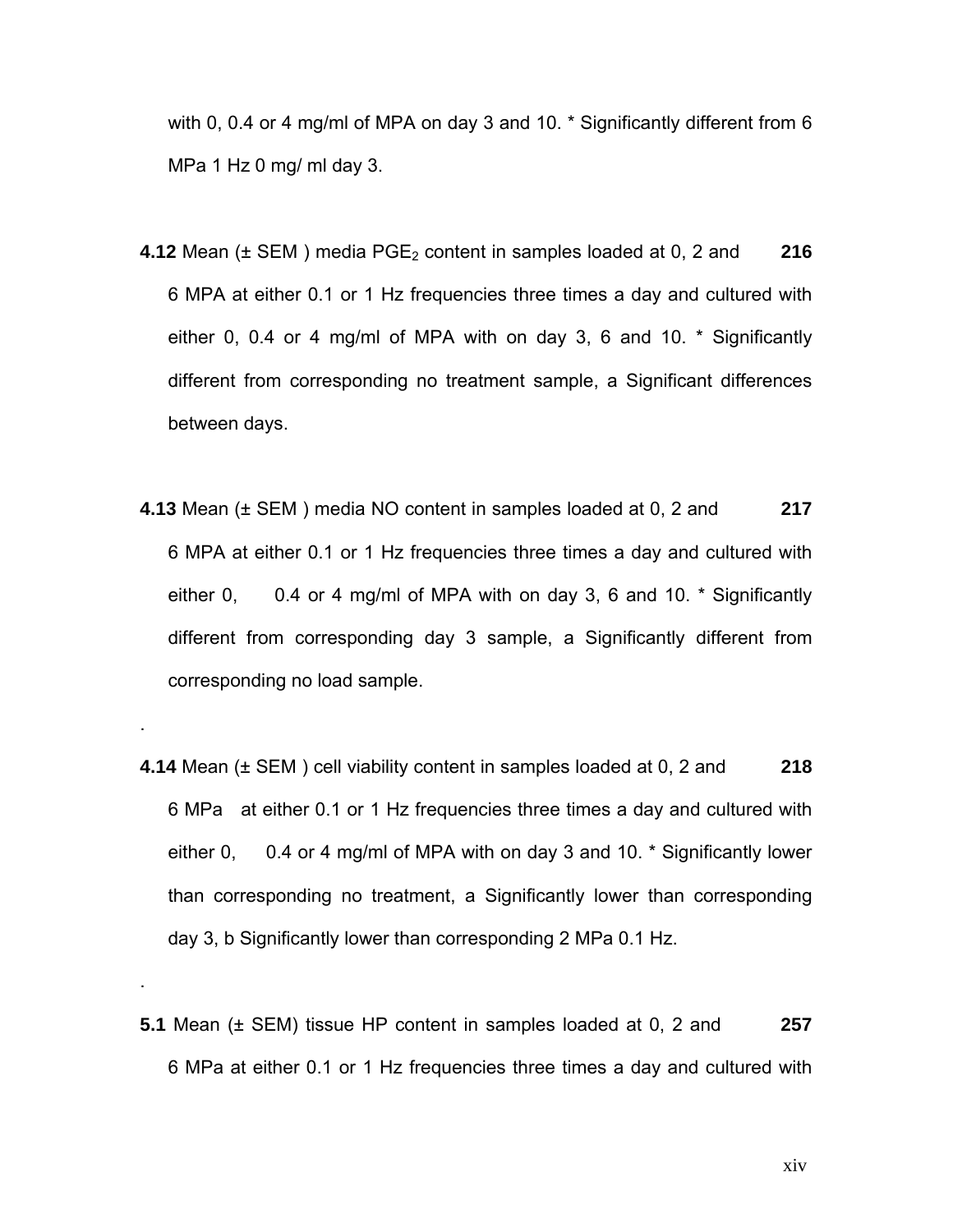with 0, 0.4 or 4 mg/ml of MPA on day 3 and 10. * Significantly different from 6 MPa 1 Hz 0 mg/ ml day 3.

**4.12** Mean (± SEM ) media $PGE_2$ content in samples loaded at 0, 2 and 6 MPA at either 0.1 or 1 Hz frequencies three times a day and cultured with either 0, 0.4 or 4 mg/ml of MPA with on day 3, 6 and 10. * Significantly different from corresponding no treatment sample, a Significant differences between days. **216**

**4.13** Mean (± SEM ) media NO content in samples loaded at 0, 2 and 6 MPA at either 0.1 or 1 Hz frequencies three times a day and cultured with either 0, 0.4 or 4 mg/ml of MPA with on day 3, 6 and 10. * Significantly different from corresponding day 3 sample, a Significantly different from corresponding no load sample. **217**

.

**4.14** Mean (± SEM ) cell viability content in samples loaded at 0, 2 and 6 MPa at either 0.1 or 1 Hz frequencies three times a day and cultured with either 0, 0.4 or 4 mg/ml of MPA with on day 3 and 10. * Significantly lower than corresponding no treatment, a Significantly lower than corresponding day 3, b Significantly lower than corresponding 2 MPa 0.1 Hz. **218**

.

**5.1** Mean (± SEM) tissue HP content in samples loaded at 0, 2 and 6 MPa at either 0.1 or 1 Hz frequencies three times a day and cultured with **257**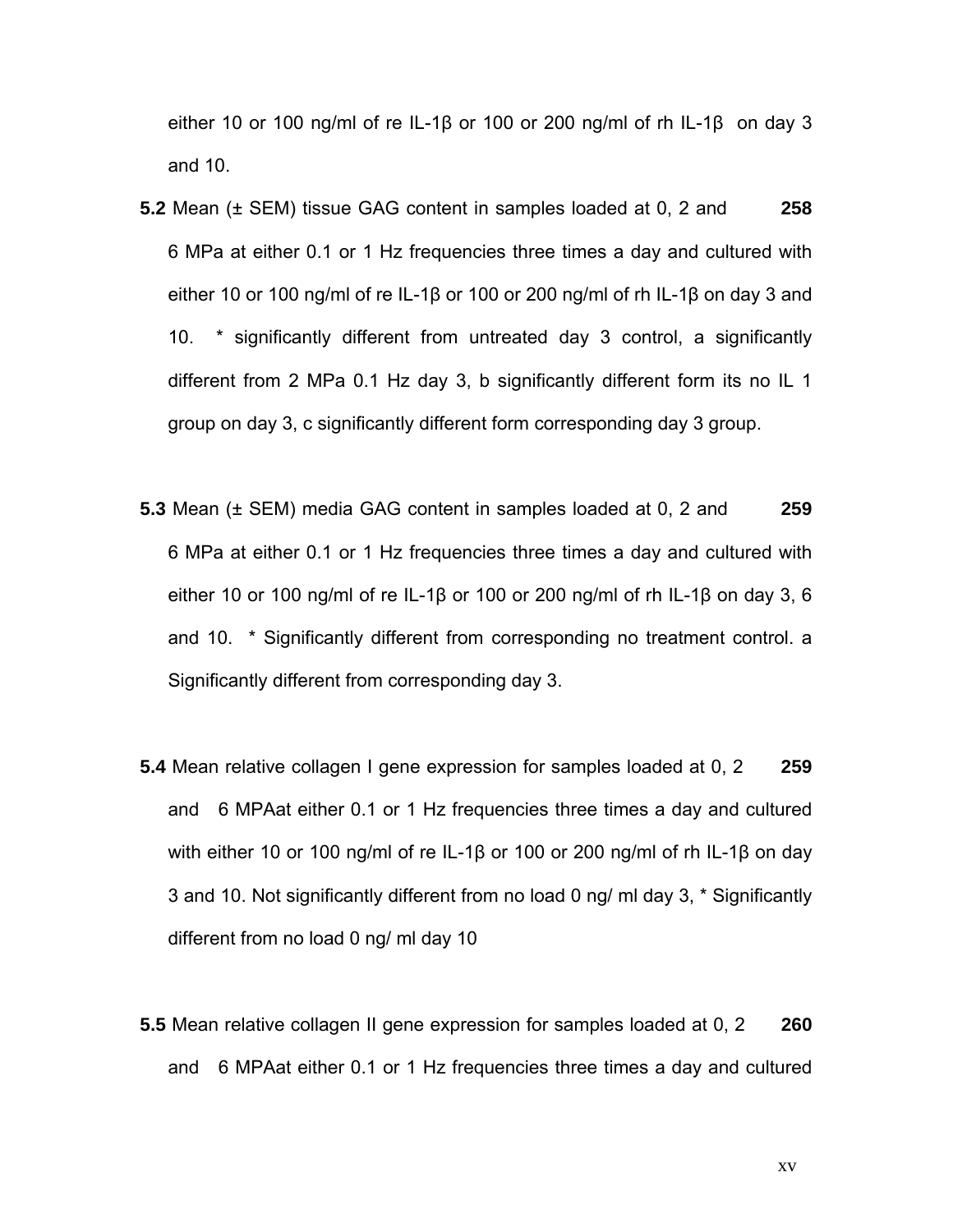either 10 or 100 ng/ml of re IL-1β or 100 or 200 ng/ml of rh IL-1β on day 3 and 10.

**5.2** Mean (± SEM) tissue GAG content in samples loaded at 0, 2 and 6 MPa at either 0.1 or 1 Hz frequencies three times a day and cultured with either 10 or 100 ng/ml of re IL-1β or 100 or 200 ng/ml of rh IL-1β on day 3 and 10. * significantly different from untreated day 3 control, a significantly different from 2 MPa 0.1 Hz day 3, b significantly different form its no IL 1 group on day 3, c significantly different form corresponding day 3 group. **258**

**5.3** Mean (± SEM) media GAG content in samples loaded at 0, 2 and 6 MPa at either 0.1 or 1 Hz frequencies three times a day and cultured with either 10 or 100 ng/ml of re IL-1β or 100 or 200 ng/ml of rh IL-1β on day 3, 6 and 10. * Significantly different from corresponding no treatment control. a Significantly different from corresponding day 3. **259**

**5.4** Mean relative collagen I gene expression for samples loaded at 0, 2 and 6 MPAat either 0.1 or 1 Hz frequencies three times a day and cultured with either 10 or 100 ng/ml of re IL-1β or 100 or 200 ng/ml of rh IL-1β on day 3 and 10. Not significantly different from no load 0 ng/ ml day 3, * Significantly different from no load 0 ng/ ml day 10 **259**

**5.5** Mean relative collagen II gene expression for samples loaded at 0, 2 and 6 MPAat either 0.1 or 1 Hz frequencies three times a day and cultured **260**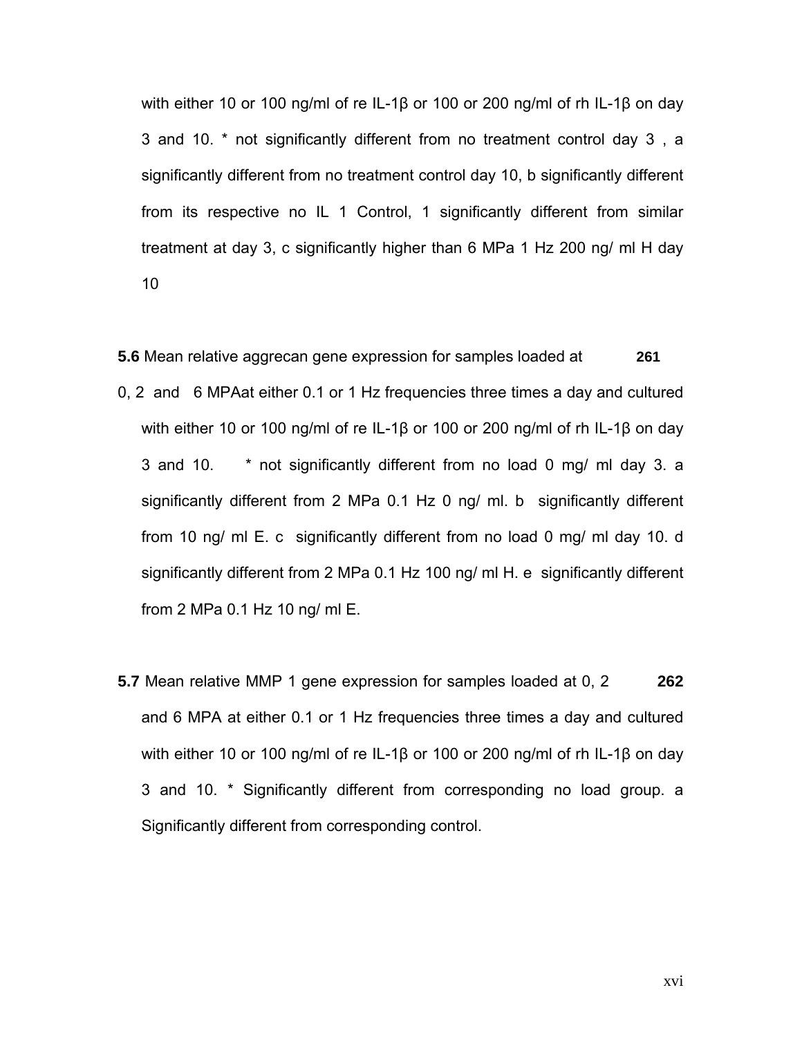with either 10 or 100 ng/ml of re IL-1β or 100 or 200 ng/ml of rh IL-1β on day 3 and 10. * not significantly different from no treatment control day 3 , a significantly different from no treatment control day 10, b significantly different from its respective no IL 1 Control, 1 significantly different from similar treatment at day 3, c significantly higher than 6 MPa 1 Hz 200 ng/ ml H day 10

**5.6** Mean relative aggrecan gene expression for samples loaded at 0, 2 and 6 MPAat either 0.1 or 1 Hz frequencies three times a day and cultured with either 10 or 100 ng/ml of re IL-1β or 100 or 200 ng/ml of rh IL-1β on day 3 and 10. * not significantly different from no load 0 mg/ ml day 3. a significantly different from 2 MPa 0.1 Hz 0 ng/ ml. b significantly different from 10 ng/ ml E. c significantly different from no load 0 mg/ ml day 10. d significantly different from 2 MPa 0.1 Hz 100 ng/ ml H. e significantly different from 2 MPa 0.1 Hz 10 ng/ ml E. **261**

**5.7** Mean relative MMP 1 gene expression for samples loaded at 0, 2 and 6 MPA at either 0.1 or 1 Hz frequencies three times a day and cultured with either 10 or 100 ng/ml of re IL-1β or 100 or 200 ng/ml of rh IL-1β on day 3 and 10. * Significantly different from corresponding no load group. a Significantly different from corresponding control. **262**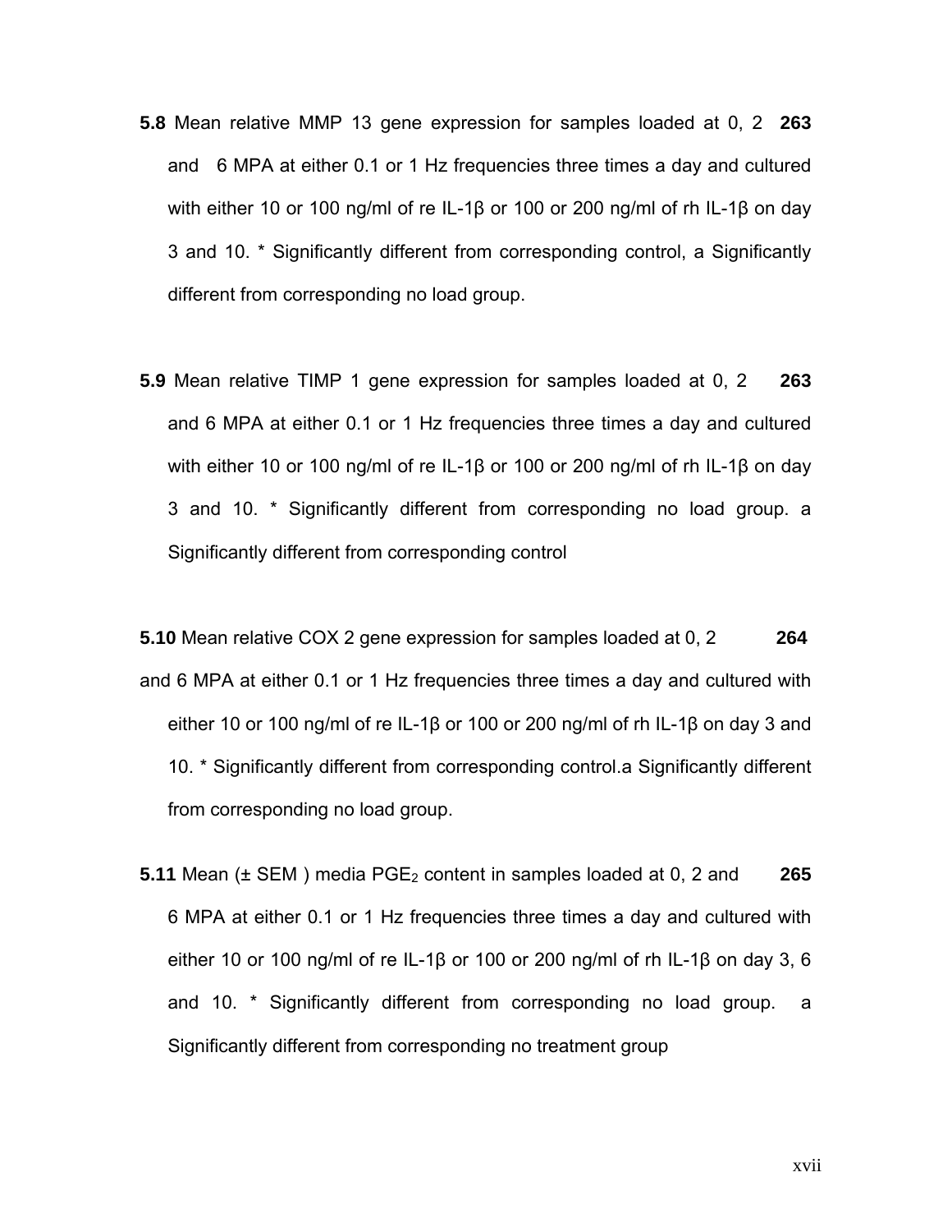**5.8** Mean relative MMP 13 gene expression for samples loaded at 0, 2 and 6 MPA at either 0.1 or 1 Hz frequencies three times a day and cultured with either 10 or 100 ng/ml of re IL-1β or 100 or 200 ng/ml of rh IL-1β on day 3 and 10. * Significantly different from corresponding control, a Significantly different from corresponding no load group. **263**

**5.9** Mean relative TIMP 1 gene expression for samples loaded at 0, 2 and 6 MPA at either 0.1 or 1 Hz frequencies three times a day and cultured with either 10 or 100 ng/ml of re IL-1β or 100 or 200 ng/ml of rh IL-1β on day 3 and 10. * Significantly different from corresponding no load group. a Significantly different from corresponding control **263**

**5.10** Mean relative COX 2 gene expression for samples loaded at 0, 2 and 6 MPA at either 0.1 or 1 Hz frequencies three times a day and cultured with either 10 or 100 ng/ml of re IL-1β or 100 or 200 ng/ml of rh IL-1β on day 3 and 10. * Significantly different from corresponding control.a Significantly different from corresponding no load group. **264**

**5.11** Mean (± SEM ) media $PGE_2$ content in samples loaded at 0, 2 and 6 MPA at either 0.1 or 1 Hz frequencies three times a day and cultured with either 10 or 100 ng/ml of re IL-1β or 100 or 200 ng/ml of rh IL-1β on day 3, 6 and 10. * Significantly different from corresponding no load group. a Significantly different from corresponding no treatment group **265**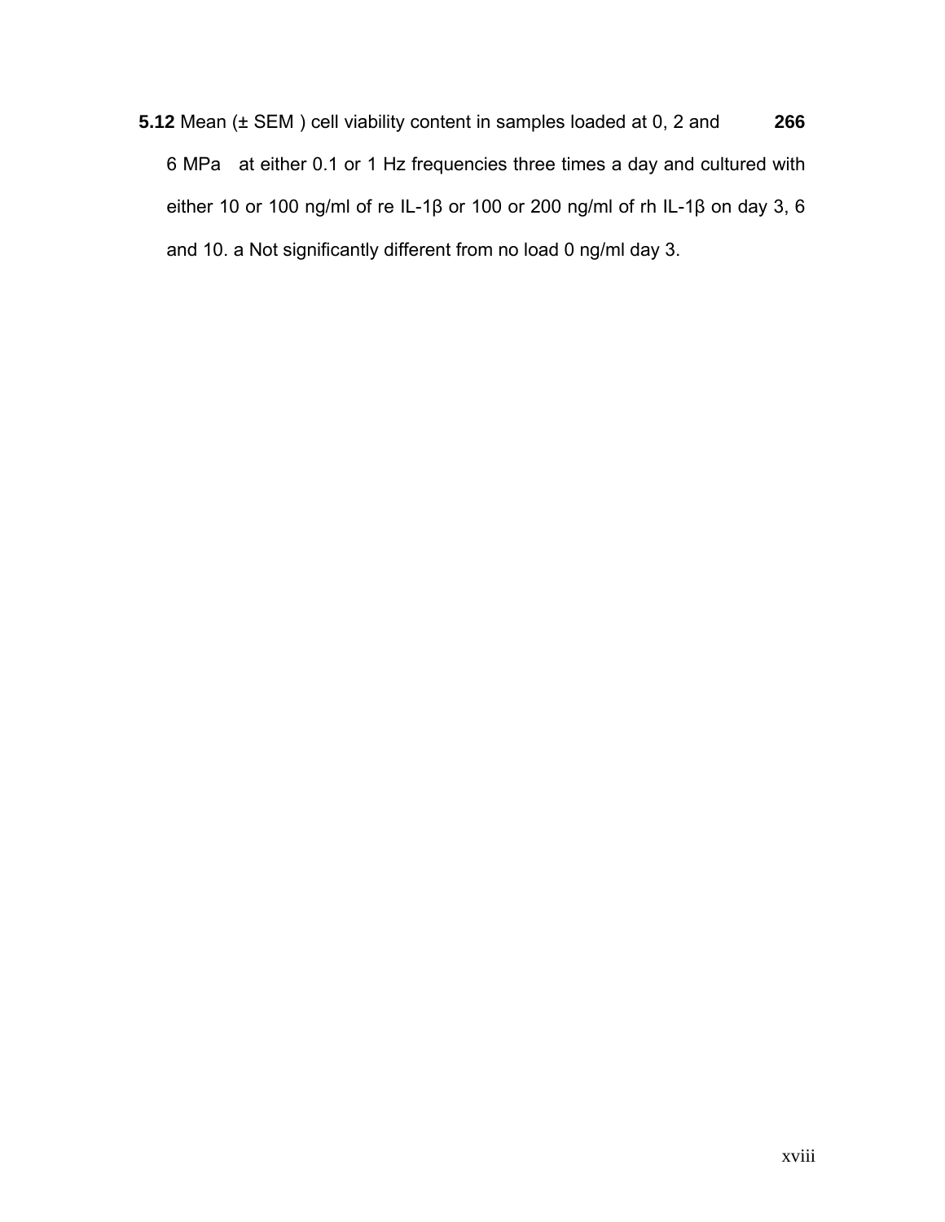**5.12** Mean (± SEM ) cell viability content in samples loaded at 0, 2 and 6 MPa at either 0.1 or 1 Hz frequencies three times a day and cultured with either 10 or 100 ng/ml of re IL-1β or 100 or 200 ng/ml of rh IL-1β on day 3, 6 and 10. a Not significantly different from no load 0 ng/ml day 3. **266**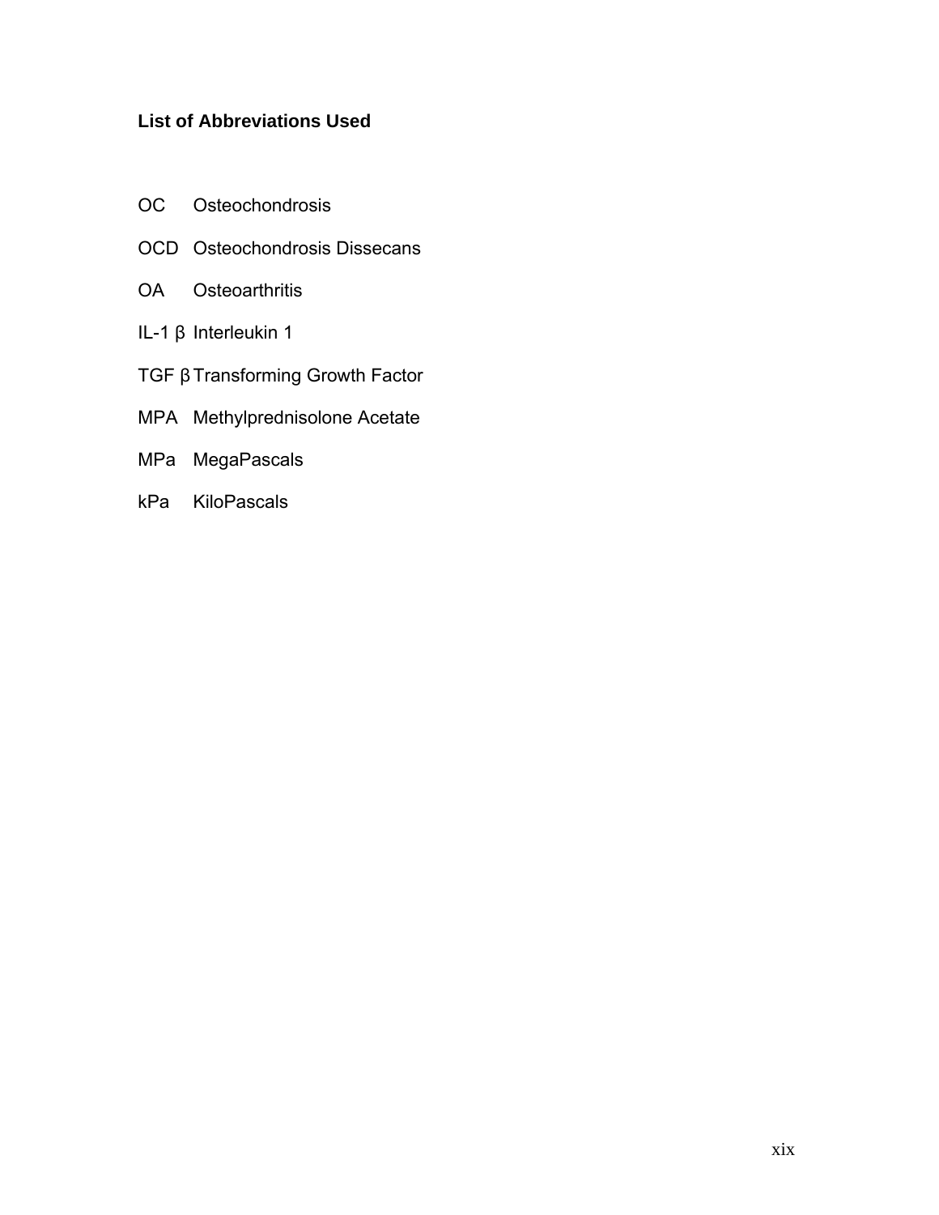## List of Abbreviations Used

OC Osteochondrosis

OCD Osteochondrosis Dissecans

OA Osteoarthritis

IL-1 β Interleukin 1

TGF β Transforming Growth Factor

MPA Methylprednisolone Acetate

MPa MegaPascals

kPa KiloPascals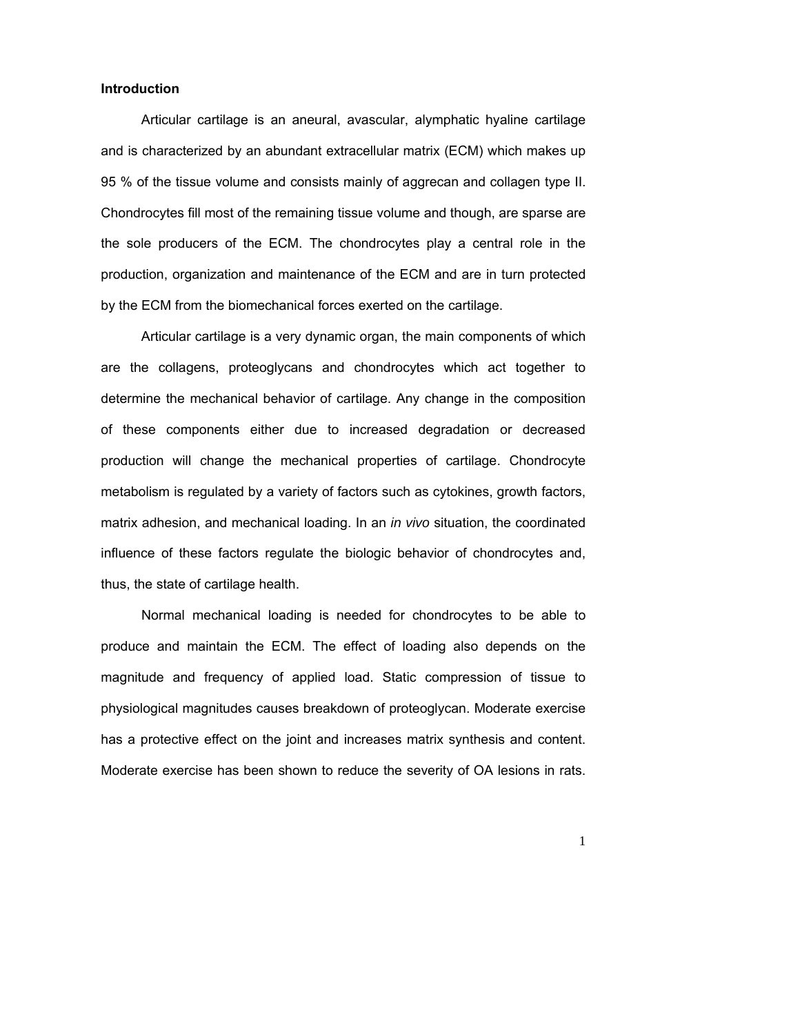**Introduction**

Articular cartilage is an aneural, avascular, alymphatic hyaline cartilage and is characterized by an abundant extracellular matrix (ECM) which makes up 95 % of the tissue volume and consists mainly of aggrecan and collagen type II. Chondrocytes fill most of the remaining tissue volume and though, are sparse are the sole producers of the ECM. The chondrocytes play a central role in the production, organization and maintenance of the ECM and are in turn protected by the ECM from the biomechanical forces exerted on the cartilage.

Articular cartilage is a very dynamic organ, the main components of which are the collagens, proteoglycans and chondrocytes which act together to determine the mechanical behavior of cartilage. Any change in the composition of these components either due to increased degradation or decreased production will change the mechanical properties of cartilage. Chondrocyte metabolism is regulated by a variety of factors such as cytokines, growth factors, matrix adhesion, and mechanical loading. In an *in vivo* situation, the coordinated influence of these factors regulate the biologic behavior of chondrocytes and, thus, the state of cartilage health.

Normal mechanical loading is needed for chondrocytes to be able to produce and maintain the ECM. The effect of loading also depends on the magnitude and frequency of applied load. Static compression of tissue to physiological magnitudes causes breakdown of proteoglycan. Moderate exercise has a protective effect on the joint and increases matrix synthesis and content. Moderate exercise has been shown to reduce the severity of OA lesions in rats.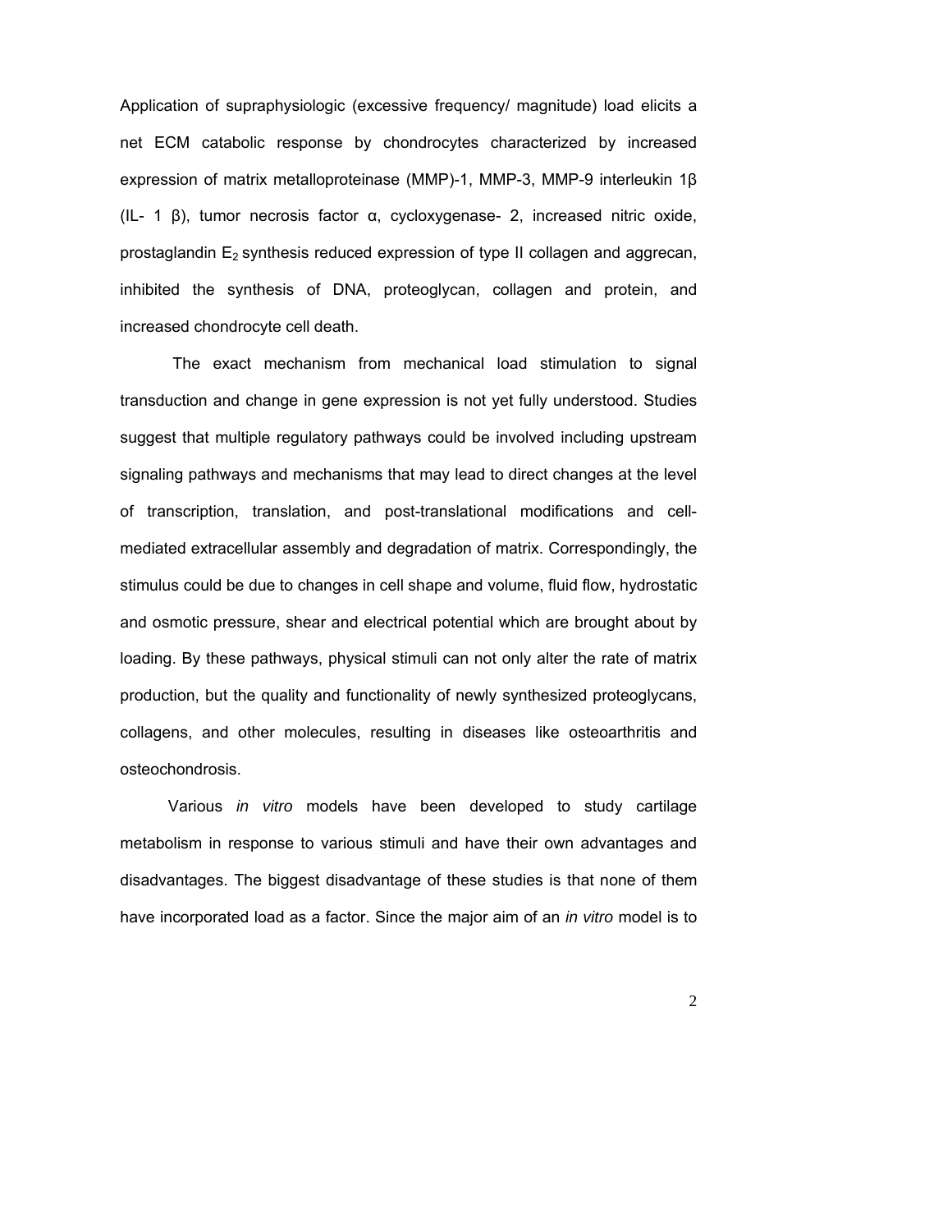Application of supraphysiologic (excessive frequency/ magnitude) load elicits a net ECM catabolic response by chondrocytes characterized by increased expression of matrix metalloproteinase (MMP)-1, MMP-3, MMP-9 interleukin 1β (IL- 1 β), tumor necrosis factor α, cycloxygenase- 2, increased nitric oxide, prostaglandin $E_2$ synthesis reduced expression of type II collagen and aggrecan, inhibited the synthesis of DNA, proteoglycan, collagen and protein, and increased chondrocyte cell death.

The exact mechanism from mechanical load stimulation to signal transduction and change in gene expression is not yet fully understood. Studies suggest that multiple regulatory pathways could be involved including upstream signaling pathways and mechanisms that may lead to direct changes at the level of transcription, translation, and post-translational modifications and cell-mediated extracellular assembly and degradation of matrix. Correspondingly, the stimulus could be due to changes in cell shape and volume, fluid flow, hydrostatic and osmotic pressure, shear and electrical potential which are brought about by loading. By these pathways, physical stimuli can not only alter the rate of matrix production, but the quality and functionality of newly synthesized proteoglycans, collagens, and other molecules, resulting in diseases like osteoarthritis and osteochondrosis.

Various *in vitro* models have been developed to study cartilage metabolism in response to various stimuli and have their own advantages and disadvantages. The biggest disadvantage of these studies is that none of them have incorporated load as a factor. Since the major aim of an *in vitro* model is to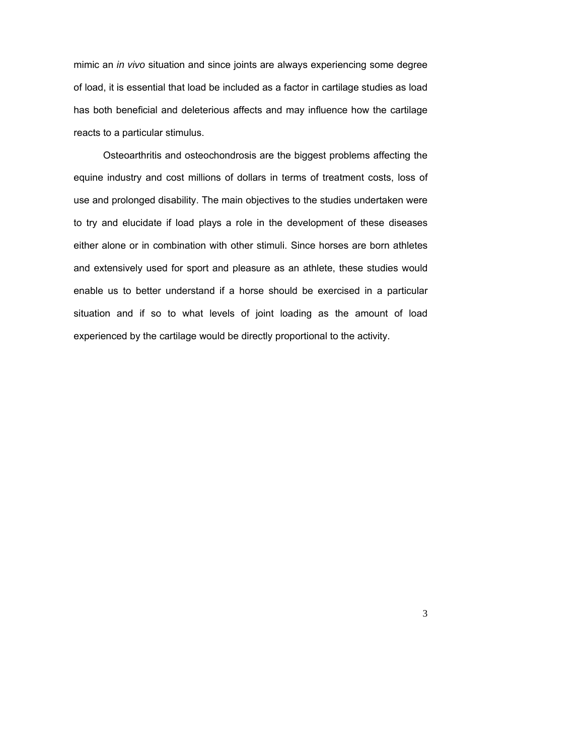mimic an *in vivo* situation and since joints are always experiencing some degree of load, it is essential that load be included as a factor in cartilage studies as load has both beneficial and deleterious affects and may influence how the cartilage reacts to a particular stimulus.

Osteoarthritis and osteochondrosis are the biggest problems affecting the equine industry and cost millions of dollars in terms of treatment costs, loss of use and prolonged disability. The main objectives to the studies undertaken were to try and elucidate if load plays a role in the development of these diseases either alone or in combination with other stimuli. Since horses are born athletes and extensively used for sport and pleasure as an athlete, these studies would enable us to better understand if a horse should be exercised in a particular situation and if so to what levels of joint loading as the amount of load experienced by the cartilage would be directly proportional to the activity.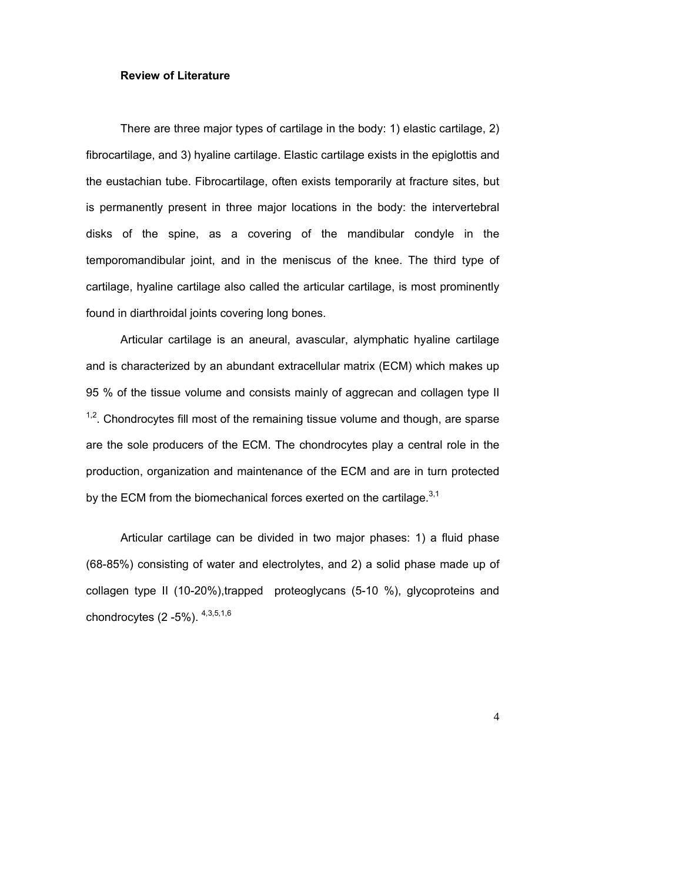**Review of Literature**

There are three major types of cartilage in the body: 1) elastic cartilage, 2) fibrocartilage, and 3) hyaline cartilage. Elastic cartilage exists in the epiglottis and the eustachian tube. Fibrocartilage, often exists temporarily at fracture sites, but is permanently present in three major locations in the body: the intervertebral disks of the spine, as a covering of the mandibular condyle in the temporomandibular joint, and in the meniscus of the knee. The third type of cartilage, hyaline cartilage also called the articular cartilage, is most prominently found in diarthroidal joints covering long bones.

Articular cartilage is an aneural, avascular, alymphatic hyaline cartilage and is characterized by an abundant extracellular matrix (ECM) which makes up 95 % of the tissue volume and consists mainly of aggrecan and collagen type II [1,2]. Chondrocytes fill most of the remaining tissue volume and though, are sparse are the sole producers of the ECM. The chondrocytes play a central role in the production, organization and maintenance of the ECM and are in turn protected by the ECM from the biomechanical forces exerted on the cartilage.[3,1]

Articular cartilage can be divided in two major phases: 1) a fluid phase (68-85%) consisting of water and electrolytes, and 2) a solid phase made up of collagen type II (10-20%),trapped proteoglycans (5-10 %), glycoproteins and chondrocytes (2 -5%). [4,3,5,1,6]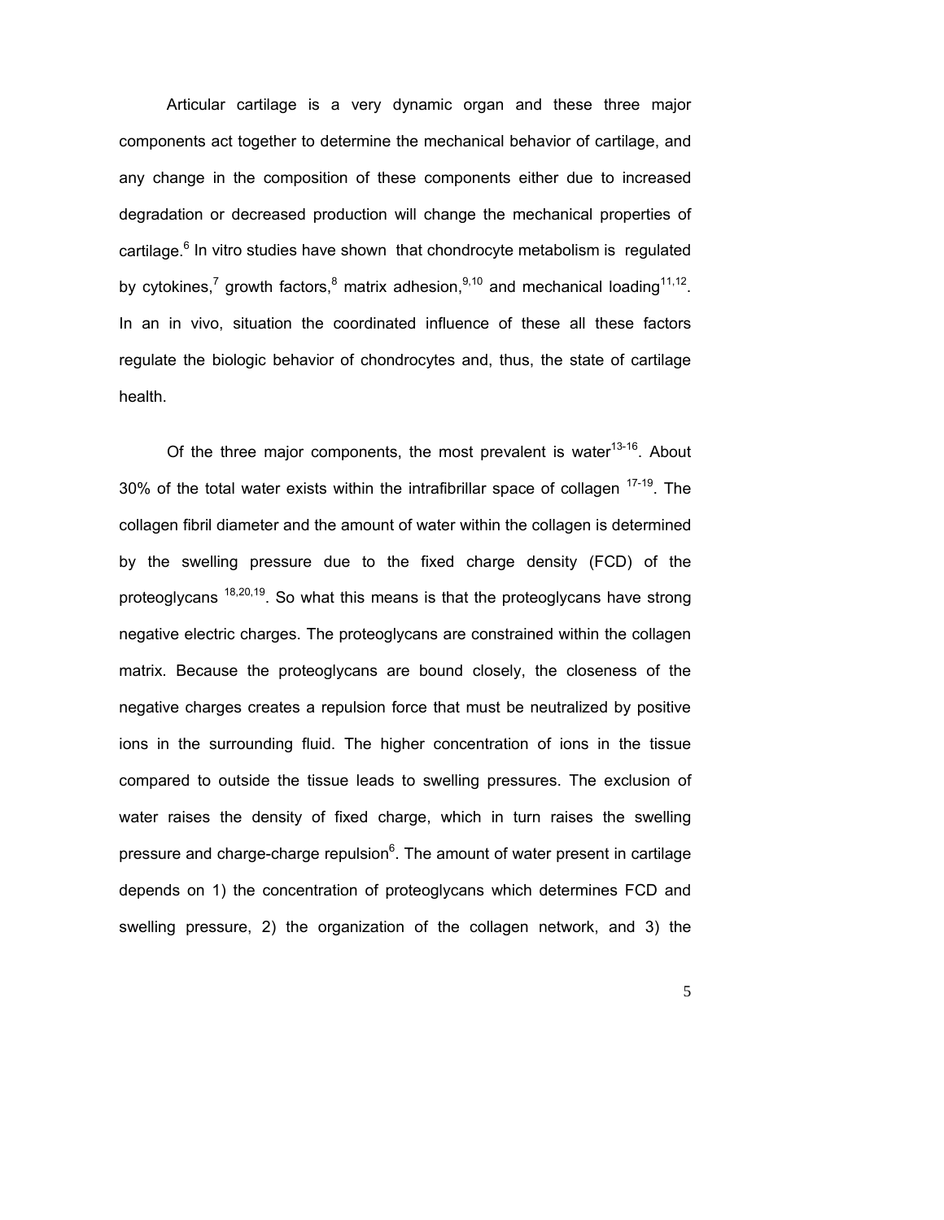Articular cartilage is a very dynamic organ and these three major components act together to determine the mechanical behavior of cartilage, and any change in the composition of these components either due to increased degradation or decreased production will change the mechanical properties of cartilage.[6] In vitro studies have shown that chondrocyte metabolism is regulated by cytokines,[7] growth factors,[8] matrix adhesion,[9,10] and mechanical loading[11,12]. In an in vivo, situation the coordinated influence of these all these factors regulate the biologic behavior of chondrocytes and, thus, the state of cartilage health.

Of the three major components, the most prevalent is water[13-16]. About 30% of the total water exists within the intrafibrillar space of collagen [17-19]. The collagen fibril diameter and the amount of water within the collagen is determined by the swelling pressure due to the fixed charge density (FCD) of the proteoglycans [18,20,19]. So what this means is that the proteoglycans have strong negative electric charges. The proteoglycans are constrained within the collagen matrix. Because the proteoglycans are bound closely, the closeness of the negative charges creates a repulsion force that must be neutralized by positive ions in the surrounding fluid. The higher concentration of ions in the tissue compared to outside the tissue leads to swelling pressures. The exclusion of water raises the density of fixed charge, which in turn raises the swelling pressure and charge-charge repulsion[6]. The amount of water present in cartilage depends on 1) the concentration of proteoglycans which determines FCD and swelling pressure, 2) the organization of the collagen network, and 3) the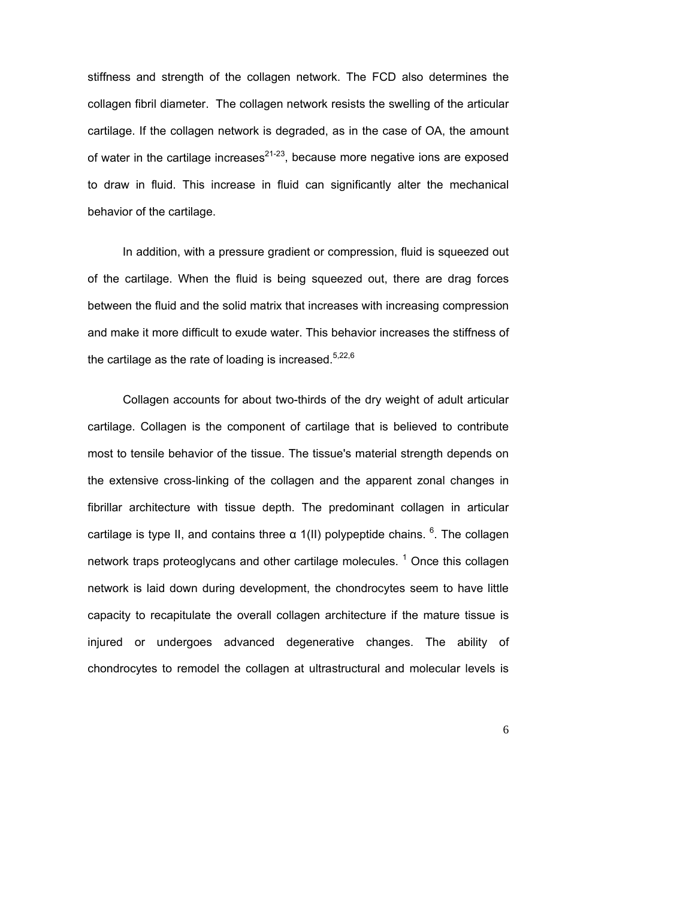stiffness and strength of the collagen network. The FCD also determines the collagen fibril diameter. The collagen network resists the swelling of the articular cartilage. If the collagen network is degraded, as in the case of OA, the amount of water in the cartilage increases[21-23], because more negative ions are exposed to draw in fluid. This increase in fluid can significantly alter the mechanical behavior of the cartilage.

In addition, with a pressure gradient or compression, fluid is squeezed out of the cartilage. When the fluid is being squeezed out, there are drag forces between the fluid and the solid matrix that increases with increasing compression and make it more difficult to exude water. This behavior increases the stiffness of the cartilage as the rate of loading is increased.[5,22,6]

Collagen accounts for about two-thirds of the dry weight of adult articular cartilage. Collagen is the component of cartilage that is believed to contribute most to tensile behavior of the tissue. The tissue's material strength depends on the extensive cross-linking of the collagen and the apparent zonal changes in fibrillar architecture with tissue depth. The predominant collagen in articular cartilage is type II, and contains three α 1(II) polypeptide chains. [6]. The collagen network traps proteoglycans and other cartilage molecules. [1] Once this collagen network is laid down during development, the chondrocytes seem to have little capacity to recapitulate the overall collagen architecture if the mature tissue is injured or undergoes advanced degenerative changes. The ability of chondrocytes to remodel the collagen at ultrastructural and molecular levels is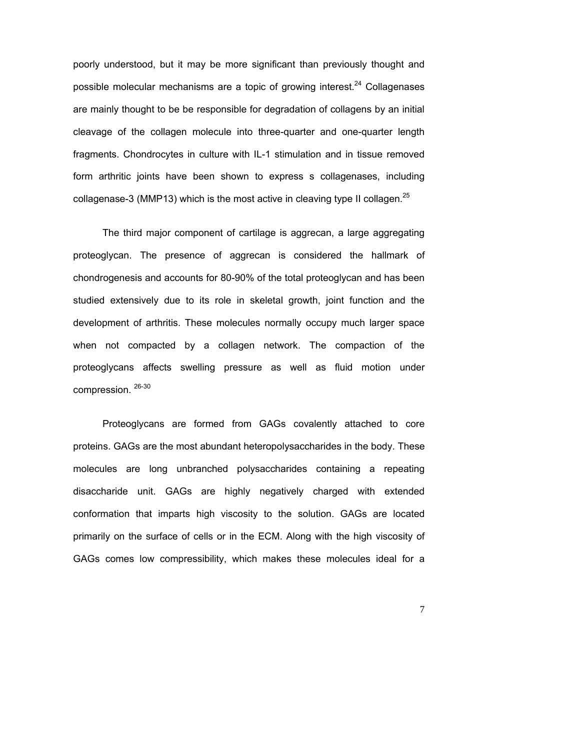poorly understood, but it may be more significant than previously thought and possible molecular mechanisms are a topic of growing interest.[24] Collagenases are mainly thought to be be responsible for degradation of collagens by an initial cleavage of the collagen molecule into three-quarter and one-quarter length fragments. Chondrocytes in culture with IL-1 stimulation and in tissue removed form arthritic joints have been shown to express s collagenases, including collagenase-3 (MMP13) which is the most active in cleaving type II collagen.[25]

The third major component of cartilage is aggrecan, a large aggregating proteoglycan. The presence of aggrecan is considered the hallmark of chondrogenesis and accounts for 80-90% of the total proteoglycan and has been studied extensively due to its role in skeletal growth, joint function and the development of arthritis. These molecules normally occupy much larger space when not compacted by a collagen network. The compaction of the proteoglycans affects swelling pressure as well as fluid motion under compression. [26-30]

Proteoglycans are formed from GAGs covalently attached to core proteins. GAGs are the most abundant heteropolysaccharides in the body. These molecules are long unbranched polysaccharides containing a repeating disaccharide unit. GAGs are highly negatively charged with extended conformation that imparts high viscosity to the solution. GAGs are located primarily on the surface of cells or in the ECM. Along with the high viscosity of GAGs comes low compressibility, which makes these molecules ideal for a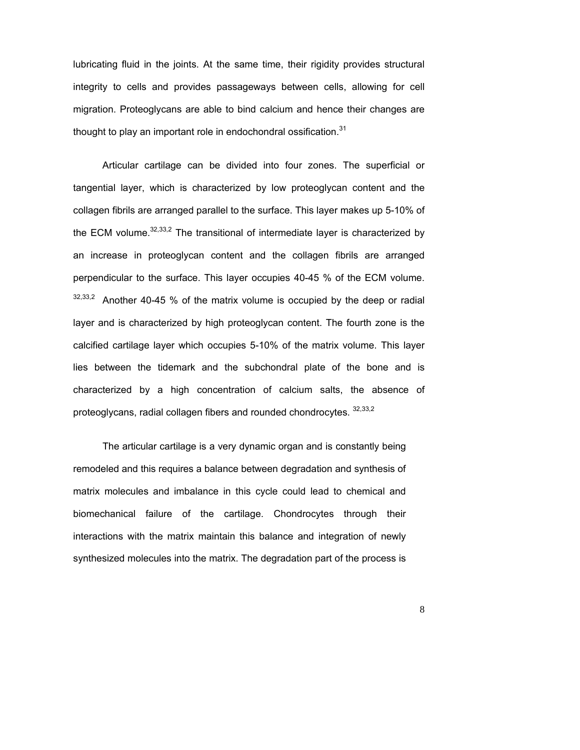lubricating fluid in the joints. At the same time, their rigidity provides structural integrity to cells and provides passageways between cells, allowing for cell migration. Proteoglycans are able to bind calcium and hence their changes are thought to play an important role in endochondral ossification.[31]

Articular cartilage can be divided into four zones. The superficial or tangential layer, which is characterized by low proteoglycan content and the collagen fibrils are arranged parallel to the surface. This layer makes up 5-10% of the ECM volume.[32,33,2] The transitional of intermediate layer is characterized by an increase in proteoglycan content and the collagen fibrils are arranged perpendicular to the surface. This layer occupies 40-45 % of the ECM volume.[32,33,2] Another 40-45 % of the matrix volume is occupied by the deep or radial layer and is characterized by high proteoglycan content. The fourth zone is the calcified cartilage layer which occupies 5-10% of the matrix volume. This layer lies between the tidemark and the subchondral plate of the bone and is characterized by a high concentration of calcium salts, the absence of proteoglycans, radial collagen fibers and rounded chondrocytes.[32,33,2]

The articular cartilage is a very dynamic organ and is constantly being remodeled and this requires a balance between degradation and synthesis of matrix molecules and imbalance in this cycle could lead to chemical and biomechanical failure of the cartilage. Chondrocytes through their interactions with the matrix maintain this balance and integration of newly synthesized molecules into the matrix. The degradation part of the process is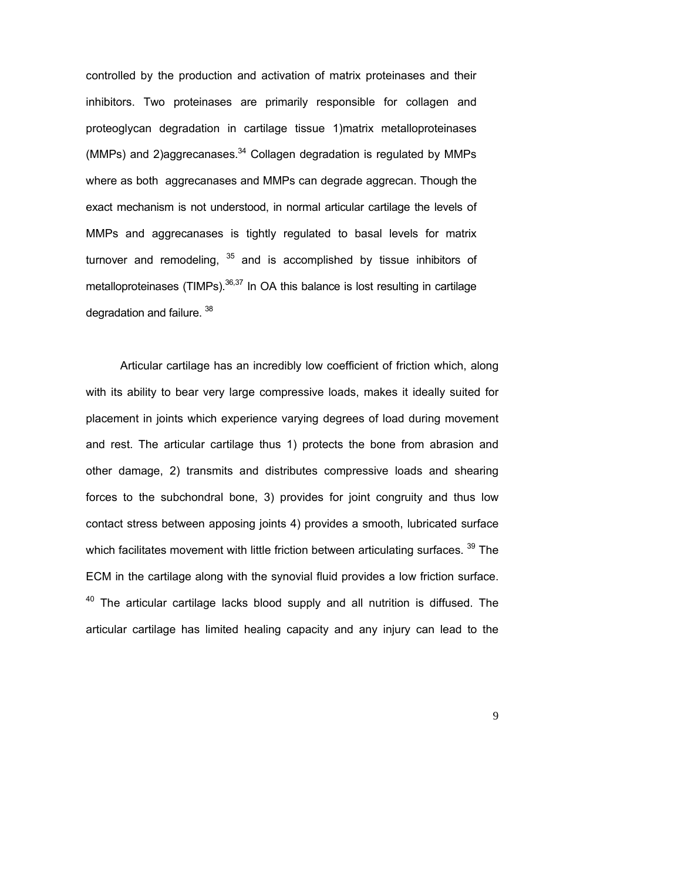controlled by the production and activation of matrix proteinases and their inhibitors. Two proteinases are primarily responsible for collagen and proteoglycan degradation in cartilage tissue 1)matrix metalloproteinases (MMPs) and 2)aggrecanases.[34] Collagen degradation is regulated by MMPs where as both aggrecanases and MMPs can degrade aggrecan. Though the exact mechanism is not understood, in normal articular cartilage the levels of MMPs and aggrecanases is tightly regulated to basal levels for matrix turnover and remodeling, [35] and is accomplished by tissue inhibitors of metalloproteinases (TIMPs).[36,37] In OA this balance is lost resulting in cartilage degradation and failure. [38]

Articular cartilage has an incredibly low coefficient of friction which, along with its ability to bear very large compressive loads, makes it ideally suited for placement in joints which experience varying degrees of load during movement and rest. The articular cartilage thus 1) protects the bone from abrasion and other damage, 2) transmits and distributes compressive loads and shearing forces to the subchondral bone, 3) provides for joint congruity and thus low contact stress between apposing joints 4) provides a smooth, lubricated surface which facilitates movement with little friction between articulating surfaces. [39] The ECM in the cartilage along with the synovial fluid provides a low friction surface. [40] The articular cartilage lacks blood supply and all nutrition is diffused. The articular cartilage has limited healing capacity and any injury can lead to the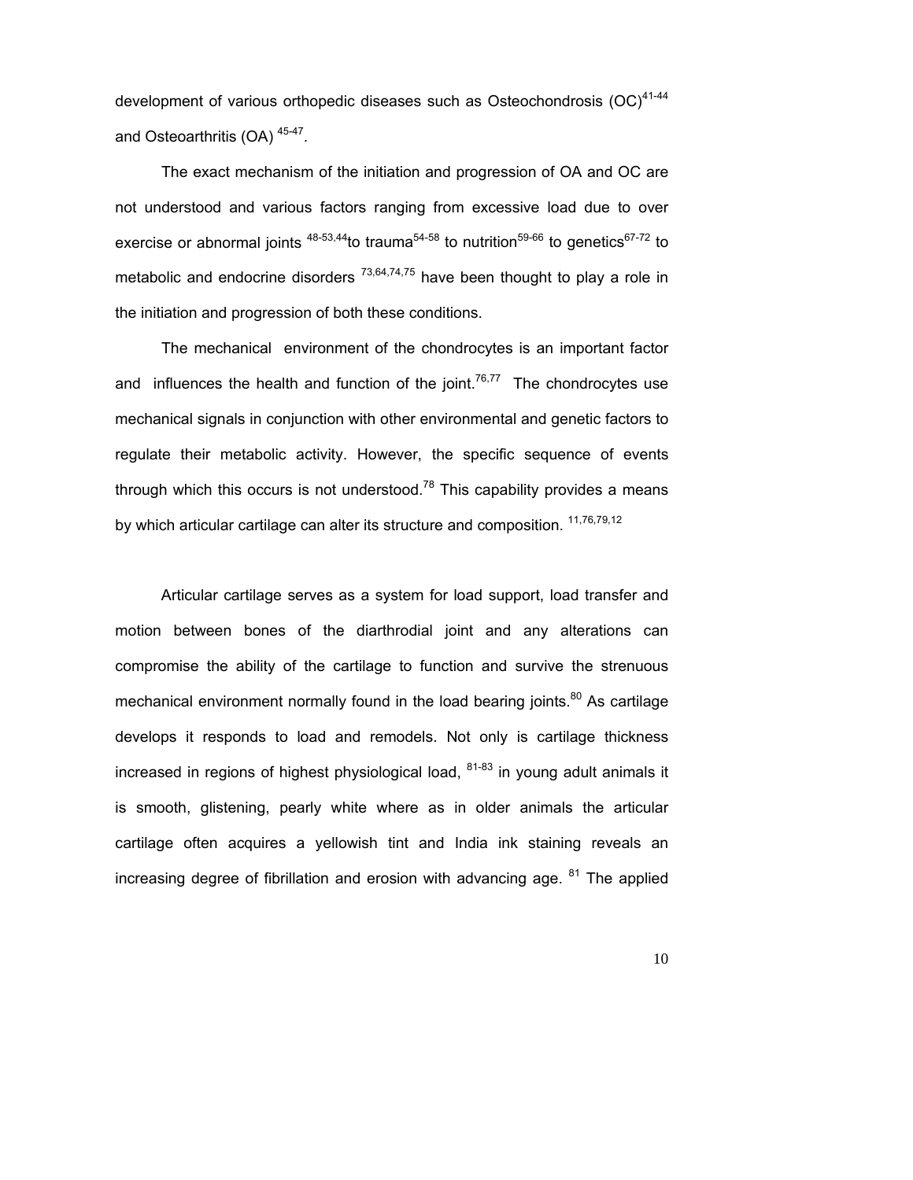development of various orthopedic diseases such as Osteochondrosis (OC)[41-44] and Osteoarthritis (OA) [45-47].

The exact mechanism of the initiation and progression of OA and OC are not understood and various factors ranging from excessive load due to over exercise or abnormal joints [48-53,44]to trauma[54-58] to nutrition[59-66] to genetics[67-72] to metabolic and endocrine disorders [73,64,74,75] have been thought to play a role in the initiation and progression of both these conditions.

The mechanical environment of the chondrocytes is an important factor and influences the health and function of the joint.[76,77] The chondrocytes use mechanical signals in conjunction with other environmental and genetic factors to regulate their metabolic activity. However, the specific sequence of events through which this occurs is not understood.[78] This capability provides a means by which articular cartilage can alter its structure and composition. [11,76,79,12]

Articular cartilage serves as a system for load support, load transfer and motion between bones of the diarthrodial joint and any alterations can compromise the ability of the cartilage to function and survive the strenuous mechanical environment normally found in the load bearing joints.[80] As cartilage develops it responds to load and remodels. Not only is cartilage thickness increased in regions of highest physiological load, [81-83] in young adult animals it is smooth, glistening, pearly white where as in older animals the articular cartilage often acquires a yellowish tint and India ink staining reveals an increasing degree of fibrillation and erosion with advancing age. [81] The applied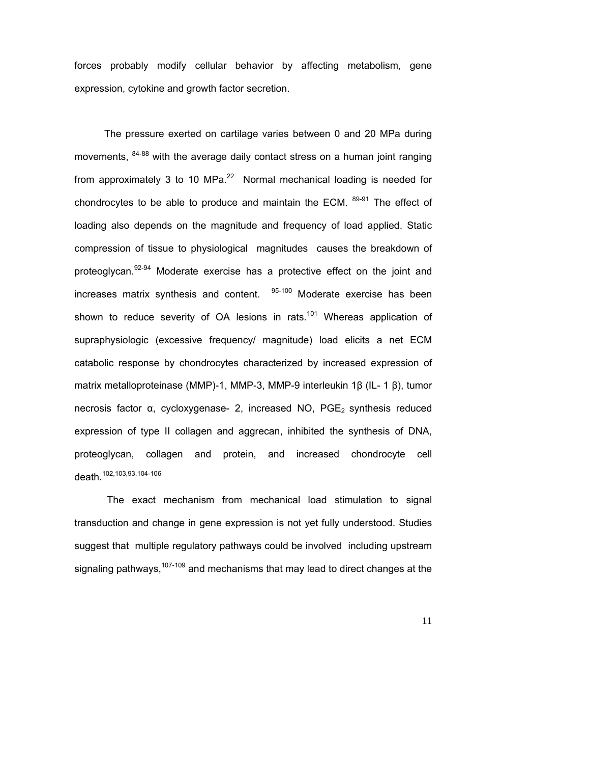forces probably modify cellular behavior by affecting metabolism, gene expression, cytokine and growth factor secretion.

The pressure exerted on cartilage varies between 0 and 20 MPa during movements, [84-88] with the average daily contact stress on a human joint ranging from approximately 3 to 10 MPa.[22] Normal mechanical loading is needed for chondrocytes to be able to produce and maintain the ECM. [89-91] The effect of loading also depends on the magnitude and frequency of load applied. Static compression of tissue to physiological magnitudes causes the breakdown of proteoglycan.[92-94] Moderate exercise has a protective effect on the joint and increases matrix synthesis and content. [95-100] Moderate exercise has been shown to reduce severity of OA lesions in rats.[101] Whereas application of supraphysiologic (excessive frequency/ magnitude) load elicits a net ECM catabolic response by chondrocytes characterized by increased expression of matrix metalloproteinase (MMP)-1, MMP-3, MMP-9 interleukin 1β (IL- 1 β), tumor necrosis factor α, cycloxygenase- 2, increased NO, $PGE_2$ synthesis reduced expression of type II collagen and aggrecan, inhibited the synthesis of DNA, proteoglycan, collagen and protein, and increased chondrocyte cell death.[102,103,93,104-106]

The exact mechanism from mechanical load stimulation to signal transduction and change in gene expression is not yet fully understood. Studies suggest that multiple regulatory pathways could be involved including upstream signaling pathways,[107-109] and mechanisms that may lead to direct changes at the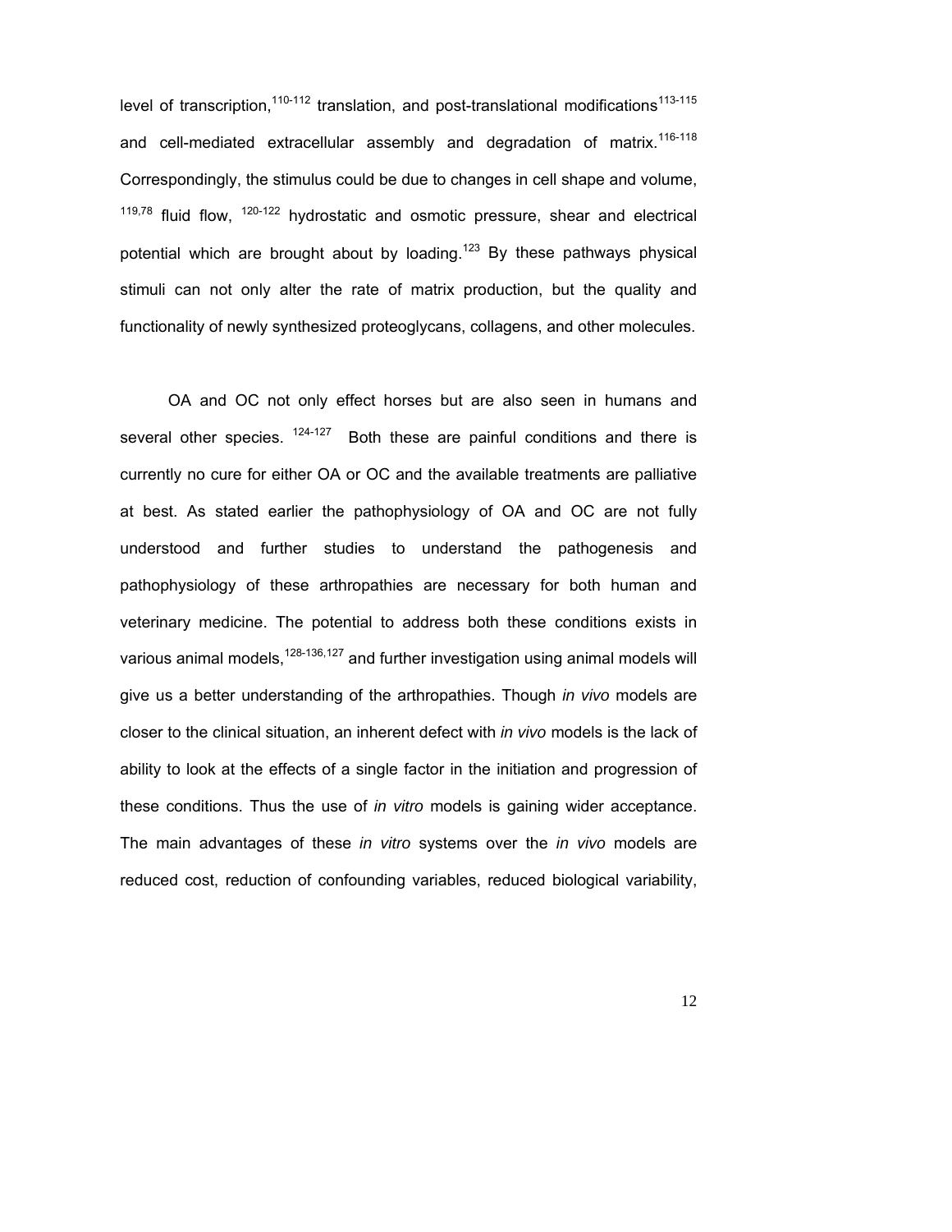level of transcription,[110-112] translation, and post-translational modifications[113-115] and cell-mediated extracellular assembly and degradation of matrix.[116-118] Correspondingly, the stimulus could be due to changes in cell shape and volume, [119,78] fluid flow, [120-122] hydrostatic and osmotic pressure, shear and electrical potential which are brought about by loading.[123] By these pathways physical stimuli can not only alter the rate of matrix production, but the quality and functionality of newly synthesized proteoglycans, collagens, and other molecules.

OA and OC not only effect horses but are also seen in humans and several other species. [124-127] Both these are painful conditions and there is currently no cure for either OA or OC and the available treatments are palliative at best. As stated earlier the pathophysiology of OA and OC are not fully understood and further studies to understand the pathogenesis and pathophysiology of these arthropathies are necessary for both human and veterinary medicine. The potential to address both these conditions exists in various animal models,[128-136,127] and further investigation using animal models will give us a better understanding of the arthropathies. Though *in vivo* models are closer to the clinical situation, an inherent defect with *in vivo* models is the lack of ability to look at the effects of a single factor in the initiation and progression of these conditions. Thus the use of *in vitro* models is gaining wider acceptance. The main advantages of these *in vitro* systems over the *in vivo* models are reduced cost, reduction of confounding variables, reduced biological variability,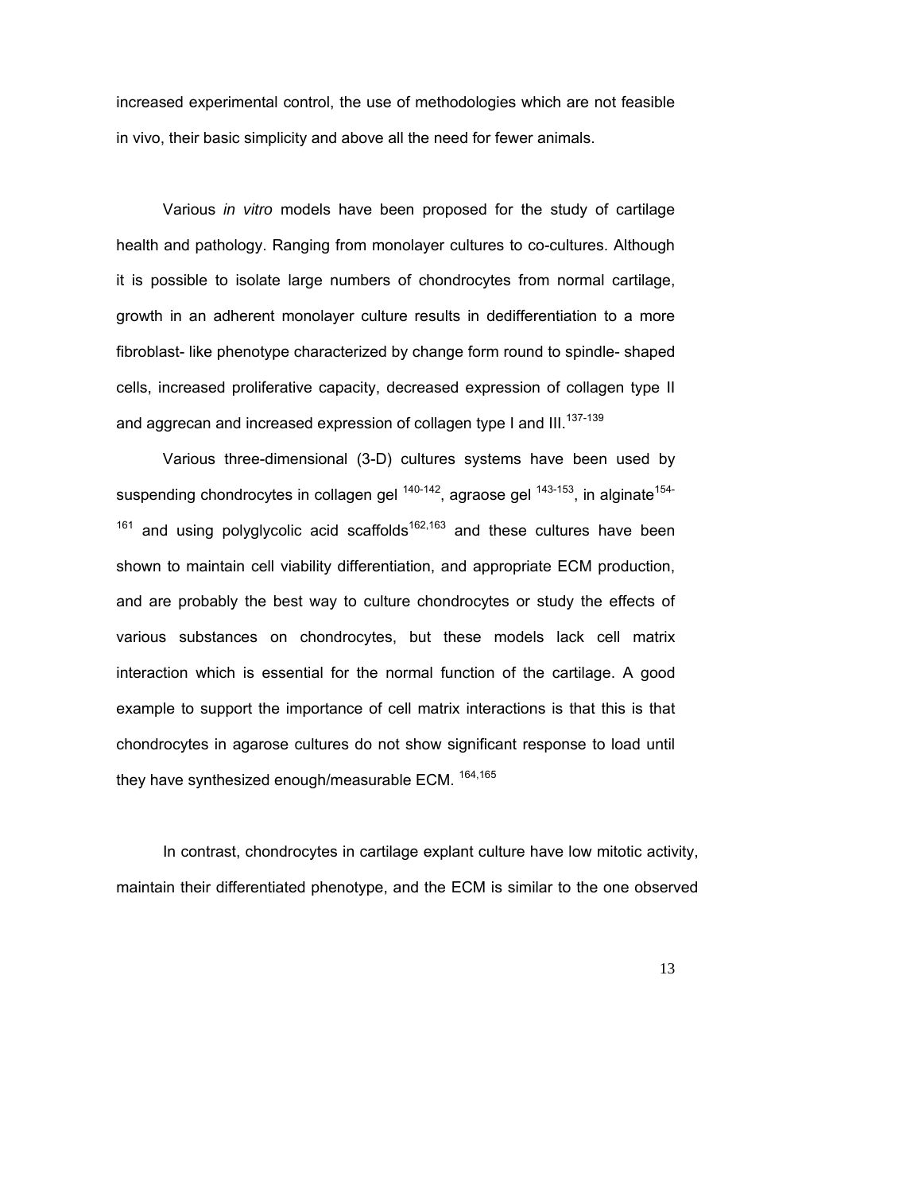increased experimental control, the use of methodologies which are not feasible in vivo, their basic simplicity and above all the need for fewer animals.

Various *in vitro* models have been proposed for the study of cartilage health and pathology. Ranging from monolayer cultures to co-cultures. Although it is possible to isolate large numbers of chondrocytes from normal cartilage, growth in an adherent monolayer culture results in dedifferentiation to a more fibroblast- like phenotype characterized by change form round to spindle- shaped cells, increased proliferative capacity, decreased expression of collagen type II and aggrecan and increased expression of collagen type I and III.[137-139]

Various three-dimensional (3-D) cultures systems have been used by suspending chondrocytes in collagen gel [140-142], agraose gel [143-153], in alginate[154-161] and using polyglycolic acid scaffolds[162,163] and these cultures have been shown to maintain cell viability differentiation, and appropriate ECM production, and are probably the best way to culture chondrocytes or study the effects of various substances on chondrocytes, but these models lack cell matrix interaction which is essential for the normal function of the cartilage. A good example to support the importance of cell matrix interactions is that this is that chondrocytes in agarose cultures do not show significant response to load until they have synthesized enough/measurable ECM. [164,165]

In contrast, chondrocytes in cartilage explant culture have low mitotic activity, maintain their differentiated phenotype, and the ECM is similar to the one observed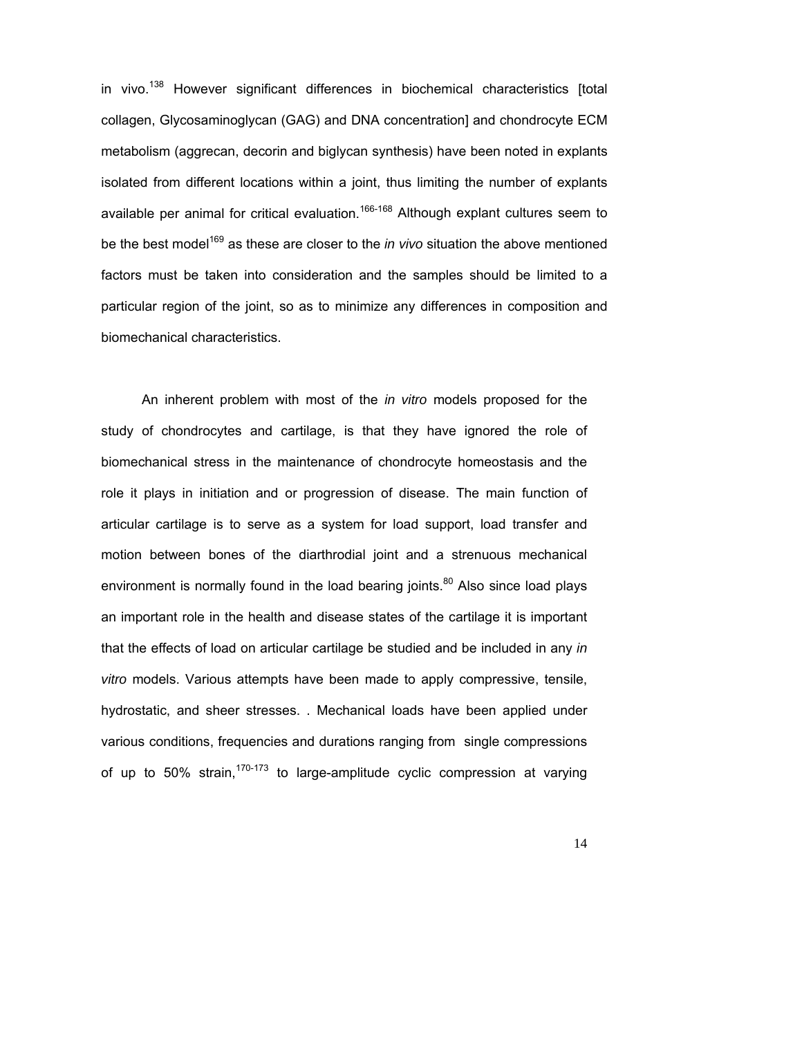in vivo.[138] However significant differences in biochemical characteristics [total collagen, Glycosaminoglycan (GAG) and DNA concentration] and chondrocyte ECM metabolism (aggrecan, decorin and biglycan synthesis) have been noted in explants isolated from different locations within a joint, thus limiting the number of explants available per animal for critical evaluation.[166-168] Although explant cultures seem to be the best model[169] as these are closer to the *in vivo* situation the above mentioned factors must be taken into consideration and the samples should be limited to a particular region of the joint, so as to minimize any differences in composition and biomechanical characteristics.

An inherent problem with most of the *in vitro* models proposed for the study of chondrocytes and cartilage, is that they have ignored the role of biomechanical stress in the maintenance of chondrocyte homeostasis and the role it plays in initiation and or progression of disease. The main function of articular cartilage is to serve as a system for load support, load transfer and motion between bones of the diarthrodial joint and a strenuous mechanical environment is normally found in the load bearing joints.[80] Also since load plays an important role in the health and disease states of the cartilage it is important that the effects of load on articular cartilage be studied and be included in any *in vitro* models. Various attempts have been made to apply compressive, tensile, hydrostatic, and sheer stresses. . Mechanical loads have been applied under various conditions, frequencies and durations ranging from single compressions of up to 50% strain,[170-173] to large-amplitude cyclic compression at varying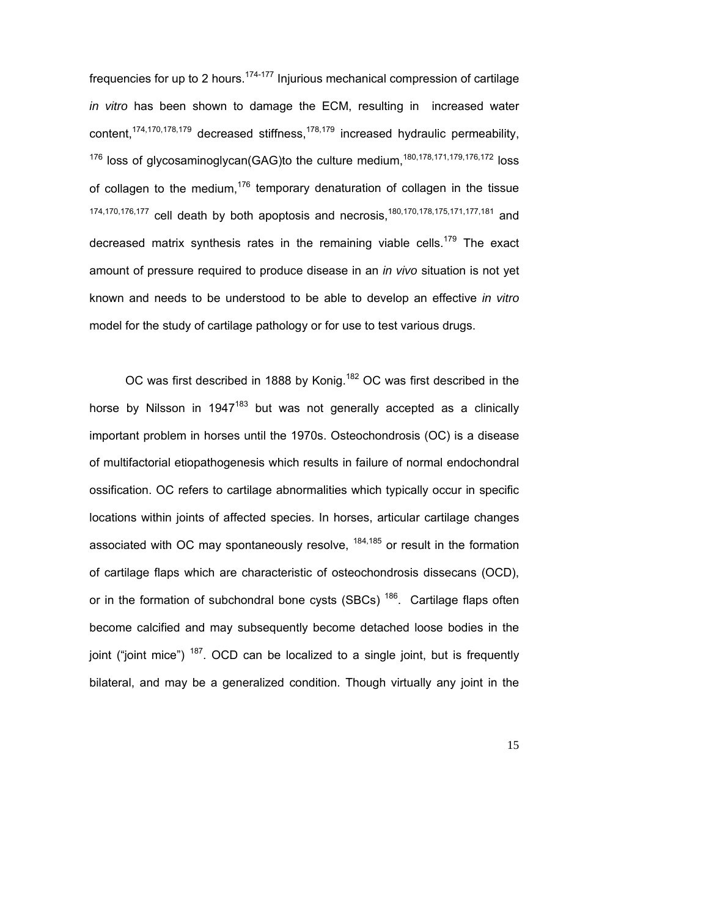frequencies for up to 2 hours.[174-177] Injurious mechanical compression of cartilage *in vitro* has been shown to damage the ECM, resulting in increased water content,[174,170,178,179] decreased stiffness,[178,179] increased hydraulic permeability,[176] loss of glycosaminoglycan(GAG)to the culture medium,[180,178,171,179,176,172] loss of collagen to the medium,[176] temporary denaturation of collagen in the tissue [174,170,176,177] cell death by both apoptosis and necrosis,[180,170,178,175,171,177,181] and decreased matrix synthesis rates in the remaining viable cells.[179] The exact amount of pressure required to produce disease in an *in vivo* situation is not yet known and needs to be understood to be able to develop an effective *in vitro* model for the study of cartilage pathology or for use to test various drugs.

OC was first described in 1888 by Konig.[182] OC was first described in the horse by Nilsson in 1947[183] but was not generally accepted as a clinically important problem in horses until the 1970s. Osteochondrosis (OC) is a disease of multifactorial etiopathogenesis which results in failure of normal endochondral ossification. OC refers to cartilage abnormalities which typically occur in specific locations within joints of affected species. In horses, articular cartilage changes associated with OC may spontaneously resolve, [184,185] or result in the formation of cartilage flaps which are characteristic of osteochondrosis dissecans (OCD), or in the formation of subchondral bone cysts (SBCs) [186]. Cartilage flaps often become calcified and may subsequently become detached loose bodies in the joint ("joint mice") [187]. OCD can be localized to a single joint, but is frequently bilateral, and may be a generalized condition. Though virtually any joint in the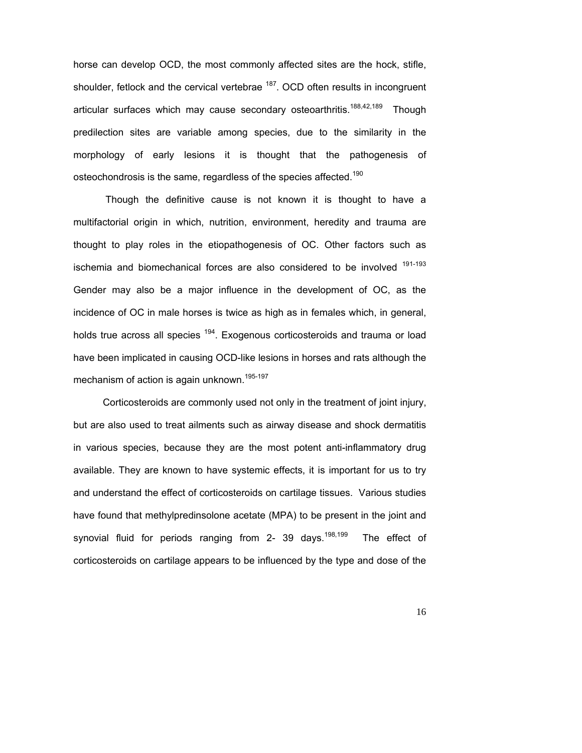horse can develop OCD, the most commonly affected sites are the hock, stifle, shoulder, fetlock and the cervical vertebrae [187]. OCD often results in incongruent articular surfaces which may cause secondary osteoarthritis.[188,42,189] Though predilection sites are variable among species, due to the similarity in the morphology of early lesions it is thought that the pathogenesis of osteochondrosis is the same, regardless of the species affected.[190]

Though the definitive cause is not known it is thought to have a multifactorial origin in which, nutrition, environment, heredity and trauma are thought to play roles in the etiopathogenesis of OC. Other factors such as ischemia and biomechanical forces are also considered to be involved [191-193] Gender may also be a major influence in the development of OC, as the incidence of OC in male horses is twice as high as in females which, in general, holds true across all species [194]. Exogenous corticosteroids and trauma or load have been implicated in causing OCD-like lesions in horses and rats although the mechanism of action is again unknown.[195-197]

Corticosteroids are commonly used not only in the treatment of joint injury, but are also used to treat ailments such as airway disease and shock dermatitis in various species, because they are the most potent anti-inflammatory drug available. They are known to have systemic effects, it is important for us to try and understand the effect of corticosteroids on cartilage tissues. Various studies have found that methylpredinsolone acetate (MPA) to be present in the joint and synovial fluid for periods ranging from 2- 39 days.[198,199] The effect of corticosteroids on cartilage appears to be influenced by the type and dose of the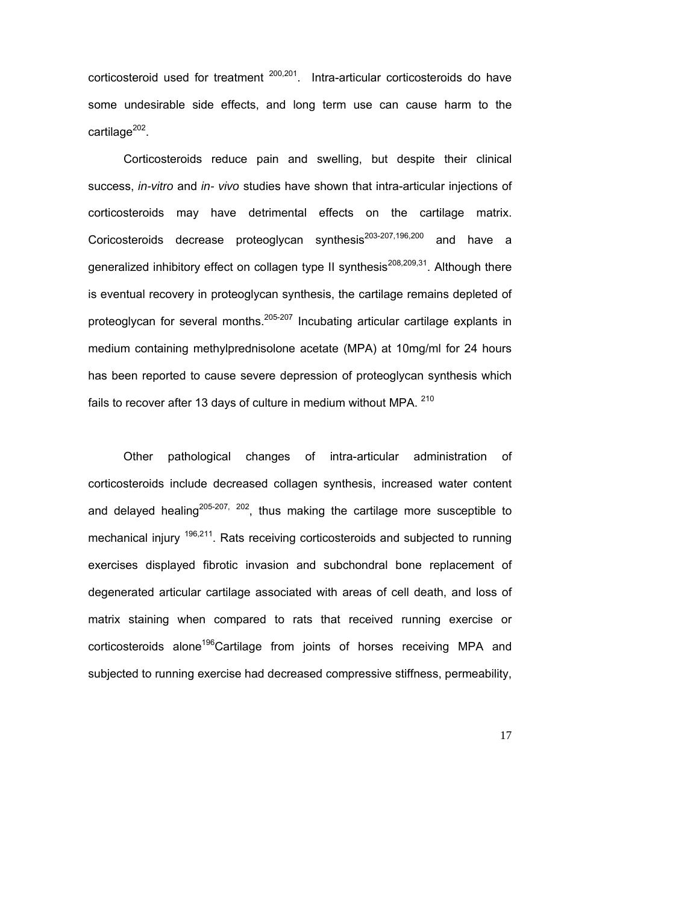corticosteroid used for treatment [200,201]. Intra-articular corticosteroids do have some undesirable side effects, and long term use can cause harm to the cartilage[202].

Corticosteroids reduce pain and swelling, but despite their clinical success, *in-vitro* and *in- vivo* studies have shown that intra-articular injections of corticosteroids may have detrimental effects on the cartilage matrix. Coricosteroids decrease proteoglycan synthesis[203-207,196,200] and have a generalized inhibitory effect on collagen type II synthesis[208,209,31]. Although there is eventual recovery in proteoglycan synthesis, the cartilage remains depleted of proteoglycan for several months.[205-207] Incubating articular cartilage explants in medium containing methylprednisolone acetate (MPA) at 10mg/ml for 24 hours has been reported to cause severe depression of proteoglycan synthesis which fails to recover after 13 days of culture in medium without MPA. [210]

Other pathological changes of intra-articular administration of corticosteroids include decreased collagen synthesis, increased water content and delayed healing[205-207, 202], thus making the cartilage more susceptible to mechanical injury [196,211]. Rats receiving corticosteroids and subjected to running exercises displayed fibrotic invasion and subchondral bone replacement of degenerated articular cartilage associated with areas of cell death, and loss of matrix staining when compared to rats that received running exercise or corticosteroids alone[196]Cartilage from joints of horses receiving MPA and subjected to running exercise had decreased compressive stiffness, permeability,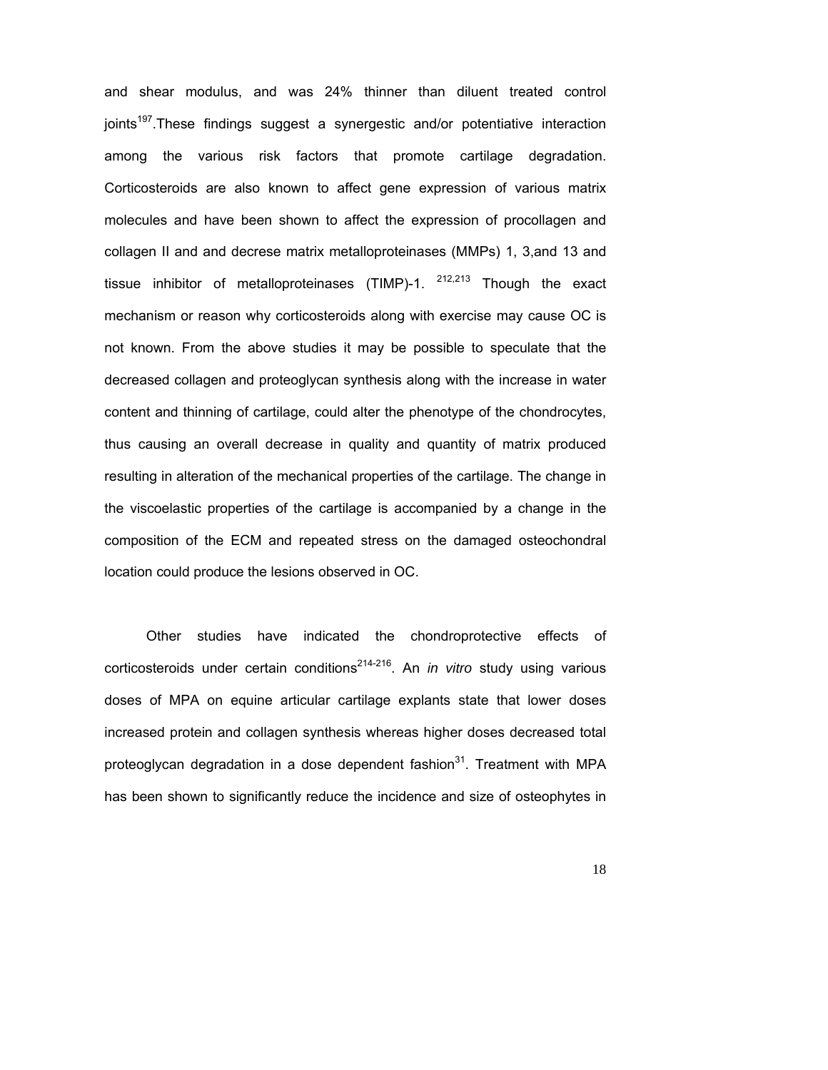and shear modulus, and was 24% thinner than diluent treated control joints[197].These findings suggest a synergestic and/or potentiative interaction among the various risk factors that promote cartilage degradation. Corticosteroids are also known to affect gene expression of various matrix molecules and have been shown to affect the expression of procollagen and collagen II and and decrese matrix metalloproteinases (MMPs) 1, 3,and 13 and tissue inhibitor of metalloproteinases (TIMP)-1. [212,213] Though the exact mechanism or reason why corticosteroids along with exercise may cause OC is not known. From the above studies it may be possible to speculate that the decreased collagen and proteoglycan synthesis along with the increase in water content and thinning of cartilage, could alter the phenotype of the chondrocytes, thus causing an overall decrease in quality and quantity of matrix produced resulting in alteration of the mechanical properties of the cartilage. The change in the viscoelastic properties of the cartilage is accompanied by a change in the composition of the ECM and repeated stress on the damaged osteochondral location could produce the lesions observed in OC.

Other studies have indicated the chondroprotective effects of corticosteroids under certain conditions[214-216]. An *in vitro* study using various doses of MPA on equine articular cartilage explants state that lower doses increased protein and collagen synthesis whereas higher doses decreased total proteoglycan degradation in a dose dependent fashion[31]. Treatment with MPA has been shown to significantly reduce the incidence and size of osteophytes in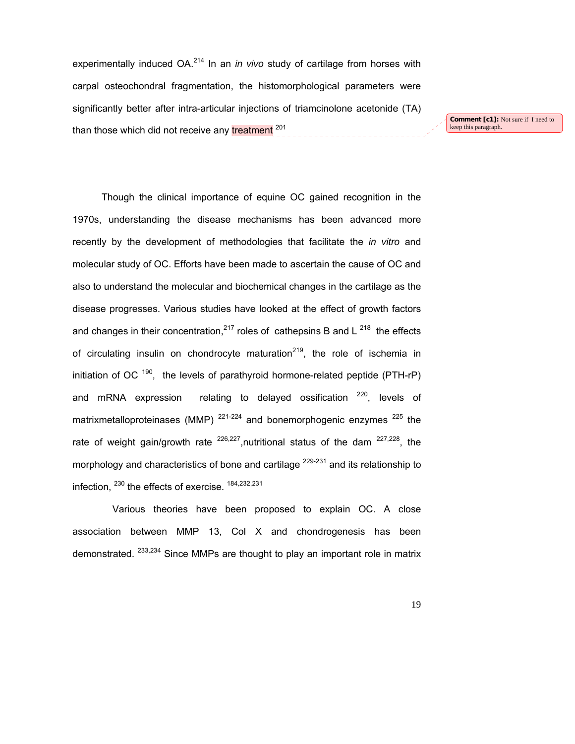experimentally induced OA.[214] In an *in vivo* study of cartilage from horses with carpal osteochondral fragmentation, the histomorphological parameters were significantly better after intra-articular injections of triamcinolone acetonide (TA) than those which did not receive any treatment [201]

Comment [c1]: Not sure if I need to keep this paragraph.

Though the clinical importance of equine OC gained recognition in the 1970s, understanding the disease mechanisms has been advanced more recently by the development of methodologies that facilitate the *in vitro* and molecular study of OC. Efforts have been made to ascertain the cause of OC and also to understand the molecular and biochemical changes in the cartilage as the disease progresses. Various studies have looked at the effect of growth factors and changes in their concentration,[217] roles of cathepsins B and L [218] the effects of circulating insulin on chondrocyte maturation[219], the role of ischemia in initiation of OC [190], the levels of parathyroid hormone-related peptide (PTH-rP) and mRNA expression relating to delayed ossification [220], levels of matrixmetalloproteinases (MMP) [221-224] and bonemorphogenic enzymes [225] the rate of weight gain/growth rate [226,227],nutritional status of the dam [227,228], the morphology and characteristics of bone and cartilage [229-231] and its relationship to infection, [230] the effects of exercise. [184,232,231]

Various theories have been proposed to explain OC. A close association between MMP 13, Col X and chondrogenesis has been demonstrated. [233,234] Since MMPs are thought to play an important role in matrix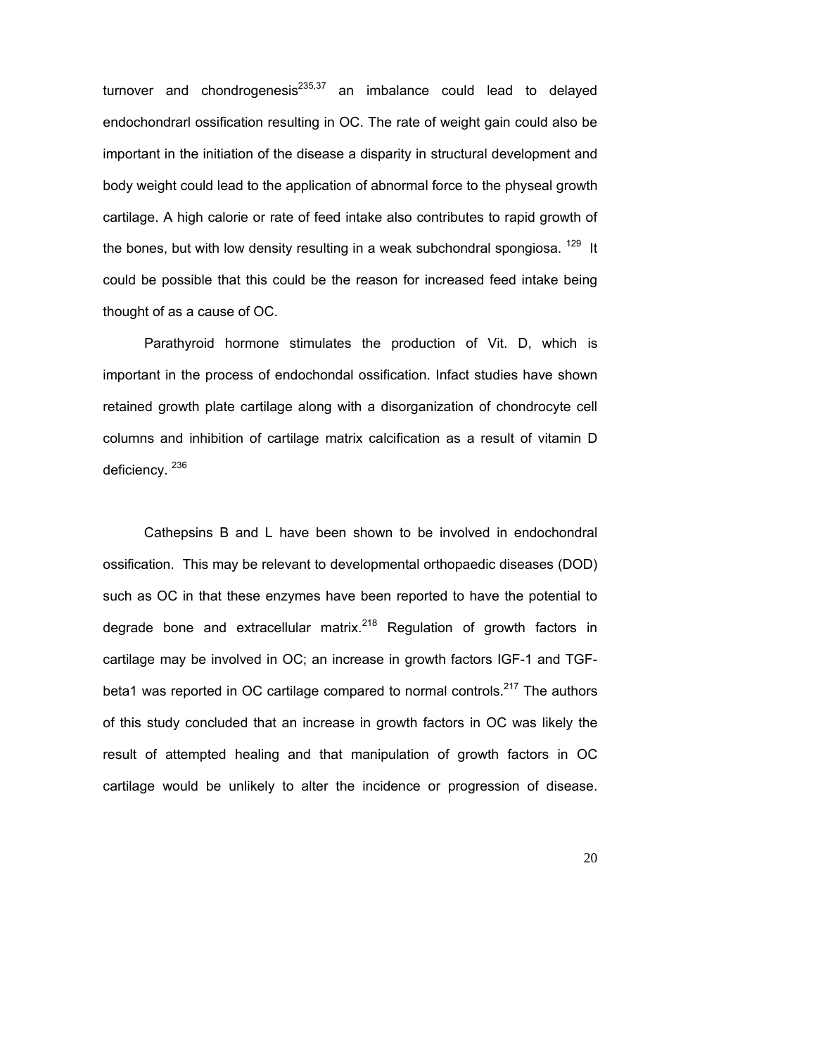turnover and chondrogenesis[235,37] an imbalance could lead to delayed endochondrarl ossification resulting in OC. The rate of weight gain could also be important in the initiation of the disease a disparity in structural development and body weight could lead to the application of abnormal force to the physeal growth cartilage. A high calorie or rate of feed intake also contributes to rapid growth of the bones, but with low density resulting in a weak subchondral spongiosa. [129] It could be possible that this could be the reason for increased feed intake being thought of as a cause of OC.

Parathyroid hormone stimulates the production of Vit. D, which is important in the process of endochondal ossification. Infact studies have shown retained growth plate cartilage along with a disorganization of chondrocyte cell columns and inhibition of cartilage matrix calcification as a result of vitamin D deficiency. [236]

Cathepsins B and L have been shown to be involved in endochondral ossification. This may be relevant to developmental orthopaedic diseases (DOD) such as OC in that these enzymes have been reported to have the potential to degrade bone and extracellular matrix.[218] Regulation of growth factors in cartilage may be involved in OC; an increase in growth factors IGF-1 and TGF-beta1 was reported in OC cartilage compared to normal controls.[217] The authors of this study concluded that an increase in growth factors in OC was likely the result of attempted healing and that manipulation of growth factors in OC cartilage would be unlikely to alter the incidence or progression of disease.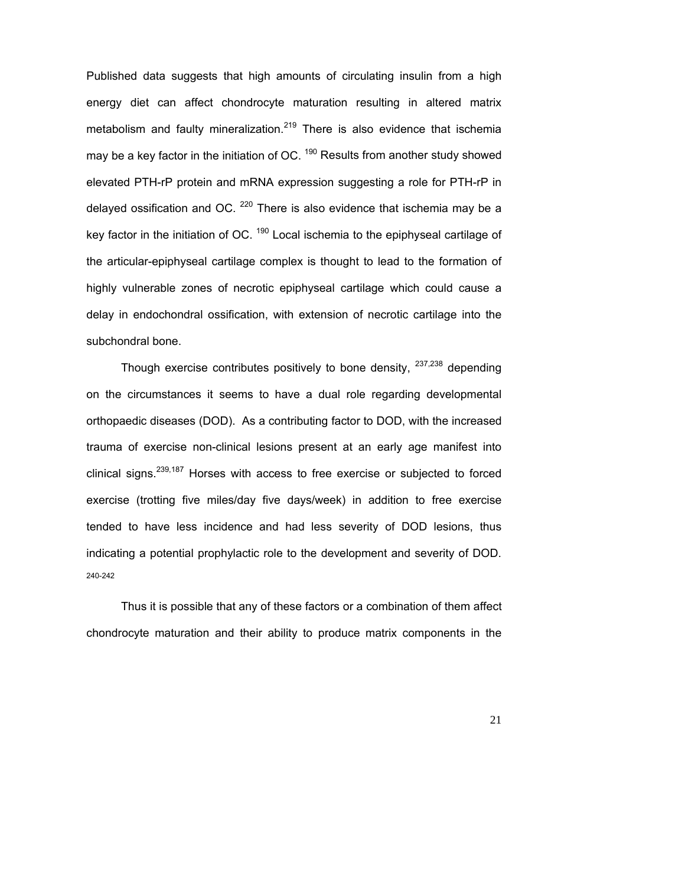Published data suggests that high amounts of circulating insulin from a high energy diet can affect chondrocyte maturation resulting in altered matrix metabolism and faulty mineralization.[219] There is also evidence that ischemia may be a key factor in the initiation of OC. [190] Results from another study showed elevated PTH-rP protein and mRNA expression suggesting a role for PTH-rP in delayed ossification and OC. [220] There is also evidence that ischemia may be a key factor in the initiation of OC. [190] Local ischemia to the epiphyseal cartilage of the articular-epiphyseal cartilage complex is thought to lead to the formation of highly vulnerable zones of necrotic epiphyseal cartilage which could cause a delay in endochondral ossification, with extension of necrotic cartilage into the subchondral bone.

Though exercise contributes positively to bone density, [237,238] depending on the circumstances it seems to have a dual role regarding developmental orthopaedic diseases (DOD). As a contributing factor to DOD, with the increased trauma of exercise non-clinical lesions present at an early age manifest into clinical signs.[239,187] Horses with access to free exercise or subjected to forced exercise (trotting five miles/day five days/week) in addition to free exercise tended to have less incidence and had less severity of DOD lesions, thus indicating a potential prophylactic role to the development and severity of DOD. [240-242]

Thus it is possible that any of these factors or a combination of them affect chondrocyte maturation and their ability to produce matrix components in the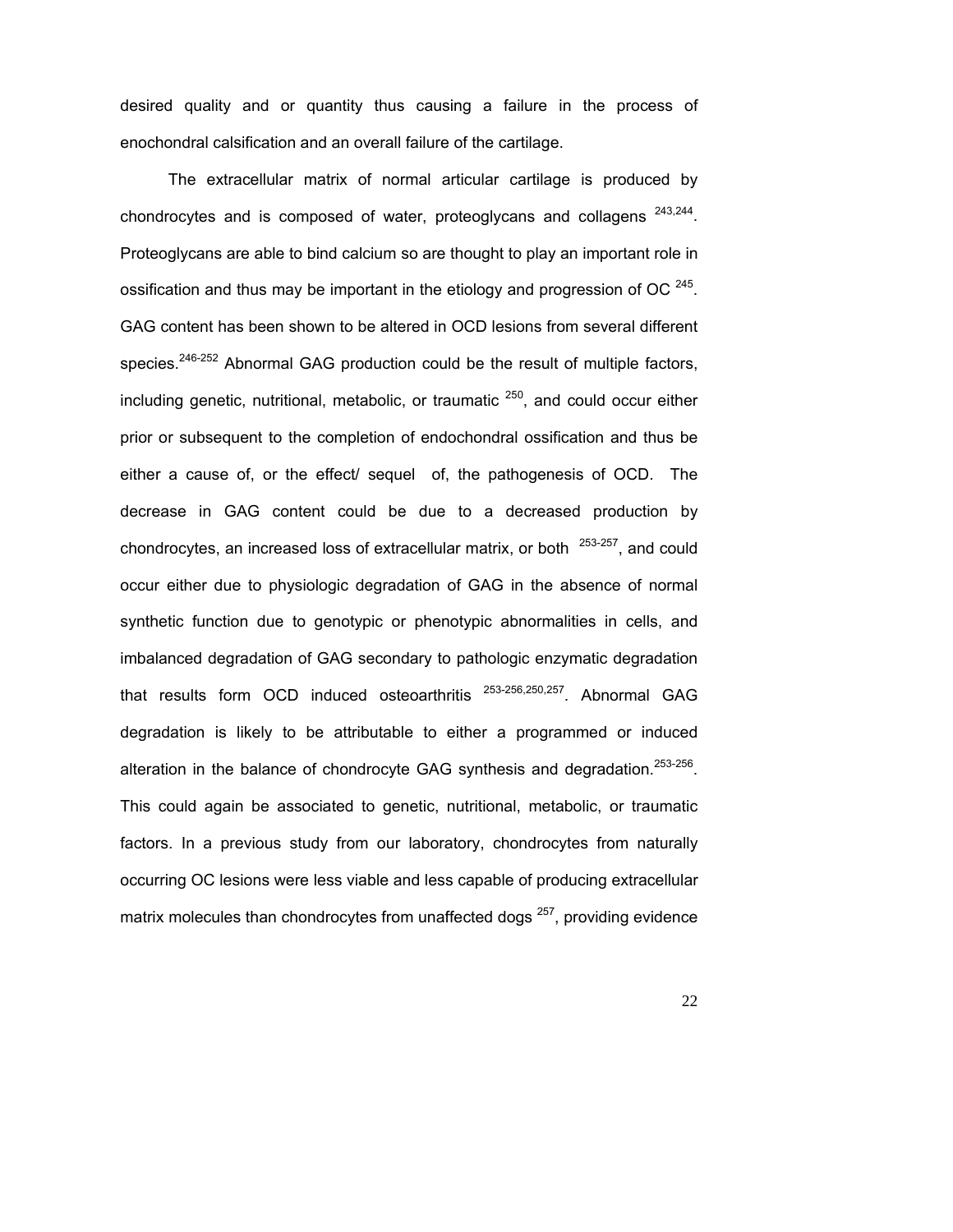desired quality and or quantity thus causing a failure in the process of enochondral calsification and an overall failure of the cartilage.

The extracellular matrix of normal articular cartilage is produced by chondrocytes and is composed of water, proteoglycans and collagens [243,244]. Proteoglycans are able to bind calcium so are thought to play an important role in ossification and thus may be important in the etiology and progression of OC [245]. GAG content has been shown to be altered in OCD lesions from several different species.[246-252] Abnormal GAG production could be the result of multiple factors, including genetic, nutritional, metabolic, or traumatic [250], and could occur either prior or subsequent to the completion of endochondral ossification and thus be either a cause of, or the effect/ sequel of, the pathogenesis of OCD. The decrease in GAG content could be due to a decreased production by chondrocytes, an increased loss of extracellular matrix, or both [253-257], and could occur either due to physiologic degradation of GAG in the absence of normal synthetic function due to genotypic or phenotypic abnormalities in cells, and imbalanced degradation of GAG secondary to pathologic enzymatic degradation that results form OCD induced osteoarthritis [253-256,250,257]. Abnormal GAG degradation is likely to be attributable to either a programmed or induced alteration in the balance of chondrocyte GAG synthesis and degradation.[253-256]. This could again be associated to genetic, nutritional, metabolic, or traumatic factors. In a previous study from our laboratory, chondrocytes from naturally occurring OC lesions were less viable and less capable of producing extracellular matrix molecules than chondrocytes from unaffected dogs [257], providing evidence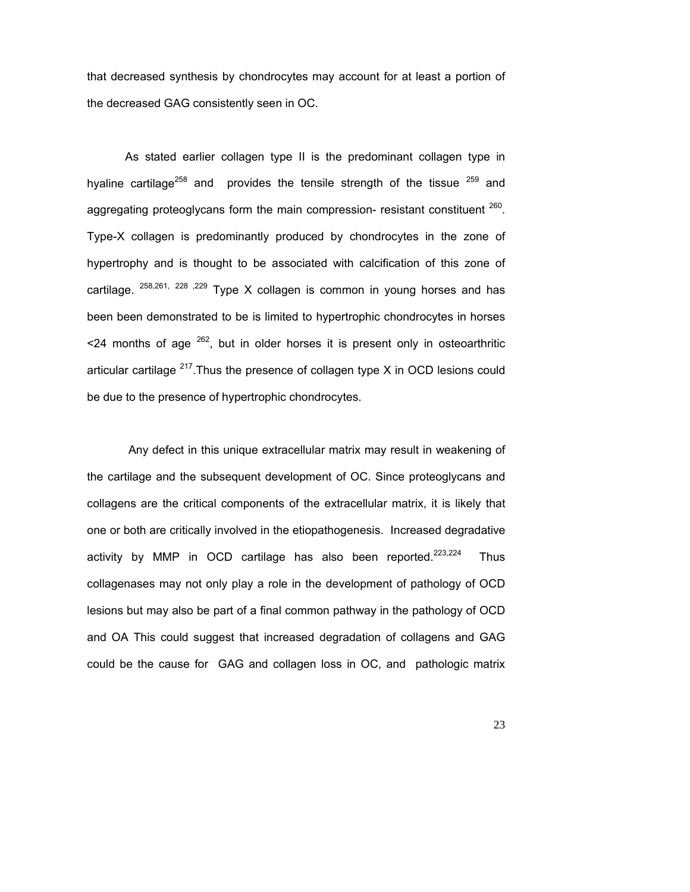that decreased synthesis by chondrocytes may account for at least a portion of the decreased GAG consistently seen in OC.

As stated earlier collagen type II is the predominant collagen type in hyaline cartilage[258] and provides the tensile strength of the tissue [259] and aggregating proteoglycans form the main compression- resistant constituent [260]. Type-X collagen is predominantly produced by chondrocytes in the zone of hypertrophy and is thought to be associated with calcification of this zone of cartilage. [258,261, 228 ,229] Type X collagen is common in young horses and has been been demonstrated to be is limited to hypertrophic chondrocytes in horses <24 months of age [262], but in older horses it is present only in osteoarthritic articular cartilage [217].Thus the presence of collagen type X in OCD lesions could be due to the presence of hypertrophic chondrocytes.

Any defect in this unique extracellular matrix may result in weakening of the cartilage and the subsequent development of OC. Since proteoglycans and collagens are the critical components of the extracellular matrix, it is likely that one or both are critically involved in the etiopathogenesis. Increased degradative activity by MMP in OCD cartilage has also been reported.[223,224] Thus collagenases may not only play a role in the development of pathology of OCD lesions but may also be part of a final common pathway in the pathology of OCD and OA This could suggest that increased degradation of collagens and GAG could be the cause for GAG and collagen loss in OC, and pathologic matrix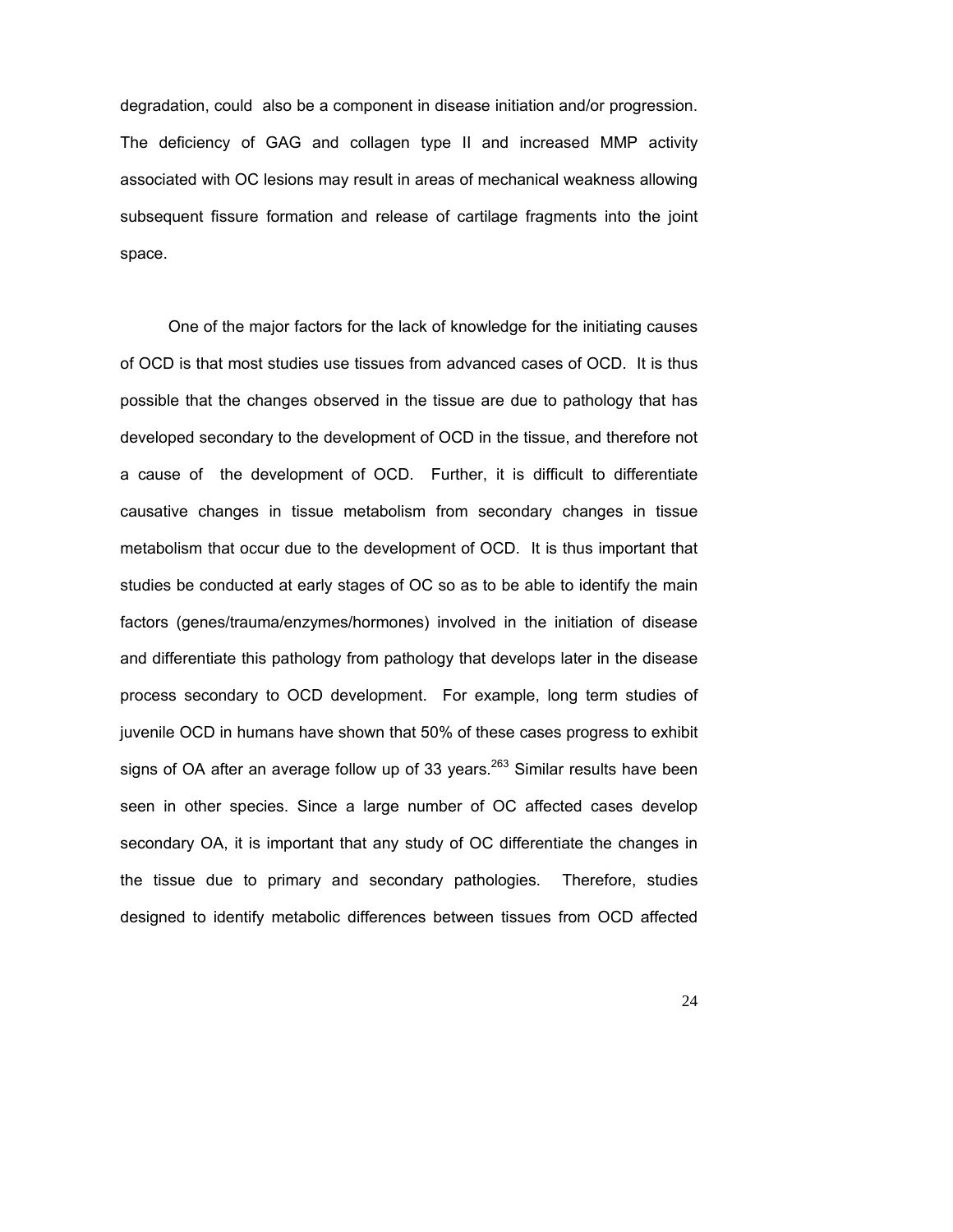degradation, could also be a component in disease initiation and/or progression. The deficiency of GAG and collagen type II and increased MMP activity associated with OC lesions may result in areas of mechanical weakness allowing subsequent fissure formation and release of cartilage fragments into the joint space.

One of the major factors for the lack of knowledge for the initiating causes of OCD is that most studies use tissues from advanced cases of OCD. It is thus possible that the changes observed in the tissue are due to pathology that has developed secondary to the development of OCD in the tissue, and therefore not a cause of the development of OCD. Further, it is difficult to differentiate causative changes in tissue metabolism from secondary changes in tissue metabolism that occur due to the development of OCD. It is thus important that studies be conducted at early stages of OC so as to be able to identify the main factors (genes/trauma/enzymes/hormones) involved in the initiation of disease and differentiate this pathology from pathology that develops later in the disease process secondary to OCD development. For example, long term studies of juvenile OCD in humans have shown that 50% of these cases progress to exhibit signs of OA after an average follow up of 33 years.[263] Similar results have been seen in other species. Since a large number of OC affected cases develop secondary OA, it is important that any study of OC differentiate the changes in the tissue due to primary and secondary pathologies. Therefore, studies designed to identify metabolic differences between tissues from OCD affected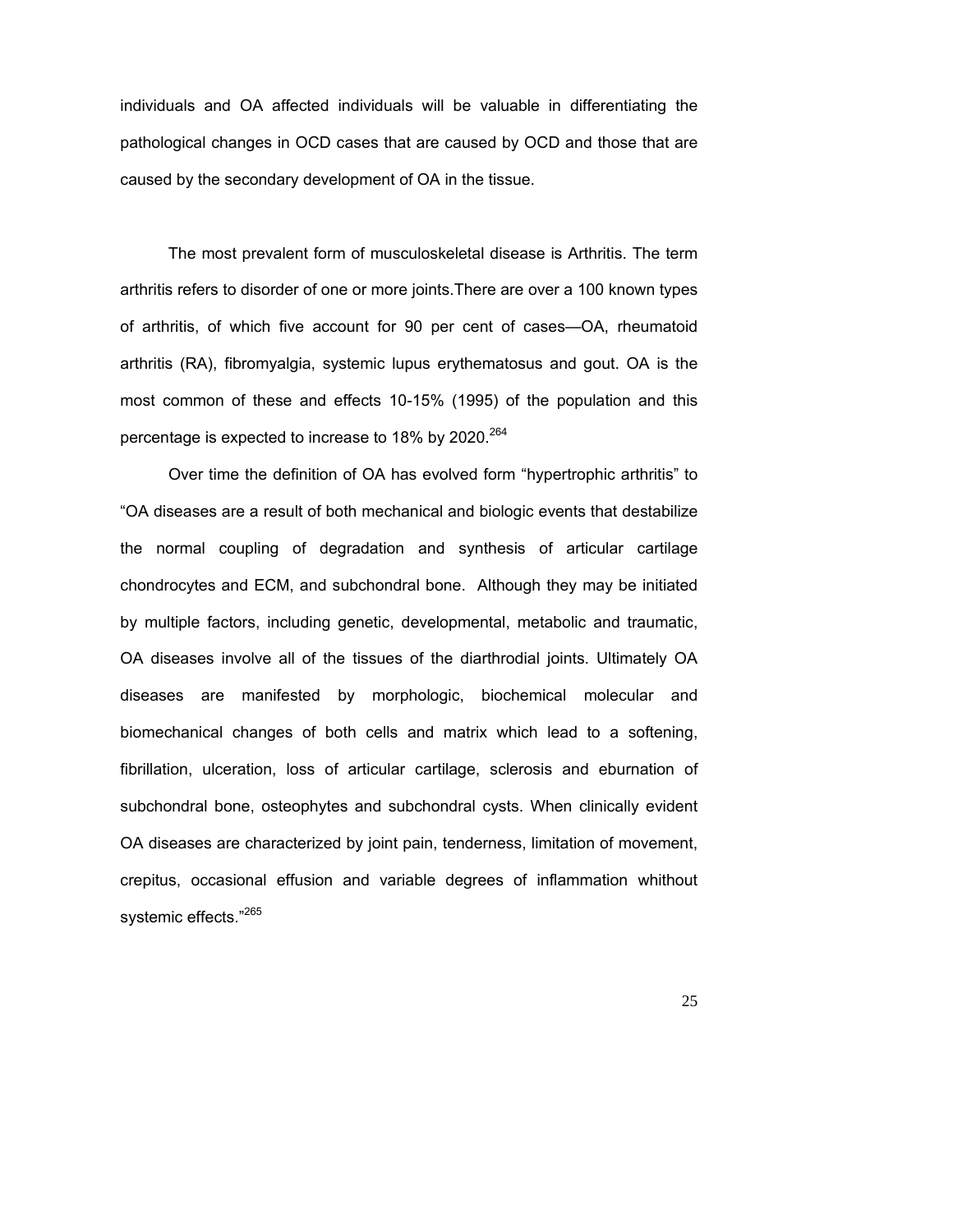individuals and OA affected individuals will be valuable in differentiating the pathological changes in OCD cases that are caused by OCD and those that are caused by the secondary development of OA in the tissue.

The most prevalent form of musculoskeletal disease is Arthritis. The term arthritis refers to disorder of one or more joints.There are over a 100 known types of arthritis, of which five account for 90 per cent of cases—OA, rheumatoid arthritis (RA), fibromyalgia, systemic lupus erythematosus and gout. OA is the most common of these and effects 10-15% (1995) of the population and this percentage is expected to increase to 18% by 2020.[264]

Over time the definition of OA has evolved form "hypertrophic arthritis" to "OA diseases are a result of both mechanical and biologic events that destabilize the normal coupling of degradation and synthesis of articular cartilage chondrocytes and ECM, and subchondral bone. Although they may be initiated by multiple factors, including genetic, developmental, metabolic and traumatic, OA diseases involve all of the tissues of the diarthrodial joints. Ultimately OA diseases are manifested by morphologic, biochemical molecular and biomechanical changes of both cells and matrix which lead to a softening, fibrillation, ulceration, loss of articular cartilage, sclerosis and eburnation of subchondral bone, osteophytes and subchondral cysts. When clinically evident OA diseases are characterized by joint pain, tenderness, limitation of movement, crepitus, occasional effusion and variable degrees of inflammation whithout systemic effects."[265]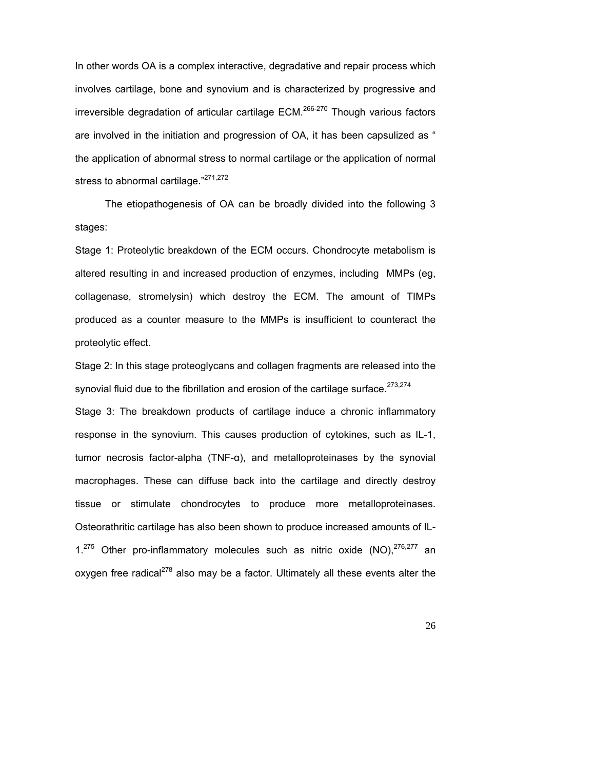In other words OA is a complex interactive, degradative and repair process which involves cartilage, bone and synovium and is characterized by progressive and irreversible degradation of articular cartilage ECM.[266-270] Though various factors are involved in the initiation and progression of OA, it has been capsulized as " the application of abnormal stress to normal cartilage or the application of normal stress to abnormal cartilage."[271,272]

The etiopathogenesis of OA can be broadly divided into the following 3 stages:

Stage 1: Proteolytic breakdown of the ECM occurs. Chondrocyte metabolism is altered resulting in and increased production of enzymes, including MMPs (eg, collagenase, stromelysin) which destroy the ECM. The amount of TIMPs produced as a counter measure to the MMPs is insufficient to counteract the proteolytic effect.

Stage 2: In this stage proteoglycans and collagen fragments are released into the synovial fluid due to the fibrillation and erosion of the cartilage surface.[273,274]

Stage 3: The breakdown products of cartilage induce a chronic inflammatory response in the synovium. This causes production of cytokines, such as IL-1, tumor necrosis factor-alpha (TNF-α), and metalloproteinases by the synovial macrophages. These can diffuse back into the cartilage and directly destroy tissue or stimulate chondrocytes to produce more metalloproteinases. Osteorathritic cartilage has also been shown to produce increased amounts of IL-1.[275] Other pro-inflammatory molecules such as nitric oxide (NO),[276,277] an oxygen free radical[278] also may be a factor. Ultimately all these events alter the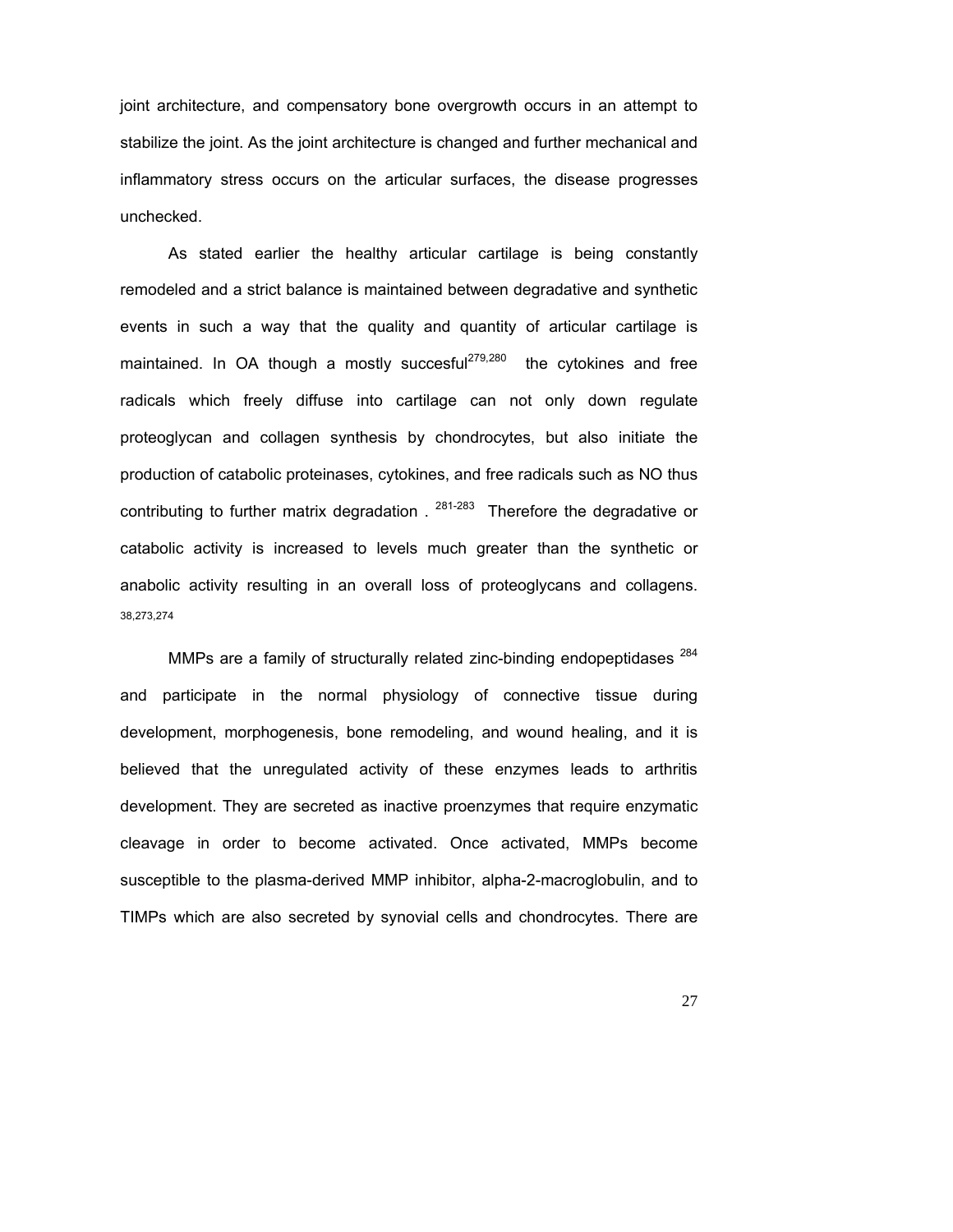joint architecture, and compensatory bone overgrowth occurs in an attempt to stabilize the joint. As the joint architecture is changed and further mechanical and inflammatory stress occurs on the articular surfaces, the disease progresses unchecked.

As stated earlier the healthy articular cartilage is being constantly remodeled and a strict balance is maintained between degradative and synthetic events in such a way that the quality and quantity of articular cartilage is maintained. In OA though a mostly succesful[279,280] the cytokines and free radicals which freely diffuse into cartilage can not only down regulate proteoglycan and collagen synthesis by chondrocytes, but also initiate the production of catabolic proteinases, cytokines, and free radicals such as NO thus contributing to further matrix degradation . [281-283] Therefore the degradative or catabolic activity is increased to levels much greater than the synthetic or anabolic activity resulting in an overall loss of proteoglycans and collagens. [38,273,274]

MMPs are a family of structurally related zinc-binding endopeptidases [284] and participate in the normal physiology of connective tissue during development, morphogenesis, bone remodeling, and wound healing, and it is believed that the unregulated activity of these enzymes leads to arthritis development. They are secreted as inactive proenzymes that require enzymatic cleavage in order to become activated. Once activated, MMPs become susceptible to the plasma-derived MMP inhibitor, alpha-2-macroglobulin, and to TIMPs which are also secreted by synovial cells and chondrocytes. There are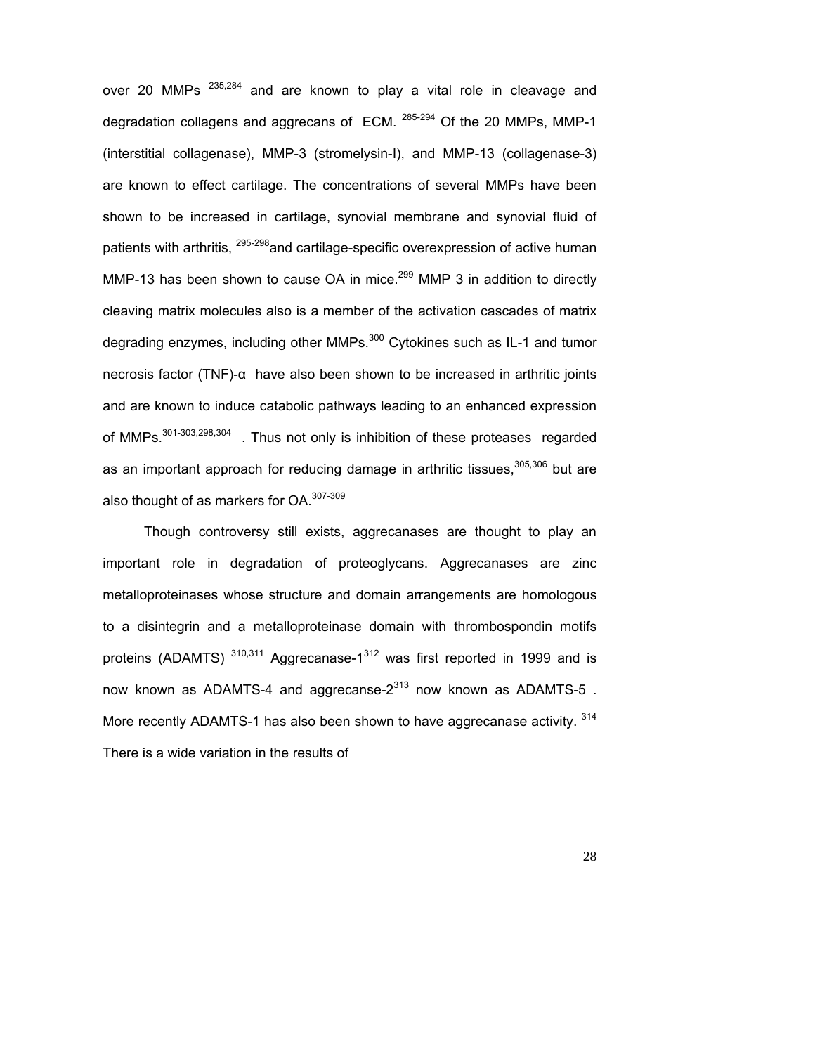over 20 MMPs [235,284] and are known to play a vital role in cleavage and degradation collagens and aggrecans of ECM. [285-294] Of the 20 MMPs, MMP-1 (interstitial collagenase), MMP-3 (stromelysin-I), and MMP-13 (collagenase-3) are known to effect cartilage. The concentrations of several MMPs have been shown to be increased in cartilage, synovial membrane and synovial fluid of patients with arthritis, [295-298]and cartilage-specific overexpression of active human MMP-13 has been shown to cause OA in mice.[299] MMP 3 in addition to directly cleaving matrix molecules also is a member of the activation cascades of matrix degrading enzymes, including other MMPs.[300] Cytokines such as IL-1 and tumor necrosis factor (TNF)-α have also been shown to be increased in arthritic joints and are known to induce catabolic pathways leading to an enhanced expression of MMPs.[301-303,298,304] . Thus not only is inhibition of these proteases regarded as an important approach for reducing damage in arthritic tissues,[305,306] but are also thought of as markers for OA.[307-309]

Though controversy still exists, aggrecanases are thought to play an important role in degradation of proteoglycans. Aggrecanases are zinc metalloproteinases whose structure and domain arrangements are homologous to a disintegrin and a metalloproteinase domain with thrombospondin motifs proteins (ADAMTS) [310,311] Aggrecanase-1[312] was first reported in 1999 and is now known as ADAMTS-4 and aggrecanse-2[313] now known as ADAMTS-5 . More recently ADAMTS-1 has also been shown to have aggrecanase activity. [314] There is a wide variation in the results of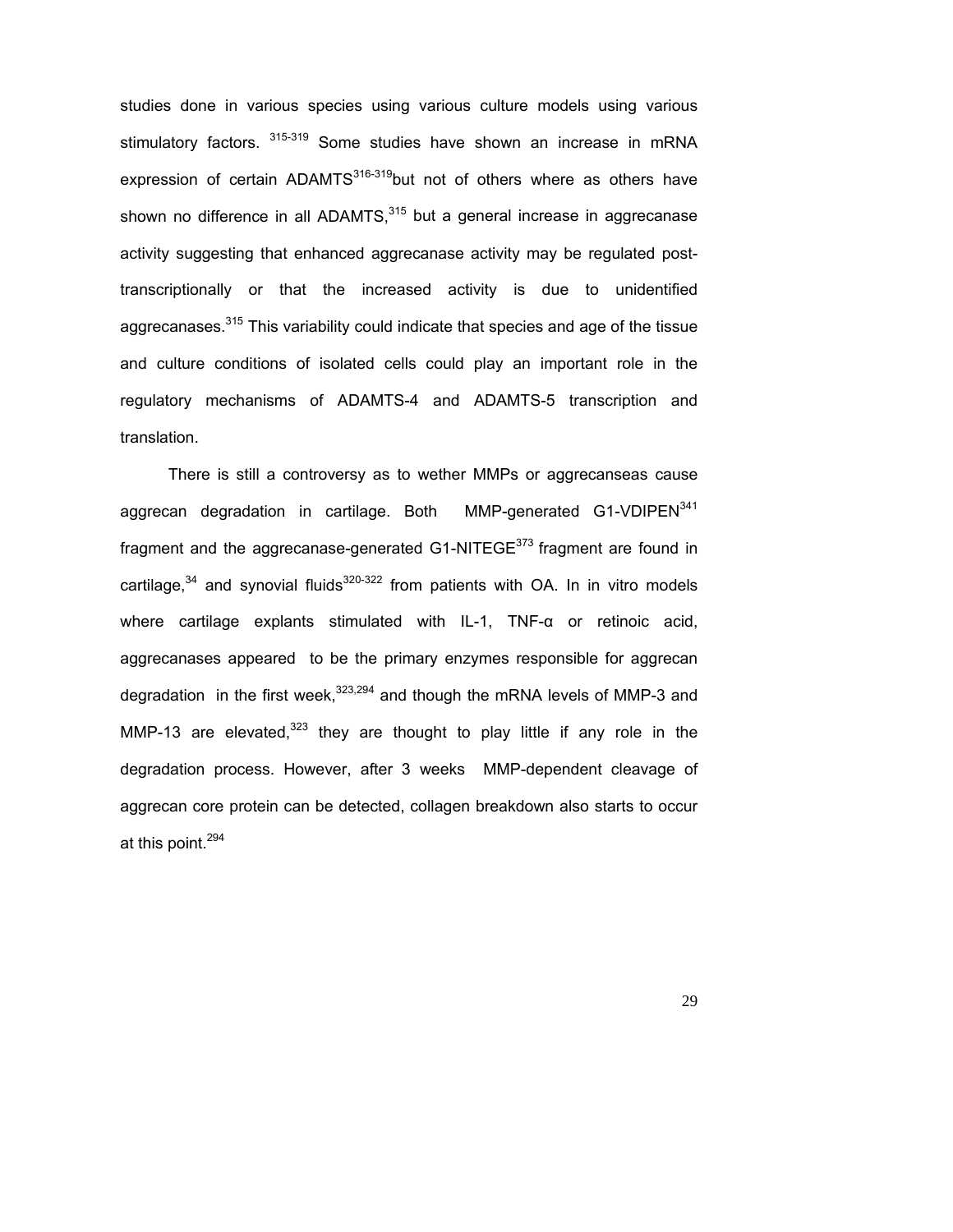studies done in various species using various culture models using various stimulatory factors. [315-319] Some studies have shown an increase in mRNA expression of certain ADAMTS[316-319]but not of others where as others have shown no difference in all ADAMTS,[315] but a general increase in aggrecanase activity suggesting that enhanced aggrecanase activity may be regulated post-transcriptionally or that the increased activity is due to unidentified aggrecanases.[315] This variability could indicate that species and age of the tissue and culture conditions of isolated cells could play an important role in the regulatory mechanisms of ADAMTS-4 and ADAMTS-5 transcription and translation.

There is still a controversy as to wether MMPs or aggrecanseas cause aggrecan degradation in cartilage. Both MMP-generated G1-VDIPEN[341] fragment and the aggrecanase-generated G1-NITEGE[373] fragment are found in cartilage,[34] and synovial fluids[320-322] from patients with OA. In in vitro models where cartilage explants stimulated with IL-1, TNF-α or retinoic acid, aggrecanases appeared to be the primary enzymes responsible for aggrecan degradation in the first week,[323,294] and though the mRNA levels of MMP-3 and MMP-13 are elevated,[323] they are thought to play little if any role in the degradation process. However, after 3 weeks MMP-dependent cleavage of aggrecan core protein can be detected, collagen breakdown also starts to occur at this point.[294]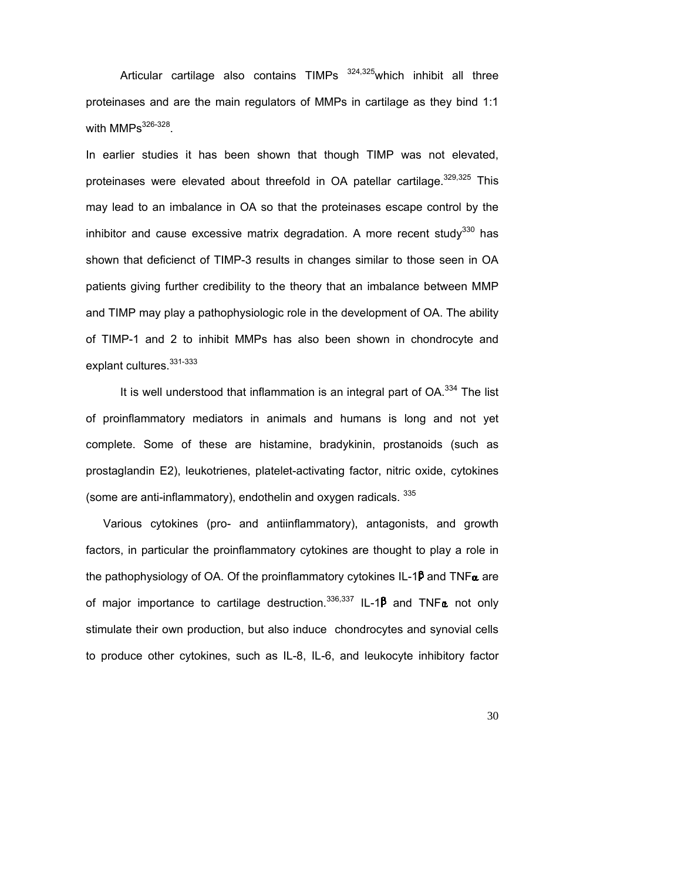Articular cartilage also contains TIMPs [324,325]which inhibit all three proteinases and are the main regulators of MMPs in cartilage as they bind 1:1 with MMPs[326-328].

In earlier studies it has been shown that though TIMP was not elevated, proteinases were elevated about threefold in OA patellar cartilage.[329,325] This may lead to an imbalance in OA so that the proteinases escape control by the inhibitor and cause excessive matrix degradation. A more recent study[330] has shown that deficienct of TIMP-3 results in changes similar to those seen in OA patients giving further credibility to the theory that an imbalance between MMP and TIMP may play a pathophysiologic role in the development of OA. The ability of TIMP-1 and 2 to inhibit MMPs has also been shown in chondrocyte and explant cultures.[331-333]

It is well understood that inflammation is an integral part of OA.[334] The list of proinflammatory mediators in animals and humans is long and not yet complete. Some of these are histamine, bradykinin, prostanoids (such as prostaglandin E2), leukotrienes, platelet-activating factor, nitric oxide, cytokines (some are anti-inflammatory), endothelin and oxygen radicals. [335]

Various cytokines (pro- and antiinflammatory), antagonists, and growth factors, in particular the proinflammatory cytokines are thought to play a role in the pathophysiology of OA. Of the proinflammatory cytokines IL-1β and TNFα are of major importance to cartilage destruction.[336,337] IL-1β and TNFα not only stimulate their own production, but also induce chondrocytes and synovial cells to produce other cytokines, such as IL-8, IL-6, and leukocyte inhibitory factor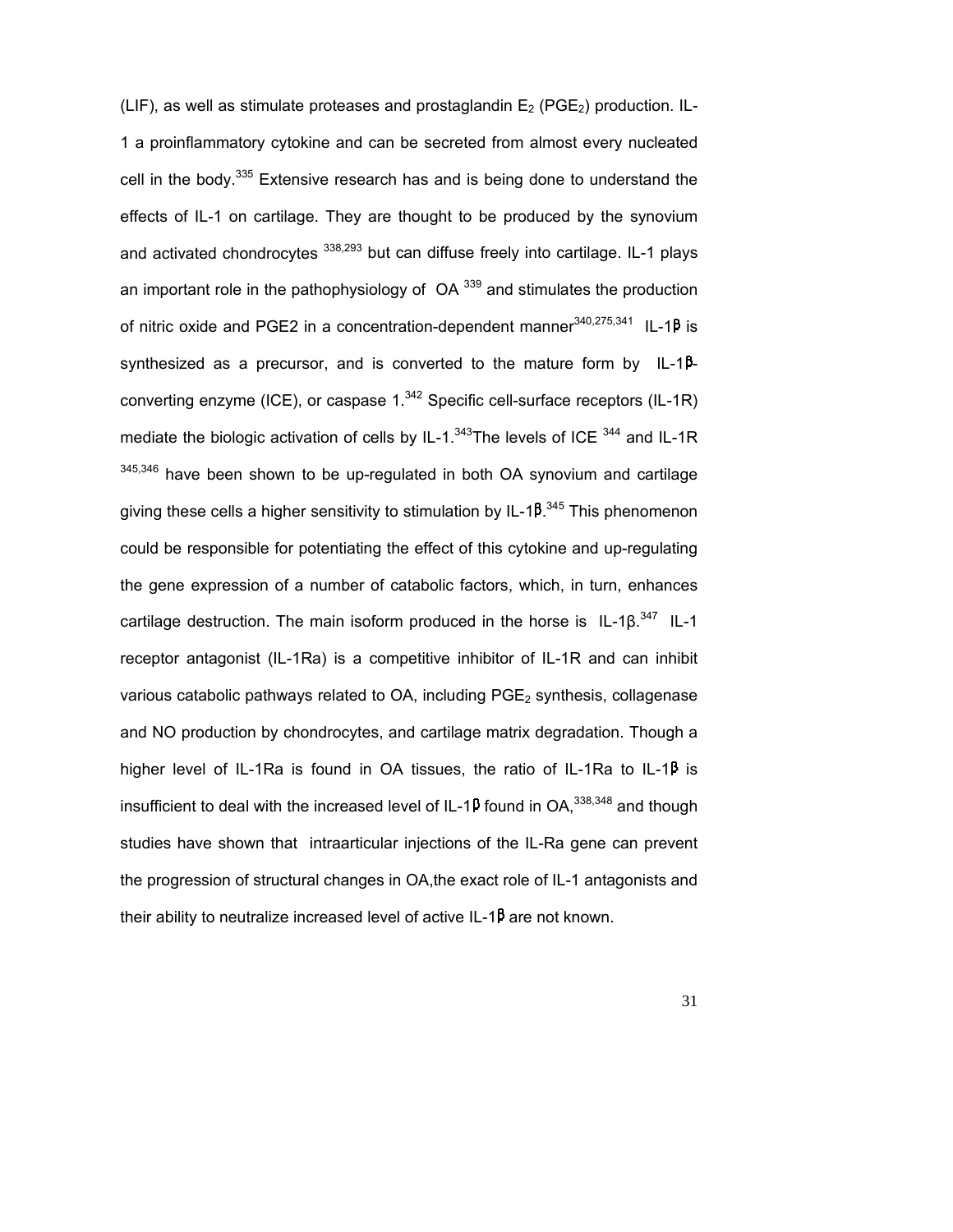(LIF), as well as stimulate proteases and prostaglandin $E_2$ ($PGE_2$) production. IL-1 a proinflammatory cytokine and can be secreted from almost every nucleated cell in the body.[335] Extensive research has and is being done to understand the effects of IL-1 on cartilage. They are thought to be produced by the synovium and activated chondrocytes [338,293] but can diffuse freely into cartilage. IL-1 plays an important role in the pathophysiology of OA [339] and stimulates the production of nitric oxide and PGE2 in a concentration-dependent manner[340,275,341] IL-1β is synthesized as a precursor, and is converted to the mature form by IL-1β-converting enzyme (ICE), or caspase 1.[342] Specific cell-surface receptors (IL-1R) mediate the biologic activation of cells by IL-1.[343]The levels of ICE [344] and IL-1R [345,346] have been shown to be up-regulated in both OA synovium and cartilage giving these cells a higher sensitivity to stimulation by IL-1β.[345] This phenomenon could be responsible for potentiating the effect of this cytokine and up-regulating the gene expression of a number of catabolic factors, which, in turn, enhances cartilage destruction. The main isoform produced in the horse is IL-1β.[347] IL-1 receptor antagonist (IL-1Ra) is a competitive inhibitor of IL-1R and can inhibit various catabolic pathways related to OA, including $PGE_2$ synthesis, collagenase and NO production by chondrocytes, and cartilage matrix degradation. Though a higher level of IL-1Ra is found in OA tissues, the ratio of IL-1Ra to IL-1β is insufficient to deal with the increased level of IL-1β found in OA,[338,348] and though studies have shown that intraarticular injections of the IL-Ra gene can prevent the progression of structural changes in OA,the exact role of IL-1 antagonists and their ability to neutralize increased level of active IL-1β are not known.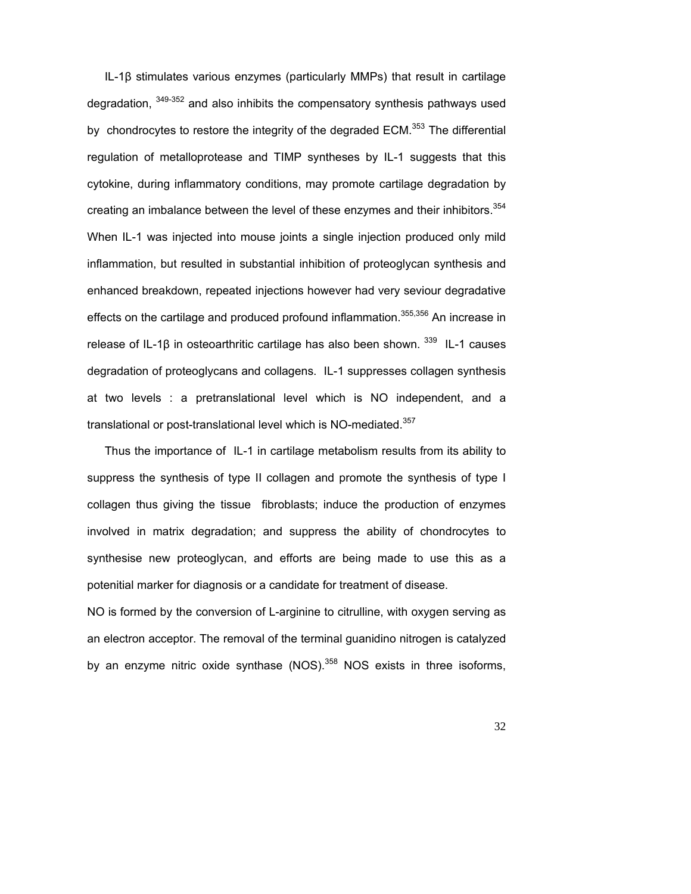IL-1β stimulates various enzymes (particularly MMPs) that result in cartilage degradation, [349-352] and also inhibits the compensatory synthesis pathways used by chondrocytes to restore the integrity of the degraded ECM.[353] The differential regulation of metalloprotease and TIMP syntheses by IL-1 suggests that this cytokine, during inflammatory conditions, may promote cartilage degradation by creating an imbalance between the level of these enzymes and their inhibitors.[354] When IL-1 was injected into mouse joints a single injection produced only mild inflammation, but resulted in substantial inhibition of proteoglycan synthesis and enhanced breakdown, repeated injections however had very seviour degradative effects on the cartilage and produced profound inflammation.[355,356] An increase in release of IL-1β in osteoarthritic cartilage has also been shown. [339] IL-1 causes degradation of proteoglycans and collagens. IL-1 suppresses collagen synthesis at two levels : a pretranslational level which is NO independent, and a translational or post-translational level which is NO-mediated.[357]

Thus the importance of IL-1 in cartilage metabolism results from its ability to suppress the synthesis of type II collagen and promote the synthesis of type I collagen thus giving the tissue fibroblasts; induce the production of enzymes involved in matrix degradation; and suppress the ability of chondrocytes to synthesise new proteoglycan, and efforts are being made to use this as a potenitial marker for diagnosis or a candidate for treatment of disease.

NO is formed by the conversion of L-arginine to citrulline, with oxygen serving as an electron acceptor. The removal of the terminal guanidino nitrogen is catalyzed by an enzyme nitric oxide synthase (NOS).[358] NOS exists in three isoforms,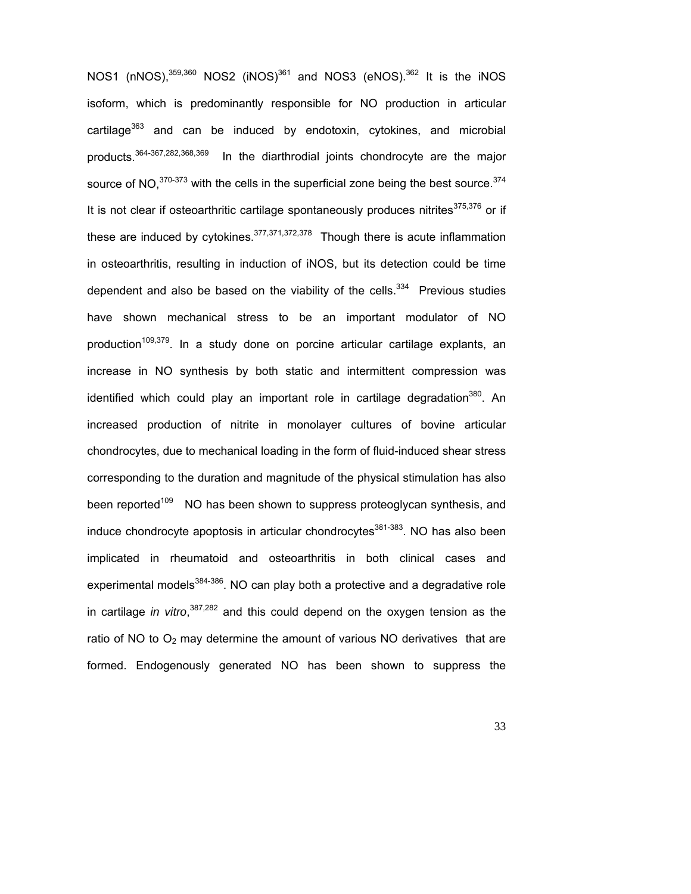NOS1 (nNOS),[359,360] NOS2 (iNOS)[361] and NOS3 (eNOS).[362] It is the iNOS isoform, which is predominantly responsible for NO production in articular cartilage[363] and can be induced by endotoxin, cytokines, and microbial products.[364-367,282,368,369] In the diarthrodial joints chondrocyte are the major source of NO,[370-373] with the cells in the superficial zone being the best source.[374] It is not clear if osteoarthritic cartilage spontaneously produces nitrites[375,376] or if these are induced by cytokines.[377,371,372,378] Though there is acute inflammation in osteoarthritis, resulting in induction of iNOS, but its detection could be time dependent and also be based on the viability of the cells.[334] Previous studies have shown mechanical stress to be an important modulator of NO production[109,379]. In a study done on porcine articular cartilage explants, an increase in NO synthesis by both static and intermittent compression was identified which could play an important role in cartilage degradation[380]. An increased production of nitrite in monolayer cultures of bovine articular chondrocytes, due to mechanical loading in the form of fluid-induced shear stress corresponding to the duration and magnitude of the physical stimulation has also been reported[109] NO has been shown to suppress proteoglycan synthesis, and induce chondrocyte apoptosis in articular chondrocytes[381-383]. NO has also been implicated in rheumatoid and osteoarthritis in both clinical cases and experimental models[384-386]. NO can play both a protective and a degradative role in cartilage *in vitro*,[387,282] and this could depend on the oxygen tension as the ratio of NO to $O_2$ may determine the amount of various NO derivatives that are formed. Endogenously generated NO has been shown to suppress the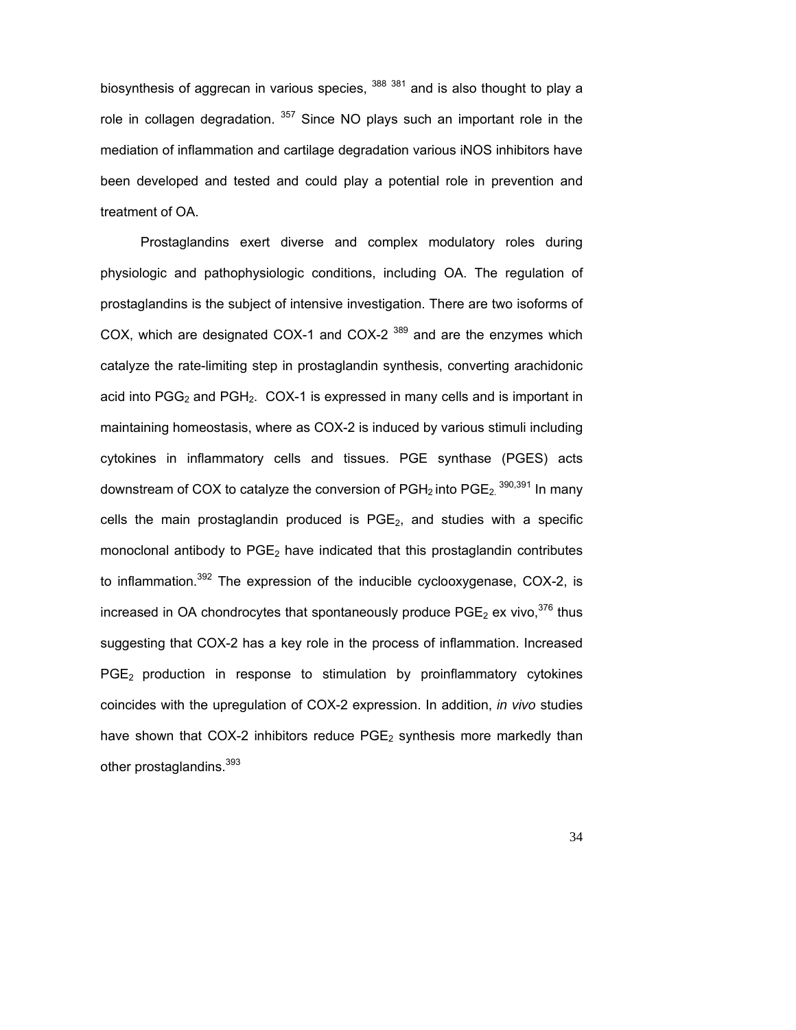biosynthesis of aggrecan in various species, [388 381] and is also thought to play a role in collagen degradation. [357] Since NO plays such an important role in the mediation of inflammation and cartilage degradation various iNOS inhibitors have been developed and tested and could play a potential role in prevention and treatment of OA.

Prostaglandins exert diverse and complex modulatory roles during physiologic and pathophysiologic conditions, including OA. The regulation of prostaglandins is the subject of intensive investigation. There are two isoforms of COX, which are designated COX-1 and COX-2 [389] and are the enzymes which catalyze the rate-limiting step in prostaglandin synthesis, converting arachidonic acid into $PGG_2$ and $PGH_2$. COX-1 is expressed in many cells and is important in maintaining homeostasis, where as COX-2 is induced by various stimuli including cytokines in inflammatory cells and tissues. PGE synthase (PGES) acts downstream of COX to catalyze the conversion of $PGH_2$ into $PGE_2$.[390,391] In many cells the main prostaglandin produced is $PGE_2$, and studies with a specific monoclonal antibody to $PGE_2$ have indicated that this prostaglandin contributes to inflammation.[392] The expression of the inducible cyclooxygenase, COX-2, is increased in OA chondrocytes that spontaneously produce $PGE_2$ ex vivo,[376] thus suggesting that COX-2 has a key role in the process of inflammation. Increased $PGE_2$ production in response to stimulation by proinflammatory cytokines coincides with the upregulation of COX-2 expression. In addition, *in vivo* studies have shown that COX-2 inhibitors reduce $PGE_2$ synthesis more markedly than other prostaglandins.[393]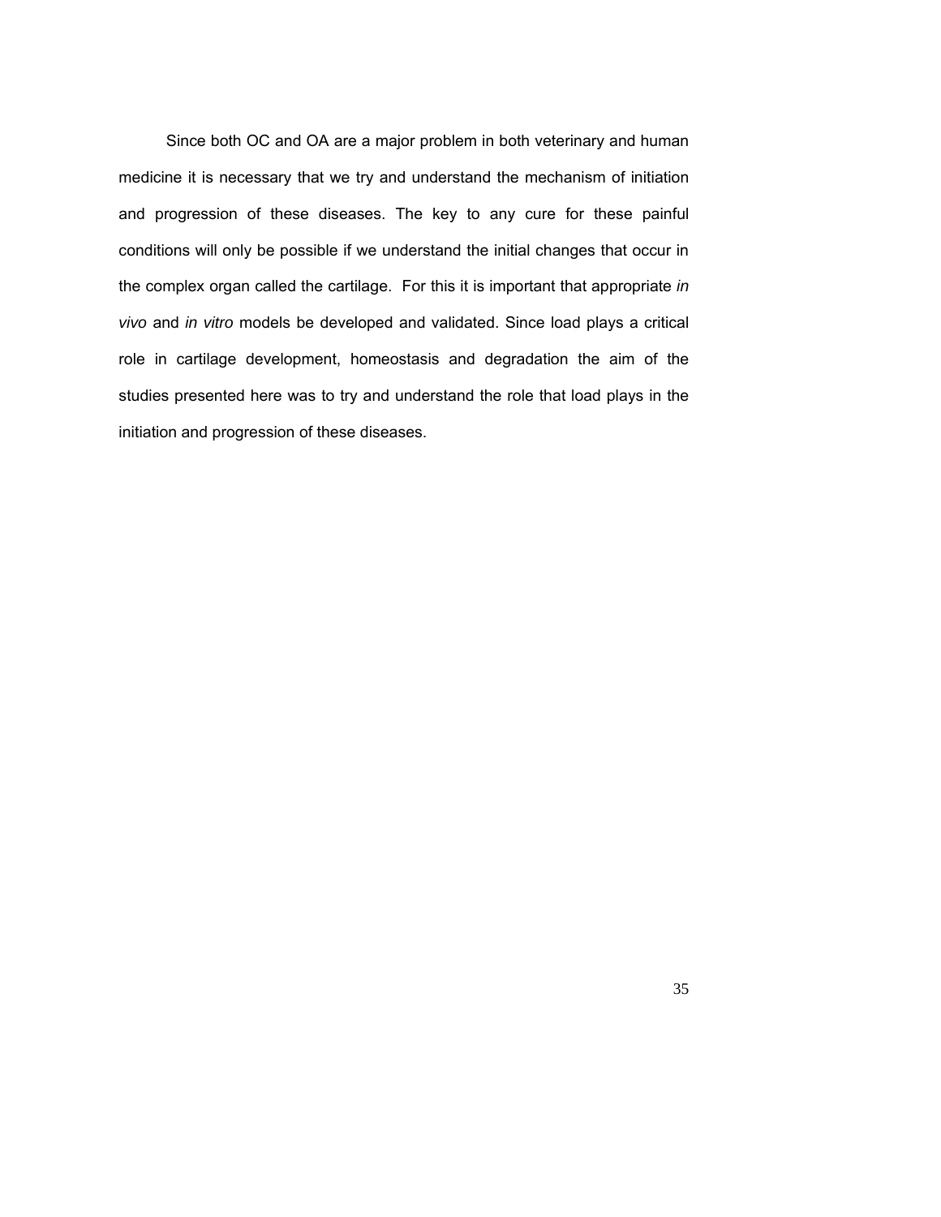Since both OC and OA are a major problem in both veterinary and human medicine it is necessary that we try and understand the mechanism of initiation and progression of these diseases. The key to any cure for these painful conditions will only be possible if we understand the initial changes that occur in the complex organ called the cartilage. For this it is important that appropriate *in vivo* and *in vitro* models be developed and validated. Since load plays a critical role in cartilage development, homeostasis and degradation the aim of the studies presented here was to try and understand the role that load plays in the initiation and progression of these diseases.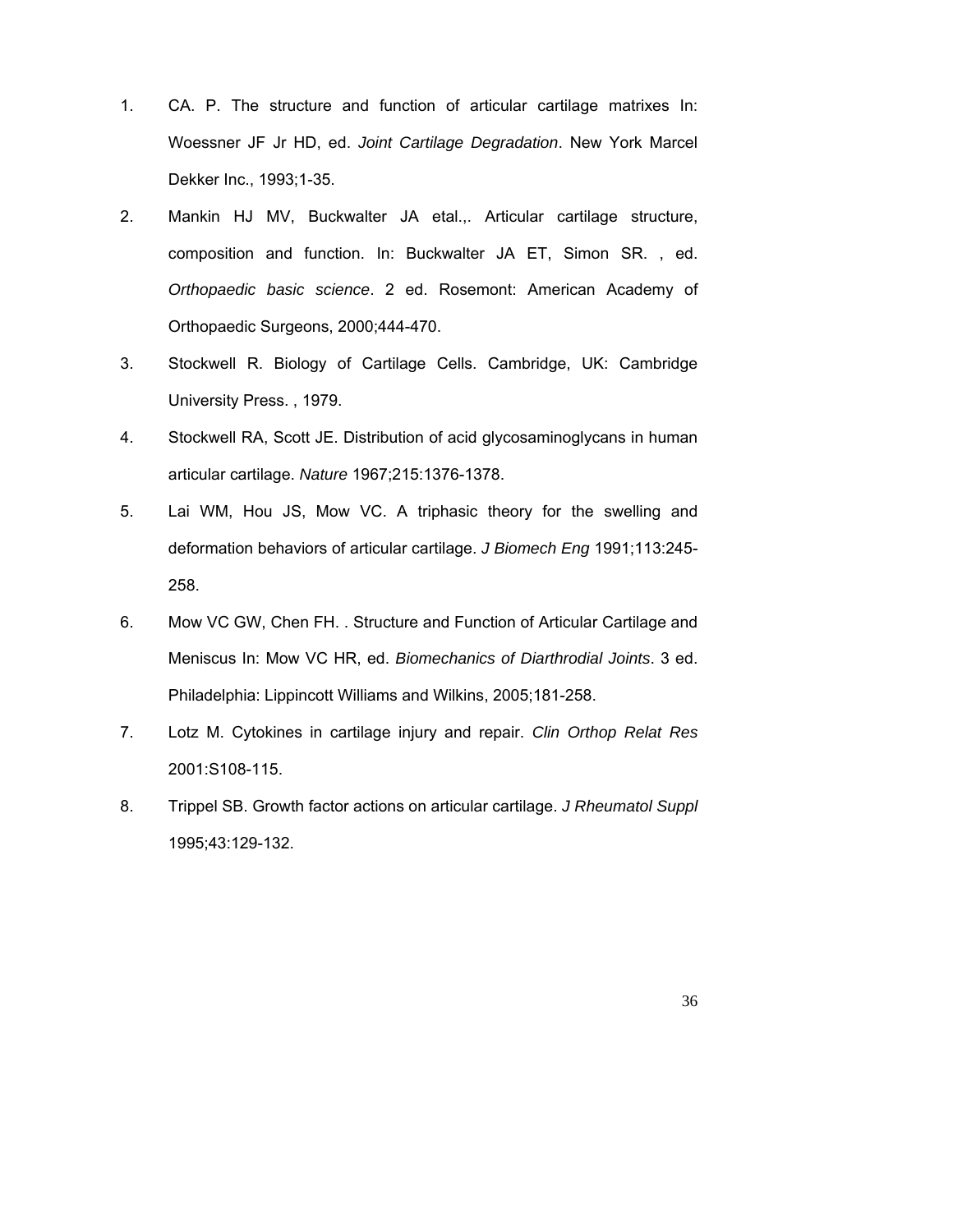1. CA. P. The structure and function of articular cartilage matrixes In: Woessner JF Jr HD, ed. *Joint Cartilage Degradation*. New York Marcel Dekker Inc., 1993;1-35.

2. Mankin HJ MV, Buckwalter JA etal.,. Articular cartilage structure, composition and function. In: Buckwalter JA ET, Simon SR. , ed. *Orthopaedic basic science*. 2 ed. Rosemont: American Academy of Orthopaedic Surgeons, 2000;444-470.

3. Stockwell R. Biology of Cartilage Cells. Cambridge, UK: Cambridge University Press. , 1979.

4. Stockwell RA, Scott JE. Distribution of acid glycosaminoglycans in human articular cartilage. *Nature* 1967;215:1376-1378.

5. Lai WM, Hou JS, Mow VC. A triphasic theory for the swelling and deformation behaviors of articular cartilage. *J Biomech Eng* 1991;113:245-258.

6. Mow VC GW, Chen FH. . Structure and Function of Articular Cartilage and Meniscus In: Mow VC HR, ed. *Biomechanics of Diarthrodial Joints*. 3 ed. Philadelphia: Lippincott Williams and Wilkins, 2005;181-258.

7. Lotz M. Cytokines in cartilage injury and repair. *Clin Orthop Relat Res* 2001:S108-115.

8. Trippel SB. Growth factor actions on articular cartilage. *J Rheumatol Suppl* 1995;43:129-132.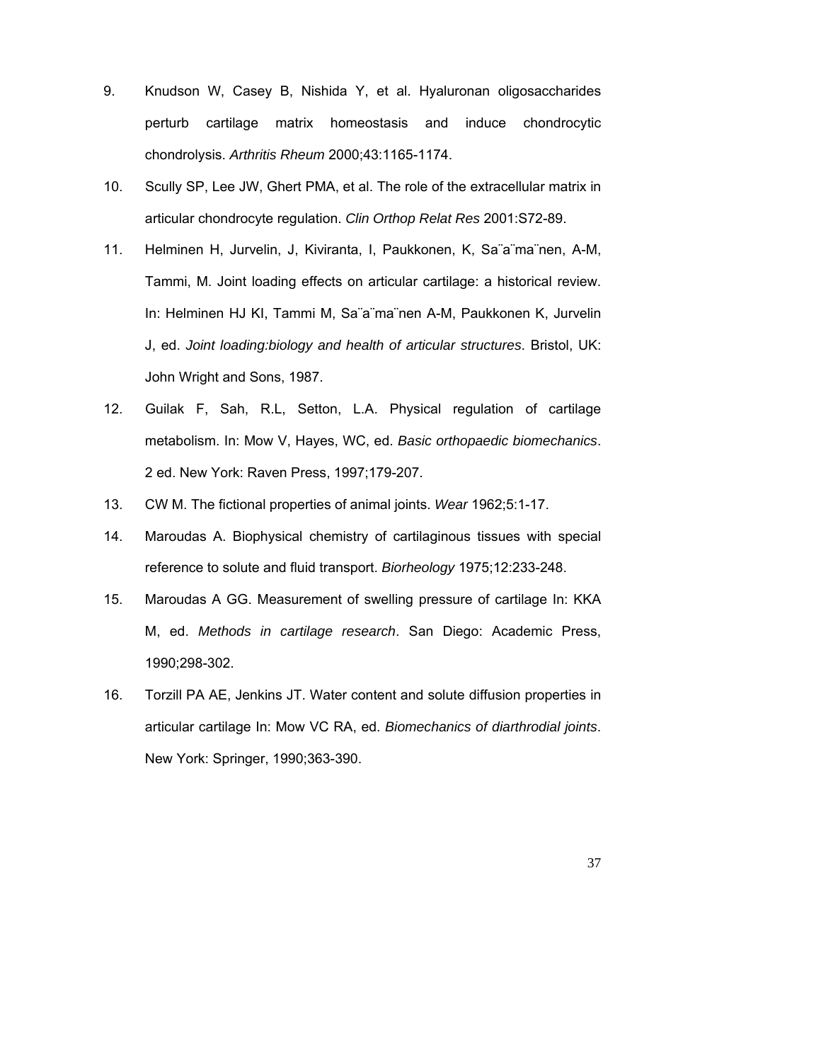9. Knudson W, Casey B, Nishida Y, et al. Hyaluronan oligosaccharides perturb cartilage matrix homeostasis and induce chondrocytic chondrolysis. *Arthritis Rheum* 2000;43:1165-1174.

10. Scully SP, Lee JW, Ghert PMA, et al. The role of the extracellular matrix in articular chondrocyte regulation. *Clin Orthop Relat Res* 2001:S72-89.

11. Helminen H, Jurvelin, J, Kiviranta, I, Paukkonen, K, Sa¨a¨ma¨nen, A-M, Tammi, M. Joint loading effects on articular cartilage: a historical review. In: Helminen HJ KI, Tammi M, Sa¨a¨ma¨nen A-M, Paukkonen K, Jurvelin J, ed. *Joint loading:biology and health of articular structures*. Bristol, UK: John Wright and Sons, 1987.

12. Guilak F, Sah, R.L, Setton, L.A. Physical regulation of cartilage metabolism. In: Mow V, Hayes, WC, ed. *Basic orthopaedic biomechanics*. 2 ed. New York: Raven Press, 1997;179-207.

13. CW M. The fictional properties of animal joints. *Wear* 1962;5:1-17.

14. Maroudas A. Biophysical chemistry of cartilaginous tissues with special reference to solute and fluid transport. *Biorheology* 1975;12:233-248.

15. Maroudas A GG. Measurement of swelling pressure of cartilage In: KKA M, ed. *Methods in cartilage research*. San Diego: Academic Press, 1990;298-302.

16. Torzill PA AE, Jenkins JT. Water content and solute diffusion properties in articular cartilage In: Mow VC RA, ed. *Biomechanics of diarthrodial joints*. New York: Springer, 1990;363-390.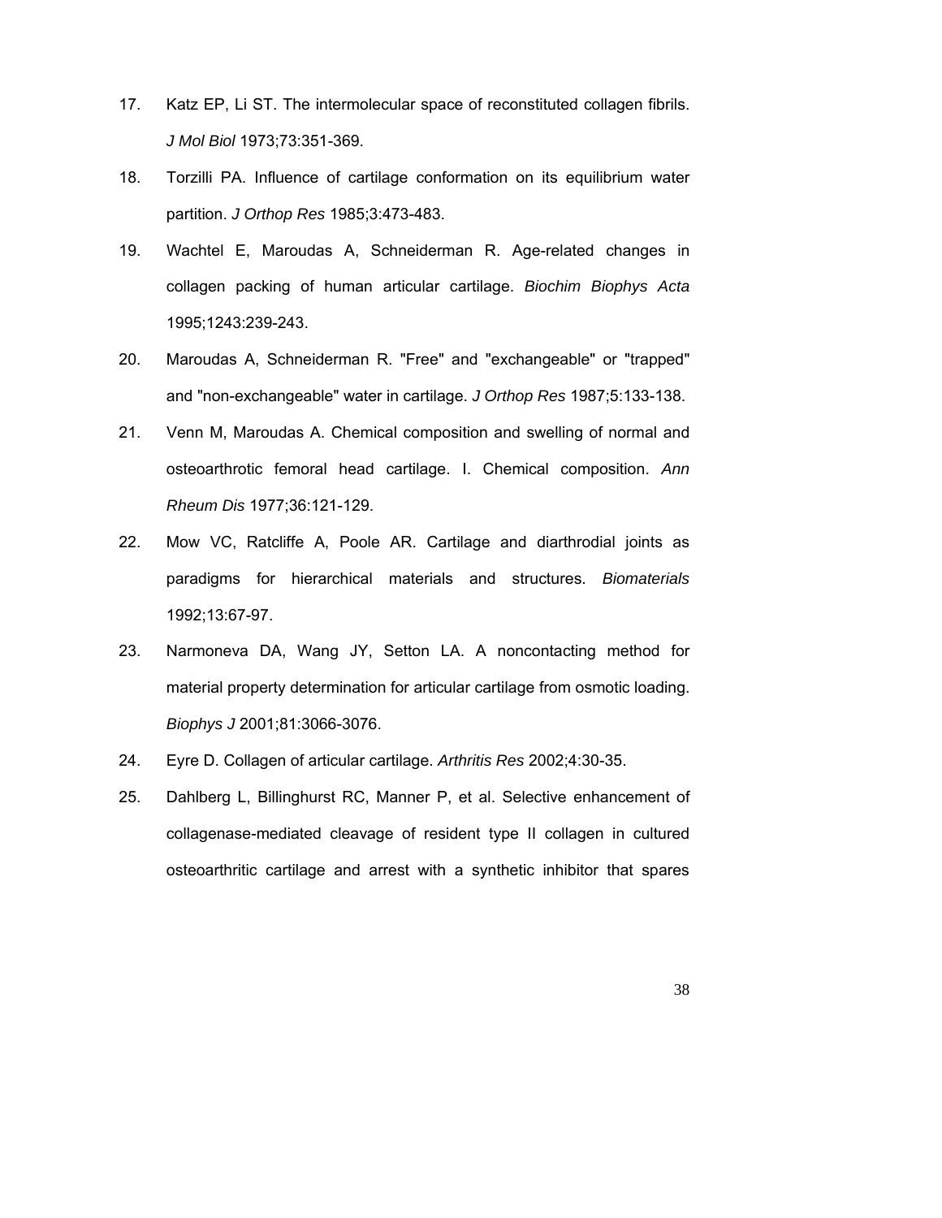17. Katz EP, Li ST. The intermolecular space of reconstituted collagen fibrils. *J Mol Biol* 1973;73:351-369.

18. Torzilli PA. Influence of cartilage conformation on its equilibrium water partition. *J Orthop Res* 1985;3:473-483.

19. Wachtel E, Maroudas A, Schneiderman R. Age-related changes in collagen packing of human articular cartilage. *Biochim Biophys Acta* 1995;1243:239-243.

20. Maroudas A, Schneiderman R. "Free" and "exchangeable" or "trapped" and "non-exchangeable" water in cartilage. *J Orthop Res* 1987;5:133-138.

21. Venn M, Maroudas A. Chemical composition and swelling of normal and osteoarthrotic femoral head cartilage. I. Chemical composition. *Ann Rheum Dis* 1977;36:121-129.

22. Mow VC, Ratcliffe A, Poole AR. Cartilage and diarthrodial joints as paradigms for hierarchical materials and structures. *Biomaterials* 1992;13:67-97.

23. Narmoneva DA, Wang JY, Setton LA. A noncontacting method for material property determination for articular cartilage from osmotic loading. *Biophys J* 2001;81:3066-3076.

24. Eyre D. Collagen of articular cartilage. *Arthritis Res* 2002;4:30-35.

25. Dahlberg L, Billinghurst RC, Manner P, et al. Selective enhancement of collagenase-mediated cleavage of resident type II collagen in cultured osteoarthritic cartilage and arrest with a synthetic inhibitor that spares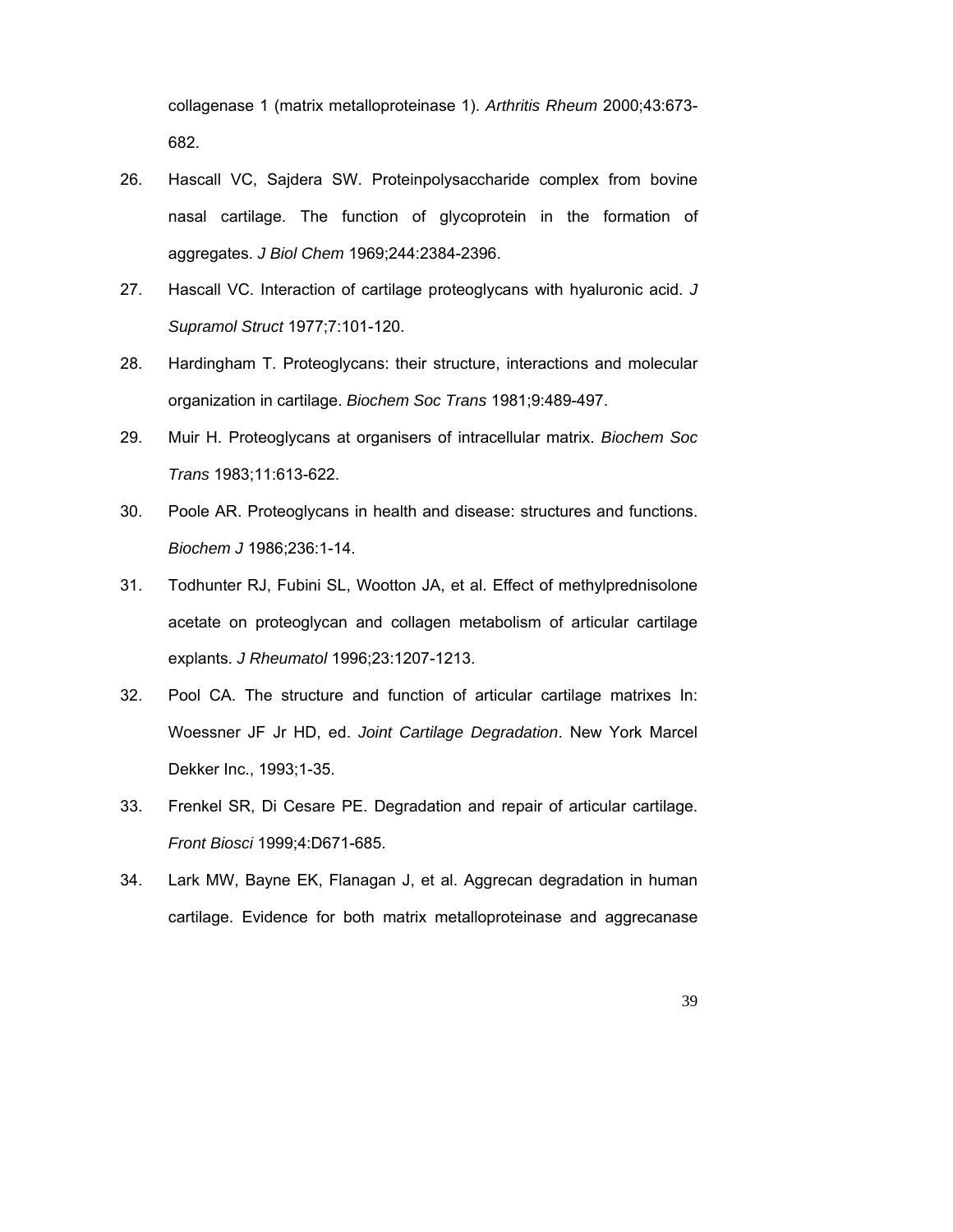collagenase 1 (matrix metalloproteinase 1). *Arthritis Rheum* 2000;43:673-682.

26. Hascall VC, Sajdera SW. Proteinpolysaccharide complex from bovine nasal cartilage. The function of glycoprotein in the formation of aggregates. *J Biol Chem* 1969;244:2384-2396.
27. Hascall VC. Interaction of cartilage proteoglycans with hyaluronic acid. *J Supramol Struct* 1977;7:101-120.
28. Hardingham T. Proteoglycans: their structure, interactions and molecular organization in cartilage. *Biochem Soc Trans* 1981;9:489-497.
29. Muir H. Proteoglycans at organisers of intracellular matrix. *Biochem Soc Trans* 1983;11:613-622.
30. Poole AR. Proteoglycans in health and disease: structures and functions. *Biochem J* 1986;236:1-14.
31. Todhunter RJ, Fubini SL, Wootton JA, et al. Effect of methylprednisolone acetate on proteoglycan and collagen metabolism of articular cartilage explants. *J Rheumatol* 1996;23:1207-1213.
32. Pool CA. The structure and function of articular cartilage matrixes In: Woessner JF Jr HD, ed. *Joint Cartilage Degradation*. New York Marcel Dekker Inc., 1993;1-35.
33. Frenkel SR, Di Cesare PE. Degradation and repair of articular cartilage. *Front Biosci* 1999;4:D671-685.
34. Lark MW, Bayne EK, Flanagan J, et al. Aggrecan degradation in human cartilage. Evidence for both matrix metalloproteinase and aggrecanase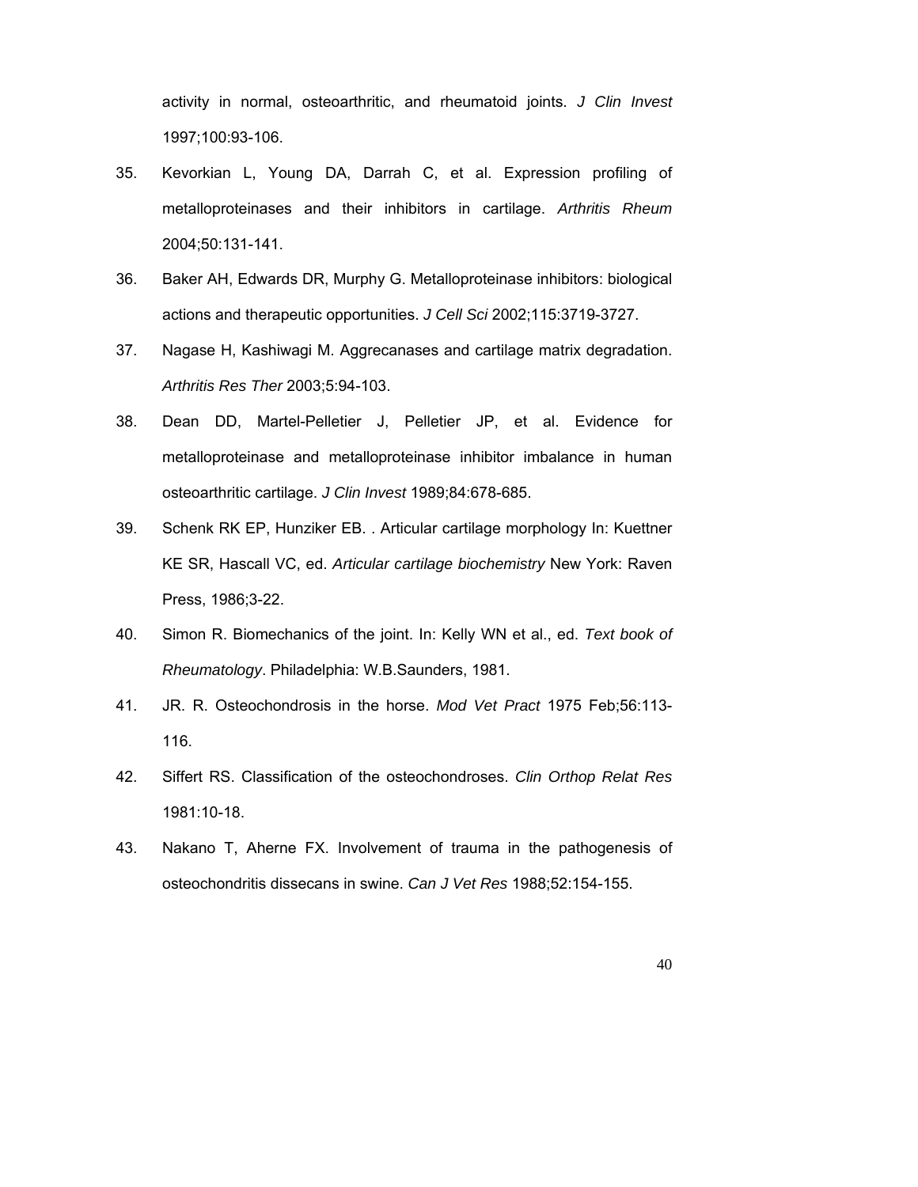activity in normal, osteoarthritic, and rheumatoid joints. *J Clin Invest* 1997;100:93-106.

35. Kevorkian L, Young DA, Darrah C, et al. Expression profiling of metalloproteinases and their inhibitors in cartilage. *Arthritis Rheum* 2004;50:131-141.

36. Baker AH, Edwards DR, Murphy G. Metalloproteinase inhibitors: biological actions and therapeutic opportunities. *J Cell Sci* 2002;115:3719-3727.

37. Nagase H, Kashiwagi M. Aggrecanases and cartilage matrix degradation. *Arthritis Res Ther* 2003;5:94-103.

38. Dean DD, Martel-Pelletier J, Pelletier JP, et al. Evidence for metalloproteinase and metalloproteinase inhibitor imbalance in human osteoarthritic cartilage. *J Clin Invest* 1989;84:678-685.

39. Schenk RK EP, Hunziker EB. . Articular cartilage morphology In: Kuettner KE SR, Hascall VC, ed. *Articular cartilage biochemistry* New York: Raven Press, 1986;3-22.

40. Simon R. Biomechanics of the joint. In: Kelly WN et al., ed. *Text book of Rheumatology*. Philadelphia: W.B.Saunders, 1981.

41. JR. R. Osteochondrosis in the horse. *Mod Vet Pract* 1975 Feb;56:113-116.

42. Siffert RS. Classification of the osteochondroses. *Clin Orthop Relat Res* 1981:10-18.

43. Nakano T, Aherne FX. Involvement of trauma in the pathogenesis of osteochondritis dissecans in swine. *Can J Vet Res* 1988;52:154-155.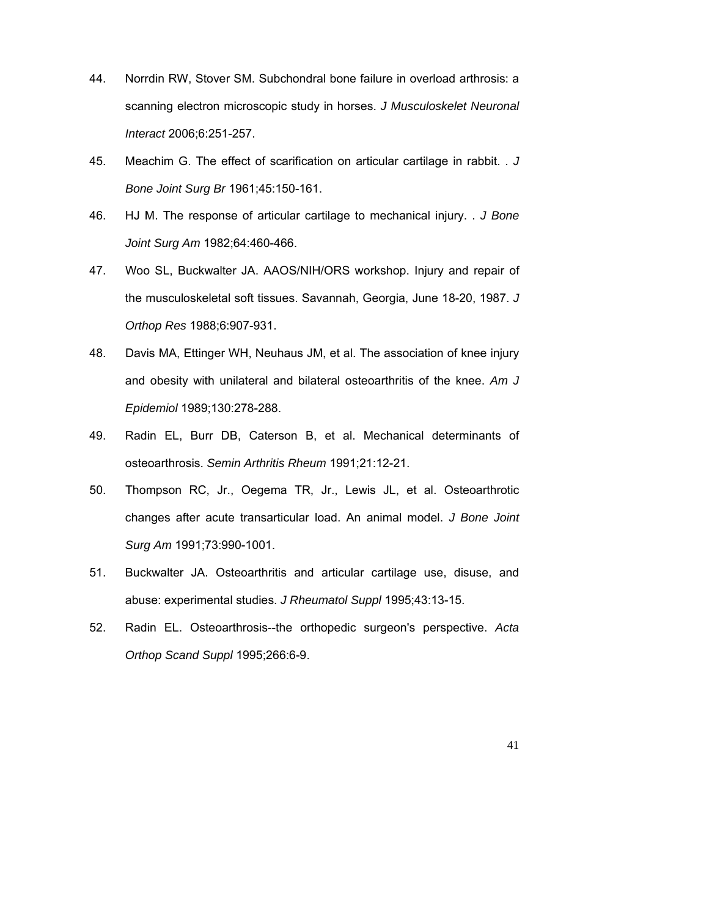44. Norrdin RW, Stover SM. Subchondral bone failure in overload arthrosis: a scanning electron microscopic study in horses. *J Musculoskelet Neuronal Interact* 2006;6:251-257.

45. Meachim G. The effect of scarification on articular cartilage in rabbit. . *J Bone Joint Surg Br* 1961;45:150-161.

46. HJ M. The response of articular cartilage to mechanical injury. . *J Bone Joint Surg Am* 1982;64:460-466.

47. Woo SL, Buckwalter JA. AAOS/NIH/ORS workshop. Injury and repair of the musculoskeletal soft tissues. Savannah, Georgia, June 18-20, 1987. *J Orthop Res* 1988;6:907-931.

48. Davis MA, Ettinger WH, Neuhaus JM, et al. The association of knee injury and obesity with unilateral and bilateral osteoarthritis of the knee. *Am J Epidemiol* 1989;130:278-288.

49. Radin EL, Burr DB, Caterson B, et al. Mechanical determinants of osteoarthrosis. *Semin Arthritis Rheum* 1991;21:12-21.

50. Thompson RC, Jr., Oegema TR, Jr., Lewis JL, et al. Osteoarthrotic changes after acute transarticular load. An animal model. *J Bone Joint Surg Am* 1991;73:990-1001.

51. Buckwalter JA. Osteoarthritis and articular cartilage use, disuse, and abuse: experimental studies. *J Rheumatol Suppl* 1995;43:13-15.

52. Radin EL. Osteoarthrosis--the orthopedic surgeon's perspective. *Acta Orthop Scand Suppl* 1995;266:6-9.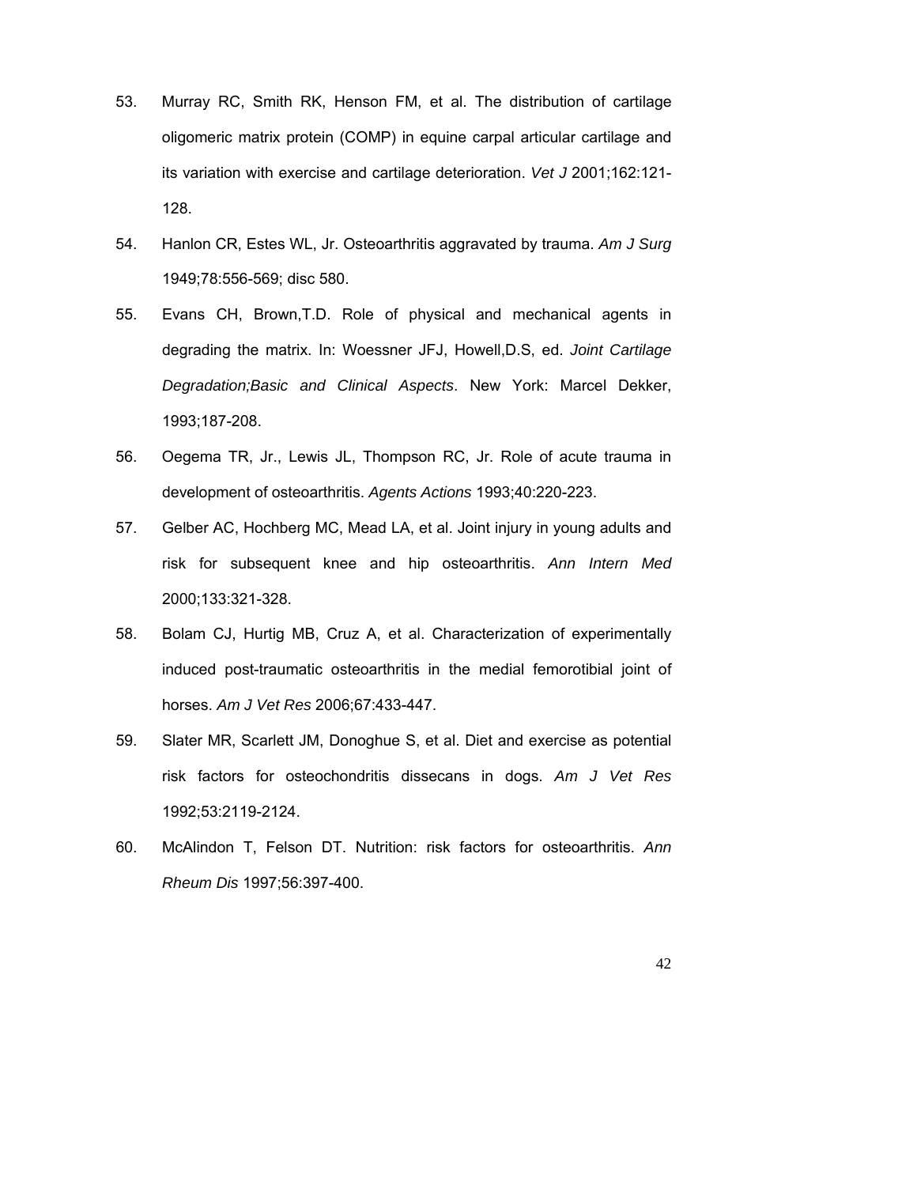53. Murray RC, Smith RK, Henson FM, et al. The distribution of cartilage oligomeric matrix protein (COMP) in equine carpal articular cartilage and its variation with exercise and cartilage deterioration. *Vet J* 2001;162:121-128.

54. Hanlon CR, Estes WL, Jr. Osteoarthritis aggravated by trauma. *Am J Surg* 1949;78:556-569; disc 580.

55. Evans CH, Brown,T.D. Role of physical and mechanical agents in degrading the matrix. In: Woessner JFJ, Howell,D.S, ed. *Joint Cartilage Degradation;Basic and Clinical Aspects*. New York: Marcel Dekker, 1993;187-208.

56. Oegema TR, Jr., Lewis JL, Thompson RC, Jr. Role of acute trauma in development of osteoarthritis. *Agents Actions* 1993;40:220-223.

57. Gelber AC, Hochberg MC, Mead LA, et al. Joint injury in young adults and risk for subsequent knee and hip osteoarthritis. *Ann Intern Med* 2000;133:321-328.

58. Bolam CJ, Hurtig MB, Cruz A, et al. Characterization of experimentally induced post-traumatic osteoarthritis in the medial femorotibial joint of horses. *Am J Vet Res* 2006;67:433-447.

59. Slater MR, Scarlett JM, Donoghue S, et al. Diet and exercise as potential risk factors for osteochondritis dissecans in dogs. *Am J Vet Res* 1992;53:2119-2124.

60. McAlindon T, Felson DT. Nutrition: risk factors for osteoarthritis. *Ann Rheum Dis* 1997;56:397-400.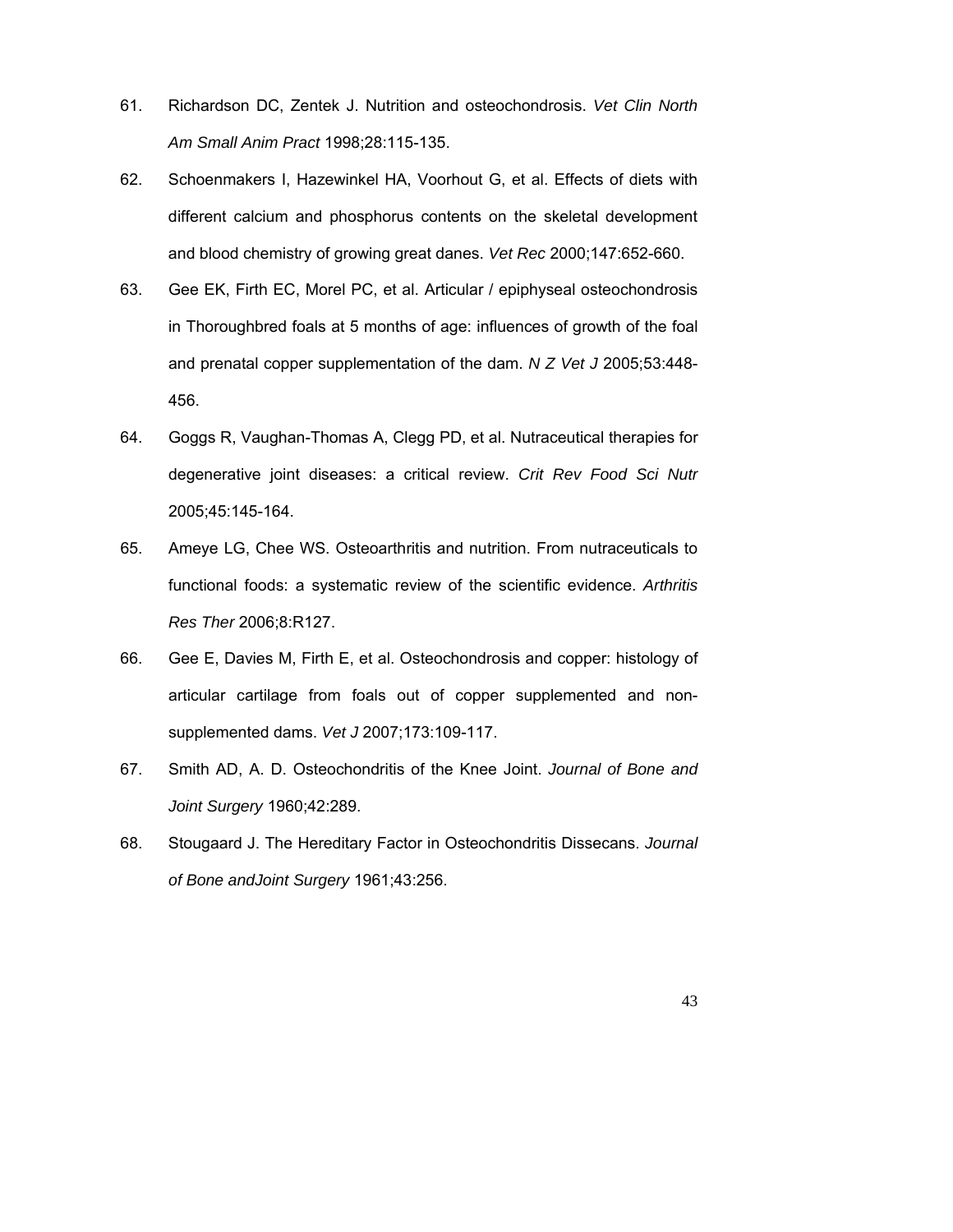61. Richardson DC, Zentek J. Nutrition and osteochondrosis. *Vet Clin North Am Small Anim Pract* 1998;28:115-135.

62. Schoenmakers I, Hazewinkel HA, Voorhout G, et al. Effects of diets with different calcium and phosphorus contents on the skeletal development and blood chemistry of growing great danes. *Vet Rec* 2000;147:652-660.

63. Gee EK, Firth EC, Morel PC, et al. Articular / epiphyseal osteochondrosis in Thoroughbred foals at 5 months of age: influences of growth of the foal and prenatal copper supplementation of the dam. *N Z Vet J* 2005;53:448-456.

64. Goggs R, Vaughan-Thomas A, Clegg PD, et al. Nutraceutical therapies for degenerative joint diseases: a critical review. *Crit Rev Food Sci Nutr* 2005;45:145-164.

65. Ameye LG, Chee WS. Osteoarthritis and nutrition. From nutraceuticals to functional foods: a systematic review of the scientific evidence. *Arthritis Res Ther* 2006;8:R127.

66. Gee E, Davies M, Firth E, et al. Osteochondrosis and copper: histology of articular cartilage from foals out of copper supplemented and non-supplemented dams. *Vet J* 2007;173:109-117.

67. Smith AD, A. D. Osteochondritis of the Knee Joint. *Journal of Bone and Joint Surgery* 1960;42:289.

68. Stougaard J. The Hereditary Factor in Osteochondritis Dissecans. *Journal of Bone andJoint Surgery* 1961;43:256.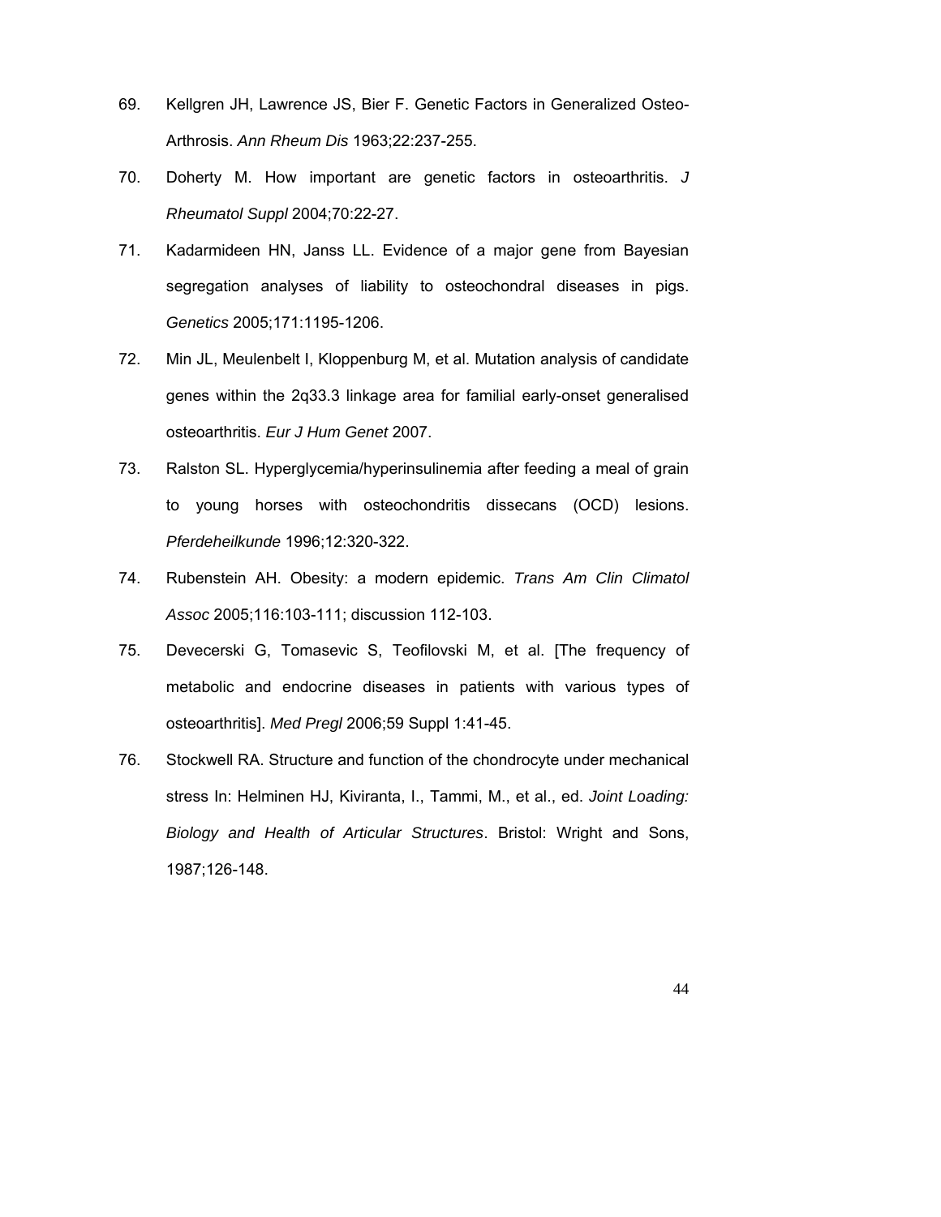69. Kellgren JH, Lawrence JS, Bier F. Genetic Factors in Generalized Osteo-Arthrosis. *Ann Rheum Dis* 1963;22:237-255.

70. Doherty M. How important are genetic factors in osteoarthritis. *J Rheumatol Suppl* 2004;70:22-27.

71. Kadarmideen HN, Janss LL. Evidence of a major gene from Bayesian segregation analyses of liability to osteochondral diseases in pigs. *Genetics* 2005;171:1195-1206.

72. Min JL, Meulenbelt I, Kloppenburg M, et al. Mutation analysis of candidate genes within the 2q33.3 linkage area for familial early-onset generalised osteoarthritis. *Eur J Hum Genet* 2007.

73. Ralston SL. Hyperglycemia/hyperinsulinemia after feeding a meal of grain to young horses with osteochondritis dissecans (OCD) lesions. *Pferdeheilkunde* 1996;12:320-322.

74. Rubenstein AH. Obesity: a modern epidemic. *Trans Am Clin Climatol Assoc* 2005;116:103-111; discussion 112-103.

75. Devecerski G, Tomasevic S, Teofilovski M, et al. [The frequency of metabolic and endocrine diseases in patients with various types of osteoarthritis]. *Med Pregl* 2006;59 Suppl 1:41-45.

76. Stockwell RA. Structure and function of the chondrocyte under mechanical stress In: Helminen HJ, Kiviranta, I., Tammi, M., et al., ed. *Joint Loading: Biology and Health of Articular Structures*. Bristol: Wright and Sons, 1987;126-148.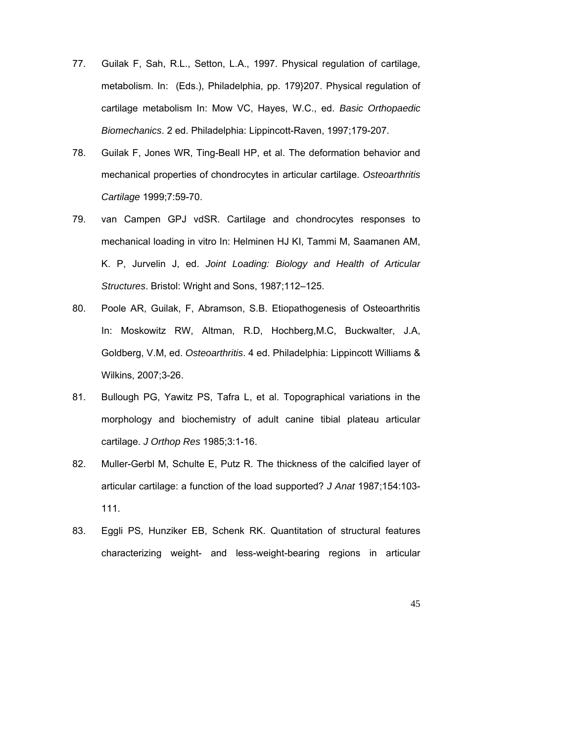77. Guilak F, Sah, R.L., Setton, L.A., 1997. Physical regulation of cartilage, metabolism. In: (Eds.), Philadelphia, pp. 179}207. Physical regulation of cartilage metabolism In: Mow VC, Hayes, W.C., ed. *Basic Orthopaedic Biomechanics*. 2 ed. Philadelphia: Lippincott-Raven, 1997;179-207.

78. Guilak F, Jones WR, Ting-Beall HP, et al. The deformation behavior and mechanical properties of chondrocytes in articular cartilage. *Osteoarthritis Cartilage* 1999;7:59-70.

79. van Campen GPJ vdSR. Cartilage and chondrocytes responses to mechanical loading in vitro In: Helminen HJ KI, Tammi M, Saamanen AM, K. P, Jurvelin J, ed. *Joint Loading: Biology and Health of Articular Structures*. Bristol: Wright and Sons, 1987;112–125.

80. Poole AR, Guilak, F, Abramson, S.B. Etiopathogenesis of Osteoarthritis In: Moskowitz RW, Altman, R.D, Hochberg,M.C, Buckwalter, J.A, Goldberg, V.M, ed. *Osteoarthritis*. 4 ed. Philadelphia: Lippincott Williams & Wilkins, 2007;3-26.

81. Bullough PG, Yawitz PS, Tafra L, et al. Topographical variations in the morphology and biochemistry of adult canine tibial plateau articular cartilage. *J Orthop Res* 1985;3:1-16.

82. Muller-Gerbl M, Schulte E, Putz R. The thickness of the calcified layer of articular cartilage: a function of the load supported? *J Anat* 1987;154:103-111.

83. Eggli PS, Hunziker EB, Schenk RK. Quantitation of structural features characterizing weight- and less-weight-bearing regions in articular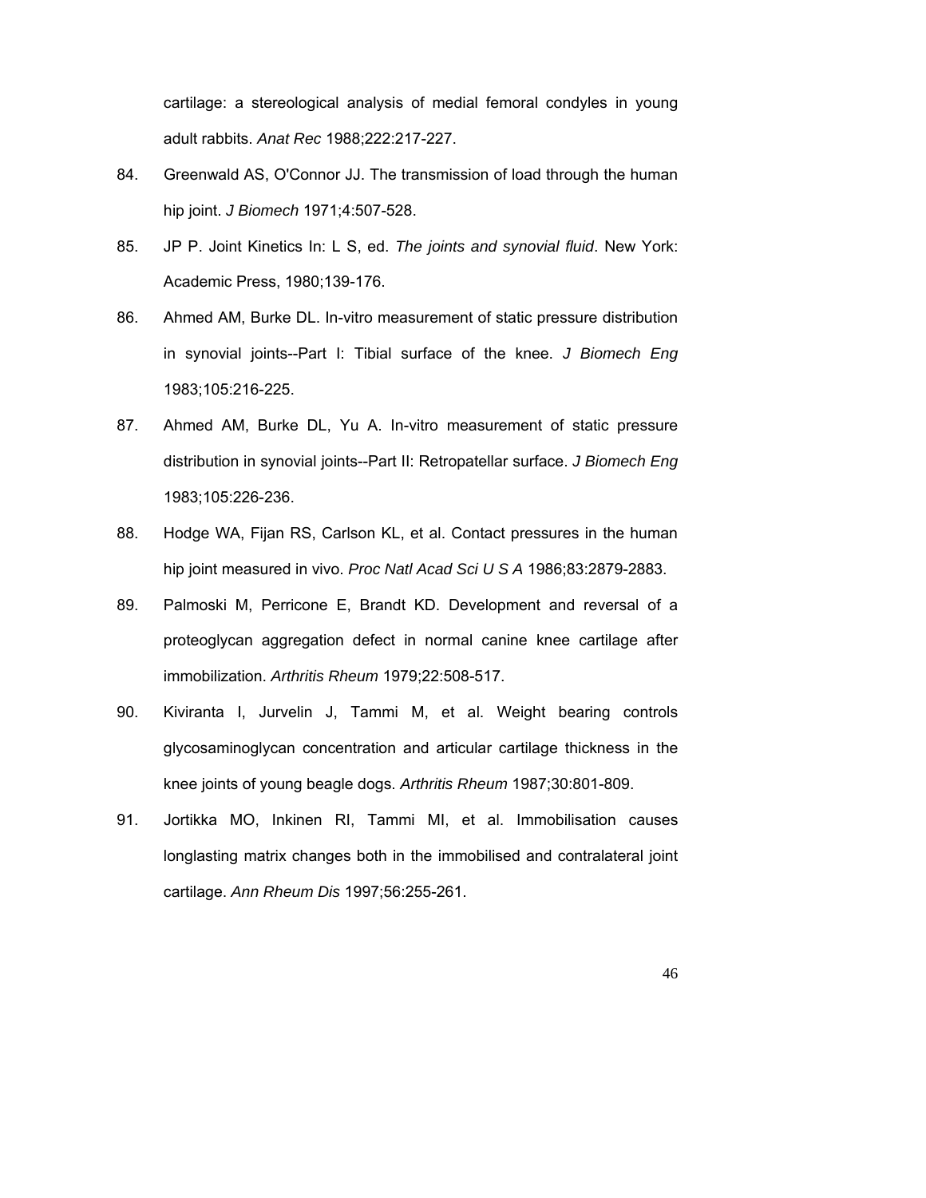cartilage: a stereological analysis of medial femoral condyles in young adult rabbits. *Anat Rec* 1988;222:217-227.

84. Greenwald AS, O'Connor JJ. The transmission of load through the human hip joint. *J Biomech* 1971;4:507-528.

85. JP P. Joint Kinetics In: L S, ed. *The joints and synovial fluid*. New York: Academic Press, 1980;139-176.

86. Ahmed AM, Burke DL. In-vitro measurement of static pressure distribution in synovial joints--Part I: Tibial surface of the knee. *J Biomech Eng* 1983;105:216-225.

87. Ahmed AM, Burke DL, Yu A. In-vitro measurement of static pressure distribution in synovial joints--Part II: Retropatellar surface. *J Biomech Eng* 1983;105:226-236.

88. Hodge WA, Fijan RS, Carlson KL, et al. Contact pressures in the human hip joint measured in vivo. *Proc Natl Acad Sci U S A* 1986;83:2879-2883.

89. Palmoski M, Perricone E, Brandt KD. Development and reversal of a proteoglycan aggregation defect in normal canine knee cartilage after immobilization. *Arthritis Rheum* 1979;22:508-517.

90. Kiviranta I, Jurvelin J, Tammi M, et al. Weight bearing controls glycosaminoglycan concentration and articular cartilage thickness in the knee joints of young beagle dogs. *Arthritis Rheum* 1987;30:801-809.

91. Jortikka MO, Inkinen RI, Tammi MI, et al. Immobilisation causes longlasting matrix changes both in the immobilised and contralateral joint cartilage. *Ann Rheum Dis* 1997;56:255-261.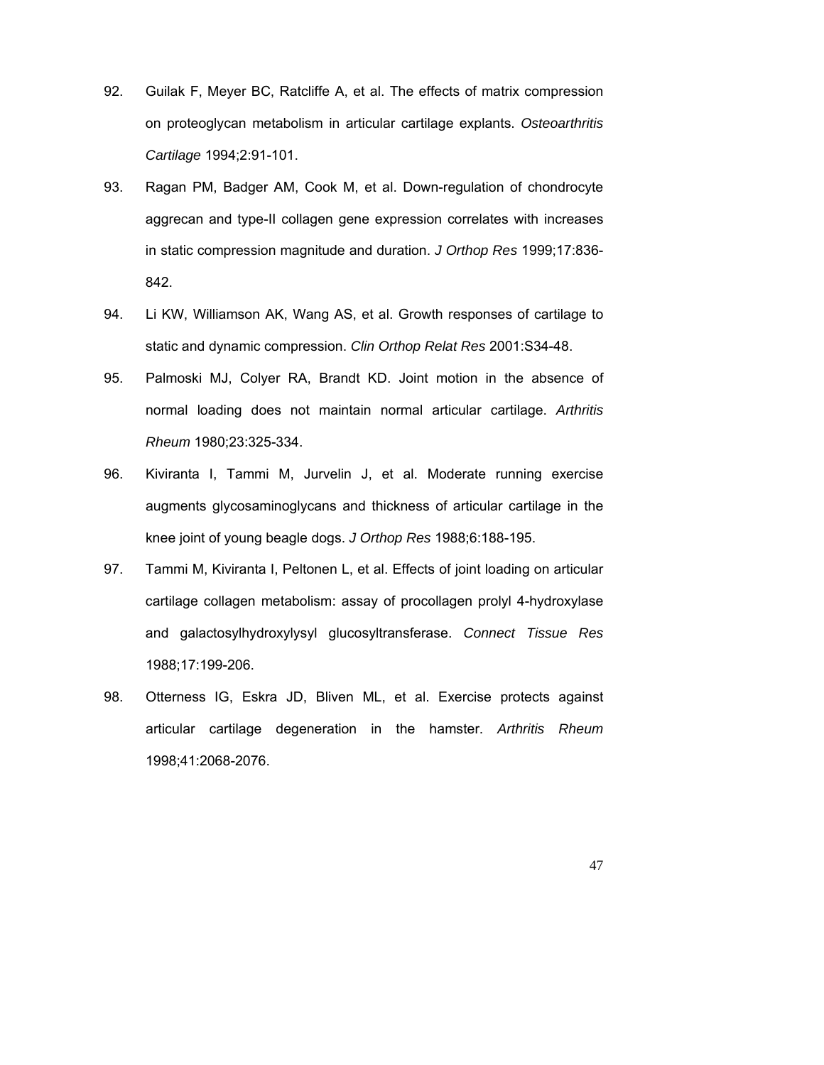92. Guilak F, Meyer BC, Ratcliffe A, et al. The effects of matrix compression on proteoglycan metabolism in articular cartilage explants. *Osteoarthritis Cartilage* 1994;2:91-101.

93. Ragan PM, Badger AM, Cook M, et al. Down-regulation of chondrocyte aggrecan and type-II collagen gene expression correlates with increases in static compression magnitude and duration. *J Orthop Res* 1999;17:836-842.

94. Li KW, Williamson AK, Wang AS, et al. Growth responses of cartilage to static and dynamic compression. *Clin Orthop Relat Res* 2001:S34-48.

95. Palmoski MJ, Colyer RA, Brandt KD. Joint motion in the absence of normal loading does not maintain normal articular cartilage. *Arthritis Rheum* 1980;23:325-334.

96. Kiviranta I, Tammi M, Jurvelin J, et al. Moderate running exercise augments glycosaminoglycans and thickness of articular cartilage in the knee joint of young beagle dogs. *J Orthop Res* 1988;6:188-195.

97. Tammi M, Kiviranta I, Peltonen L, et al. Effects of joint loading on articular cartilage collagen metabolism: assay of procollagen prolyl 4-hydroxylase and galactosylhydroxylysyl glucosyltransferase. *Connect Tissue Res* 1988;17:199-206.

98. Otterness IG, Eskra JD, Bliven ML, et al. Exercise protects against articular cartilage degeneration in the hamster. *Arthritis Rheum* 1998;41:2068-2076.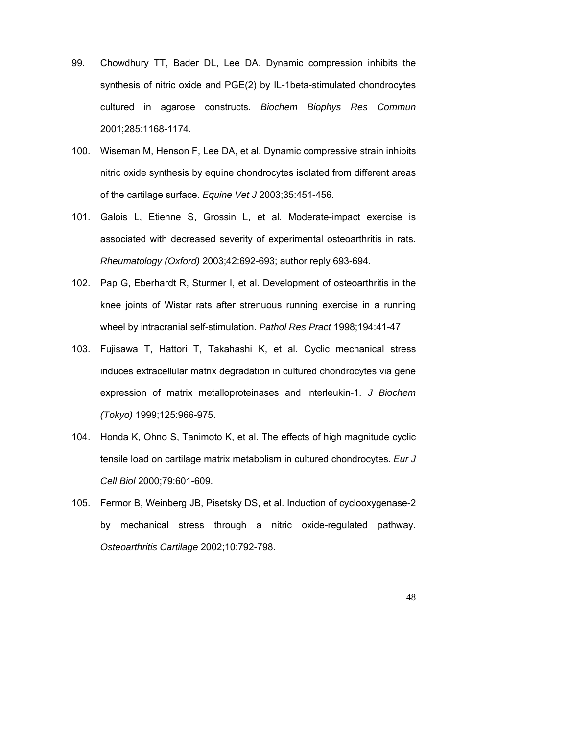99. Chowdhury TT, Bader DL, Lee DA. Dynamic compression inhibits the synthesis of nitric oxide and PGE(2) by IL-1beta-stimulated chondrocytes cultured in agarose constructs. *Biochem Biophys Res Commun* 2001;285:1168-1174.

100. Wiseman M, Henson F, Lee DA, et al. Dynamic compressive strain inhibits nitric oxide synthesis by equine chondrocytes isolated from different areas of the cartilage surface. *Equine Vet J* 2003;35:451-456.

101. Galois L, Etienne S, Grossin L, et al. Moderate-impact exercise is associated with decreased severity of experimental osteoarthritis in rats. *Rheumatology (Oxford)* 2003;42:692-693; author reply 693-694.

102. Pap G, Eberhardt R, Sturmer I, et al. Development of osteoarthritis in the knee joints of Wistar rats after strenuous running exercise in a running wheel by intracranial self-stimulation. *Pathol Res Pract* 1998;194:41-47.

103. Fujisawa T, Hattori T, Takahashi K, et al. Cyclic mechanical stress induces extracellular matrix degradation in cultured chondrocytes via gene expression of matrix metalloproteinases and interleukin-1. *J Biochem (Tokyo)* 1999;125:966-975.

104. Honda K, Ohno S, Tanimoto K, et al. The effects of high magnitude cyclic tensile load on cartilage matrix metabolism in cultured chondrocytes. *Eur J Cell Biol* 2000;79:601-609.

105. Fermor B, Weinberg JB, Pisetsky DS, et al. Induction of cyclooxygenase-2 by mechanical stress through a nitric oxide-regulated pathway. *Osteoarthritis Cartilage* 2002;10:792-798.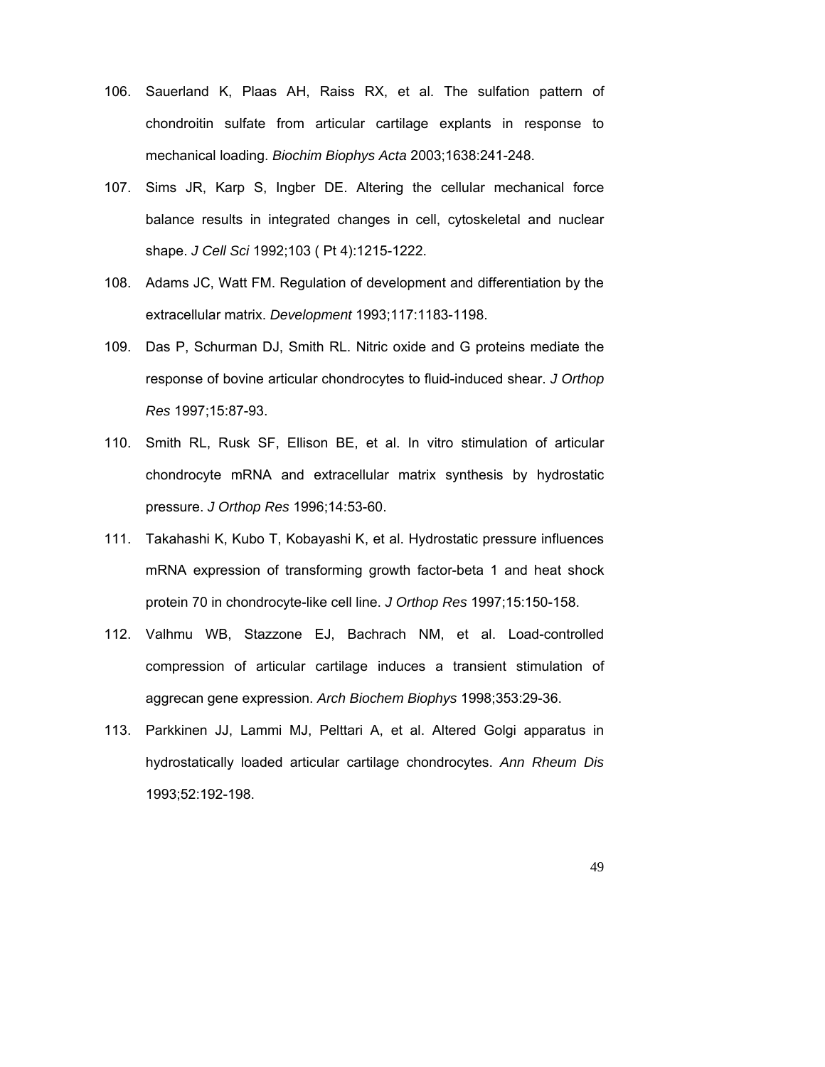106. Sauerland K, Plaas AH, Raiss RX, et al. The sulfation pattern of chondroitin sulfate from articular cartilage explants in response to mechanical loading. *Biochim Biophys Acta* 2003;1638:241-248.

107. Sims JR, Karp S, Ingber DE. Altering the cellular mechanical force balance results in integrated changes in cell, cytoskeletal and nuclear shape. *J Cell Sci* 1992;103 ( Pt 4):1215-1222.

108. Adams JC, Watt FM. Regulation of development and differentiation by the extracellular matrix. *Development* 1993;117:1183-1198.

109. Das P, Schurman DJ, Smith RL. Nitric oxide and G proteins mediate the response of bovine articular chondrocytes to fluid-induced shear. *J Orthop Res* 1997;15:87-93.

110. Smith RL, Rusk SF, Ellison BE, et al. In vitro stimulation of articular chondrocyte mRNA and extracellular matrix synthesis by hydrostatic pressure. *J Orthop Res* 1996;14:53-60.

111. Takahashi K, Kubo T, Kobayashi K, et al. Hydrostatic pressure influences mRNA expression of transforming growth factor-beta 1 and heat shock protein 70 in chondrocyte-like cell line. *J Orthop Res* 1997;15:150-158.

112. Valhmu WB, Stazzone EJ, Bachrach NM, et al. Load-controlled compression of articular cartilage induces a transient stimulation of aggrecan gene expression. *Arch Biochem Biophys* 1998;353:29-36.

113. Parkkinen JJ, Lammi MJ, Pelttari A, et al. Altered Golgi apparatus in hydrostatically loaded articular cartilage chondrocytes. *Ann Rheum Dis* 1993;52:192-198.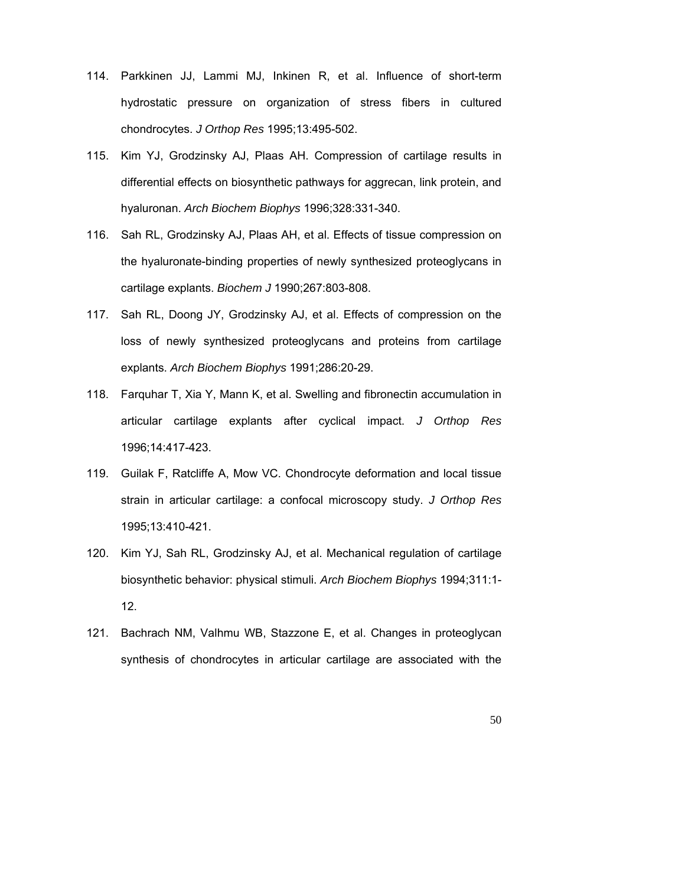114. Parkkinen JJ, Lammi MJ, Inkinen R, et al. Influence of short-term hydrostatic pressure on organization of stress fibers in cultured chondrocytes. *J Orthop Res* 1995;13:495-502.

115. Kim YJ, Grodzinsky AJ, Plaas AH. Compression of cartilage results in differential effects on biosynthetic pathways for aggrecan, link protein, and hyaluronan. *Arch Biochem Biophys* 1996;328:331-340.

116. Sah RL, Grodzinsky AJ, Plaas AH, et al. Effects of tissue compression on the hyaluronate-binding properties of newly synthesized proteoglycans in cartilage explants. *Biochem J* 1990;267:803-808.

117. Sah RL, Doong JY, Grodzinsky AJ, et al. Effects of compression on the loss of newly synthesized proteoglycans and proteins from cartilage explants. *Arch Biochem Biophys* 1991;286:20-29.

118. Farquhar T, Xia Y, Mann K, et al. Swelling and fibronectin accumulation in articular cartilage explants after cyclical impact. *J Orthop Res* 1996;14:417-423.

119. Guilak F, Ratcliffe A, Mow VC. Chondrocyte deformation and local tissue strain in articular cartilage: a confocal microscopy study. *J Orthop Res* 1995;13:410-421.

120. Kim YJ, Sah RL, Grodzinsky AJ, et al. Mechanical regulation of cartilage biosynthetic behavior: physical stimuli. *Arch Biochem Biophys* 1994;311:1-12.

121. Bachrach NM, Valhmu WB, Stazzone E, et al. Changes in proteoglycan synthesis of chondrocytes in articular cartilage are associated with the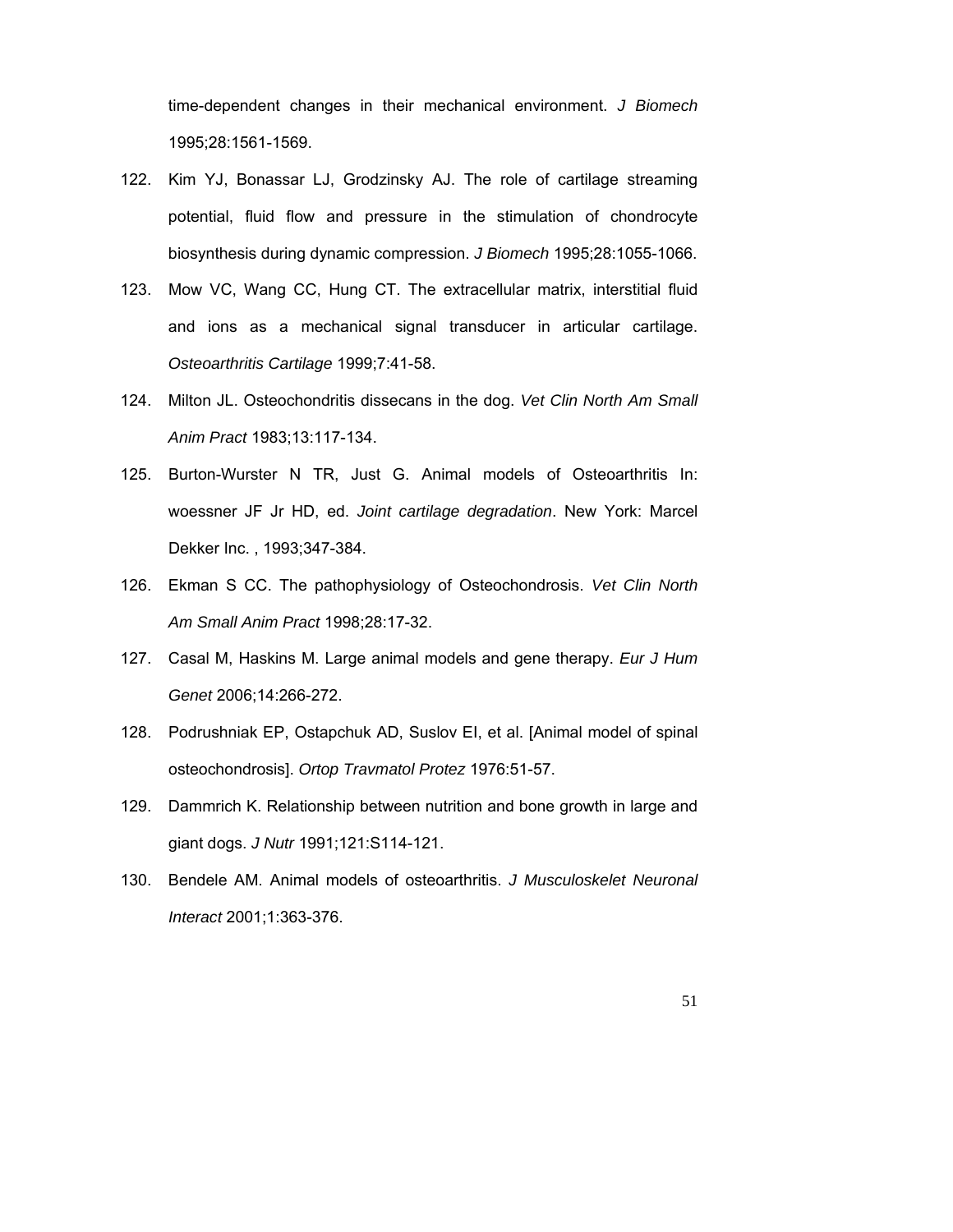time-dependent changes in their mechanical environment. *J Biomech* 1995;28:1561-1569.

122. Kim YJ, Bonassar LJ, Grodzinsky AJ. The role of cartilage streaming potential, fluid flow and pressure in the stimulation of chondrocyte biosynthesis during dynamic compression. *J Biomech* 1995;28:1055-1066.
123. Mow VC, Wang CC, Hung CT. The extracellular matrix, interstitial fluid and ions as a mechanical signal transducer in articular cartilage. *Osteoarthritis Cartilage* 1999;7:41-58.
124. Milton JL. Osteochondritis dissecans in the dog. *Vet Clin North Am Small Anim Pract* 1983;13:117-134.
125. Burton-Wurster N TR, Just G. Animal models of Osteoarthritis In: woessner JF Jr HD, ed. *Joint cartilage degradation*. New York: Marcel Dekker Inc. , 1993;347-384.
126. Ekman S CC. The pathophysiology of Osteochondrosis. *Vet Clin North Am Small Anim Pract* 1998;28:17-32.
127. Casal M, Haskins M. Large animal models and gene therapy. *Eur J Hum Genet* 2006;14:266-272.
128. Podrushniak EP, Ostapchuk AD, Suslov EI, et al. [Animal model of spinal osteochondrosis]. *Ortop Travmatol Protez* 1976:51-57.
129. Dammrich K. Relationship between nutrition and bone growth in large and giant dogs. *J Nutr* 1991;121:S114-121.
130. Bendele AM. Animal models of osteoarthritis. *J Musculoskelet Neuronal Interact* 2001;1:363-376.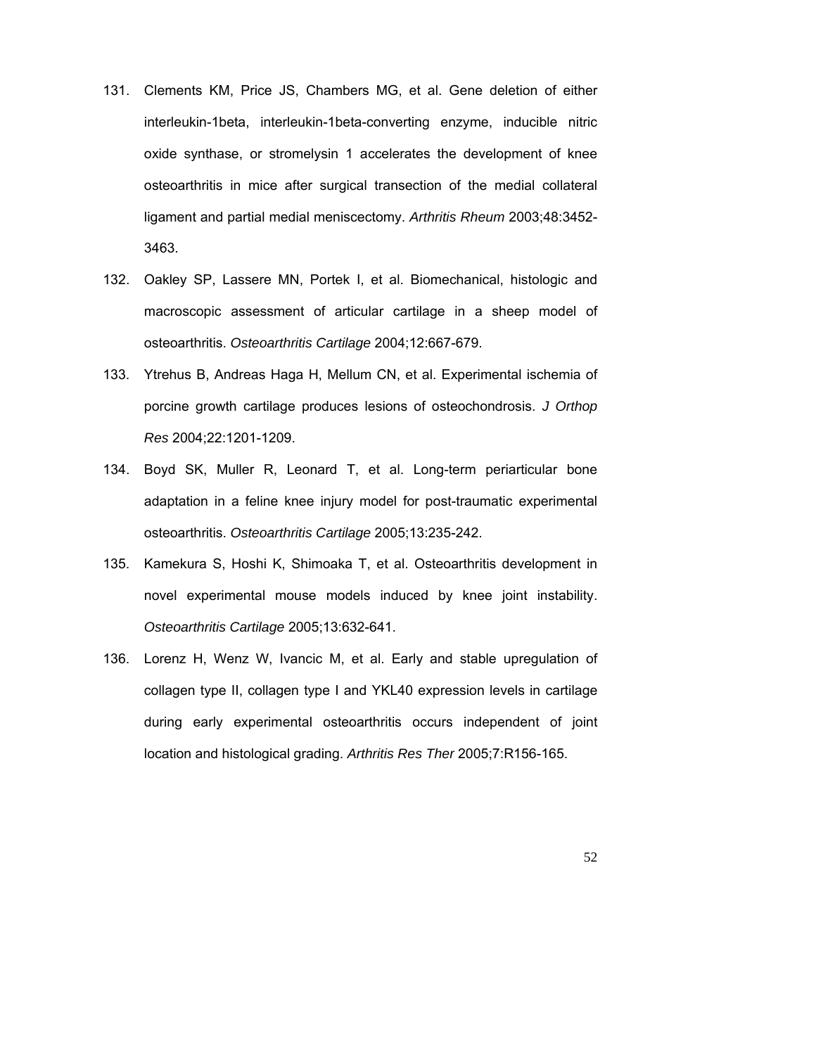131. Clements KM, Price JS, Chambers MG, et al. Gene deletion of either interleukin-1beta, interleukin-1beta-converting enzyme, inducible nitric oxide synthase, or stromelysin 1 accelerates the development of knee osteoarthritis in mice after surgical transection of the medial collateral ligament and partial medial meniscectomy. *Arthritis Rheum* 2003;48:3452-3463.

132. Oakley SP, Lassere MN, Portek I, et al. Biomechanical, histologic and macroscopic assessment of articular cartilage in a sheep model of osteoarthritis. *Osteoarthritis Cartilage* 2004;12:667-679.

133. Ytrehus B, Andreas Haga H, Mellum CN, et al. Experimental ischemia of porcine growth cartilage produces lesions of osteochondrosis. *J Orthop Res* 2004;22:1201-1209.

134. Boyd SK, Muller R, Leonard T, et al. Long-term periarticular bone adaptation in a feline knee injury model for post-traumatic experimental osteoarthritis. *Osteoarthritis Cartilage* 2005;13:235-242.

135. Kamekura S, Hoshi K, Shimoaka T, et al. Osteoarthritis development in novel experimental mouse models induced by knee joint instability. *Osteoarthritis Cartilage* 2005;13:632-641.

136. Lorenz H, Wenz W, Ivancic M, et al. Early and stable upregulation of collagen type II, collagen type I and YKL40 expression levels in cartilage during early experimental osteoarthritis occurs independent of joint location and histological grading. *Arthritis Res Ther* 2005;7:R156-165.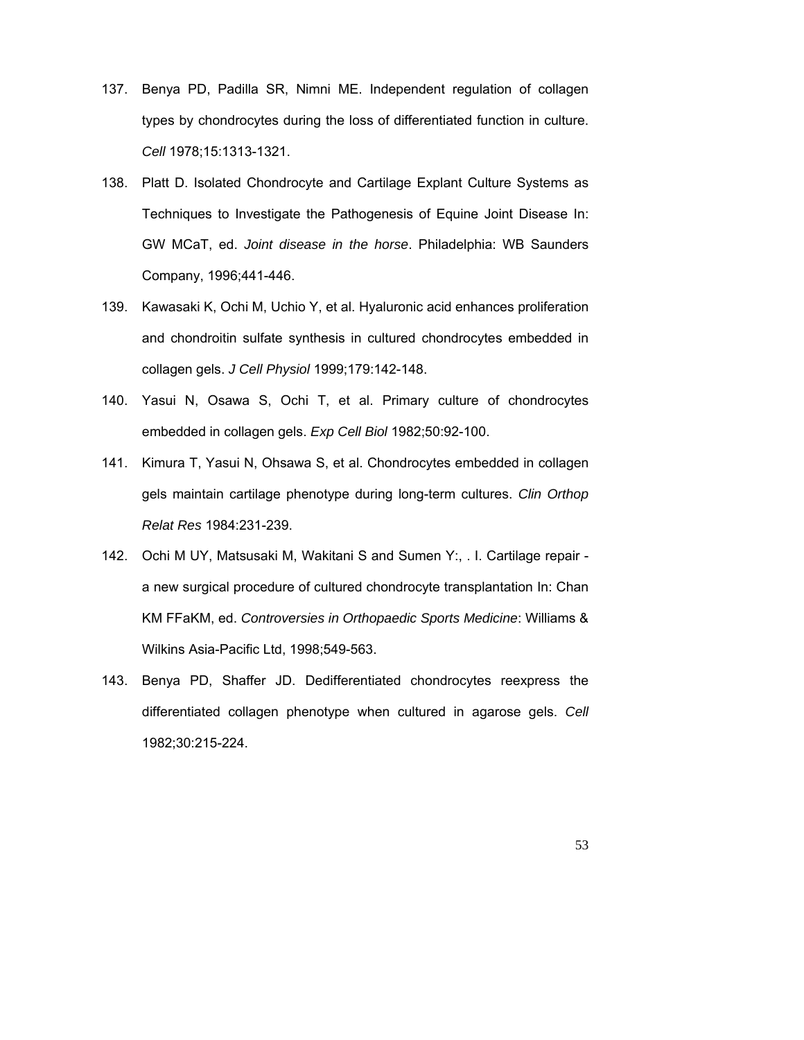137. Benya PD, Padilla SR, Nimni ME. Independent regulation of collagen types by chondrocytes during the loss of differentiated function in culture. *Cell* 1978;15:1313-1321.

138. Platt D. Isolated Chondrocyte and Cartilage Explant Culture Systems as Techniques to Investigate the Pathogenesis of Equine Joint Disease In: GW MCaT, ed. *Joint disease in the horse*. Philadelphia: WB Saunders Company, 1996;441-446.

139. Kawasaki K, Ochi M, Uchio Y, et al. Hyaluronic acid enhances proliferation and chondroitin sulfate synthesis in cultured chondrocytes embedded in collagen gels. *J Cell Physiol* 1999;179:142-148.

140. Yasui N, Osawa S, Ochi T, et al. Primary culture of chondrocytes embedded in collagen gels. *Exp Cell Biol* 1982;50:92-100.

141. Kimura T, Yasui N, Ohsawa S, et al. Chondrocytes embedded in collagen gels maintain cartilage phenotype during long-term cultures. *Clin Orthop Relat Res* 1984:231-239.

142. Ochi M UY, Matsusaki M, Wakitani S and Sumen Y:, . I. Cartilage repair - a new surgical procedure of cultured chondrocyte transplantation In: Chan KM FFaKM, ed. *Controversies in Orthopaedic Sports Medicine*: Williams & Wilkins Asia-Pacific Ltd, 1998;549-563.

143. Benya PD, Shaffer JD. Dedifferentiated chondrocytes reexpress the differentiated collagen phenotype when cultured in agarose gels. *Cell* 1982;30:215-224.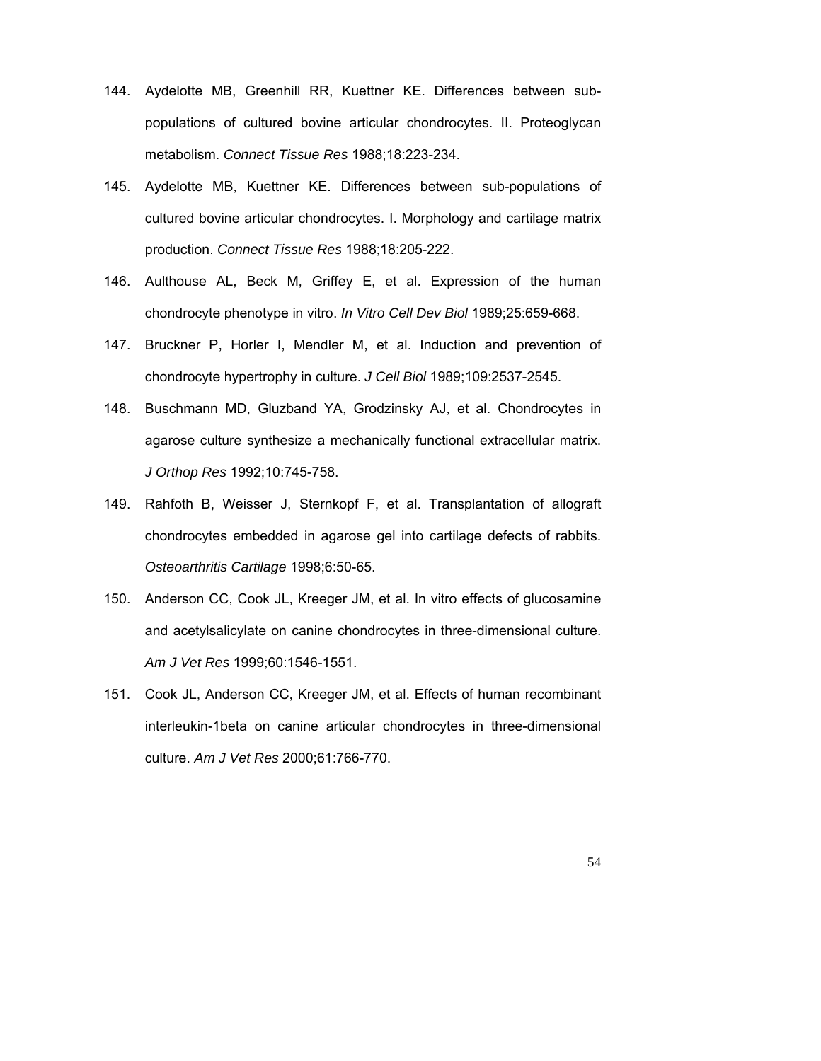144. Aydelotte MB, Greenhill RR, Kuettner KE. Differences between sub-populations of cultured bovine articular chondrocytes. II. Proteoglycan metabolism. *Connect Tissue Res* 1988;18:223-234.

145. Aydelotte MB, Kuettner KE. Differences between sub-populations of cultured bovine articular chondrocytes. I. Morphology and cartilage matrix production. *Connect Tissue Res* 1988;18:205-222.

146. Aulthouse AL, Beck M, Griffey E, et al. Expression of the human chondrocyte phenotype in vitro. *In Vitro Cell Dev Biol* 1989;25:659-668.

147. Bruckner P, Horler I, Mendler M, et al. Induction and prevention of chondrocyte hypertrophy in culture. *J Cell Biol* 1989;109:2537-2545.

148. Buschmann MD, Gluzband YA, Grodzinsky AJ, et al. Chondrocytes in agarose culture synthesize a mechanically functional extracellular matrix. *J Orthop Res* 1992;10:745-758.

149. Rahfoth B, Weisser J, Sternkopf F, et al. Transplantation of allograft chondrocytes embedded in agarose gel into cartilage defects of rabbits. *Osteoarthritis Cartilage* 1998;6:50-65.

150. Anderson CC, Cook JL, Kreeger JM, et al. In vitro effects of glucosamine and acetylsalicylate on canine chondrocytes in three-dimensional culture. *Am J Vet Res* 1999;60:1546-1551.

151. Cook JL, Anderson CC, Kreeger JM, et al. Effects of human recombinant interleukin-1beta on canine articular chondrocytes in three-dimensional culture. *Am J Vet Res* 2000;61:766-770.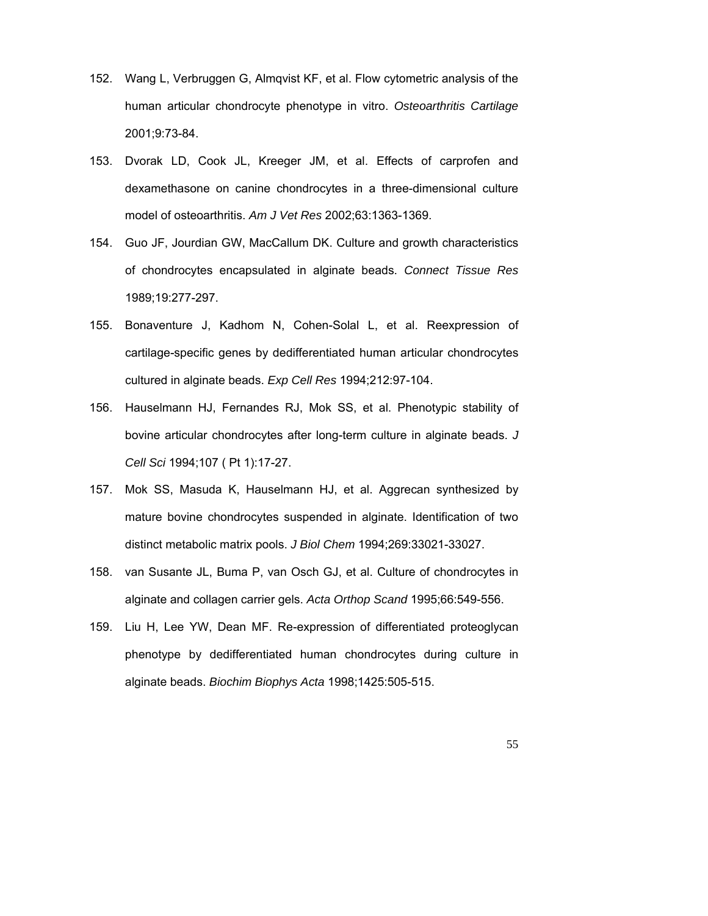152. Wang L, Verbruggen G, Almqvist KF, et al. Flow cytometric analysis of the human articular chondrocyte phenotype in vitro. *Osteoarthritis Cartilage* 2001;9:73-84.

153. Dvorak LD, Cook JL, Kreeger JM, et al. Effects of carprofen and dexamethasone on canine chondrocytes in a three-dimensional culture model of osteoarthritis. *Am J Vet Res* 2002;63:1363-1369.

154. Guo JF, Jourdian GW, MacCallum DK. Culture and growth characteristics of chondrocytes encapsulated in alginate beads. *Connect Tissue Res* 1989;19:277-297.

155. Bonaventure J, Kadhom N, Cohen-Solal L, et al. Reexpression of cartilage-specific genes by dedifferentiated human articular chondrocytes cultured in alginate beads. *Exp Cell Res* 1994;212:97-104.

156. Hauselmann HJ, Fernandes RJ, Mok SS, et al. Phenotypic stability of bovine articular chondrocytes after long-term culture in alginate beads. *J Cell Sci* 1994;107 ( Pt 1):17-27.

157. Mok SS, Masuda K, Hauselmann HJ, et al. Aggrecan synthesized by mature bovine chondrocytes suspended in alginate. Identification of two distinct metabolic matrix pools. *J Biol Chem* 1994;269:33021-33027.

158. van Susante JL, Buma P, van Osch GJ, et al. Culture of chondrocytes in alginate and collagen carrier gels. *Acta Orthop Scand* 1995;66:549-556.

159. Liu H, Lee YW, Dean MF. Re-expression of differentiated proteoglycan phenotype by dedifferentiated human chondrocytes during culture in alginate beads. *Biochim Biophys Acta* 1998;1425:505-515.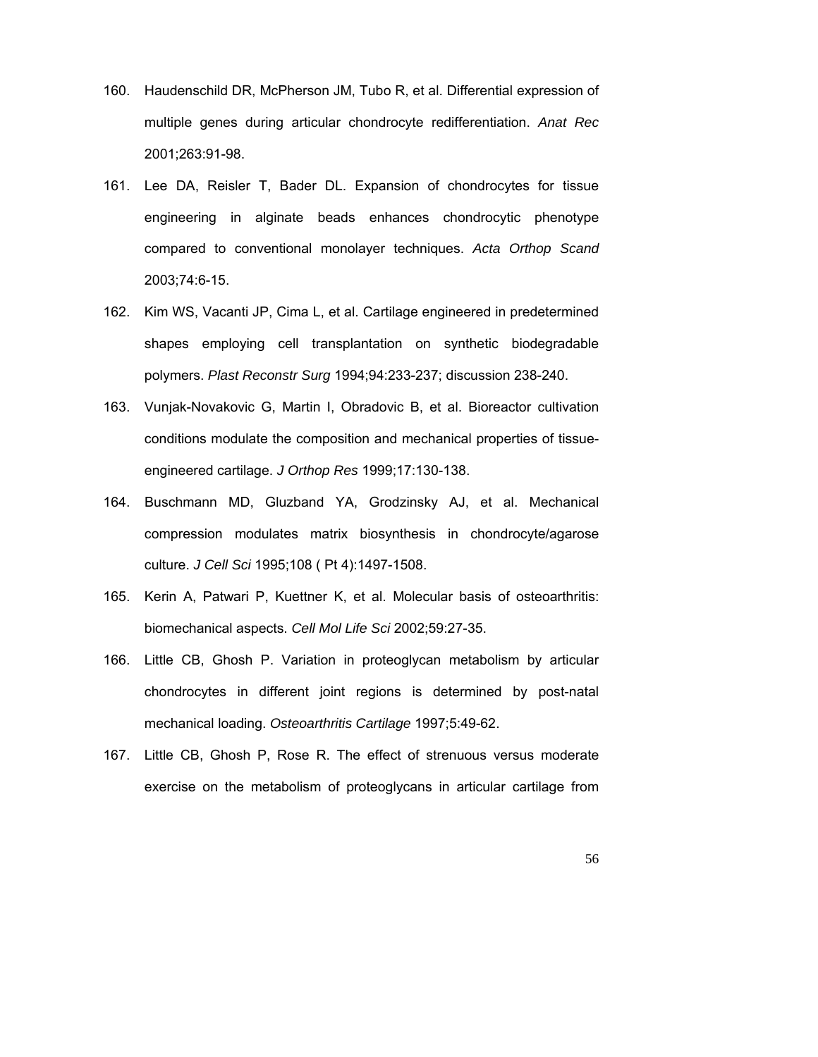160. Haudenschild DR, McPherson JM, Tubo R, et al. Differential expression of multiple genes during articular chondrocyte redifferentiation. *Anat Rec* 2001;263:91-98.

161. Lee DA, Reisler T, Bader DL. Expansion of chondrocytes for tissue engineering in alginate beads enhances chondrocytic phenotype compared to conventional monolayer techniques. *Acta Orthop Scand* 2003;74:6-15.

162. Kim WS, Vacanti JP, Cima L, et al. Cartilage engineered in predetermined shapes employing cell transplantation on synthetic biodegradable polymers. *Plast Reconstr Surg* 1994;94:233-237; discussion 238-240.

163. Vunjak-Novakovic G, Martin I, Obradovic B, et al. Bioreactor cultivation conditions modulate the composition and mechanical properties of tissue-engineered cartilage. *J Orthop Res* 1999;17:130-138.

164. Buschmann MD, Gluzband YA, Grodzinsky AJ, et al. Mechanical compression modulates matrix biosynthesis in chondrocyte/agarose culture. *J Cell Sci* 1995;108 ( Pt 4):1497-1508.

165. Kerin A, Patwari P, Kuettner K, et al. Molecular basis of osteoarthritis: biomechanical aspects. *Cell Mol Life Sci* 2002;59:27-35.

166. Little CB, Ghosh P. Variation in proteoglycan metabolism by articular chondrocytes in different joint regions is determined by post-natal mechanical loading. *Osteoarthritis Cartilage* 1997;5:49-62.

167. Little CB, Ghosh P, Rose R. The effect of strenuous versus moderate exercise on the metabolism of proteoglycans in articular cartilage from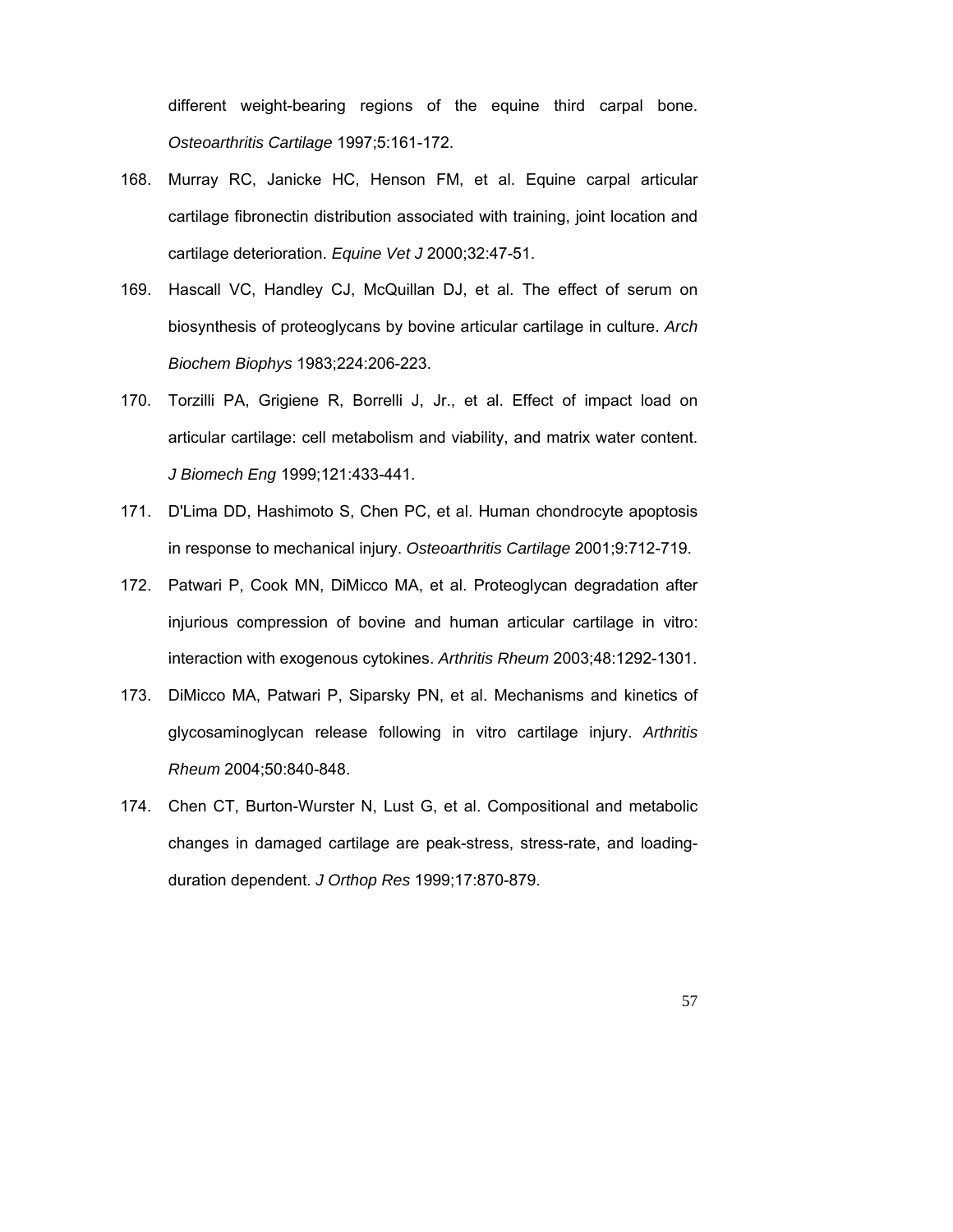different weight-bearing regions of the equine third carpal bone. *Osteoarthritis Cartilage* 1997;5:161-172.

168. Murray RC, Janicke HC, Henson FM, et al. Equine carpal articular cartilage fibronectin distribution associated with training, joint location and cartilage deterioration. *Equine Vet J* 2000;32:47-51.

169. Hascall VC, Handley CJ, McQuillan DJ, et al. The effect of serum on biosynthesis of proteoglycans by bovine articular cartilage in culture. *Arch Biochem Biophys* 1983;224:206-223.

170. Torzilli PA, Grigiene R, Borrelli J, Jr., et al. Effect of impact load on articular cartilage: cell metabolism and viability, and matrix water content. *J Biomech Eng* 1999;121:433-441.

171. D'Lima DD, Hashimoto S, Chen PC, et al. Human chondrocyte apoptosis in response to mechanical injury. *Osteoarthritis Cartilage* 2001;9:712-719.

172. Patwari P, Cook MN, DiMicco MA, et al. Proteoglycan degradation after injurious compression of bovine and human articular cartilage in vitro: interaction with exogenous cytokines. *Arthritis Rheum* 2003;48:1292-1301.

173. DiMicco MA, Patwari P, Siparsky PN, et al. Mechanisms and kinetics of glycosaminoglycan release following in vitro cartilage injury. *Arthritis Rheum* 2004;50:840-848.

174. Chen CT, Burton-Wurster N, Lust G, et al. Compositional and metabolic changes in damaged cartilage are peak-stress, stress-rate, and loading-duration dependent. *J Orthop Res* 1999;17:870-879.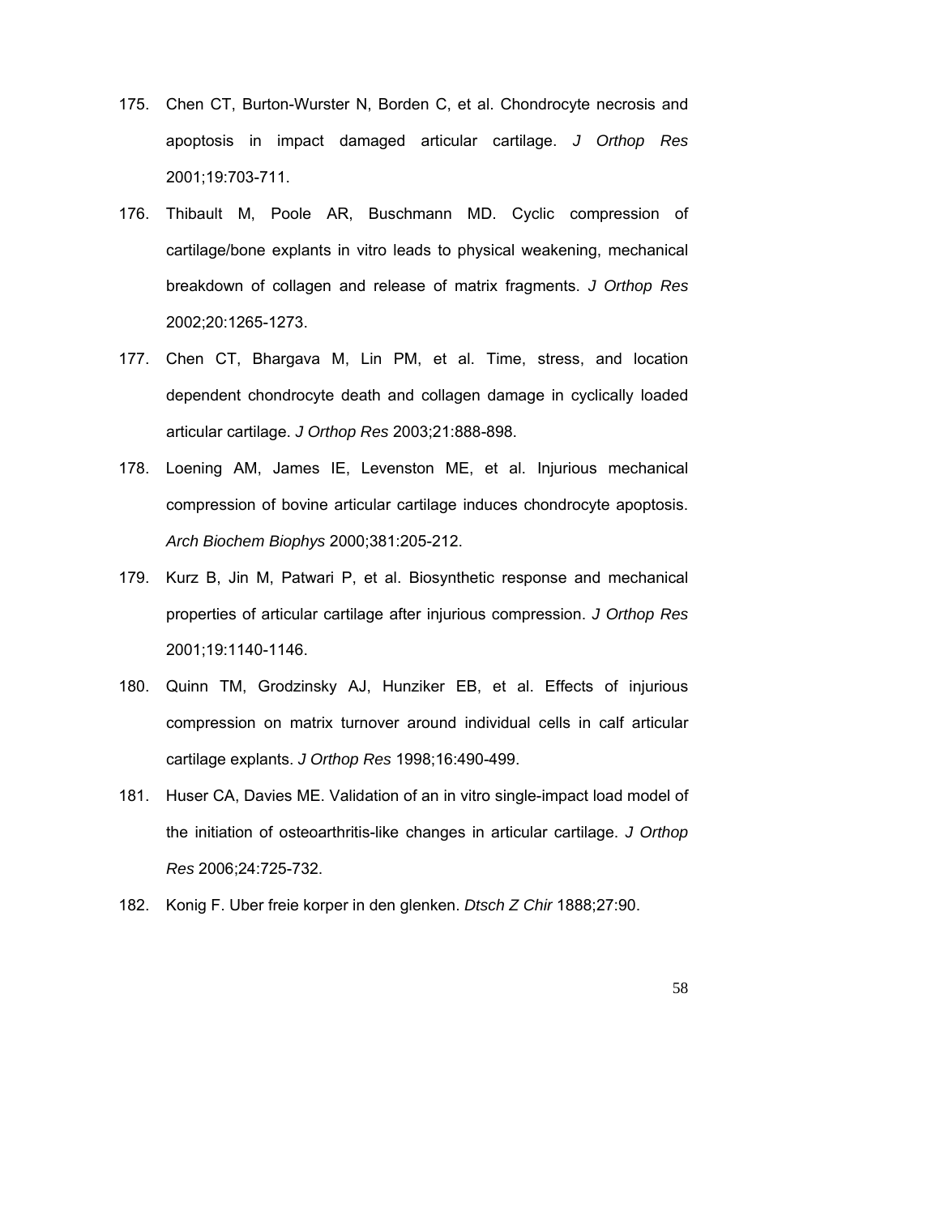175. Chen CT, Burton-Wurster N, Borden C, et al. Chondrocyte necrosis and apoptosis in impact damaged articular cartilage. *J Orthop Res* 2001;19:703-711.

176. Thibault M, Poole AR, Buschmann MD. Cyclic compression of cartilage/bone explants in vitro leads to physical weakening, mechanical breakdown of collagen and release of matrix fragments. *J Orthop Res* 2002;20:1265-1273.

177. Chen CT, Bhargava M, Lin PM, et al. Time, stress, and location dependent chondrocyte death and collagen damage in cyclically loaded articular cartilage. *J Orthop Res* 2003;21:888-898.

178. Loening AM, James IE, Levenston ME, et al. Injurious mechanical compression of bovine articular cartilage induces chondrocyte apoptosis. *Arch Biochem Biophys* 2000;381:205-212.

179. Kurz B, Jin M, Patwari P, et al. Biosynthetic response and mechanical properties of articular cartilage after injurious compression. *J Orthop Res* 2001;19:1140-1146.

180. Quinn TM, Grodzinsky AJ, Hunziker EB, et al. Effects of injurious compression on matrix turnover around individual cells in calf articular cartilage explants. *J Orthop Res* 1998;16:490-499.

181. Huser CA, Davies ME. Validation of an in vitro single-impact load model of the initiation of osteoarthritis-like changes in articular cartilage. *J Orthop Res* 2006;24:725-732.

182. Konig F. Uber freie korper in den glenken. *Dtsch Z Chir* 1888;27:90.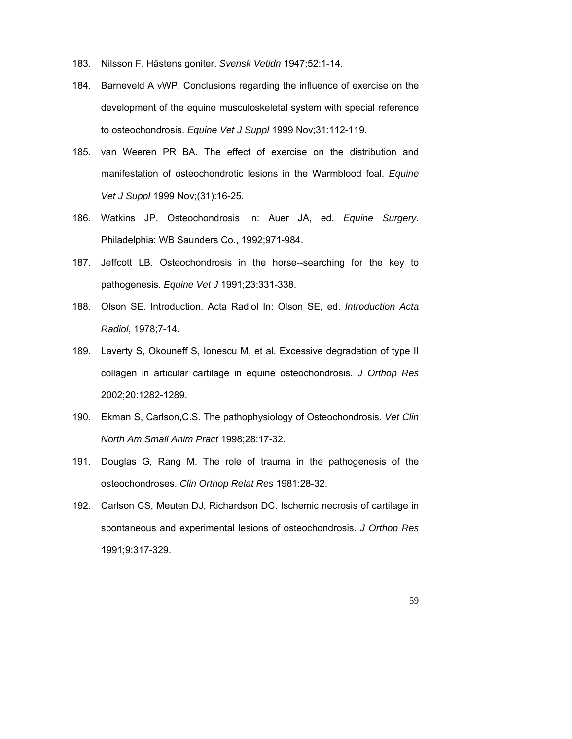183. Nilsson F. Hästens goniter. *Svensk Vetidn* 1947;52:1-14.

184. Barneveld A vWP. Conclusions regarding the influence of exercise on the development of the equine musculoskeletal system with special reference to osteochondrosis. *Equine Vet J Suppl* 1999 Nov;31:112-119.

185. van Weeren PR BA. The effect of exercise on the distribution and manifestation of osteochondrotic lesions in the Warmblood foal. *Equine Vet J Suppl* 1999 Nov;(31):16-25.

186. Watkins JP. Osteochondrosis In: Auer JA, ed. *Equine Surgery*. Philadelphia: WB Saunders Co., 1992;971-984.

187. Jeffcott LB. Osteochondrosis in the horse--searching for the key to pathogenesis. *Equine Vet J* 1991;23:331-338.

188. Olson SE. Introduction. Acta Radiol In: Olson SE, ed. *Introduction Acta Radiol*, 1978;7-14.

189. Laverty S, Okouneff S, Ionescu M, et al. Excessive degradation of type II collagen in articular cartilage in equine osteochondrosis. *J Orthop Res* 2002;20:1282-1289.

190. Ekman S, Carlson,C.S. The pathophysiology of Osteochondrosis. *Vet Clin North Am Small Anim Pract* 1998;28:17-32.

191. Douglas G, Rang M. The role of trauma in the pathogenesis of the osteochondroses. *Clin Orthop Relat Res* 1981:28-32.

192. Carlson CS, Meuten DJ, Richardson DC. Ischemic necrosis of cartilage in spontaneous and experimental lesions of osteochondrosis. *J Orthop Res* 1991;9:317-329.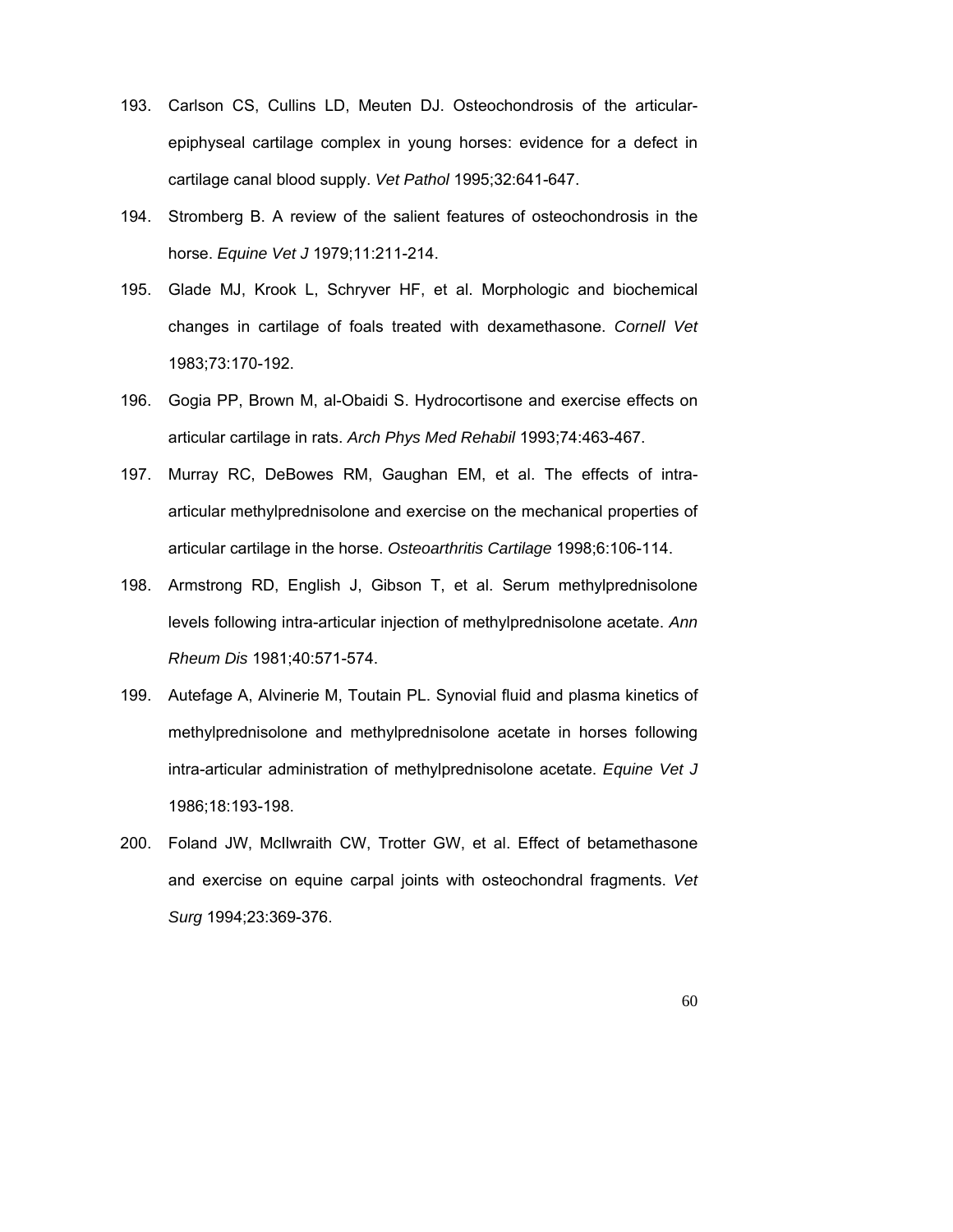193. Carlson CS, Cullins LD, Meuten DJ. Osteochondrosis of the articular-epiphyseal cartilage complex in young horses: evidence for a defect in cartilage canal blood supply. *Vet Pathol* 1995;32:641-647.

194. Stromberg B. A review of the salient features of osteochondrosis in the horse. *Equine Vet J* 1979;11:211-214.

195. Glade MJ, Krook L, Schryver HF, et al. Morphologic and biochemical changes in cartilage of foals treated with dexamethasone. *Cornell Vet* 1983;73:170-192.

196. Gogia PP, Brown M, al-Obaidi S. Hydrocortisone and exercise effects on articular cartilage in rats. *Arch Phys Med Rehabil* 1993;74:463-467.

197. Murray RC, DeBowes RM, Gaughan EM, et al. The effects of intra-articular methylprednisolone and exercise on the mechanical properties of articular cartilage in the horse. *Osteoarthritis Cartilage* 1998;6:106-114.

198. Armstrong RD, English J, Gibson T, et al. Serum methylprednisolone levels following intra-articular injection of methylprednisolone acetate. *Ann Rheum Dis* 1981;40:571-574.

199. Autefage A, Alvinerie M, Toutain PL. Synovial fluid and plasma kinetics of methylprednisolone and methylprednisolone acetate in horses following intra-articular administration of methylprednisolone acetate. *Equine Vet J* 1986;18:193-198.

200. Foland JW, McIlwraith CW, Trotter GW, et al. Effect of betamethasone and exercise on equine carpal joints with osteochondral fragments. *Vet Surg* 1994;23:369-376.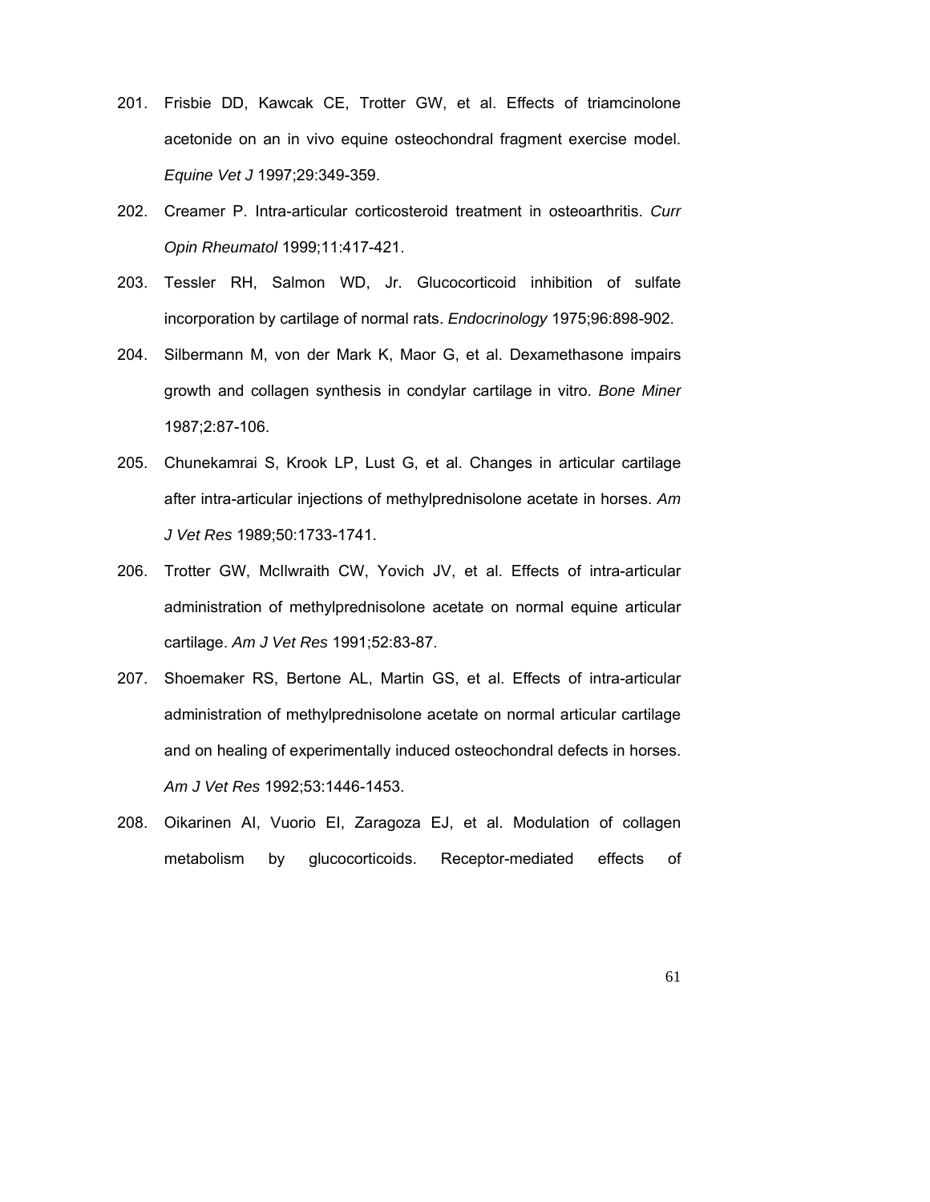201. Frisbie DD, Kawcak CE, Trotter GW, et al. Effects of triamcinolone acetonide on an in vivo equine osteochondral fragment exercise model. *Equine Vet J* 1997;29:349-359.

202. Creamer P. Intra-articular corticosteroid treatment in osteoarthritis. *Curr Opin Rheumatol* 1999;11:417-421.

203. Tessler RH, Salmon WD, Jr. Glucocorticoid inhibition of sulfate incorporation by cartilage of normal rats. *Endocrinology* 1975;96:898-902.

204. Silbermann M, von der Mark K, Maor G, et al. Dexamethasone impairs growth and collagen synthesis in condylar cartilage in vitro. *Bone Miner* 1987;2:87-106.

205. Chunekamrai S, Krook LP, Lust G, et al. Changes in articular cartilage after intra-articular injections of methylprednisolone acetate in horses. *Am J Vet Res* 1989;50:1733-1741.

206. Trotter GW, McIlwraith CW, Yovich JV, et al. Effects of intra-articular administration of methylprednisolone acetate on normal equine articular cartilage. *Am J Vet Res* 1991;52:83-87.

207. Shoemaker RS, Bertone AL, Martin GS, et al. Effects of intra-articular administration of methylprednisolone acetate on normal articular cartilage and on healing of experimentally induced osteochondral defects in horses. *Am J Vet Res* 1992;53:1446-1453.

208. Oikarinen AI, Vuorio EI, Zaragoza EJ, et al. Modulation of collagen metabolism by glucocorticoids. Receptor-mediated effects of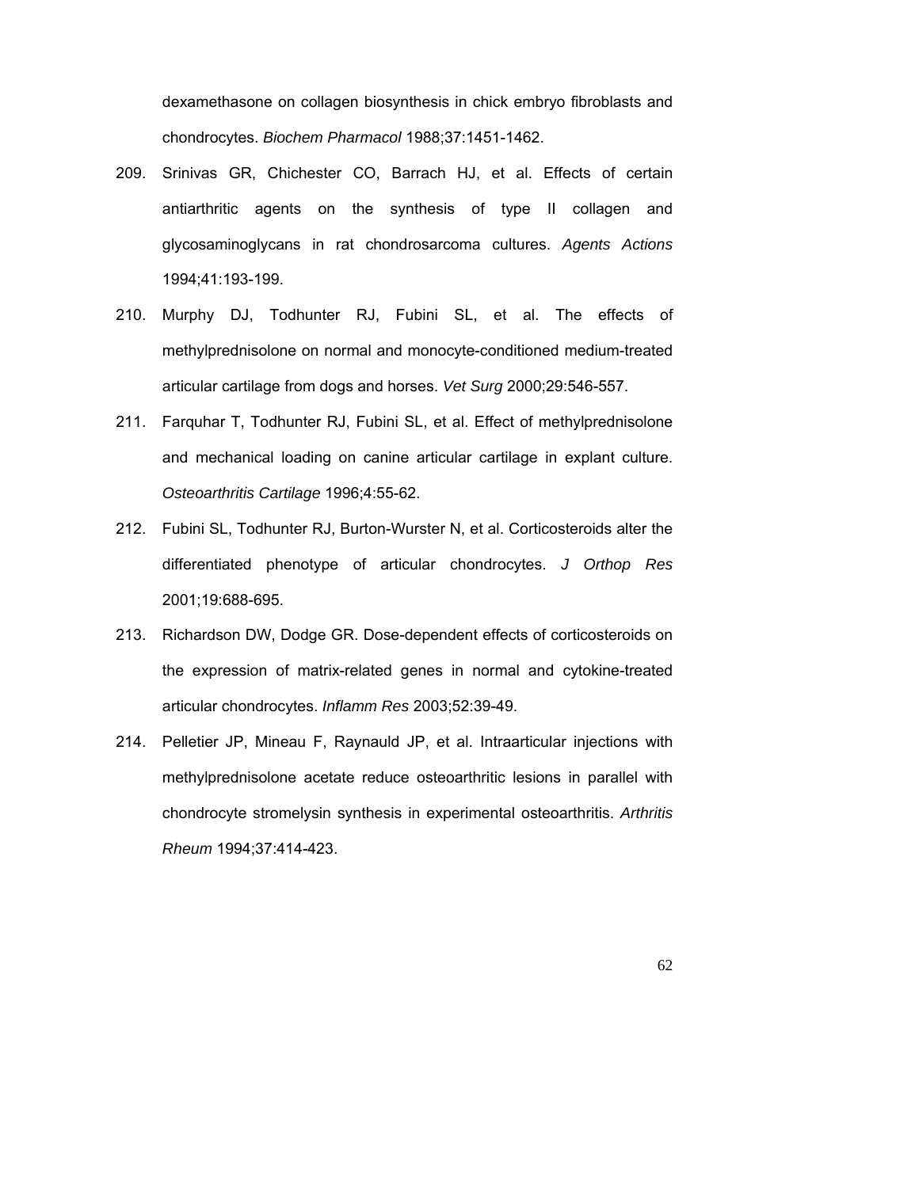dexamethasone on collagen biosynthesis in chick embryo fibroblasts and chondrocytes. *Biochem Pharmacol* 1988;37:1451-1462.

209. Srinivas GR, Chichester CO, Barrach HJ, et al. Effects of certain antiarthritic agents on the synthesis of type II collagen and glycosaminoglycans in rat chondrosarcoma cultures. *Agents Actions* 1994;41:193-199.

210. Murphy DJ, Todhunter RJ, Fubini SL, et al. The effects of methylprednisolone on normal and monocyte-conditioned medium-treated articular cartilage from dogs and horses. *Vet Surg* 2000;29:546-557.

211. Farquhar T, Todhunter RJ, Fubini SL, et al. Effect of methylprednisolone and mechanical loading on canine articular cartilage in explant culture. *Osteoarthritis Cartilage* 1996;4:55-62.

212. Fubini SL, Todhunter RJ, Burton-Wurster N, et al. Corticosteroids alter the differentiated phenotype of articular chondrocytes. *J Orthop Res* 2001;19:688-695.

213. Richardson DW, Dodge GR. Dose-dependent effects of corticosteroids on the expression of matrix-related genes in normal and cytokine-treated articular chondrocytes. *Inflamm Res* 2003;52:39-49.

214. Pelletier JP, Mineau F, Raynauld JP, et al. Intraarticular injections with methylprednisolone acetate reduce osteoarthritic lesions in parallel with chondrocyte stromelysin synthesis in experimental osteoarthritis. *Arthritis Rheum* 1994;37:414-423.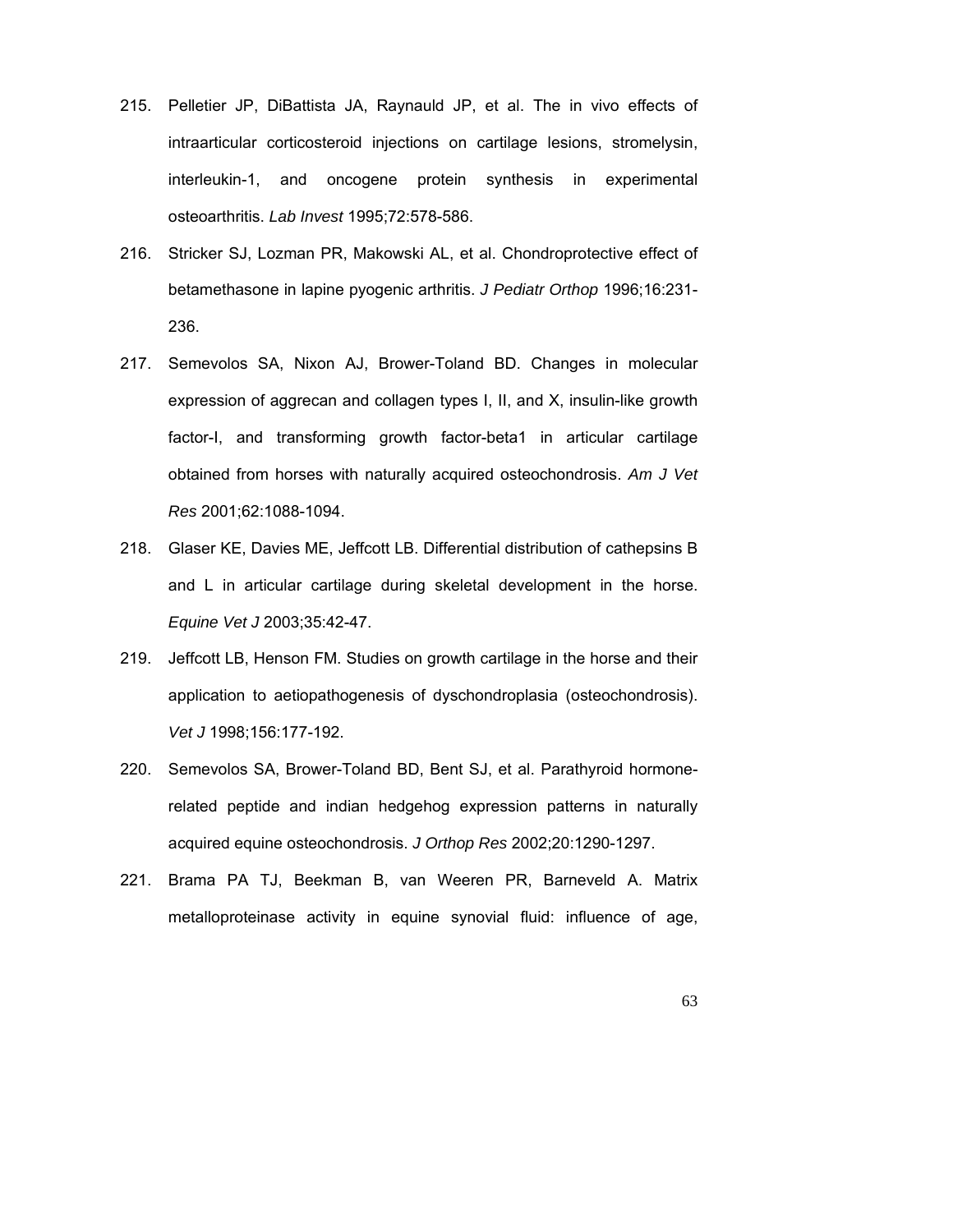215. Pelletier JP, DiBattista JA, Raynauld JP, et al. The in vivo effects of intraarticular corticosteroid injections on cartilage lesions, stromelysin, interleukin-1, and oncogene protein synthesis in experimental osteoarthritis. *Lab Invest* 1995;72:578-586.

216. Stricker SJ, Lozman PR, Makowski AL, et al. Chondroprotective effect of betamethasone in lapine pyogenic arthritis. *J Pediatr Orthop* 1996;16:231-236.

217. Semevolos SA, Nixon AJ, Brower-Toland BD. Changes in molecular expression of aggrecan and collagen types I, II, and X, insulin-like growth factor-I, and transforming growth factor-beta1 in articular cartilage obtained from horses with naturally acquired osteochondrosis. *Am J Vet Res* 2001;62:1088-1094.

218. Glaser KE, Davies ME, Jeffcott LB. Differential distribution of cathepsins B and L in articular cartilage during skeletal development in the horse. *Equine Vet J* 2003;35:42-47.

219. Jeffcott LB, Henson FM. Studies on growth cartilage in the horse and their application to aetiopathogenesis of dyschondroplasia (osteochondrosis). *Vet J* 1998;156:177-192.

220. Semevolos SA, Brower-Toland BD, Bent SJ, et al. Parathyroid hormone-related peptide and indian hedgehog expression patterns in naturally acquired equine osteochondrosis. *J Orthop Res* 2002;20:1290-1297.

221. Brama PA TJ, Beekman B, van Weeren PR, Barneveld A. Matrix metalloproteinase activity in equine synovial fluid: influence of age,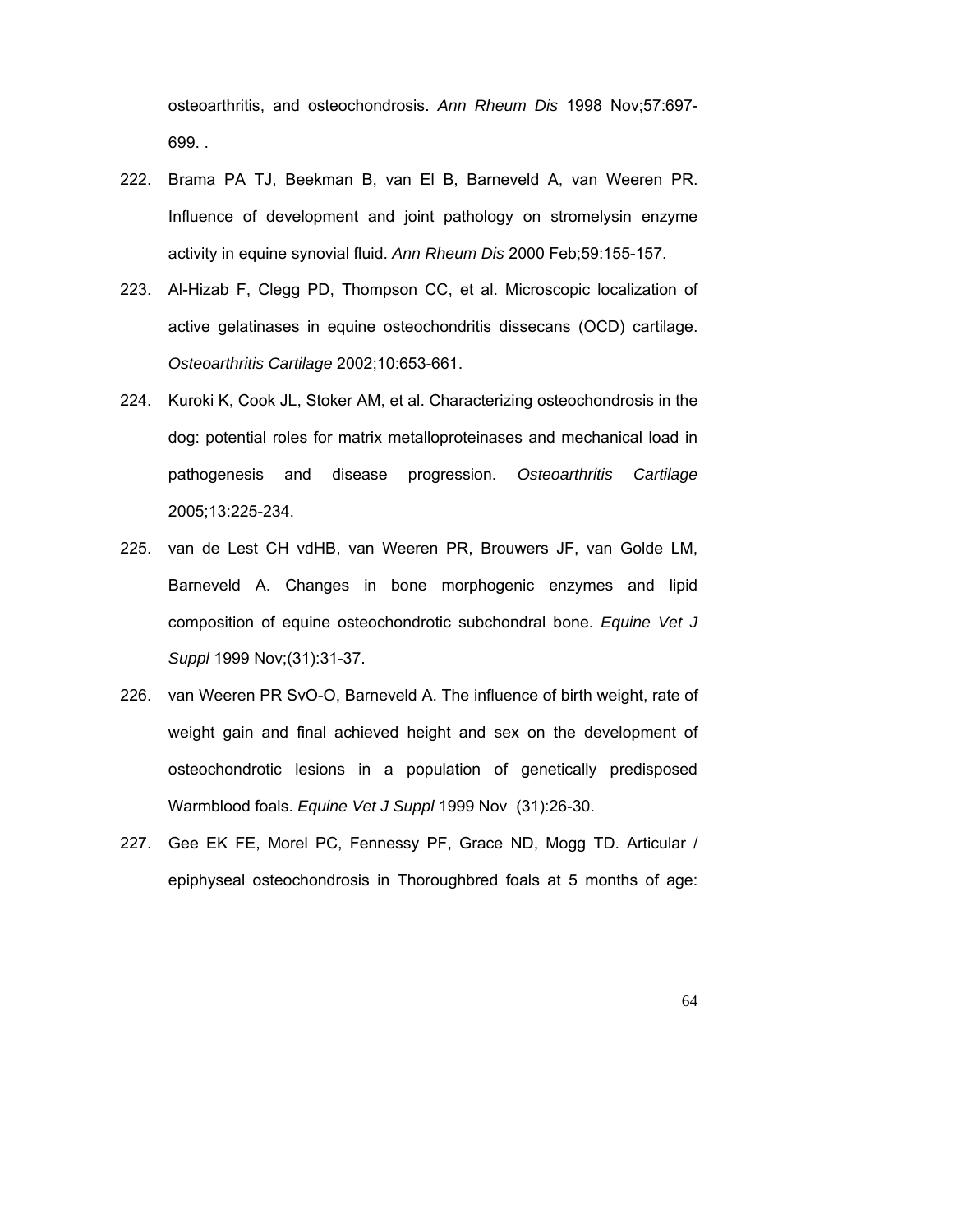osteoarthritis, and osteochondrosis. *Ann Rheum Dis* 1998 Nov;57:697-699. .

222. Brama PA TJ, Beekman B, van El B, Barneveld A, van Weeren PR. Influence of development and joint pathology on stromelysin enzyme activity in equine synovial fluid. *Ann Rheum Dis* 2000 Feb;59:155-157.

223. Al-Hizab F, Clegg PD, Thompson CC, et al. Microscopic localization of active gelatinases in equine osteochondritis dissecans (OCD) cartilage. *Osteoarthritis Cartilage* 2002;10:653-661.

224. Kuroki K, Cook JL, Stoker AM, et al. Characterizing osteochondrosis in the dog: potential roles for matrix metalloproteinases and mechanical load in pathogenesis and disease progression. *Osteoarthritis Cartilage* 2005;13:225-234.

225. van de Lest CH vdHB, van Weeren PR, Brouwers JF, van Golde LM, Barneveld A. Changes in bone morphogenic enzymes and lipid composition of equine osteochondrotic subchondral bone. *Equine Vet J Suppl* 1999 Nov;(31):31-37.

226. van Weeren PR SvO-O, Barneveld A. The influence of birth weight, rate of weight gain and final achieved height and sex on the development of osteochondrotic lesions in a population of genetically predisposed Warmblood foals. *Equine Vet J Suppl* 1999 Nov (31):26-30.

227. Gee EK FE, Morel PC, Fennessy PF, Grace ND, Mogg TD. Articular / epiphyseal osteochondrosis in Thoroughbred foals at 5 months of age: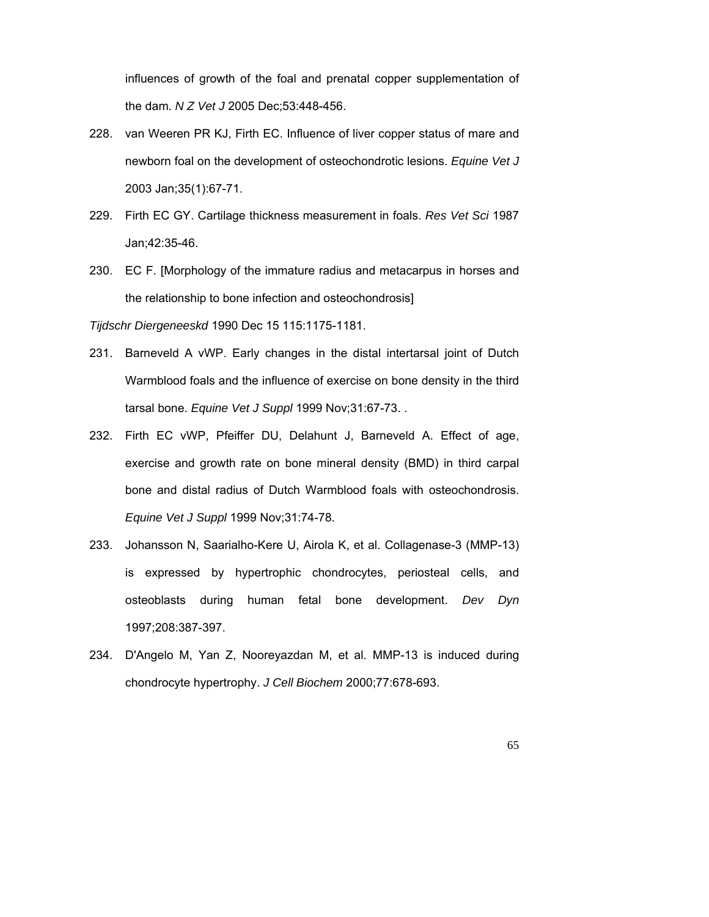influences of growth of the foal and prenatal copper supplementation of the dam. *N Z Vet J* 2005 Dec;53:448-456.

228. van Weeren PR KJ, Firth EC. Influence of liver copper status of mare and newborn foal on the development of osteochondrotic lesions. *Equine Vet J* 2003 Jan;35(1):67-71.

229. Firth EC GY. Cartilage thickness measurement in foals. *Res Vet Sci* 1987 Jan;42:35-46.

230. EC F. [Morphology of the immature radius and metacarpus in horses and the relationship to bone infection and osteochondrosis]

*Tijdschr Diergeneeskd* 1990 Dec 15 115:1175-1181.

231. Barneveld A vWP. Early changes in the distal intertarsal joint of Dutch Warmblood foals and the influence of exercise on bone density in the third tarsal bone. *Equine Vet J Suppl* 1999 Nov;31:67-73. .

232. Firth EC vWP, Pfeiffer DU, Delahunt J, Barneveld A. Effect of age, exercise and growth rate on bone mineral density (BMD) in third carpal bone and distal radius of Dutch Warmblood foals with osteochondrosis. *Equine Vet J Suppl* 1999 Nov;31:74-78.

233. Johansson N, Saarialho-Kere U, Airola K, et al. Collagenase-3 (MMP-13) is expressed by hypertrophic chondrocytes, periosteal cells, and osteoblasts during human fetal bone development. *Dev Dyn* 1997;208:387-397.

234. D'Angelo M, Yan Z, Nooreyazdan M, et al. MMP-13 is induced during chondrocyte hypertrophy. *J Cell Biochem* 2000;77:678-693.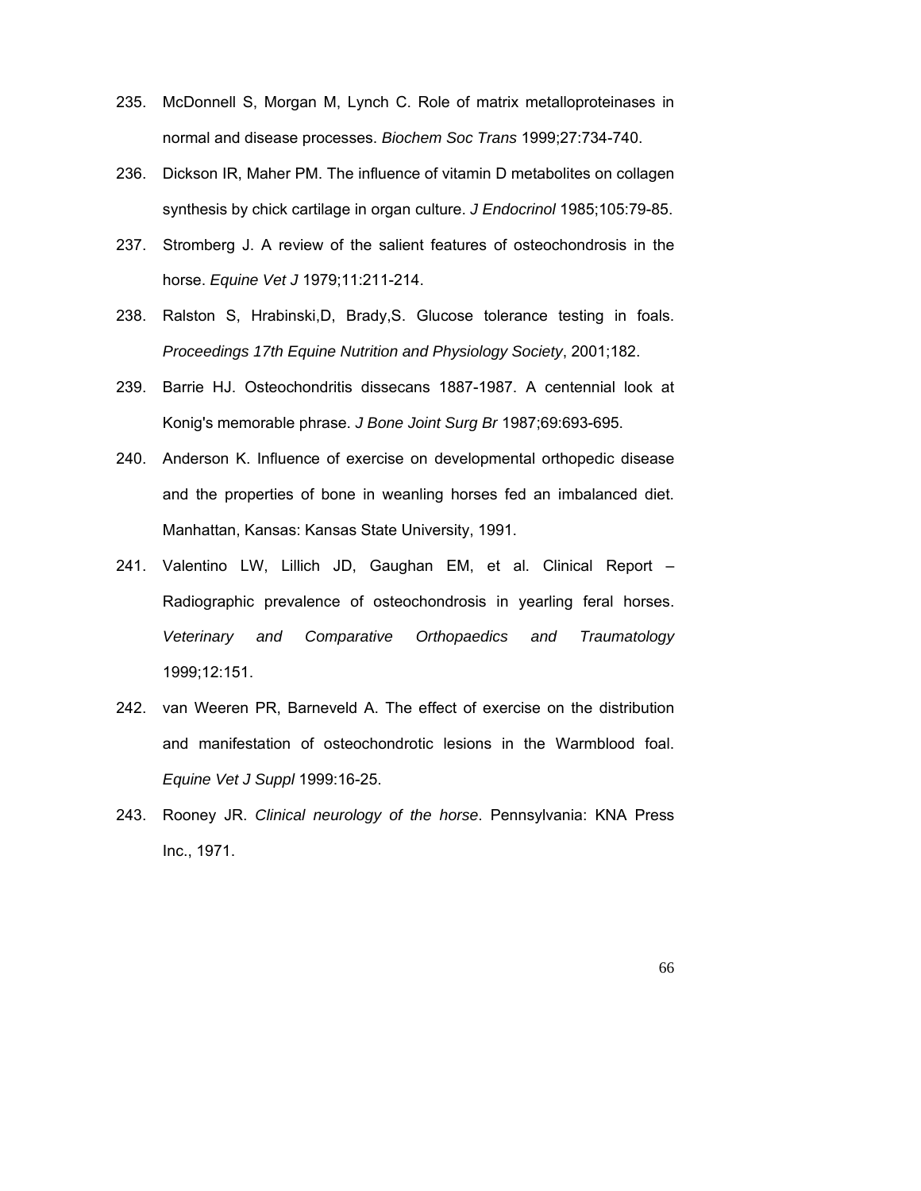235. McDonnell S, Morgan M, Lynch C. Role of matrix metalloproteinases in normal and disease processes. *Biochem Soc Trans* 1999;27:734-740.

236. Dickson IR, Maher PM. The influence of vitamin D metabolites on collagen synthesis by chick cartilage in organ culture. *J Endocrinol* 1985;105:79-85.

237. Stromberg J. A review of the salient features of osteochondrosis in the horse. *Equine Vet J* 1979;11:211-214.

238. Ralston S, Hrabinski,D, Brady,S. Glucose tolerance testing in foals. *Proceedings 17th Equine Nutrition and Physiology Society*, 2001;182.

239. Barrie HJ. Osteochondritis dissecans 1887-1987. A centennial look at Konig's memorable phrase. *J Bone Joint Surg Br* 1987;69:693-695.

240. Anderson K. Influence of exercise on developmental orthopedic disease and the properties of bone in weanling horses fed an imbalanced diet. Manhattan, Kansas: Kansas State University, 1991.

241. Valentino LW, Lillich JD, Gaughan EM, et al. Clinical Report – Radiographic prevalence of osteochondrosis in yearling feral horses. *Veterinary and Comparative Orthopaedics and Traumatology* 1999;12:151.

242. van Weeren PR, Barneveld A. The effect of exercise on the distribution and manifestation of osteochondrotic lesions in the Warmblood foal. *Equine Vet J Suppl* 1999:16-25.

243. Rooney JR. *Clinical neurology of the horse*. Pennsylvania: KNA Press Inc., 1971.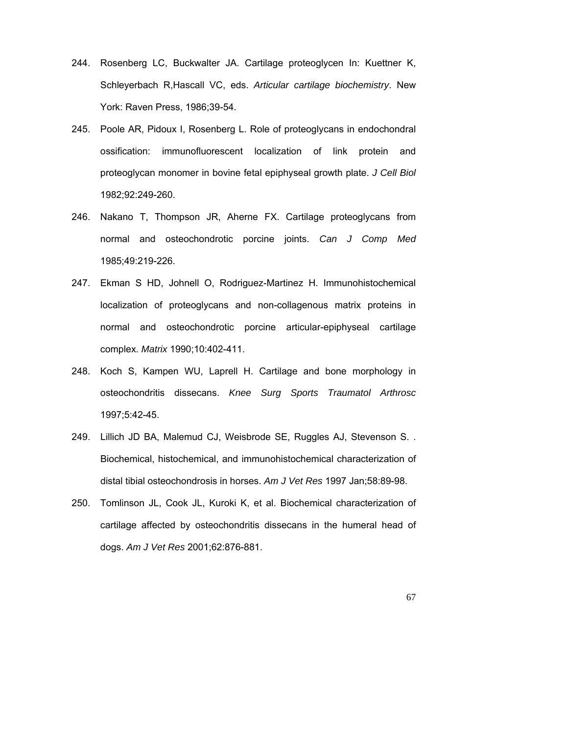244. Rosenberg LC, Buckwalter JA. Cartilage proteoglycen In: Kuettner K, Schleyerbach R,Hascall VC, eds. *Articular cartilage biochemistry*. New York: Raven Press, 1986;39-54.

245. Poole AR, Pidoux I, Rosenberg L. Role of proteoglycans in endochondral ossification: immunofluorescent localization of link protein and proteoglycan monomer in bovine fetal epiphyseal growth plate. *J Cell Biol* 1982;92:249-260.

246. Nakano T, Thompson JR, Aherne FX. Cartilage proteoglycans from normal and osteochondrotic porcine joints. *Can J Comp Med* 1985;49:219-226.

247. Ekman S HD, Johnell O, Rodriguez-Martinez H. Immunohistochemical localization of proteoglycans and non-collagenous matrix proteins in normal and osteochondrotic porcine articular-epiphyseal cartilage complex. *Matrix* 1990;10:402-411.

248. Koch S, Kampen WU, Laprell H. Cartilage and bone morphology in osteochondritis dissecans. *Knee Surg Sports Traumatol Arthrosc* 1997;5:42-45.

249. Lillich JD BA, Malemud CJ, Weisbrode SE, Ruggles AJ, Stevenson S. . Biochemical, histochemical, and immunohistochemical characterization of distal tibial osteochondrosis in horses. *Am J Vet Res* 1997 Jan;58:89-98.

250. Tomlinson JL, Cook JL, Kuroki K, et al. Biochemical characterization of cartilage affected by osteochondritis dissecans in the humeral head of dogs. *Am J Vet Res* 2001;62:876-881.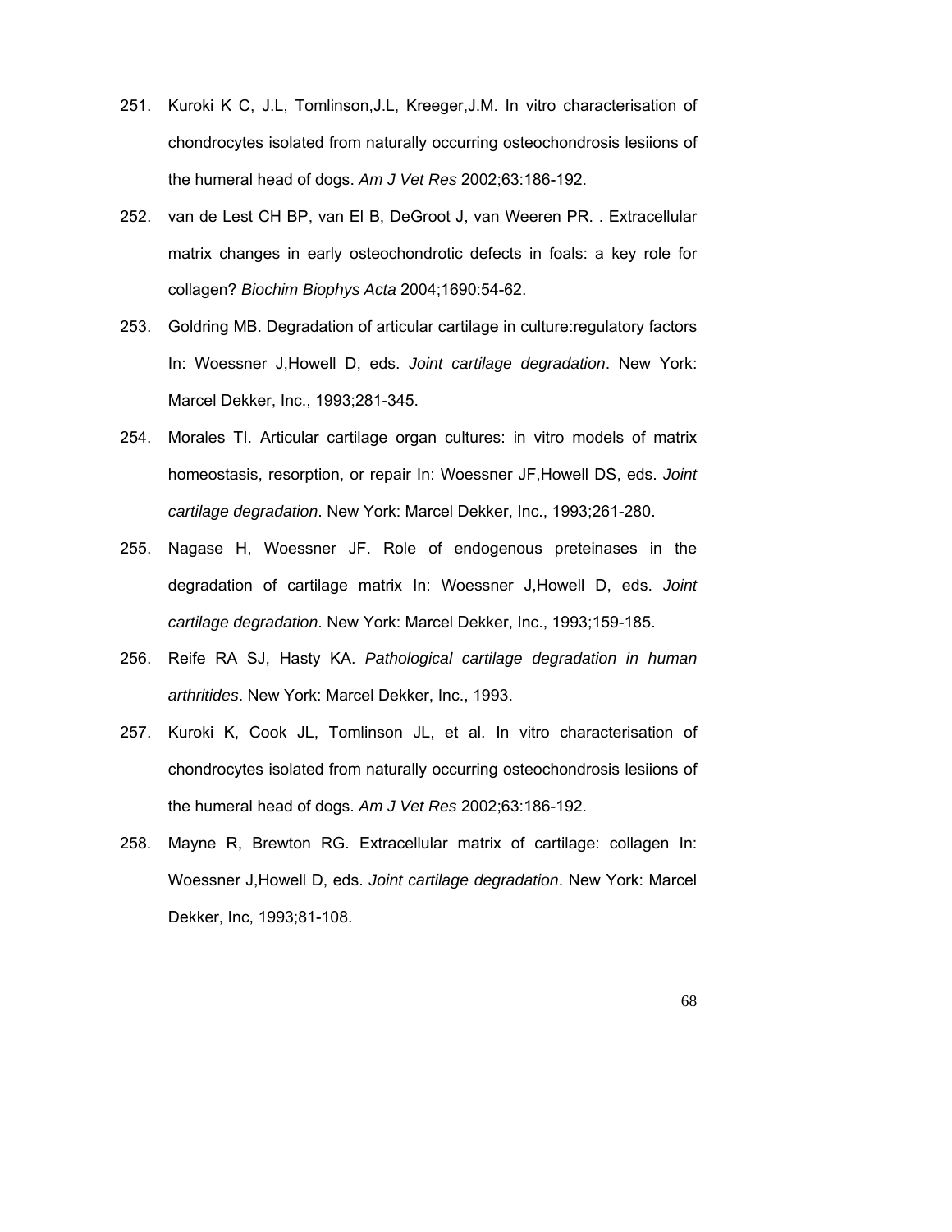251. Kuroki K C, J.L, Tomlinson,J.L, Kreeger,J.M. In vitro characterisation of chondrocytes isolated from naturally occurring osteochondrosis lesiions of the humeral head of dogs. *Am J Vet Res* 2002;63:186-192.

252. van de Lest CH BP, van El B, DeGroot J, van Weeren PR. . Extracellular matrix changes in early osteochondrotic defects in foals: a key role for collagen? *Biochim Biophys Acta* 2004;1690:54-62.

253. Goldring MB. Degradation of articular cartilage in culture:regulatory factors In: Woessner J,Howell D, eds. *Joint cartilage degradation*. New York: Marcel Dekker, Inc., 1993;281-345.

254. Morales TI. Articular cartilage organ cultures: in vitro models of matrix homeostasis, resorption, or repair In: Woessner JF,Howell DS, eds. *Joint cartilage degradation*. New York: Marcel Dekker, Inc., 1993;261-280.

255. Nagase H, Woessner JF. Role of endogenous preteinases in the degradation of cartilage matrix In: Woessner J,Howell D, eds. *Joint cartilage degradation*. New York: Marcel Dekker, Inc., 1993;159-185.

256. Reife RA SJ, Hasty KA. *Pathological cartilage degradation in human arthritides*. New York: Marcel Dekker, Inc., 1993.

257. Kuroki K, Cook JL, Tomlinson JL, et al. In vitro characterisation of chondrocytes isolated from naturally occurring osteochondrosis lesiions of the humeral head of dogs. *Am J Vet Res* 2002;63:186-192.

258. Mayne R, Brewton RG. Extracellular matrix of cartilage: collagen In: Woessner J,Howell D, eds. *Joint cartilage degradation*. New York: Marcel Dekker, Inc, 1993;81-108.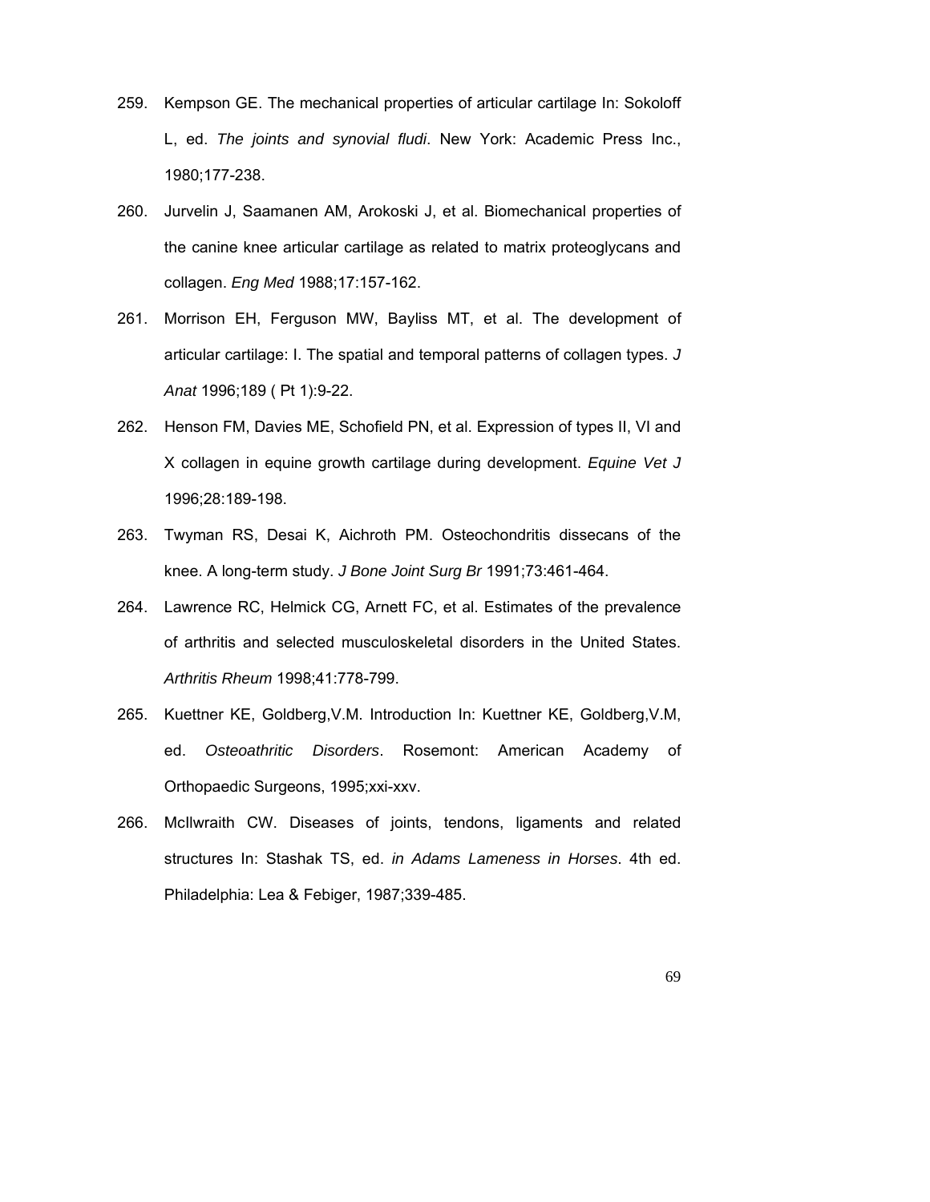259. Kempson GE. The mechanical properties of articular cartilage In: Sokoloff L, ed. *The joints and synovial fludi*. New York: Academic Press Inc., 1980;177-238.

260. Jurvelin J, Saamanen AM, Arokoski J, et al. Biomechanical properties of the canine knee articular cartilage as related to matrix proteoglycans and collagen. *Eng Med* 1988;17:157-162.

261. Morrison EH, Ferguson MW, Bayliss MT, et al. The development of articular cartilage: I. The spatial and temporal patterns of collagen types. *J Anat* 1996;189 ( Pt 1):9-22.

262. Henson FM, Davies ME, Schofield PN, et al. Expression of types II, VI and X collagen in equine growth cartilage during development. *Equine Vet J* 1996;28:189-198.

263. Twyman RS, Desai K, Aichroth PM. Osteochondritis dissecans of the knee. A long-term study. *J Bone Joint Surg Br* 1991;73:461-464.

264. Lawrence RC, Helmick CG, Arnett FC, et al. Estimates of the prevalence of arthritis and selected musculoskeletal disorders in the United States. *Arthritis Rheum* 1998;41:778-799.

265. Kuettner KE, Goldberg,V.M. Introduction In: Kuettner KE, Goldberg,V.M, ed. *Osteoathritic Disorders*. Rosemont: American Academy of Orthopaedic Surgeons, 1995;xxi-xxv.

266. McIlwraith CW. Diseases of joints, tendons, ligaments and related structures In: Stashak TS, ed. *in Adams Lameness in Horses*. 4th ed. Philadelphia: Lea & Febiger, 1987;339-485.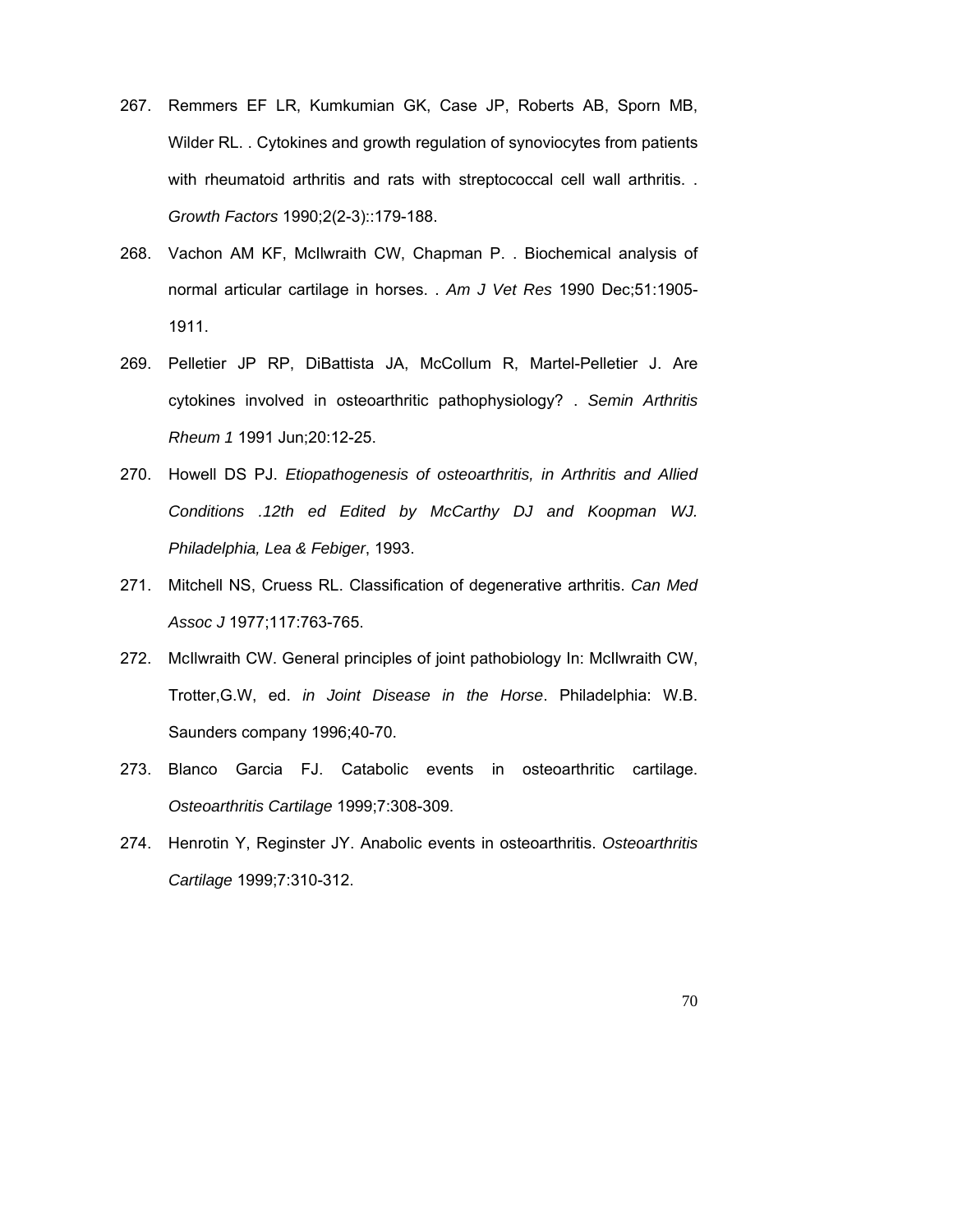267. Remmers EF LR, Kumkumian GK, Case JP, Roberts AB, Sporn MB, Wilder RL. . Cytokines and growth regulation of synoviocytes from patients with rheumatoid arthritis and rats with streptococcal cell wall arthritis. . *Growth Factors* 1990;2(2-3)::179-188.

268. Vachon AM KF, McIlwraith CW, Chapman P. . Biochemical analysis of normal articular cartilage in horses. . *Am J Vet Res* 1990 Dec;51:1905-1911.

269. Pelletier JP RP, DiBattista JA, McCollum R, Martel-Pelletier J. Are cytokines involved in osteoarthritic pathophysiology? . *Semin Arthritis Rheum 1* 1991 Jun;20:12-25.

270. Howell DS PJ. *Etiopathogenesis of osteoarthritis, in Arthritis and Allied Conditions .12th ed Edited by McCarthy DJ and Koopman WJ. Philadelphia, Lea & Febiger*, 1993.

271. Mitchell NS, Cruess RL. Classification of degenerative arthritis. *Can Med Assoc J* 1977;117:763-765.

272. McIlwraith CW. General principles of joint pathobiology In: McIlwraith CW, Trotter,G.W, ed. *in Joint Disease in the Horse*. Philadelphia: W.B. Saunders company 1996;40-70.

273. Blanco Garcia FJ. Catabolic events in osteoarthritic cartilage. *Osteoarthritis Cartilage* 1999;7:308-309.

274. Henrotin Y, Reginster JY. Anabolic events in osteoarthritis. *Osteoarthritis Cartilage* 1999;7:310-312.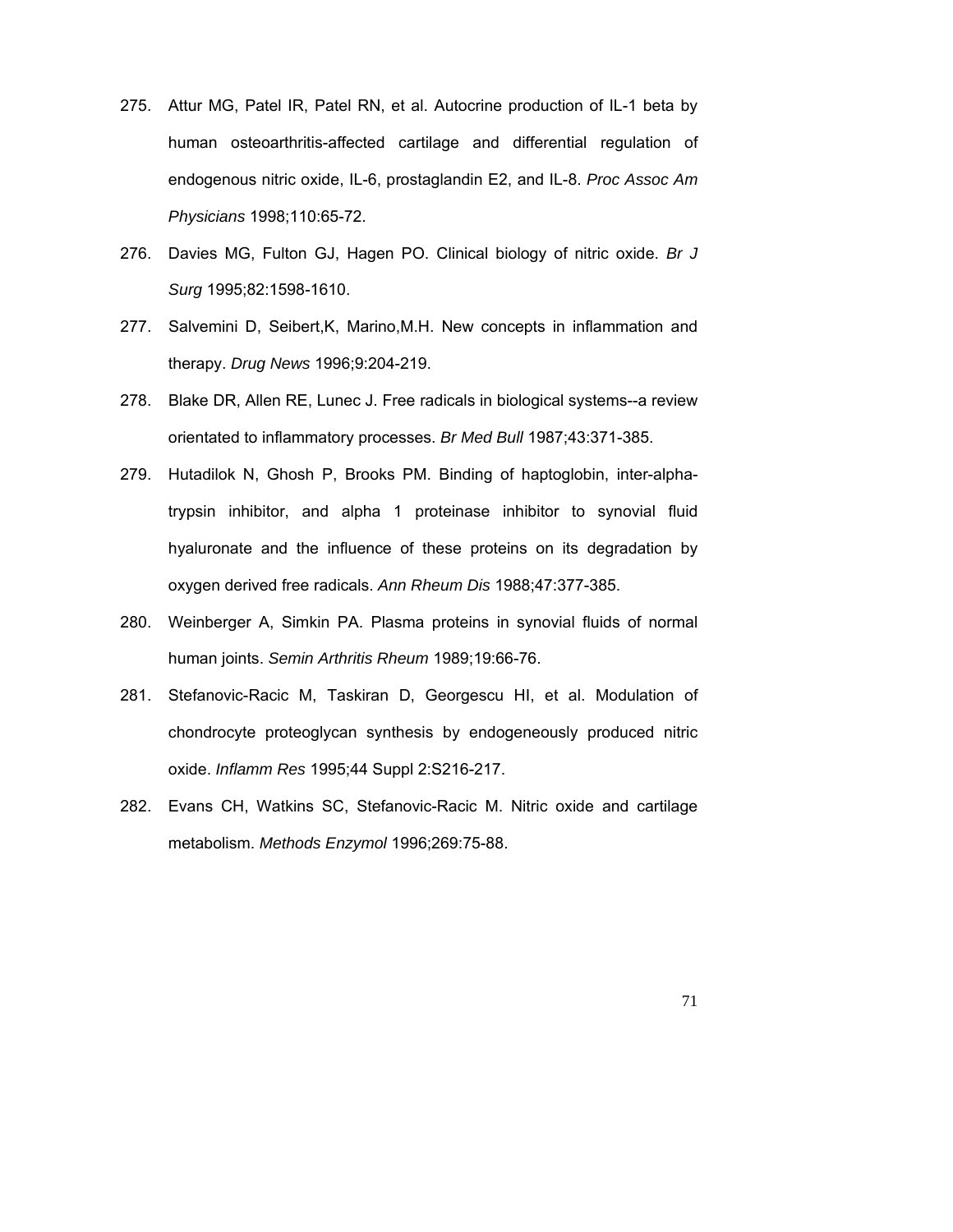275. Attur MG, Patel IR, Patel RN, et al. Autocrine production of IL-1 beta by human osteoarthritis-affected cartilage and differential regulation of endogenous nitric oxide, IL-6, prostaglandin E2, and IL-8. *Proc Assoc Am Physicians* 1998;110:65-72.

276. Davies MG, Fulton GJ, Hagen PO. Clinical biology of nitric oxide. *Br J Surg* 1995;82:1598-1610.

277. Salvemini D, Seibert,K, Marino,M.H. New concepts in inflammation and therapy. *Drug News* 1996;9:204-219.

278. Blake DR, Allen RE, Lunec J. Free radicals in biological systems--a review orientated to inflammatory processes. *Br Med Bull* 1987;43:371-385.

279. Hutadilok N, Ghosh P, Brooks PM. Binding of haptoglobin, inter-alpha-trypsin inhibitor, and alpha 1 proteinase inhibitor to synovial fluid hyaluronate and the influence of these proteins on its degradation by oxygen derived free radicals. *Ann Rheum Dis* 1988;47:377-385.

280. Weinberger A, Simkin PA. Plasma proteins in synovial fluids of normal human joints. *Semin Arthritis Rheum* 1989;19:66-76.

281. Stefanovic-Racic M, Taskiran D, Georgescu HI, et al. Modulation of chondrocyte proteoglycan synthesis by endogeneously produced nitric oxide. *Inflamm Res* 1995;44 Suppl 2:S216-217.

282. Evans CH, Watkins SC, Stefanovic-Racic M. Nitric oxide and cartilage metabolism. *Methods Enzymol* 1996;269:75-88.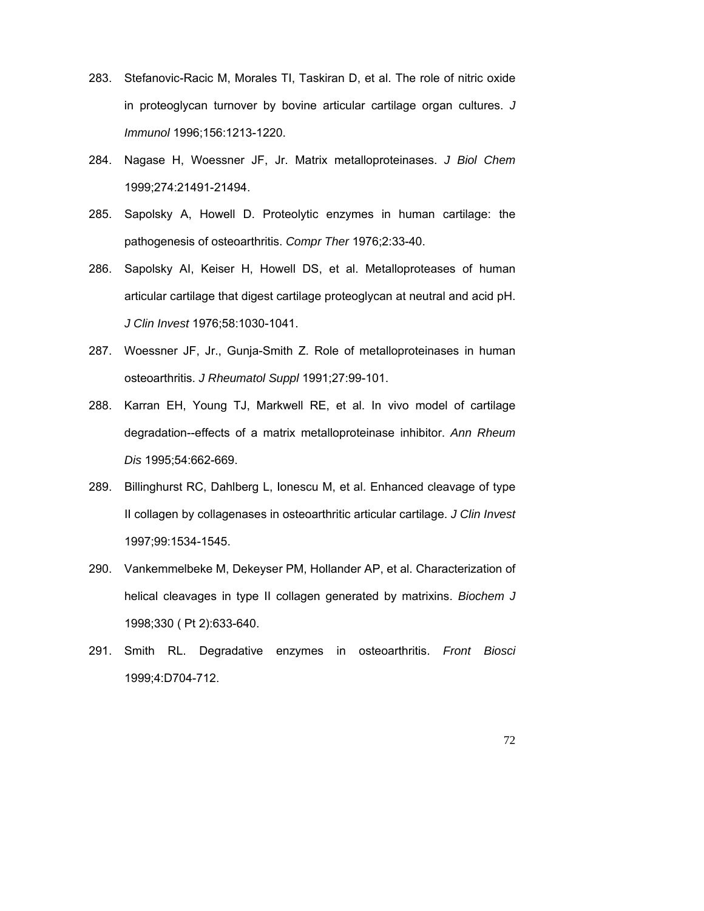283. Stefanovic-Racic M, Morales TI, Taskiran D, et al. The role of nitric oxide in proteoglycan turnover by bovine articular cartilage organ cultures. *J Immunol* 1996;156:1213-1220.

284. Nagase H, Woessner JF, Jr. Matrix metalloproteinases. *J Biol Chem* 1999;274:21491-21494.

285. Sapolsky A, Howell D. Proteolytic enzymes in human cartilage: the pathogenesis of osteoarthritis. *Compr Ther* 1976;2:33-40.

286. Sapolsky AI, Keiser H, Howell DS, et al. Metalloproteases of human articular cartilage that digest cartilage proteoglycan at neutral and acid pH. *J Clin Invest* 1976;58:1030-1041.

287. Woessner JF, Jr., Gunja-Smith Z. Role of metalloproteinases in human osteoarthritis. *J Rheumatol Suppl* 1991;27:99-101.

288. Karran EH, Young TJ, Markwell RE, et al. In vivo model of cartilage degradation--effects of a matrix metalloproteinase inhibitor. *Ann Rheum Dis* 1995;54:662-669.

289. Billinghurst RC, Dahlberg L, Ionescu M, et al. Enhanced cleavage of type II collagen by collagenases in osteoarthritic articular cartilage. *J Clin Invest* 1997;99:1534-1545.

290. Vankemmelbeke M, Dekeyser PM, Hollander AP, et al. Characterization of helical cleavages in type II collagen generated by matrixins. *Biochem J* 1998;330 ( Pt 2):633-640.

291. Smith RL. Degradative enzymes in osteoarthritis. *Front Biosci* 1999;4:D704-712.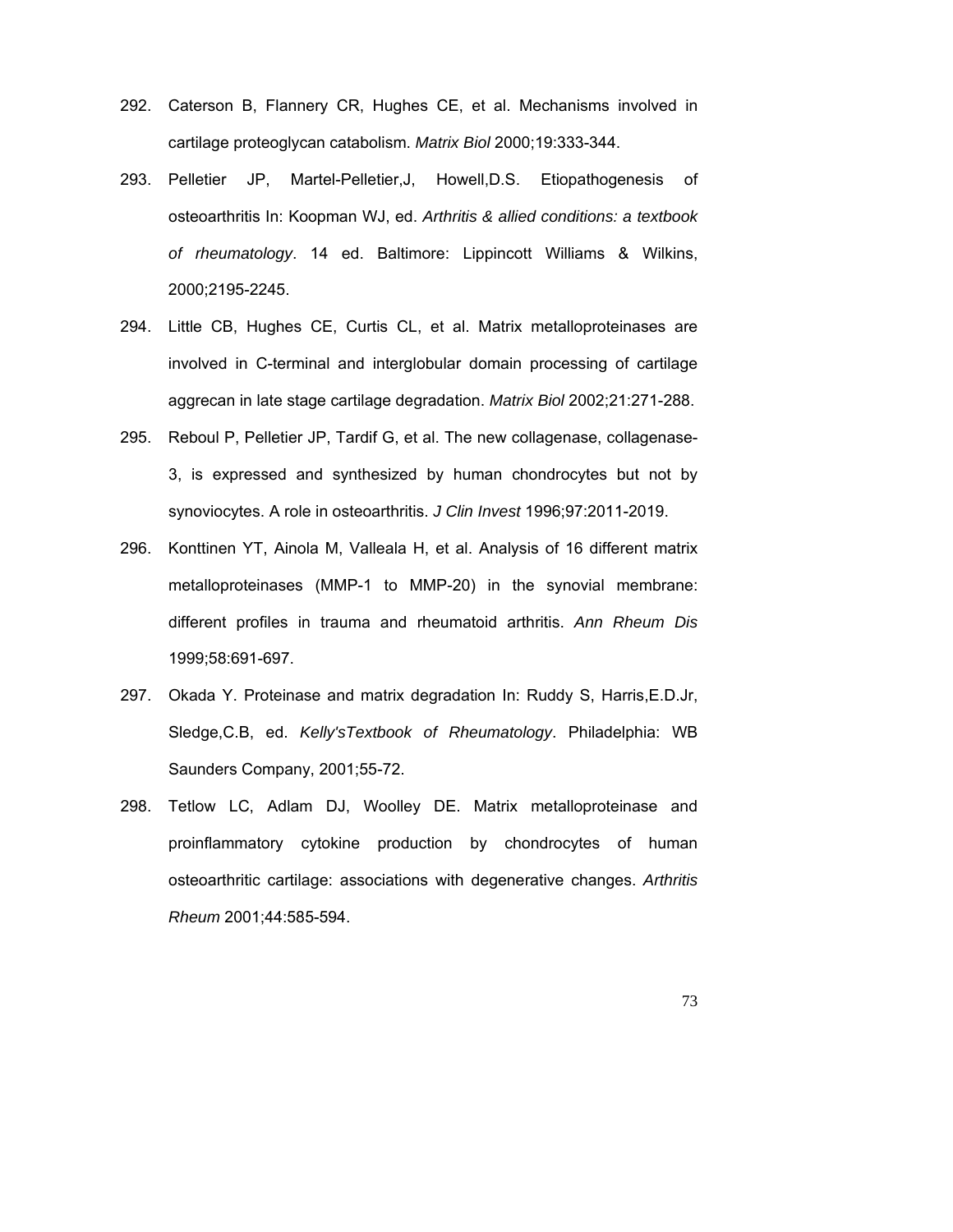292. Caterson B, Flannery CR, Hughes CE, et al. Mechanisms involved in cartilage proteoglycan catabolism. *Matrix Biol* 2000;19:333-344.

293. Pelletier JP, Martel-Pelletier,J, Howell,D.S. Etiopathogenesis of osteoarthritis In: Koopman WJ, ed. *Arthritis & allied conditions: a textbook of rheumatology*. 14 ed. Baltimore: Lippincott Williams & Wilkins, 2000;2195-2245.

294. Little CB, Hughes CE, Curtis CL, et al. Matrix metalloproteinases are involved in C-terminal and interglobular domain processing of cartilage aggrecan in late stage cartilage degradation. *Matrix Biol* 2002;21:271-288.

295. Reboul P, Pelletier JP, Tardif G, et al. The new collagenase, collagenase-3, is expressed and synthesized by human chondrocytes but not by synoviocytes. A role in osteoarthritis. *J Clin Invest* 1996;97:2011-2019.

296. Konttinen YT, Ainola M, Valleala H, et al. Analysis of 16 different matrix metalloproteinases (MMP-1 to MMP-20) in the synovial membrane: different profiles in trauma and rheumatoid arthritis. *Ann Rheum Dis* 1999;58:691-697.

297. Okada Y. Proteinase and matrix degradation In: Ruddy S, Harris,E.D.Jr, Sledge,C.B, ed. *Kelly'sTextbook of Rheumatology*. Philadelphia: WB Saunders Company, 2001;55-72.

298. Tetlow LC, Adlam DJ, Woolley DE. Matrix metalloproteinase and proinflammatory cytokine production by chondrocytes of human osteoarthritic cartilage: associations with degenerative changes. *Arthritis Rheum* 2001;44:585-594.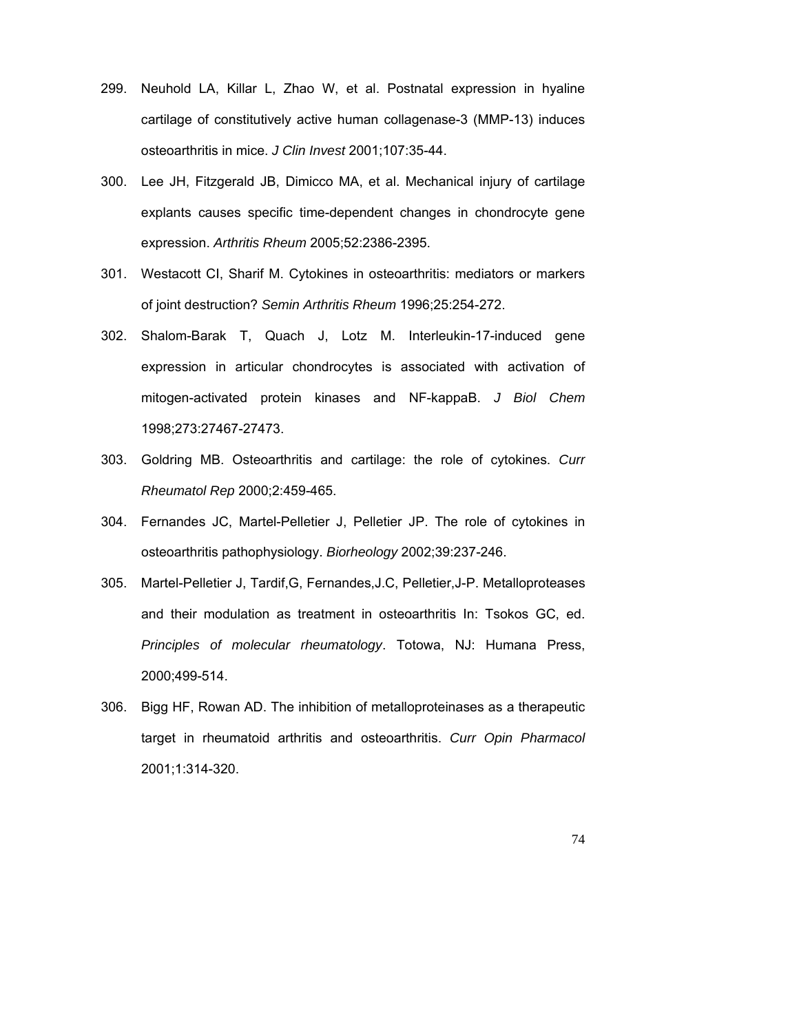299. Neuhold LA, Killar L, Zhao W, et al. Postnatal expression in hyaline cartilage of constitutively active human collagenase-3 (MMP-13) induces osteoarthritis in mice. *J Clin Invest* 2001;107:35-44.

300. Lee JH, Fitzgerald JB, Dimicco MA, et al. Mechanical injury of cartilage explants causes specific time-dependent changes in chondrocyte gene expression. *Arthritis Rheum* 2005;52:2386-2395.

301. Westacott CI, Sharif M. Cytokines in osteoarthritis: mediators or markers of joint destruction? *Semin Arthritis Rheum* 1996;25:254-272.

302. Shalom-Barak T, Quach J, Lotz M. Interleukin-17-induced gene expression in articular chondrocytes is associated with activation of mitogen-activated protein kinases and NF-kappaB. *J Biol Chem* 1998;273:27467-27473.

303. Goldring MB. Osteoarthritis and cartilage: the role of cytokines. *Curr Rheumatol Rep* 2000;2:459-465.

304. Fernandes JC, Martel-Pelletier J, Pelletier JP. The role of cytokines in osteoarthritis pathophysiology. *Biorheology* 2002;39:237-246.

305. Martel-Pelletier J, Tardif,G, Fernandes,J.C, Pelletier,J-P. Metalloproteases and their modulation as treatment in osteoarthritis In: Tsokos GC, ed. *Principles of molecular rheumatology*. Totowa, NJ: Humana Press, 2000;499-514.

306. Bigg HF, Rowan AD. The inhibition of metalloproteinases as a therapeutic target in rheumatoid arthritis and osteoarthritis. *Curr Opin Pharmacol* 2001;1:314-320.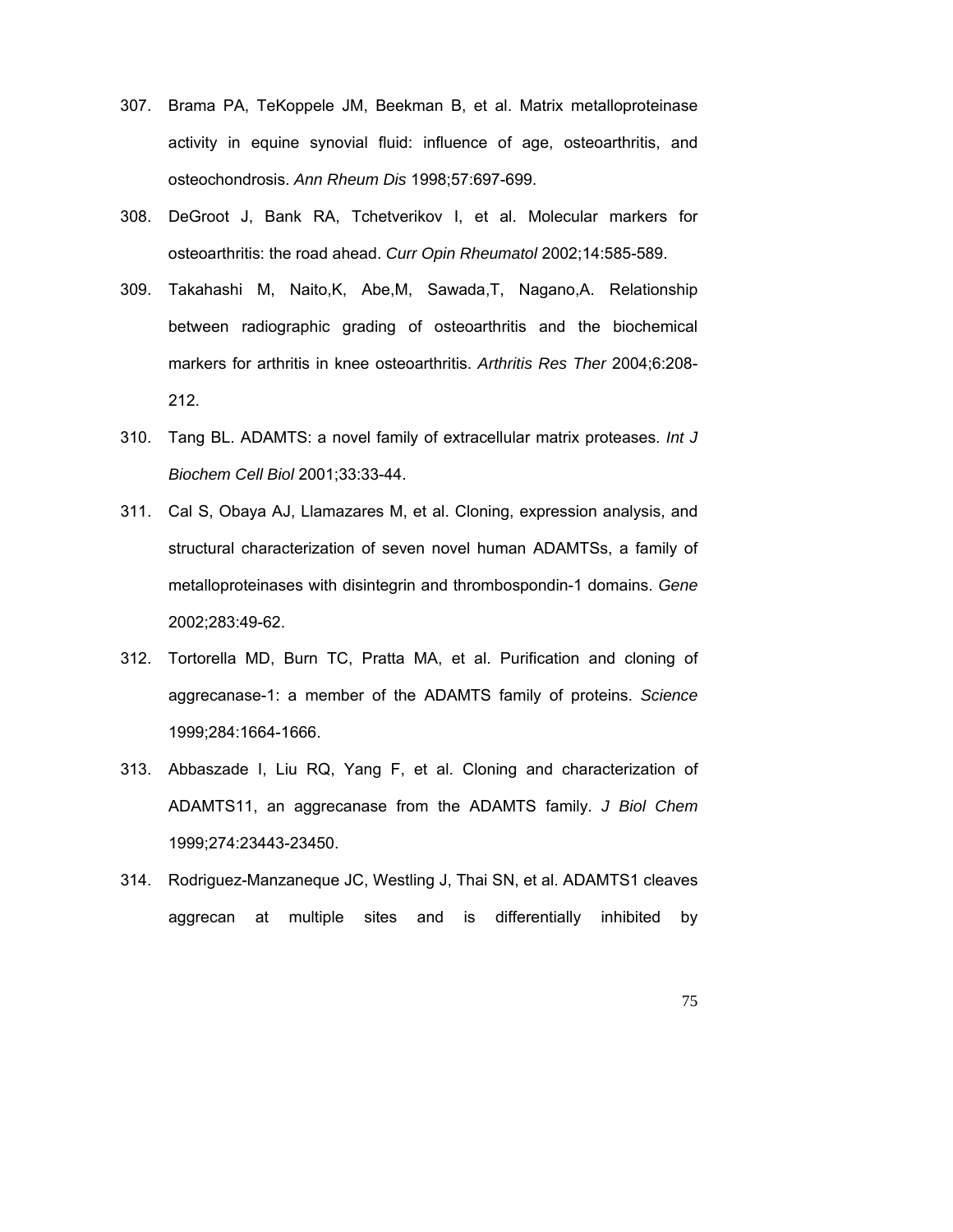307. Brama PA, TeKoppele JM, Beekman B, et al. Matrix metalloproteinase activity in equine synovial fluid: influence of age, osteoarthritis, and osteochondrosis. *Ann Rheum Dis* 1998;57:697-699.

308. DeGroot J, Bank RA, Tchetverikov I, et al. Molecular markers for osteoarthritis: the road ahead. *Curr Opin Rheumatol* 2002;14:585-589.

309. Takahashi M, Naito,K, Abe,M, Sawada,T, Nagano,A. Relationship between radiographic grading of osteoarthritis and the biochemical markers for arthritis in knee osteoarthritis. *Arthritis Res Ther* 2004;6:208-212.

310. Tang BL. ADAMTS: a novel family of extracellular matrix proteases. *Int J Biochem Cell Biol* 2001;33:33-44.

311. Cal S, Obaya AJ, Llamazares M, et al. Cloning, expression analysis, and structural characterization of seven novel human ADAMTSs, a family of metalloproteinases with disintegrin and thrombospondin-1 domains. *Gene* 2002;283:49-62.

312. Tortorella MD, Burn TC, Pratta MA, et al. Purification and cloning of aggrecanase-1: a member of the ADAMTS family of proteins. *Science* 1999;284:1664-1666.

313. Abbaszade I, Liu RQ, Yang F, et al. Cloning and characterization of ADAMTS11, an aggrecanase from the ADAMTS family. *J Biol Chem* 1999;274:23443-23450.

314. Rodriguez-Manzaneque JC, Westling J, Thai SN, et al. ADAMTS1 cleaves aggrecan at multiple sites and is differentially inhibited by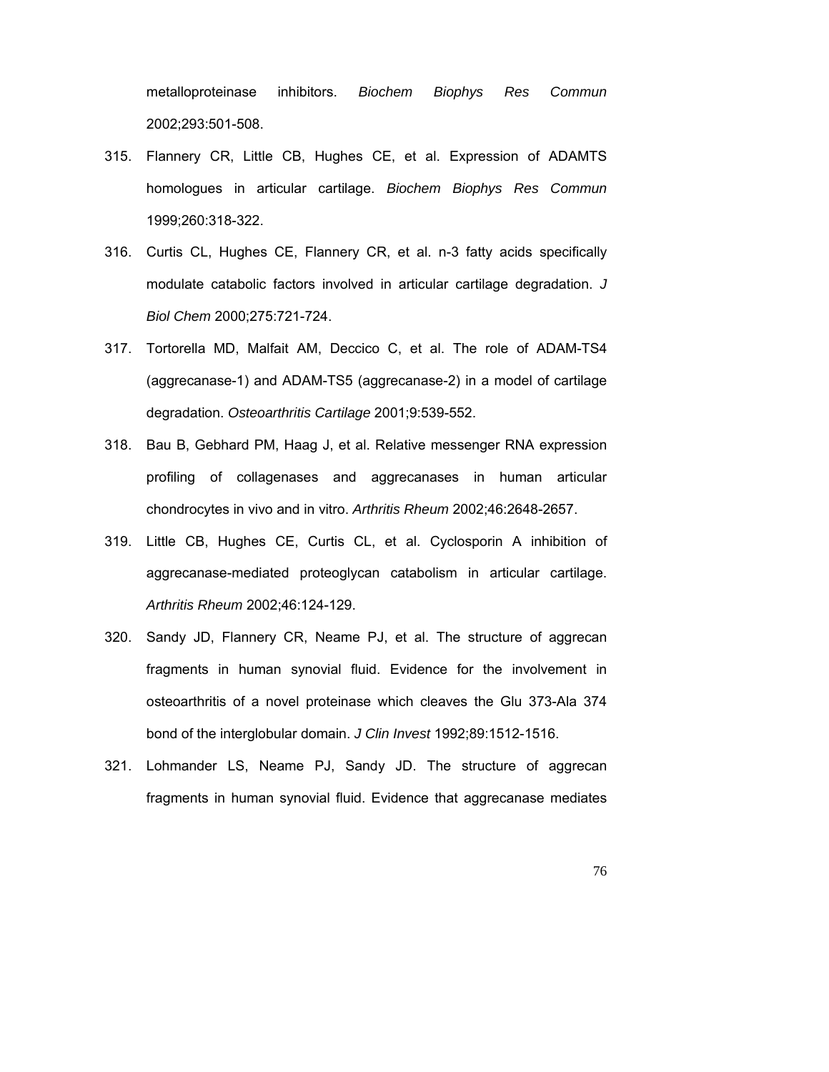metalloproteinase inhibitors. *Biochem Biophys Res Commun* 2002;293:501-508.

315. Flannery CR, Little CB, Hughes CE, et al. Expression of ADAMTS homologues in articular cartilage. *Biochem Biophys Res Commun* 1999;260:318-322.

316. Curtis CL, Hughes CE, Flannery CR, et al. n-3 fatty acids specifically modulate catabolic factors involved in articular cartilage degradation. *J Biol Chem* 2000;275:721-724.

317. Tortorella MD, Malfait AM, Deccico C, et al. The role of ADAM-TS4 (aggrecanase-1) and ADAM-TS5 (aggrecanase-2) in a model of cartilage degradation. *Osteoarthritis Cartilage* 2001;9:539-552.

318. Bau B, Gebhard PM, Haag J, et al. Relative messenger RNA expression profiling of collagenases and aggrecanases in human articular chondrocytes in vivo and in vitro. *Arthritis Rheum* 2002;46:2648-2657.

319. Little CB, Hughes CE, Curtis CL, et al. Cyclosporin A inhibition of aggrecanase-mediated proteoglycan catabolism in articular cartilage. *Arthritis Rheum* 2002;46:124-129.

320. Sandy JD, Flannery CR, Neame PJ, et al. The structure of aggrecan fragments in human synovial fluid. Evidence for the involvement in osteoarthritis of a novel proteinase which cleaves the Glu 373-Ala 374 bond of the interglobular domain. *J Clin Invest* 1992;89:1512-1516.

321. Lohmander LS, Neame PJ, Sandy JD. The structure of aggrecan fragments in human synovial fluid. Evidence that aggrecanase mediates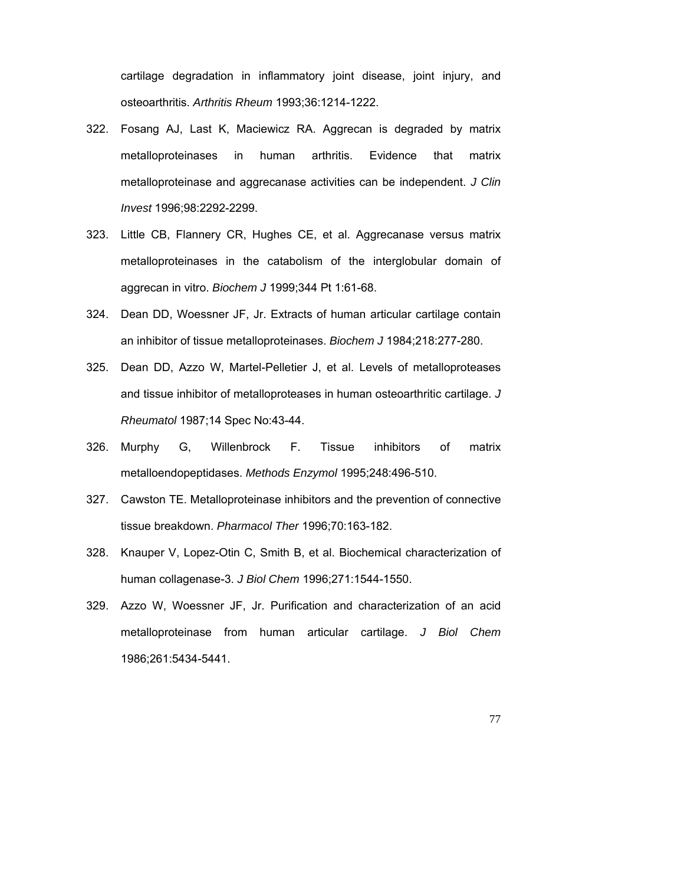cartilage degradation in inflammatory joint disease, joint injury, and osteoarthritis. *Arthritis Rheum* 1993;36:1214-1222.

322. Fosang AJ, Last K, Maciewicz RA. Aggrecan is degraded by matrix metalloproteinases in human arthritis. Evidence that matrix metalloproteinase and aggrecanase activities can be independent. *J Clin Invest* 1996;98:2292-2299.

323. Little CB, Flannery CR, Hughes CE, et al. Aggrecanase versus matrix metalloproteinases in the catabolism of the interglobular domain of aggrecan in vitro. *Biochem J* 1999;344 Pt 1:61-68.

324. Dean DD, Woessner JF, Jr. Extracts of human articular cartilage contain an inhibitor of tissue metalloproteinases. *Biochem J* 1984;218:277-280.

325. Dean DD, Azzo W, Martel-Pelletier J, et al. Levels of metalloproteases and tissue inhibitor of metalloproteases in human osteoarthritic cartilage. *J Rheumatol* 1987;14 Spec No:43-44.

326. Murphy G, Willenbrock F. Tissue inhibitors of matrix metalloendopeptidases. *Methods Enzymol* 1995;248:496-510.

327. Cawston TE. Metalloproteinase inhibitors and the prevention of connective tissue breakdown. *Pharmacol Ther* 1996;70:163-182.

328. Knauper V, Lopez-Otin C, Smith B, et al. Biochemical characterization of human collagenase-3. *J Biol Chem* 1996;271:1544-1550.

329. Azzo W, Woessner JF, Jr. Purification and characterization of an acid metalloproteinase from human articular cartilage. *J Biol Chem* 1986;261:5434-5441.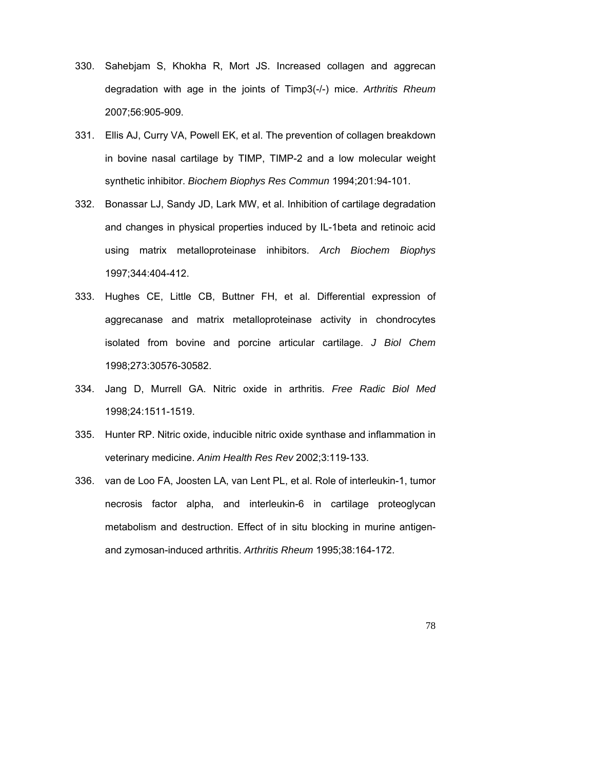330. Sahebjam S, Khokha R, Mort JS. Increased collagen and aggrecan degradation with age in the joints of Timp3(-/-) mice. *Arthritis Rheum* 2007;56:905-909.

331. Ellis AJ, Curry VA, Powell EK, et al. The prevention of collagen breakdown in bovine nasal cartilage by TIMP, TIMP-2 and a low molecular weight synthetic inhibitor. *Biochem Biophys Res Commun* 1994;201:94-101.

332. Bonassar LJ, Sandy JD, Lark MW, et al. Inhibition of cartilage degradation and changes in physical properties induced by IL-1beta and retinoic acid using matrix metalloproteinase inhibitors. *Arch Biochem Biophys* 1997;344:404-412.

333. Hughes CE, Little CB, Buttner FH, et al. Differential expression of aggrecanase and matrix metalloproteinase activity in chondrocytes isolated from bovine and porcine articular cartilage. *J Biol Chem* 1998;273:30576-30582.

334. Jang D, Murrell GA. Nitric oxide in arthritis. *Free Radic Biol Med* 1998;24:1511-1519.

335. Hunter RP. Nitric oxide, inducible nitric oxide synthase and inflammation in veterinary medicine. *Anim Health Res Rev* 2002;3:119-133.

336. van de Loo FA, Joosten LA, van Lent PL, et al. Role of interleukin-1, tumor necrosis factor alpha, and interleukin-6 in cartilage proteoglycan metabolism and destruction. Effect of in situ blocking in murine antigen- and zymosan-induced arthritis. *Arthritis Rheum* 1995;38:164-172.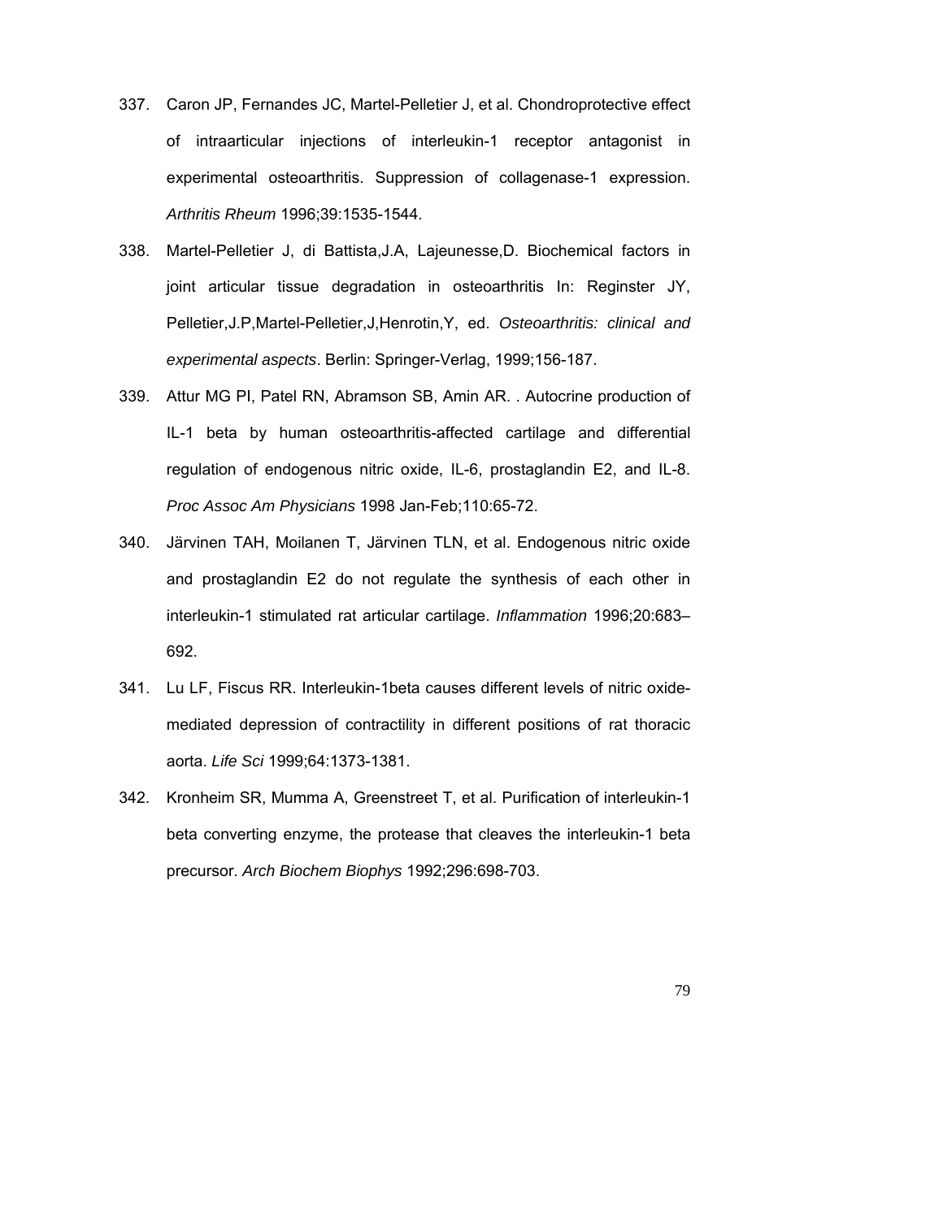337. Caron JP, Fernandes JC, Martel-Pelletier J, et al. Chondroprotective effect of intraarticular injections of interleukin-1 receptor antagonist in experimental osteoarthritis. Suppression of collagenase-1 expression. *Arthritis Rheum* 1996;39:1535-1544.

338. Martel-Pelletier J, di Battista,J.A, Lajeunesse,D. Biochemical factors in joint articular tissue degradation in osteoarthritis In: Reginster JY, Pelletier,J.P,Martel-Pelletier,J,Henrotin,Y, ed. *Osteoarthritis: clinical and experimental aspects*. Berlin: Springer-Verlag, 1999;156-187.

339. Attur MG PI, Patel RN, Abramson SB, Amin AR. . Autocrine production of IL-1 beta by human osteoarthritis-affected cartilage and differential regulation of endogenous nitric oxide, IL-6, prostaglandin E2, and IL-8. *Proc Assoc Am Physicians* 1998 Jan-Feb;110:65-72.

340. Järvinen TAH, Moilanen T, Järvinen TLN, et al. Endogenous nitric oxide and prostaglandin E2 do not regulate the synthesis of each other in interleukin-1 stimulated rat articular cartilage. *Inflammation* 1996;20:683–692.

341. Lu LF, Fiscus RR. Interleukin-1beta causes different levels of nitric oxide-mediated depression of contractility in different positions of rat thoracic aorta. *Life Sci* 1999;64:1373-1381.

342. Kronheim SR, Mumma A, Greenstreet T, et al. Purification of interleukin-1 beta converting enzyme, the protease that cleaves the interleukin-1 beta precursor. *Arch Biochem Biophys* 1992;296:698-703.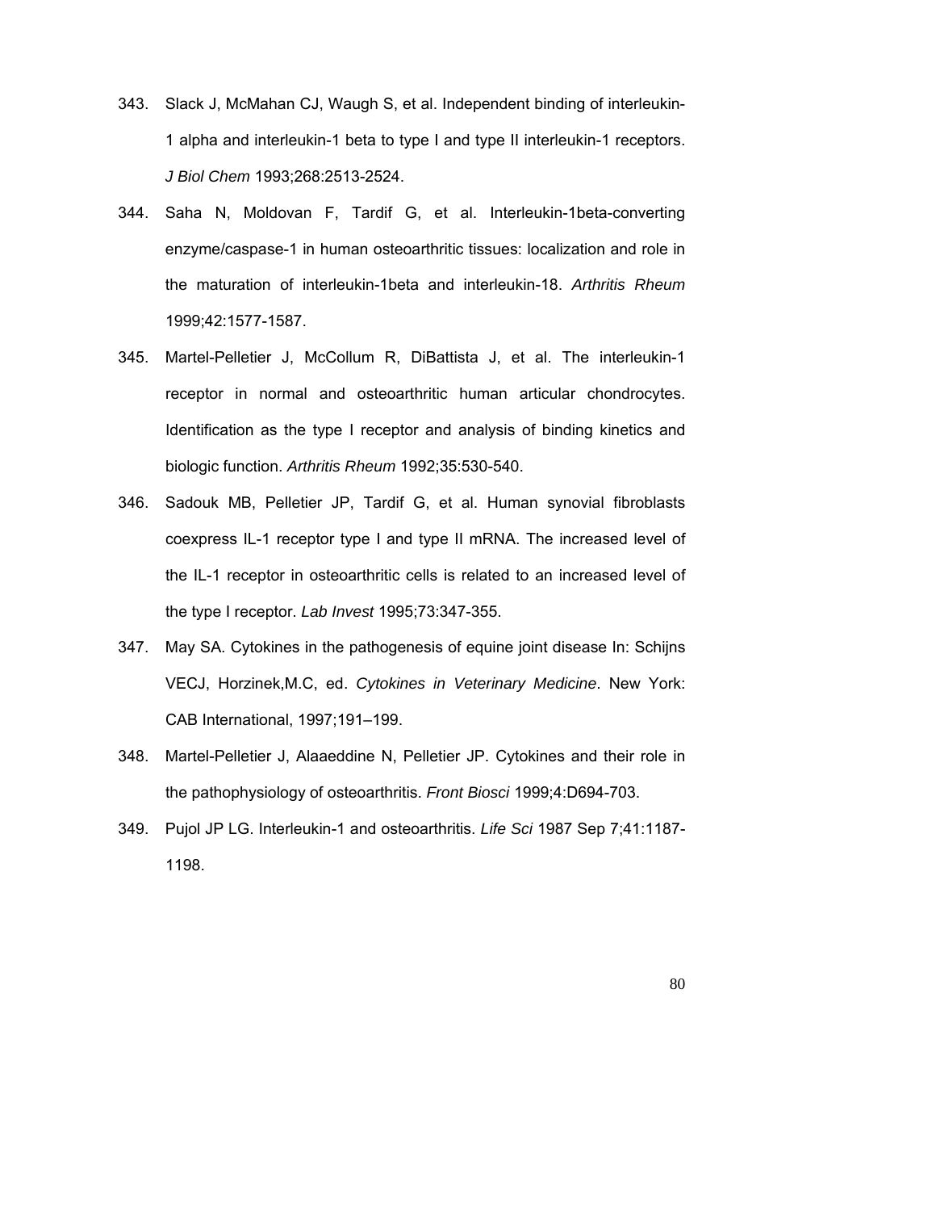343. Slack J, McMahan CJ, Waugh S, et al. Independent binding of interleukin-1 alpha and interleukin-1 beta to type I and type II interleukin-1 receptors. *J Biol Chem* 1993;268:2513-2524.

344. Saha N, Moldovan F, Tardif G, et al. Interleukin-1beta-converting enzyme/caspase-1 in human osteoarthritic tissues: localization and role in the maturation of interleukin-1beta and interleukin-18. *Arthritis Rheum* 1999;42:1577-1587.

345. Martel-Pelletier J, McCollum R, DiBattista J, et al. The interleukin-1 receptor in normal and osteoarthritic human articular chondrocytes. Identification as the type I receptor and analysis of binding kinetics and biologic function. *Arthritis Rheum* 1992;35:530-540.

346. Sadouk MB, Pelletier JP, Tardif G, et al. Human synovial fibroblasts coexpress IL-1 receptor type I and type II mRNA. The increased level of the IL-1 receptor in osteoarthritic cells is related to an increased level of the type I receptor. *Lab Invest* 1995;73:347-355.

347. May SA. Cytokines in the pathogenesis of equine joint disease In: Schijns VECJ, Horzinek,M.C, ed. *Cytokines in Veterinary Medicine*. New York: CAB International, 1997;191–199.

348. Martel-Pelletier J, Alaaeddine N, Pelletier JP. Cytokines and their role in the pathophysiology of osteoarthritis. *Front Biosci* 1999;4:D694-703.

349. Pujol JP LG. Interleukin-1 and osteoarthritis. *Life Sci* 1987 Sep 7;41:1187-1198.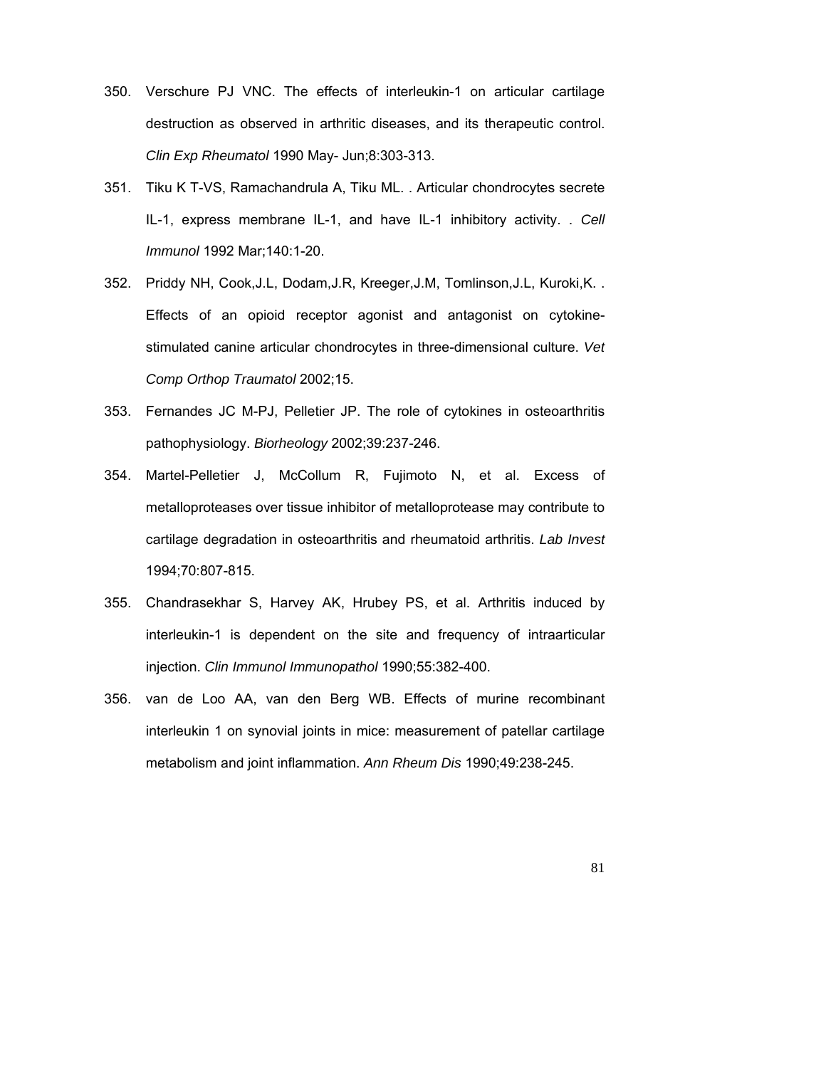350. Verschure PJ VNC. The effects of interleukin-1 on articular cartilage destruction as observed in arthritic diseases, and its therapeutic control. *Clin Exp Rheumatol* 1990 May- Jun;8:303-313.

351. Tiku K T-VS, Ramachandrula A, Tiku ML. . Articular chondrocytes secrete IL-1, express membrane IL-1, and have IL-1 inhibitory activity. . *Cell Immunol* 1992 Mar;140:1-20.

352. Priddy NH, Cook,J.L, Dodam,J.R, Kreeger,J.M, Tomlinson,J.L, Kuroki,K. . Effects of an opioid receptor agonist and antagonist on cytokine-stimulated canine articular chondrocytes in three-dimensional culture. *Vet Comp Orthop Traumatol* 2002;15.

353. Fernandes JC M-PJ, Pelletier JP. The role of cytokines in osteoarthritis pathophysiology. *Biorheology* 2002;39:237-246.

354. Martel-Pelletier J, McCollum R, Fujimoto N, et al. Excess of metalloproteases over tissue inhibitor of metalloprotease may contribute to cartilage degradation in osteoarthritis and rheumatoid arthritis. *Lab Invest* 1994;70:807-815.

355. Chandrasekhar S, Harvey AK, Hrubey PS, et al. Arthritis induced by interleukin-1 is dependent on the site and frequency of intraarticular injection. *Clin Immunol Immunopathol* 1990;55:382-400.

356. van de Loo AA, van den Berg WB. Effects of murine recombinant interleukin 1 on synovial joints in mice: measurement of patellar cartilage metabolism and joint inflammation. *Ann Rheum Dis* 1990;49:238-245.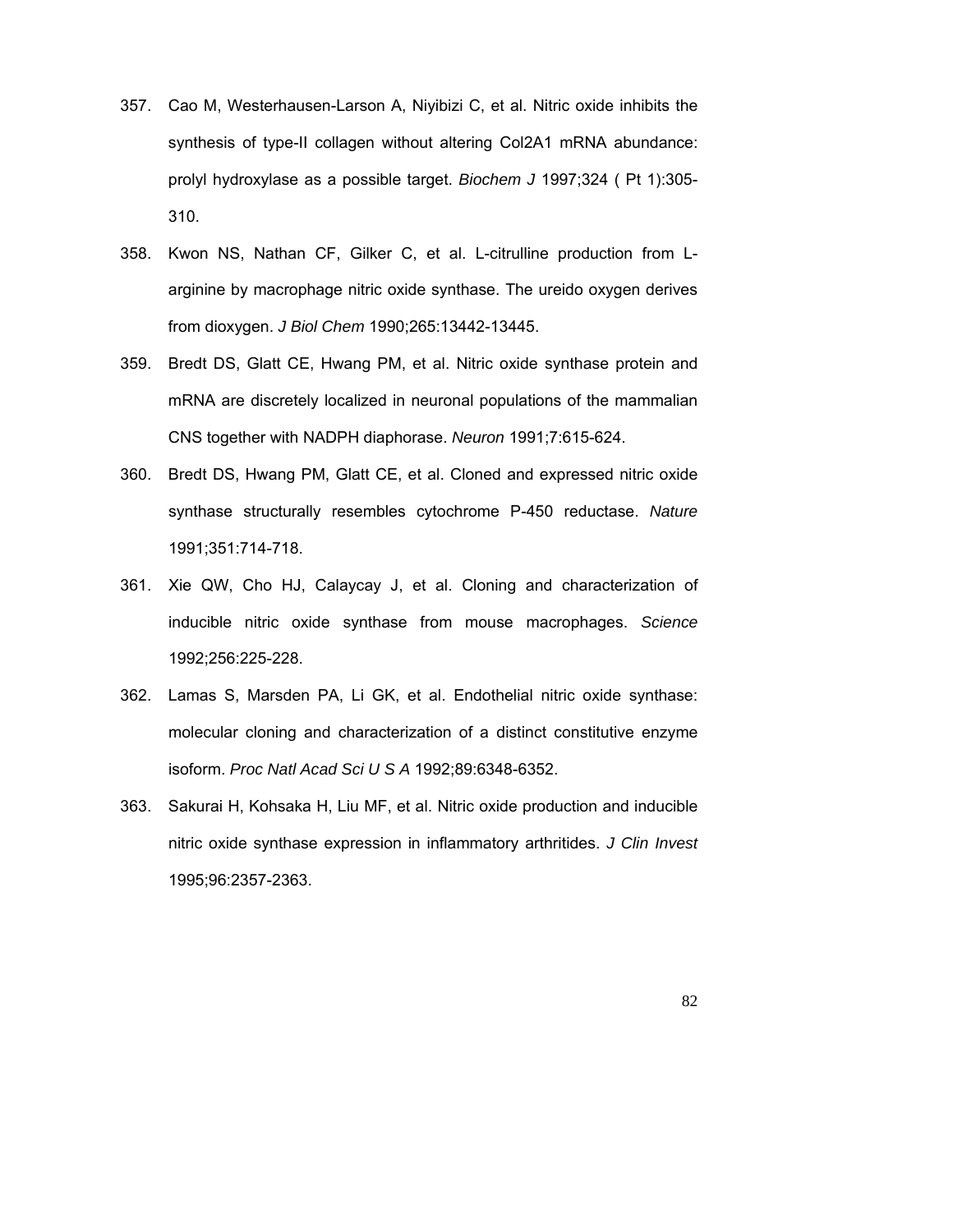357. Cao M, Westerhausen-Larson A, Niyibizi C, et al. Nitric oxide inhibits the synthesis of type-II collagen without altering Col2A1 mRNA abundance: prolyl hydroxylase as a possible target. *Biochem J* 1997;324 ( Pt 1):305-310.

358. Kwon NS, Nathan CF, Gilker C, et al. L-citrulline production from L-arginine by macrophage nitric oxide synthase. The ureido oxygen derives from dioxygen. *J Biol Chem* 1990;265:13442-13445.

359. Bredt DS, Glatt CE, Hwang PM, et al. Nitric oxide synthase protein and mRNA are discretely localized in neuronal populations of the mammalian CNS together with NADPH diaphorase. *Neuron* 1991;7:615-624.

360. Bredt DS, Hwang PM, Glatt CE, et al. Cloned and expressed nitric oxide synthase structurally resembles cytochrome P-450 reductase. *Nature* 1991;351:714-718.

361. Xie QW, Cho HJ, Calaycay J, et al. Cloning and characterization of inducible nitric oxide synthase from mouse macrophages. *Science* 1992;256:225-228.

362. Lamas S, Marsden PA, Li GK, et al. Endothelial nitric oxide synthase: molecular cloning and characterization of a distinct constitutive enzyme isoform. *Proc Natl Acad Sci U S A* 1992;89:6348-6352.

363. Sakurai H, Kohsaka H, Liu MF, et al. Nitric oxide production and inducible nitric oxide synthase expression in inflammatory arthritides. *J Clin Invest* 1995;96:2357-2363.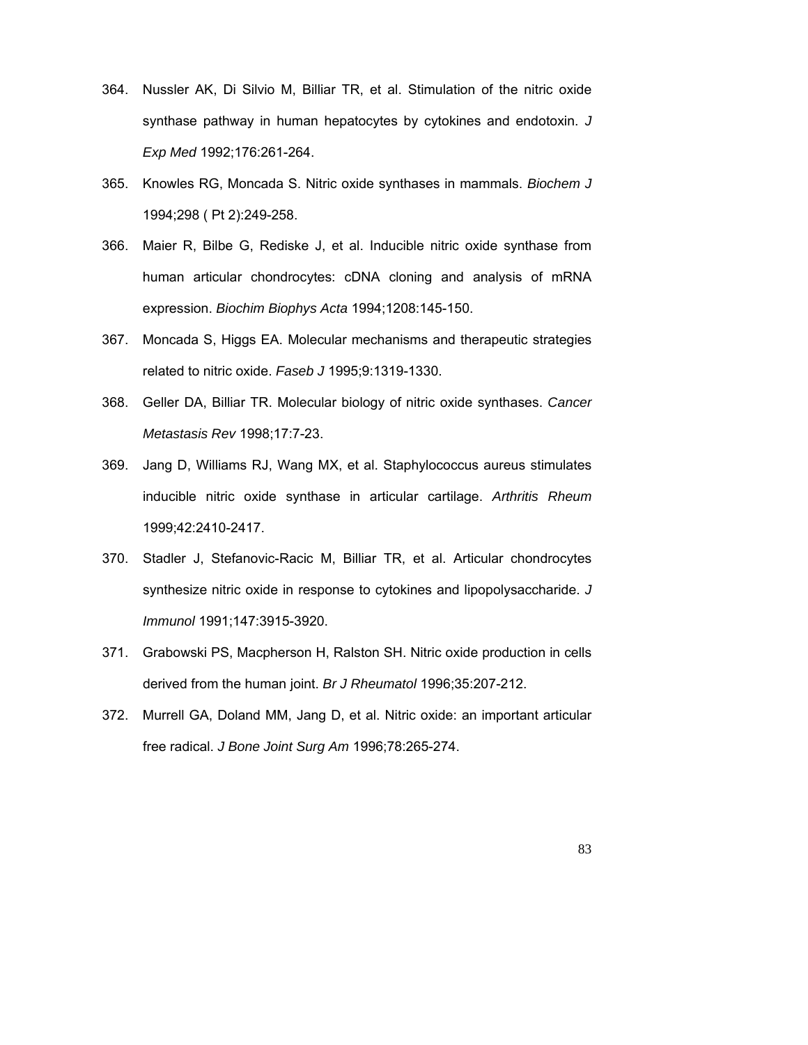364. Nussler AK, Di Silvio M, Billiar TR, et al. Stimulation of the nitric oxide synthase pathway in human hepatocytes by cytokines and endotoxin. *J Exp Med* 1992;176:261-264.

365. Knowles RG, Moncada S. Nitric oxide synthases in mammals. *Biochem J* 1994;298 ( Pt 2):249-258.

366. Maier R, Bilbe G, Rediske J, et al. Inducible nitric oxide synthase from human articular chondrocytes: cDNA cloning and analysis of mRNA expression. *Biochim Biophys Acta* 1994;1208:145-150.

367. Moncada S, Higgs EA. Molecular mechanisms and therapeutic strategies related to nitric oxide. *Faseb J* 1995;9:1319-1330.

368. Geller DA, Billiar TR. Molecular biology of nitric oxide synthases. *Cancer Metastasis Rev* 1998;17:7-23.

369. Jang D, Williams RJ, Wang MX, et al. Staphylococcus aureus stimulates inducible nitric oxide synthase in articular cartilage. *Arthritis Rheum* 1999;42:2410-2417.

370. Stadler J, Stefanovic-Racic M, Billiar TR, et al. Articular chondrocytes synthesize nitric oxide in response to cytokines and lipopolysaccharide. *J Immunol* 1991;147:3915-3920.

371. Grabowski PS, Macpherson H, Ralston SH. Nitric oxide production in cells derived from the human joint. *Br J Rheumatol* 1996;35:207-212.

372. Murrell GA, Doland MM, Jang D, et al. Nitric oxide: an important articular free radical. *J Bone Joint Surg Am* 1996;78:265-274.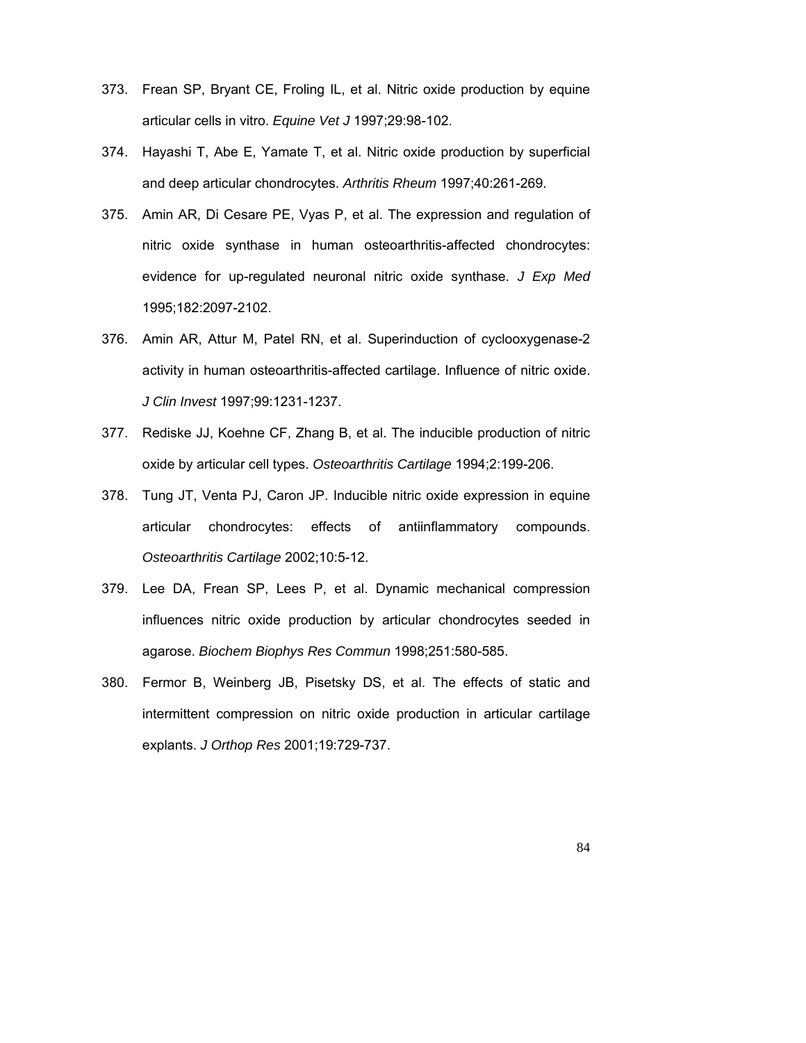373. Frean SP, Bryant CE, Froling IL, et al. Nitric oxide production by equine articular cells in vitro. *Equine Vet J* 1997;29:98-102.

374. Hayashi T, Abe E, Yamate T, et al. Nitric oxide production by superficial and deep articular chondrocytes. *Arthritis Rheum* 1997;40:261-269.

375. Amin AR, Di Cesare PE, Vyas P, et al. The expression and regulation of nitric oxide synthase in human osteoarthritis-affected chondrocytes: evidence for up-regulated neuronal nitric oxide synthase. *J Exp Med* 1995;182:2097-2102.

376. Amin AR, Attur M, Patel RN, et al. Superinduction of cyclooxygenase-2 activity in human osteoarthritis-affected cartilage. Influence of nitric oxide. *J Clin Invest* 1997;99:1231-1237.

377. Rediske JJ, Koehne CF, Zhang B, et al. The inducible production of nitric oxide by articular cell types. *Osteoarthritis Cartilage* 1994;2:199-206.

378. Tung JT, Venta PJ, Caron JP. Inducible nitric oxide expression in equine articular chondrocytes: effects of antiinflammatory compounds. *Osteoarthritis Cartilage* 2002;10:5-12.

379. Lee DA, Frean SP, Lees P, et al. Dynamic mechanical compression influences nitric oxide production by articular chondrocytes seeded in agarose. *Biochem Biophys Res Commun* 1998;251:580-585.

380. Fermor B, Weinberg JB, Pisetsky DS, et al. The effects of static and intermittent compression on nitric oxide production in articular cartilage explants. *J Orthop Res* 2001;19:729-737.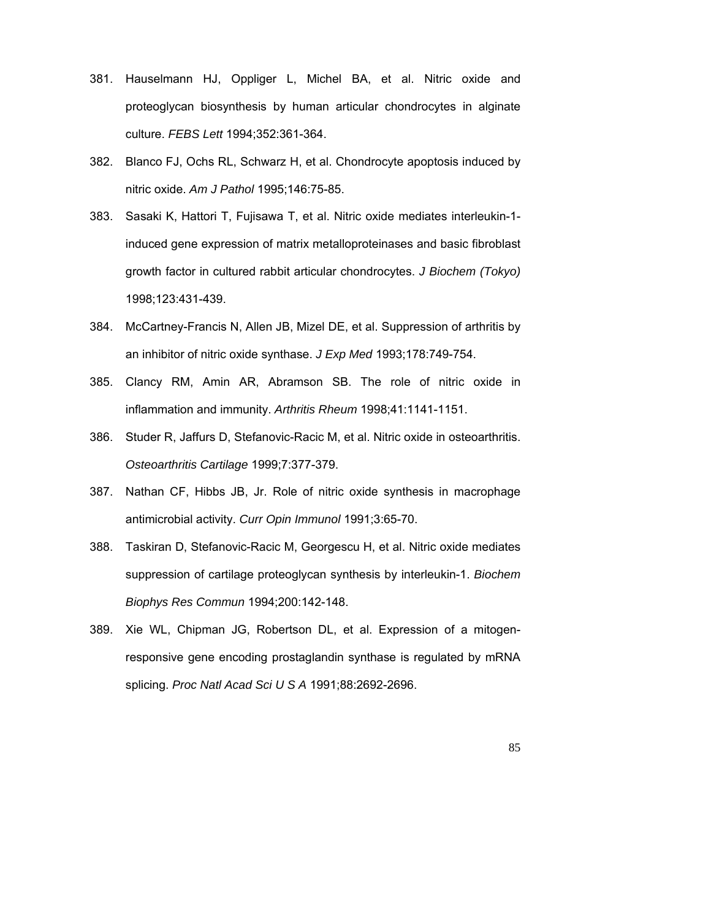381. Hauselmann HJ, Oppliger L, Michel BA, et al. Nitric oxide and proteoglycan biosynthesis by human articular chondrocytes in alginate culture. *FEBS Lett* 1994;352:361-364.

382. Blanco FJ, Ochs RL, Schwarz H, et al. Chondrocyte apoptosis induced by nitric oxide. *Am J Pathol* 1995;146:75-85.

383. Sasaki K, Hattori T, Fujisawa T, et al. Nitric oxide mediates interleukin-1-induced gene expression of matrix metalloproteinases and basic fibroblast growth factor in cultured rabbit articular chondrocytes. *J Biochem (Tokyo)* 1998;123:431-439.

384. McCartney-Francis N, Allen JB, Mizel DE, et al. Suppression of arthritis by an inhibitor of nitric oxide synthase. *J Exp Med* 1993;178:749-754.

385. Clancy RM, Amin AR, Abramson SB. The role of nitric oxide in inflammation and immunity. *Arthritis Rheum* 1998;41:1141-1151.

386. Studer R, Jaffurs D, Stefanovic-Racic M, et al. Nitric oxide in osteoarthritis. *Osteoarthritis Cartilage* 1999;7:377-379.

387. Nathan CF, Hibbs JB, Jr. Role of nitric oxide synthesis in macrophage antimicrobial activity. *Curr Opin Immunol* 1991;3:65-70.

388. Taskiran D, Stefanovic-Racic M, Georgescu H, et al. Nitric oxide mediates suppression of cartilage proteoglycan synthesis by interleukin-1. *Biochem Biophys Res Commun* 1994;200:142-148.

389. Xie WL, Chipman JG, Robertson DL, et al. Expression of a mitogen-responsive gene encoding prostaglandin synthase is regulated by mRNA splicing. *Proc Natl Acad Sci U S A* 1991;88:2692-2696.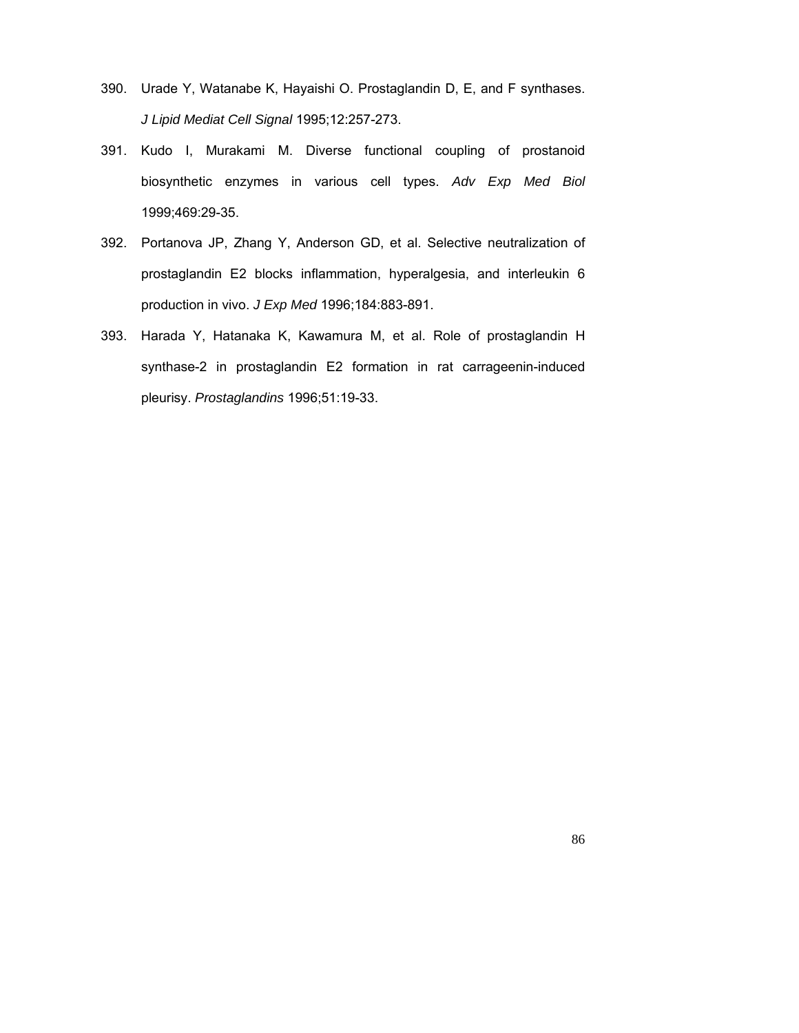390. Urade Y, Watanabe K, Hayaishi O. Prostaglandin D, E, and F synthases. *J Lipid Mediat Cell Signal* 1995;12:257-273.

391. Kudo I, Murakami M. Diverse functional coupling of prostanoid biosynthetic enzymes in various cell types. *Adv Exp Med Biol* 1999;469:29-35.

392. Portanova JP, Zhang Y, Anderson GD, et al. Selective neutralization of prostaglandin E2 blocks inflammation, hyperalgesia, and interleukin 6 production in vivo. *J Exp Med* 1996;184:883-891.

393. Harada Y, Hatanaka K, Kawamura M, et al. Role of prostaglandin H synthase-2 in prostaglandin E2 formation in rat carrageenin-induced pleurisy. *Prostaglandins* 1996;51:19-33.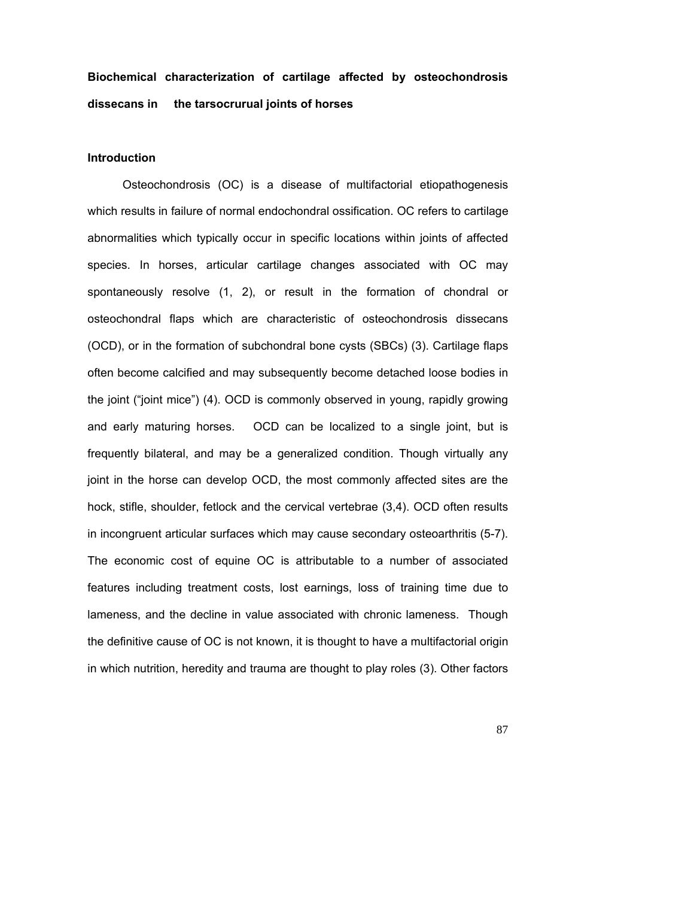**Biochemical characterization of cartilage affected by osteochondrosis dissecans in the tarsocrurual joints of horses**

**Introduction**

Osteochondrosis (OC) is a disease of multifactorial etiopathogenesis which results in failure of normal endochondral ossification. OC refers to cartilage abnormalities which typically occur in specific locations within joints of affected species. In horses, articular cartilage changes associated with OC may spontaneously resolve (1, 2), or result in the formation of chondral or osteochondral flaps which are characteristic of osteochondrosis dissecans (OCD), or in the formation of subchondral bone cysts (SBCs) (3). Cartilage flaps often become calcified and may subsequently become detached loose bodies in the joint ("joint mice") (4). OCD is commonly observed in young, rapidly growing and early maturing horses. OCD can be localized to a single joint, but is frequently bilateral, and may be a generalized condition. Though virtually any joint in the horse can develop OCD, the most commonly affected sites are the hock, stifle, shoulder, fetlock and the cervical vertebrae (3,4). OCD often results in incongruent articular surfaces which may cause secondary osteoarthritis (5-7). The economic cost of equine OC is attributable to a number of associated features including treatment costs, lost earnings, loss of training time due to lameness, and the decline in value associated with chronic lameness. Though the definitive cause of OC is not known, it is thought to have a multifactorial origin in which nutrition, heredity and trauma are thought to play roles (3). Other factors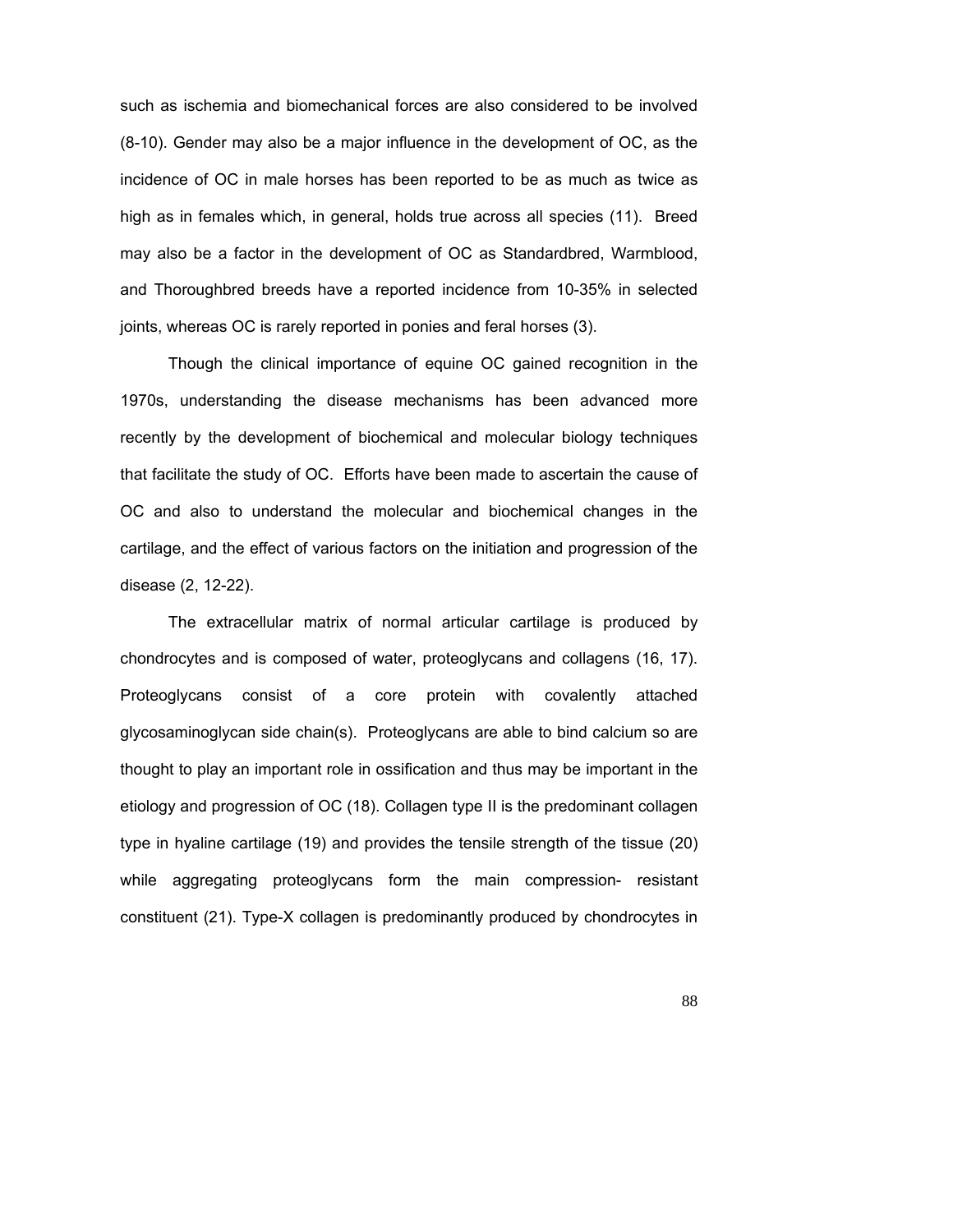such as ischemia and biomechanical forces are also considered to be involved (8-10). Gender may also be a major influence in the development of OC, as the incidence of OC in male horses has been reported to be as much as twice as high as in females which, in general, holds true across all species (11). Breed may also be a factor in the development of OC as Standardbred, Warmblood, and Thoroughbred breeds have a reported incidence from 10-35% in selected joints, whereas OC is rarely reported in ponies and feral horses (3).

Though the clinical importance of equine OC gained recognition in the 1970s, understanding the disease mechanisms has been advanced more recently by the development of biochemical and molecular biology techniques that facilitate the study of OC. Efforts have been made to ascertain the cause of OC and also to understand the molecular and biochemical changes in the cartilage, and the effect of various factors on the initiation and progression of the disease (2, 12-22).

The extracellular matrix of normal articular cartilage is produced by chondrocytes and is composed of water, proteoglycans and collagens (16, 17). Proteoglycans consist of a core protein with covalently attached glycosaminoglycan side chain(s). Proteoglycans are able to bind calcium so are thought to play an important role in ossification and thus may be important in the etiology and progression of OC (18). Collagen type II is the predominant collagen type in hyaline cartilage (19) and provides the tensile strength of the tissue (20) while aggregating proteoglycans form the main compression- resistant constituent (21). Type-X collagen is predominantly produced by chondrocytes in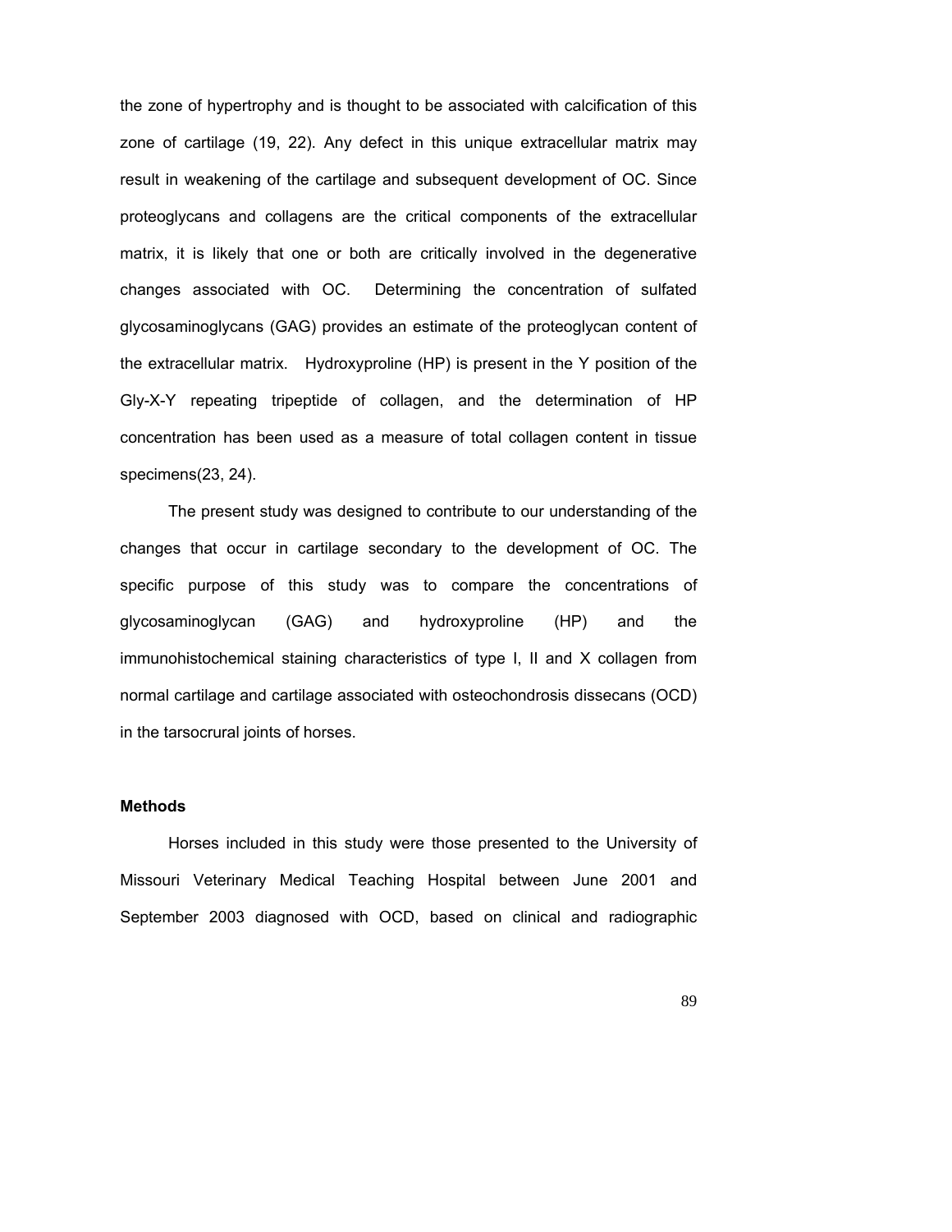the zone of hypertrophy and is thought to be associated with calcification of this zone of cartilage (19, 22). Any defect in this unique extracellular matrix may result in weakening of the cartilage and subsequent development of OC. Since proteoglycans and collagens are the critical components of the extracellular matrix, it is likely that one or both are critically involved in the degenerative changes associated with OC. Determining the concentration of sulfated glycosaminoglycans (GAG) provides an estimate of the proteoglycan content of the extracellular matrix. Hydroxyproline (HP) is present in the Y position of the Gly-X-Y repeating tripeptide of collagen, and the determination of HP concentration has been used as a measure of total collagen content in tissue specimens(23, 24).

The present study was designed to contribute to our understanding of the changes that occur in cartilage secondary to the development of OC. The specific purpose of this study was to compare the concentrations of glycosaminoglycan (GAG) and hydroxyproline (HP) and the immunohistochemical staining characteristics of type I, II and X collagen from normal cartilage and cartilage associated with osteochondrosis dissecans (OCD) in the tarsocrural joints of horses.

**Methods**

Horses included in this study were those presented to the University of Missouri Veterinary Medical Teaching Hospital between June 2001 and September 2003 diagnosed with OCD, based on clinical and radiographic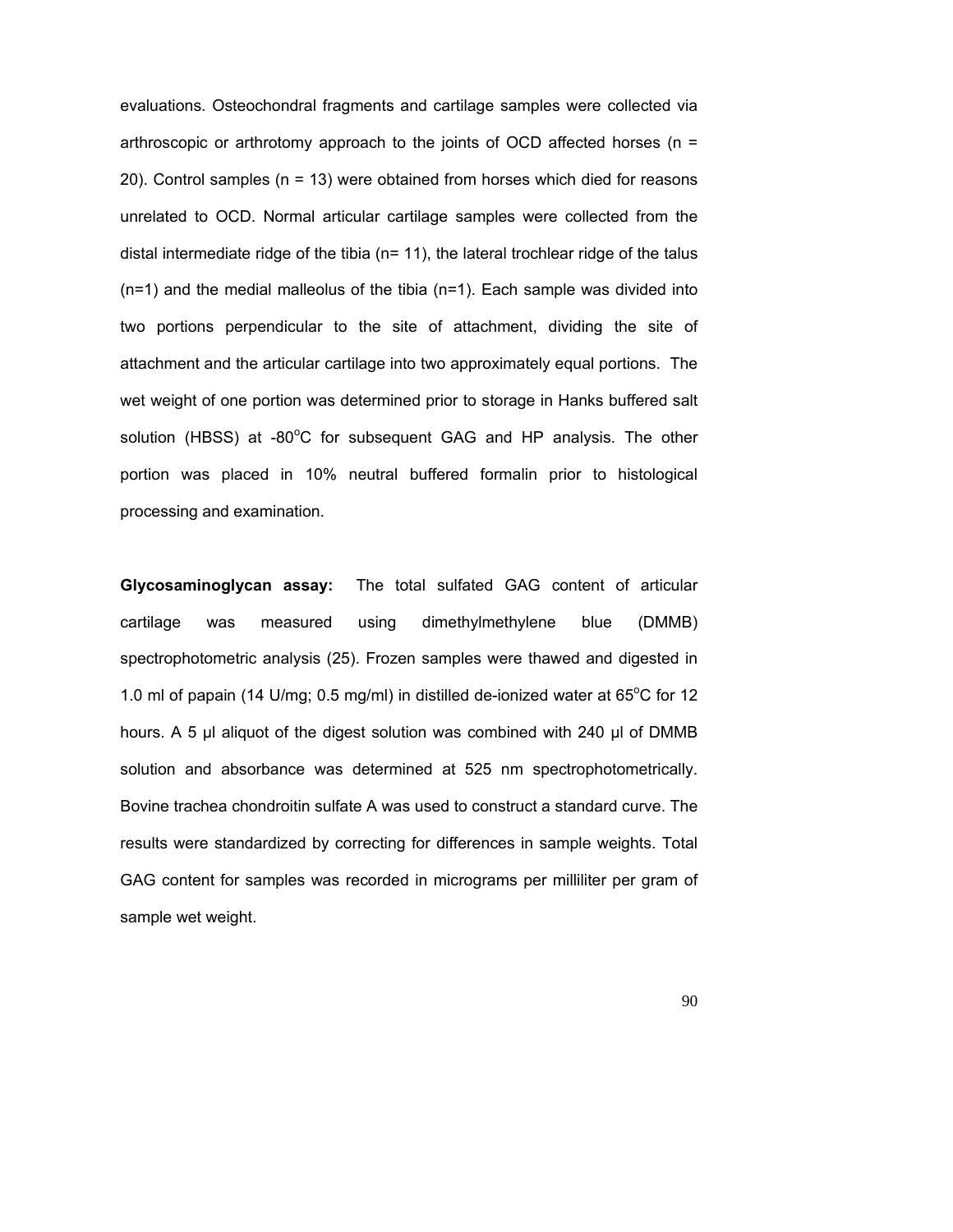evaluations. Osteochondral fragments and cartilage samples were collected via arthroscopic or arthrotomy approach to the joints of OCD affected horses (n = 20). Control samples (n = 13) were obtained from horses which died for reasons unrelated to OCD. Normal articular cartilage samples were collected from the distal intermediate ridge of the tibia (n= 11), the lateral trochlear ridge of the talus (n=1) and the medial malleolus of the tibia (n=1). Each sample was divided into two portions perpendicular to the site of attachment, dividing the site of attachment and the articular cartilage into two approximately equal portions. The wet weight of one portion was determined prior to storage in Hanks buffered salt solution (HBSS) at -80$^{o}$C for subsequent GAG and HP analysis. The other portion was placed in 10% neutral buffered formalin prior to histological processing and examination.

**Glycosaminoglycan assay:** The total sulfated GAG content of articular cartilage was measured using dimethylmethylene blue (DMMB) spectrophotometric analysis (25). Frozen samples were thawed and digested in 1.0 ml of papain (14 U/mg; 0.5 mg/ml) in distilled de-ionized water at 65$^{o}$C for 12 hours. A 5 µl aliquot of the digest solution was combined with 240 µl of DMMB solution and absorbance was determined at 525 nm spectrophotometrically. Bovine trachea chondroitin sulfate A was used to construct a standard curve. The results were standardized by correcting for differences in sample weights. Total GAG content for samples was recorded in micrograms per milliliter per gram of sample wet weight.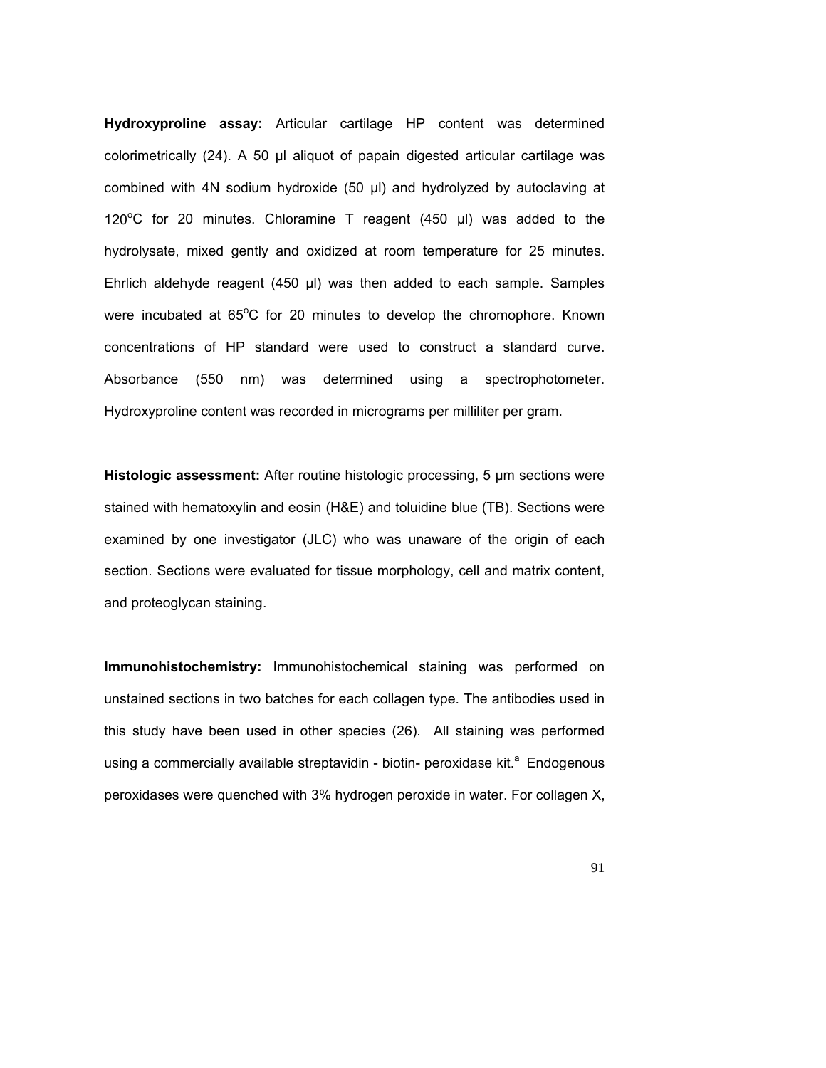**Hydroxyproline assay:** Articular cartilage HP content was determined colorimetrically (24). A 50 μl aliquot of papain digested articular cartilage was combined with 4N sodium hydroxide (50 μl) and hydrolyzed by autoclaving at 120°C for 20 minutes. Chloramine T reagent (450 μl) was added to the hydrolysate, mixed gently and oxidized at room temperature for 25 minutes. Ehrlich aldehyde reagent (450 μl) was then added to each sample. Samples were incubated at 65°C for 20 minutes to develop the chromophore. Known concentrations of HP standard were used to construct a standard curve. Absorbance (550 nm) was determined using a spectrophotometer. Hydroxyproline content was recorded in micrograms per milliliter per gram.

**Histologic assessment:** After routine histologic processing, 5 μm sections were stained with hematoxylin and eosin (H&E) and toluidine blue (TB). Sections were examined by one investigator (JLC) who was unaware of the origin of each section. Sections were evaluated for tissue morphology, cell and matrix content, and proteoglycan staining.

**Immunohistochemistry:** Immunohistochemical staining was performed on unstained sections in two batches for each collagen type. The antibodies used in this study have been used in other species (26). All staining was performed using a commercially available streptavidin - biotin- peroxidase kit.[a] Endogenous peroxidases were quenched with 3% hydrogen peroxide in water. For collagen X,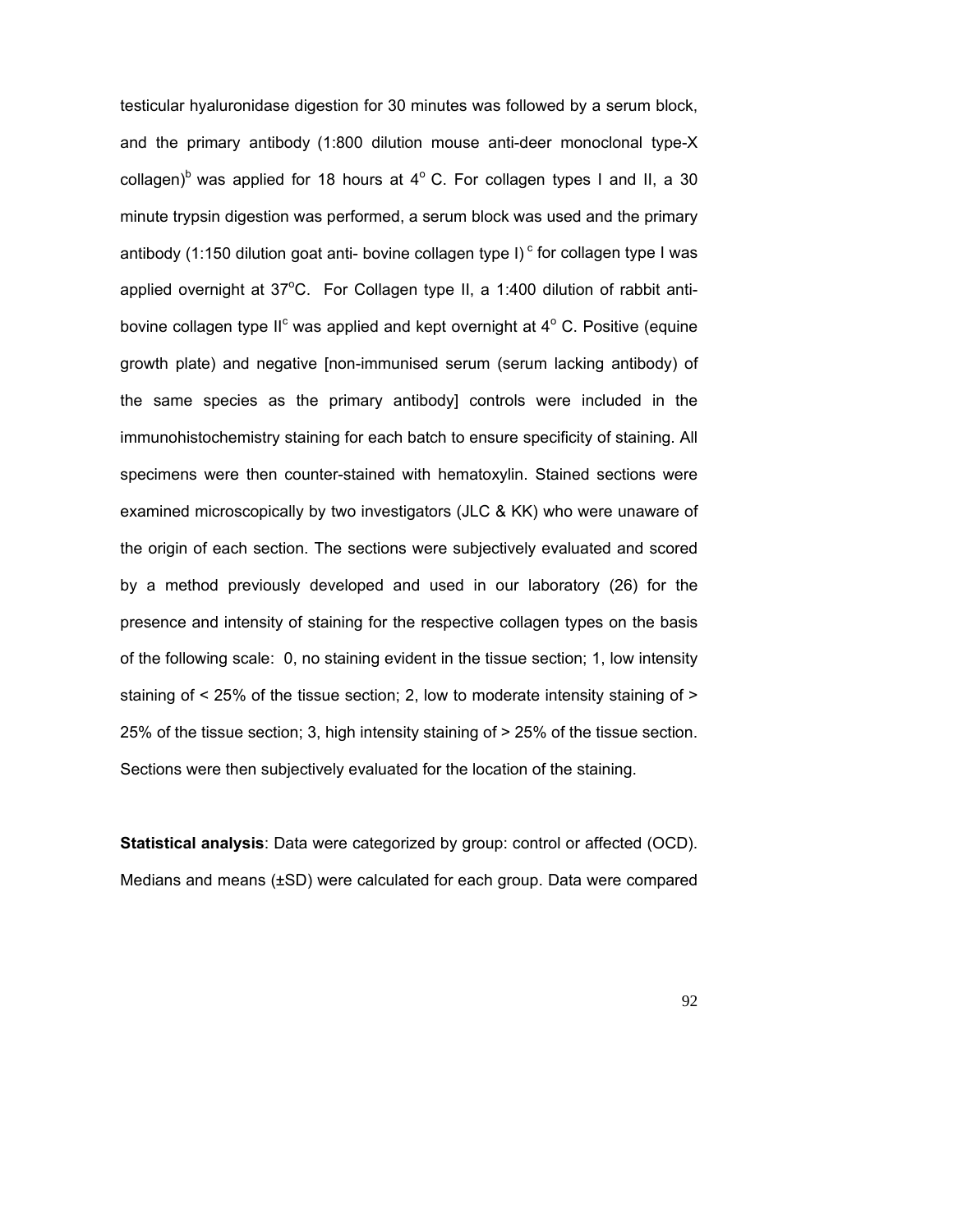testicular hyaluronidase digestion for 30 minutes was followed by a serum block, and the primary antibody (1:800 dilution mouse anti-deer monoclonal type-X collagen)[b] was applied for 18 hours at 4° C. For collagen types I and II, a 30 minute trypsin digestion was performed, a serum block was used and the primary antibody (1:150 dilution goat anti- bovine collagen type I) [c] for collagen type I was applied overnight at 37°C. For Collagen type II, a 1:400 dilution of rabbit anti-bovine collagen type II[c] was applied and kept overnight at 4° C. Positive (equine growth plate) and negative [non-immunised serum (serum lacking antibody) of the same species as the primary antibody] controls were included in the immunohistochemistry staining for each batch to ensure specificity of staining. All specimens were then counter-stained with hematoxylin. Stained sections were examined microscopically by two investigators (JLC & KK) who were unaware of the origin of each section. The sections were subjectively evaluated and scored by a method previously developed and used in our laboratory (26) for the presence and intensity of staining for the respective collagen types on the basis of the following scale: 0, no staining evident in the tissue section; 1, low intensity staining of < 25% of the tissue section; 2, low to moderate intensity staining of > 25% of the tissue section; 3, high intensity staining of > 25% of the tissue section. Sections were then subjectively evaluated for the location of the staining.

**Statistical analysis**: Data were categorized by group: control or affected (OCD). Medians and means (±SD) were calculated for each group. Data were compared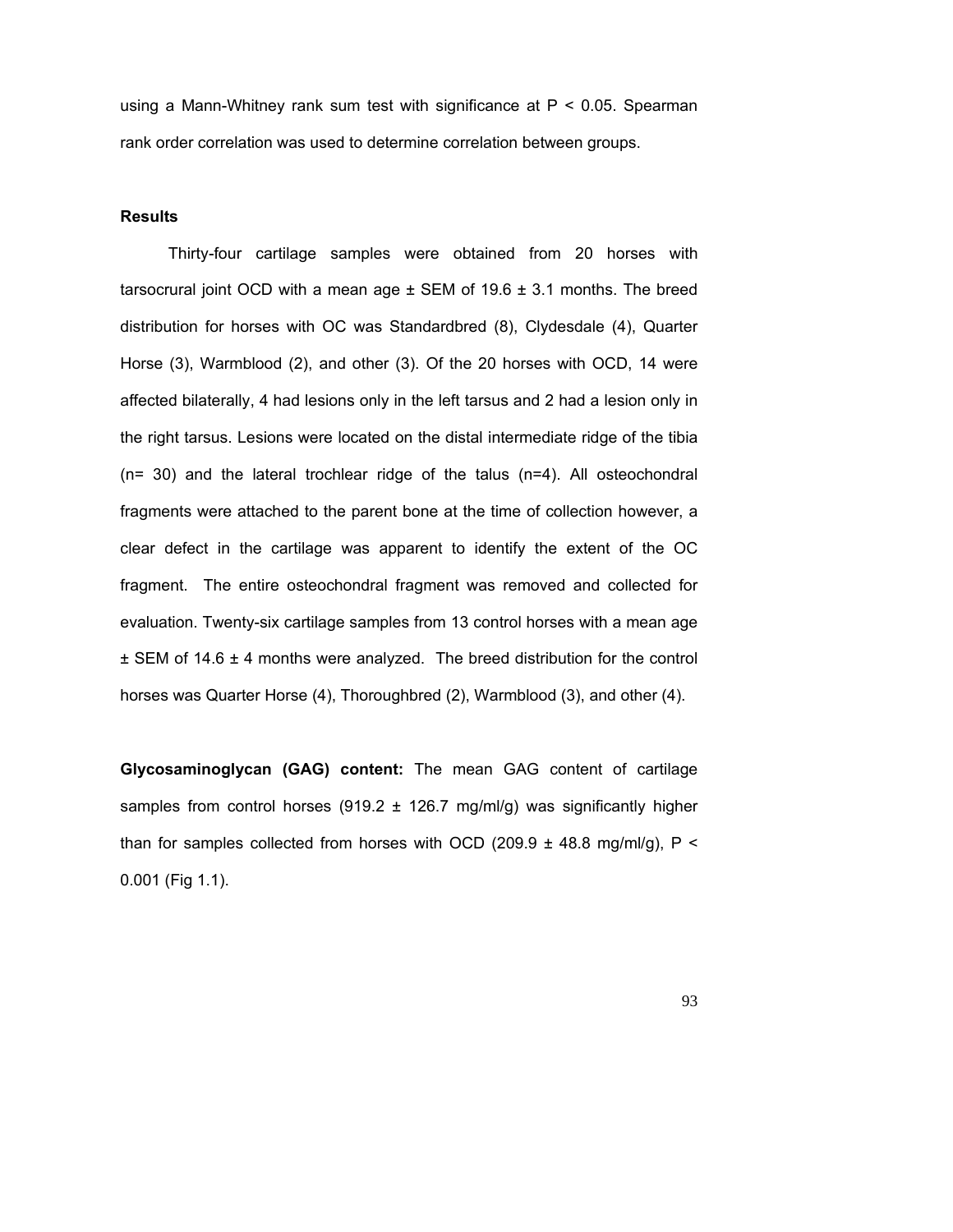using a Mann-Whitney rank sum test with significance at $P < 0.05$. Spearman rank order correlation was used to determine correlation between groups.

## Results

Thirty-four cartilage samples were obtained from 20 horses with tarsocrural joint OCD with a mean age ± SEM of 19.6 ± 3.1 months. The breed distribution for horses with OC was Standardbred (8), Clydesdale (4), Quarter Horse (3), Warmblood (2), and other (3). Of the 20 horses with OCD, 14 were affected bilaterally, 4 had lesions only in the left tarsus and 2 had a lesion only in the right tarsus. Lesions were located on the distal intermediate ridge of the tibia (n= 30) and the lateral trochlear ridge of the talus (n=4). All osteochondral fragments were attached to the parent bone at the time of collection however, a clear defect in the cartilage was apparent to identify the extent of the OC fragment. The entire osteochondral fragment was removed and collected for evaluation. Twenty-six cartilage samples from 13 control horses with a mean age ± SEM of 14.6 ± 4 months were analyzed. The breed distribution for the control horses was Quarter Horse (4), Thoroughbred (2), Warmblood (3), and other (4).

**Glycosaminoglycan (GAG) content:** The mean GAG content of cartilage samples from control horses (919.2 ± 126.7 mg/ml/g) was significantly higher than for samples collected from horses with OCD (209.9 ± 48.8 mg/ml/g), $P < 0.001$ (Fig 1.1).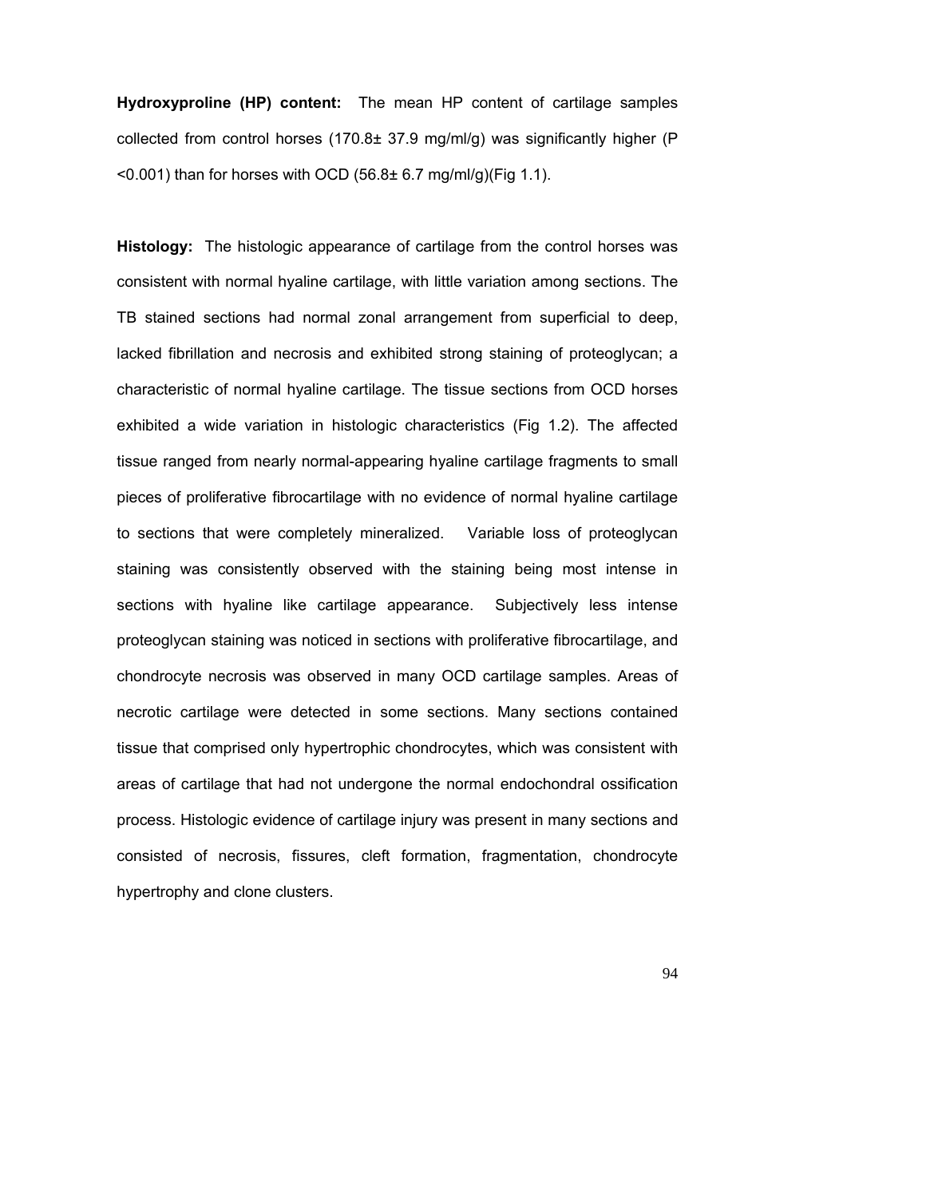**Hydroxyproline (HP) content:** The mean HP content of cartilage samples collected from control horses (170.8± 37.9 mg/ml/g) was significantly higher ($P < 0.001$) than for horses with OCD (56.8± 6.7 mg/ml/g)(Fig 1.1).

**Histology:** The histologic appearance of cartilage from the control horses was consistent with normal hyaline cartilage, with little variation among sections. The TB stained sections had normal zonal arrangement from superficial to deep, lacked fibrillation and necrosis and exhibited strong staining of proteoglycan; a characteristic of normal hyaline cartilage. The tissue sections from OCD horses exhibited a wide variation in histologic characteristics (Fig 1.2). The affected tissue ranged from nearly normal-appearing hyaline cartilage fragments to small pieces of proliferative fibrocartilage with no evidence of normal hyaline cartilage to sections that were completely mineralized. Variable loss of proteoglycan staining was consistently observed with the staining being most intense in sections with hyaline like cartilage appearance. Subjectively less intense proteoglycan staining was noticed in sections with proliferative fibrocartilage, and chondrocyte necrosis was observed in many OCD cartilage samples. Areas of necrotic cartilage were detected in some sections. Many sections contained tissue that comprised only hypertrophic chondrocytes, which was consistent with areas of cartilage that had not undergone the normal endochondral ossification process. Histologic evidence of cartilage injury was present in many sections and consisted of necrosis, fissures, cleft formation, fragmentation, chondrocyte hypertrophy and clone clusters.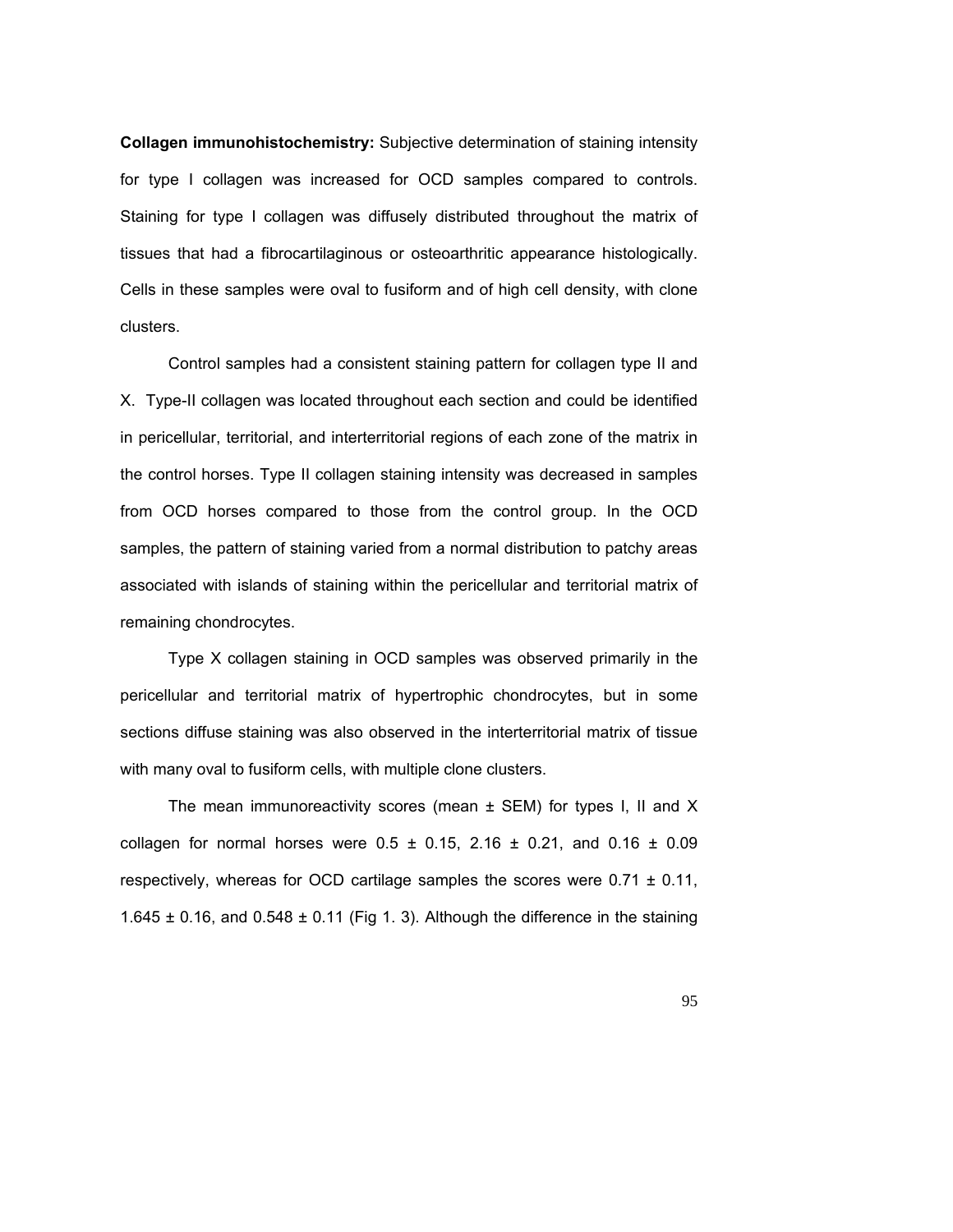**Collagen immunohistochemistry:** Subjective determination of staining intensity for type I collagen was increased for OCD samples compared to controls. Staining for type I collagen was diffusely distributed throughout the matrix of tissues that had a fibrocartilaginous or osteoarthritic appearance histologically. Cells in these samples were oval to fusiform and of high cell density, with clone clusters.

Control samples had a consistent staining pattern for collagen type II and X. Type-II collagen was located throughout each section and could be identified in pericellular, territorial, and interterritorial regions of each zone of the matrix in the control horses. Type II collagen staining intensity was decreased in samples from OCD horses compared to those from the control group. In the OCD samples, the pattern of staining varied from a normal distribution to patchy areas associated with islands of staining within the pericellular and territorial matrix of remaining chondrocytes.

Type X collagen staining in OCD samples was observed primarily in the pericellular and territorial matrix of hypertrophic chondrocytes, but in some sections diffuse staining was also observed in the interterritorial matrix of tissue with many oval to fusiform cells, with multiple clone clusters.

The mean immunoreactivity scores (mean ± SEM) for types I, II and X collagen for normal horses were 0.5 ± 0.15, 2.16 ± 0.21, and 0.16 ± 0.09 respectively, whereas for OCD cartilage samples the scores were 0.71 ± 0.11, 1.645 ± 0.16, and 0.548 ± 0.11 (Fig 1. 3). Although the difference in the staining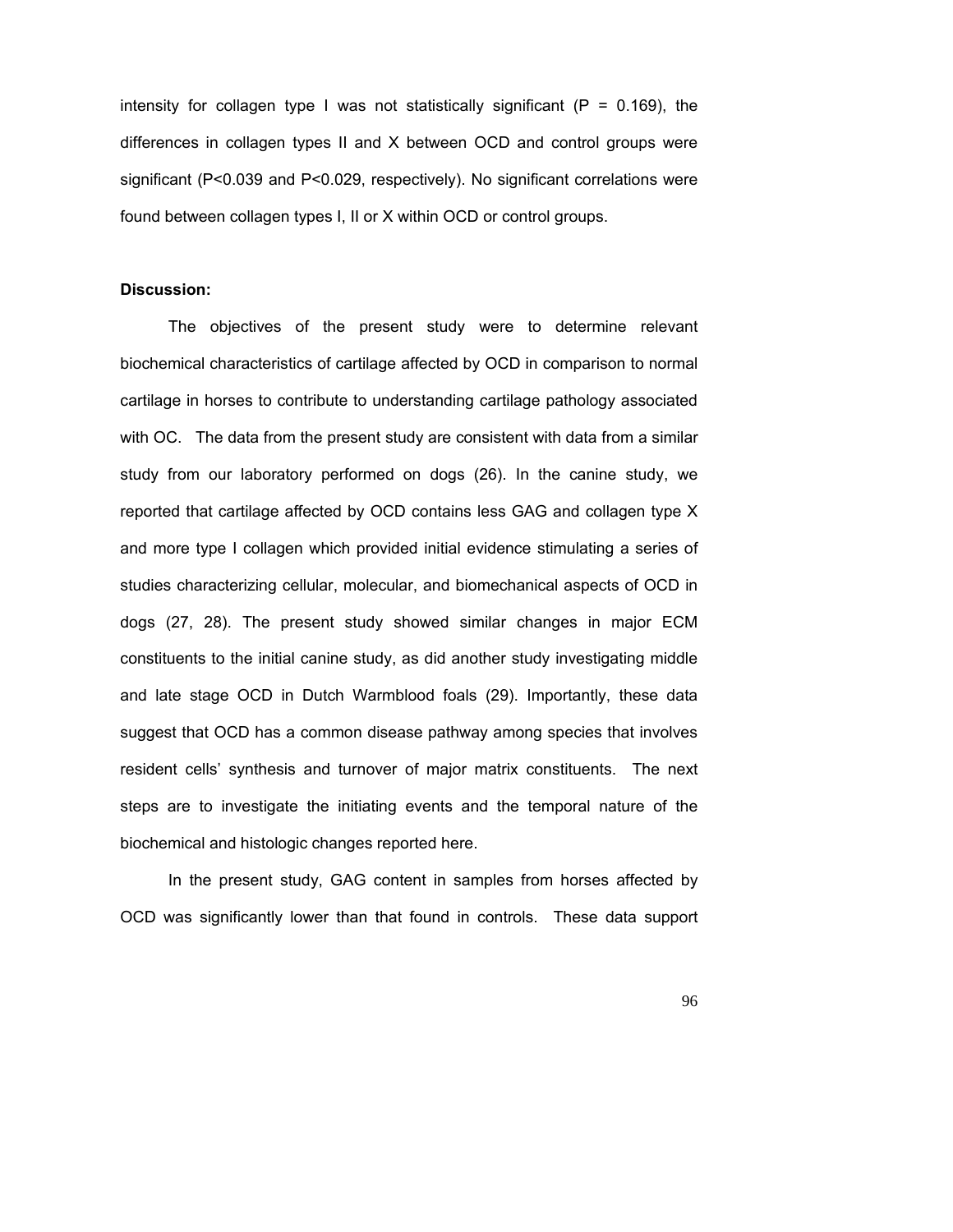intensity for collagen type I was not statistically significant ($P = 0.169$), the differences in collagen types II and X between OCD and control groups were significant ($P<0.039$ and $P<0.029$, respectively). No significant correlations were found between collagen types I, II or X within OCD or control groups.

**Discussion:**

The objectives of the present study were to determine relevant biochemical characteristics of cartilage affected by OCD in comparison to normal cartilage in horses to contribute to understanding cartilage pathology associated with OC. The data from the present study are consistent with data from a similar study from our laboratory performed on dogs (26). In the canine study, we reported that cartilage affected by OCD contains less GAG and collagen type X and more type I collagen which provided initial evidence stimulating a series of studies characterizing cellular, molecular, and biomechanical aspects of OCD in dogs (27, 28). The present study showed similar changes in major ECM constituents to the initial canine study, as did another study investigating middle and late stage OCD in Dutch Warmblood foals (29). Importantly, these data suggest that OCD has a common disease pathway among species that involves resident cells' synthesis and turnover of major matrix constituents. The next steps are to investigate the initiating events and the temporal nature of the biochemical and histologic changes reported here.

In the present study, GAG content in samples from horses affected by OCD was significantly lower than that found in controls. These data support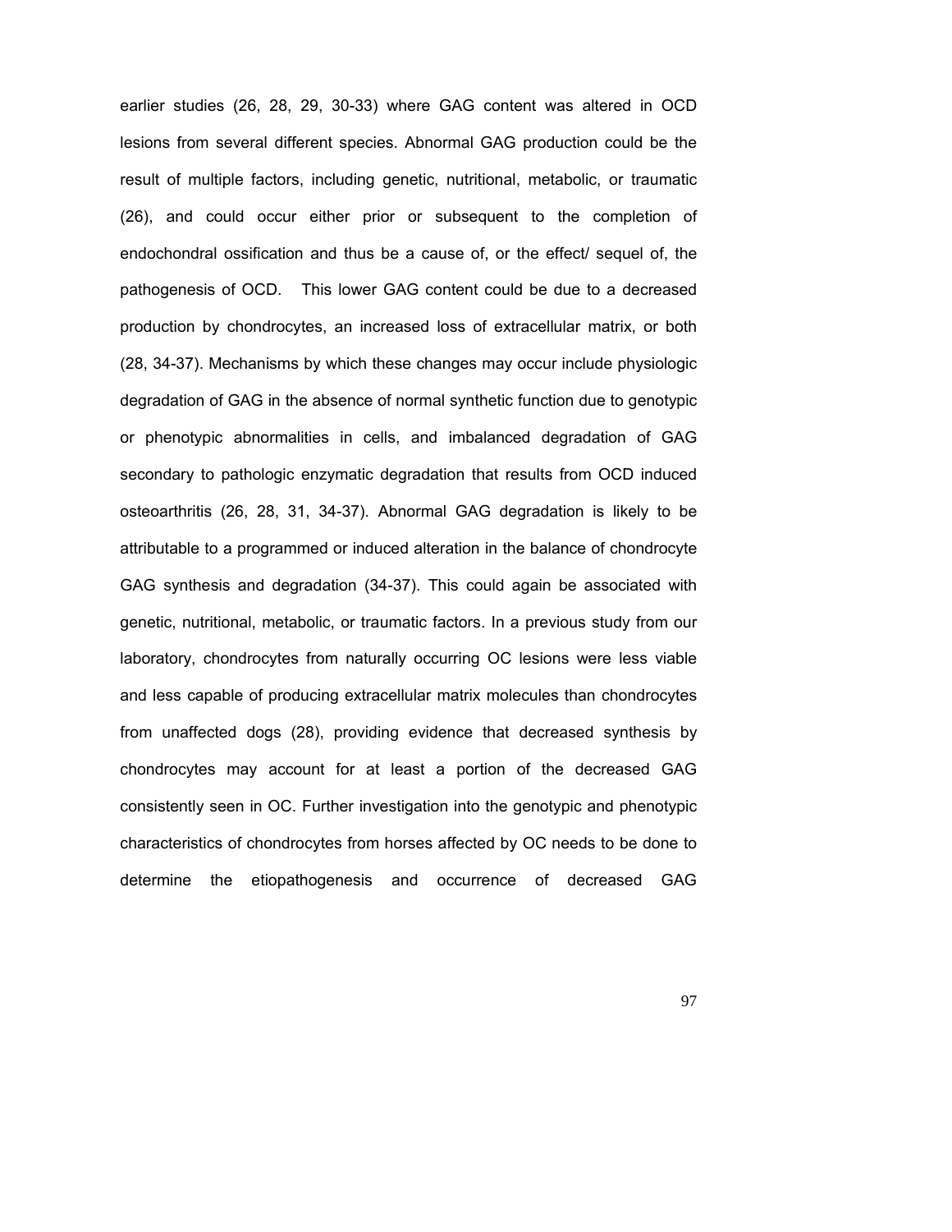earlier studies (26, 28, 29, 30-33) where GAG content was altered in OCD lesions from several different species. Abnormal GAG production could be the result of multiple factors, including genetic, nutritional, metabolic, or traumatic (26), and could occur either prior or subsequent to the completion of endochondral ossification and thus be a cause of, or the effect/ sequel of, the pathogenesis of OCD. This lower GAG content could be due to a decreased production by chondrocytes, an increased loss of extracellular matrix, or both (28, 34-37). Mechanisms by which these changes may occur include physiologic degradation of GAG in the absence of normal synthetic function due to genotypic or phenotypic abnormalities in cells, and imbalanced degradation of GAG secondary to pathologic enzymatic degradation that results from OCD induced osteoarthritis (26, 28, 31, 34-37). Abnormal GAG degradation is likely to be attributable to a programmed or induced alteration in the balance of chondrocyte GAG synthesis and degradation (34-37). This could again be associated with genetic, nutritional, metabolic, or traumatic factors. In a previous study from our laboratory, chondrocytes from naturally occurring OC lesions were less viable and less capable of producing extracellular matrix molecules than chondrocytes from unaffected dogs (28), providing evidence that decreased synthesis by chondrocytes may account for at least a portion of the decreased GAG consistently seen in OC. Further investigation into the genotypic and phenotypic characteristics of chondrocytes from horses affected by OC needs to be done to determine the etiopathogenesis and occurrence of decreased GAG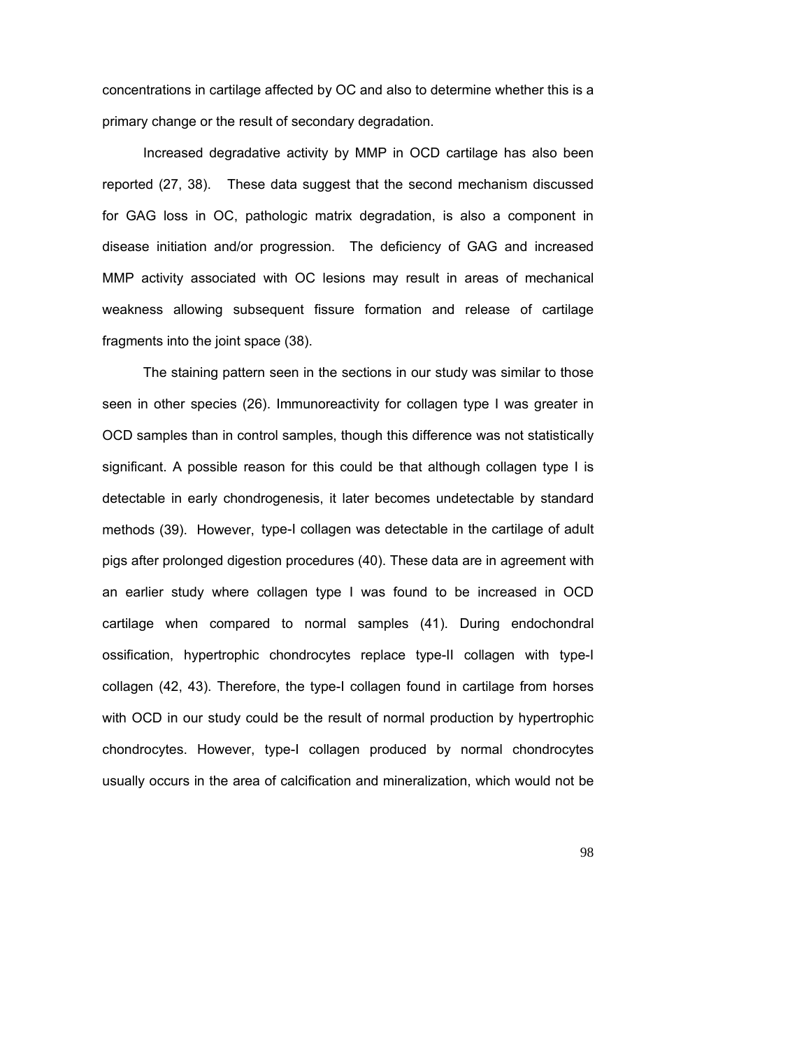concentrations in cartilage affected by OC and also to determine whether this is a primary change or the result of secondary degradation.

Increased degradative activity by MMP in OCD cartilage has also been reported (27, 38). These data suggest that the second mechanism discussed for GAG loss in OC, pathologic matrix degradation, is also a component in disease initiation and/or progression. The deficiency of GAG and increased MMP activity associated with OC lesions may result in areas of mechanical weakness allowing subsequent fissure formation and release of cartilage fragments into the joint space (38).

The staining pattern seen in the sections in our study was similar to those seen in other species (26). Immunoreactivity for collagen type I was greater in OCD samples than in control samples, though this difference was not statistically significant. A possible reason for this could be that although collagen type I is detectable in early chondrogenesis, it later becomes undetectable by standard methods (39). However, type-I collagen was detectable in the cartilage of adult pigs after prolonged digestion procedures (40). These data are in agreement with an earlier study where collagen type I was found to be increased in OCD cartilage when compared to normal samples (41). During endochondral ossification, hypertrophic chondrocytes replace type-II collagen with type-I collagen (42, 43). Therefore, the type-I collagen found in cartilage from horses with OCD in our study could be the result of normal production by hypertrophic chondrocytes. However, type-I collagen produced by normal chondrocytes usually occurs in the area of calcification and mineralization, which would not be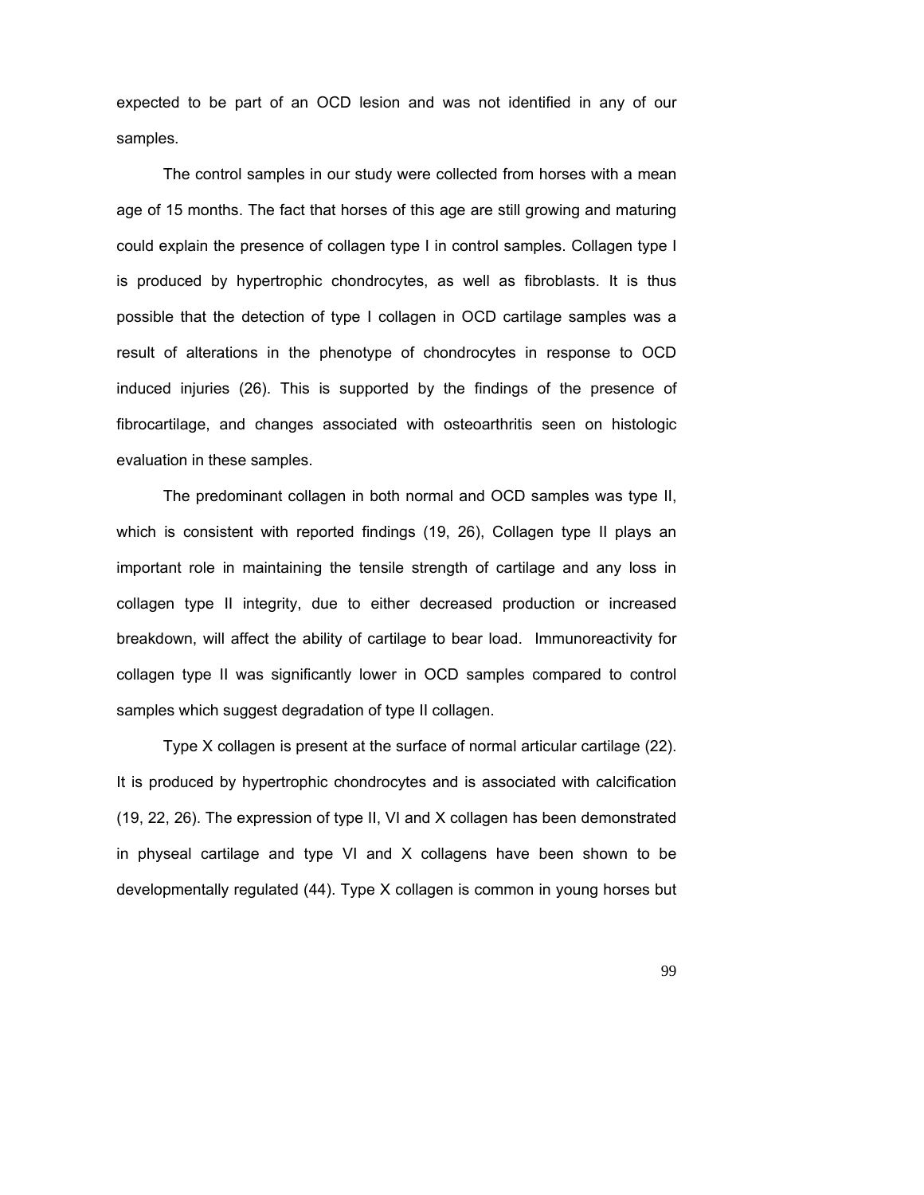expected to be part of an OCD lesion and was not identified in any of our samples.

The control samples in our study were collected from horses with a mean age of 15 months. The fact that horses of this age are still growing and maturing could explain the presence of collagen type I in control samples. Collagen type I is produced by hypertrophic chondrocytes, as well as fibroblasts. It is thus possible that the detection of type I collagen in OCD cartilage samples was a result of alterations in the phenotype of chondrocytes in response to OCD induced injuries (26). This is supported by the findings of the presence of fibrocartilage, and changes associated with osteoarthritis seen on histologic evaluation in these samples.

The predominant collagen in both normal and OCD samples was type II, which is consistent with reported findings (19, 26), Collagen type II plays an important role in maintaining the tensile strength of cartilage and any loss in collagen type II integrity, due to either decreased production or increased breakdown, will affect the ability of cartilage to bear load. Immunoreactivity for collagen type II was significantly lower in OCD samples compared to control samples which suggest degradation of type II collagen.

Type X collagen is present at the surface of normal articular cartilage (22). It is produced by hypertrophic chondrocytes and is associated with calcification (19, 22, 26). The expression of type II, VI and X collagen has been demonstrated in physeal cartilage and type VI and X collagens have been shown to be developmentally regulated (44). Type X collagen is common in young horses but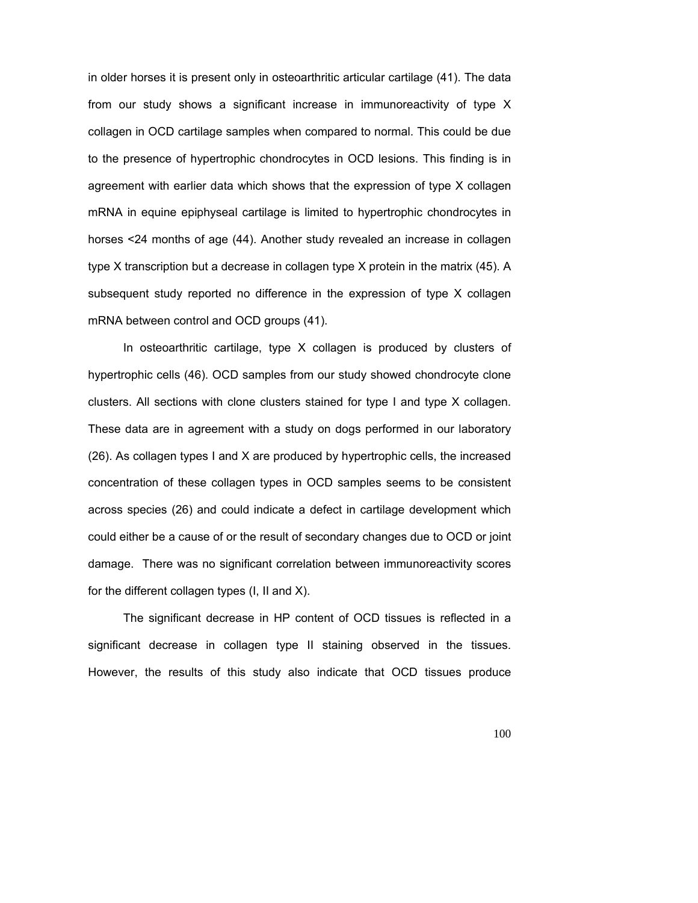in older horses it is present only in osteoarthritic articular cartilage (41). The data from our study shows a significant increase in immunoreactivity of type X collagen in OCD cartilage samples when compared to normal. This could be due to the presence of hypertrophic chondrocytes in OCD lesions. This finding is in agreement with earlier data which shows that the expression of type X collagen mRNA in equine epiphyseal cartilage is limited to hypertrophic chondrocytes in horses <24 months of age (44). Another study revealed an increase in collagen type X transcription but a decrease in collagen type X protein in the matrix (45). A subsequent study reported no difference in the expression of type X collagen mRNA between control and OCD groups (41).

In osteoarthritic cartilage, type X collagen is produced by clusters of hypertrophic cells (46). OCD samples from our study showed chondrocyte clone clusters. All sections with clone clusters stained for type I and type X collagen. These data are in agreement with a study on dogs performed in our laboratory (26). As collagen types I and X are produced by hypertrophic cells, the increased concentration of these collagen types in OCD samples seems to be consistent across species (26) and could indicate a defect in cartilage development which could either be a cause of or the result of secondary changes due to OCD or joint damage. There was no significant correlation between immunoreactivity scores for the different collagen types (I, II and X).

The significant decrease in HP content of OCD tissues is reflected in a significant decrease in collagen type II staining observed in the tissues. However, the results of this study also indicate that OCD tissues produce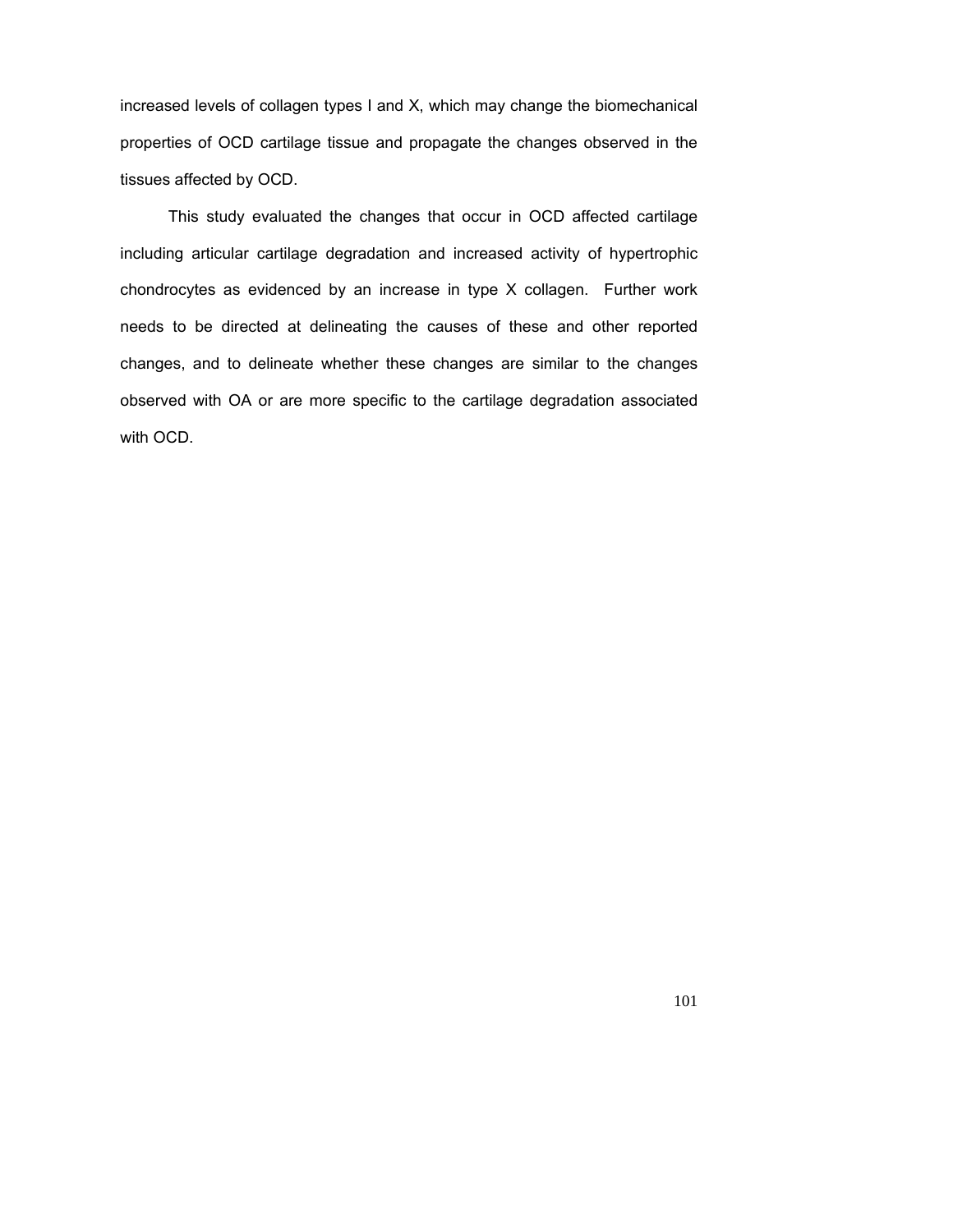increased levels of collagen types I and X, which may change the biomechanical properties of OCD cartilage tissue and propagate the changes observed in the tissues affected by OCD.

This study evaluated the changes that occur in OCD affected cartilage including articular cartilage degradation and increased activity of hypertrophic chondrocytes as evidenced by an increase in type X collagen. Further work needs to be directed at delineating the causes of these and other reported changes, and to delineate whether these changes are similar to the changes observed with OA or are more specific to the cartilage degradation associated with OCD.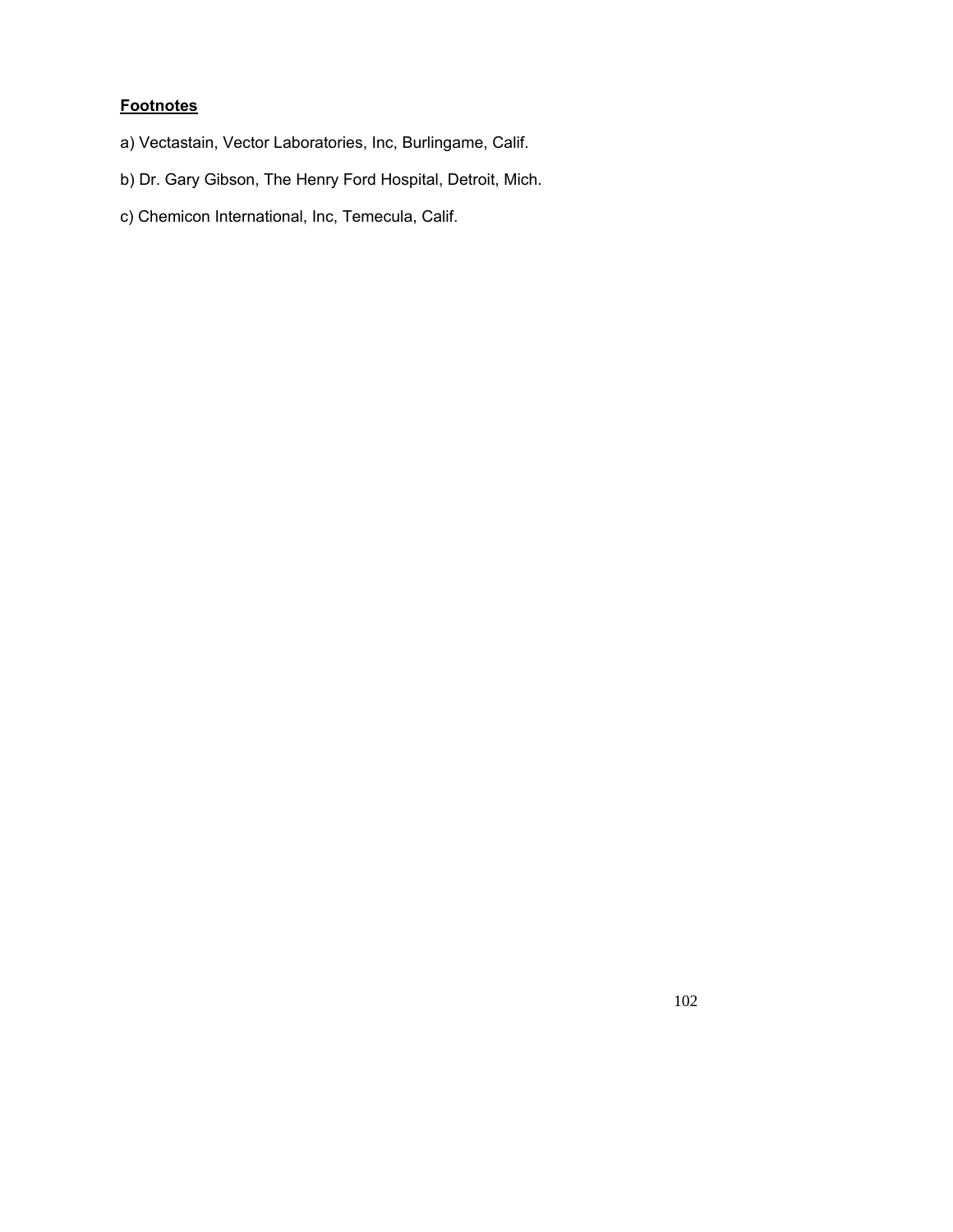**Footnotes**

a) Vectastain, Vector Laboratories, Inc, Burlingame, Calif.

b) Dr. Gary Gibson, The Henry Ford Hospital, Detroit, Mich.

c) Chemicon International, Inc, Temecula, Calif.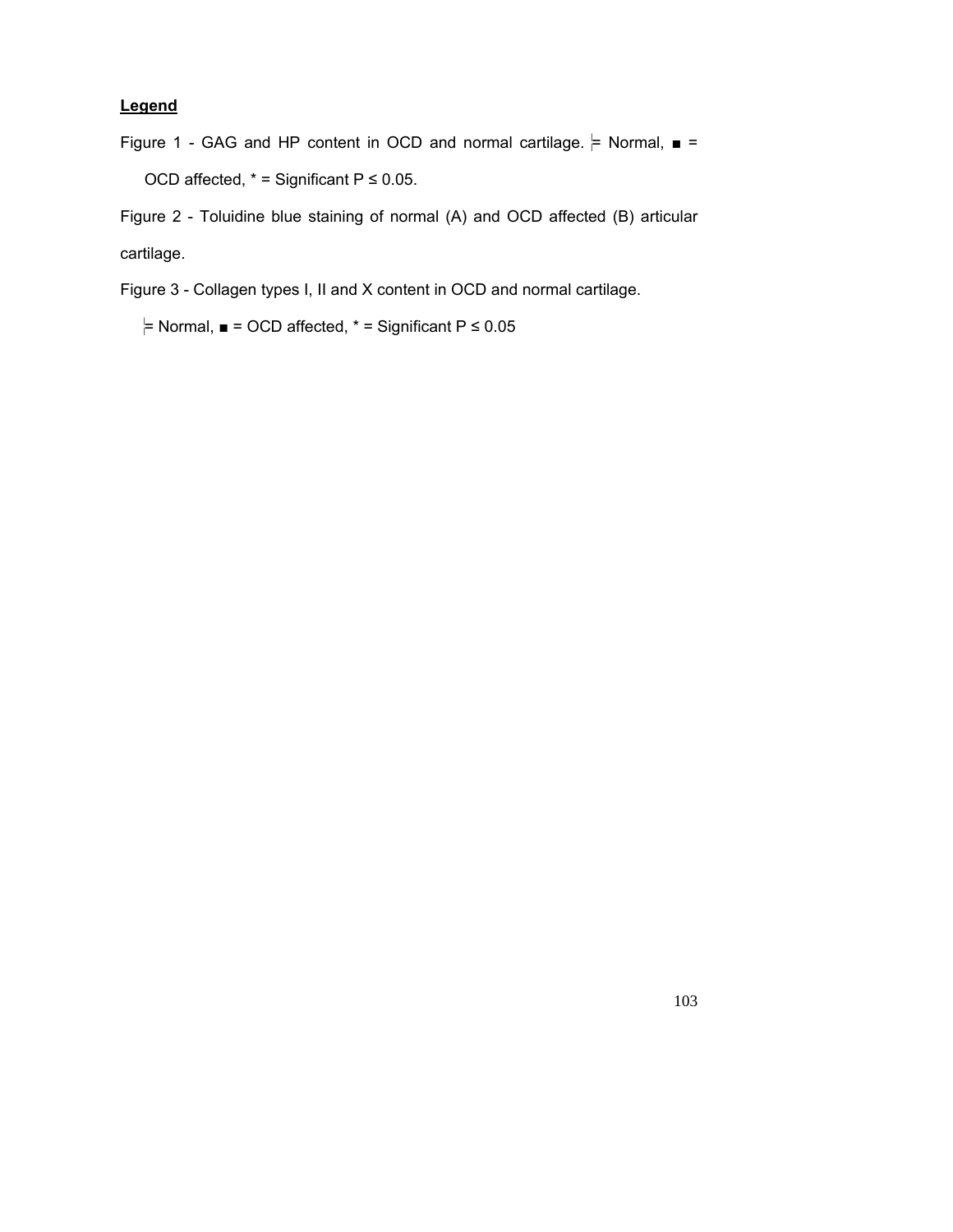**Legend**

Figure 1 - GAG and HP content in OCD and normal cartilage. ╞ = Normal, ■ = OCD affected, * = Significant P ≤ 0.05.

Figure 2 - Toluidine blue staining of normal (A) and OCD affected (B) articular cartilage.

Figure 3 - Collagen types I, II and X content in OCD and normal cartilage. ╞ = Normal, ■ = OCD affected, * = Significant P ≤ 0.05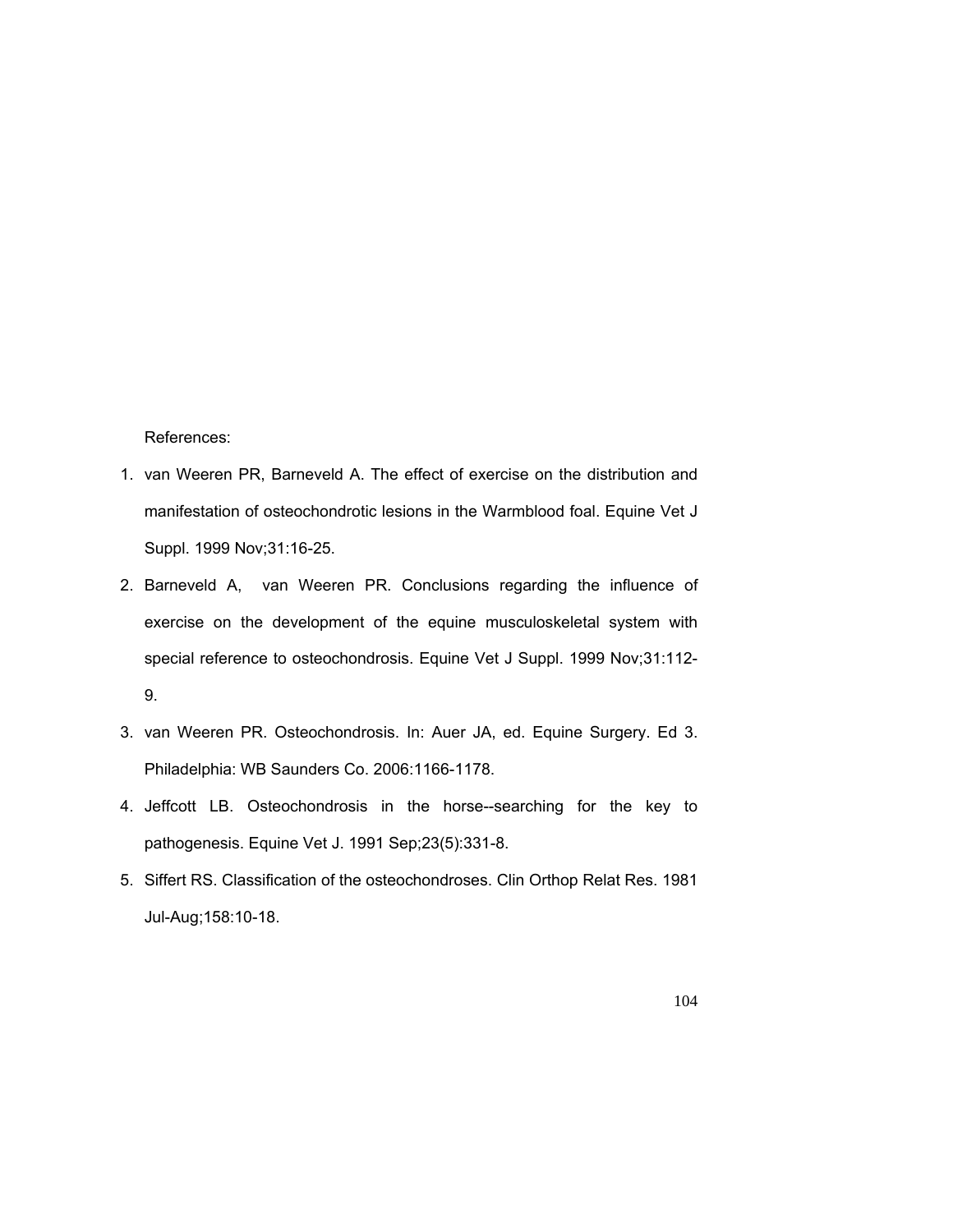References:

1. van Weeren PR, Barneveld A. The effect of exercise on the distribution and manifestation of osteochondrotic lesions in the Warmblood foal. Equine Vet J Suppl. 1999 Nov;31:16-25.
2. Barneveld A, van Weeren PR. Conclusions regarding the influence of exercise on the development of the equine musculoskeletal system with special reference to osteochondrosis. Equine Vet J Suppl. 1999 Nov;31:112-9.
3. van Weeren PR. Osteochondrosis. In: Auer JA, ed. Equine Surgery. Ed 3. Philadelphia: WB Saunders Co. 2006:1166-1178.
4. Jeffcott LB. Osteochondrosis in the horse--searching for the key to pathogenesis. Equine Vet J. 1991 Sep;23(5):331-8.
5. Siffert RS. Classification of the osteochondroses. Clin Orthop Relat Res. 1981 Jul-Aug;158:10-18.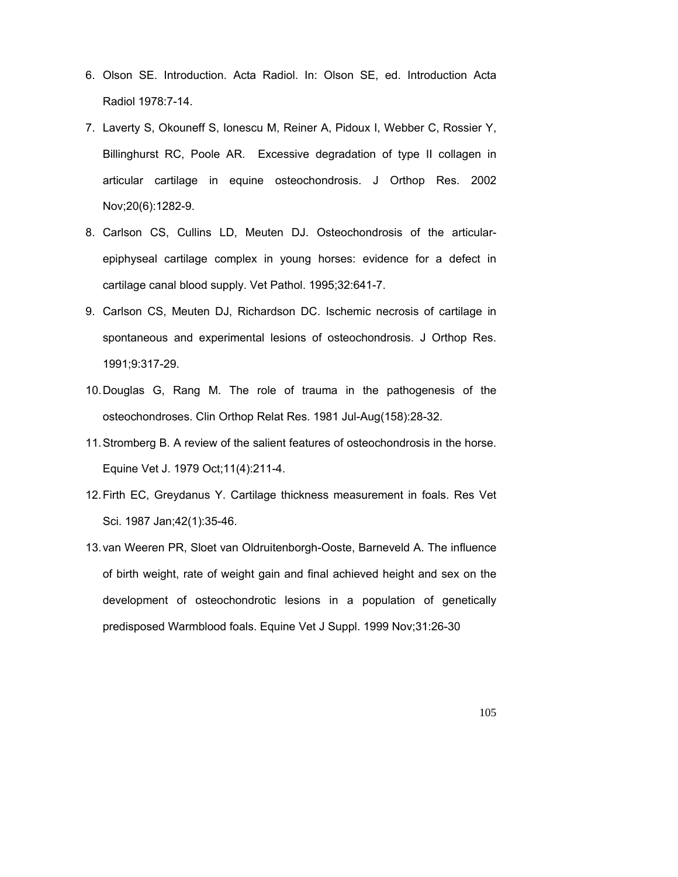6. Olson SE. Introduction. Acta Radiol. In: Olson SE, ed. Introduction Acta Radiol 1978:7-14.
7. Laverty S, Okouneff S, Ionescu M, Reiner A, Pidoux I, Webber C, Rossier Y, Billinghurst RC, Poole AR. Excessive degradation of type II collagen in articular cartilage in equine osteochondrosis. J Orthop Res. 2002 Nov;20(6):1282-9.
8. Carlson CS, Cullins LD, Meuten DJ. Osteochondrosis of the articular-epiphyseal cartilage complex in young horses: evidence for a defect in cartilage canal blood supply. Vet Pathol. 1995;32:641-7.
9. Carlson CS, Meuten DJ, Richardson DC. Ischemic necrosis of cartilage in spontaneous and experimental lesions of osteochondrosis. J Orthop Res. 1991;9:317-29.
10. Douglas G, Rang M. The role of trauma in the pathogenesis of the osteochondroses. Clin Orthop Relat Res. 1981 Jul-Aug(158):28-32.
11. Stromberg B. A review of the salient features of osteochondrosis in the horse. Equine Vet J. 1979 Oct;11(4):211-4.
12. Firth EC, Greydanus Y. Cartilage thickness measurement in foals. Res Vet Sci. 1987 Jan;42(1):35-46.
13. van Weeren PR, Sloet van Oldruitenborgh-Ooste, Barneveld A. The influence of birth weight, rate of weight gain and final achieved height and sex on the development of osteochondrotic lesions in a population of genetically predisposed Warmblood foals. Equine Vet J Suppl. 1999 Nov;31:26-30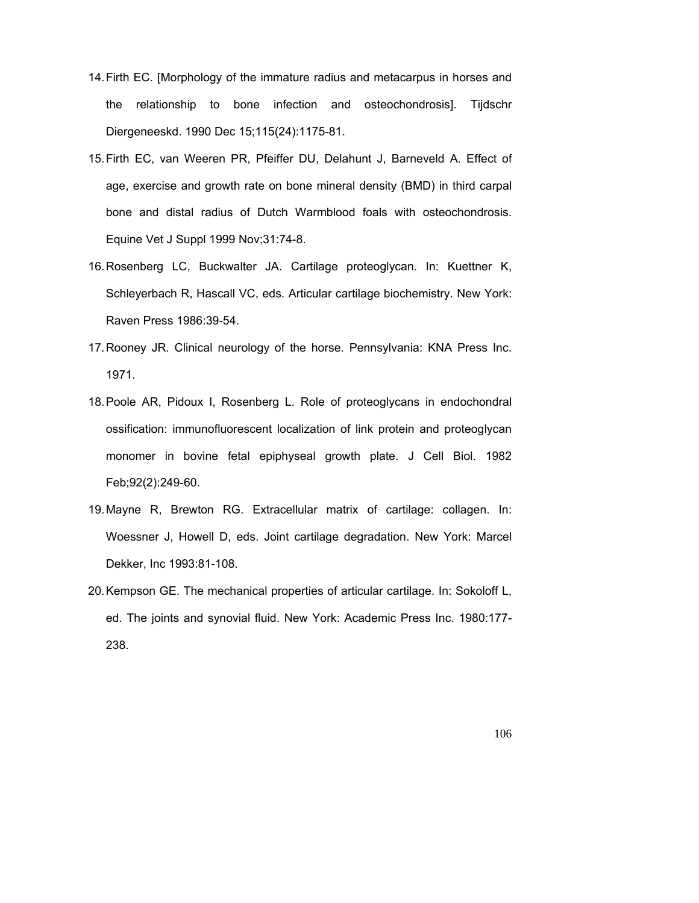14. Firth EC. [Morphology of the immature radius and metacarpus in horses and the relationship to bone infection and osteochondrosis]. Tijdschr Diergeneeskd. 1990 Dec 15;115(24):1175-81.
15. Firth EC, van Weeren PR, Pfeiffer DU, Delahunt J, Barneveld A. Effect of age, exercise and growth rate on bone mineral density (BMD) in third carpal bone and distal radius of Dutch Warmblood foals with osteochondrosis. Equine Vet J Suppl 1999 Nov;31:74-8.
16. Rosenberg LC, Buckwalter JA. Cartilage proteoglycan. In: Kuettner K, Schleyerbach R, Hascall VC, eds. Articular cartilage biochemistry. New York: Raven Press 1986:39-54.
17. Rooney JR. Clinical neurology of the horse. Pennsylvania: KNA Press Inc. 1971.
18. Poole AR, Pidoux I, Rosenberg L. Role of proteoglycans in endochondral ossification: immunofluorescent localization of link protein and proteoglycan monomer in bovine fetal epiphyseal growth plate. J Cell Biol. 1982 Feb;92(2):249-60.
19. Mayne R, Brewton RG. Extracellular matrix of cartilage: collagen. In: Woessner J, Howell D, eds. Joint cartilage degradation. New York: Marcel Dekker, Inc 1993:81-108.
20. Kempson GE. The mechanical properties of articular cartilage. In: Sokoloff L, ed. The joints and synovial fluid. New York: Academic Press Inc. 1980:177-238.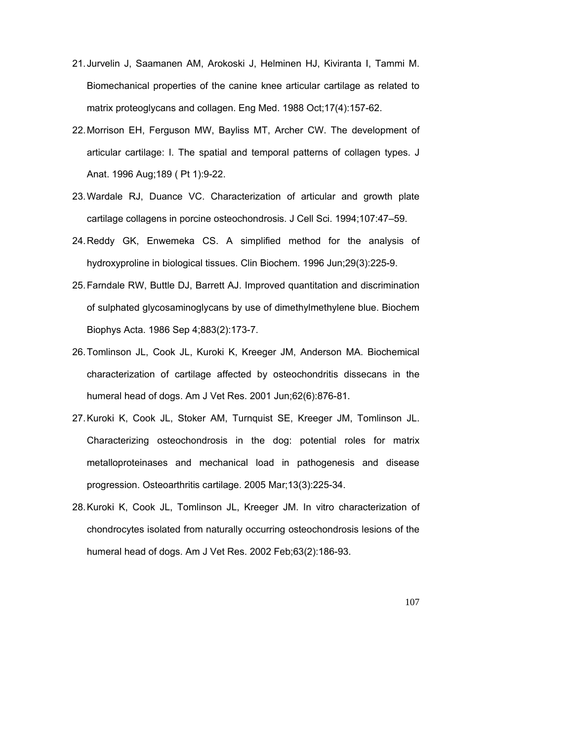21. Jurvelin J, Saamanen AM, Arokoski J, Helminen HJ, Kiviranta I, Tammi M. Biomechanical properties of the canine knee articular cartilage as related to matrix proteoglycans and collagen. Eng Med. 1988 Oct;17(4):157-62.
22. Morrison EH, Ferguson MW, Bayliss MT, Archer CW. The development of articular cartilage: I. The spatial and temporal patterns of collagen types. J Anat. 1996 Aug;189 ( Pt 1):9-22.
23. Wardale RJ, Duance VC. Characterization of articular and growth plate cartilage collagens in porcine osteochondrosis. J Cell Sci. 1994;107:47–59.
24. Reddy GK, Enwemeka CS. A simplified method for the analysis of hydroxyproline in biological tissues. Clin Biochem. 1996 Jun;29(3):225-9.
25. Farndale RW, Buttle DJ, Barrett AJ. Improved quantitation and discrimination of sulphated glycosaminoglycans by use of dimethylmethylene blue. Biochem Biophys Acta. 1986 Sep 4;883(2):173-7.
26. Tomlinson JL, Cook JL, Kuroki K, Kreeger JM, Anderson MA. Biochemical characterization of cartilage affected by osteochondritis dissecans in the humeral head of dogs. Am J Vet Res. 2001 Jun;62(6):876-81.
27. Kuroki K, Cook JL, Stoker AM, Turnquist SE, Kreeger JM, Tomlinson JL. Characterizing osteochondrosis in the dog: potential roles for matrix metalloproteinases and mechanical load in pathogenesis and disease progression. Osteoarthritis cartilage. 2005 Mar;13(3):225-34.
28. Kuroki K, Cook JL, Tomlinson JL, Kreeger JM. In vitro characterization of chondrocytes isolated from naturally occurring osteochondrosis lesions of the humeral head of dogs. Am J Vet Res. 2002 Feb;63(2):186-93.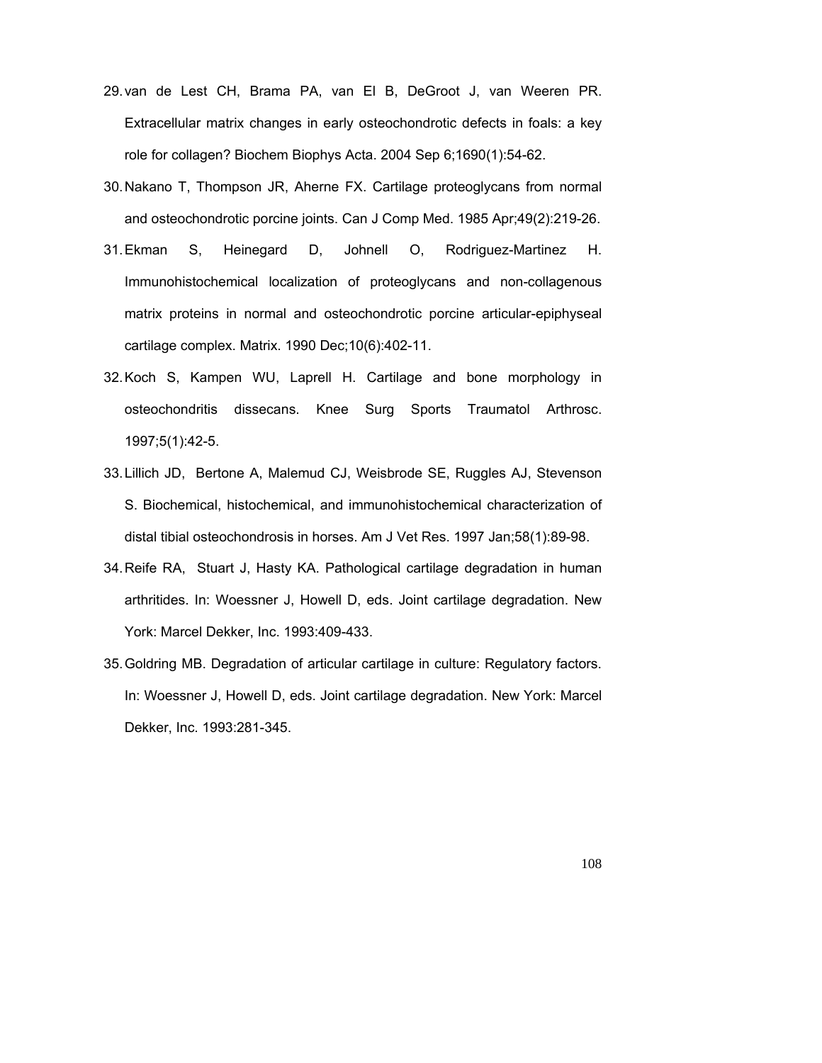29. van de Lest CH, Brama PA, van El B, DeGroot J, van Weeren PR. Extracellular matrix changes in early osteochondrotic defects in foals: a key role for collagen? Biochem Biophys Acta. 2004 Sep 6;1690(1):54-62.
30. Nakano T, Thompson JR, Aherne FX. Cartilage proteoglycans from normal and osteochondrotic porcine joints. Can J Comp Med. 1985 Apr;49(2):219-26.
31. Ekman S, Heinegard D, Johnell O, Rodriguez-Martinez H. Immunohistochemical localization of proteoglycans and non-collagenous matrix proteins in normal and osteochondrotic porcine articular-epiphyseal cartilage complex. Matrix. 1990 Dec;10(6):402-11.
32. Koch S, Kampen WU, Laprell H. Cartilage and bone morphology in osteochondritis dissecans. Knee Surg Sports Traumatol Arthrosc. 1997;5(1):42-5.
33. Lillich JD, Bertone A, Malemud CJ, Weisbrode SE, Ruggles AJ, Stevenson S. Biochemical, histochemical, and immunohistochemical characterization of distal tibial osteochondrosis in horses. Am J Vet Res. 1997 Jan;58(1):89-98.
34. Reife RA, Stuart J, Hasty KA. Pathological cartilage degradation in human arthritides. In: Woessner J, Howell D, eds. Joint cartilage degradation. New York: Marcel Dekker, Inc. 1993:409-433.
35. Goldring MB. Degradation of articular cartilage in culture: Regulatory factors. In: Woessner J, Howell D, eds. Joint cartilage degradation. New York: Marcel Dekker, Inc. 1993:281-345.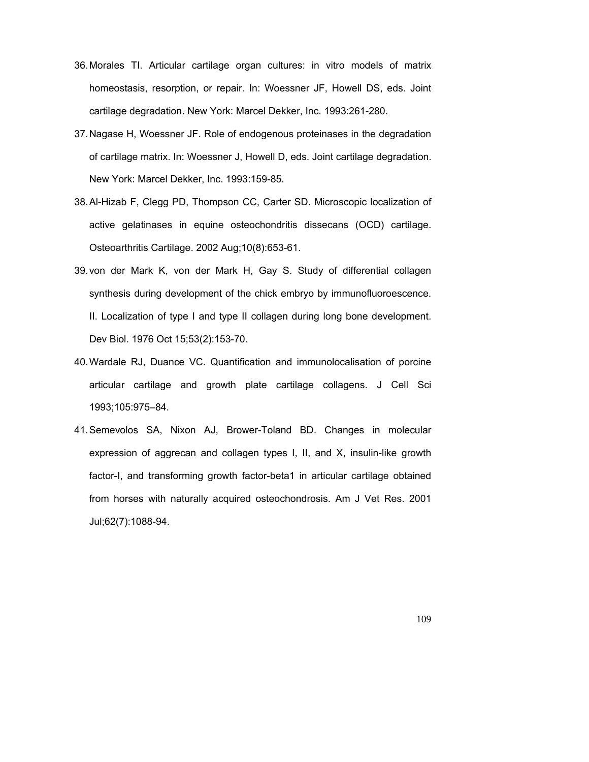36. Morales TI. Articular cartilage organ cultures: in vitro models of matrix homeostasis, resorption, or repair. In: Woessner JF, Howell DS, eds. Joint cartilage degradation. New York: Marcel Dekker, Inc. 1993:261-280.

37. Nagase H, Woessner JF. Role of endogenous proteinases in the degradation of cartilage matrix. In: Woessner J, Howell D, eds. Joint cartilage degradation. New York: Marcel Dekker, Inc. 1993:159-85.

38. Al-Hizab F, Clegg PD, Thompson CC, Carter SD. Microscopic localization of active gelatinases in equine osteochondritis dissecans (OCD) cartilage. Osteoarthritis Cartilage. 2002 Aug;10(8):653-61.

39. von der Mark K, von der Mark H, Gay S. Study of differential collagen synthesis during development of the chick embryo by immunofluoroescence. II. Localization of type I and type II collagen during long bone development. Dev Biol. 1976 Oct 15;53(2):153-70.

40. Wardale RJ, Duance VC. Quantification and immunolocalisation of porcine articular cartilage and growth plate cartilage collagens. J Cell Sci 1993;105:975–84.

41. Semevolos SA, Nixon AJ, Brower-Toland BD. Changes in molecular expression of aggrecan and collagen types I, II, and X, insulin-like growth factor-I, and transforming growth factor-beta1 in articular cartilage obtained from horses with naturally acquired osteochondrosis. Am J Vet Res. 2001 Jul;62(7):1088-94.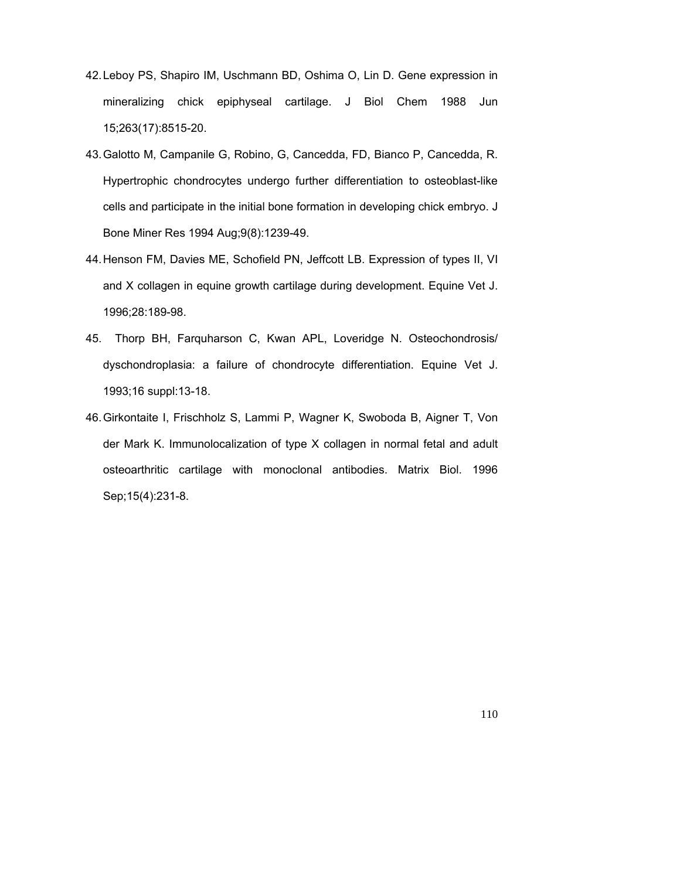42. Leboy PS, Shapiro IM, Uschmann BD, Oshima O, Lin D. Gene expression in mineralizing chick epiphyseal cartilage. J Biol Chem 1988 Jun 15;263(17):8515-20.

43. Galotto M, Campanile G, Robino, G, Cancedda, FD, Bianco P, Cancedda, R. Hypertrophic chondrocytes undergo further differentiation to osteoblast-like cells and participate in the initial bone formation in developing chick embryo. J Bone Miner Res 1994 Aug;9(8):1239-49.

44. Henson FM, Davies ME, Schofield PN, Jeffcott LB. Expression of types II, VI and X collagen in equine growth cartilage during development. Equine Vet J. 1996;28:189-98.

45. Thorp BH, Farquharson C, Kwan APL, Loveridge N. Osteochondrosis/ dyschondroplasia: a failure of chondrocyte differentiation. Equine Vet J. 1993;16 suppl:13-18.

46. Girkontaite I, Frischholz S, Lammi P, Wagner K, Swoboda B, Aigner T, Von der Mark K. Immunolocalization of type X collagen in normal fetal and adult osteoarthritic cartilage with monoclonal antibodies. Matrix Biol. 1996 Sep;15(4):231-8.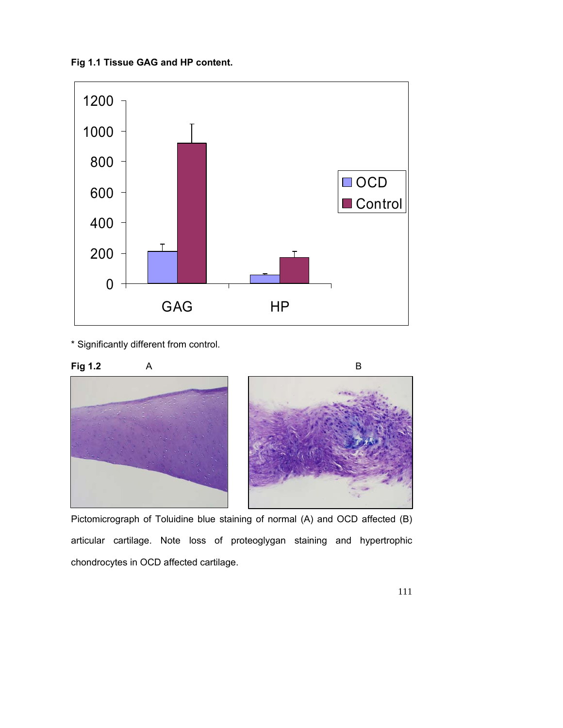**Fig 1.1 Tissue GAG and HP content.**

\* Significantly different from control.

**Fig 1.2** A B

Pictomicrograph of Toluidine blue staining of normal (A) and OCD affected (B) articular cartilage. Note loss of proteoglygan staining and hypertrophic chondrocytes in OCD affected cartilage.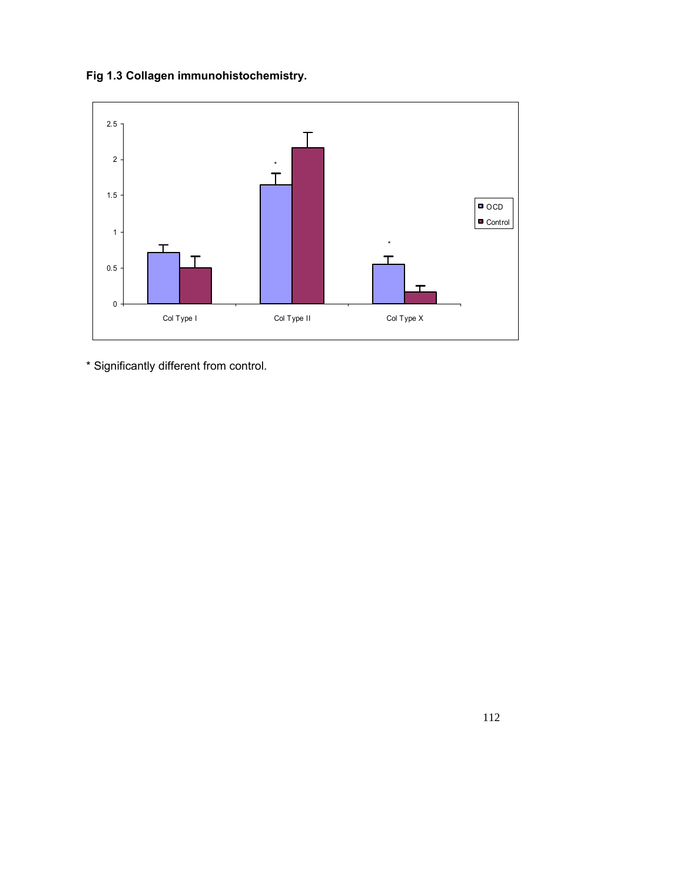**Fig 1.3 Collagen immunohistochemistry.**

* Significantly different from control.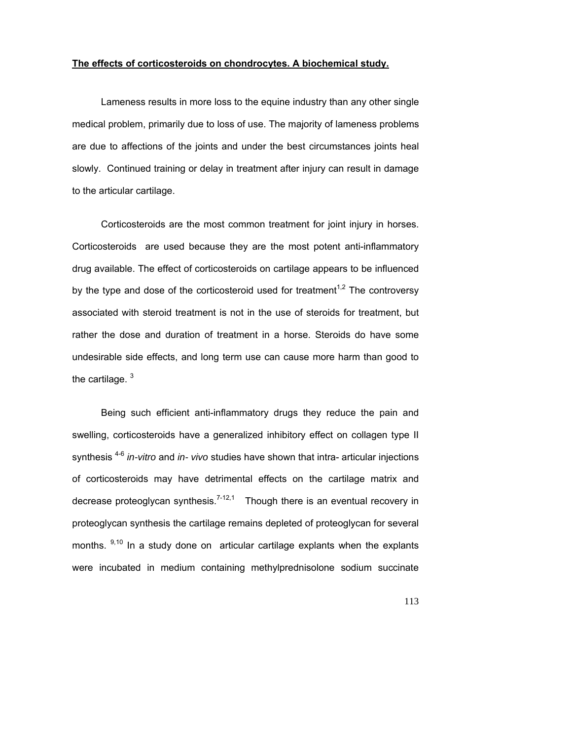**The effects of corticosteroids on chondrocytes. A biochemical study.**

Lameness results in more loss to the equine industry than any other single medical problem, primarily due to loss of use. The majority of lameness problems are due to affections of the joints and under the best circumstances joints heal slowly. Continued training or delay in treatment after injury can result in damage to the articular cartilage.

Corticosteroids are the most common treatment for joint injury in horses. Corticosteroids are used because they are the most potent anti-inflammatory drug available. The effect of corticosteroids on cartilage appears to be influenced by the type and dose of the corticosteroid used for treatment[1,2] The controversy associated with steroid treatment is not in the use of steroids for treatment, but rather the dose and duration of treatment in a horse. Steroids do have some undesirable side effects, and long term use can cause more harm than good to the cartilage. [3]

Being such efficient anti-inflammatory drugs they reduce the pain and swelling, corticosteroids have a generalized inhibitory effect on collagen type II synthesis [4-6] *in-vitro* and *in- vivo* studies have shown that intra- articular injections of corticosteroids may have detrimental effects on the cartilage matrix and decrease proteoglycan synthesis.[7-12,1] Though there is an eventual recovery in proteoglycan synthesis the cartilage remains depleted of proteoglycan for several months. [9,10] In a study done on articular cartilage explants when the explants were incubated in medium containing methylprednisolone sodium succinate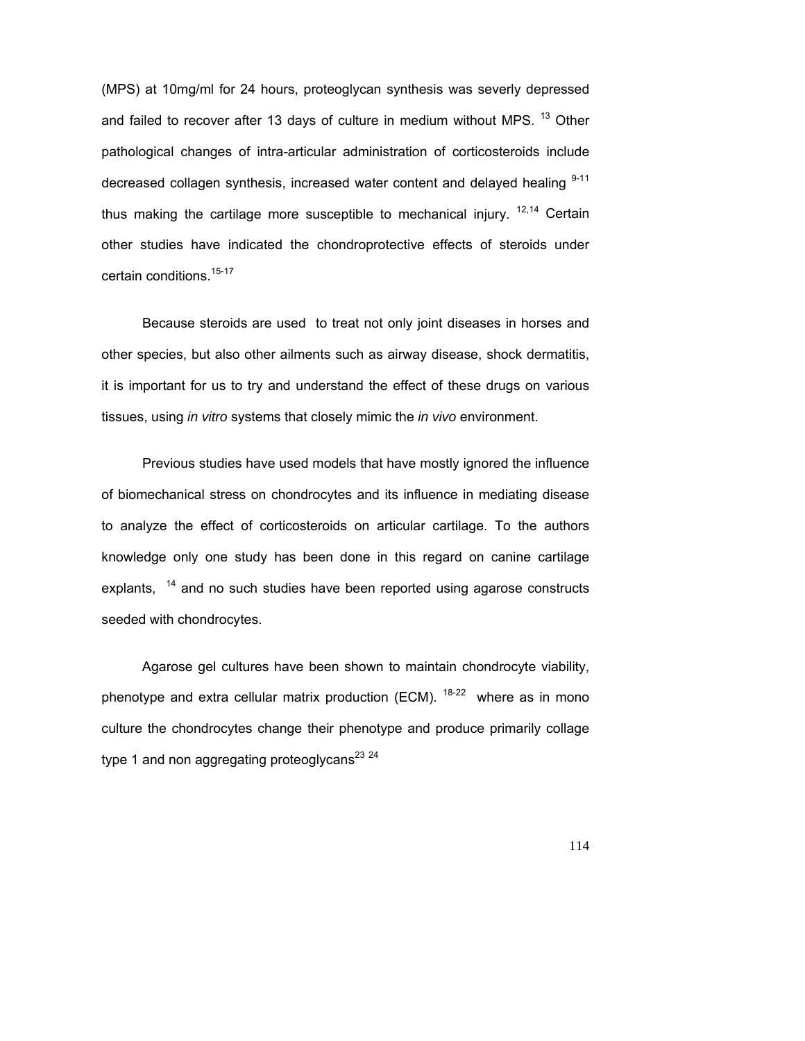(MPS) at 10mg/ml for 24 hours, proteoglycan synthesis was severly depressed and failed to recover after 13 days of culture in medium without MPS. [13] Other pathological changes of intra-articular administration of corticosteroids include decreased collagen synthesis, increased water content and delayed healing [9-11] thus making the cartilage more susceptible to mechanical injury. [12,14] Certain other studies have indicated the chondroprotective effects of steroids under certain conditions.[15-17]

Because steroids are used to treat not only joint diseases in horses and other species, but also other ailments such as airway disease, shock dermatitis, it is important for us to try and understand the effect of these drugs on various tissues, using *in vitro* systems that closely mimic the *in vivo* environment.

Previous studies have used models that have mostly ignored the influence of biomechanical stress on chondrocytes and its influence in mediating disease to analyze the effect of corticosteroids on articular cartilage. To the authors knowledge only one study has been done in this regard on canine cartilage explants, [14] and no such studies have been reported using agarose constructs seeded with chondrocytes.

Agarose gel cultures have been shown to maintain chondrocyte viability, phenotype and extra cellular matrix production (ECM). [18-22] where as in mono culture the chondrocytes change their phenotype and produce primarily collage type 1 and non aggregating proteoglycans[23 24]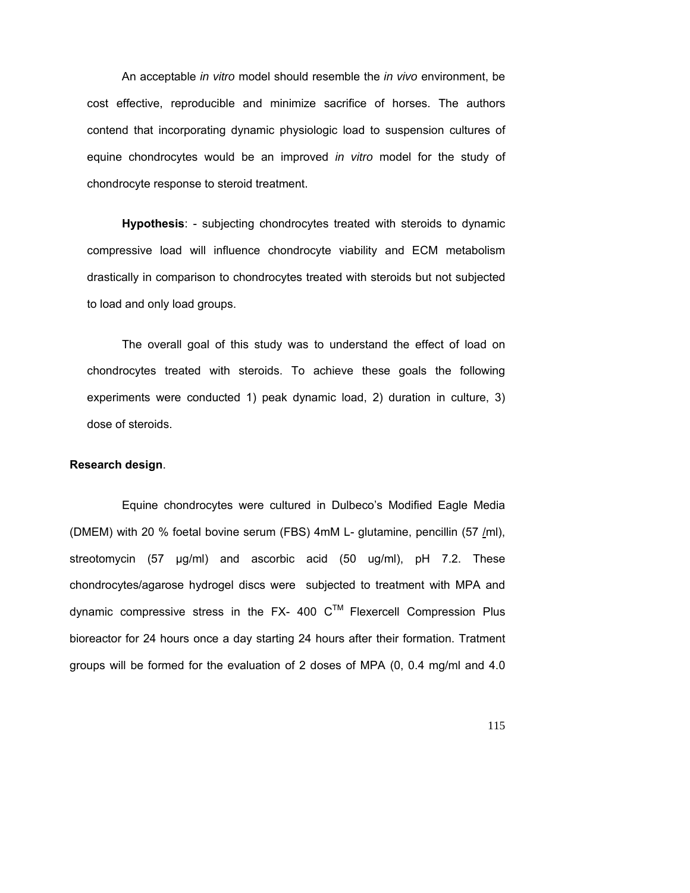An acceptable *in vitro* model should resemble the *in vivo* environment, be cost effective, reproducible and minimize sacrifice of horses. The authors contend that incorporating dynamic physiologic load to suspension cultures of equine chondrocytes would be an improved *in vitro* model for the study of chondrocyte response to steroid treatment.

**Hypothesis**: - subjecting chondrocytes treated with steroids to dynamic compressive load will influence chondrocyte viability and ECM metabolism drastically in comparison to chondrocytes treated with steroids but not subjected to load and only load groups.

The overall goal of this study was to understand the effect of load on chondrocytes treated with steroids. To achieve these goals the following experiments were conducted 1) peak dynamic load, 2) duration in culture, 3) dose of steroids.

**Research design**.

Equine chondrocytes were cultured in Dulbeco's Modified Eagle Media (DMEM) with 20 % foetal bovine serum (FBS) 4mM L- glutamine, pencillin (57 /ml), streotomycin (57 µg/ml) and ascorbic acid (50 ug/ml), pH 7.2. These chondrocytes/agarose hydrogel discs were subjected to treatment with MPA and dynamic compressive stress in the FX- 400 C™ Flexercell Compression Plus bioreactor for 24 hours once a day starting 24 hours after their formation. Tratment groups will be formed for the evaluation of 2 doses of MPA (0, 0.4 mg/ml and 4.0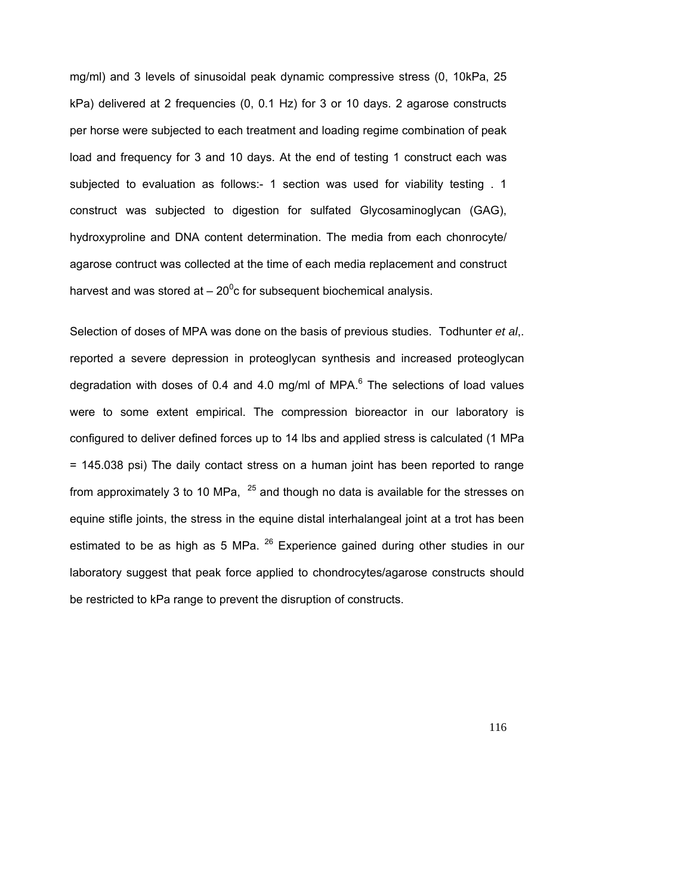mg/ml) and 3 levels of sinusoidal peak dynamic compressive stress (0, 10kPa, 25 kPa) delivered at 2 frequencies (0, 0.1 Hz) for 3 or 10 days. 2 agarose constructs per horse were subjected to each treatment and loading regime combination of peak load and frequency for 3 and 10 days. At the end of testing 1 construct each was subjected to evaluation as follows:- 1 section was used for viability testing . 1 construct was subjected to digestion for sulfated Glycosaminoglycan (GAG), hydroxyproline and DNA content determination. The media from each chonrocyte/ agarose contruct was collected at the time of each media replacement and construct harvest and was stored at – $20^0$c for subsequent biochemical analysis.

Selection of doses of MPA was done on the basis of previous studies. Todhunter *et al*,. reported a severe depression in proteoglycan synthesis and increased proteoglycan degradation with doses of 0.4 and 4.0 mg/ml of MPA.[6] The selections of load values were to some extent empirical. The compression bioreactor in our laboratory is configured to deliver defined forces up to 14 lbs and applied stress is calculated (1 MPa = 145.038 psi) The daily contact stress on a human joint has been reported to range from approximately 3 to 10 MPa, [25] and though no data is available for the stresses on equine stifle joints, the stress in the equine distal interhalangeal joint at a trot has been estimated to be as high as 5 MPa. [26] Experience gained during other studies in our laboratory suggest that peak force applied to chondrocytes/agarose constructs should be restricted to kPa range to prevent the disruption of constructs.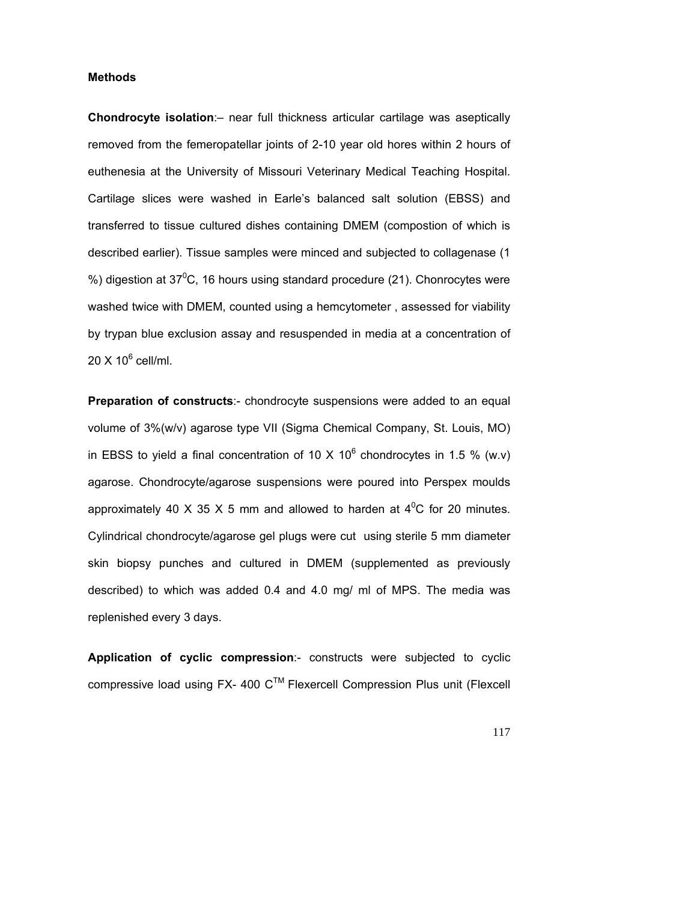**Methods**

**Chondrocyte isolation**:– near full thickness articular cartilage was aseptically removed from the femeropatellar joints of 2-10 year old hores within 2 hours of euthenesia at the University of Missouri Veterinary Medical Teaching Hospital. Cartilage slices were washed in Earle's balanced salt solution (EBSS) and transferred to tissue cultured dishes containing DMEM (compostion of which is described earlier). Tissue samples were minced and subjected to collagenase (1 %) digestion at $37^0$C, 16 hours using standard procedure (21). Chonrocytes were washed twice with DMEM, counted using a hemcytometer , assessed for viability by trypan blue exclusion assay and resuspended in media at a concentration of $20 \times 10^6$ cell/ml.

**Preparation of constructs**:- chondrocyte suspensions were added to an equal volume of 3%(w/v) agarose type VII (Sigma Chemical Company, St. Louis, MO) in EBSS to yield a final concentration of $10 \times 10^6$ chondrocytes in 1.5 % (w.v) agarose. Chondrocyte/agarose suspensions were poured into Perspex moulds approximately 40 X 35 X 5 mm and allowed to harden at $4^0$C for 20 minutes. Cylindrical chondrocyte/agarose gel plugs were cut using sterile 5 mm diameter skin biopsy punches and cultured in DMEM (supplemented as previously described) to which was added 0.4 and 4.0 mg/ ml of MPS. The media was replenished every 3 days.

**Application of cyclic compression**:- constructs were subjected to cyclic compressive load using FX- 400 C™ Flexercell Compression Plus unit (Flexcell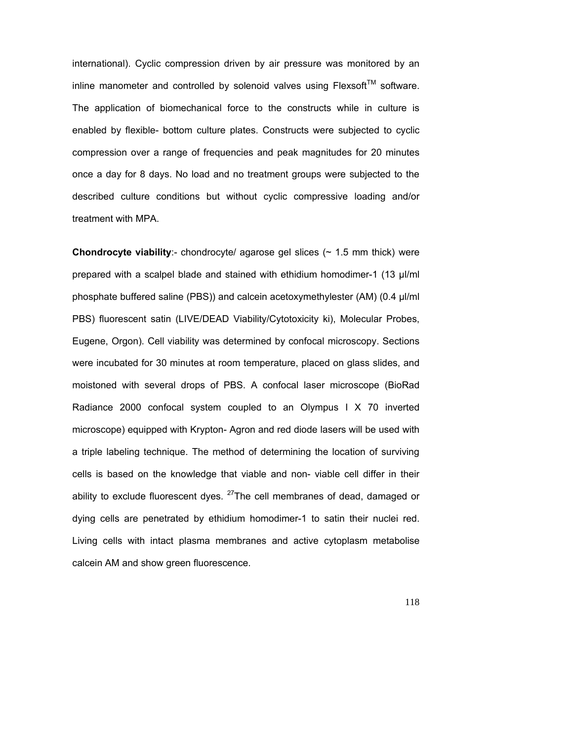international). Cyclic compression driven by air pressure was monitored by an inline manometer and controlled by solenoid valves using Flexsoft™ software. The application of biomechanical force to the constructs while in culture is enabled by flexible- bottom culture plates. Constructs were subjected to cyclic compression over a range of frequencies and peak magnitudes for 20 minutes once a day for 8 days. No load and no treatment groups were subjected to the described culture conditions but without cyclic compressive loading and/or treatment with MPA.

**Chondrocyte viability**:- chondrocyte/ agarose gel slices (~ 1.5 mm thick) were prepared with a scalpel blade and stained with ethidium homodimer-1 (13 µl/ml phosphate buffered saline (PBS)) and calcein acetoxymethylester (AM) (0.4 µl/ml PBS) fluorescent satin (LIVE/DEAD Viability/Cytotoxicity ki), Molecular Probes, Eugene, Orgon). Cell viability was determined by confocal microscopy. Sections were incubated for 30 minutes at room temperature, placed on glass slides, and moistoned with several drops of PBS. A confocal laser microscope (BioRad Radiance 2000 confocal system coupled to an Olympus I X 70 inverted microscope) equipped with Krypton- Agron and red diode lasers will be used with a triple labeling technique. The method of determining the location of surviving cells is based on the knowledge that viable and non- viable cell differ in their ability to exclude fluorescent dyes. [27]The cell membranes of dead, damaged or dying cells are penetrated by ethidium homodimer-1 to satin their nuclei red. Living cells with intact plasma membranes and active cytoplasm metabolise calcein AM and show green fluorescence.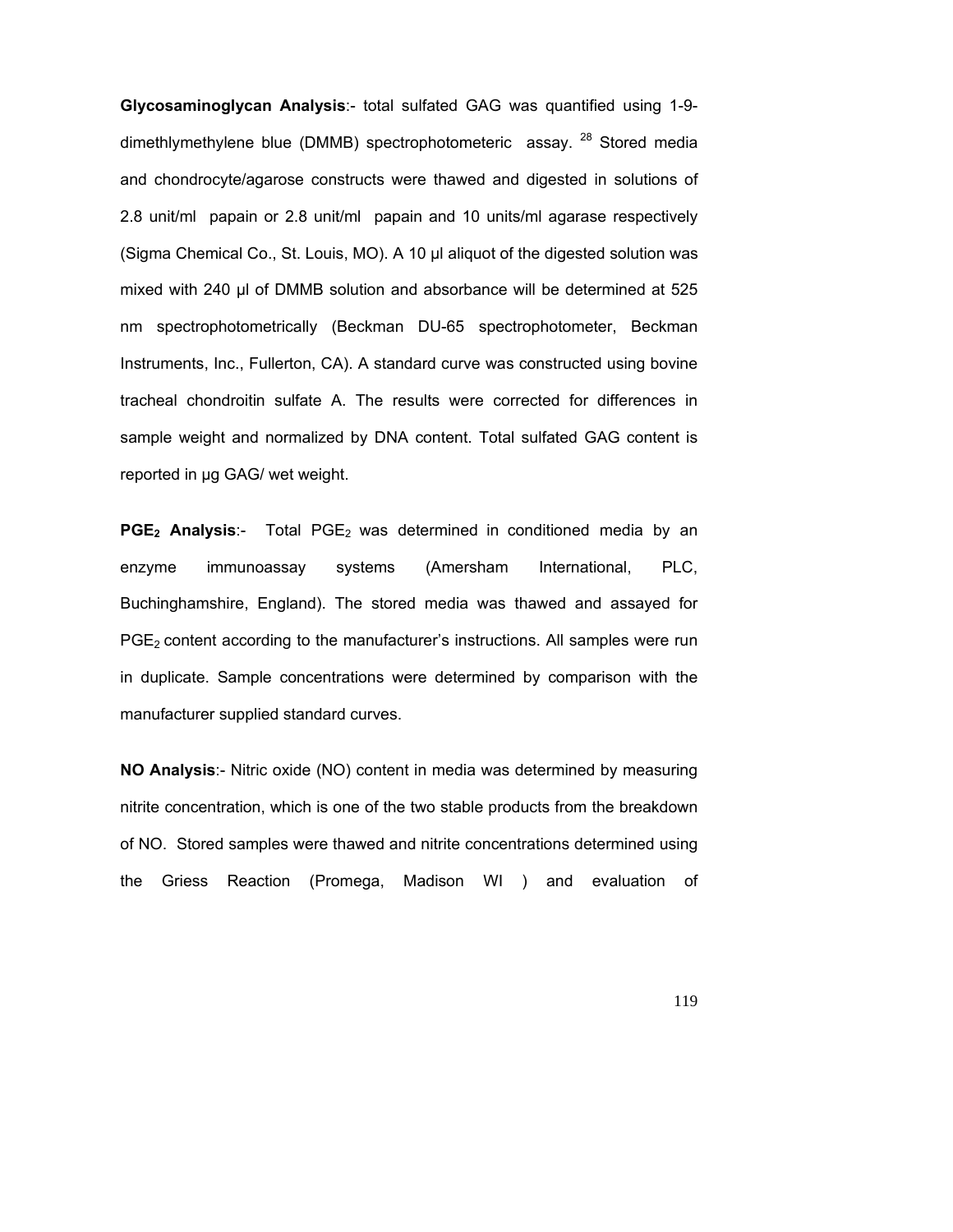**Glycosaminoglycan Analysis**:- total sulfated GAG was quantified using 1-9-dimethlymethylene blue (DMMB) spectrophotometeric assay. [28] Stored media and chondrocyte/agarose constructs were thawed and digested in solutions of 2.8 unit/ml papain or 2.8 unit/ml papain and 10 units/ml agarase respectively (Sigma Chemical Co., St. Louis, MO). A 10 µl aliquot of the digested solution was mixed with 240 µl of DMMB solution and absorbance will be determined at 525 nm spectrophotometrically (Beckman DU-65 spectrophotometer, Beckman Instruments, Inc., Fullerton, CA). A standard curve was constructed using bovine tracheal chondroitin sulfate A. The results were corrected for differences in sample weight and normalized by DNA content. Total sulfated GAG content is reported in µg GAG/ wet weight.

**$PGE_2$ Analysis**:- Total $PGE_2$ was determined in conditioned media by an enzyme immunoassay systems (Amersham International, PLC, Buchinghamshire, England). The stored media was thawed and assayed for $PGE_2$ content according to the manufacturer's instructions. All samples were run in duplicate. Sample concentrations were determined by comparison with the manufacturer supplied standard curves.

**NO Analysis**:- Nitric oxide (NO) content in media was determined by measuring nitrite concentration, which is one of the two stable products from the breakdown of NO. Stored samples were thawed and nitrite concentrations determined using the Griess Reaction (Promega, Madison WI ) and evaluation of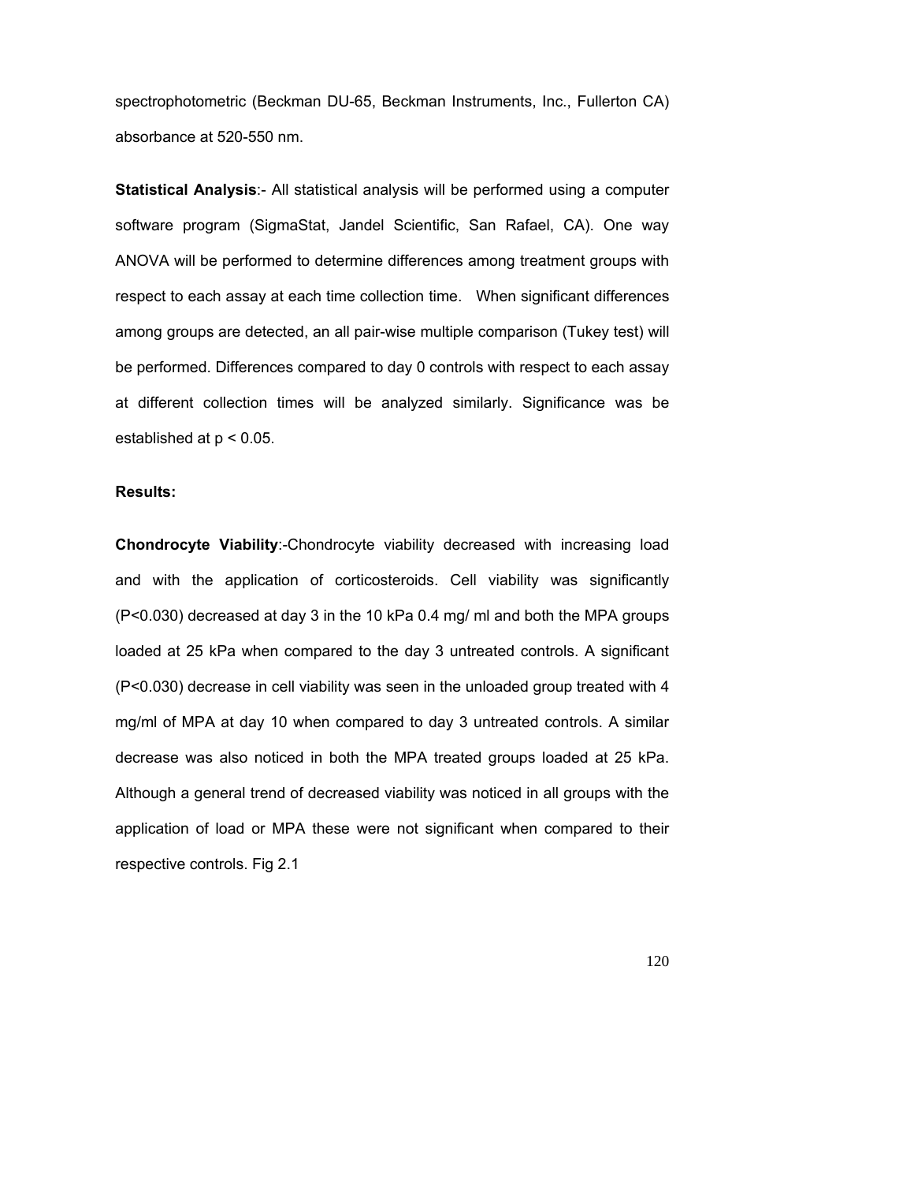spectrophotometric (Beckman DU-65, Beckman Instruments, Inc., Fullerton CA) absorbance at 520-550 nm.

**Statistical Analysis**:- All statistical analysis will be performed using a computer software program (SigmaStat, Jandel Scientific, San Rafael, CA). One way ANOVA will be performed to determine differences among treatment groups with respect to each assay at each time collection time. When significant differences among groups are detected, an all pair-wise multiple comparison (Tukey test) will be performed. Differences compared to day 0 controls with respect to each assay at different collection times will be analyzed similarly. Significance was be established at $p < 0.05$.

**Results:**

**Chondrocyte Viability**:-Chondrocyte viability decreased with increasing load and with the application of corticosteroids. Cell viability was significantly ($P<0.030$) decreased at day 3 in the 10 kPa 0.4 mg/ ml and both the MPA groups loaded at 25 kPa when compared to the day 3 untreated controls. A significant ($P<0.030$) decrease in cell viability was seen in the unloaded group treated with 4 mg/ml of MPA at day 10 when compared to day 3 untreated controls. A similar decrease was also noticed in both the MPA treated groups loaded at 25 kPa. Although a general trend of decreased viability was noticed in all groups with the application of load or MPA these were not significant when compared to their respective controls. Fig 2.1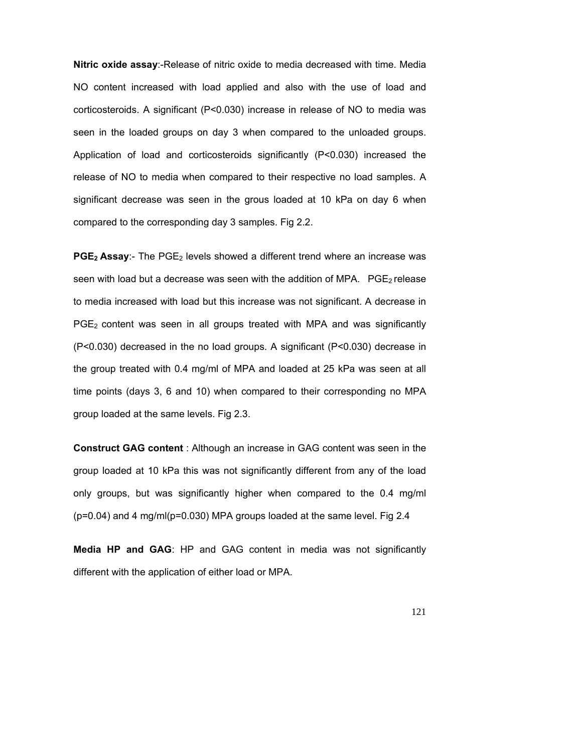**Nitric oxide assay**:-Release of nitric oxide to media decreased with time. Media NO content increased with load applied and also with the use of load and corticosteroids. A significant (P<0.030) increase in release of NO to media was seen in the loaded groups on day 3 when compared to the unloaded groups. Application of load and corticosteroids significantly (P<0.030) increased the release of NO to media when compared to their respective no load samples. A significant decrease was seen in the grous loaded at 10 kPa on day 6 when compared to the corresponding day 3 samples. Fig 2.2.

**$PGE_2$ Assay**:- The $PGE_2$ levels showed a different trend where an increase was seen with load but a decrease was seen with the addition of MPA. $PGE_2$ release to media increased with load but this increase was not significant. A decrease in $PGE_2$ content was seen in all groups treated with MPA and was significantly (P<0.030) decreased in the no load groups. A significant (P<0.030) decrease in the group treated with 0.4 mg/ml of MPA and loaded at 25 kPa was seen at all time points (days 3, 6 and 10) when compared to their corresponding no MPA group loaded at the same levels. Fig 2.3.

**Construct GAG content** : Although an increase in GAG content was seen in the group loaded at 10 kPa this was not significantly different from any of the load only groups, but was significantly higher when compared to the 0.4 mg/ml (p=0.04) and 4 mg/ml(p=0.030) MPA groups loaded at the same level. Fig 2.4

**Media HP and GAG**: HP and GAG content in media was not significantly different with the application of either load or MPA.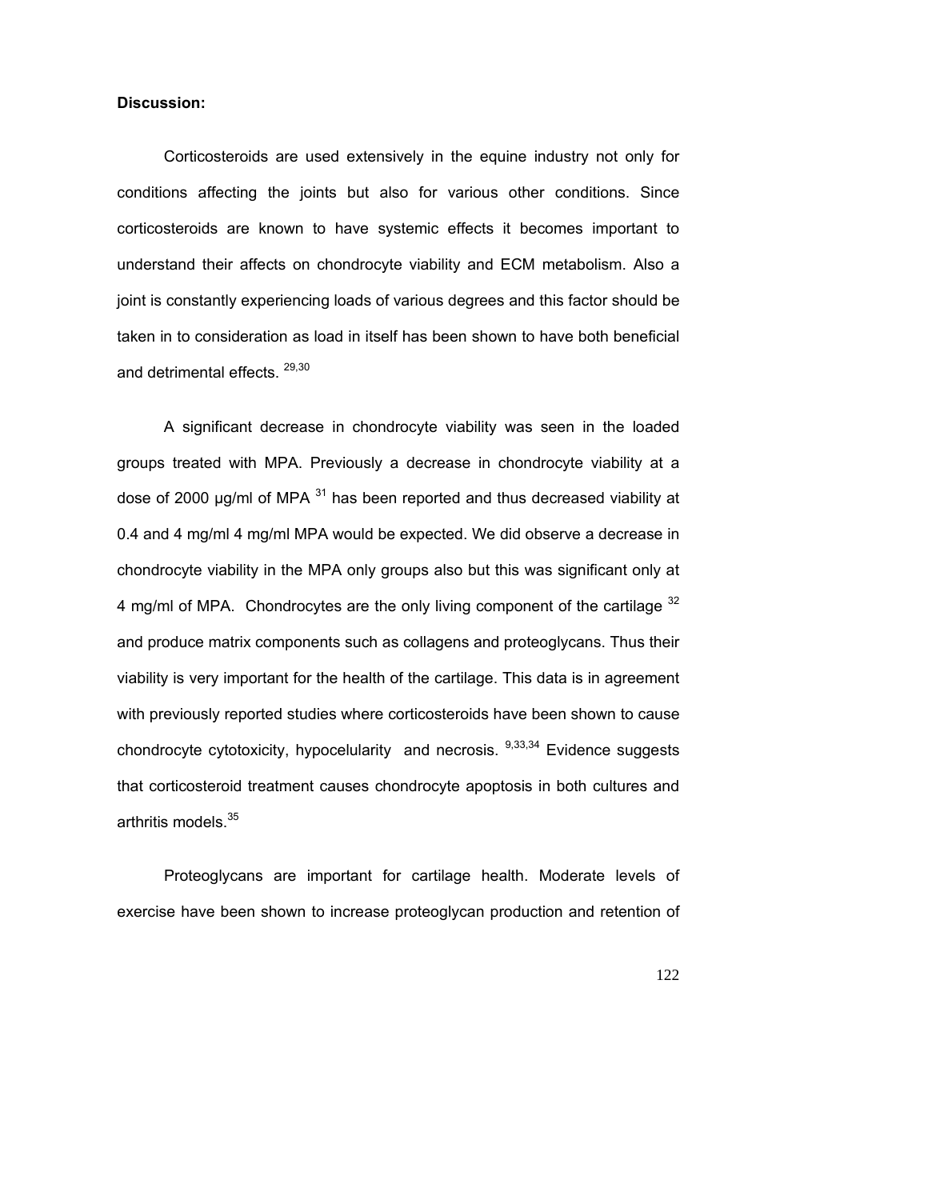**Discussion:**

Corticosteroids are used extensively in the equine industry not only for conditions affecting the joints but also for various other conditions. Since corticosteroids are known to have systemic effects it becomes important to understand their affects on chondrocyte viability and ECM metabolism. Also a joint is constantly experiencing loads of various degrees and this factor should be taken in to consideration as load in itself has been shown to have both beneficial and detrimental effects. [29,30]

A significant decrease in chondrocyte viability was seen in the loaded groups treated with MPA. Previously a decrease in chondrocyte viability at a dose of 2000 µg/ml of MPA [31] has been reported and thus decreased viability at 0.4 and 4 mg/ml 4 mg/ml MPA would be expected. We did observe a decrease in chondrocyte viability in the MPA only groups also but this was significant only at 4 mg/ml of MPA. Chondrocytes are the only living component of the cartilage [32] and produce matrix components such as collagens and proteoglycans. Thus their viability is very important for the health of the cartilage. This data is in agreement with previously reported studies where corticosteroids have been shown to cause chondrocyte cytotoxicity, hypocelularity and necrosis. [9,33,34] Evidence suggests that corticosteroid treatment causes chondrocyte apoptosis in both cultures and arthritis models.[35]

Proteoglycans are important for cartilage health. Moderate levels of exercise have been shown to increase proteoglycan production and retention of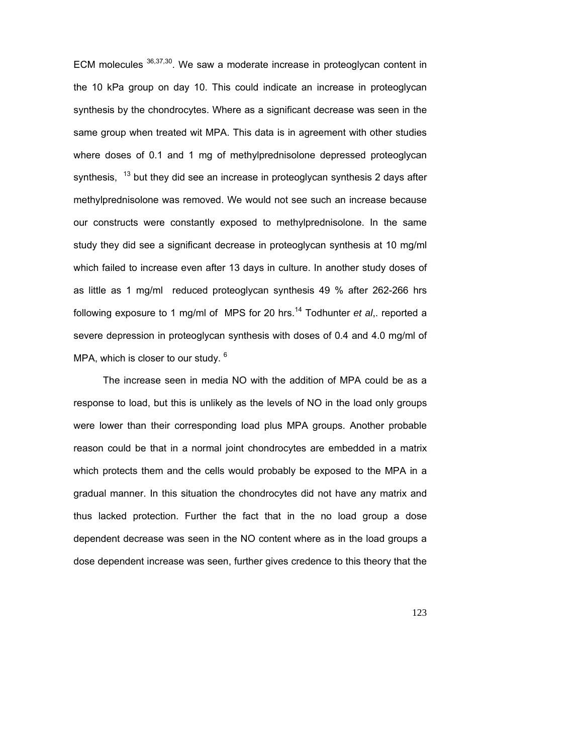ECM molecules [36,37,30]. We saw a moderate increase in proteoglycan content in the 10 kPa group on day 10. This could indicate an increase in proteoglycan synthesis by the chondrocytes. Where as a significant decrease was seen in the same group when treated wit MPA. This data is in agreement with other studies where doses of 0.1 and 1 mg of methylprednisolone depressed proteoglycan synthesis, [13] but they did see an increase in proteoglycan synthesis 2 days after methylprednisolone was removed. We would not see such an increase because our constructs were constantly exposed to methylprednisolone. In the same study they did see a significant decrease in proteoglycan synthesis at 10 mg/ml which failed to increase even after 13 days in culture. In another study doses of as little as 1 mg/ml reduced proteoglycan synthesis 49 % after 262-266 hrs following exposure to 1 mg/ml of MPS for 20 hrs.[14] Todhunter *et al*,. reported a severe depression in proteoglycan synthesis with doses of 0.4 and 4.0 mg/ml of MPA, which is closer to our study. [6]

The increase seen in media NO with the addition of MPA could be as a response to load, but this is unlikely as the levels of NO in the load only groups were lower than their corresponding load plus MPA groups. Another probable reason could be that in a normal joint chondrocytes are embedded in a matrix which protects them and the cells would probably be exposed to the MPA in a gradual manner. In this situation the chondrocytes did not have any matrix and thus lacked protection. Further the fact that in the no load group a dose dependent decrease was seen in the NO content where as in the load groups a dose dependent increase was seen, further gives credence to this theory that the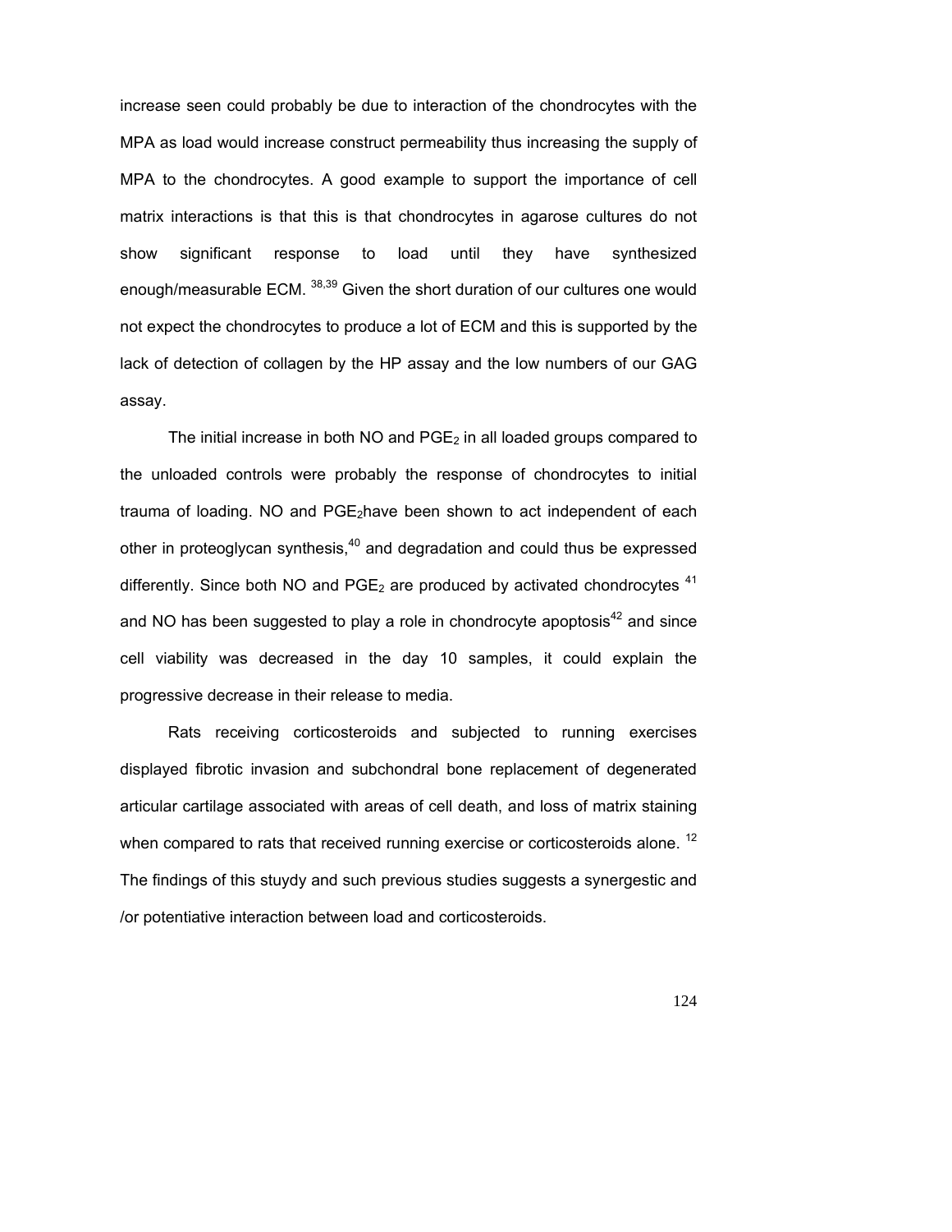increase seen could probably be due to interaction of the chondrocytes with the MPA as load would increase construct permeability thus increasing the supply of MPA to the chondrocytes. A good example to support the importance of cell matrix interactions is that this is that chondrocytes in agarose cultures do not show significant response to load until they have synthesized enough/measurable ECM. [38,39] Given the short duration of our cultures one would not expect the chondrocytes to produce a lot of ECM and this is supported by the lack of detection of collagen by the HP assay and the low numbers of our GAG assay.

The initial increase in both NO and $PGE_2$ in all loaded groups compared to the unloaded controls were probably the response of chondrocytes to initial trauma of loading. NO and $PGE_2$have been shown to act independent of each other in proteoglycan synthesis,[40] and degradation and could thus be expressed differently. Since both NO and $PGE_2$ are produced by activated chondrocytes [41] and NO has been suggested to play a role in chondrocyte apoptosis[42] and since cell viability was decreased in the day 10 samples, it could explain the progressive decrease in their release to media.

Rats receiving corticosteroids and subjected to running exercises displayed fibrotic invasion and subchondral bone replacement of degenerated articular cartilage associated with areas of cell death, and loss of matrix staining when compared to rats that received running exercise or corticosteroids alone. [12] The findings of this stuydy and such previous studies suggests a synergestic and /or potentiative interaction between load and corticosteroids.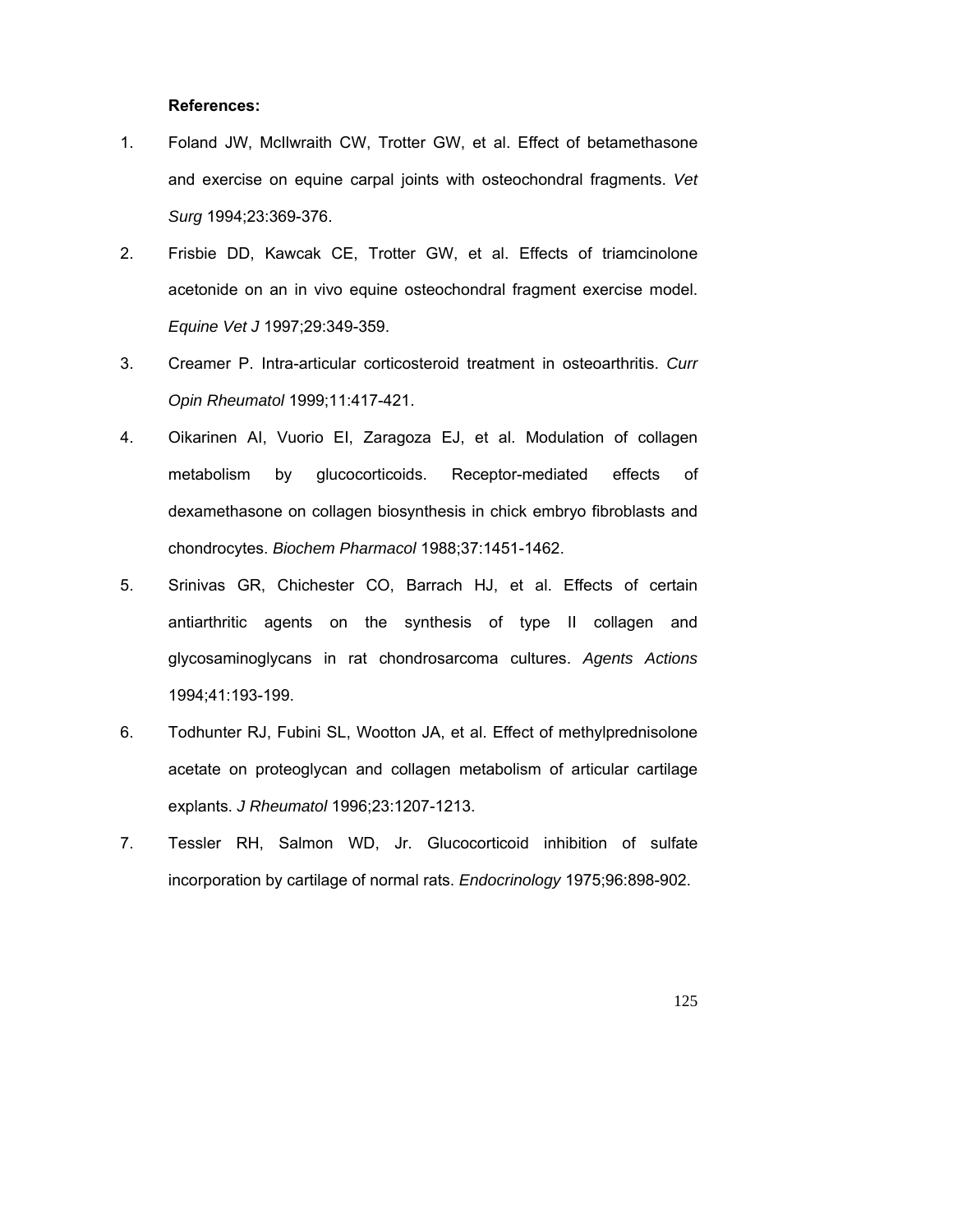**References:**

1. Foland JW, McIlwraith CW, Trotter GW, et al. Effect of betamethasone and exercise on equine carpal joints with osteochondral fragments. *Vet Surg* 1994;23:369-376.
2. Frisbie DD, Kawcak CE, Trotter GW, et al. Effects of triamcinolone acetonide on an in vivo equine osteochondral fragment exercise model. *Equine Vet J* 1997;29:349-359.
3. Creamer P. Intra-articular corticosteroid treatment in osteoarthritis. *Curr Opin Rheumatol* 1999;11:417-421.
4. Oikarinen AI, Vuorio EI, Zaragoza EJ, et al. Modulation of collagen metabolism by glucocorticoids. Receptor-mediated effects of dexamethasone on collagen biosynthesis in chick embryo fibroblasts and chondrocytes. *Biochem Pharmacol* 1988;37:1451-1462.
5. Srinivas GR, Chichester CO, Barrach HJ, et al. Effects of certain antiarthritic agents on the synthesis of type II collagen and glycosaminoglycans in rat chondrosarcoma cultures. *Agents Actions* 1994;41:193-199.
6. Todhunter RJ, Fubini SL, Wootton JA, et al. Effect of methylprednisolone acetate on proteoglycan and collagen metabolism of articular cartilage explants. *J Rheumatol* 1996;23:1207-1213.
7. Tessler RH, Salmon WD, Jr. Glucocorticoid inhibition of sulfate incorporation by cartilage of normal rats. *Endocrinology* 1975;96:898-902.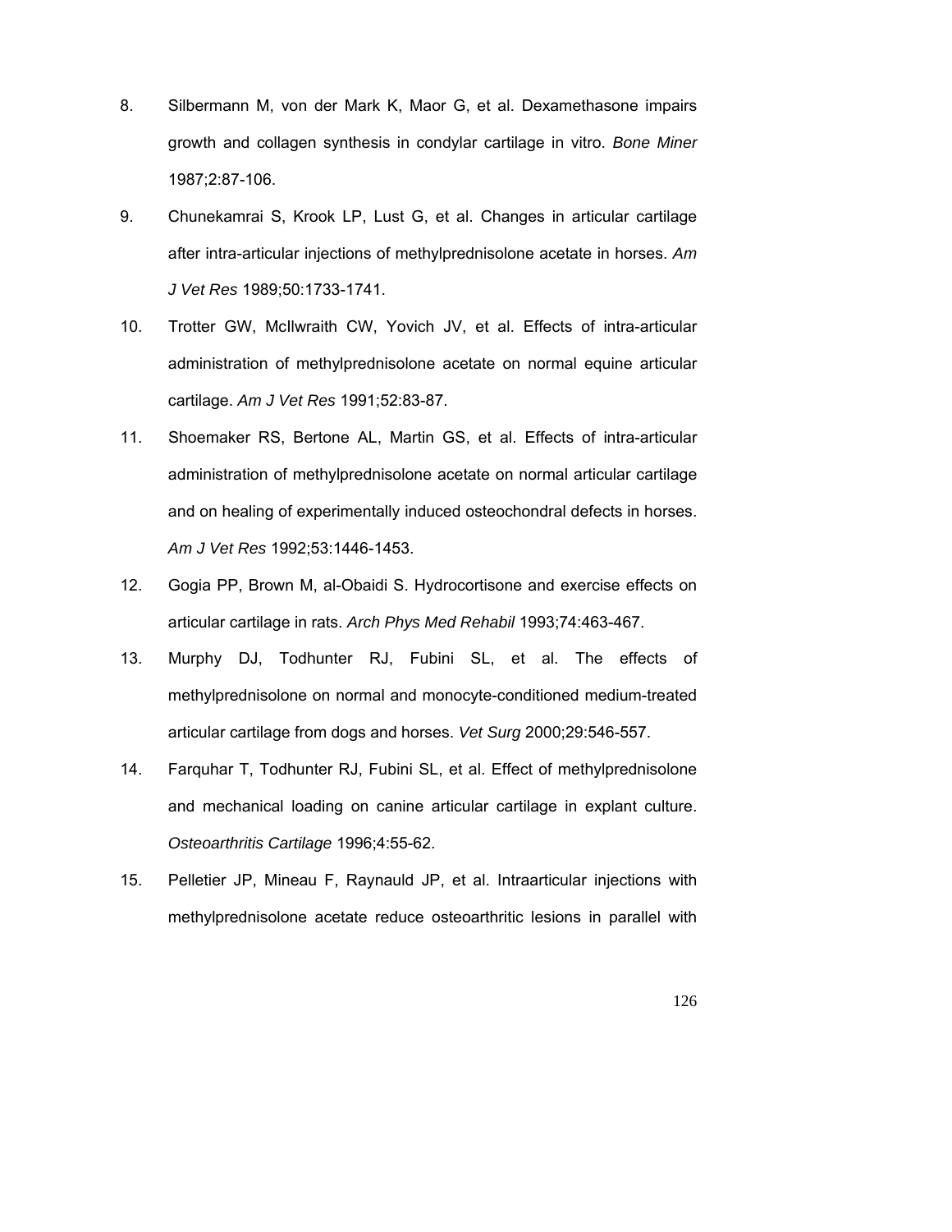8. Silbermann M, von der Mark K, Maor G, et al. Dexamethasone impairs growth and collagen synthesis in condylar cartilage in vitro. *Bone Miner* 1987;2:87-106.

9. Chunekamrai S, Krook LP, Lust G, et al. Changes in articular cartilage after intra-articular injections of methylprednisolone acetate in horses. *Am J Vet Res* 1989;50:1733-1741.

10. Trotter GW, McIlwraith CW, Yovich JV, et al. Effects of intra-articular administration of methylprednisolone acetate on normal equine articular cartilage. *Am J Vet Res* 1991;52:83-87.

11. Shoemaker RS, Bertone AL, Martin GS, et al. Effects of intra-articular administration of methylprednisolone acetate on normal articular cartilage and on healing of experimentally induced osteochondral defects in horses. *Am J Vet Res* 1992;53:1446-1453.

12. Gogia PP, Brown M, al-Obaidi S. Hydrocortisone and exercise effects on articular cartilage in rats. *Arch Phys Med Rehabil* 1993;74:463-467.

13. Murphy DJ, Todhunter RJ, Fubini SL, et al. The effects of methylprednisolone on normal and monocyte-conditioned medium-treated articular cartilage from dogs and horses. *Vet Surg* 2000;29:546-557.

14. Farquhar T, Todhunter RJ, Fubini SL, et al. Effect of methylprednisolone and mechanical loading on canine articular cartilage in explant culture. *Osteoarthritis Cartilage* 1996;4:55-62.

15. Pelletier JP, Mineau F, Raynauld JP, et al. Intraarticular injections with methylprednisolone acetate reduce osteoarthritic lesions in parallel with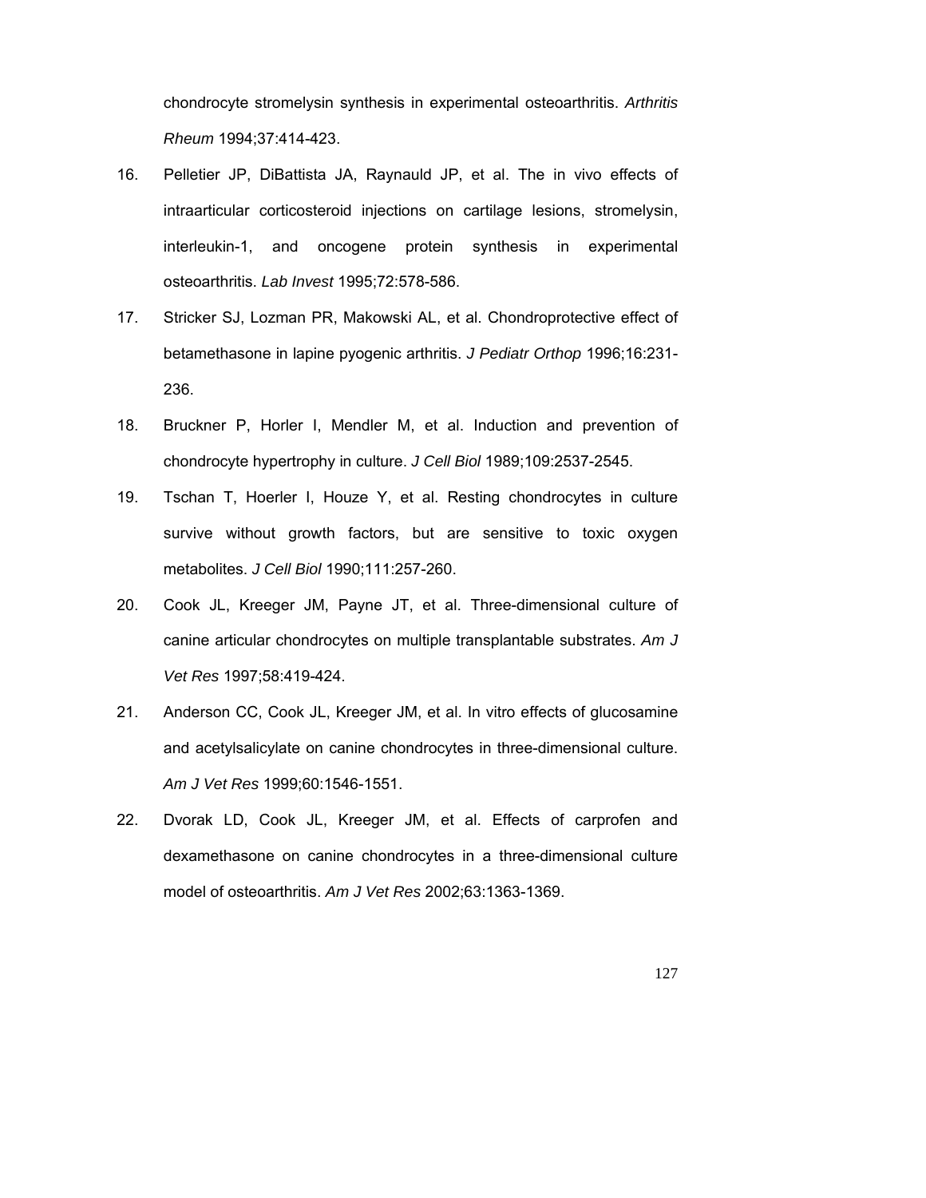chondrocyte stromelysin synthesis in experimental osteoarthritis. *Arthritis Rheum* 1994;37:414-423.

16. Pelletier JP, DiBattista JA, Raynauld JP, et al. The in vivo effects of intraarticular corticosteroid injections on cartilage lesions, stromelysin, interleukin-1, and oncogene protein synthesis in experimental osteoarthritis. *Lab Invest* 1995;72:578-586.

17. Stricker SJ, Lozman PR, Makowski AL, et al. Chondroprotective effect of betamethasone in lapine pyogenic arthritis. *J Pediatr Orthop* 1996;16:231-236.

18. Bruckner P, Horler I, Mendler M, et al. Induction and prevention of chondrocyte hypertrophy in culture. *J Cell Biol* 1989;109:2537-2545.

19. Tschan T, Hoerler I, Houze Y, et al. Resting chondrocytes in culture survive without growth factors, but are sensitive to toxic oxygen metabolites. *J Cell Biol* 1990;111:257-260.

20. Cook JL, Kreeger JM, Payne JT, et al. Three-dimensional culture of canine articular chondrocytes on multiple transplantable substrates. *Am J Vet Res* 1997;58:419-424.

21. Anderson CC, Cook JL, Kreeger JM, et al. In vitro effects of glucosamine and acetylsalicylate on canine chondrocytes in three-dimensional culture. *Am J Vet Res* 1999;60:1546-1551.

22. Dvorak LD, Cook JL, Kreeger JM, et al. Effects of carprofen and dexamethasone on canine chondrocytes in a three-dimensional culture model of osteoarthritis. *Am J Vet Res* 2002;63:1363-1369.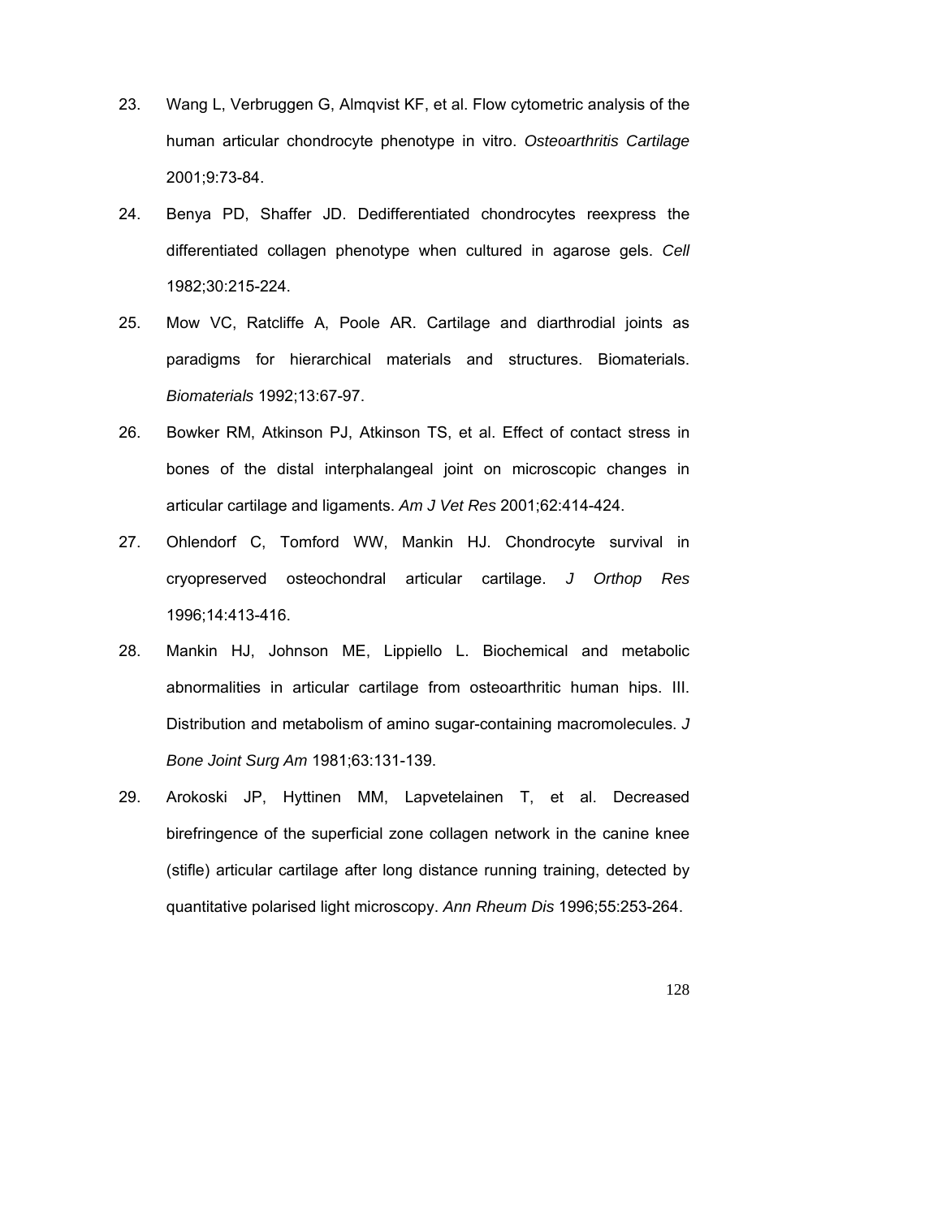23. Wang L, Verbruggen G, Almqvist KF, et al. Flow cytometric analysis of the human articular chondrocyte phenotype in vitro. *Osteoarthritis Cartilage* 2001;9:73-84.

24. Benya PD, Shaffer JD. Dedifferentiated chondrocytes reexpress the differentiated collagen phenotype when cultured in agarose gels. *Cell* 1982;30:215-224.

25. Mow VC, Ratcliffe A, Poole AR. Cartilage and diarthrodial joints as paradigms for hierarchical materials and structures. Biomaterials. *Biomaterials* 1992;13:67-97.

26. Bowker RM, Atkinson PJ, Atkinson TS, et al. Effect of contact stress in bones of the distal interphalangeal joint on microscopic changes in articular cartilage and ligaments. *Am J Vet Res* 2001;62:414-424.

27. Ohlendorf C, Tomford WW, Mankin HJ. Chondrocyte survival in cryopreserved osteochondral articular cartilage. *J Orthop Res* 1996;14:413-416.

28. Mankin HJ, Johnson ME, Lippiello L. Biochemical and metabolic abnormalities in articular cartilage from osteoarthritic human hips. III. Distribution and metabolism of amino sugar-containing macromolecules. *J Bone Joint Surg Am* 1981;63:131-139.

29. Arokoski JP, Hyttinen MM, Lapvetelainen T, et al. Decreased birefringence of the superficial zone collagen network in the canine knee (stifle) articular cartilage after long distance running training, detected by quantitative polarised light microscopy. *Ann Rheum Dis* 1996;55:253-264.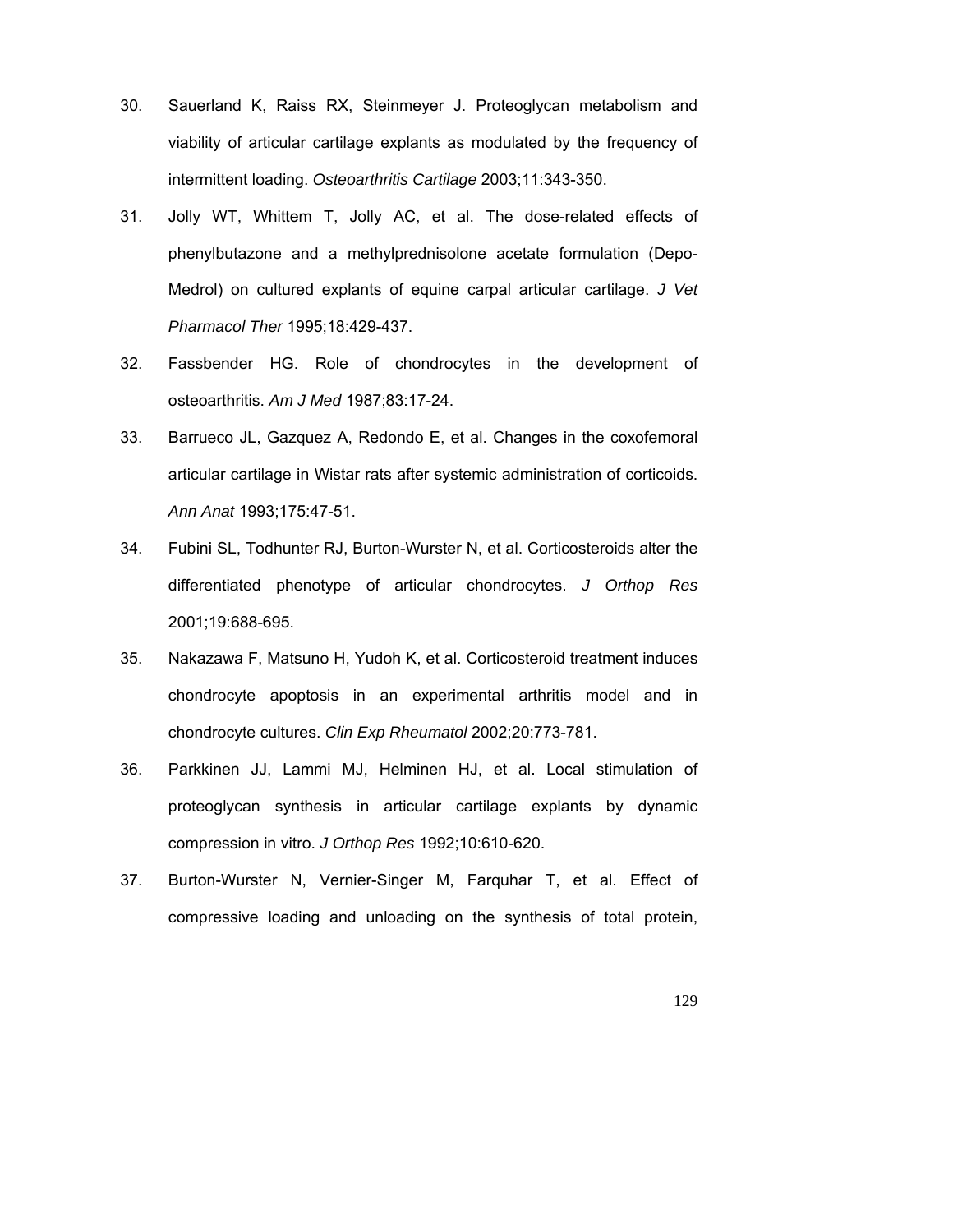30. Sauerland K, Raiss RX, Steinmeyer J. Proteoglycan metabolism and viability of articular cartilage explants as modulated by the frequency of intermittent loading. *Osteoarthritis Cartilage* 2003;11:343-350.

31. Jolly WT, Whittem T, Jolly AC, et al. The dose-related effects of phenylbutazone and a methylprednisolone acetate formulation (Depo-Medrol) on cultured explants of equine carpal articular cartilage. *J Vet Pharmacol Ther* 1995;18:429-437.

32. Fassbender HG. Role of chondrocytes in the development of osteoarthritis. *Am J Med* 1987;83:17-24.

33. Barrueco JL, Gazquez A, Redondo E, et al. Changes in the coxofemoral articular cartilage in Wistar rats after systemic administration of corticoids. *Ann Anat* 1993;175:47-51.

34. Fubini SL, Todhunter RJ, Burton-Wurster N, et al. Corticosteroids alter the differentiated phenotype of articular chondrocytes. *J Orthop Res* 2001;19:688-695.

35. Nakazawa F, Matsuno H, Yudoh K, et al. Corticosteroid treatment induces chondrocyte apoptosis in an experimental arthritis model and in chondrocyte cultures. *Clin Exp Rheumatol* 2002;20:773-781.

36. Parkkinen JJ, Lammi MJ, Helminen HJ, et al. Local stimulation of proteoglycan synthesis in articular cartilage explants by dynamic compression in vitro. *J Orthop Res* 1992;10:610-620.

37. Burton-Wurster N, Vernier-Singer M, Farquhar T, et al. Effect of compressive loading and unloading on the synthesis of total protein,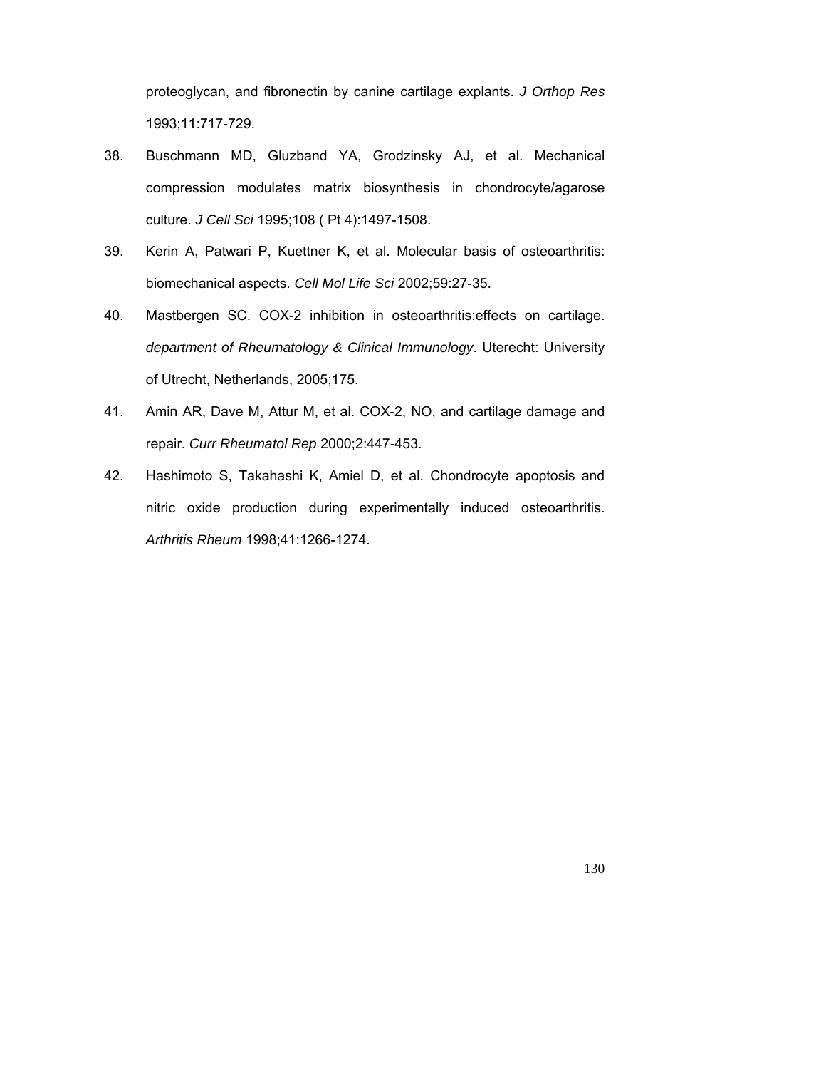proteoglycan, and fibronectin by canine cartilage explants. *J Orthop Res* 1993;11:717-729.

38. Buschmann MD, Gluzband YA, Grodzinsky AJ, et al. Mechanical compression modulates matrix biosynthesis in chondrocyte/agarose culture. *J Cell Sci* 1995;108 ( Pt 4):1497-1508.

39. Kerin A, Patwari P, Kuettner K, et al. Molecular basis of osteoarthritis: biomechanical aspects. *Cell Mol Life Sci* 2002;59:27-35.

40. Mastbergen SC. COX-2 inhibition in osteoarthritis:effects on cartilage. *department of Rheumatology & Clinical Immunology*. Uterecht: University of Utrecht, Netherlands, 2005;175.

41. Amin AR, Dave M, Attur M, et al. COX-2, NO, and cartilage damage and repair. *Curr Rheumatol Rep* 2000;2:447-453.

42. Hashimoto S, Takahashi K, Amiel D, et al. Chondrocyte apoptosis and nitric oxide production during experimentally induced osteoarthritis. *Arthritis Rheum* 1998;41:1266-1274.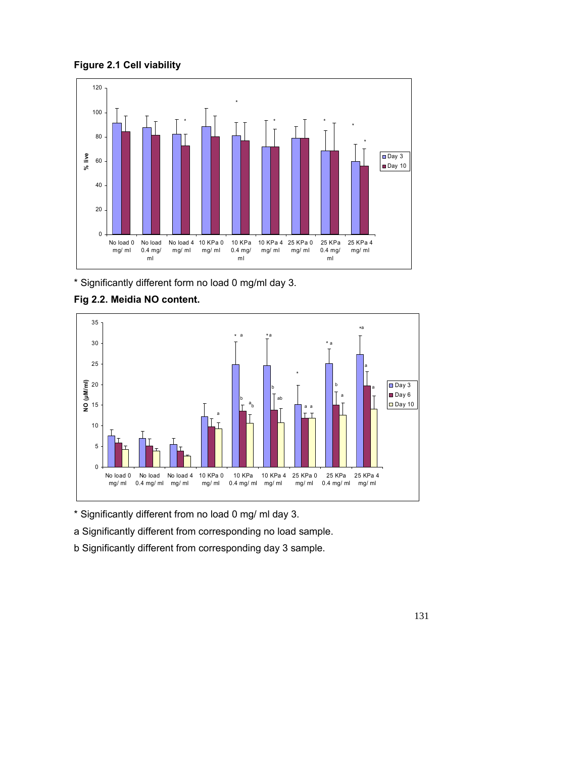**Figure 2.1 Cell viability**

\* Significantly different form no load 0 mg/ml day 3.

**Fig 2.2. Meidia NO content.**

\* Significantly different from no load 0 mg/ ml day 3.

a Significantly different from corresponding no load sample.

b Significantly different from corresponding day 3 sample.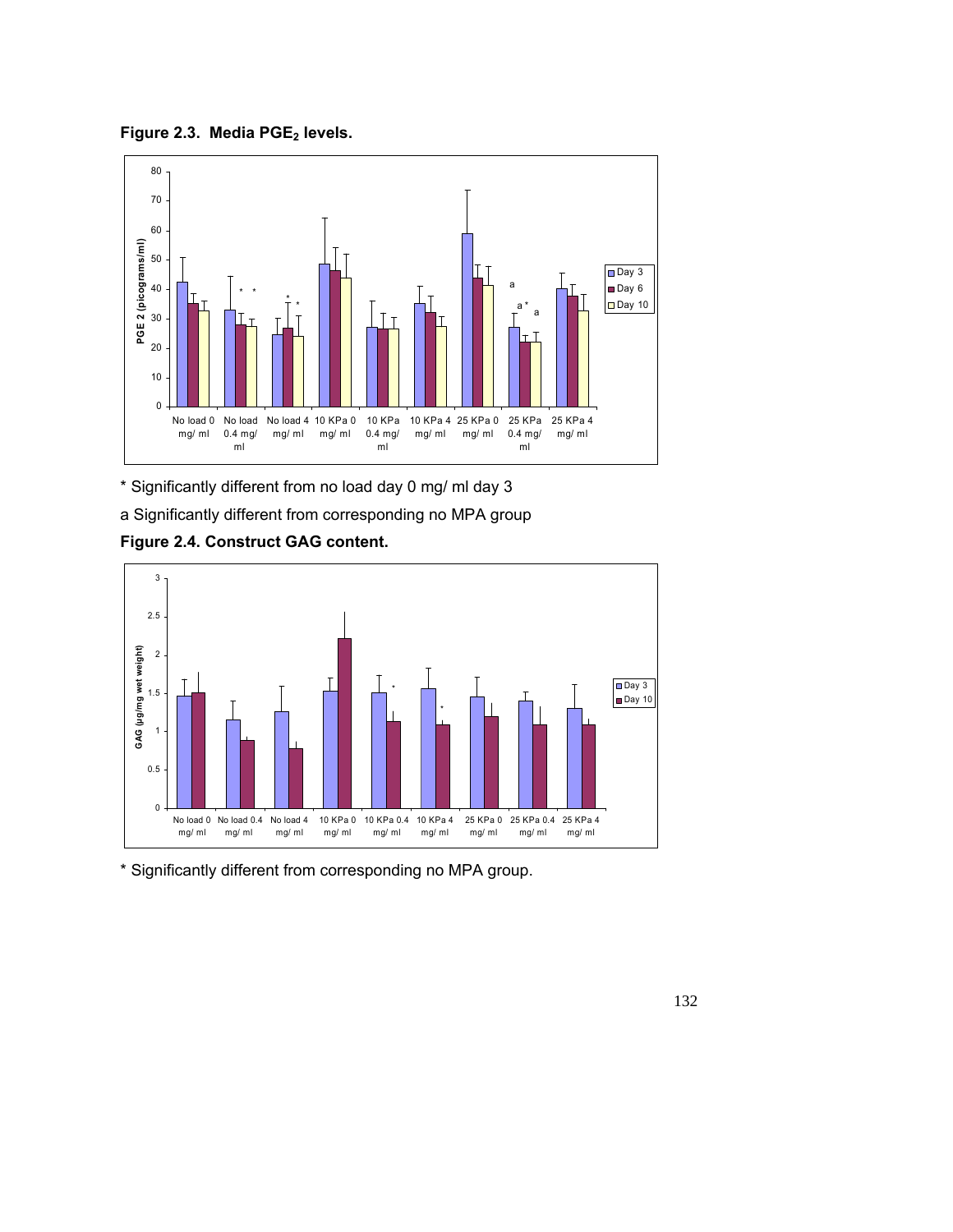**Figure 2.3. Media $PGE_2$ levels.**

\* Significantly different from no load day 0 mg/ ml day 3

a Significantly different from corresponding no MPA group

**Figure 2.4. Construct GAG content.**

\* Significantly different from corresponding no MPA group.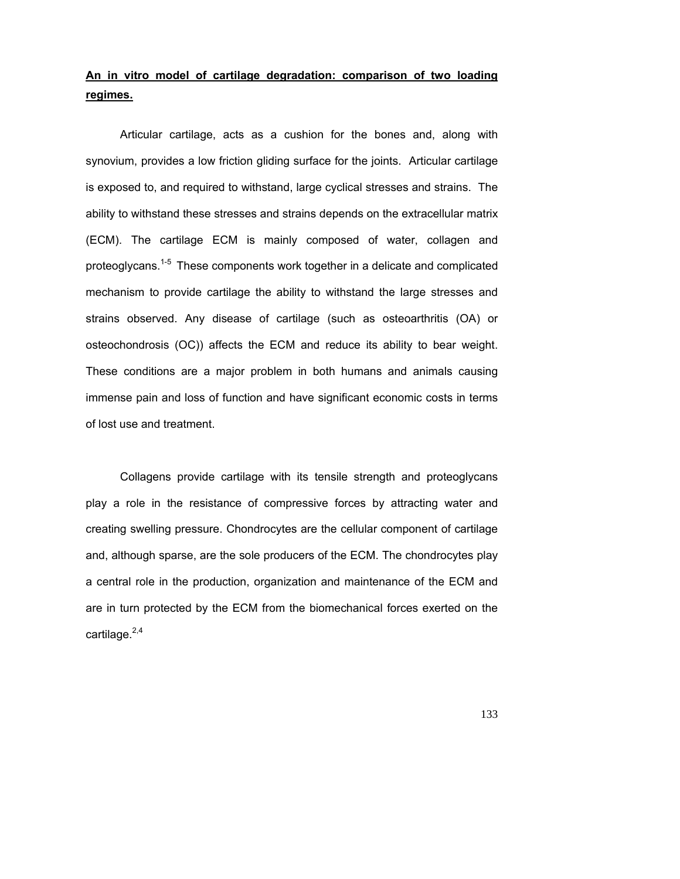## An in vitro model of cartilage degradation: comparison of two loading regimes.

Articular cartilage, acts as a cushion for the bones and, along with synovium, provides a low friction gliding surface for the joints. Articular cartilage is exposed to, and required to withstand, large cyclical stresses and strains. The ability to withstand these stresses and strains depends on the extracellular matrix (ECM). The cartilage ECM is mainly composed of water, collagen and proteoglycans.[1-5] These components work together in a delicate and complicated mechanism to provide cartilage the ability to withstand the large stresses and strains observed. Any disease of cartilage (such as osteoarthritis (OA) or osteochondrosis (OC)) affects the ECM and reduce its ability to bear weight. These conditions are a major problem in both humans and animals causing immense pain and loss of function and have significant economic costs in terms of lost use and treatment.

Collagens provide cartilage with its tensile strength and proteoglycans play a role in the resistance of compressive forces by attracting water and creating swelling pressure. Chondrocytes are the cellular component of cartilage and, although sparse, are the sole producers of the ECM. The chondrocytes play a central role in the production, organization and maintenance of the ECM and are in turn protected by the ECM from the biomechanical forces exerted on the cartilage.[2,4]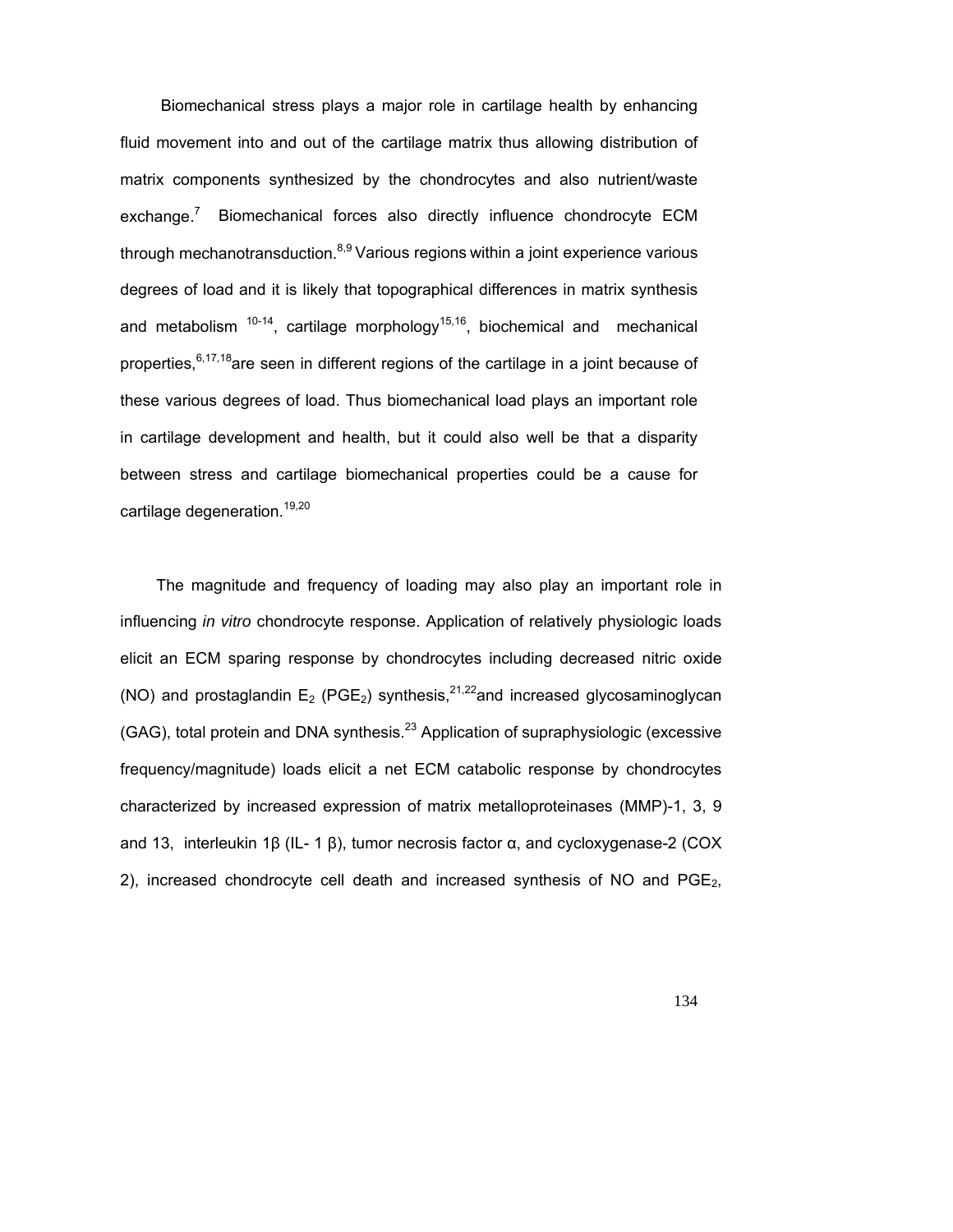Biomechanical stress plays a major role in cartilage health by enhancing fluid movement into and out of the cartilage matrix thus allowing distribution of matrix components synthesized by the chondrocytes and also nutrient/waste exchange.[7] Biomechanical forces also directly influence chondrocyte ECM through mechanotransduction.[8,9] Various regions within a joint experience various degrees of load and it is likely that topographical differences in matrix synthesis and metabolism [10-14], cartilage morphology[15,16], biochemical and mechanical properties,[6,17,18] are seen in different regions of the cartilage in a joint because of these various degrees of load. Thus biomechanical load plays an important role in cartilage development and health, but it could also well be that a disparity between stress and cartilage biomechanical properties could be a cause for cartilage degeneration.[19,20]

The magnitude and frequency of loading may also play an important role in influencing *in vitro* chondrocyte response. Application of relatively physiologic loads elicit an ECM sparing response by chondrocytes including decreased nitric oxide (NO) and prostaglandin $E_2$ ($PGE_2$) synthesis,[21,22] and increased glycosaminoglycan (GAG), total protein and DNA synthesis.[23] Application of supraphysiologic (excessive frequency/magnitude) loads elicit a net ECM catabolic response by chondrocytes characterized by increased expression of matrix metalloproteinases (MMP)-1, 3, 9 and 13, interleukin 1β (IL- 1 β), tumor necrosis factor α, and cycloxygenase-2 (COX 2), increased chondrocyte cell death and increased synthesis of NO and $PGE_2$,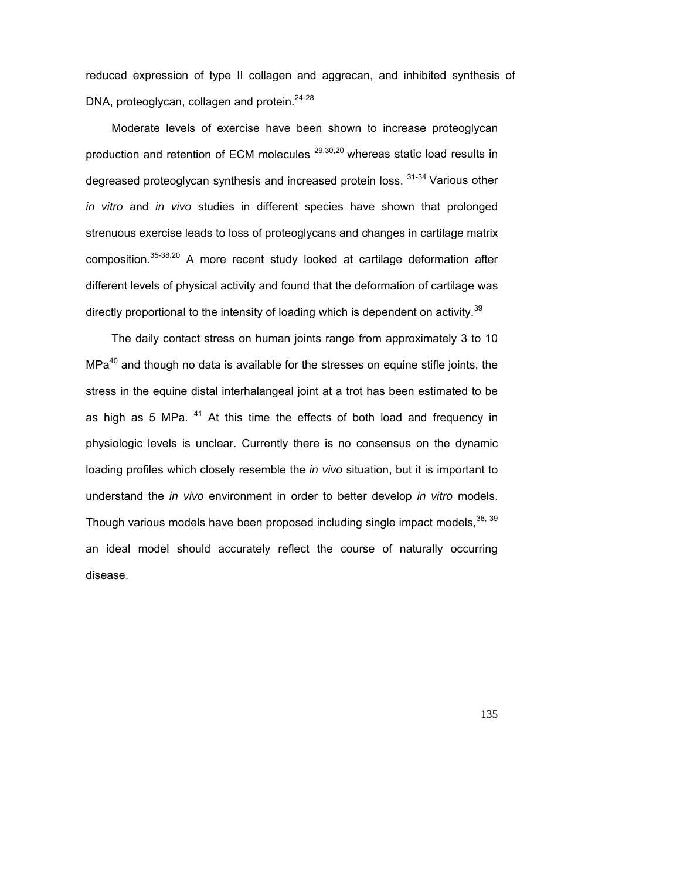reduced expression of type II collagen and aggrecan, and inhibited synthesis of DNA, proteoglycan, collagen and protein.[24-28]

Moderate levels of exercise have been shown to increase proteoglycan production and retention of ECM molecules [29,30,20] whereas static load results in degreased proteoglycan synthesis and increased protein loss. [31-34] Various other *in vitro* and *in vivo* studies in different species have shown that prolonged strenuous exercise leads to loss of proteoglycans and changes in cartilage matrix composition.[35-38,20] A more recent study looked at cartilage deformation after different levels of physical activity and found that the deformation of cartilage was directly proportional to the intensity of loading which is dependent on activity.[39]

The daily contact stress on human joints range from approximately 3 to 10 MPa[40] and though no data is available for the stresses on equine stifle joints, the stress in the equine distal interhalangeal joint at a trot has been estimated to be as high as 5 MPa. [41] At this time the effects of both load and frequency in physiologic levels is unclear. Currently there is no consensus on the dynamic loading profiles which closely resemble the *in vivo* situation, but it is important to understand the *in vivo* environment in order to better develop *in vitro* models. Though various models have been proposed including single impact models,[38, 39] an ideal model should accurately reflect the course of naturally occurring disease.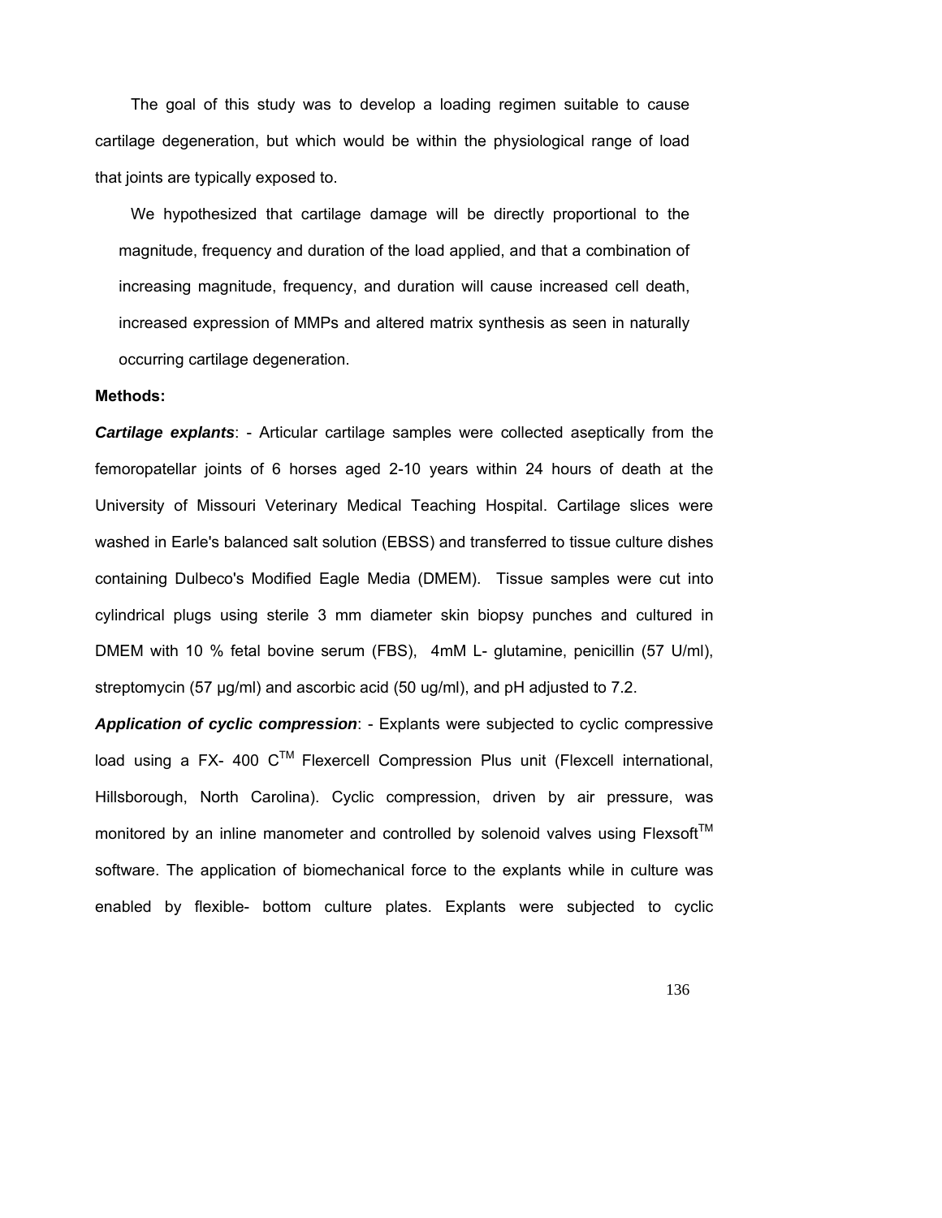The goal of this study was to develop a loading regimen suitable to cause cartilage degeneration, but which would be within the physiological range of load that joints are typically exposed to.

We hypothesized that cartilage damage will be directly proportional to the magnitude, frequency and duration of the load applied, and that a combination of increasing magnitude, frequency, and duration will cause increased cell death, increased expression of MMPs and altered matrix synthesis as seen in naturally occurring cartilage degeneration.

**Methods:**

***Cartilage explants***: - Articular cartilage samples were collected aseptically from the femoropatellar joints of 6 horses aged 2-10 years within 24 hours of death at the University of Missouri Veterinary Medical Teaching Hospital. Cartilage slices were washed in Earle's balanced salt solution (EBSS) and transferred to tissue culture dishes containing Dulbeco's Modified Eagle Media (DMEM). Tissue samples were cut into cylindrical plugs using sterile 3 mm diameter skin biopsy punches and cultured in DMEM with 10 % fetal bovine serum (FBS), 4mM L- glutamine, penicillin (57 U/ml), streptomycin (57 µg/ml) and ascorbic acid (50 ug/ml), and pH adjusted to 7.2.

***Application of cyclic compression***: - Explants were subjected to cyclic compressive load using a FX- 400 C™ Flexercell Compression Plus unit (Flexcell international, Hillsborough, North Carolina). Cyclic compression, driven by air pressure, was monitored by an inline manometer and controlled by solenoid valves using Flexsoft™ software. The application of biomechanical force to the explants while in culture was enabled by flexible- bottom culture plates. Explants were subjected to cyclic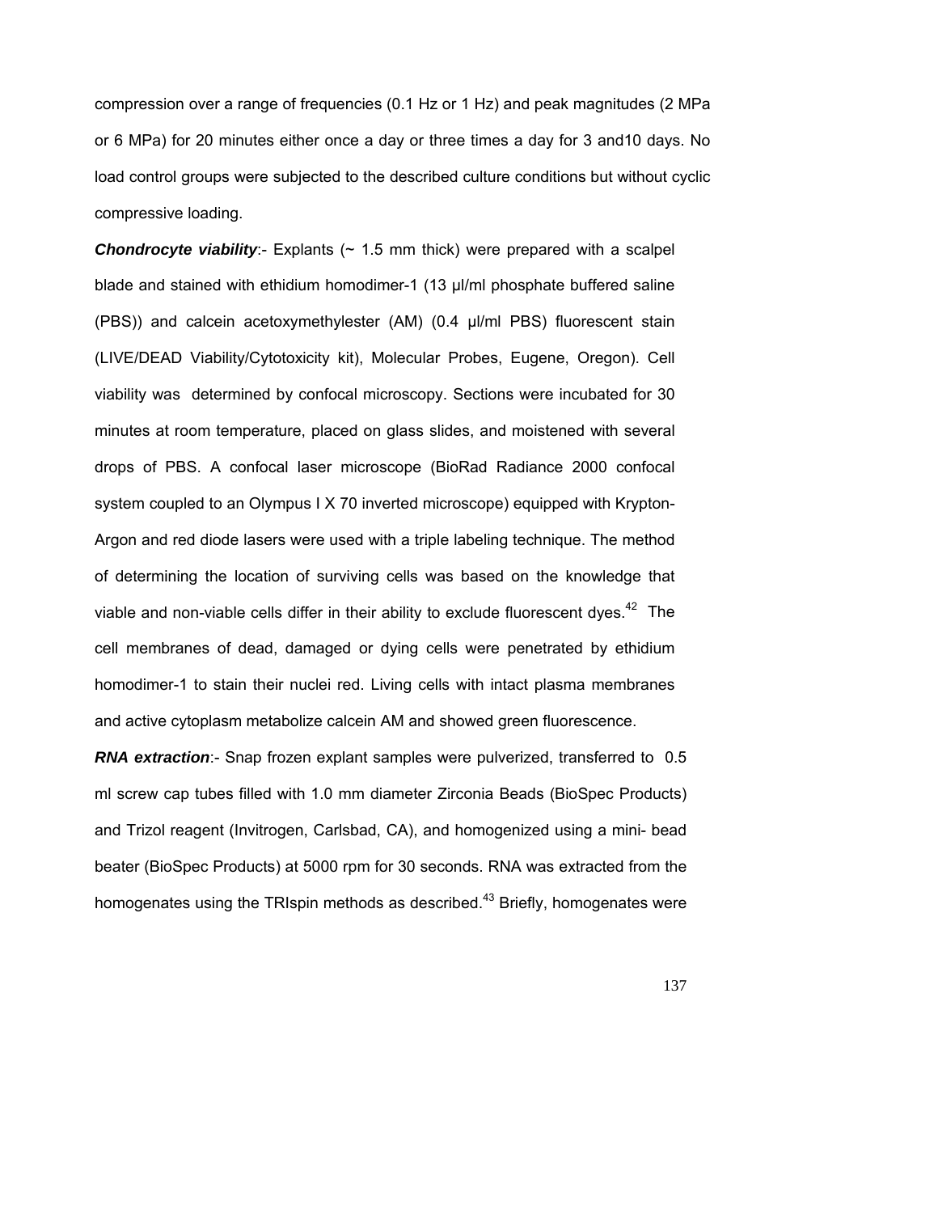compression over a range of frequencies (0.1 Hz or 1 Hz) and peak magnitudes (2 MPa or 6 MPa) for 20 minutes either once a day or three times a day for 3 and10 days. No load control groups were subjected to the described culture conditions but without cyclic compressive loading.

***Chondrocyte viability***:- Explants (~ 1.5 mm thick) were prepared with a scalpel blade and stained with ethidium homodimer-1 (13 µl/ml phosphate buffered saline (PBS)) and calcein acetoxymethylester (AM) (0.4 µl/ml PBS) fluorescent stain (LIVE/DEAD Viability/Cytotoxicity kit), Molecular Probes, Eugene, Oregon). Cell viability was determined by confocal microscopy. Sections were incubated for 30 minutes at room temperature, placed on glass slides, and moistened with several drops of PBS. A confocal laser microscope (BioRad Radiance 2000 confocal system coupled to an Olympus I X 70 inverted microscope) equipped with Krypton-Argon and red diode lasers were used with a triple labeling technique. The method of determining the location of surviving cells was based on the knowledge that viable and non-viable cells differ in their ability to exclude fluorescent dyes.[42] The cell membranes of dead, damaged or dying cells were penetrated by ethidium homodimer-1 to stain their nuclei red. Living cells with intact plasma membranes and active cytoplasm metabolize calcein AM and showed green fluorescence.

***RNA extraction***:- Snap frozen explant samples were pulverized, transferred to 0.5 ml screw cap tubes filled with 1.0 mm diameter Zirconia Beads (BioSpec Products) and Trizol reagent (Invitrogen, Carlsbad, CA), and homogenized using a mini- bead beater (BioSpec Products) at 5000 rpm for 30 seconds. RNA was extracted from the homogenates using the TRIspin methods as described.[43] Briefly, homogenates were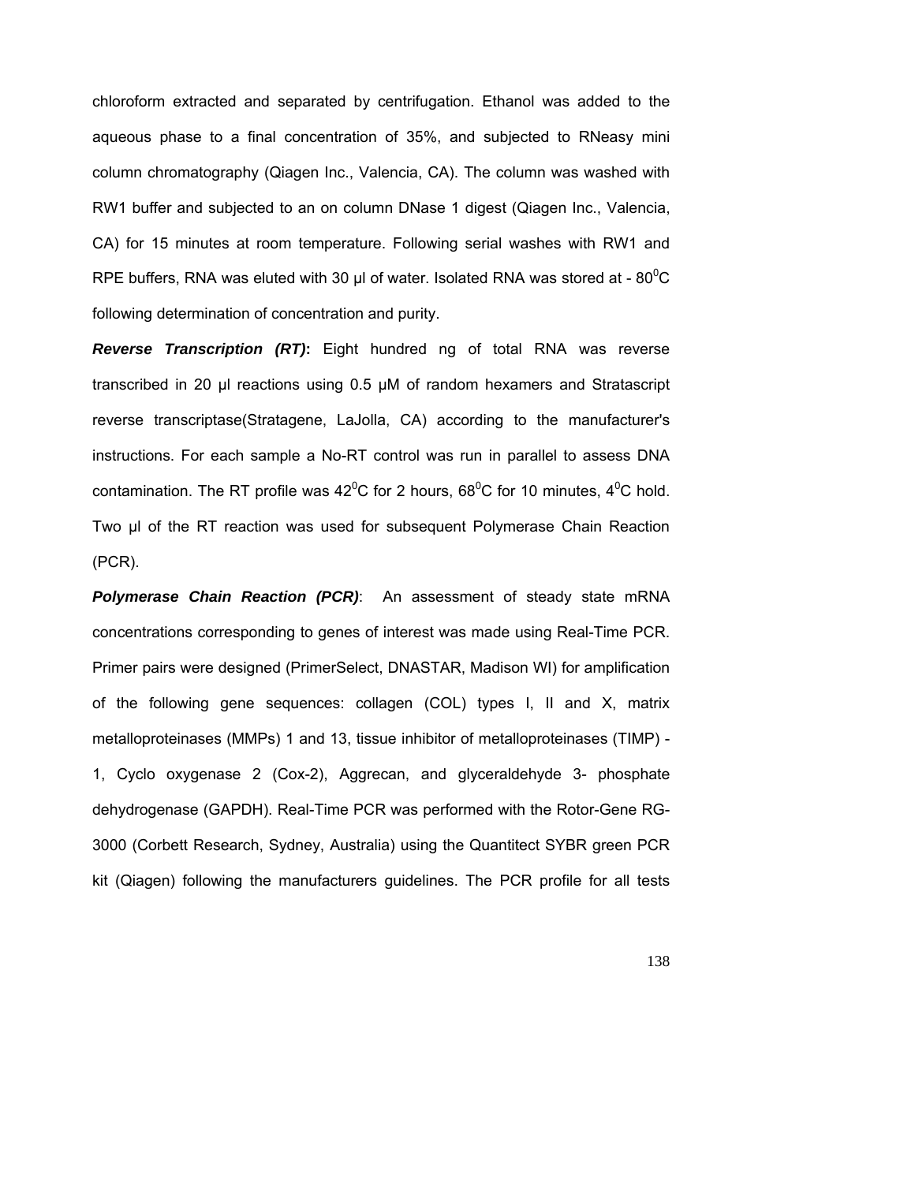chloroform extracted and separated by centrifugation. Ethanol was added to the aqueous phase to a final concentration of 35%, and subjected to RNeasy mini column chromatography (Qiagen Inc., Valencia, CA). The column was washed with RW1 buffer and subjected to an on column DNase 1 digest (Qiagen Inc., Valencia, CA) for 15 minutes at room temperature. Following serial washes with RW1 and RPE buffers, RNA was eluted with 30 μl of water. Isolated RNA was stored at - $80^0$C following determination of concentration and purity.

***Reverse Transcription (RT)*:** Eight hundred ng of total RNA was reverse transcribed in 20 μl reactions using 0.5 μM of random hexamers and Stratascript reverse transcriptase(Stratagene, LaJolla, CA) according to the manufacturer's instructions. For each sample a No-RT control was run in parallel to assess DNA contamination. The RT profile was $42^0$C for 2 hours, $68^0$C for 10 minutes, $4^0$C hold. Two μl of the RT reaction was used for subsequent Polymerase Chain Reaction (PCR).

***Polymerase Chain Reaction (PCR)***: An assessment of steady state mRNA concentrations corresponding to genes of interest was made using Real-Time PCR. Primer pairs were designed (PrimerSelect, DNASTAR, Madison WI) for amplification of the following gene sequences: collagen (COL) types I, II and X, matrix metalloproteinases (MMPs) 1 and 13, tissue inhibitor of metalloproteinases (TIMP) - 1, Cyclo oxygenase 2 (Cox-2), Aggrecan, and glyceraldehyde 3- phosphate dehydrogenase (GAPDH). Real-Time PCR was performed with the Rotor-Gene RG-3000 (Corbett Research, Sydney, Australia) using the Quantitect SYBR green PCR kit (Qiagen) following the manufacturers guidelines. The PCR profile for all tests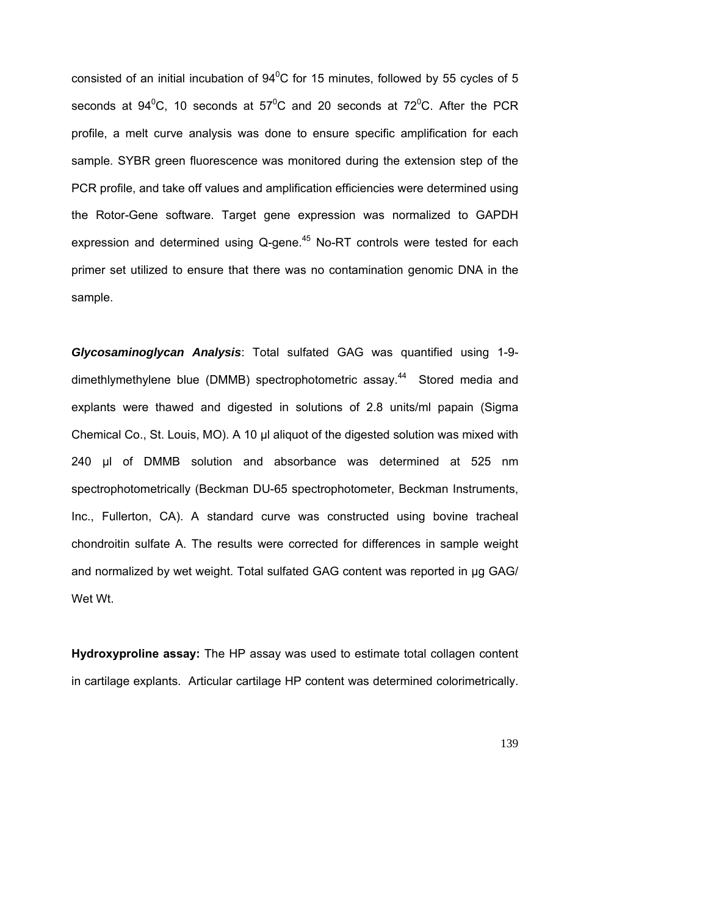consisted of an initial incubation of $94^0$C for 15 minutes, followed by 55 cycles of 5 seconds at $94^0$C, 10 seconds at $57^0$C and 20 seconds at $72^0$C. After the PCR profile, a melt curve analysis was done to ensure specific amplification for each sample. SYBR green fluorescence was monitored during the extension step of the PCR profile, and take off values and amplification efficiencies were determined using the Rotor-Gene software. Target gene expression was normalized to GAPDH expression and determined using Q-gene.[45] No-RT controls were tested for each primer set utilized to ensure that there was no contamination genomic DNA in the sample.

***Glycosaminoglycan Analysis***: Total sulfated GAG was quantified using 1-9-dimethlymethylene blue (DMMB) spectrophotometric assay.[44] Stored media and explants were thawed and digested in solutions of 2.8 units/ml papain (Sigma Chemical Co., St. Louis, MO). A 10 µl aliquot of the digested solution was mixed with 240 µl of DMMB solution and absorbance was determined at 525 nm spectrophotometrically (Beckman DU-65 spectrophotometer, Beckman Instruments, Inc., Fullerton, CA). A standard curve was constructed using bovine tracheal chondroitin sulfate A. The results were corrected for differences in sample weight and normalized by wet weight. Total sulfated GAG content was reported in µg GAG/ Wet Wt.

**Hydroxyproline assay:** The HP assay was used to estimate total collagen content in cartilage explants. Articular cartilage HP content was determined colorimetrically.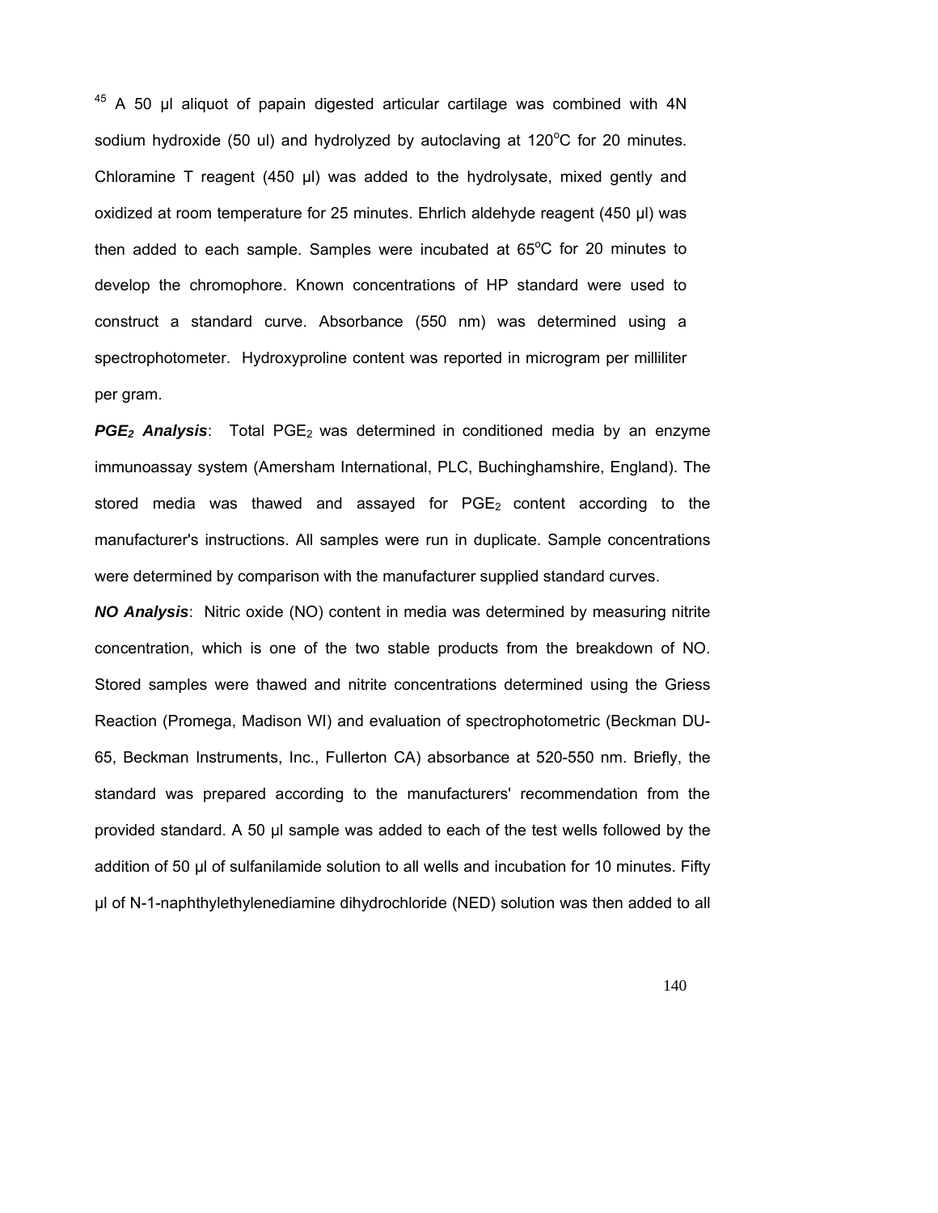[45] A 50 µl aliquot of papain digested articular cartilage was combined with 4N sodium hydroxide (50 ul) and hydrolyzed by autoclaving at 120°C for 20 minutes. Chloramine T reagent (450 µl) was added to the hydrolysate, mixed gently and oxidized at room temperature for 25 minutes. Ehrlich aldehyde reagent (450 µl) was then added to each sample. Samples were incubated at 65°C for 20 minutes to develop the chromophore. Known concentrations of HP standard were used to construct a standard curve. Absorbance (550 nm) was determined using a spectrophotometer. Hydroxyproline content was reported in microgram per milliliter per gram.

***$PGE_2$ Analysis***: Total $PGE_2$ was determined in conditioned media by an enzyme immunoassay system (Amersham International, PLC, Buchinghamshire, England). The stored media was thawed and assayed for $PGE_2$ content according to the manufacturer's instructions. All samples were run in duplicate. Sample concentrations were determined by comparison with the manufacturer supplied standard curves.

***NO Analysis***: Nitric oxide (NO) content in media was determined by measuring nitrite concentration, which is one of the two stable products from the breakdown of NO. Stored samples were thawed and nitrite concentrations determined using the Griess Reaction (Promega, Madison WI) and evaluation of spectrophotometric (Beckman DU-65, Beckman Instruments, Inc., Fullerton CA) absorbance at 520-550 nm. Briefly, the standard was prepared according to the manufacturers' recommendation from the provided standard. A 50 µl sample was added to each of the test wells followed by the addition of 50 µl of sulfanilamide solution to all wells and incubation for 10 minutes. Fifty µl of N-1-naphthylethylenediamine dihydrochloride (NED) solution was then added to all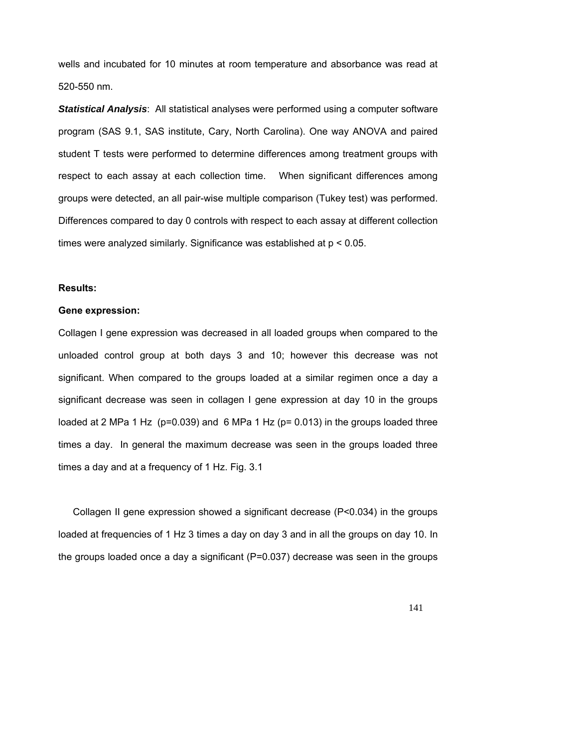wells and incubated for 10 minutes at room temperature and absorbance was read at 520-550 nm.

***Statistical Analysis***: All statistical analyses were performed using a computer software program (SAS 9.1, SAS institute, Cary, North Carolina). One way ANOVA and paired student T tests were performed to determine differences among treatment groups with respect to each assay at each collection time. When significant differences among groups were detected, an all pair-wise multiple comparison (Tukey test) was performed. Differences compared to day 0 controls with respect to each assay at different collection times were analyzed similarly. Significance was established at $p < 0.05$.

**Results:**

**Gene expression:**

Collagen I gene expression was decreased in all loaded groups when compared to the unloaded control group at both days 3 and 10; however this decrease was not significant. When compared to the groups loaded at a similar regimen once a day a significant decrease was seen in collagen I gene expression at day 10 in the groups loaded at 2 MPa 1 Hz ($p=0.039$) and 6 MPa 1 Hz ($p= 0.013$) in the groups loaded three times a day. In general the maximum decrease was seen in the groups loaded three times a day and at a frequency of 1 Hz. Fig. 3.1

Collagen II gene expression showed a significant decrease ($P<0.034$) in the groups loaded at frequencies of 1 Hz 3 times a day on day 3 and in all the groups on day 10. In the groups loaded once a day a significant ($P=0.037$) decrease was seen in the groups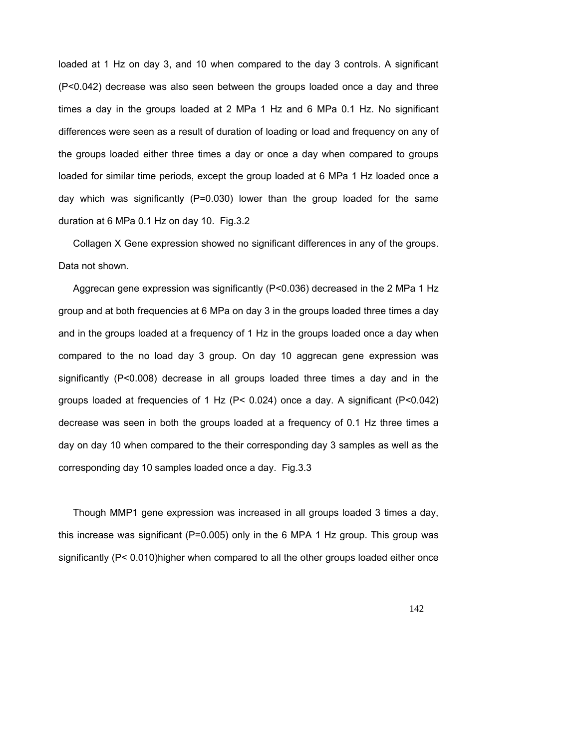loaded at 1 Hz on day 3, and 10 when compared to the day 3 controls. A significant ($P<0.042$) decrease was also seen between the groups loaded once a day and three times a day in the groups loaded at 2 MPa 1 Hz and 6 MPa 0.1 Hz. No significant differences were seen as a result of duration of loading or load and frequency on any of the groups loaded either three times a day or once a day when compared to groups loaded for similar time periods, except the group loaded at 6 MPa 1 Hz loaded once a day which was significantly ($P=0.030$) lower than the group loaded for the same duration at 6 MPa 0.1 Hz on day 10. Fig.3.2

Collagen X Gene expression showed no significant differences in any of the groups. Data not shown.

Aggrecan gene expression was significantly ($P<0.036$) decreased in the 2 MPa 1 Hz group and at both frequencies at 6 MPa on day 3 in the groups loaded three times a day and in the groups loaded at a frequency of 1 Hz in the groups loaded once a day when compared to the no load day 3 group. On day 10 aggrecan gene expression was significantly ($P<0.008$) decrease in all groups loaded three times a day and in the groups loaded at frequencies of 1 Hz ($P< 0.024$) once a day. A significant ($P<0.042$) decrease was seen in both the groups loaded at a frequency of 0.1 Hz three times a day on day 10 when compared to the their corresponding day 3 samples as well as the corresponding day 10 samples loaded once a day. Fig.3.3

Though MMP1 gene expression was increased in all groups loaded 3 times a day, this increase was significant ($P=0.005$) only in the 6 MPA 1 Hz group. This group was significantly ($P< 0.010$)higher when compared to all the other groups loaded either once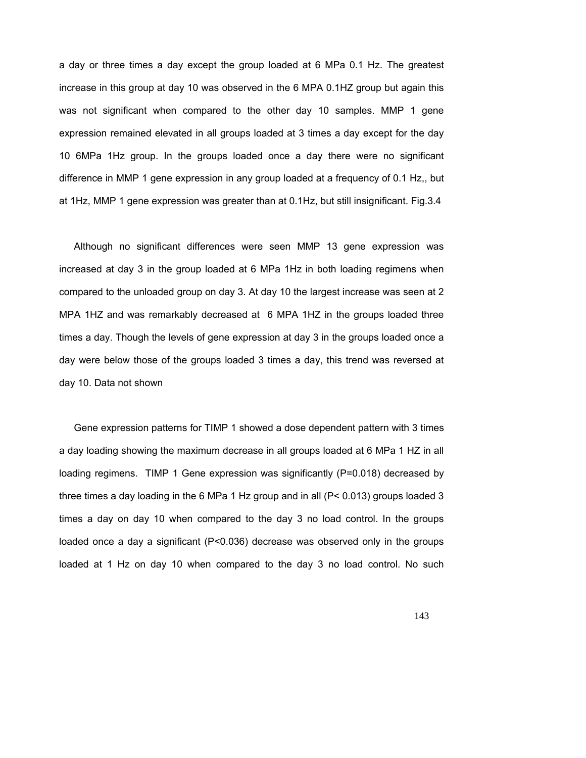a day or three times a day except the group loaded at 6 MPa 0.1 Hz. The greatest increase in this group at day 10 was observed in the 6 MPA 0.1HZ group but again this was not significant when compared to the other day 10 samples. MMP 1 gene expression remained elevated in all groups loaded at 3 times a day except for the day 10 6MPa 1Hz group. In the groups loaded once a day there were no significant difference in MMP 1 gene expression in any group loaded at a frequency of 0.1 Hz,, but at 1Hz, MMP 1 gene expression was greater than at 0.1Hz, but still insignificant. Fig.3.4

Although no significant differences were seen MMP 13 gene expression was increased at day 3 in the group loaded at 6 MPa 1Hz in both loading regimens when compared to the unloaded group on day 3. At day 10 the largest increase was seen at 2 MPA 1HZ and was remarkably decreased at 6 MPA 1HZ in the groups loaded three times a day. Though the levels of gene expression at day 3 in the groups loaded once a day were below those of the groups loaded 3 times a day, this trend was reversed at day 10. Data not shown

Gene expression patterns for TIMP 1 showed a dose dependent pattern with 3 times a day loading showing the maximum decrease in all groups loaded at 6 MPa 1 HZ in all loading regimens. TIMP 1 Gene expression was significantly ($P=0.018$) decreased by three times a day loading in the 6 MPa 1 Hz group and in all ($P< 0.013$) groups loaded 3 times a day on day 10 when compared to the day 3 no load control. In the groups loaded once a day a significant ($P<0.036$) decrease was observed only in the groups loaded at 1 Hz on day 10 when compared to the day 3 no load control. No such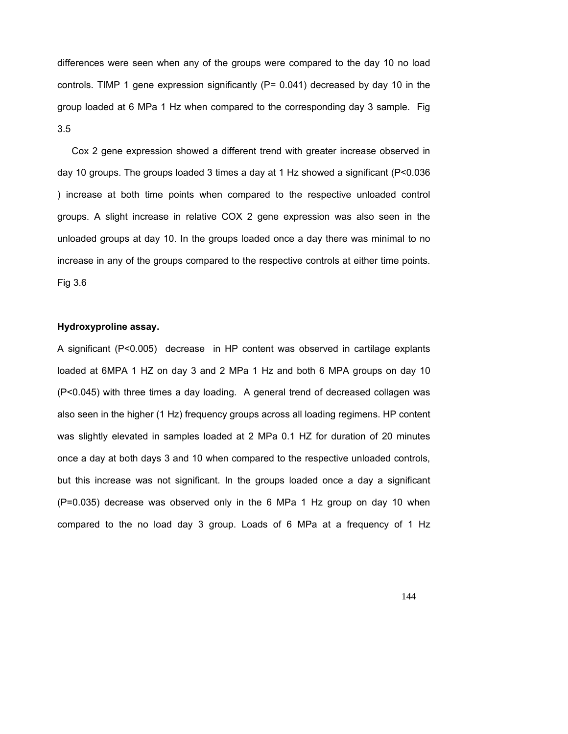differences were seen when any of the groups were compared to the day 10 no load controls. TIMP 1 gene expression significantly ($P = 0.041$) decreased by day 10 in the group loaded at 6 MPa 1 Hz when compared to the corresponding day 3 sample. Fig 3.5

Cox 2 gene expression showed a different trend with greater increase observed in day 10 groups. The groups loaded 3 times a day at 1 Hz showed a significant ($P<0.036$) increase at both time points when compared to the respective unloaded control groups. A slight increase in relative COX 2 gene expression was also seen in the unloaded groups at day 10. In the groups loaded once a day there was minimal to no increase in any of the groups compared to the respective controls at either time points. Fig 3.6

**Hydroxyproline assay.**

A significant ($P<0.005$) decrease in HP content was observed in cartilage explants loaded at 6MPA 1 HZ on day 3 and 2 MPa 1 Hz and both 6 MPA groups on day 10 ($P<0.045$) with three times a day loading. A general trend of decreased collagen was also seen in the higher (1 Hz) frequency groups across all loading regimens. HP content was slightly elevated in samples loaded at 2 MPa 0.1 HZ for duration of 20 minutes once a day at both days 3 and 10 when compared to the respective unloaded controls, but this increase was not significant. In the groups loaded once a day a significant ($P=0.035$) decrease was observed only in the 6 MPa 1 Hz group on day 10 when compared to the no load day 3 group. Loads of 6 MPa at a frequency of 1 Hz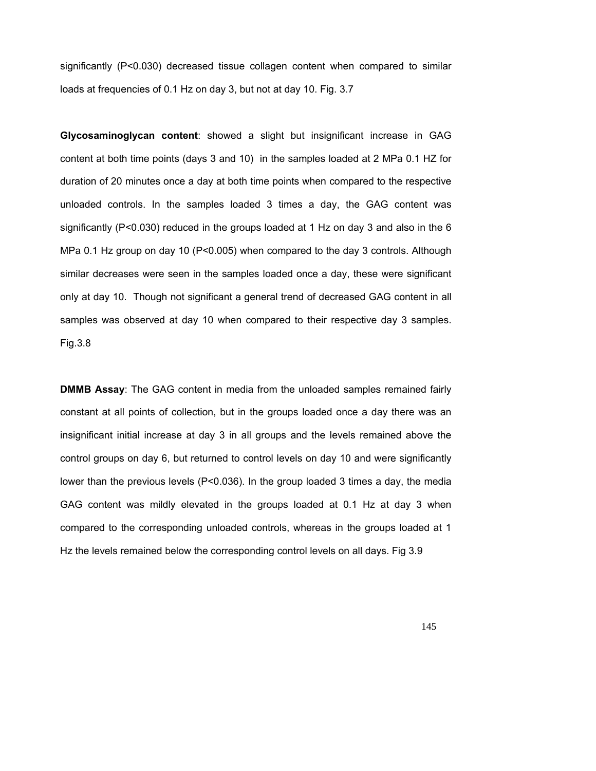significantly ($P<0.030$) decreased tissue collagen content when compared to similar loads at frequencies of 0.1 Hz on day 3, but not at day 10. Fig. 3.7

**Glycosaminoglycan content**: showed a slight but insignificant increase in GAG content at both time points (days 3 and 10) in the samples loaded at 2 MPa 0.1 HZ for duration of 20 minutes once a day at both time points when compared to the respective unloaded controls. In the samples loaded 3 times a day, the GAG content was significantly ($P<0.030$) reduced in the groups loaded at 1 Hz on day 3 and also in the 6 MPa 0.1 Hz group on day 10 ($P<0.005$) when compared to the day 3 controls. Although similar decreases were seen in the samples loaded once a day, these were significant only at day 10. Though not significant a general trend of decreased GAG content in all samples was observed at day 10 when compared to their respective day 3 samples. Fig.3.8

**DMMB Assay**: The GAG content in media from the unloaded samples remained fairly constant at all points of collection, but in the groups loaded once a day there was an insignificant initial increase at day 3 in all groups and the levels remained above the control groups on day 6, but returned to control levels on day 10 and were significantly lower than the previous levels ($P<0.036$). In the group loaded 3 times a day, the media GAG content was mildly elevated in the groups loaded at 0.1 Hz at day 3 when compared to the corresponding unloaded controls, whereas in the groups loaded at 1 Hz the levels remained below the corresponding control levels on all days. Fig 3.9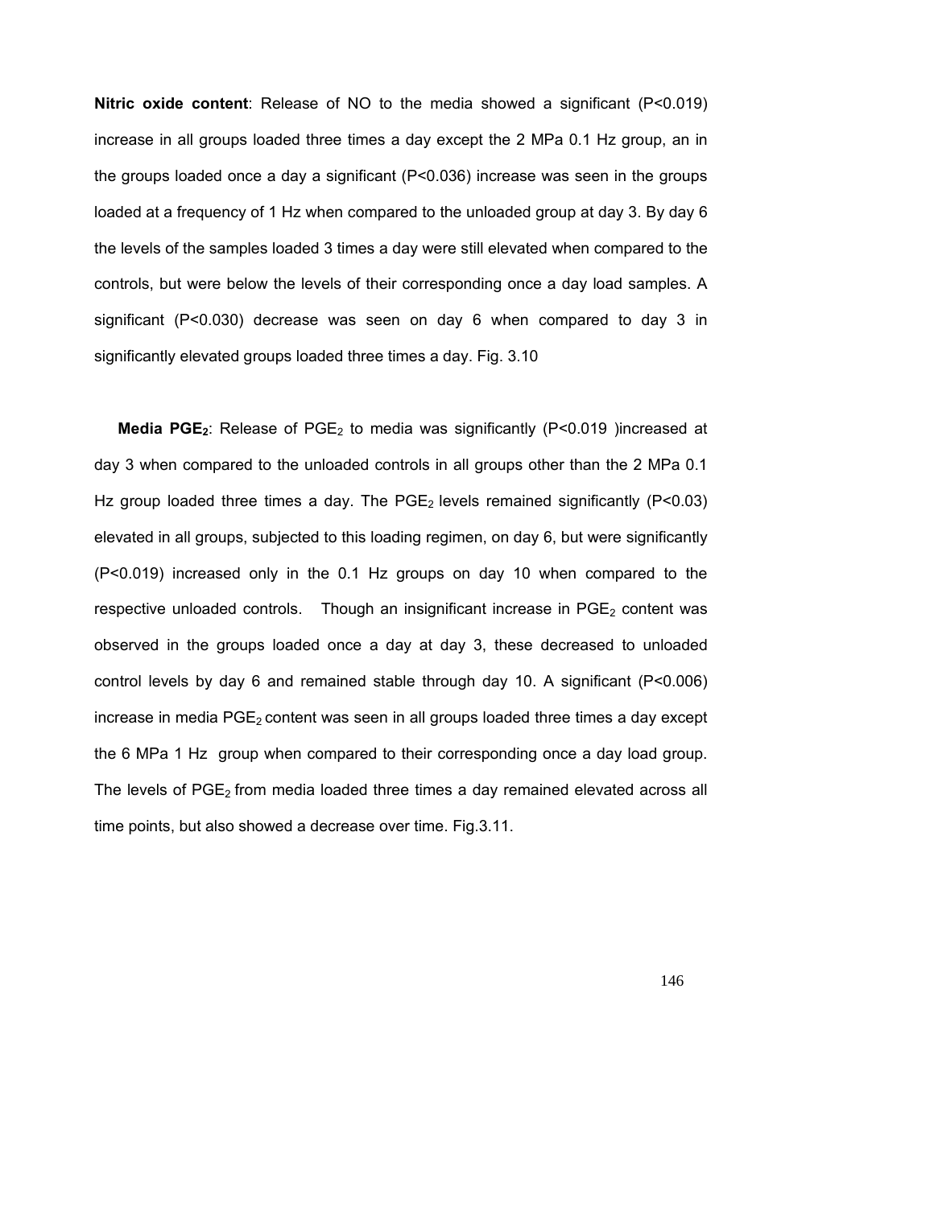**Nitric oxide content**: Release of NO to the media showed a significant ($P<0.019$) increase in all groups loaded three times a day except the 2 MPa 0.1 Hz group, an in the groups loaded once a day a significant ($P<0.036$) increase was seen in the groups loaded at a frequency of 1 Hz when compared to the unloaded group at day 3. By day 6 the levels of the samples loaded 3 times a day were still elevated when compared to the controls, but were below the levels of their corresponding once a day load samples. A significant ($P<0.030$) decrease was seen on day 6 when compared to day 3 in significantly elevated groups loaded three times a day. Fig. 3.10

**Media $PGE_2$**: Release of $PGE_2$ to media was significantly ($P<0.019$ )increased at day 3 when compared to the unloaded controls in all groups other than the 2 MPa 0.1 Hz group loaded three times a day. The $PGE_2$ levels remained significantly ($P<0.03$) elevated in all groups, subjected to this loading regimen, on day 6, but were significantly ($P<0.019$) increased only in the 0.1 Hz groups on day 10 when compared to the respective unloaded controls. Though an insignificant increase in $PGE_2$ content was observed in the groups loaded once a day at day 3, these decreased to unloaded control levels by day 6 and remained stable through day 10. A significant ($P<0.006$) increase in media $PGE_2$ content was seen in all groups loaded three times a day except the 6 MPa 1 Hz group when compared to their corresponding once a day load group. The levels of $PGE_2$ from media loaded three times a day remained elevated across all time points, but also showed a decrease over time. Fig.3.11.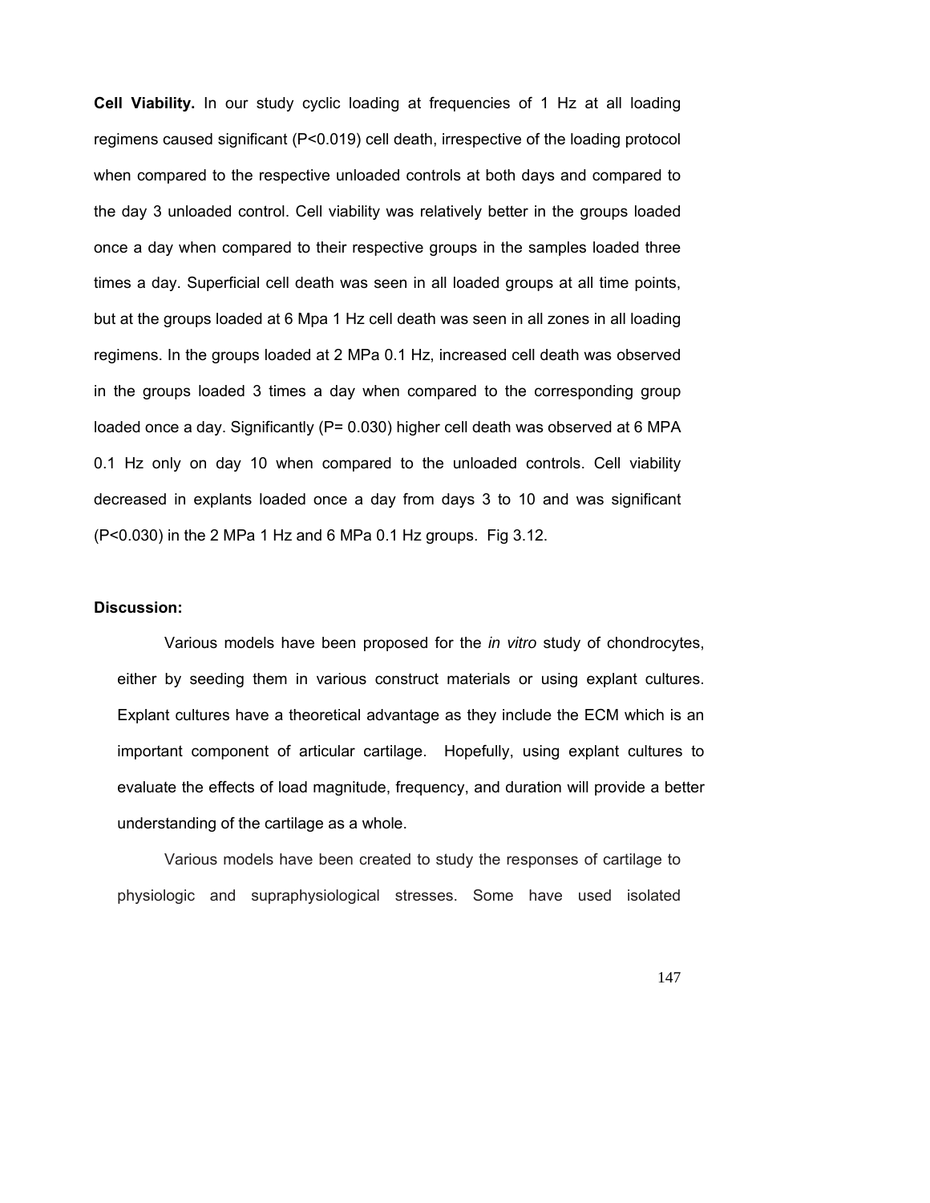**Cell Viability.** In our study cyclic loading at frequencies of 1 Hz at all loading regimens caused significant ($P<0.019$) cell death, irrespective of the loading protocol when compared to the respective unloaded controls at both days and compared to the day 3 unloaded control. Cell viability was relatively better in the groups loaded once a day when compared to their respective groups in the samples loaded three times a day. Superficial cell death was seen in all loaded groups at all time points, but at the groups loaded at 6 Mpa 1 Hz cell death was seen in all zones in all loading regimens. In the groups loaded at 2 MPa 0.1 Hz, increased cell death was observed in the groups loaded 3 times a day when compared to the corresponding group loaded once a day. Significantly ($P= 0.030$) higher cell death was observed at 6 MPA 0.1 Hz only on day 10 when compared to the unloaded controls. Cell viability decreased in explants loaded once a day from days 3 to 10 and was significant ($P<0.030$) in the 2 MPa 1 Hz and 6 MPa 0.1 Hz groups. Fig 3.12.

**Discussion:**

Various models have been proposed for the *in vitro* study of chondrocytes, either by seeding them in various construct materials or using explant cultures. Explant cultures have a theoretical advantage as they include the ECM which is an important component of articular cartilage. Hopefully, using explant cultures to evaluate the effects of load magnitude, frequency, and duration will provide a better understanding of the cartilage as a whole.

Various models have been created to study the responses of cartilage to physiologic and supraphysiological stresses. Some have used isolated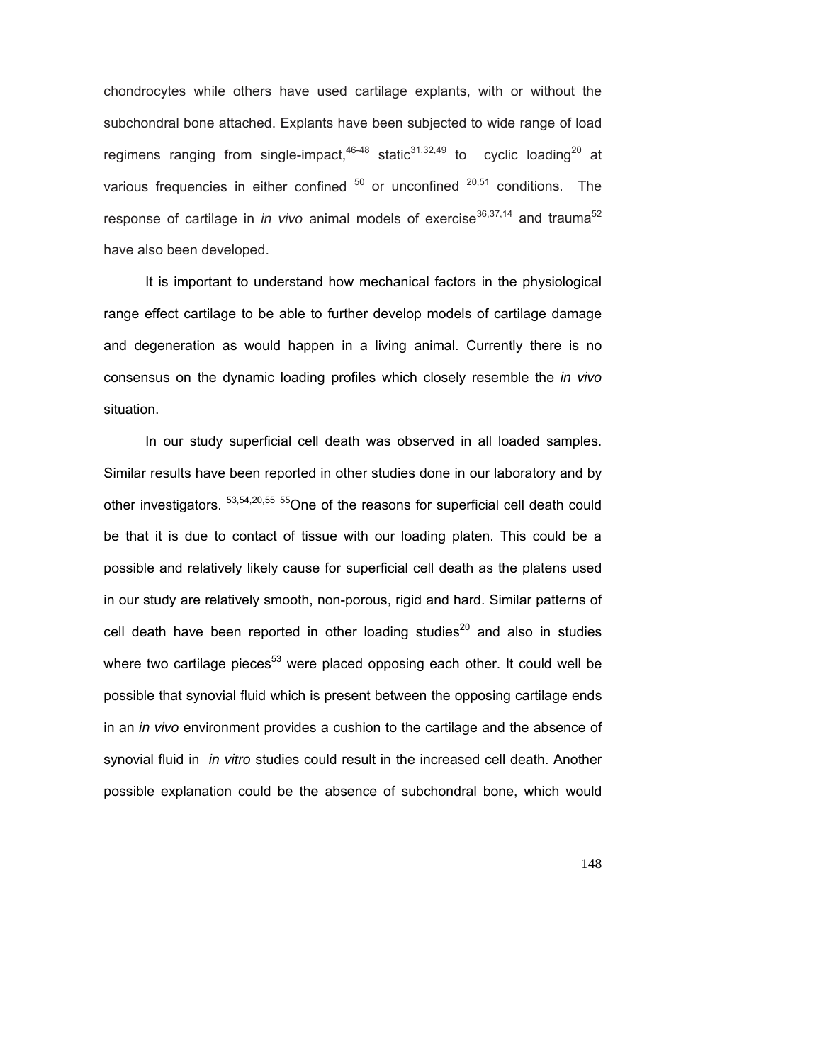chondrocytes while others have used cartilage explants, with or without the subchondral bone attached. Explants have been subjected to wide range of load regimens ranging from single-impact,[46-48] static[31,32,49] to cyclic loading[20] at various frequencies in either confined [50] or unconfined [20,51] conditions. The response of cartilage in *in vivo* animal models of exercise[36,37,14] and trauma[52] have also been developed.

It is important to understand how mechanical factors in the physiological range effect cartilage to be able to further develop models of cartilage damage and degeneration as would happen in a living animal. Currently there is no consensus on the dynamic loading profiles which closely resemble the *in vivo* situation.

In our study superficial cell death was observed in all loaded samples. Similar results have been reported in other studies done in our laboratory and by other investigators. [53,54,20,55] [55]One of the reasons for superficial cell death could be that it is due to contact of tissue with our loading platen. This could be a possible and relatively likely cause for superficial cell death as the platens used in our study are relatively smooth, non-porous, rigid and hard. Similar patterns of cell death have been reported in other loading studies[20] and also in studies where two cartilage pieces[53] were placed opposing each other. It could well be possible that synovial fluid which is present between the opposing cartilage ends in an *in vivo* environment provides a cushion to the cartilage and the absence of synovial fluid in *in vitro* studies could result in the increased cell death. Another possible explanation could be the absence of subchondral bone, which would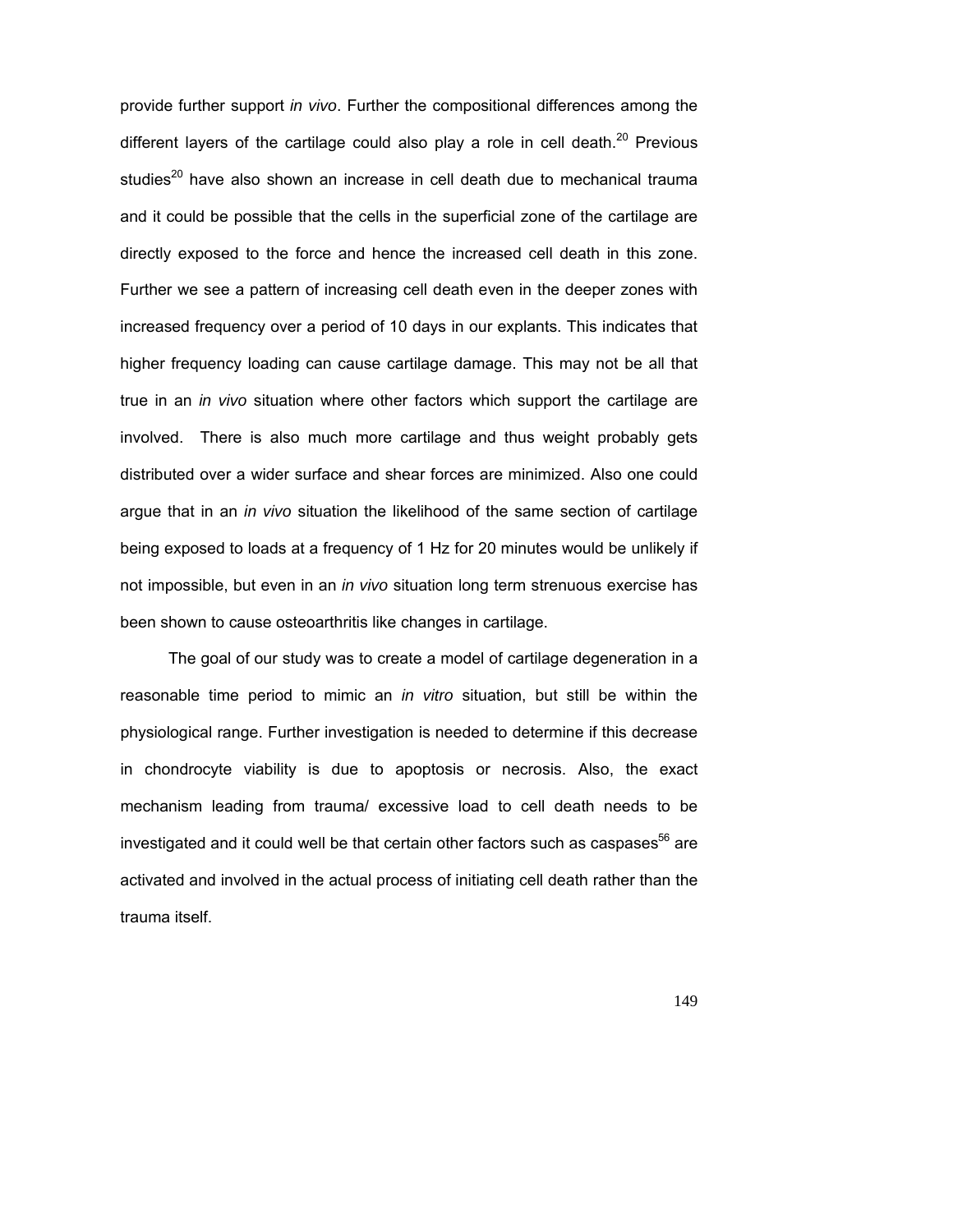provide further support *in vivo*. Further the compositional differences among the different layers of the cartilage could also play a role in cell death.[20] Previous studies[20] have also shown an increase in cell death due to mechanical trauma and it could be possible that the cells in the superficial zone of the cartilage are directly exposed to the force and hence the increased cell death in this zone. Further we see a pattern of increasing cell death even in the deeper zones with increased frequency over a period of 10 days in our explants. This indicates that higher frequency loading can cause cartilage damage. This may not be all that true in an *in vivo* situation where other factors which support the cartilage are involved. There is also much more cartilage and thus weight probably gets distributed over a wider surface and shear forces are minimized. Also one could argue that in an *in vivo* situation the likelihood of the same section of cartilage being exposed to loads at a frequency of 1 Hz for 20 minutes would be unlikely if not impossible, but even in an *in vivo* situation long term strenuous exercise has been shown to cause osteoarthritis like changes in cartilage.

The goal of our study was to create a model of cartilage degeneration in a reasonable time period to mimic an *in vitro* situation, but still be within the physiological range. Further investigation is needed to determine if this decrease in chondrocyte viability is due to apoptosis or necrosis. Also, the exact mechanism leading from trauma/ excessive load to cell death needs to be investigated and it could well be that certain other factors such as caspases[56] are activated and involved in the actual process of initiating cell death rather than the trauma itself.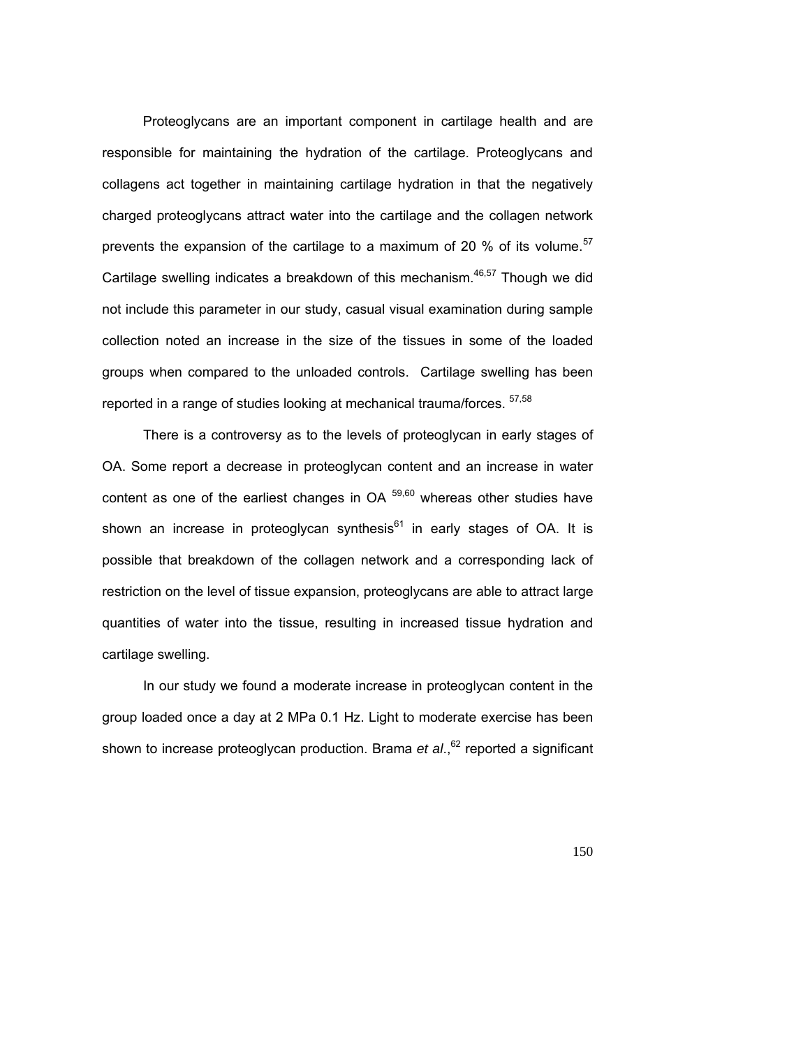Proteoglycans are an important component in cartilage health and are responsible for maintaining the hydration of the cartilage. Proteoglycans and collagens act together in maintaining cartilage hydration in that the negatively charged proteoglycans attract water into the cartilage and the collagen network prevents the expansion of the cartilage to a maximum of 20 % of its volume.[57] Cartilage swelling indicates a breakdown of this mechanism.[46,57] Though we did not include this parameter in our study, casual visual examination during sample collection noted an increase in the size of the tissues in some of the loaded groups when compared to the unloaded controls. Cartilage swelling has been reported in a range of studies looking at mechanical trauma/forces. [57,58]

There is a controversy as to the levels of proteoglycan in early stages of OA. Some report a decrease in proteoglycan content and an increase in water content as one of the earliest changes in OA [59,60] whereas other studies have shown an increase in proteoglycan synthesis[61] in early stages of OA. It is possible that breakdown of the collagen network and a corresponding lack of restriction on the level of tissue expansion, proteoglycans are able to attract large quantities of water into the tissue, resulting in increased tissue hydration and cartilage swelling.

In our study we found a moderate increase in proteoglycan content in the group loaded once a day at 2 MPa 0.1 Hz. Light to moderate exercise has been shown to increase proteoglycan production. Brama *et al.*,[62] reported a significant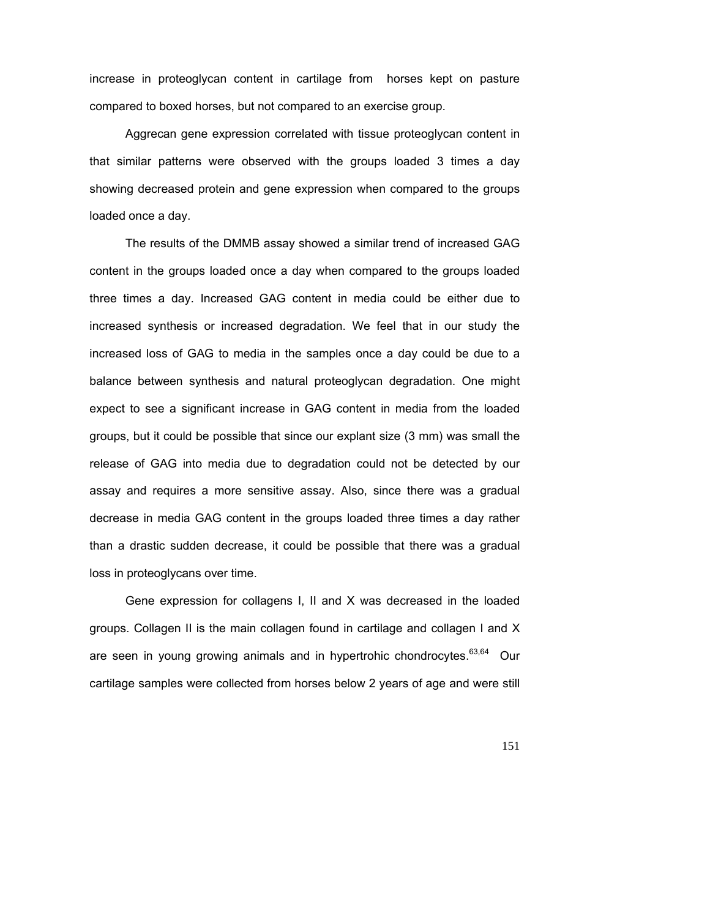increase in proteoglycan content in cartilage from horses kept on pasture compared to boxed horses, but not compared to an exercise group.

Aggrecan gene expression correlated with tissue proteoglycan content in that similar patterns were observed with the groups loaded 3 times a day showing decreased protein and gene expression when compared to the groups loaded once a day.

The results of the DMMB assay showed a similar trend of increased GAG content in the groups loaded once a day when compared to the groups loaded three times a day. Increased GAG content in media could be either due to increased synthesis or increased degradation. We feel that in our study the increased loss of GAG to media in the samples once a day could be due to a balance between synthesis and natural proteoglycan degradation. One might expect to see a significant increase in GAG content in media from the loaded groups, but it could be possible that since our explant size (3 mm) was small the release of GAG into media due to degradation could not be detected by our assay and requires a more sensitive assay. Also, since there was a gradual decrease in media GAG content in the groups loaded three times a day rather than a drastic sudden decrease, it could be possible that there was a gradual loss in proteoglycans over time.

Gene expression for collagens I, II and X was decreased in the loaded groups. Collagen II is the main collagen found in cartilage and collagen I and X are seen in young growing animals and in hypertrohic chondrocytes.[63,64] Our cartilage samples were collected from horses below 2 years of age and were still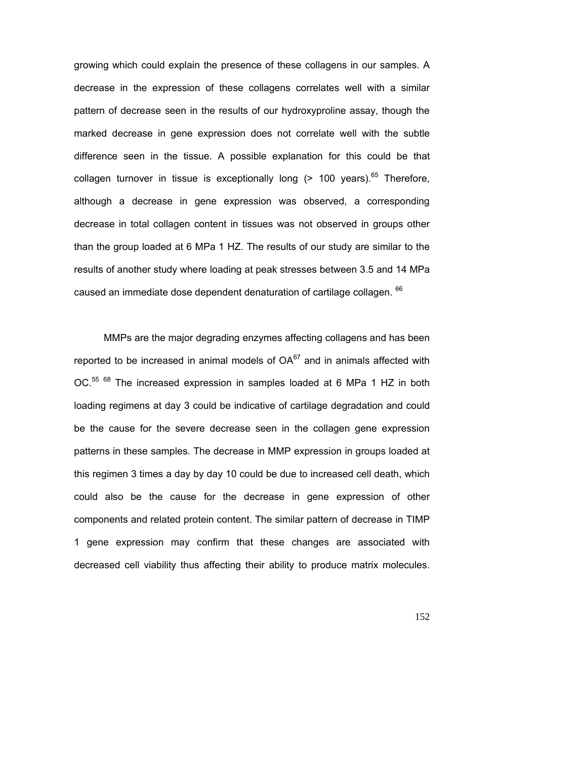growing which could explain the presence of these collagens in our samples. A decrease in the expression of these collagens correlates well with a similar pattern of decrease seen in the results of our hydroxyproline assay, though the marked decrease in gene expression does not correlate well with the subtle difference seen in the tissue. A possible explanation for this could be that collagen turnover in tissue is exceptionally long (> 100 years).[65] Therefore, although a decrease in gene expression was observed, a corresponding decrease in total collagen content in tissues was not observed in groups other than the group loaded at 6 MPa 1 HZ. The results of our study are similar to the results of another study where loading at peak stresses between 3.5 and 14 MPa caused an immediate dose dependent denaturation of cartilage collagen. [66]

MMPs are the major degrading enzymes affecting collagens and has been reported to be increased in animal models of OA[67] and in animals affected with OC.[55] [68] The increased expression in samples loaded at 6 MPa 1 HZ in both loading regimens at day 3 could be indicative of cartilage degradation and could be the cause for the severe decrease seen in the collagen gene expression patterns in these samples. The decrease in MMP expression in groups loaded at this regimen 3 times a day by day 10 could be due to increased cell death, which could also be the cause for the decrease in gene expression of other components and related protein content. The similar pattern of decrease in TIMP 1 gene expression may confirm that these changes are associated with decreased cell viability thus affecting their ability to produce matrix molecules.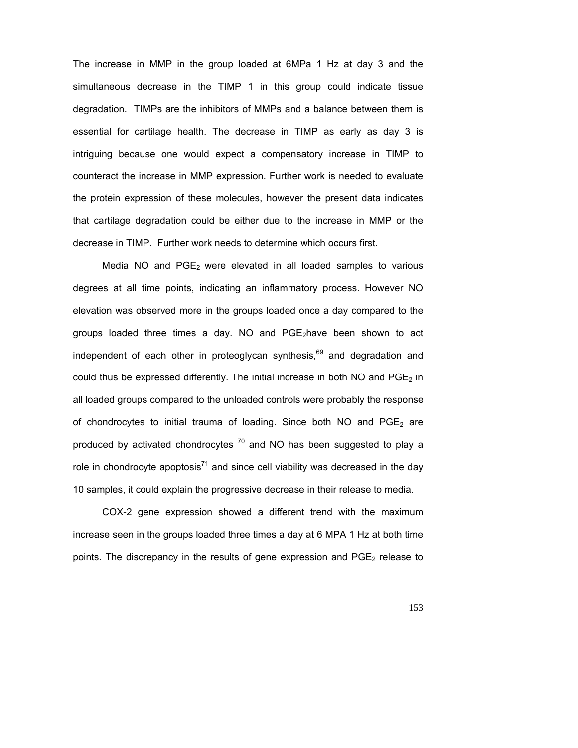The increase in MMP in the group loaded at 6MPa 1 Hz at day 3 and the simultaneous decrease in the TIMP 1 in this group could indicate tissue degradation. TIMPs are the inhibitors of MMPs and a balance between them is essential for cartilage health. The decrease in TIMP as early as day 3 is intriguing because one would expect a compensatory increase in TIMP to counteract the increase in MMP expression. Further work is needed to evaluate the protein expression of these molecules, however the present data indicates that cartilage degradation could be either due to the increase in MMP or the decrease in TIMP. Further work needs to determine which occurs first.

Media NO and $PGE_2$ were elevated in all loaded samples to various degrees at all time points, indicating an inflammatory process. However NO elevation was observed more in the groups loaded once a day compared to the groups loaded three times a day. NO and $PGE_2$have been shown to act independent of each other in proteoglycan synthesis,[69] and degradation and could thus be expressed differently. The initial increase in both NO and $PGE_2$ in all loaded groups compared to the unloaded controls were probably the response of chondrocytes to initial trauma of loading. Since both NO and $PGE_2$ are produced by activated chondrocytes [70] and NO has been suggested to play a role in chondrocyte apoptosis[71] and since cell viability was decreased in the day 10 samples, it could explain the progressive decrease in their release to media.

COX-2 gene expression showed a different trend with the maximum increase seen in the groups loaded three times a day at 6 MPA 1 Hz at both time points. The discrepancy in the results of gene expression and $PGE_2$ release to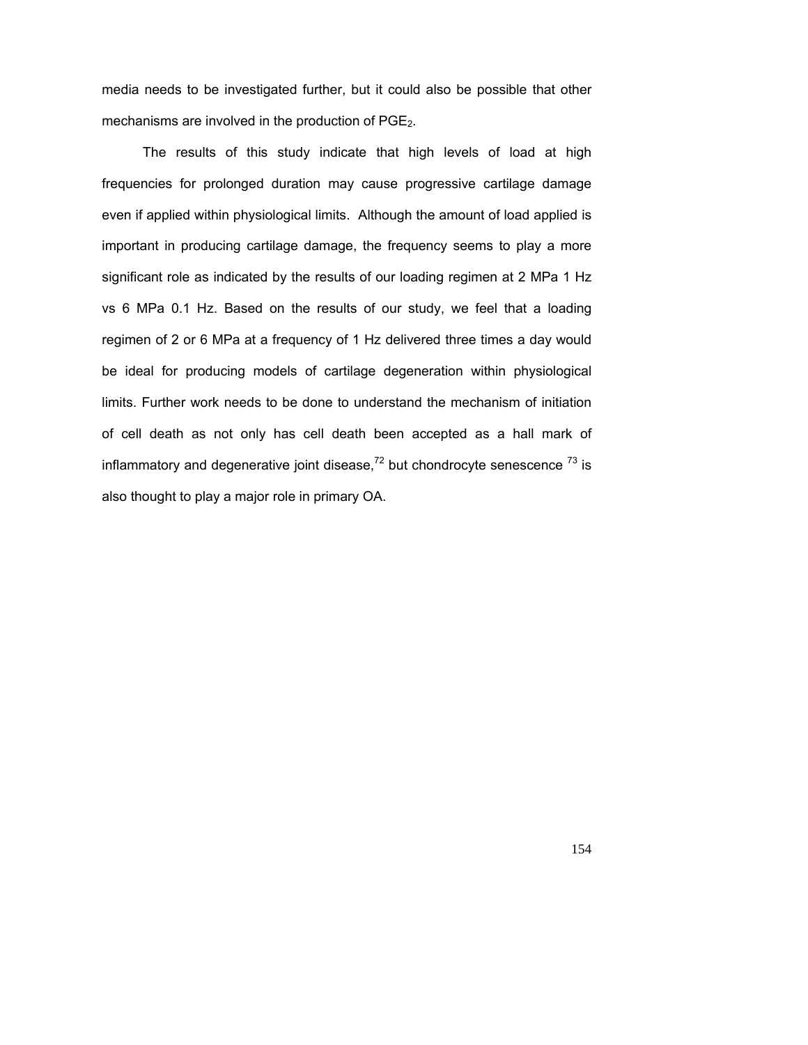media needs to be investigated further, but it could also be possible that other mechanisms are involved in the production of $PGE_2$.

The results of this study indicate that high levels of load at high frequencies for prolonged duration may cause progressive cartilage damage even if applied within physiological limits. Although the amount of load applied is important in producing cartilage damage, the frequency seems to play a more significant role as indicated by the results of our loading regimen at 2 MPa 1 Hz vs 6 MPa 0.1 Hz. Based on the results of our study, we feel that a loading regimen of 2 or 6 MPa at a frequency of 1 Hz delivered three times a day would be ideal for producing models of cartilage degeneration within physiological limits. Further work needs to be done to understand the mechanism of initiation of cell death as not only has cell death been accepted as a hall mark of inflammatory and degenerative joint disease,[72] but chondrocyte senescence [73] is also thought to play a major role in primary OA.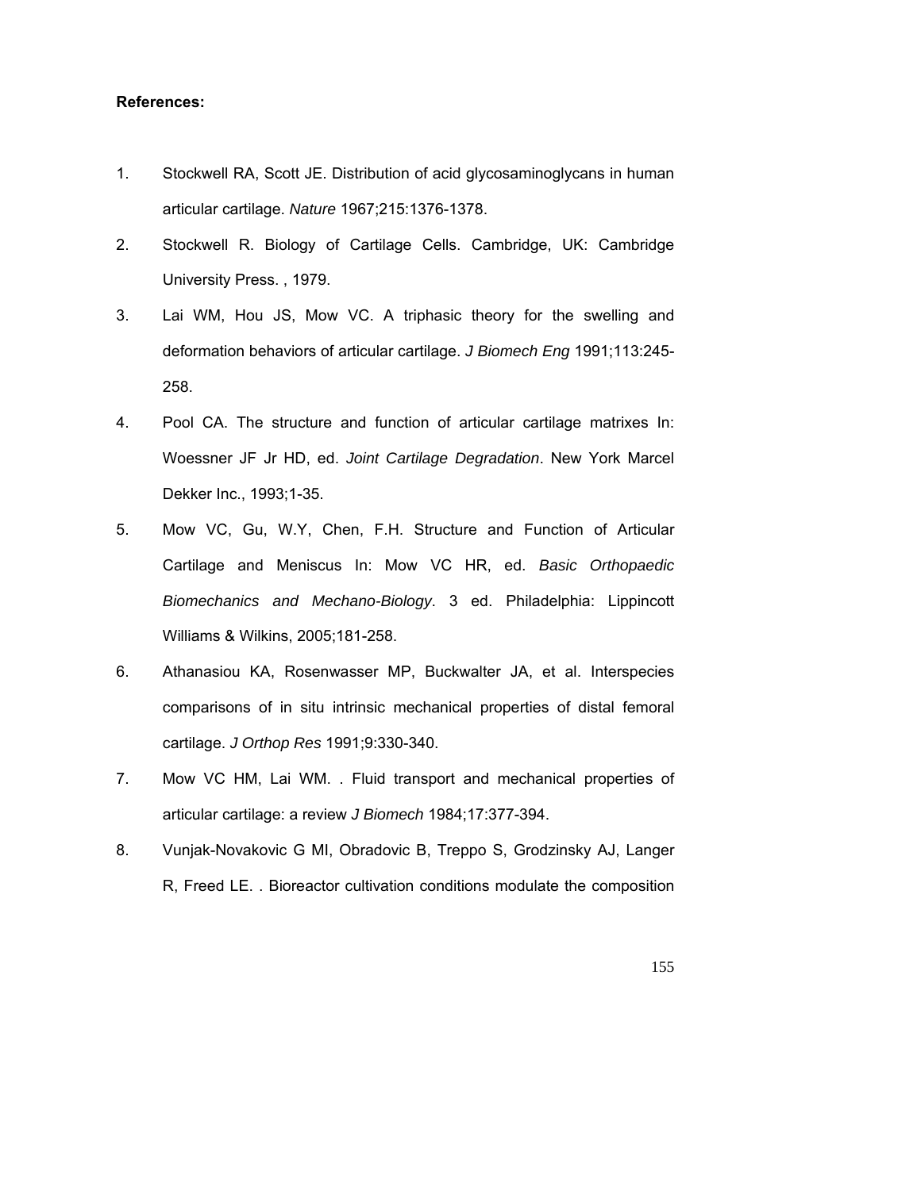**References:**

1. Stockwell RA, Scott JE. Distribution of acid glycosaminoglycans in human articular cartilage. *Nature* 1967;215:1376-1378.
2. Stockwell R. Biology of Cartilage Cells. Cambridge, UK: Cambridge University Press. , 1979.
3. Lai WM, Hou JS, Mow VC. A triphasic theory for the swelling and deformation behaviors of articular cartilage. *J Biomech Eng* 1991;113:245-258.
4. Pool CA. The structure and function of articular cartilage matrixes In: Woessner JF Jr HD, ed. *Joint Cartilage Degradation*. New York Marcel Dekker Inc., 1993;1-35.
5. Mow VC, Gu, W.Y, Chen, F.H. Structure and Function of Articular Cartilage and Meniscus In: Mow VC HR, ed. *Basic Orthopaedic Biomechanics and Mechano-Biology*. 3 ed. Philadelphia: Lippincott Williams & Wilkins, 2005;181-258.
6. Athanasiou KA, Rosenwasser MP, Buckwalter JA, et al. Interspecies comparisons of in situ intrinsic mechanical properties of distal femoral cartilage. *J Orthop Res* 1991;9:330-340.
7. Mow VC HM, Lai WM. . Fluid transport and mechanical properties of articular cartilage: a review *J Biomech* 1984;17:377-394.
8. Vunjak-Novakovic G MI, Obradovic B, Treppo S, Grodzinsky AJ, Langer R, Freed LE. . Bioreactor cultivation conditions modulate the composition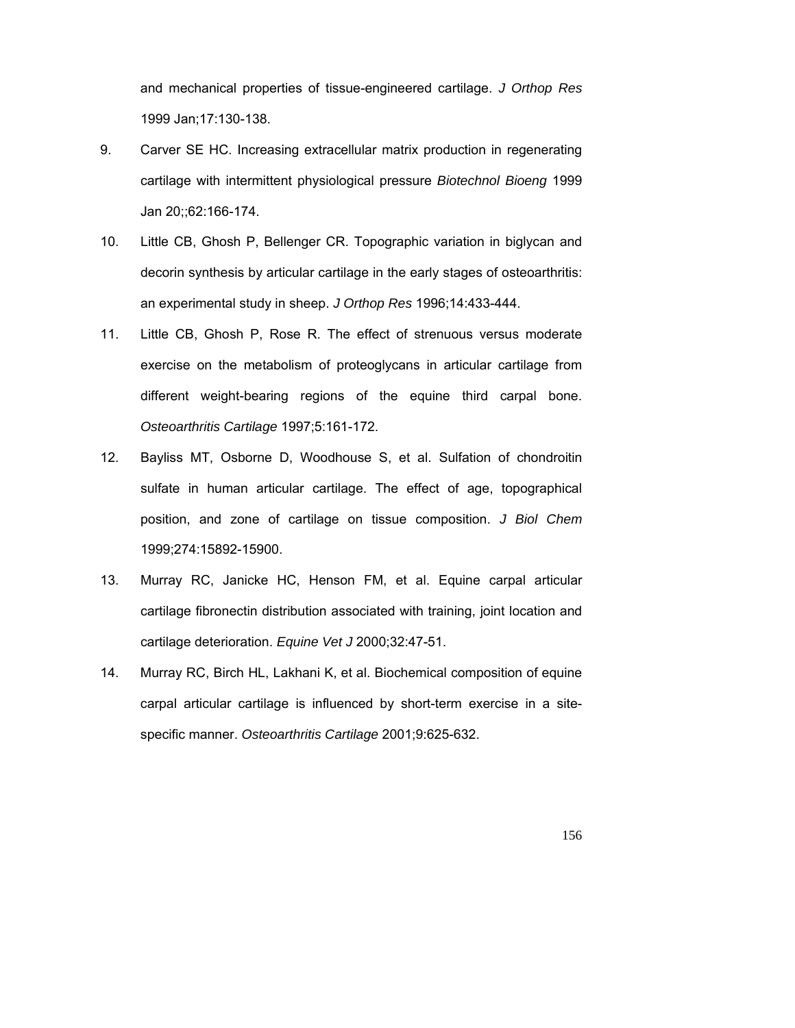and mechanical properties of tissue-engineered cartilage. *J Orthop Res* 1999 Jan;17:130-138.

9. Carver SE HC. Increasing extracellular matrix production in regenerating cartilage with intermittent physiological pressure *Biotechnol Bioeng* 1999 Jan 20;;62:166-174.

10. Little CB, Ghosh P, Bellenger CR. Topographic variation in biglycan and decorin synthesis by articular cartilage in the early stages of osteoarthritis: an experimental study in sheep. *J Orthop Res* 1996;14:433-444.

11. Little CB, Ghosh P, Rose R. The effect of strenuous versus moderate exercise on the metabolism of proteoglycans in articular cartilage from different weight-bearing regions of the equine third carpal bone. *Osteoarthritis Cartilage* 1997;5:161-172.

12. Bayliss MT, Osborne D, Woodhouse S, et al. Sulfation of chondroitin sulfate in human articular cartilage. The effect of age, topographical position, and zone of cartilage on tissue composition. *J Biol Chem* 1999;274:15892-15900.

13. Murray RC, Janicke HC, Henson FM, et al. Equine carpal articular cartilage fibronectin distribution associated with training, joint location and cartilage deterioration. *Equine Vet J* 2000;32:47-51.

14. Murray RC, Birch HL, Lakhani K, et al. Biochemical composition of equine carpal articular cartilage is influenced by short-term exercise in a site-specific manner. *Osteoarthritis Cartilage* 2001;9:625-632.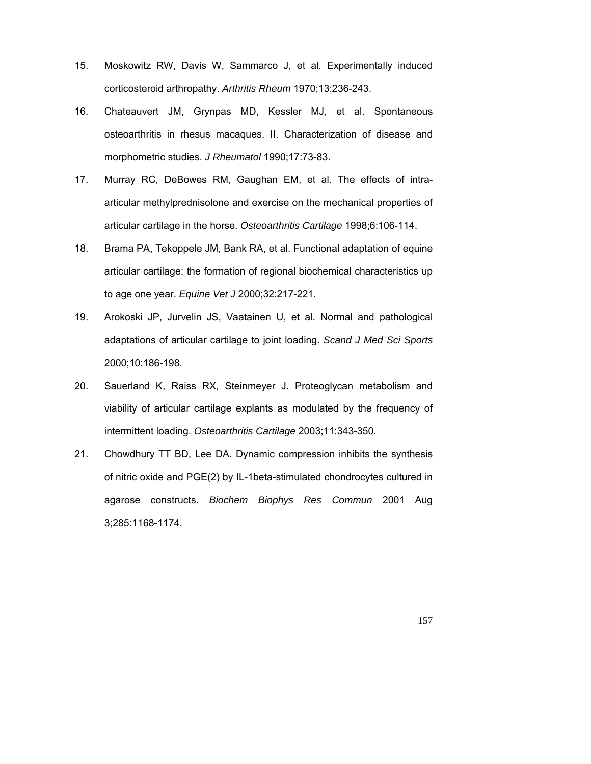15. Moskowitz RW, Davis W, Sammarco J, et al. Experimentally induced corticosteroid arthropathy. *Arthritis Rheum* 1970;13:236-243.

16. Chateauvert JM, Grynpas MD, Kessler MJ, et al. Spontaneous osteoarthritis in rhesus macaques. II. Characterization of disease and morphometric studies. *J Rheumatol* 1990;17:73-83.

17. Murray RC, DeBowes RM, Gaughan EM, et al. The effects of intra-articular methylprednisolone and exercise on the mechanical properties of articular cartilage in the horse. *Osteoarthritis Cartilage* 1998;6:106-114.

18. Brama PA, Tekoppele JM, Bank RA, et al. Functional adaptation of equine articular cartilage: the formation of regional biochemical characteristics up to age one year. *Equine Vet J* 2000;32:217-221.

19. Arokoski JP, Jurvelin JS, Vaatainen U, et al. Normal and pathological adaptations of articular cartilage to joint loading. *Scand J Med Sci Sports* 2000;10:186-198.

20. Sauerland K, Raiss RX, Steinmeyer J. Proteoglycan metabolism and viability of articular cartilage explants as modulated by the frequency of intermittent loading. *Osteoarthritis Cartilage* 2003;11:343-350.

21. Chowdhury TT BD, Lee DA. Dynamic compression inhibits the synthesis of nitric oxide and PGE(2) by IL-1beta-stimulated chondrocytes cultured in agarose constructs. *Biochem Biophys Res Commun* 2001 Aug 3;285:1168-1174.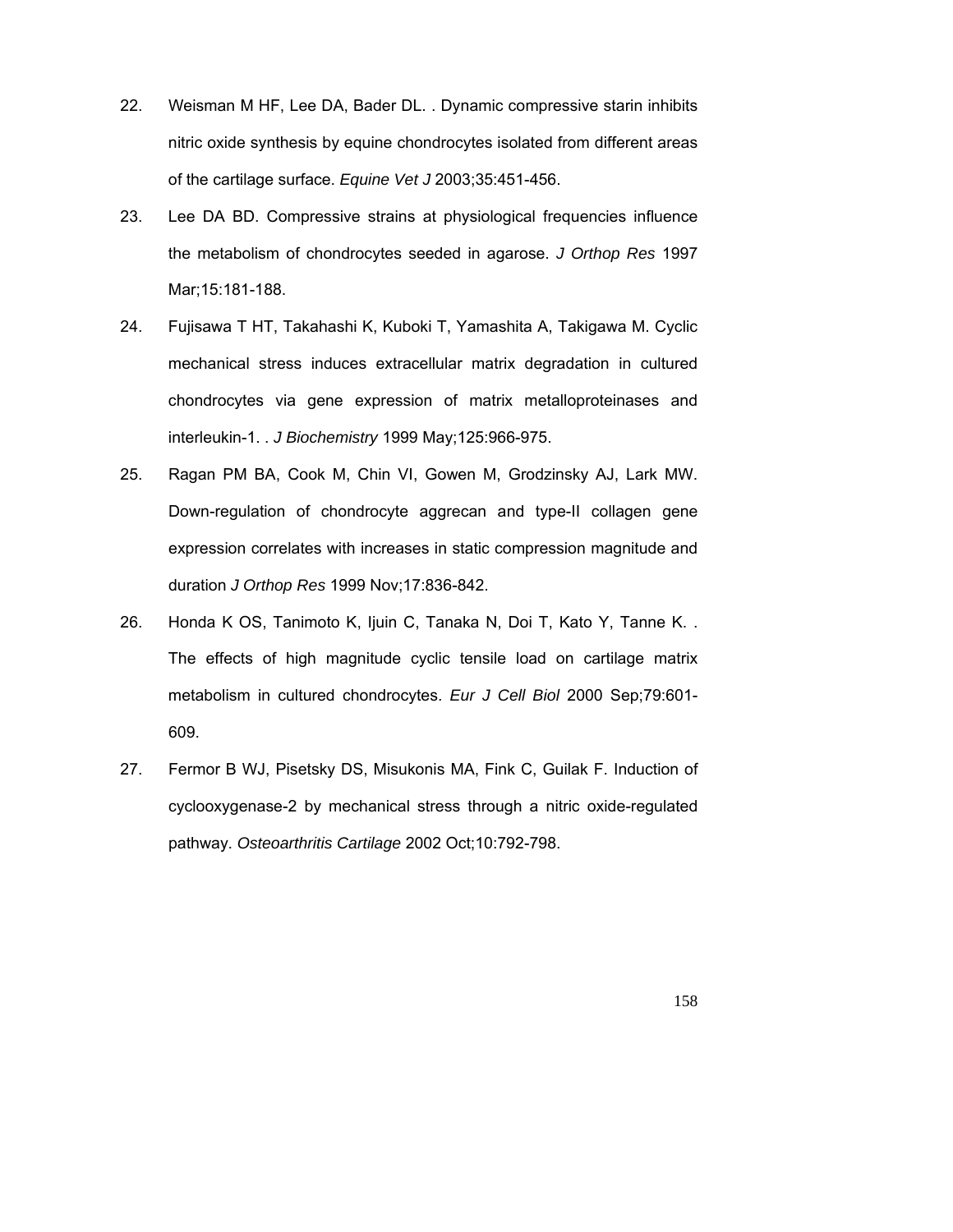22. Weisman M HF, Lee DA, Bader DL. . Dynamic compressive starin inhibits nitric oxide synthesis by equine chondrocytes isolated from different areas of the cartilage surface. *Equine Vet J* 2003;35:451-456.

23. Lee DA BD. Compressive strains at physiological frequencies influence the metabolism of chondrocytes seeded in agarose. *J Orthop Res* 1997 Mar;15:181-188.

24. Fujisawa T HT, Takahashi K, Kuboki T, Yamashita A, Takigawa M. Cyclic mechanical stress induces extracellular matrix degradation in cultured chondrocytes via gene expression of matrix metalloproteinases and interleukin-1. . *J Biochemistry* 1999 May;125:966-975.

25. Ragan PM BA, Cook M, Chin VI, Gowen M, Grodzinsky AJ, Lark MW. Down-regulation of chondrocyte aggrecan and type-II collagen gene expression correlates with increases in static compression magnitude and duration *J Orthop Res* 1999 Nov;17:836-842.

26. Honda K OS, Tanimoto K, Ijuin C, Tanaka N, Doi T, Kato Y, Tanne K. . The effects of high magnitude cyclic tensile load on cartilage matrix metabolism in cultured chondrocytes. *Eur J Cell Biol* 2000 Sep;79:601-609.

27. Fermor B WJ, Pisetsky DS, Misukonis MA, Fink C, Guilak F. Induction of cyclooxygenase-2 by mechanical stress through a nitric oxide-regulated pathway. *Osteoarthritis Cartilage* 2002 Oct;10:792-798.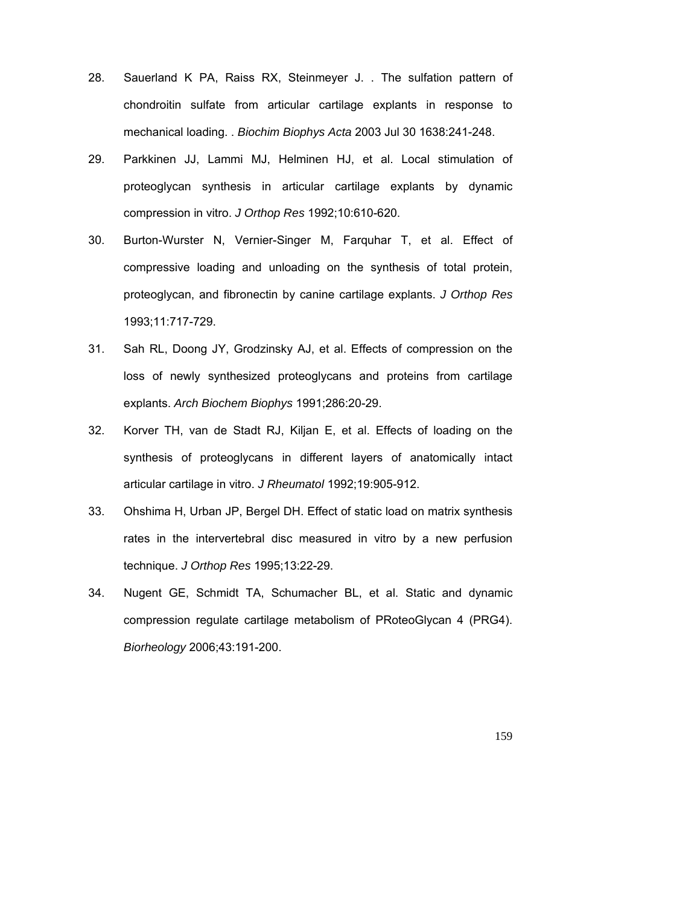28. Sauerland K PA, Raiss RX, Steinmeyer J. . The sulfation pattern of chondroitin sulfate from articular cartilage explants in response to mechanical loading. . *Biochim Biophys Acta* 2003 Jul 30 1638:241-248.

29. Parkkinen JJ, Lammi MJ, Helminen HJ, et al. Local stimulation of proteoglycan synthesis in articular cartilage explants by dynamic compression in vitro. *J Orthop Res* 1992;10:610-620.

30. Burton-Wurster N, Vernier-Singer M, Farquhar T, et al. Effect of compressive loading and unloading on the synthesis of total protein, proteoglycan, and fibronectin by canine cartilage explants. *J Orthop Res* 1993;11:717-729.

31. Sah RL, Doong JY, Grodzinsky AJ, et al. Effects of compression on the loss of newly synthesized proteoglycans and proteins from cartilage explants. *Arch Biochem Biophys* 1991;286:20-29.

32. Korver TH, van de Stadt RJ, Kiljan E, et al. Effects of loading on the synthesis of proteoglycans in different layers of anatomically intact articular cartilage in vitro. *J Rheumatol* 1992;19:905-912.

33. Ohshima H, Urban JP, Bergel DH. Effect of static load on matrix synthesis rates in the intervertebral disc measured in vitro by a new perfusion technique. *J Orthop Res* 1995;13:22-29.

34. Nugent GE, Schmidt TA, Schumacher BL, et al. Static and dynamic compression regulate cartilage metabolism of PRoteoGlycan 4 (PRG4). *Biorheology* 2006;43:191-200.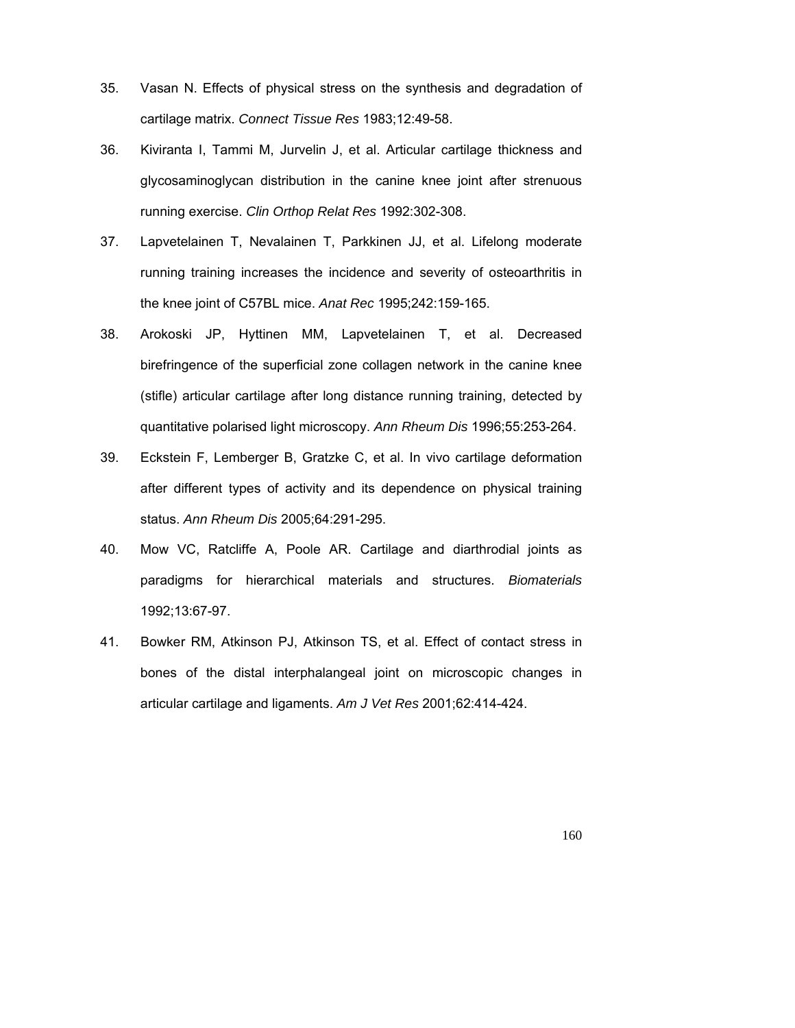35. Vasan N. Effects of physical stress on the synthesis and degradation of cartilage matrix. *Connect Tissue Res* 1983;12:49-58.

36. Kiviranta I, Tammi M, Jurvelin J, et al. Articular cartilage thickness and glycosaminoglycan distribution in the canine knee joint after strenuous running exercise. *Clin Orthop Relat Res* 1992:302-308.

37. Lapvetelainen T, Nevalainen T, Parkkinen JJ, et al. Lifelong moderate running training increases the incidence and severity of osteoarthritis in the knee joint of C57BL mice. *Anat Rec* 1995;242:159-165.

38. Arokoski JP, Hyttinen MM, Lapvetelainen T, et al. Decreased birefringence of the superficial zone collagen network in the canine knee (stifle) articular cartilage after long distance running training, detected by quantitative polarised light microscopy. *Ann Rheum Dis* 1996;55:253-264.

39. Eckstein F, Lemberger B, Gratzke C, et al. In vivo cartilage deformation after different types of activity and its dependence on physical training status. *Ann Rheum Dis* 2005;64:291-295.

40. Mow VC, Ratcliffe A, Poole AR. Cartilage and diarthrodial joints as paradigms for hierarchical materials and structures. *Biomaterials* 1992;13:67-97.

41. Bowker RM, Atkinson PJ, Atkinson TS, et al. Effect of contact stress in bones of the distal interphalangeal joint on microscopic changes in articular cartilage and ligaments. *Am J Vet Res* 2001;62:414-424.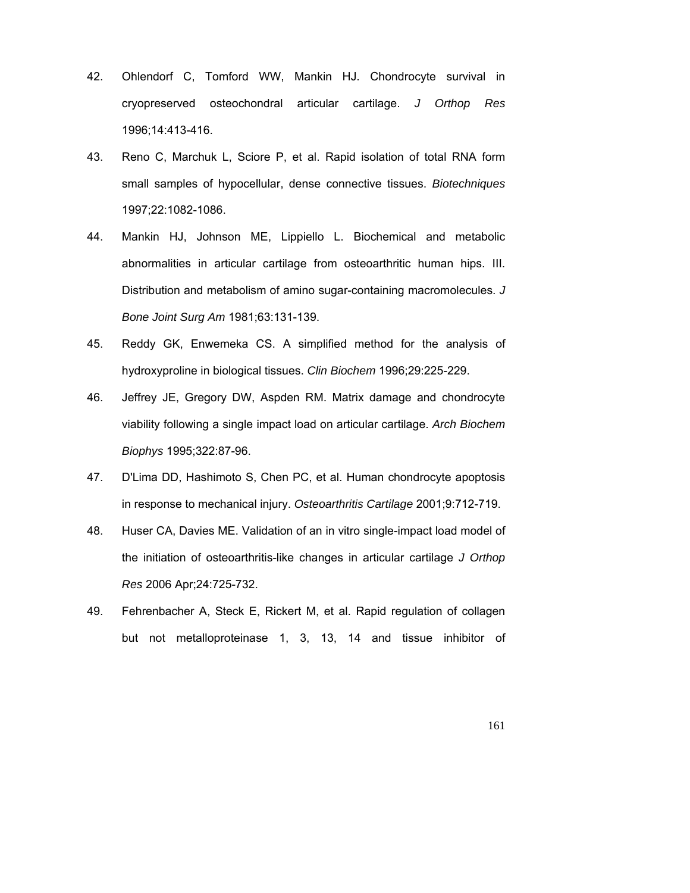42. Ohlendorf C, Tomford WW, Mankin HJ. Chondrocyte survival in cryopreserved osteochondral articular cartilage. *J Orthop Res* 1996;14:413-416.

43. Reno C, Marchuk L, Sciore P, et al. Rapid isolation of total RNA form small samples of hypocellular, dense connective tissues. *Biotechniques* 1997;22:1082-1086.

44. Mankin HJ, Johnson ME, Lippiello L. Biochemical and metabolic abnormalities in articular cartilage from osteoarthritic human hips. III. Distribution and metabolism of amino sugar-containing macromolecules. *J Bone Joint Surg Am* 1981;63:131-139.

45. Reddy GK, Enwemeka CS. A simplified method for the analysis of hydroxyproline in biological tissues. *Clin Biochem* 1996;29:225-229.

46. Jeffrey JE, Gregory DW, Aspden RM. Matrix damage and chondrocyte viability following a single impact load on articular cartilage. *Arch Biochem Biophys* 1995;322:87-96.

47. D'Lima DD, Hashimoto S, Chen PC, et al. Human chondrocyte apoptosis in response to mechanical injury. *Osteoarthritis Cartilage* 2001;9:712-719.

48. Huser CA, Davies ME. Validation of an in vitro single-impact load model of the initiation of osteoarthritis-like changes in articular cartilage *J Orthop Res* 2006 Apr;24:725-732.

49. Fehrenbacher A, Steck E, Rickert M, et al. Rapid regulation of collagen but not metalloproteinase 1, 3, 13, 14 and tissue inhibitor of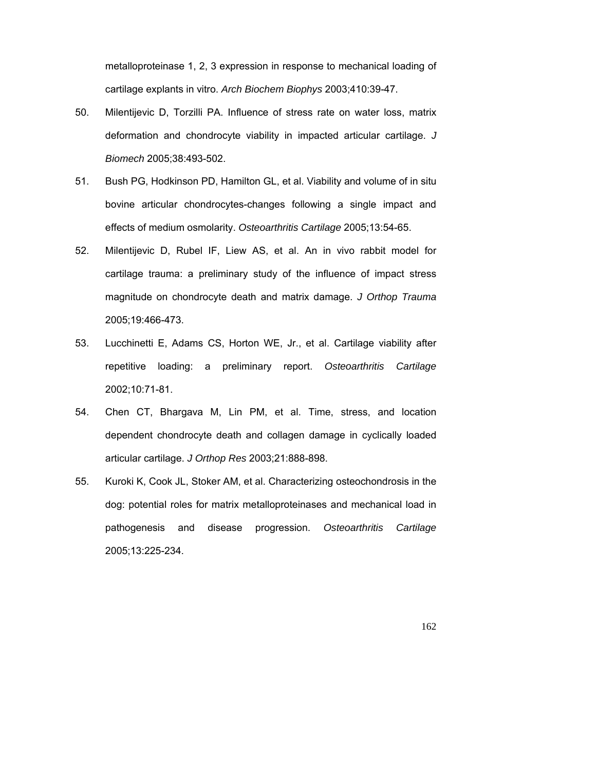metalloproteinase 1, 2, 3 expression in response to mechanical loading of cartilage explants in vitro. *Arch Biochem Biophys* 2003;410:39-47.

50. Milentijevic D, Torzilli PA. Influence of stress rate on water loss, matrix deformation and chondrocyte viability in impacted articular cartilage. *J Biomech* 2005;38:493-502.

51. Bush PG, Hodkinson PD, Hamilton GL, et al. Viability and volume of in situ bovine articular chondrocytes-changes following a single impact and effects of medium osmolarity. *Osteoarthritis Cartilage* 2005;13:54-65.

52. Milentijevic D, Rubel IF, Liew AS, et al. An in vivo rabbit model for cartilage trauma: a preliminary study of the influence of impact stress magnitude on chondrocyte death and matrix damage. *J Orthop Trauma* 2005;19:466-473.

53. Lucchinetti E, Adams CS, Horton WE, Jr., et al. Cartilage viability after repetitive loading: a preliminary report. *Osteoarthritis Cartilage* 2002;10:71-81.

54. Chen CT, Bhargava M, Lin PM, et al. Time, stress, and location dependent chondrocyte death and collagen damage in cyclically loaded articular cartilage. *J Orthop Res* 2003;21:888-898.

55. Kuroki K, Cook JL, Stoker AM, et al. Characterizing osteochondrosis in the dog: potential roles for matrix metalloproteinases and mechanical load in pathogenesis and disease progression. *Osteoarthritis Cartilage* 2005;13:225-234.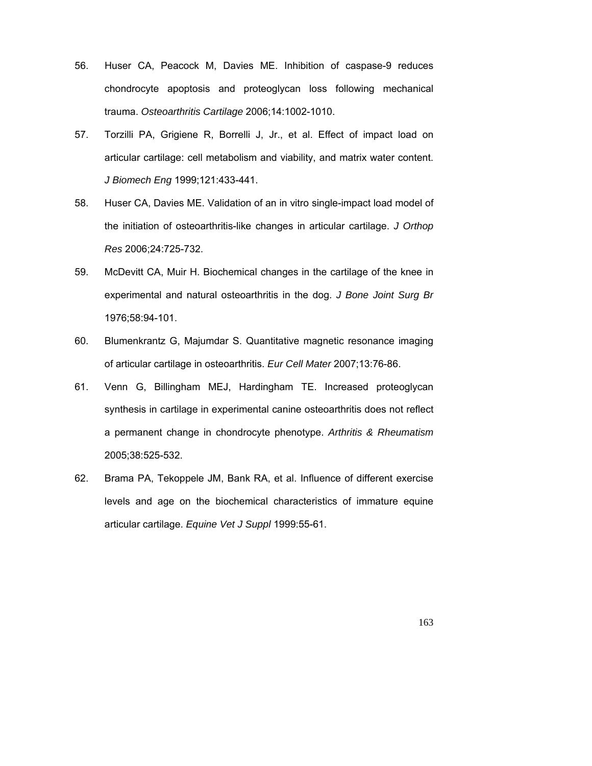56. Huser CA, Peacock M, Davies ME. Inhibition of caspase-9 reduces chondrocyte apoptosis and proteoglycan loss following mechanical trauma. *Osteoarthritis Cartilage* 2006;14:1002-1010.

57. Torzilli PA, Grigiene R, Borrelli J, Jr., et al. Effect of impact load on articular cartilage: cell metabolism and viability, and matrix water content. *J Biomech Eng* 1999;121:433-441.

58. Huser CA, Davies ME. Validation of an in vitro single-impact load model of the initiation of osteoarthritis-like changes in articular cartilage. *J Orthop Res* 2006;24:725-732.

59. McDevitt CA, Muir H. Biochemical changes in the cartilage of the knee in experimental and natural osteoarthritis in the dog. *J Bone Joint Surg Br* 1976;58:94-101.

60. Blumenkrantz G, Majumdar S. Quantitative magnetic resonance imaging of articular cartilage in osteoarthritis. *Eur Cell Mater* 2007;13:76-86.

61. Venn G, Billingham MEJ, Hardingham TE. Increased proteoglycan synthesis in cartilage in experimental canine osteoarthritis does not reflect a permanent change in chondrocyte phenotype. *Arthritis & Rheumatism* 2005;38:525-532.

62. Brama PA, Tekoppele JM, Bank RA, et al. Influence of different exercise levels and age on the biochemical characteristics of immature equine articular cartilage. *Equine Vet J Suppl* 1999:55-61.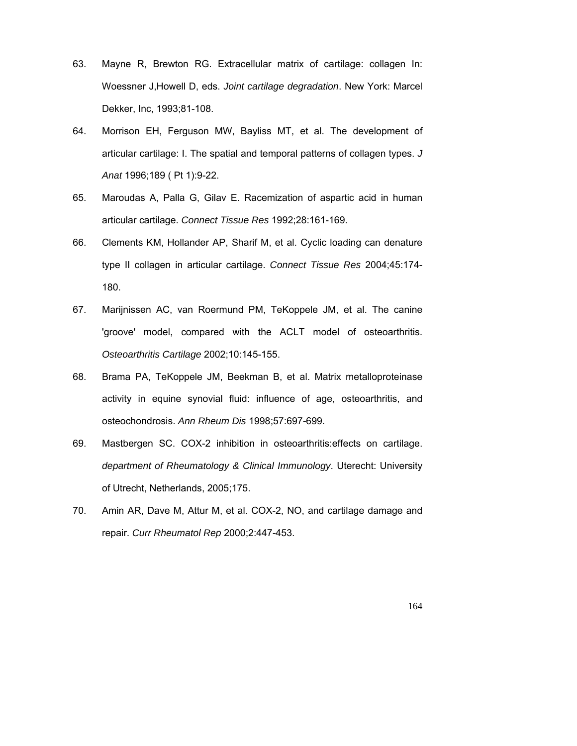63. Mayne R, Brewton RG. Extracellular matrix of cartilage: collagen In: Woessner J,Howell D, eds. *Joint cartilage degradation*. New York: Marcel Dekker, Inc, 1993;81-108.

64. Morrison EH, Ferguson MW, Bayliss MT, et al. The development of articular cartilage: I. The spatial and temporal patterns of collagen types. *J Anat* 1996;189 ( Pt 1):9-22.

65. Maroudas A, Palla G, Gilav E. Racemization of aspartic acid in human articular cartilage. *Connect Tissue Res* 1992;28:161-169.

66. Clements KM, Hollander AP, Sharif M, et al. Cyclic loading can denature type II collagen in articular cartilage. *Connect Tissue Res* 2004;45:174-180.

67. Marijnissen AC, van Roermund PM, TeKoppele JM, et al. The canine 'groove' model, compared with the ACLT model of osteoarthritis. *Osteoarthritis Cartilage* 2002;10:145-155.

68. Brama PA, TeKoppele JM, Beekman B, et al. Matrix metalloproteinase activity in equine synovial fluid: influence of age, osteoarthritis, and osteochondrosis. *Ann Rheum Dis* 1998;57:697-699.

69. Mastbergen SC. COX-2 inhibition in osteoarthritis:effects on cartilage. *department of Rheumatology & Clinical Immunology*. Uterecht: University of Utrecht, Netherlands, 2005;175.

70. Amin AR, Dave M, Attur M, et al. COX-2, NO, and cartilage damage and repair. *Curr Rheumatol Rep* 2000;2:447-453.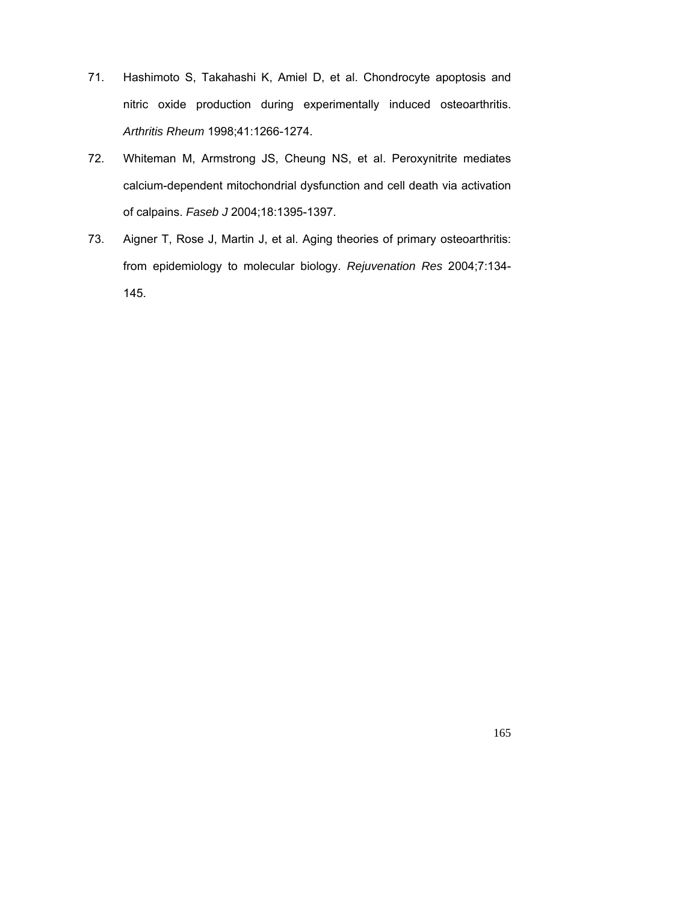71. Hashimoto S, Takahashi K, Amiel D, et al. Chondrocyte apoptosis and nitric oxide production during experimentally induced osteoarthritis. *Arthritis Rheum* 1998;41:1266-1274.

72. Whiteman M, Armstrong JS, Cheung NS, et al. Peroxynitrite mediates calcium-dependent mitochondrial dysfunction and cell death via activation of calpains. *Faseb J* 2004;18:1395-1397.

73. Aigner T, Rose J, Martin J, et al. Aging theories of primary osteoarthritis: from epidemiology to molecular biology. *Rejuvenation Res* 2004;7:134-145.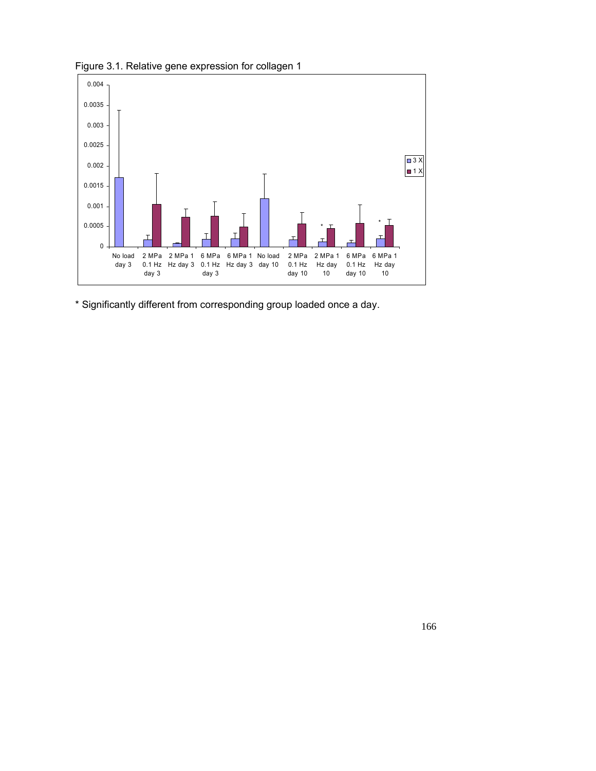Figure 3.1. Relative gene expression for collagen 1

* Significantly different from corresponding group loaded once a day.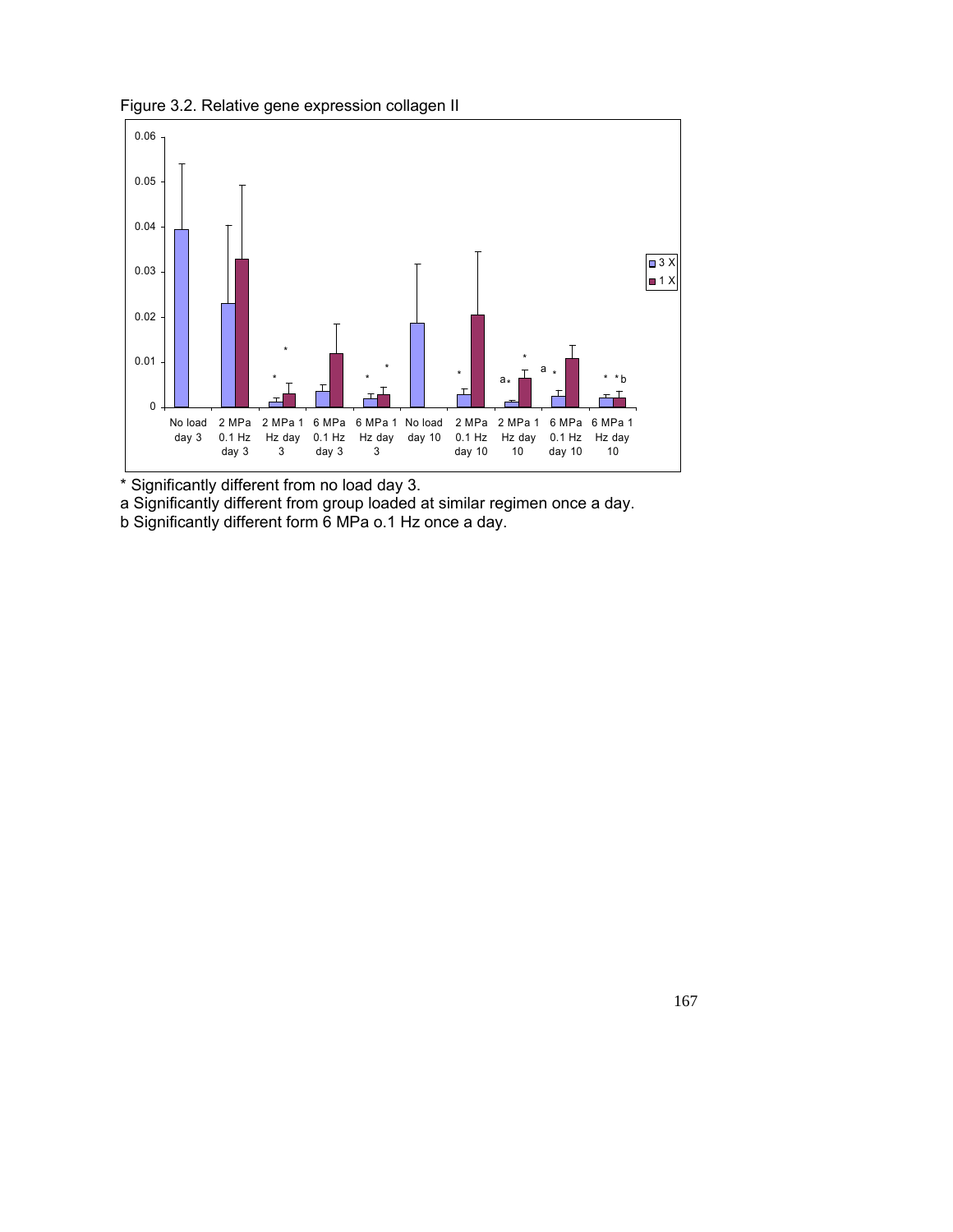Figure 3.2. Relative gene expression collagen II

* Significantly different from no load day 3.

a Significantly different from group loaded at similar regimen once a day.

b Significantly different form 6 MPa o.1 Hz once a day.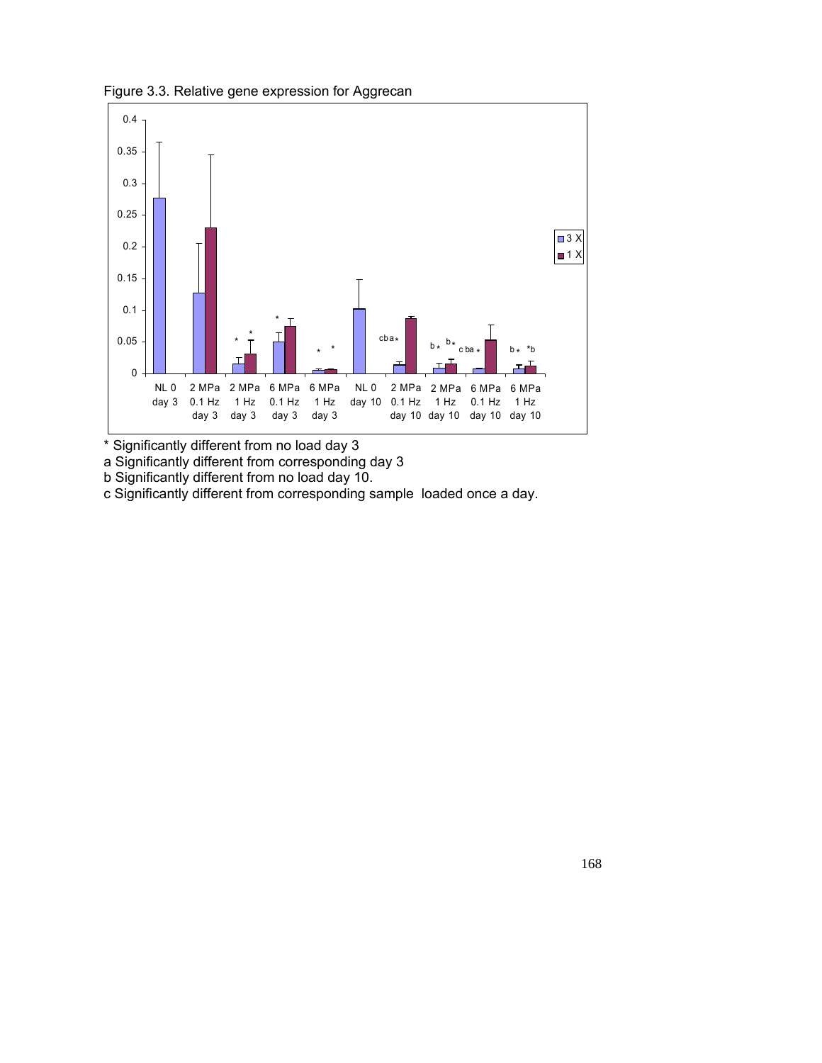Figure 3.3. Relative gene expression for Aggrecan

* Significantly different from no load day 3

a Significantly different from corresponding day 3

b Significantly different from no load day 10.

c Significantly different from corresponding sample loaded once a day.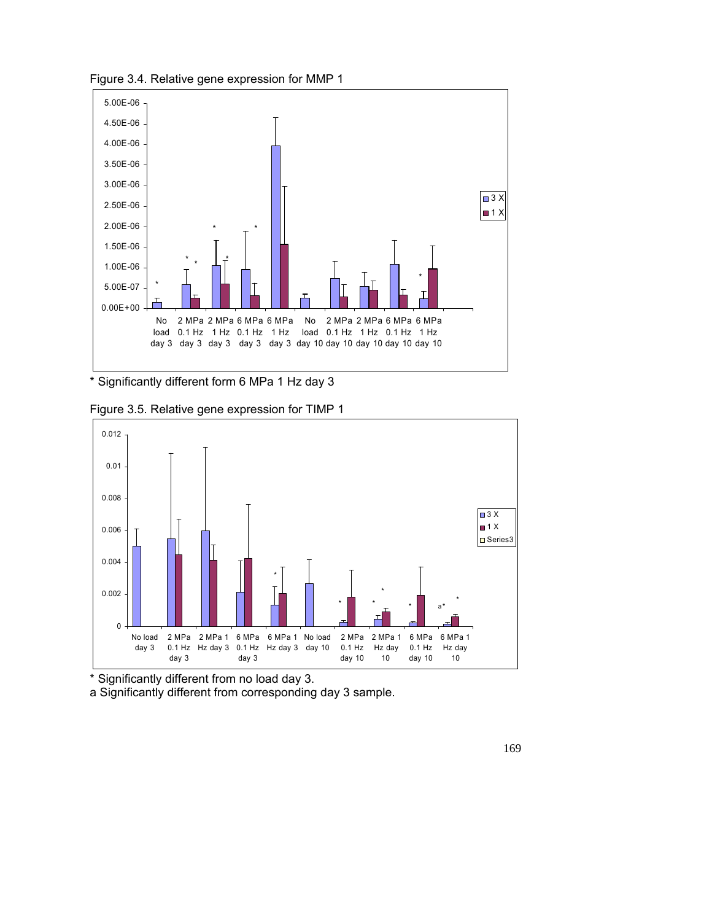Figure 3.4. Relative gene expression for MMP 1

\* Significantly different form 6 MPa 1 Hz day 3

Figure 3.5. Relative gene expression for TIMP 1

\* Significantly different from no load day 3.

a Significantly different from corresponding day 3 sample.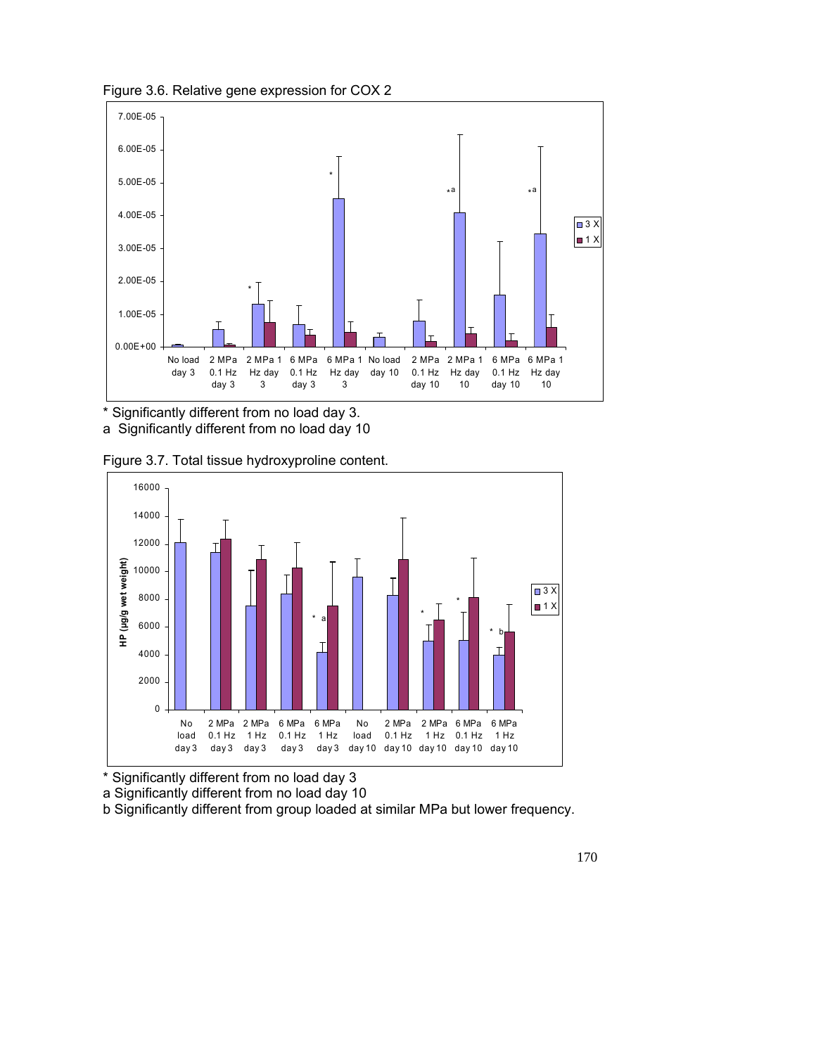Figure 3.6. Relative gene expression for COX 2

* Significantly different from no load day 3.

a Significantly different from no load day 10

Figure 3.7. Total tissue hydroxyproline content.

* Significantly different from no load day 3

a Significantly different from no load day 10

b Significantly different from group loaded at similar MPa but lower frequency.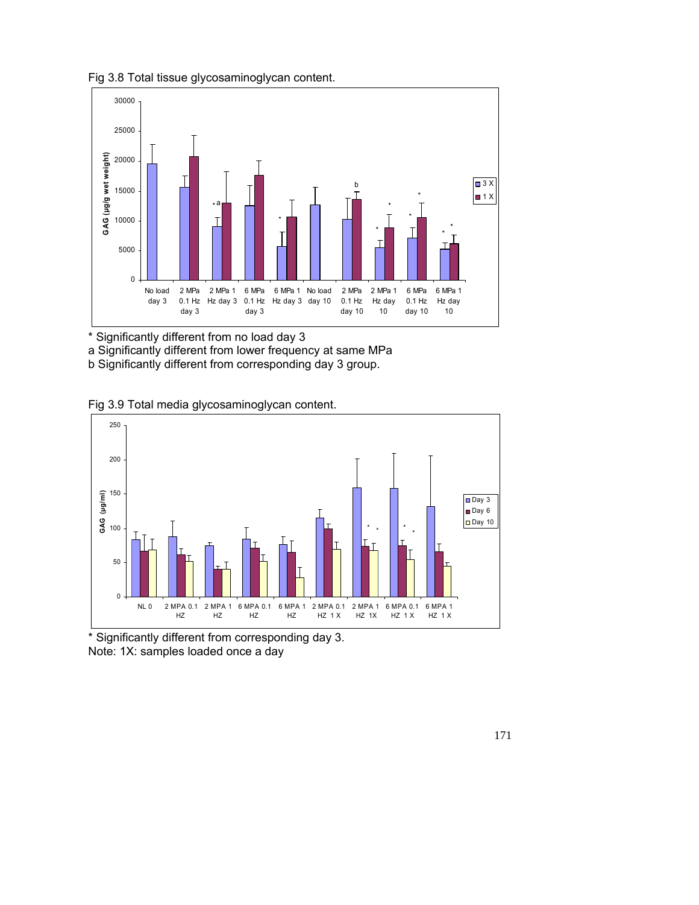Fig 3.8 Total tissue glycosaminoglycan content.

\* Significantly different from no load day 3

a Significantly different from lower frequency at same MPa

b Significantly different from corresponding day 3 group.

Fig 3.9 Total media glycosaminoglycan content.

\* Significantly different from corresponding day 3.

Note: 1X: samples loaded once a day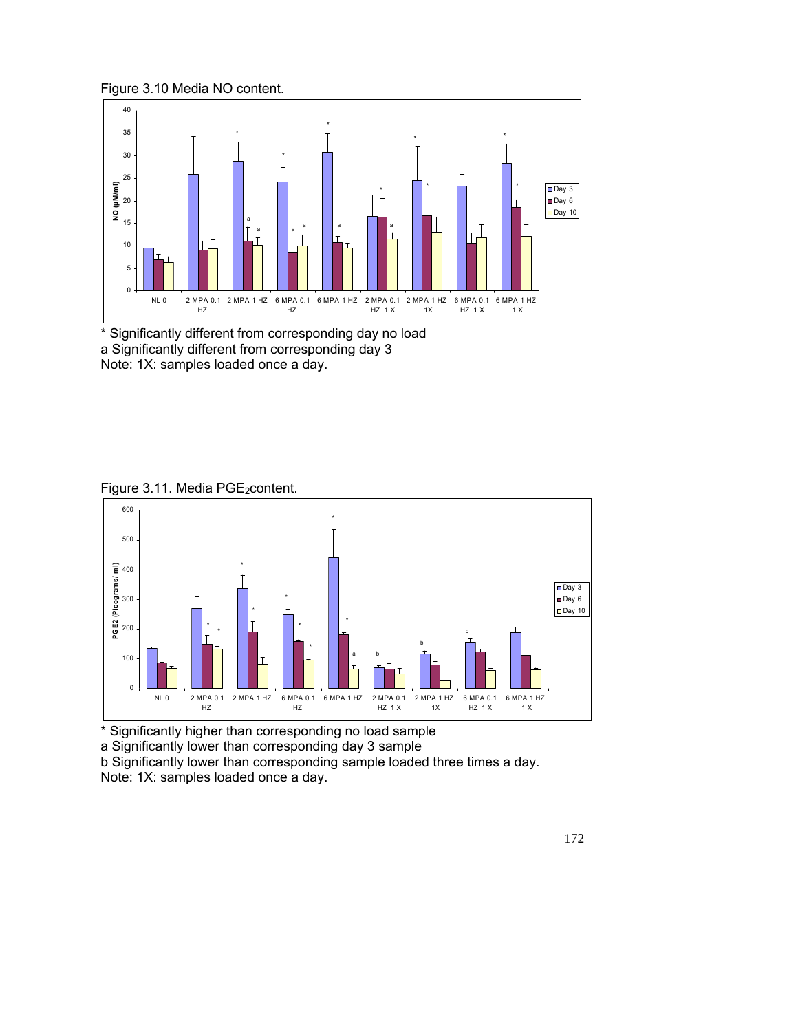Figure 3.10 Media NO content.

\* Significantly different from corresponding day no load
a Significantly different from corresponding day 3
Note: 1X: samples loaded once a day.

Figure 3.11. Media $PGE_2$content.

\* Significantly higher than corresponding no load sample
a Significantly lower than corresponding day 3 sample
b Significantly lower than corresponding sample loaded three times a day.
Note: 1X: samples loaded once a day.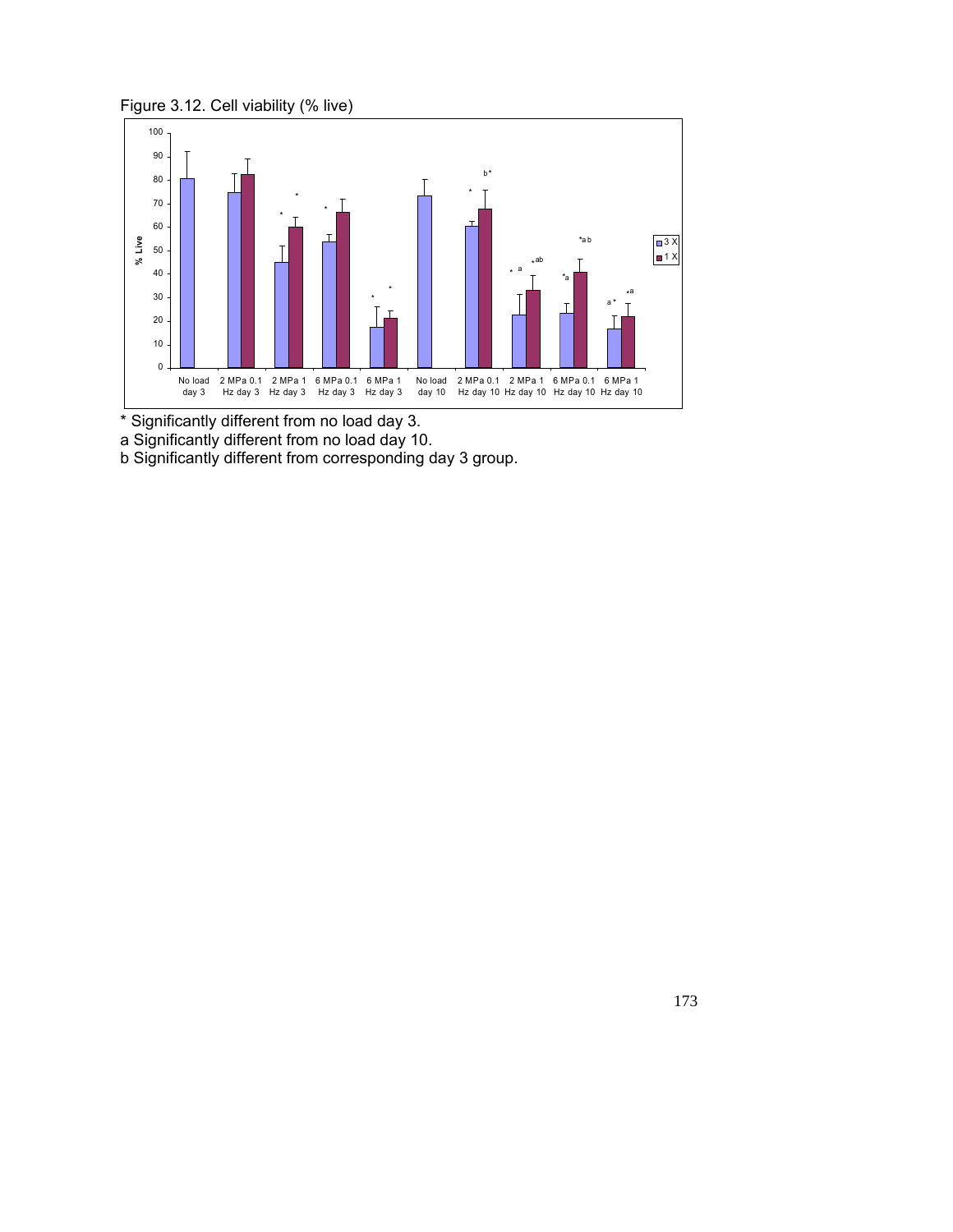Figure 3.12. Cell viability (% live)

* Significantly different from no load day 3.

a Significantly different from no load day 10.

b Significantly different from corresponding day 3 group.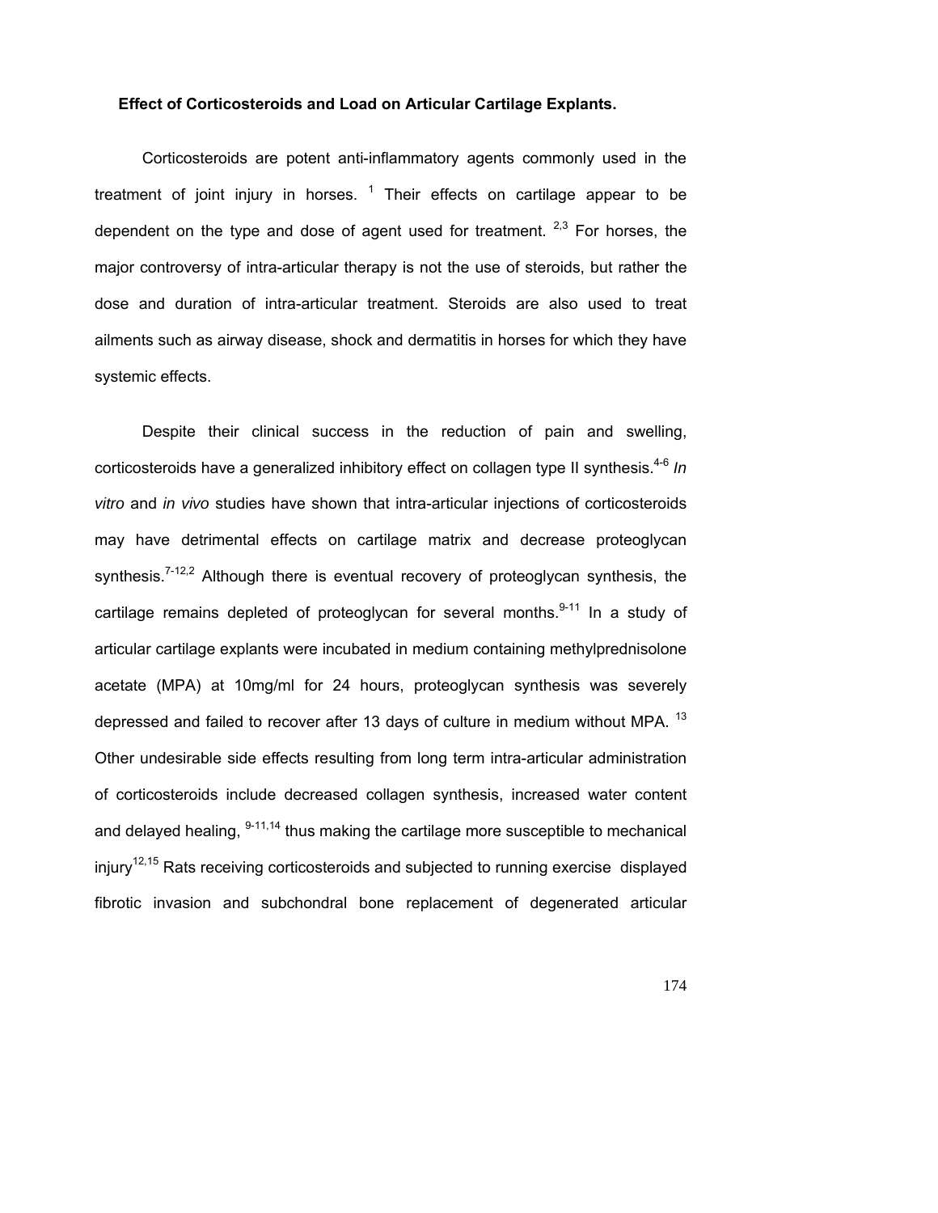**Effect of Corticosteroids and Load on Articular Cartilage Explants.**

Corticosteroids are potent anti-inflammatory agents commonly used in the treatment of joint injury in horses. [1] Their effects on cartilage appear to be dependent on the type and dose of agent used for treatment. [2,3] For horses, the major controversy of intra-articular therapy is not the use of steroids, but rather the dose and duration of intra-articular treatment. Steroids are also used to treat ailments such as airway disease, shock and dermatitis in horses for which they have systemic effects.

Despite their clinical success in the reduction of pain and swelling, corticosteroids have a generalized inhibitory effect on collagen type II synthesis.[4-6] *In vitro* and *in vivo* studies have shown that intra-articular injections of corticosteroids may have detrimental effects on cartilage matrix and decrease proteoglycan synthesis.[7-12,2] Although there is eventual recovery of proteoglycan synthesis, the cartilage remains depleted of proteoglycan for several months.[9-11] In a study of articular cartilage explants were incubated in medium containing methylprednisolone acetate (MPA) at 10mg/ml for 24 hours, proteoglycan synthesis was severely depressed and failed to recover after 13 days of culture in medium without MPA. [13] Other undesirable side effects resulting from long term intra-articular administration of corticosteroids include decreased collagen synthesis, increased water content and delayed healing, [9-11,14] thus making the cartilage more susceptible to mechanical injury[12,15] Rats receiving corticosteroids and subjected to running exercise displayed fibrotic invasion and subchondral bone replacement of degenerated articular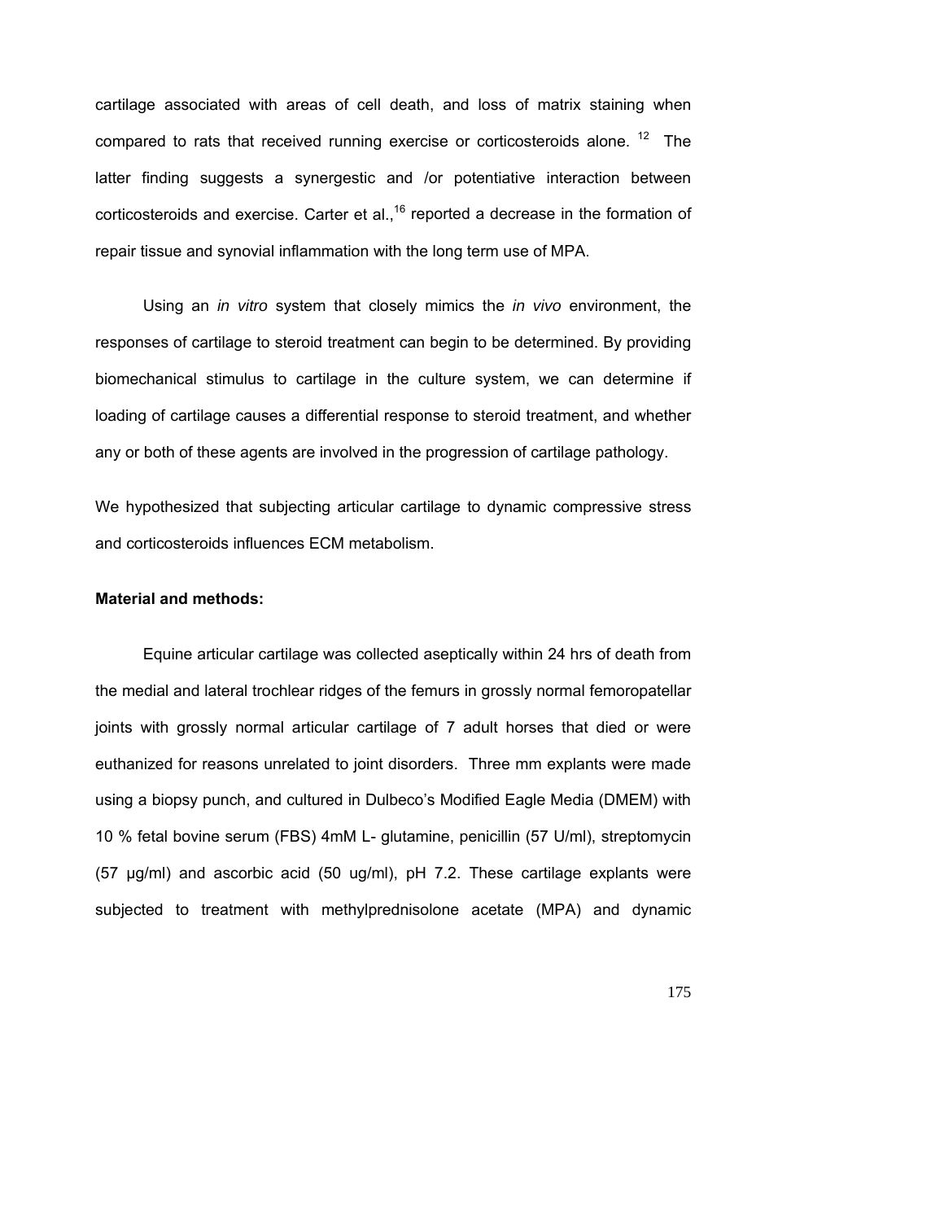cartilage associated with areas of cell death, and loss of matrix staining when compared to rats that received running exercise or corticosteroids alone. [12] The latter finding suggests a synergestic and /or potentiative interaction between corticosteroids and exercise. Carter et al.,[16] reported a decrease in the formation of repair tissue and synovial inflammation with the long term use of MPA.

Using an *in vitro* system that closely mimics the *in vivo* environment, the responses of cartilage to steroid treatment can begin to be determined. By providing biomechanical stimulus to cartilage in the culture system, we can determine if loading of cartilage causes a differential response to steroid treatment, and whether any or both of these agents are involved in the progression of cartilage pathology.

We hypothesized that subjecting articular cartilage to dynamic compressive stress and corticosteroids influences ECM metabolism.

**Material and methods:**

Equine articular cartilage was collected aseptically within 24 hrs of death from the medial and lateral trochlear ridges of the femurs in grossly normal femoropatellar joints with grossly normal articular cartilage of 7 adult horses that died or were euthanized for reasons unrelated to joint disorders. Three mm explants were made using a biopsy punch, and cultured in Dulbeco's Modified Eagle Media (DMEM) with 10 % fetal bovine serum (FBS) 4mM L- glutamine, penicillin (57 U/ml), streptomycin (57 µg/ml) and ascorbic acid (50 ug/ml), pH 7.2. These cartilage explants were subjected to treatment with methylprednisolone acetate (MPA) and dynamic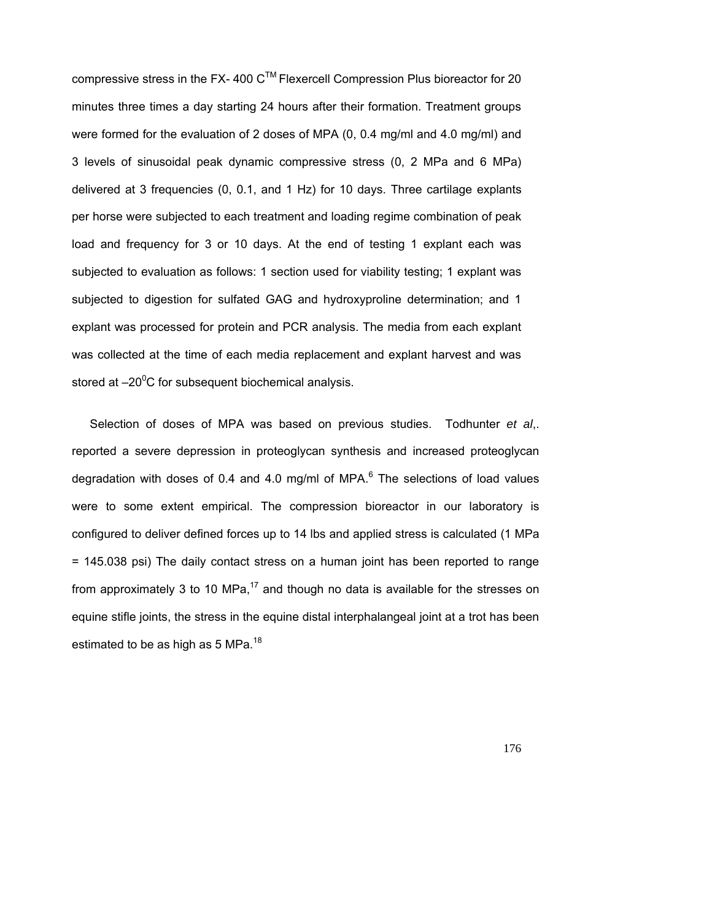compressive stress in the FX- 400 C™ Flexercell Compression Plus bioreactor for 20 minutes three times a day starting 24 hours after their formation. Treatment groups were formed for the evaluation of 2 doses of MPA (0, 0.4 mg/ml and 4.0 mg/ml) and 3 levels of sinusoidal peak dynamic compressive stress (0, 2 MPa and 6 MPa) delivered at 3 frequencies (0, 0.1, and 1 Hz) for 10 days. Three cartilage explants per horse were subjected to each treatment and loading regime combination of peak load and frequency for 3 or 10 days. At the end of testing 1 explant each was subjected to evaluation as follows: 1 section used for viability testing; 1 explant was subjected to digestion for sulfated GAG and hydroxyproline determination; and 1 explant was processed for protein and PCR analysis. The media from each explant was collected at the time of each media replacement and explant harvest and was stored at $-20^0$C for subsequent biochemical analysis.

Selection of doses of MPA was based on previous studies. Todhunter *et al*,. reported a severe depression in proteoglycan synthesis and increased proteoglycan degradation with doses of 0.4 and 4.0 mg/ml of MPA.[6] The selections of load values were to some extent empirical. The compression bioreactor in our laboratory is configured to deliver defined forces up to 14 lbs and applied stress is calculated (1 MPa = 145.038 psi) The daily contact stress on a human joint has been reported to range from approximately 3 to 10 MPa,[17] and though no data is available for the stresses on equine stifle joints, the stress in the equine distal interphalangeal joint at a trot has been estimated to be as high as 5 MPa.[18]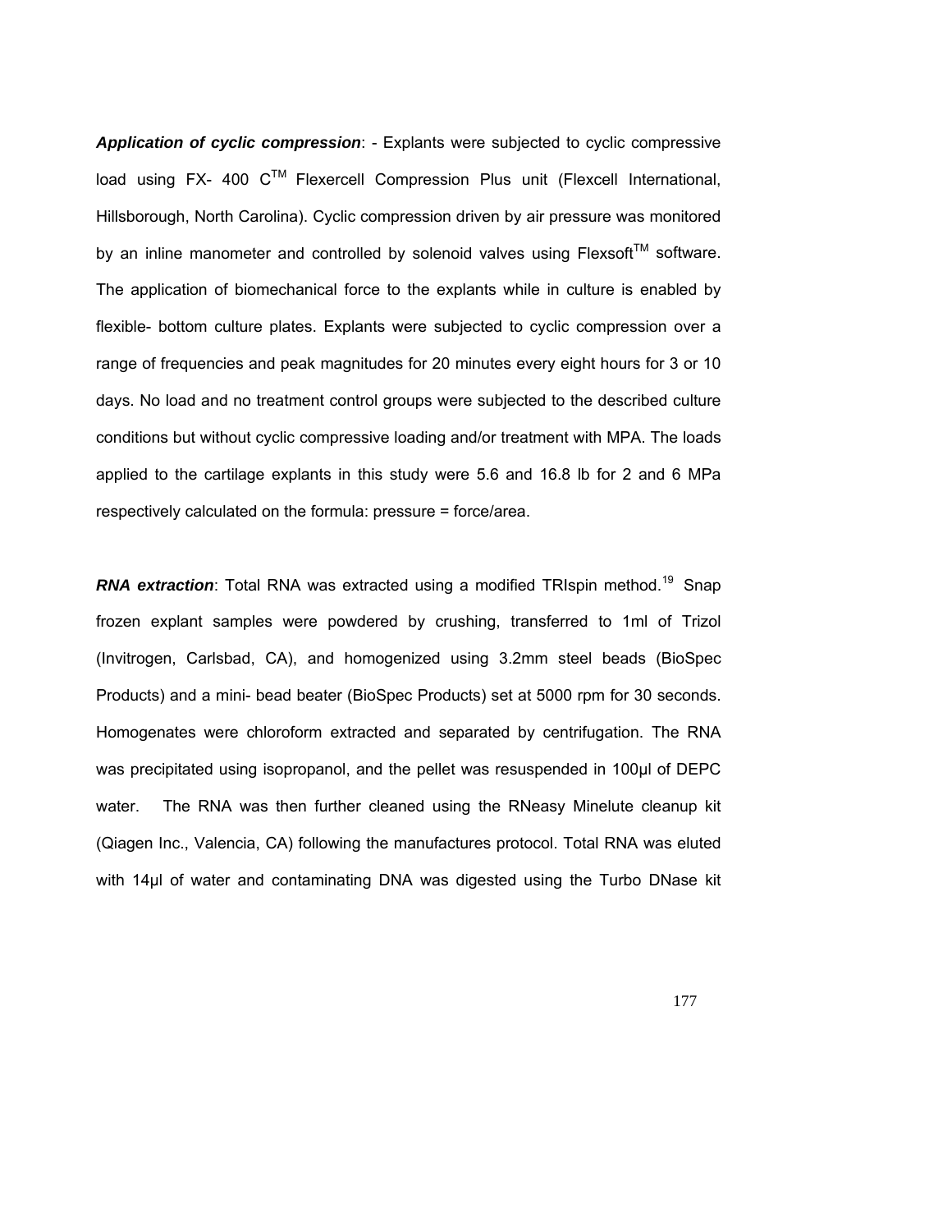***Application of cyclic compression***: - Explants were subjected to cyclic compressive load using FX- 400 C™ Flexercell Compression Plus unit (Flexcell International, Hillsborough, North Carolina). Cyclic compression driven by air pressure was monitored by an inline manometer and controlled by solenoid valves using Flexsoft™ software. The application of biomechanical force to the explants while in culture is enabled by flexible- bottom culture plates. Explants were subjected to cyclic compression over a range of frequencies and peak magnitudes for 20 minutes every eight hours for 3 or 10 days. No load and no treatment control groups were subjected to the described culture conditions but without cyclic compressive loading and/or treatment with MPA. The loads applied to the cartilage explants in this study were 5.6 and 16.8 lb for 2 and 6 MPa respectively calculated on the formula: pressure = force/area.

***RNA extraction***: Total RNA was extracted using a modified TRIspin method.[19] Snap frozen explant samples were powdered by crushing, transferred to 1ml of Trizol (Invitrogen, Carlsbad, CA), and homogenized using 3.2mm steel beads (BioSpec Products) and a mini- bead beater (BioSpec Products) set at 5000 rpm for 30 seconds. Homogenates were chloroform extracted and separated by centrifugation. The RNA was precipitated using isopropanol, and the pellet was resuspended in 100µl of DEPC water. The RNA was then further cleaned using the RNeasy Minelute cleanup kit (Qiagen Inc., Valencia, CA) following the manufactures protocol. Total RNA was eluted with 14µl of water and contaminating DNA was digested using the Turbo DNase kit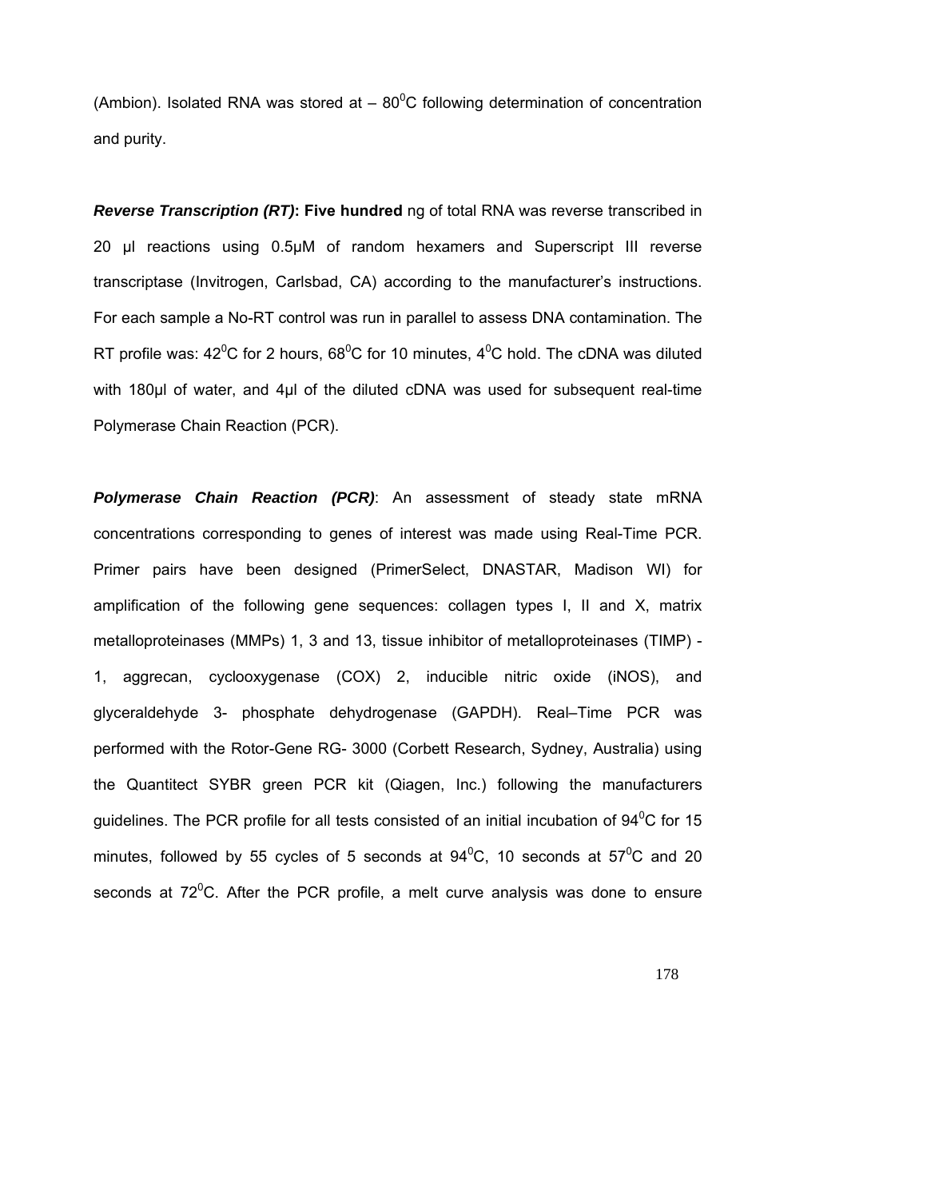(Ambion). Isolated RNA was stored at – $80^0$C following determination of concentration and purity.

***Reverse Transcription (RT)*:** **Five hundred** ng of total RNA was reverse transcribed in 20 µl reactions using 0.5µM of random hexamers and Superscript III reverse transcriptase (Invitrogen, Carlsbad, CA) according to the manufacturer's instructions. For each sample a No-RT control was run in parallel to assess DNA contamination. The RT profile was: $42^0$C for 2 hours, $68^0$C for 10 minutes, $4^0$C hold. The cDNA was diluted with 180µl of water, and 4µl of the diluted cDNA was used for subsequent real-time Polymerase Chain Reaction (PCR).

***Polymerase Chain Reaction (PCR)***: An assessment of steady state mRNA concentrations corresponding to genes of interest was made using Real-Time PCR. Primer pairs have been designed (PrimerSelect, DNASTAR, Madison WI) for amplification of the following gene sequences: collagen types I, II and X, matrix metalloproteinases (MMPs) 1, 3 and 13, tissue inhibitor of metalloproteinases (TIMP) - 1, aggrecan, cyclooxygenase (COX) 2, inducible nitric oxide (iNOS), and glyceraldehyde 3- phosphate dehydrogenase (GAPDH). Real–Time PCR was performed with the Rotor-Gene RG- 3000 (Corbett Research, Sydney, Australia) using the Quantitect SYBR green PCR kit (Qiagen, Inc.) following the manufacturers guidelines. The PCR profile for all tests consisted of an initial incubation of $94^0$C for 15 minutes, followed by 55 cycles of 5 seconds at $94^0$C, 10 seconds at $57^0$C and 20 seconds at $72^0$C. After the PCR profile, a melt curve analysis was done to ensure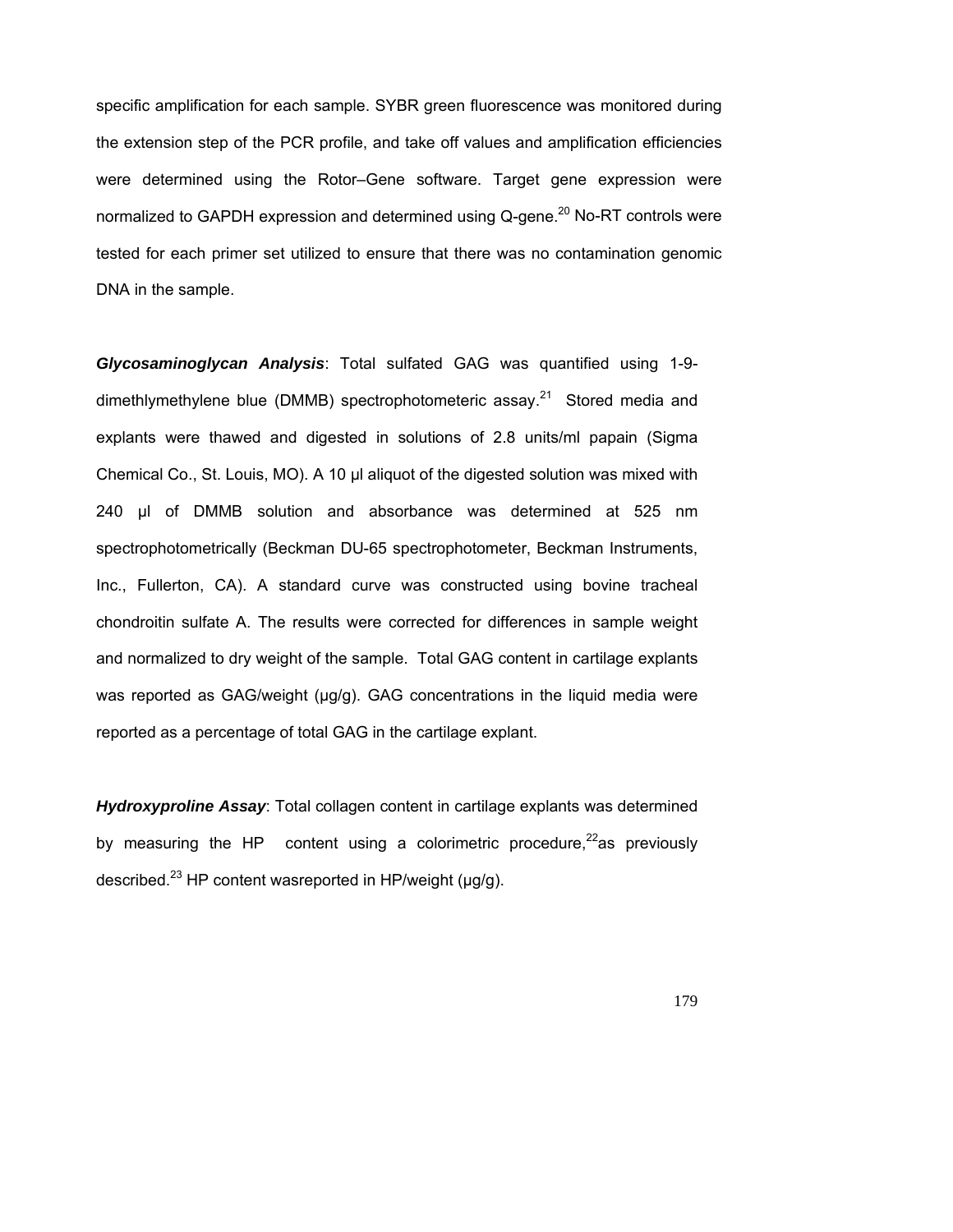specific amplification for each sample. SYBR green fluorescence was monitored during the extension step of the PCR profile, and take off values and amplification efficiencies were determined using the Rotor–Gene software. Target gene expression were normalized to GAPDH expression and determined using Q-gene.[20] No-RT controls were tested for each primer set utilized to ensure that there was no contamination genomic DNA in the sample.

***Glycosaminoglycan Analysis***: Total sulfated GAG was quantified using 1-9-dimethlymethylene blue (DMMB) spectrophotometeric assay.[21] Stored media and explants were thawed and digested in solutions of 2.8 units/ml papain (Sigma Chemical Co., St. Louis, MO). A 10 µl aliquot of the digested solution was mixed with 240 µl of DMMB solution and absorbance was determined at 525 nm spectrophotometrically (Beckman DU-65 spectrophotometer, Beckman Instruments, Inc., Fullerton, CA). A standard curve was constructed using bovine tracheal chondroitin sulfate A. The results were corrected for differences in sample weight and normalized to dry weight of the sample. Total GAG content in cartilage explants was reported as GAG/weight (µg/g). GAG concentrations in the liquid media were reported as a percentage of total GAG in the cartilage explant.

***Hydroxyproline Assay***: Total collagen content in cartilage explants was determined by measuring the HP content using a colorimetric procedure,[22]as previously described.[23] HP content wasreported in HP/weight (µg/g).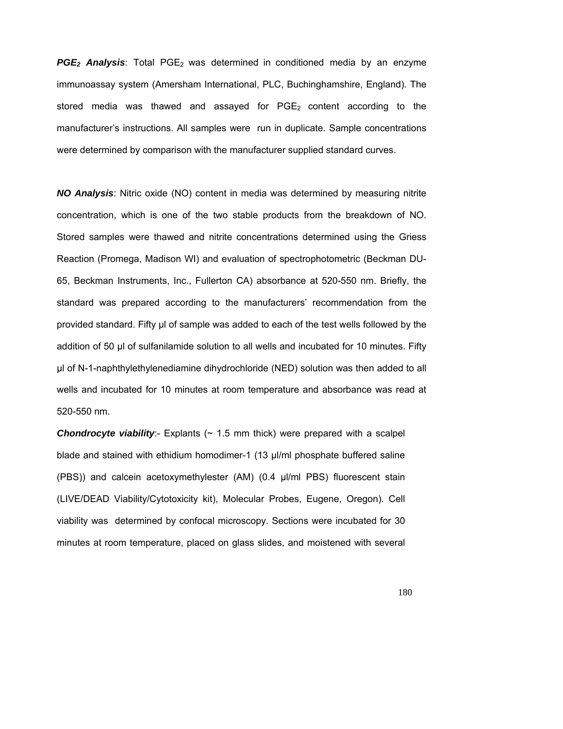***$PGE_2$ Analysis***: Total $PGE_2$ was determined in conditioned media by an enzyme immunoassay system (Amersham International, PLC, Buchinghamshire, England). The stored media was thawed and assayed for $PGE_2$ content according to the manufacturer's instructions. All samples were run in duplicate. Sample concentrations were determined by comparison with the manufacturer supplied standard curves.

***NO Analysis***: Nitric oxide (NO) content in media was determined by measuring nitrite concentration, which is one of the two stable products from the breakdown of NO. Stored samples were thawed and nitrite concentrations determined using the Griess Reaction (Promega, Madison WI) and evaluation of spectrophotometric (Beckman DU-65, Beckman Instruments, Inc., Fullerton CA) absorbance at 520-550 nm. Briefly, the standard was prepared according to the manufacturers' recommendation from the provided standard. Fifty µl of sample was added to each of the test wells followed by the addition of 50 µl of sulfanilamide solution to all wells and incubated for 10 minutes. Fifty µl of N-1-naphthylethylenediamine dihydrochloride (NED) solution was then added to all wells and incubated for 10 minutes at room temperature and absorbance was read at 520-550 nm.

***Chondrocyte viability***:- Explants (~ 1.5 mm thick) were prepared with a scalpel blade and stained with ethidium homodimer-1 (13 µl/ml phosphate buffered saline (PBS)) and calcein acetoxymethylester (AM) (0.4 µl/ml PBS) fluorescent stain (LIVE/DEAD Viability/Cytotoxicity kit), Molecular Probes, Eugene, Oregon). Cell viability was determined by confocal microscopy. Sections were incubated for 30 minutes at room temperature, placed on glass slides, and moistened with several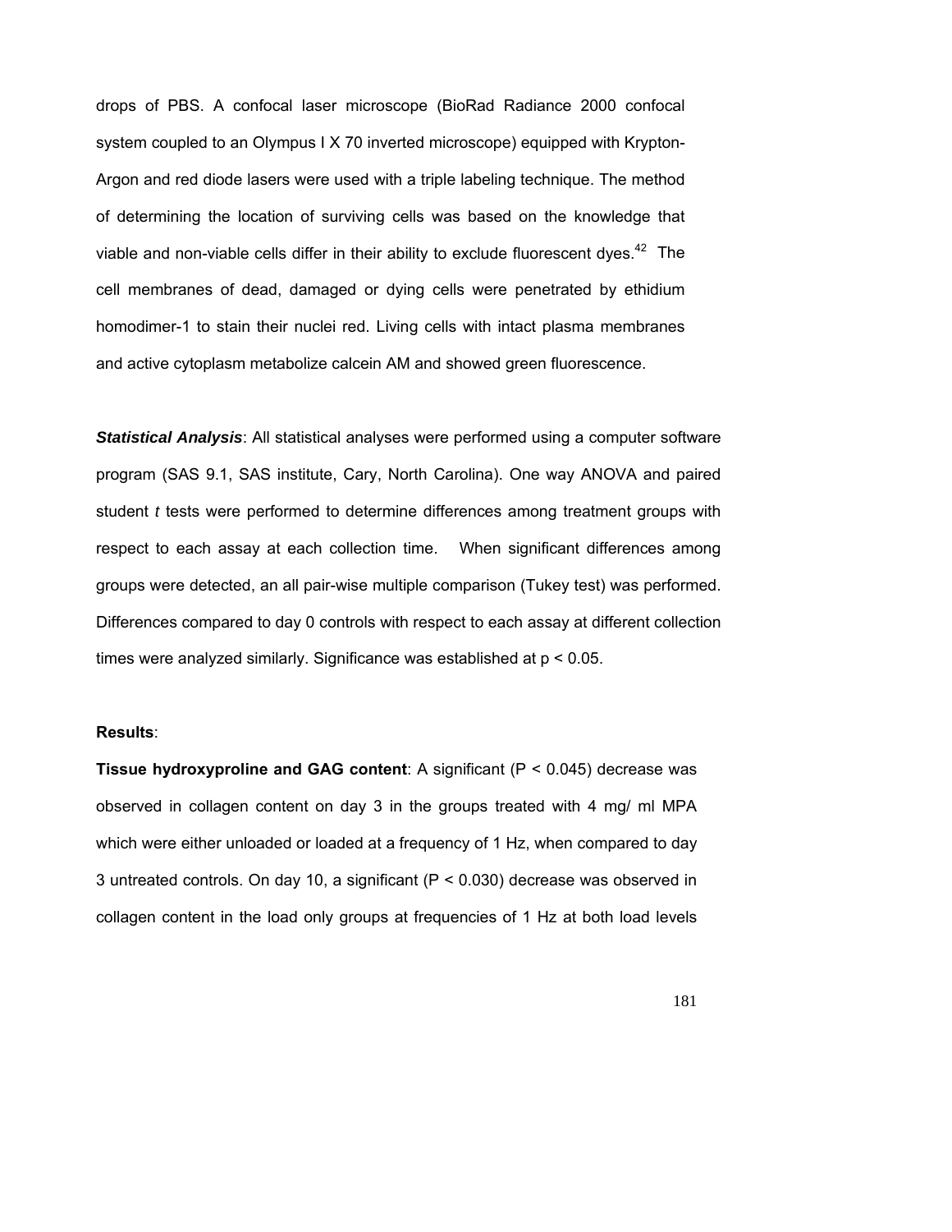drops of PBS. A confocal laser microscope (BioRad Radiance 2000 confocal system coupled to an Olympus I X 70 inverted microscope) equipped with Krypton-Argon and red diode lasers were used with a triple labeling technique. The method of determining the location of surviving cells was based on the knowledge that viable and non-viable cells differ in their ability to exclude fluorescent dyes.[42] The cell membranes of dead, damaged or dying cells were penetrated by ethidium homodimer-1 to stain their nuclei red. Living cells with intact plasma membranes and active cytoplasm metabolize calcein AM and showed green fluorescence.

***Statistical Analysis***: All statistical analyses were performed using a computer software program (SAS 9.1, SAS institute, Cary, North Carolina). One way ANOVA and paired student *t* tests were performed to determine differences among treatment groups with respect to each assay at each collection time. When significant differences among groups were detected, an all pair-wise multiple comparison (Tukey test) was performed. Differences compared to day 0 controls with respect to each assay at different collection times were analyzed similarly. Significance was established at $p < 0.05$.

**Results**:

**Tissue hydroxyproline and GAG content**: A significant ($P < 0.045$) decrease was observed in collagen content on day 3 in the groups treated with 4 mg/ ml MPA which were either unloaded or loaded at a frequency of 1 Hz, when compared to day 3 untreated controls. On day 10, a significant ($P < 0.030$) decrease was observed in collagen content in the load only groups at frequencies of 1 Hz at both load levels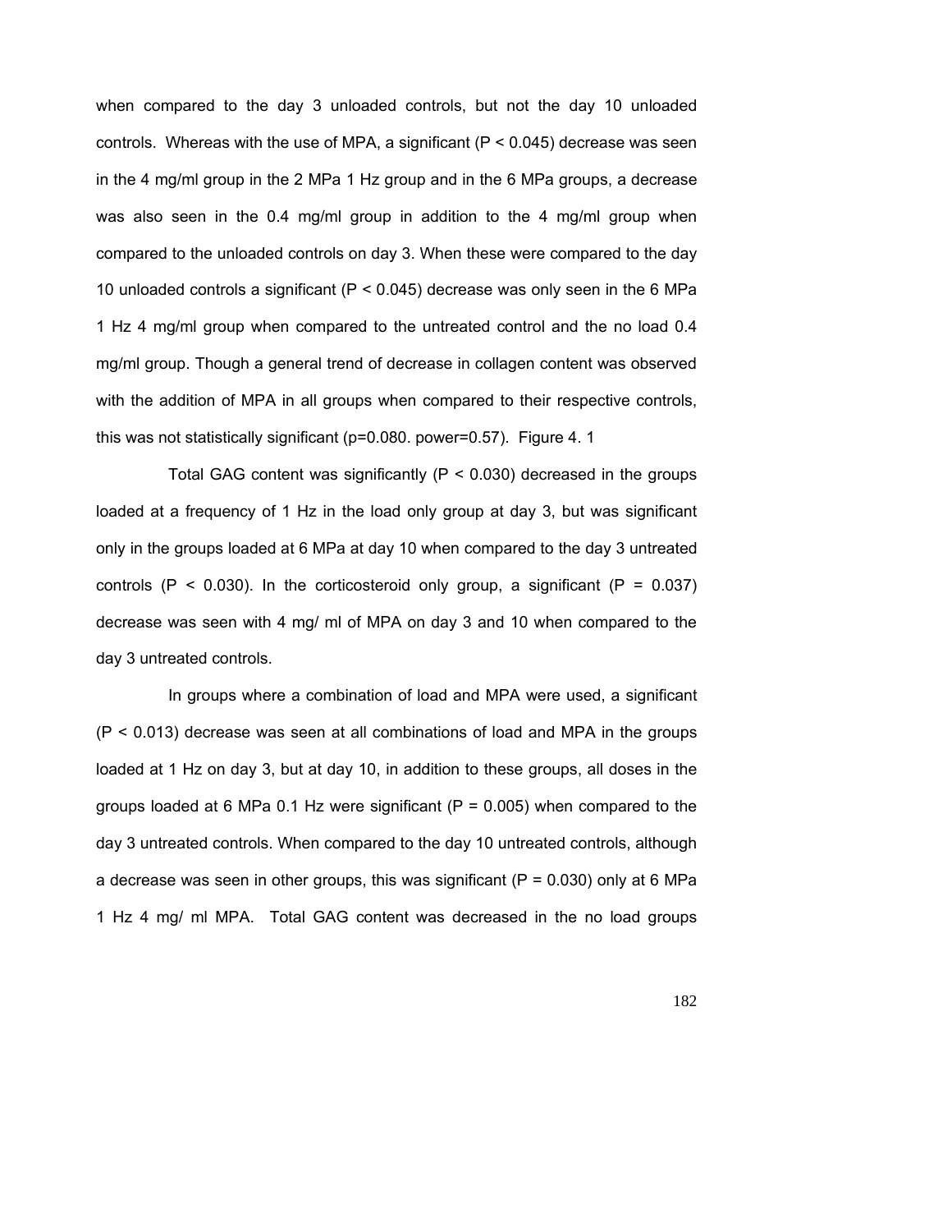when compared to the day 3 unloaded controls, but not the day 10 unloaded controls. Whereas with the use of MPA, a significant ($P < 0.045$) decrease was seen in the 4 mg/ml group in the 2 MPa 1 Hz group and in the 6 MPa groups, a decrease was also seen in the 0.4 mg/ml group in addition to the 4 mg/ml group when compared to the unloaded controls on day 3. When these were compared to the day 10 unloaded controls a significant ($P < 0.045$) decrease was only seen in the 6 MPa 1 Hz 4 mg/ml group when compared to the untreated control and the no load 0.4 mg/ml group. Though a general trend of decrease in collagen content was observed with the addition of MPA in all groups when compared to their respective controls, this was not statistically significant ($p=0.080$. power=0.57). Figure 4. 1

Total GAG content was significantly ($P < 0.030$) decreased in the groups loaded at a frequency of 1 Hz in the load only group at day 3, but was significant only in the groups loaded at 6 MPa at day 10 when compared to the day 3 untreated controls ($P < 0.030$). In the corticosteroid only group, a significant ($P = 0.037$) decrease was seen with 4 mg/ ml of MPA on day 3 and 10 when compared to the day 3 untreated controls.

In groups where a combination of load and MPA were used, a significant ($P < 0.013$) decrease was seen at all combinations of load and MPA in the groups loaded at 1 Hz on day 3, but at day 10, in addition to these groups, all doses in the groups loaded at 6 MPa 0.1 Hz were significant ($P = 0.005$) when compared to the day 3 untreated controls. When compared to the day 10 untreated controls, although a decrease was seen in other groups, this was significant ($P = 0.030$) only at 6 MPa 1 Hz 4 mg/ ml MPA. Total GAG content was decreased in the no load groups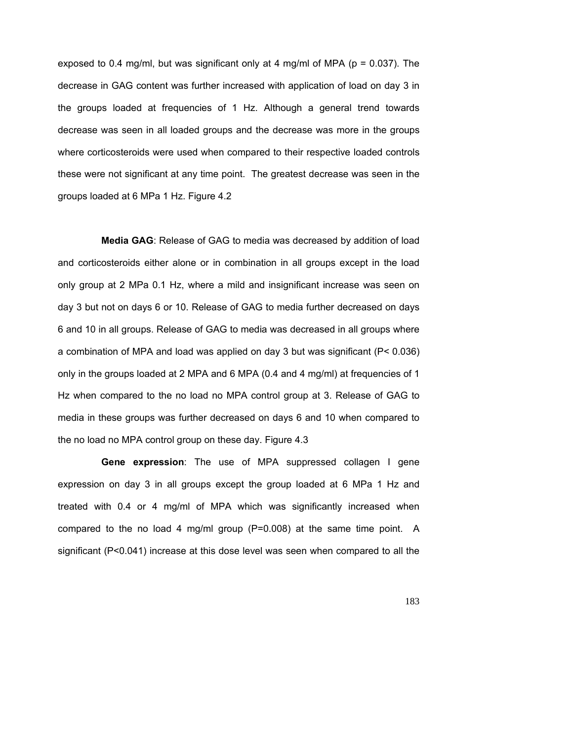exposed to 0.4 mg/ml, but was significant only at 4 mg/ml of MPA ($p = 0.037$). The decrease in GAG content was further increased with application of load on day 3 in the groups loaded at frequencies of 1 Hz. Although a general trend towards decrease was seen in all loaded groups and the decrease was more in the groups where corticosteroids were used when compared to their respective loaded controls these were not significant at any time point. The greatest decrease was seen in the groups loaded at 6 MPa 1 Hz. Figure 4.2

**Media GAG**: Release of GAG to media was decreased by addition of load and corticosteroids either alone or in combination in all groups except in the load only group at 2 MPa 0.1 Hz, where a mild and insignificant increase was seen on day 3 but not on days 6 or 10. Release of GAG to media further decreased on days 6 and 10 in all groups. Release of GAG to media was decreased in all groups where a combination of MPA and load was applied on day 3 but was significant ($P < 0.036$) only in the groups loaded at 2 MPA and 6 MPA (0.4 and 4 mg/ml) at frequencies of 1 Hz when compared to the no load no MPA control group at 3. Release of GAG to media in these groups was further decreased on days 6 and 10 when compared to the no load no MPA control group on these day. Figure 4.3

**Gene expression**: The use of MPA suppressed collagen I gene expression on day 3 in all groups except the group loaded at 6 MPa 1 Hz and treated with 0.4 or 4 mg/ml of MPA which was significantly increased when compared to the no load 4 mg/ml group ($P=0.008$) at the same time point. A significant ($P<0.041$) increase at this dose level was seen when compared to all the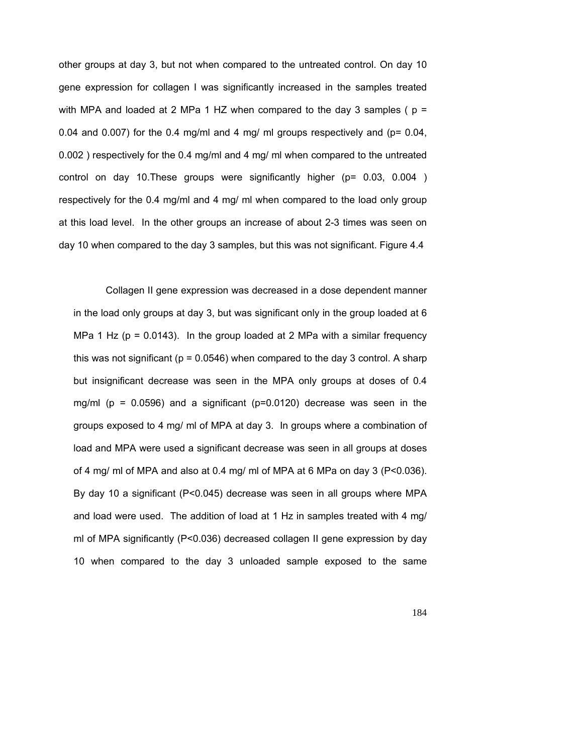other groups at day 3, but not when compared to the untreated control. On day 10 gene expression for collagen I was significantly increased in the samples treated with MPA and loaded at 2 MPa 1 HZ when compared to the day 3 samples ( $p = 0.04$ and $0.007$) for the 0.4 mg/ml and 4 mg/ ml groups respectively and ($p = 0.04$, $0.002$ ) respectively for the 0.4 mg/ml and 4 mg/ ml when compared to the untreated control on day 10.These groups were significantly higher ($p = 0.03$, $0.004$ ) respectively for the 0.4 mg/ml and 4 mg/ ml when compared to the load only group at this load level. In the other groups an increase of about 2-3 times was seen on day 10 when compared to the day 3 samples, but this was not significant. Figure 4.4

Collagen II gene expression was decreased in a dose dependent manner in the load only groups at day 3, but was significant only in the group loaded at 6 MPa 1 Hz ($p = 0.0143$). In the group loaded at 2 MPa with a similar frequency this was not significant ($p = 0.0546$) when compared to the day 3 control. A sharp but insignificant decrease was seen in the MPA only groups at doses of 0.4 mg/ml ($p = 0.0596$) and a significant ($p=0.0120$) decrease was seen in the groups exposed to 4 mg/ ml of MPA at day 3. In groups where a combination of load and MPA were used a significant decrease was seen in all groups at doses of 4 mg/ ml of MPA and also at 0.4 mg/ ml of MPA at 6 MPa on day 3 ($P<0.036$). By day 10 a significant ($P<0.045$) decrease was seen in all groups where MPA and load were used. The addition of load at 1 Hz in samples treated with 4 mg/ ml of MPA significantly ($P<0.036$) decreased collagen II gene expression by day 10 when compared to the day 3 unloaded sample exposed to the same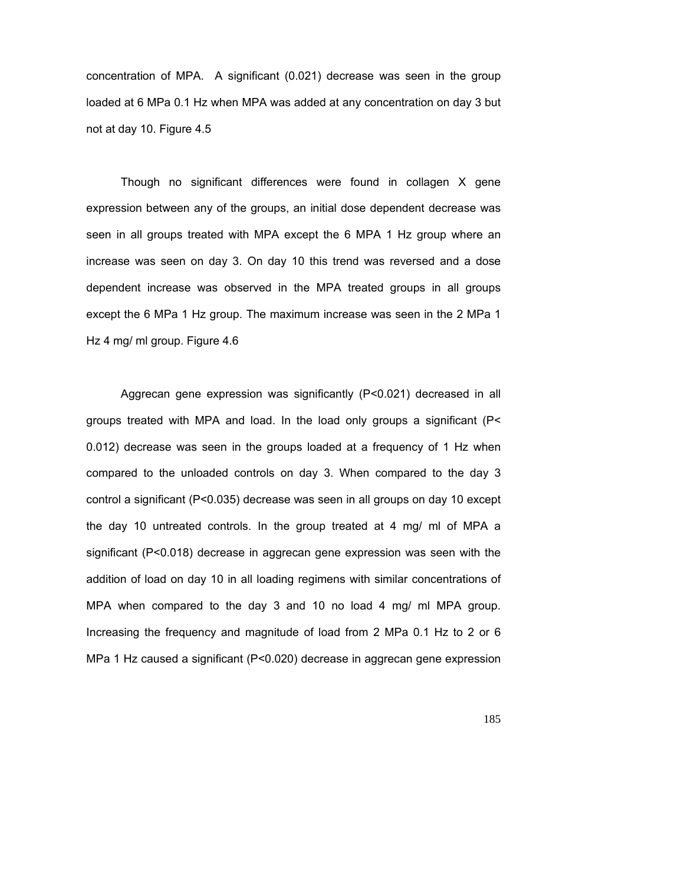concentration of MPA. A significant (0.021) decrease was seen in the group loaded at 6 MPa 0.1 Hz when MPA was added at any concentration on day 3 but not at day 10. Figure 4.5

Though no significant differences were found in collagen X gene expression between any of the groups, an initial dose dependent decrease was seen in all groups treated with MPA except the 6 MPA 1 Hz group where an increase was seen on day 3. On day 10 this trend was reversed and a dose dependent increase was observed in the MPA treated groups in all groups except the 6 MPa 1 Hz group. The maximum increase was seen in the 2 MPa 1 Hz 4 mg/ ml group. Figure 4.6

Aggrecan gene expression was significantly ($P<0.021$) decreased in all groups treated with MPA and load. In the load only groups a significant ($P< 0.012$) decrease was seen in the groups loaded at a frequency of 1 Hz when compared to the unloaded controls on day 3. When compared to the day 3 control a significant ($P<0.035$) decrease was seen in all groups on day 10 except the day 10 untreated controls. In the group treated at 4 mg/ ml of MPA a significant ($P<0.018$) decrease in aggrecan gene expression was seen with the addition of load on day 10 in all loading regimens with similar concentrations of MPA when compared to the day 3 and 10 no load 4 mg/ ml MPA group. Increasing the frequency and magnitude of load from 2 MPa 0.1 Hz to 2 or 6 MPa 1 Hz caused a significant ($P<0.020$) decrease in aggrecan gene expression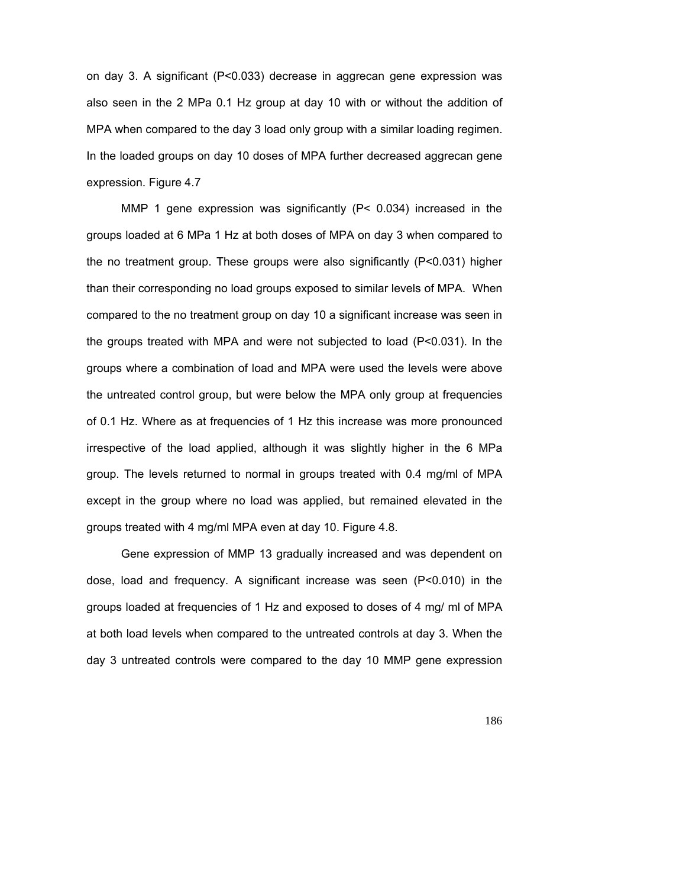on day 3. A significant ($P<0.033$) decrease in aggrecan gene expression was also seen in the 2 MPa 0.1 Hz group at day 10 with or without the addition of MPA when compared to the day 3 load only group with a similar loading regimen. In the loaded groups on day 10 doses of MPA further decreased aggrecan gene expression. Figure 4.7

MMP 1 gene expression was significantly ($P< 0.034$) increased in the groups loaded at 6 MPa 1 Hz at both doses of MPA on day 3 when compared to the no treatment group. These groups were also significantly ($P<0.031$) higher than their corresponding no load groups exposed to similar levels of MPA. When compared to the no treatment group on day 10 a significant increase was seen in the groups treated with MPA and were not subjected to load ($P<0.031$). In the groups where a combination of load and MPA were used the levels were above the untreated control group, but were below the MPA only group at frequencies of 0.1 Hz. Where as at frequencies of 1 Hz this increase was more pronounced irrespective of the load applied, although it was slightly higher in the 6 MPa group. The levels returned to normal in groups treated with 0.4 mg/ml of MPA except in the group where no load was applied, but remained elevated in the groups treated with 4 mg/ml MPA even at day 10. Figure 4.8.

Gene expression of MMP 13 gradually increased and was dependent on dose, load and frequency. A significant increase was seen ($P<0.010$) in the groups loaded at frequencies of 1 Hz and exposed to doses of 4 mg/ ml of MPA at both load levels when compared to the untreated controls at day 3. When the day 3 untreated controls were compared to the day 10 MMP gene expression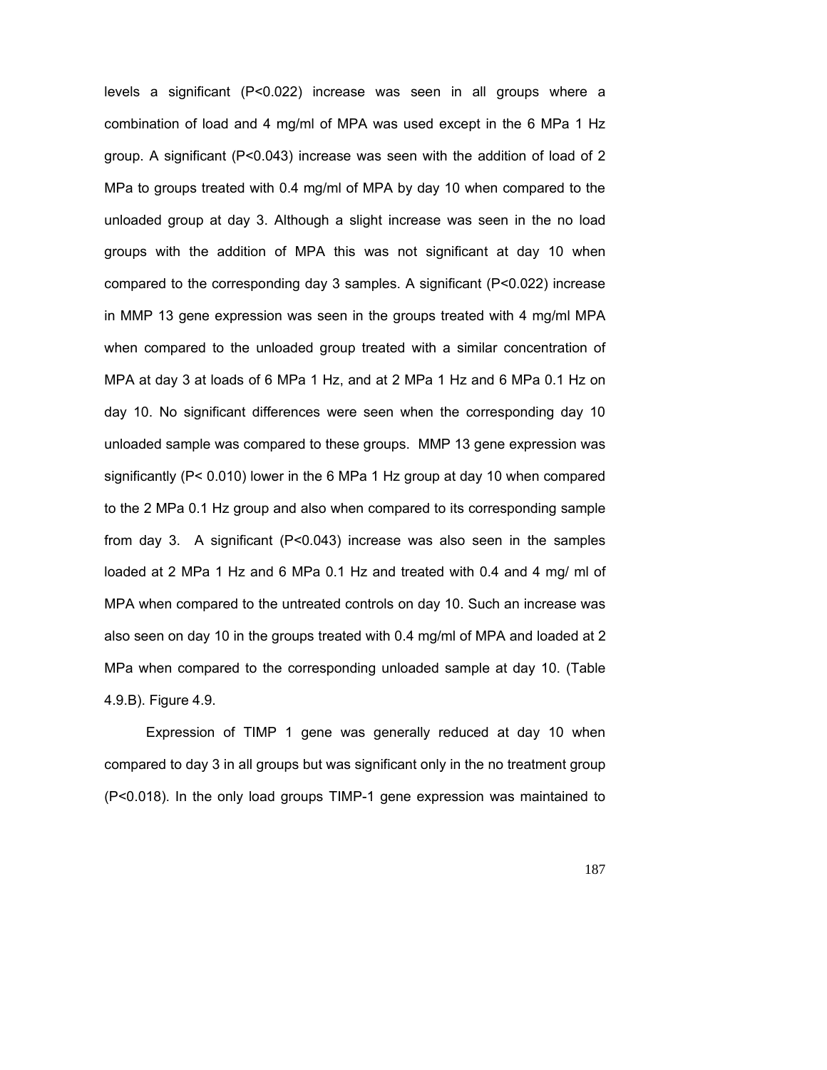levels a significant ($P<0.022$) increase was seen in all groups where a combination of load and 4 mg/ml of MPA was used except in the 6 MPa 1 Hz group. A significant ($P<0.043$) increase was seen with the addition of load of 2 MPa to groups treated with 0.4 mg/ml of MPA by day 10 when compared to the unloaded group at day 3. Although a slight increase was seen in the no load groups with the addition of MPA this was not significant at day 10 when compared to the corresponding day 3 samples. A significant ($P<0.022$) increase in MMP 13 gene expression was seen in the groups treated with 4 mg/ml MPA when compared to the unloaded group treated with a similar concentration of MPA at day 3 at loads of 6 MPa 1 Hz, and at 2 MPa 1 Hz and 6 MPa 0.1 Hz on day 10. No significant differences were seen when the corresponding day 10 unloaded sample was compared to these groups. MMP 13 gene expression was significantly ($P< 0.010$) lower in the 6 MPa 1 Hz group at day 10 when compared to the 2 MPa 0.1 Hz group and also when compared to its corresponding sample from day 3. A significant ($P<0.043$) increase was also seen in the samples loaded at 2 MPa 1 Hz and 6 MPa 0.1 Hz and treated with 0.4 and 4 mg/ ml of MPA when compared to the untreated controls on day 10. Such an increase was also seen on day 10 in the groups treated with 0.4 mg/ml of MPA and loaded at 2 MPa when compared to the corresponding unloaded sample at day 10. (Table 4.9.B). Figure 4.9.

Expression of TIMP 1 gene was generally reduced at day 10 when compared to day 3 in all groups but was significant only in the no treatment group ($P<0.018$). In the only load groups TIMP-1 gene expression was maintained to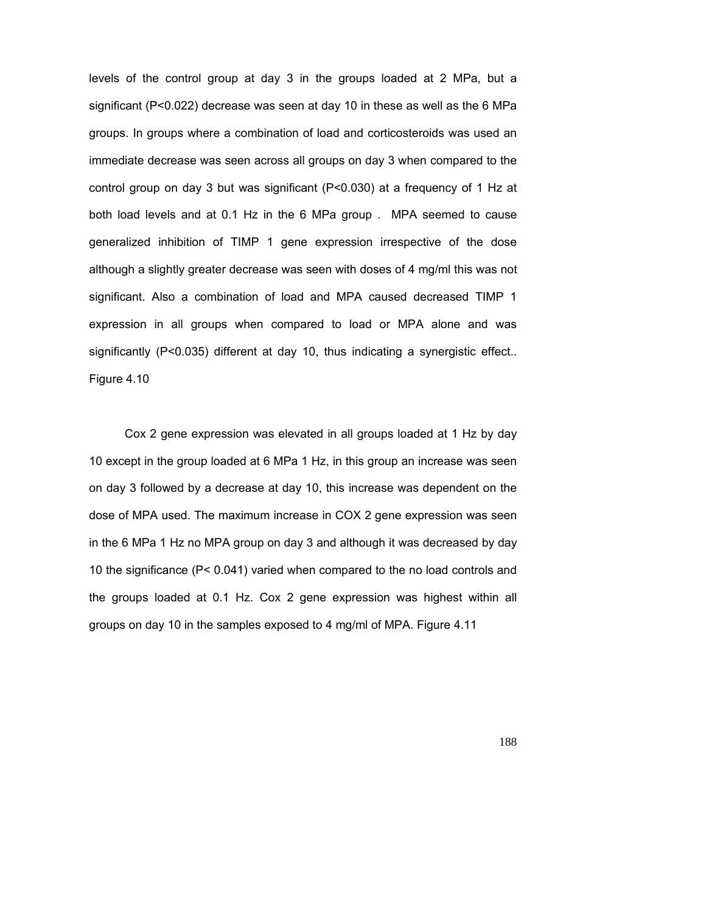levels of the control group at day 3 in the groups loaded at 2 MPa, but a significant ($P<0.022$) decrease was seen at day 10 in these as well as the 6 MPa groups. In groups where a combination of load and corticosteroids was used an immediate decrease was seen across all groups on day 3 when compared to the control group on day 3 but was significant ($P<0.030$) at a frequency of 1 Hz at both load levels and at 0.1 Hz in the 6 MPa group . MPA seemed to cause generalized inhibition of TIMP 1 gene expression irrespective of the dose although a slightly greater decrease was seen with doses of 4 mg/ml this was not significant. Also a combination of load and MPA caused decreased TIMP 1 expression in all groups when compared to load or MPA alone and was significantly ($P<0.035$) different at day 10, thus indicating a synergistic effect.. Figure 4.10

Cox 2 gene expression was elevated in all groups loaded at 1 Hz by day 10 except in the group loaded at 6 MPa 1 Hz, in this group an increase was seen on day 3 followed by a decrease at day 10, this increase was dependent on the dose of MPA used. The maximum increase in COX 2 gene expression was seen in the 6 MPa 1 Hz no MPA group on day 3 and although it was decreased by day 10 the significance ($P< 0.041$) varied when compared to the no load controls and the groups loaded at 0.1 Hz. Cox 2 gene expression was highest within all groups on day 10 in the samples exposed to 4 mg/ml of MPA. Figure 4.11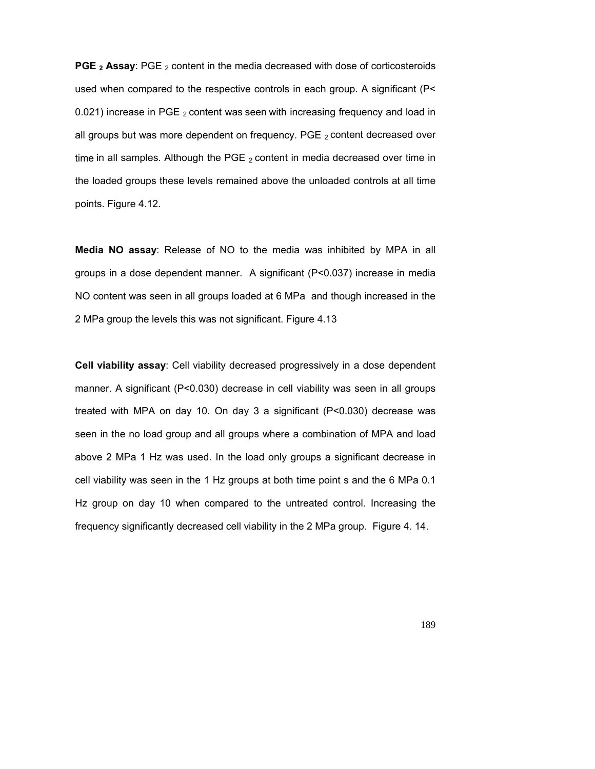**$PGE_2$ Assay**: $PGE_2$ content in the media decreased with dose of corticosteroids used when compared to the respective controls in each group. A significant ($P< 0.021$) increase in $PGE_2$ content was seen with increasing frequency and load in all groups but was more dependent on frequency. $PGE_2$ content decreased over time in all samples. Although the $PGE_2$ content in media decreased over time in the loaded groups these levels remained above the unloaded controls at all time points. Figure 4.12.

**Media NO assay**: Release of NO to the media was inhibited by MPA in all groups in a dose dependent manner. A significant ($P<0.037$) increase in media NO content was seen in all groups loaded at 6 MPa and though increased in the 2 MPa group the levels this was not significant. Figure 4.13

**Cell viability assay**: Cell viability decreased progressively in a dose dependent manner. A significant ($P<0.030$) decrease in cell viability was seen in all groups treated with MPA on day 10. On day 3 a significant ($P<0.030$) decrease was seen in the no load group and all groups where a combination of MPA and load above 2 MPa 1 Hz was used. In the load only groups a significant decrease in cell viability was seen in the 1 Hz groups at both time point s and the 6 MPa 0.1 Hz group on day 10 when compared to the untreated control. Increasing the frequency significantly decreased cell viability in the 2 MPa group. Figure 4. 14.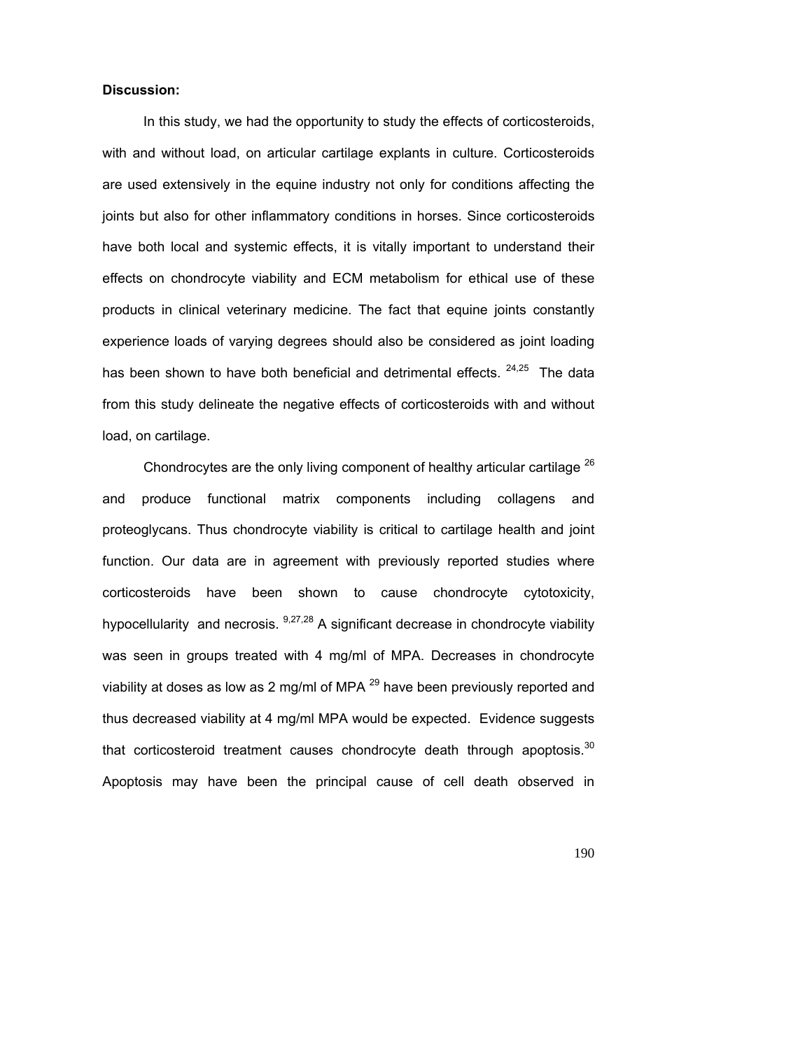**Discussion:**

In this study, we had the opportunity to study the effects of corticosteroids, with and without load, on articular cartilage explants in culture. Corticosteroids are used extensively in the equine industry not only for conditions affecting the joints but also for other inflammatory conditions in horses. Since corticosteroids have both local and systemic effects, it is vitally important to understand their effects on chondrocyte viability and ECM metabolism for ethical use of these products in clinical veterinary medicine. The fact that equine joints constantly experience loads of varying degrees should also be considered as joint loading has been shown to have both beneficial and detrimental effects. [24,25] The data from this study delineate the negative effects of corticosteroids with and without load, on cartilage.

Chondrocytes are the only living component of healthy articular cartilage [26] and produce functional matrix components including collagens and proteoglycans. Thus chondrocyte viability is critical to cartilage health and joint function. Our data are in agreement with previously reported studies where corticosteroids have been shown to cause chondrocyte cytotoxicity, hypocellularity and necrosis. [9,27,28] A significant decrease in chondrocyte viability was seen in groups treated with 4 mg/ml of MPA. Decreases in chondrocyte viability at doses as low as 2 mg/ml of MPA [29] have been previously reported and thus decreased viability at 4 mg/ml MPA would be expected. Evidence suggests that corticosteroid treatment causes chondrocyte death through apoptosis.[30] Apoptosis may have been the principal cause of cell death observed in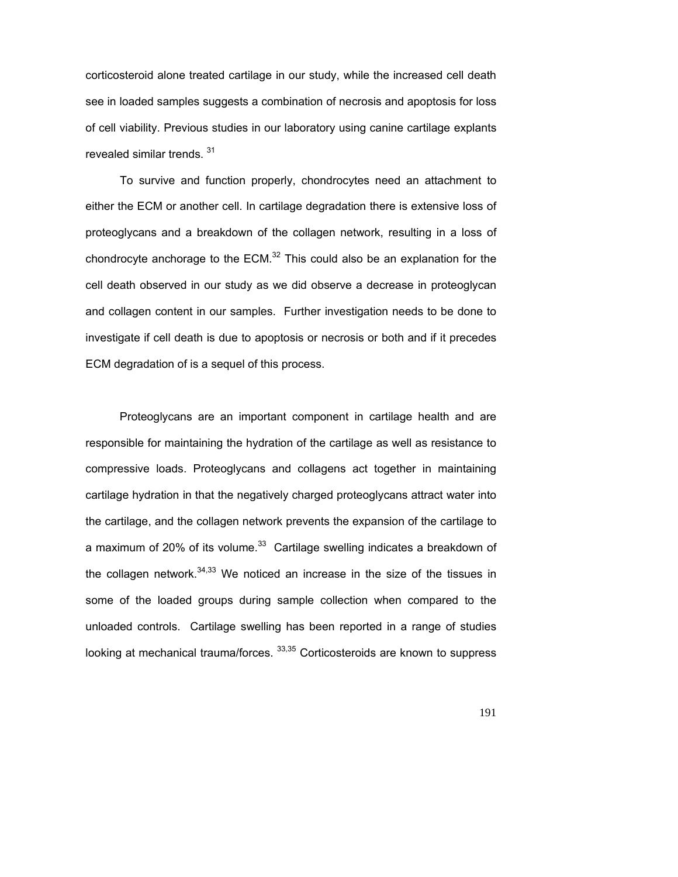corticosteroid alone treated cartilage in our study, while the increased cell death see in loaded samples suggests a combination of necrosis and apoptosis for loss of cell viability. Previous studies in our laboratory using canine cartilage explants revealed similar trends. [31]

To survive and function properly, chondrocytes need an attachment to either the ECM or another cell. In cartilage degradation there is extensive loss of proteoglycans and a breakdown of the collagen network, resulting in a loss of chondrocyte anchorage to the ECM.[32] This could also be an explanation for the cell death observed in our study as we did observe a decrease in proteoglycan and collagen content in our samples. Further investigation needs to be done to investigate if cell death is due to apoptosis or necrosis or both and if it precedes ECM degradation of is a sequel of this process.

Proteoglycans are an important component in cartilage health and are responsible for maintaining the hydration of the cartilage as well as resistance to compressive loads. Proteoglycans and collagens act together in maintaining cartilage hydration in that the negatively charged proteoglycans attract water into the cartilage, and the collagen network prevents the expansion of the cartilage to a maximum of 20% of its volume.[33] Cartilage swelling indicates a breakdown of the collagen network.[34,33] We noticed an increase in the size of the tissues in some of the loaded groups during sample collection when compared to the unloaded controls. Cartilage swelling has been reported in a range of studies looking at mechanical trauma/forces. [33,35] Corticosteroids are known to suppress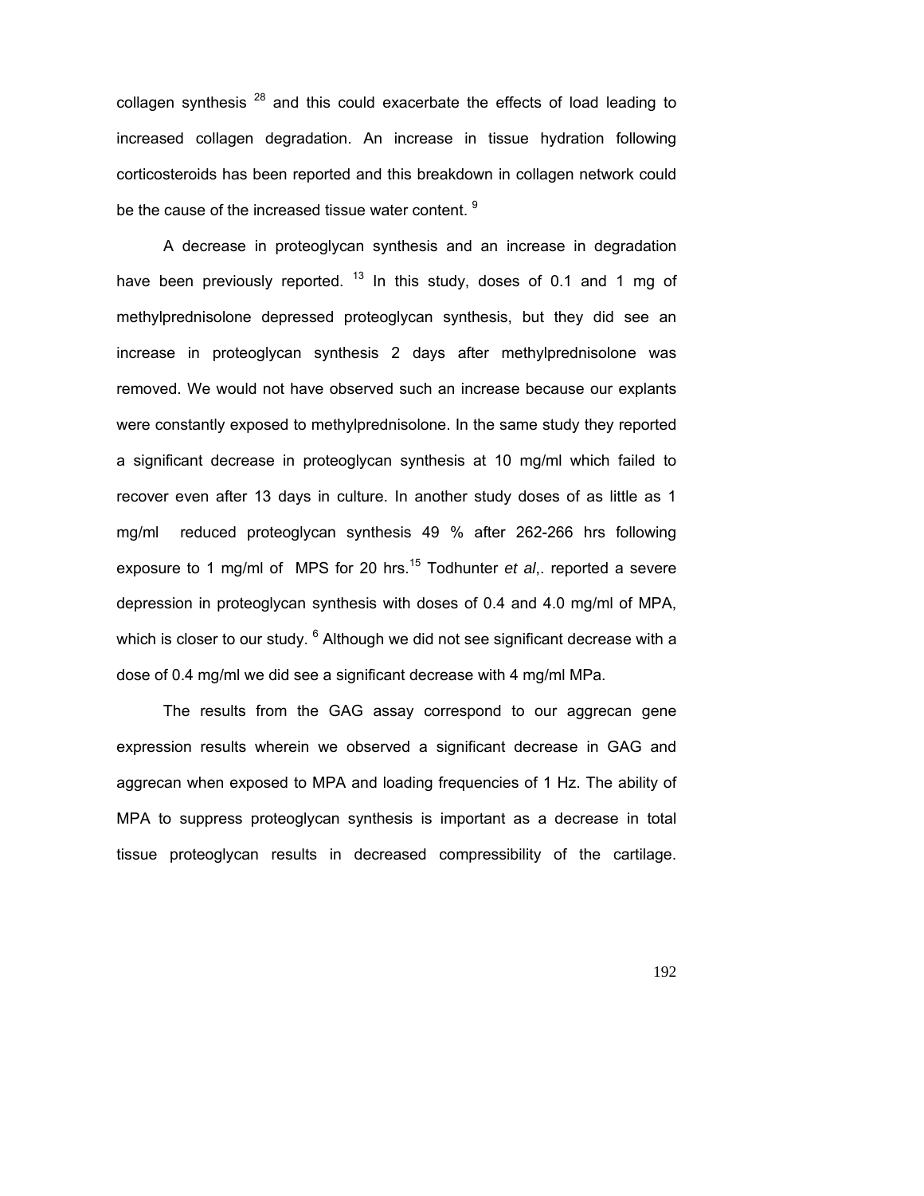collagen synthesis [28] and this could exacerbate the effects of load leading to increased collagen degradation. An increase in tissue hydration following corticosteroids has been reported and this breakdown in collagen network could be the cause of the increased tissue water content. [9]

A decrease in proteoglycan synthesis and an increase in degradation have been previously reported. [13] In this study, doses of 0.1 and 1 mg of methylprednisolone depressed proteoglycan synthesis, but they did see an increase in proteoglycan synthesis 2 days after methylprednisolone was removed. We would not have observed such an increase because our explants were constantly exposed to methylprednisolone. In the same study they reported a significant decrease in proteoglycan synthesis at 10 mg/ml which failed to recover even after 13 days in culture. In another study doses of as little as 1 mg/ml reduced proteoglycan synthesis 49 % after 262-266 hrs following exposure to 1 mg/ml of MPS for 20 hrs.[15] Todhunter *et al*,. reported a severe depression in proteoglycan synthesis with doses of 0.4 and 4.0 mg/ml of MPA, which is closer to our study. [6] Although we did not see significant decrease with a dose of 0.4 mg/ml we did see a significant decrease with 4 mg/ml MPa.

The results from the GAG assay correspond to our aggrecan gene expression results wherein we observed a significant decrease in GAG and aggrecan when exposed to MPA and loading frequencies of 1 Hz. The ability of MPA to suppress proteoglycan synthesis is important as a decrease in total tissue proteoglycan results in decreased compressibility of the cartilage.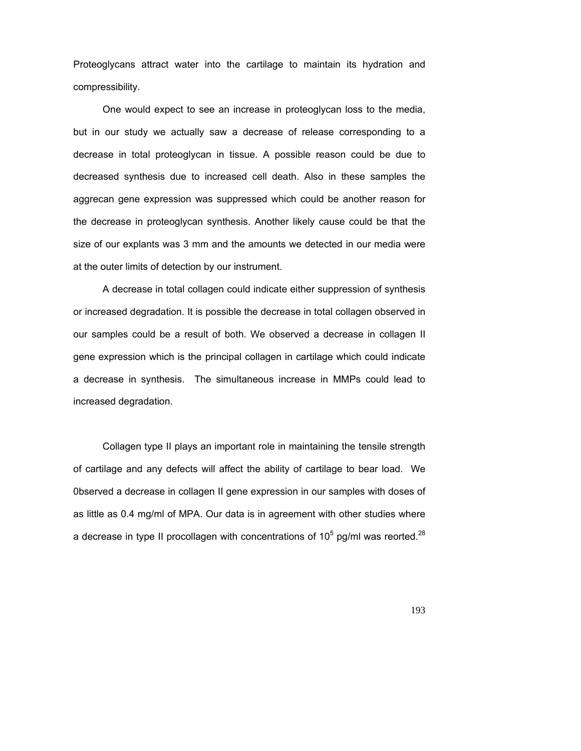Proteoglycans attract water into the cartilage to maintain its hydration and compressibility.

One would expect to see an increase in proteoglycan loss to the media, but in our study we actually saw a decrease of release corresponding to a decrease in total proteoglycan in tissue. A possible reason could be due to decreased synthesis due to increased cell death. Also in these samples the aggrecan gene expression was suppressed which could be another reason for the decrease in proteoglycan synthesis. Another likely cause could be that the size of our explants was 3 mm and the amounts we detected in our media were at the outer limits of detection by our instrument.

A decrease in total collagen could indicate either suppression of synthesis or increased degradation. It is possible the decrease in total collagen observed in our samples could be a result of both. We observed a decrease in collagen II gene expression which is the principal collagen in cartilage which could indicate a decrease in synthesis. The simultaneous increase in MMPs could lead to increased degradation.

Collagen type II plays an important role in maintaining the tensile strength of cartilage and any defects will affect the ability of cartilage to bear load. We 0bserved a decrease in collagen II gene expression in our samples with doses of as little as 0.4 mg/ml of MPA. Our data is in agreement with other studies where a decrease in type II procollagen with concentrations of $10^5$ pg/ml was reorted.[28]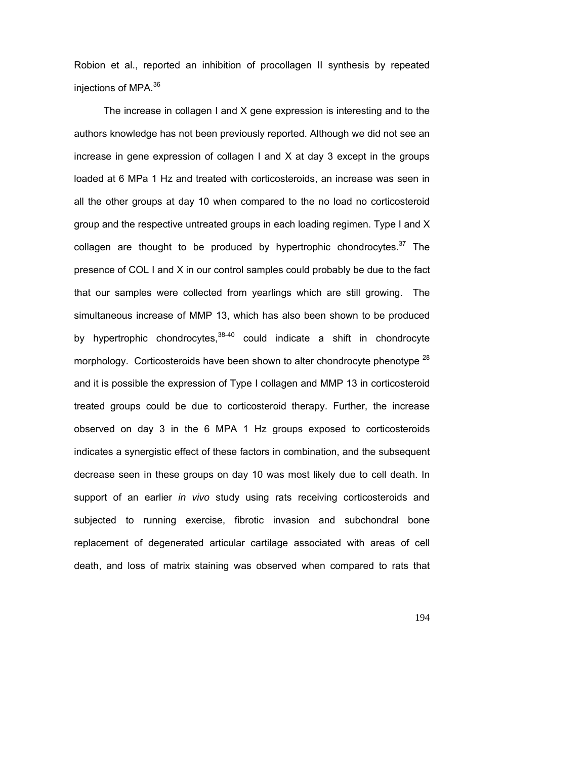Robion et al., reported an inhibition of procollagen II synthesis by repeated injections of MPA.[36]

The increase in collagen I and X gene expression is interesting and to the authors knowledge has not been previously reported. Although we did not see an increase in gene expression of collagen I and X at day 3 except in the groups loaded at 6 MPa 1 Hz and treated with corticosteroids, an increase was seen in all the other groups at day 10 when compared to the no load no corticosteroid group and the respective untreated groups in each loading regimen. Type I and X collagen are thought to be produced by hypertrophic chondrocytes.[37] The presence of COL I and X in our control samples could probably be due to the fact that our samples were collected from yearlings which are still growing. The simultaneous increase of MMP 13, which has also been shown to be produced by hypertrophic chondrocytes,[38-40] could indicate a shift in chondrocyte morphology. Corticosteroids have been shown to alter chondrocyte phenotype [28] and it is possible the expression of Type I collagen and MMP 13 in corticosteroid treated groups could be due to corticosteroid therapy. Further, the increase observed on day 3 in the 6 MPA 1 Hz groups exposed to corticosteroids indicates a synergistic effect of these factors in combination, and the subsequent decrease seen in these groups on day 10 was most likely due to cell death. In support of an earlier *in vivo* study using rats receiving corticosteroids and subjected to running exercise, fibrotic invasion and subchondral bone replacement of degenerated articular cartilage associated with areas of cell death, and loss of matrix staining was observed when compared to rats that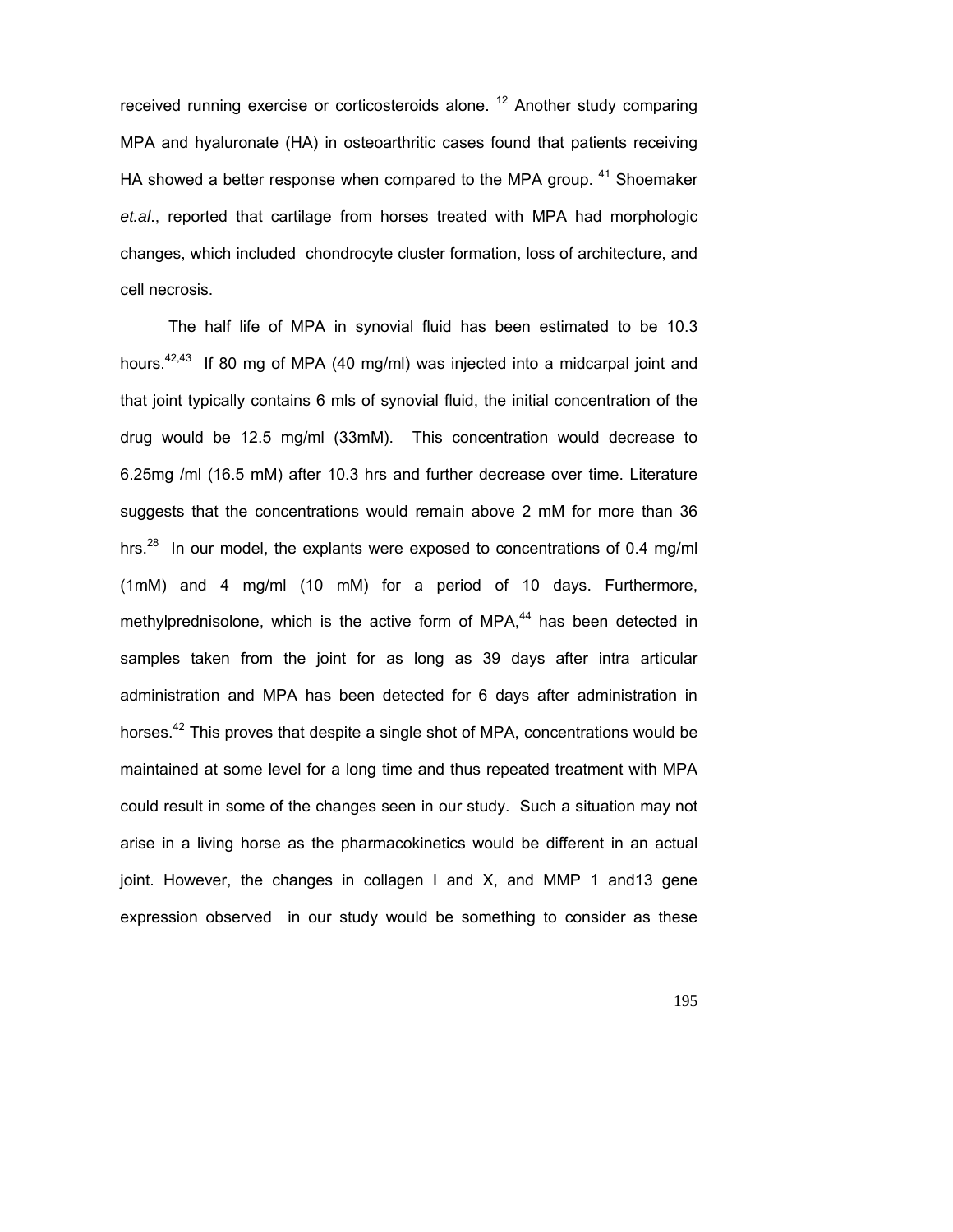received running exercise or corticosteroids alone. [12] Another study comparing MPA and hyaluronate (HA) in osteoarthritic cases found that patients receiving HA showed a better response when compared to the MPA group. [41] Shoemaker *et.al*., reported that cartilage from horses treated with MPA had morphologic changes, which included chondrocyte cluster formation, loss of architecture, and cell necrosis.

The half life of MPA in synovial fluid has been estimated to be 10.3 hours.[42,43] If 80 mg of MPA (40 mg/ml) was injected into a midcarpal joint and that joint typically contains 6 mls of synovial fluid, the initial concentration of the drug would be 12.5 mg/ml (33mM). This concentration would decrease to 6.25mg /ml (16.5 mM) after 10.3 hrs and further decrease over time. Literature suggests that the concentrations would remain above 2 mM for more than 36 hrs.[28] In our model, the explants were exposed to concentrations of 0.4 mg/ml (1mM) and 4 mg/ml (10 mM) for a period of 10 days. Furthermore, methylprednisolone, which is the active form of MPA,[44] has been detected in samples taken from the joint for as long as 39 days after intra articular administration and MPA has been detected for 6 days after administration in horses.[42] This proves that despite a single shot of MPA, concentrations would be maintained at some level for a long time and thus repeated treatment with MPA could result in some of the changes seen in our study. Such a situation may not arise in a living horse as the pharmacokinetics would be different in an actual joint. However, the changes in collagen I and X, and MMP 1 and13 gene expression observed in our study would be something to consider as these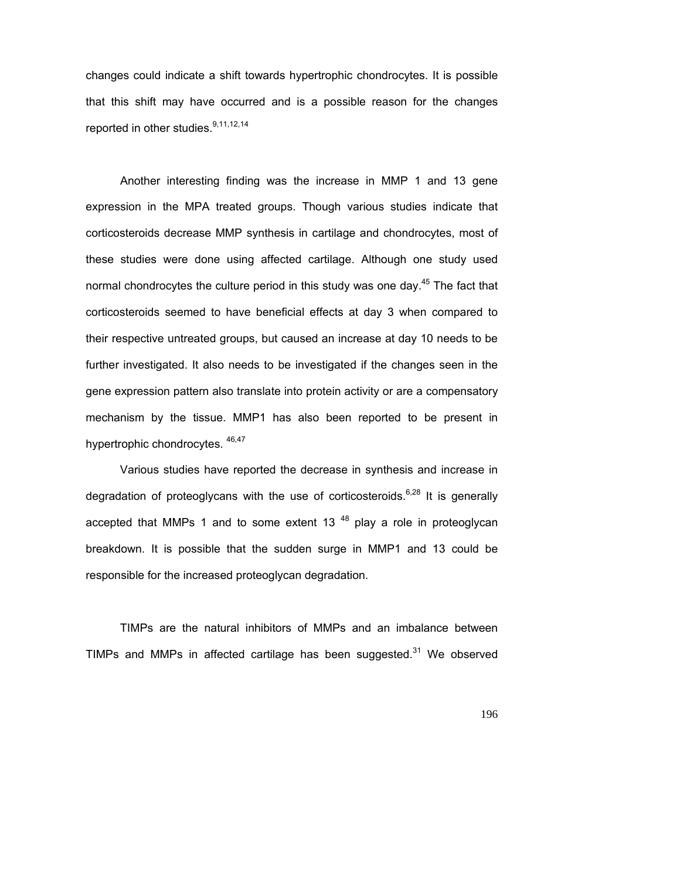changes could indicate a shift towards hypertrophic chondrocytes. It is possible that this shift may have occurred and is a possible reason for the changes reported in other studies.[9,11,12,14]

Another interesting finding was the increase in MMP 1 and 13 gene expression in the MPA treated groups. Though various studies indicate that corticosteroids decrease MMP synthesis in cartilage and chondrocytes, most of these studies were done using affected cartilage. Although one study used normal chondrocytes the culture period in this study was one day.[45] The fact that corticosteroids seemed to have beneficial effects at day 3 when compared to their respective untreated groups, but caused an increase at day 10 needs to be further investigated. It also needs to be investigated if the changes seen in the gene expression pattern also translate into protein activity or are a compensatory mechanism by the tissue. MMP1 has also been reported to be present in hypertrophic chondrocytes. [46,47]

Various studies have reported the decrease in synthesis and increase in degradation of proteoglycans with the use of corticosteroids.[6,28] It is generally accepted that MMPs 1 and to some extent 13 [48] play a role in proteoglycan breakdown. It is possible that the sudden surge in MMP1 and 13 could be responsible for the increased proteoglycan degradation.

TIMPs are the natural inhibitors of MMPs and an imbalance between TIMPs and MMPs in affected cartilage has been suggested.[31] We observed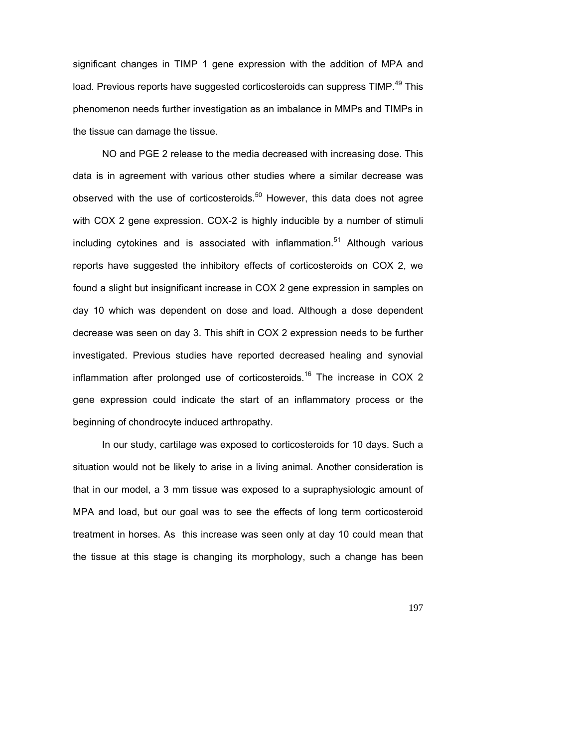significant changes in TIMP 1 gene expression with the addition of MPA and load. Previous reports have suggested corticosteroids can suppress TIMP.[49] This phenomenon needs further investigation as an imbalance in MMPs and TIMPs in the tissue can damage the tissue.

NO and PGE 2 release to the media decreased with increasing dose. This data is in agreement with various other studies where a similar decrease was observed with the use of corticosteroids.[50] However, this data does not agree with COX 2 gene expression. COX-2 is highly inducible by a number of stimuli including cytokines and is associated with inflammation.[51] Although various reports have suggested the inhibitory effects of corticosteroids on COX 2, we found a slight but insignificant increase in COX 2 gene expression in samples on day 10 which was dependent on dose and load. Although a dose dependent decrease was seen on day 3. This shift in COX 2 expression needs to be further investigated. Previous studies have reported decreased healing and synovial inflammation after prolonged use of corticosteroids.[16] The increase in COX 2 gene expression could indicate the start of an inflammatory process or the beginning of chondrocyte induced arthropathy.

In our study, cartilage was exposed to corticosteroids for 10 days. Such a situation would not be likely to arise in a living animal. Another consideration is that in our model, a 3 mm tissue was exposed to a supraphysiologic amount of MPA and load, but our goal was to see the effects of long term corticosteroid treatment in horses. As this increase was seen only at day 10 could mean that the tissue at this stage is changing its morphology, such a change has been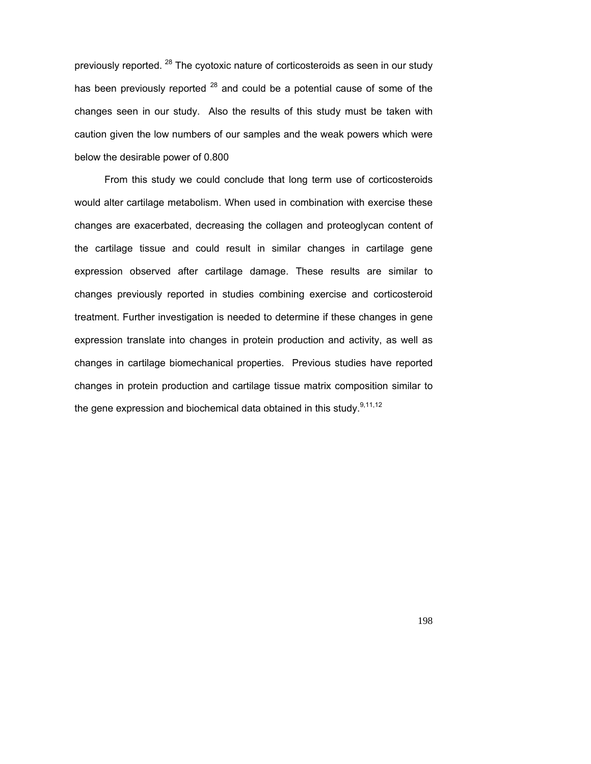previously reported. [28] The cyotoxic nature of corticosteroids as seen in our study has been previously reported [28] and could be a potential cause of some of the changes seen in our study. Also the results of this study must be taken with caution given the low numbers of our samples and the weak powers which were below the desirable power of 0.800

From this study we could conclude that long term use of corticosteroids would alter cartilage metabolism. When used in combination with exercise these changes are exacerbated, decreasing the collagen and proteoglycan content of the cartilage tissue and could result in similar changes in cartilage gene expression observed after cartilage damage. These results are similar to changes previously reported in studies combining exercise and corticosteroid treatment. Further investigation is needed to determine if these changes in gene expression translate into changes in protein production and activity, as well as changes in cartilage biomechanical properties. Previous studies have reported changes in protein production and cartilage tissue matrix composition similar to the gene expression and biochemical data obtained in this study.[9,11,12]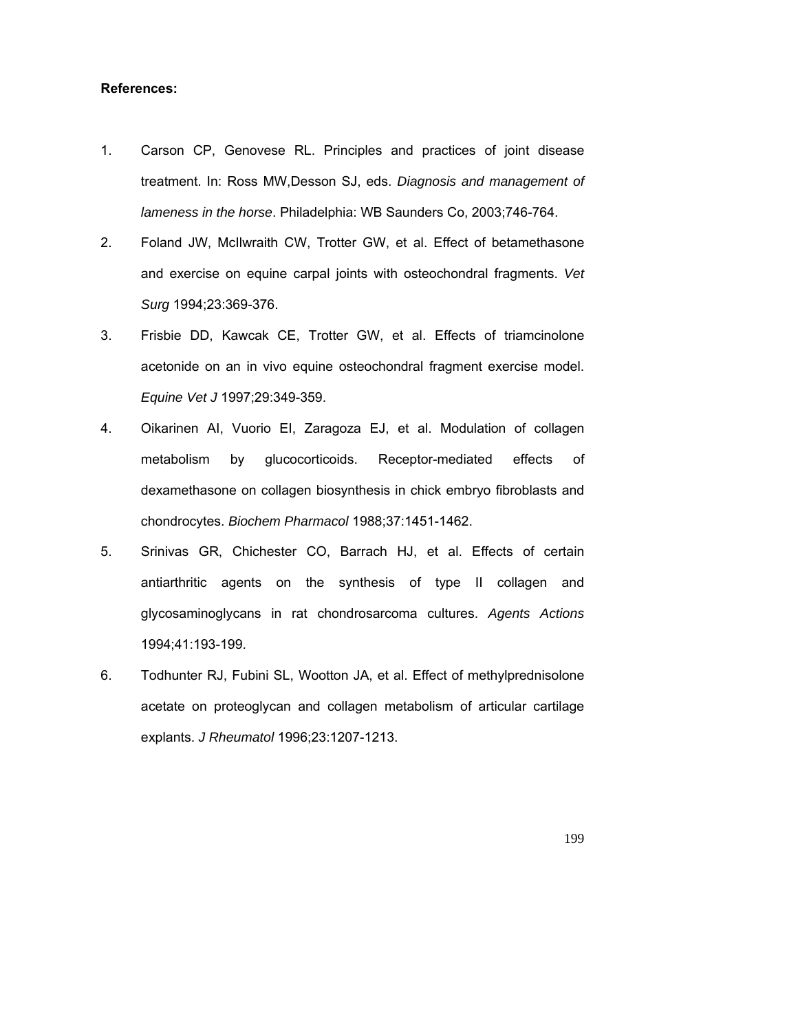**References:**

1. Carson CP, Genovese RL. Principles and practices of joint disease treatment. In: Ross MW,Desson SJ, eds. *Diagnosis and management of lameness in the horse*. Philadelphia: WB Saunders Co, 2003;746-764.
2. Foland JW, McIlwraith CW, Trotter GW, et al. Effect of betamethasone and exercise on equine carpal joints with osteochondral fragments. *Vet Surg* 1994;23:369-376.
3. Frisbie DD, Kawcak CE, Trotter GW, et al. Effects of triamcinolone acetonide on an in vivo equine osteochondral fragment exercise model. *Equine Vet J* 1997;29:349-359.
4. Oikarinen AI, Vuorio EI, Zaragoza EJ, et al. Modulation of collagen metabolism by glucocorticoids. Receptor-mediated effects of dexamethasone on collagen biosynthesis in chick embryo fibroblasts and chondrocytes. *Biochem Pharmacol* 1988;37:1451-1462.
5. Srinivas GR, Chichester CO, Barrach HJ, et al. Effects of certain antiarthritic agents on the synthesis of type II collagen and glycosaminoglycans in rat chondrosarcoma cultures. *Agents Actions* 1994;41:193-199.
6. Todhunter RJ, Fubini SL, Wootton JA, et al. Effect of methylprednisolone acetate on proteoglycan and collagen metabolism of articular cartilage explants. *J Rheumatol* 1996;23:1207-1213.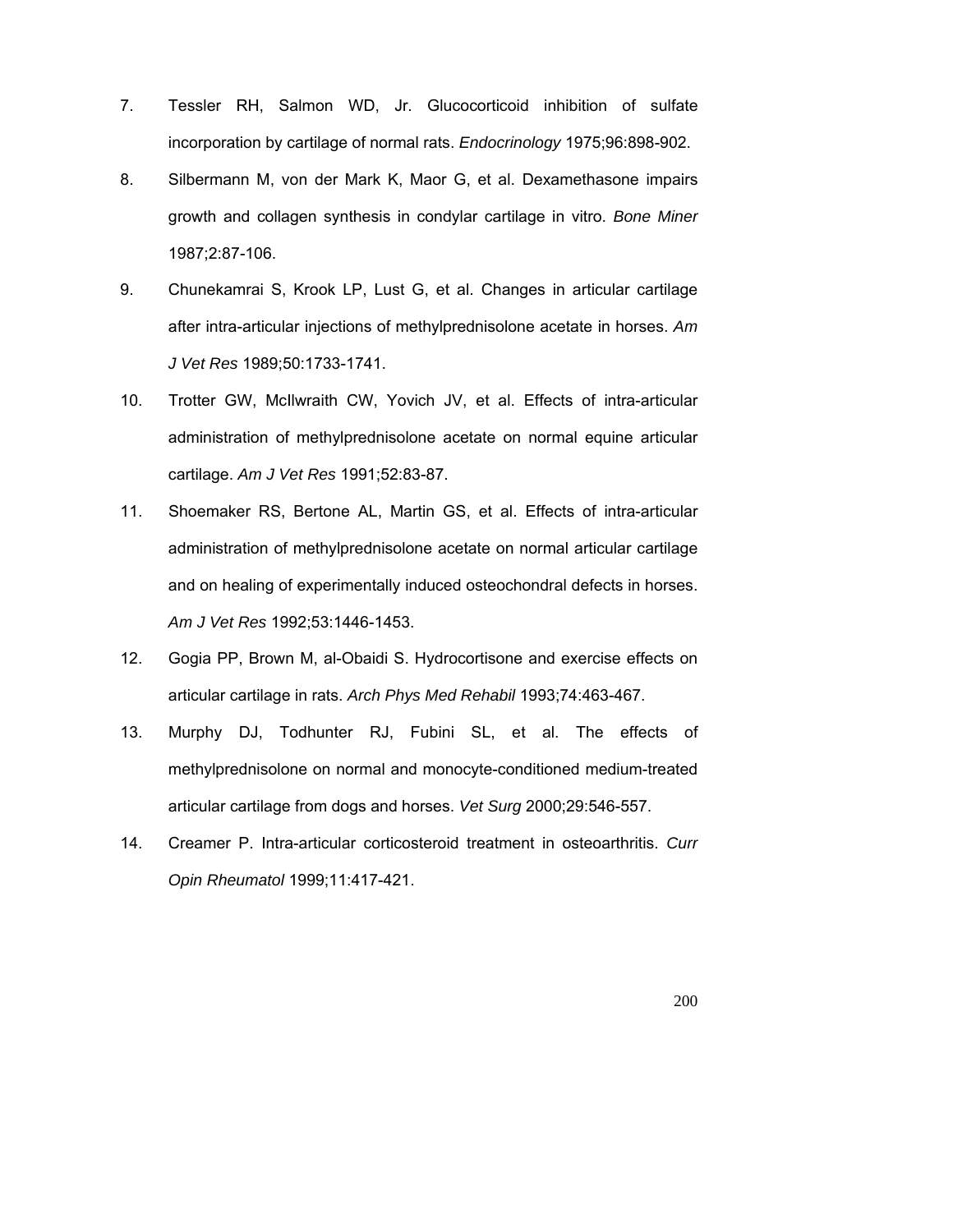7. Tessler RH, Salmon WD, Jr. Glucocorticoid inhibition of sulfate incorporation by cartilage of normal rats. *Endocrinology* 1975;96:898-902.

8. Silbermann M, von der Mark K, Maor G, et al. Dexamethasone impairs growth and collagen synthesis in condylar cartilage in vitro. *Bone Miner* 1987;2:87-106.

9. Chunekamrai S, Krook LP, Lust G, et al. Changes in articular cartilage after intra-articular injections of methylprednisolone acetate in horses. *Am J Vet Res* 1989;50:1733-1741.

10. Trotter GW, McIlwraith CW, Yovich JV, et al. Effects of intra-articular administration of methylprednisolone acetate on normal equine articular cartilage. *Am J Vet Res* 1991;52:83-87.

11. Shoemaker RS, Bertone AL, Martin GS, et al. Effects of intra-articular administration of methylprednisolone acetate on normal articular cartilage and on healing of experimentally induced osteochondral defects in horses. *Am J Vet Res* 1992;53:1446-1453.

12. Gogia PP, Brown M, al-Obaidi S. Hydrocortisone and exercise effects on articular cartilage in rats. *Arch Phys Med Rehabil* 1993;74:463-467.

13. Murphy DJ, Todhunter RJ, Fubini SL, et al. The effects of methylprednisolone on normal and monocyte-conditioned medium-treated articular cartilage from dogs and horses. *Vet Surg* 2000;29:546-557.

14. Creamer P. Intra-articular corticosteroid treatment in osteoarthritis. *Curr Opin Rheumatol* 1999;11:417-421.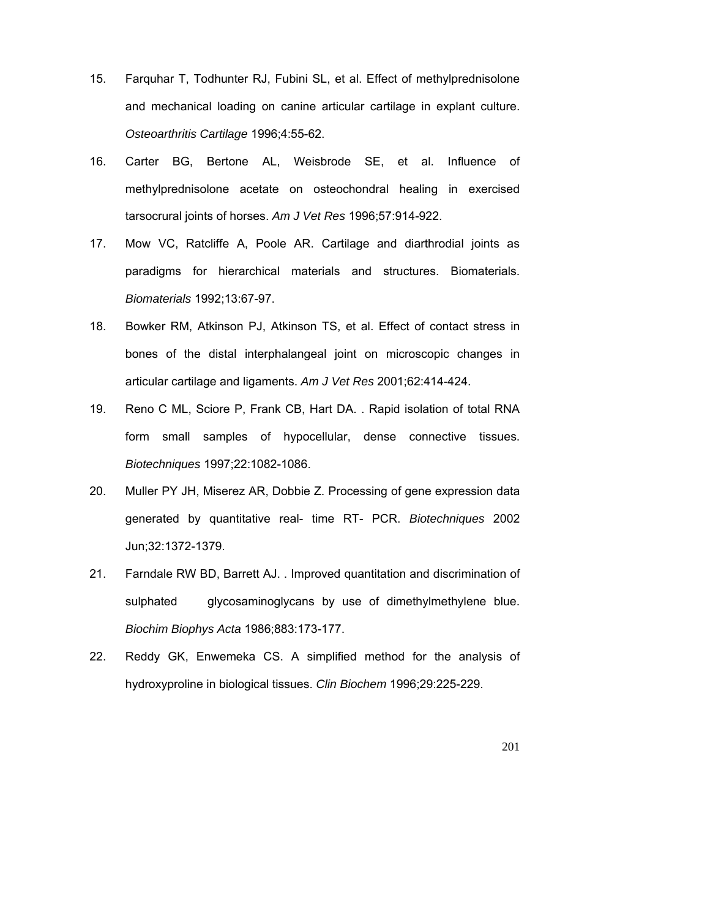15. Farquhar T, Todhunter RJ, Fubini SL, et al. Effect of methylprednisolone and mechanical loading on canine articular cartilage in explant culture. *Osteoarthritis Cartilage* 1996;4:55-62.

16. Carter BG, Bertone AL, Weisbrode SE, et al. Influence of methylprednisolone acetate on osteochondral healing in exercised tarsocrural joints of horses. *Am J Vet Res* 1996;57:914-922.

17. Mow VC, Ratcliffe A, Poole AR. Cartilage and diarthrodial joints as paradigms for hierarchical materials and structures. Biomaterials. *Biomaterials* 1992;13:67-97.

18. Bowker RM, Atkinson PJ, Atkinson TS, et al. Effect of contact stress in bones of the distal interphalangeal joint on microscopic changes in articular cartilage and ligaments. *Am J Vet Res* 2001;62:414-424.

19. Reno C ML, Sciore P, Frank CB, Hart DA. . Rapid isolation of total RNA form small samples of hypocellular, dense connective tissues. *Biotechniques* 1997;22:1082-1086.

20. Muller PY JH, Miserez AR, Dobbie Z. Processing of gene expression data generated by quantitative real- time RT- PCR. *Biotechniques* 2002 Jun;32:1372-1379.

21. Farndale RW BD, Barrett AJ. . Improved quantitation and discrimination of sulphated glycosaminoglycans by use of dimethylmethylene blue. *Biochim Biophys Acta* 1986;883:173-177.

22. Reddy GK, Enwemeka CS. A simplified method for the analysis of hydroxyproline in biological tissues. *Clin Biochem* 1996;29:225-229.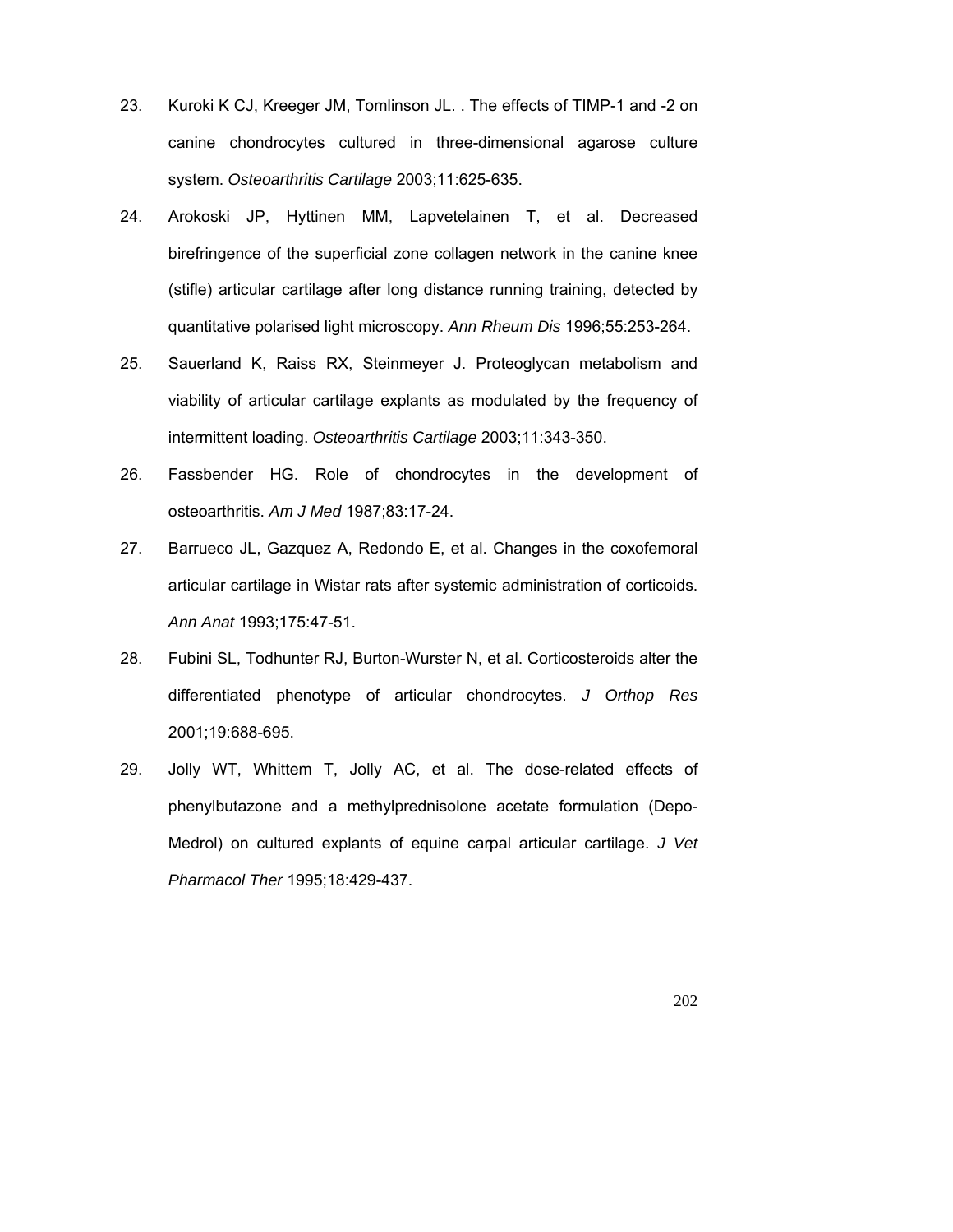23. Kuroki K CJ, Kreeger JM, Tomlinson JL. . The effects of TIMP-1 and -2 on canine chondrocytes cultured in three-dimensional agarose culture system. *Osteoarthritis Cartilage* 2003;11:625-635.

24. Arokoski JP, Hyttinen MM, Lapvetelainen T, et al. Decreased birefringence of the superficial zone collagen network in the canine knee (stifle) articular cartilage after long distance running training, detected by quantitative polarised light microscopy. *Ann Rheum Dis* 1996;55:253-264.

25. Sauerland K, Raiss RX, Steinmeyer J. Proteoglycan metabolism and viability of articular cartilage explants as modulated by the frequency of intermittent loading. *Osteoarthritis Cartilage* 2003;11:343-350.

26. Fassbender HG. Role of chondrocytes in the development of osteoarthritis. *Am J Med* 1987;83:17-24.

27. Barrueco JL, Gazquez A, Redondo E, et al. Changes in the coxofemoral articular cartilage in Wistar rats after systemic administration of corticoids. *Ann Anat* 1993;175:47-51.

28. Fubini SL, Todhunter RJ, Burton-Wurster N, et al. Corticosteroids alter the differentiated phenotype of articular chondrocytes. *J Orthop Res* 2001;19:688-695.

29. Jolly WT, Whittem T, Jolly AC, et al. The dose-related effects of phenylbutazone and a methylprednisolone acetate formulation (Depo-Medrol) on cultured explants of equine carpal articular cartilage. *J Vet Pharmacol Ther* 1995;18:429-437.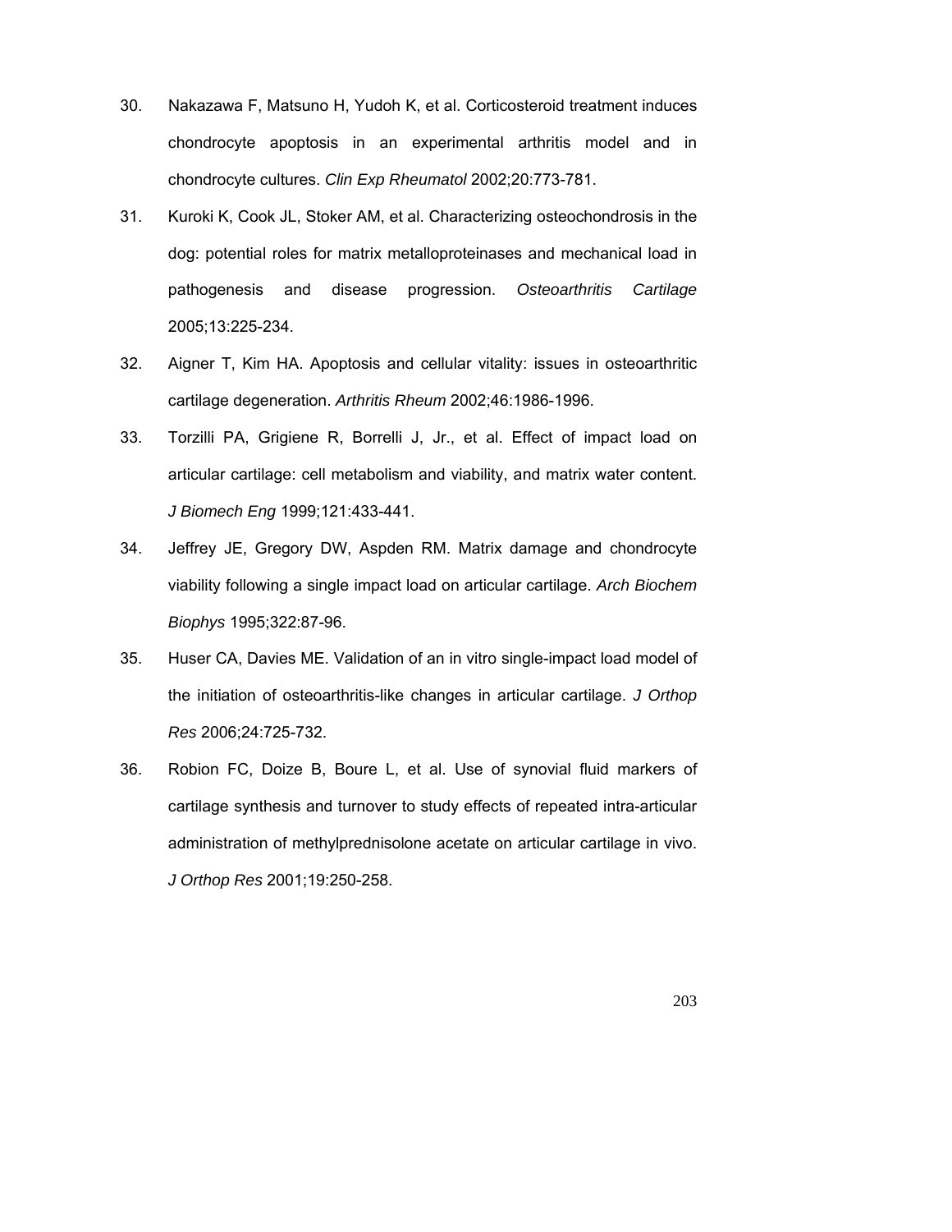30. Nakazawa F, Matsuno H, Yudoh K, et al. Corticosteroid treatment induces chondrocyte apoptosis in an experimental arthritis model and in chondrocyte cultures. *Clin Exp Rheumatol* 2002;20:773-781.

31. Kuroki K, Cook JL, Stoker AM, et al. Characterizing osteochondrosis in the dog: potential roles for matrix metalloproteinases and mechanical load in pathogenesis and disease progression. *Osteoarthritis Cartilage* 2005;13:225-234.

32. Aigner T, Kim HA. Apoptosis and cellular vitality: issues in osteoarthritic cartilage degeneration. *Arthritis Rheum* 2002;46:1986-1996.

33. Torzilli PA, Grigiene R, Borrelli J, Jr., et al. Effect of impact load on articular cartilage: cell metabolism and viability, and matrix water content. *J Biomech Eng* 1999;121:433-441.

34. Jeffrey JE, Gregory DW, Aspden RM. Matrix damage and chondrocyte viability following a single impact load on articular cartilage. *Arch Biochem Biophys* 1995;322:87-96.

35. Huser CA, Davies ME. Validation of an in vitro single-impact load model of the initiation of osteoarthritis-like changes in articular cartilage. *J Orthop Res* 2006;24:725-732.

36. Robion FC, Doize B, Boure L, et al. Use of synovial fluid markers of cartilage synthesis and turnover to study effects of repeated intra-articular administration of methylprednisolone acetate on articular cartilage in vivo. *J Orthop Res* 2001;19:250-258.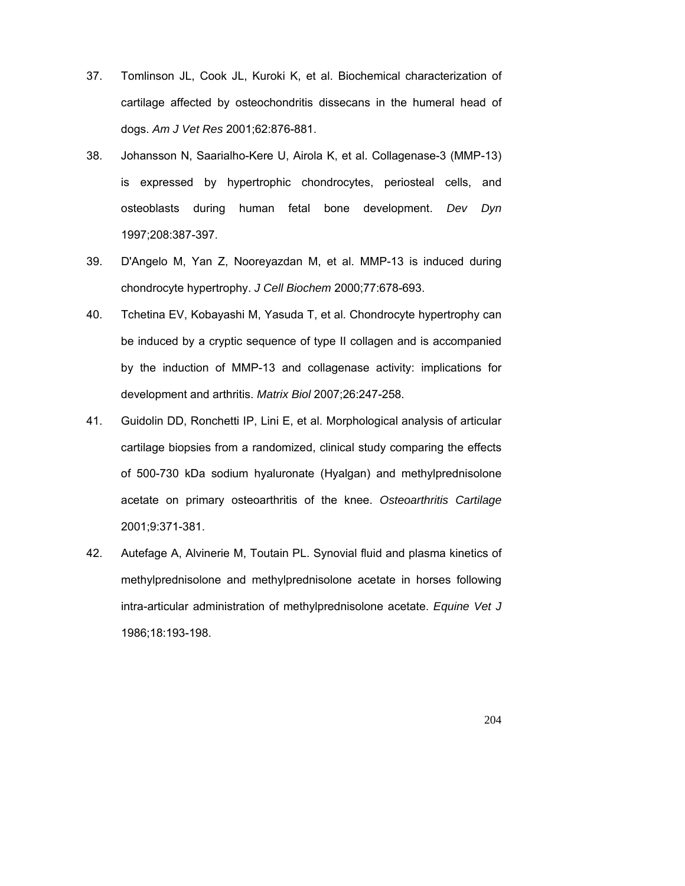37. Tomlinson JL, Cook JL, Kuroki K, et al. Biochemical characterization of cartilage affected by osteochondritis dissecans in the humeral head of dogs. *Am J Vet Res* 2001;62:876-881.

38. Johansson N, Saarialho-Kere U, Airola K, et al. Collagenase-3 (MMP-13) is expressed by hypertrophic chondrocytes, periosteal cells, and osteoblasts during human fetal bone development. *Dev Dyn* 1997;208:387-397.

39. D'Angelo M, Yan Z, Nooreyazdan M, et al. MMP-13 is induced during chondrocyte hypertrophy. *J Cell Biochem* 2000;77:678-693.

40. Tchetina EV, Kobayashi M, Yasuda T, et al. Chondrocyte hypertrophy can be induced by a cryptic sequence of type II collagen and is accompanied by the induction of MMP-13 and collagenase activity: implications for development and arthritis. *Matrix Biol* 2007;26:247-258.

41. Guidolin DD, Ronchetti IP, Lini E, et al. Morphological analysis of articular cartilage biopsies from a randomized, clinical study comparing the effects of 500-730 kDa sodium hyaluronate (Hyalgan) and methylprednisolone acetate on primary osteoarthritis of the knee. *Osteoarthritis Cartilage* 2001;9:371-381.

42. Autefage A, Alvinerie M, Toutain PL. Synovial fluid and plasma kinetics of methylprednisolone and methylprednisolone acetate in horses following intra-articular administration of methylprednisolone acetate. *Equine Vet J* 1986;18:193-198.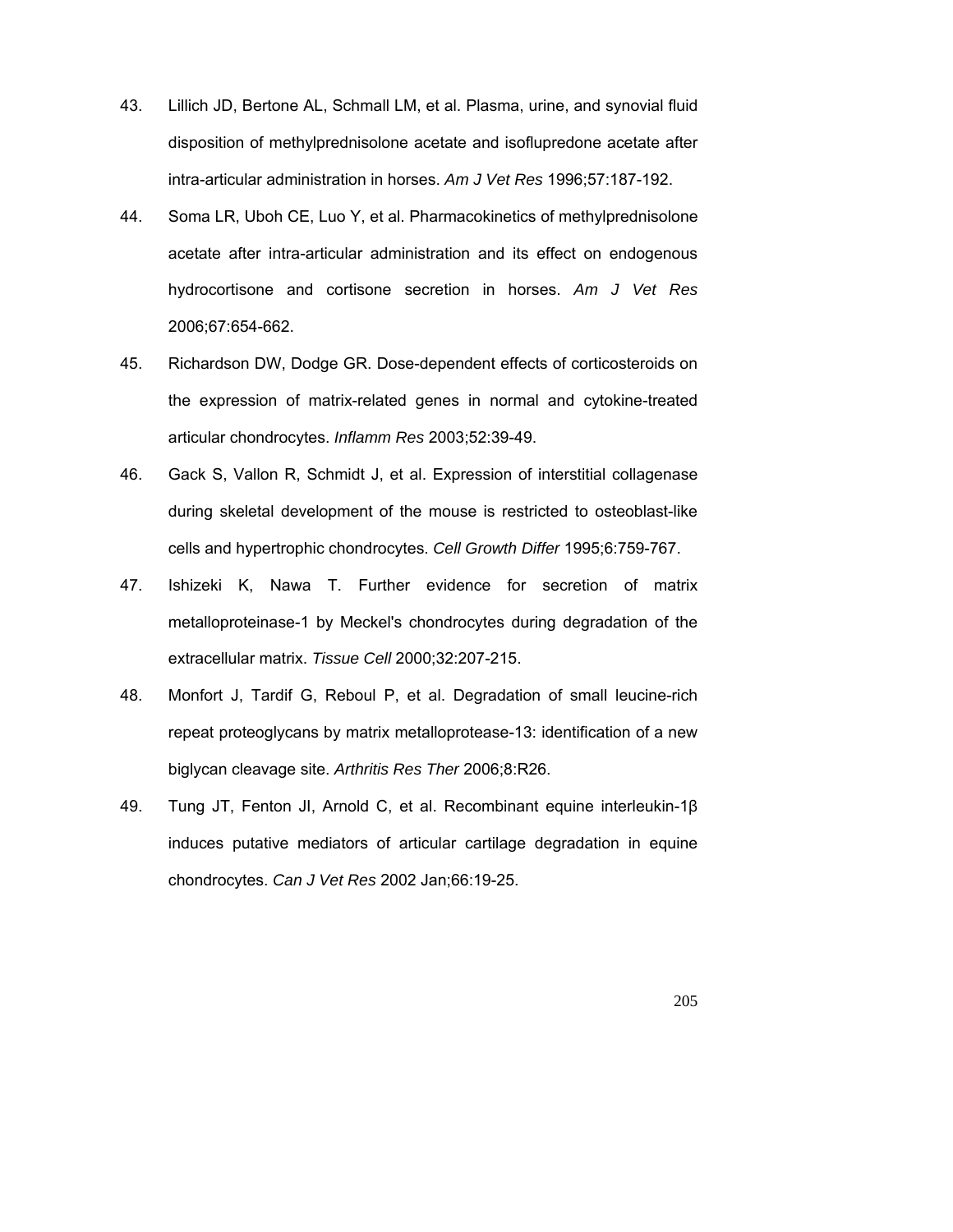43. Lillich JD, Bertone AL, Schmall LM, et al. Plasma, urine, and synovial fluid disposition of methylprednisolone acetate and isoflupredone acetate after intra-articular administration in horses. *Am J Vet Res* 1996;57:187-192.

44. Soma LR, Uboh CE, Luo Y, et al. Pharmacokinetics of methylprednisolone acetate after intra-articular administration and its effect on endogenous hydrocortisone and cortisone secretion in horses. *Am J Vet Res* 2006;67:654-662.

45. Richardson DW, Dodge GR. Dose-dependent effects of corticosteroids on the expression of matrix-related genes in normal and cytokine-treated articular chondrocytes. *Inflamm Res* 2003;52:39-49.

46. Gack S, Vallon R, Schmidt J, et al. Expression of interstitial collagenase during skeletal development of the mouse is restricted to osteoblast-like cells and hypertrophic chondrocytes. *Cell Growth Differ* 1995;6:759-767.

47. Ishizeki K, Nawa T. Further evidence for secretion of matrix metalloproteinase-1 by Meckel's chondrocytes during degradation of the extracellular matrix. *Tissue Cell* 2000;32:207-215.

48. Monfort J, Tardif G, Reboul P, et al. Degradation of small leucine-rich repeat proteoglycans by matrix metalloprotease-13: identification of a new biglycan cleavage site. *Arthritis Res Ther* 2006;8:R26.

49. Tung JT, Fenton JI, Arnold C, et al. Recombinant equine interleukin-1β induces putative mediators of articular cartilage degradation in equine chondrocytes. *Can J Vet Res* 2002 Jan;66:19-25.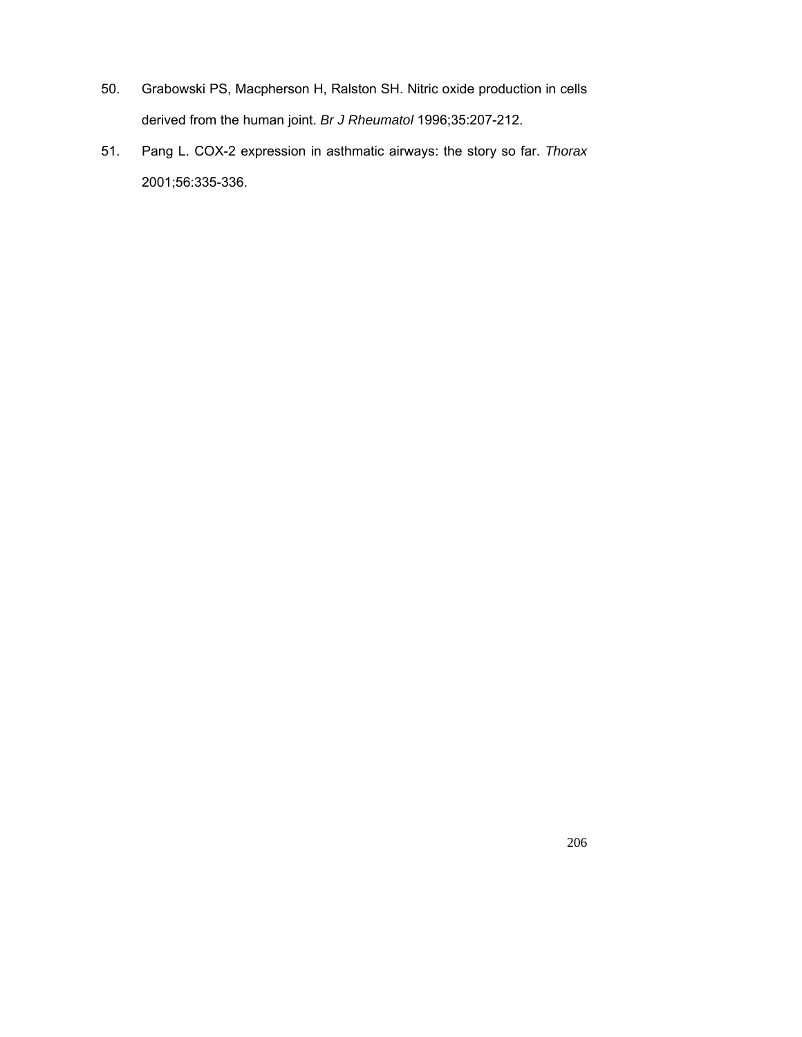50. Grabowski PS, Macpherson H, Ralston SH. Nitric oxide production in cells derived from the human joint. *Br J Rheumatol* 1996;35:207-212.

51. Pang L. COX-2 expression in asthmatic airways: the story so far. *Thorax* 2001;56:335-336.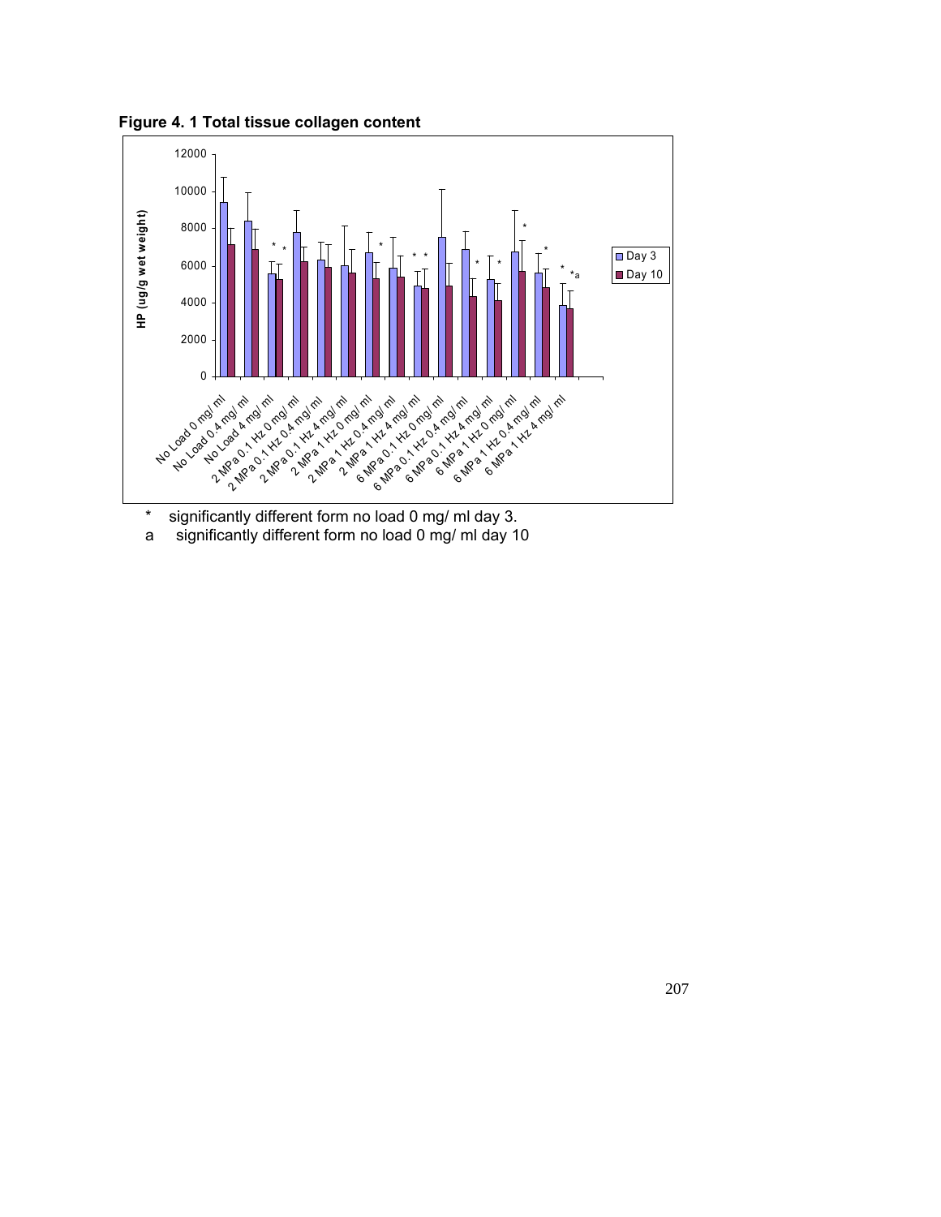**Figure 4. 1 Total tissue collagen content**

\* significantly different form no load 0 mg/ ml day 3.

a significantly different form no load 0 mg/ ml day 10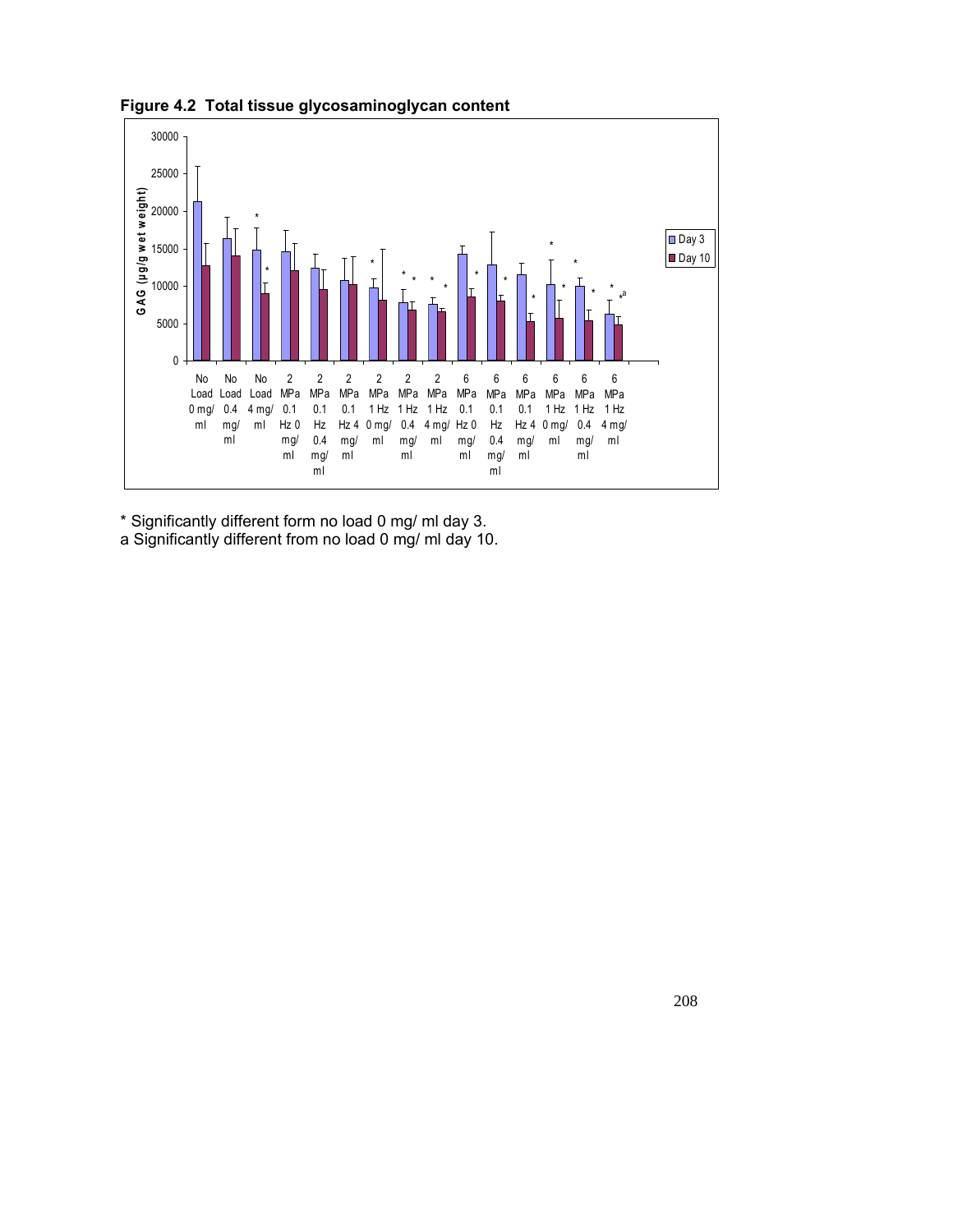**Figure 4.2 Total tissue glycosaminoglycan content**

* Significantly different form no load 0 mg/ ml day 3.
a Significantly different from no load 0 mg/ ml day 10.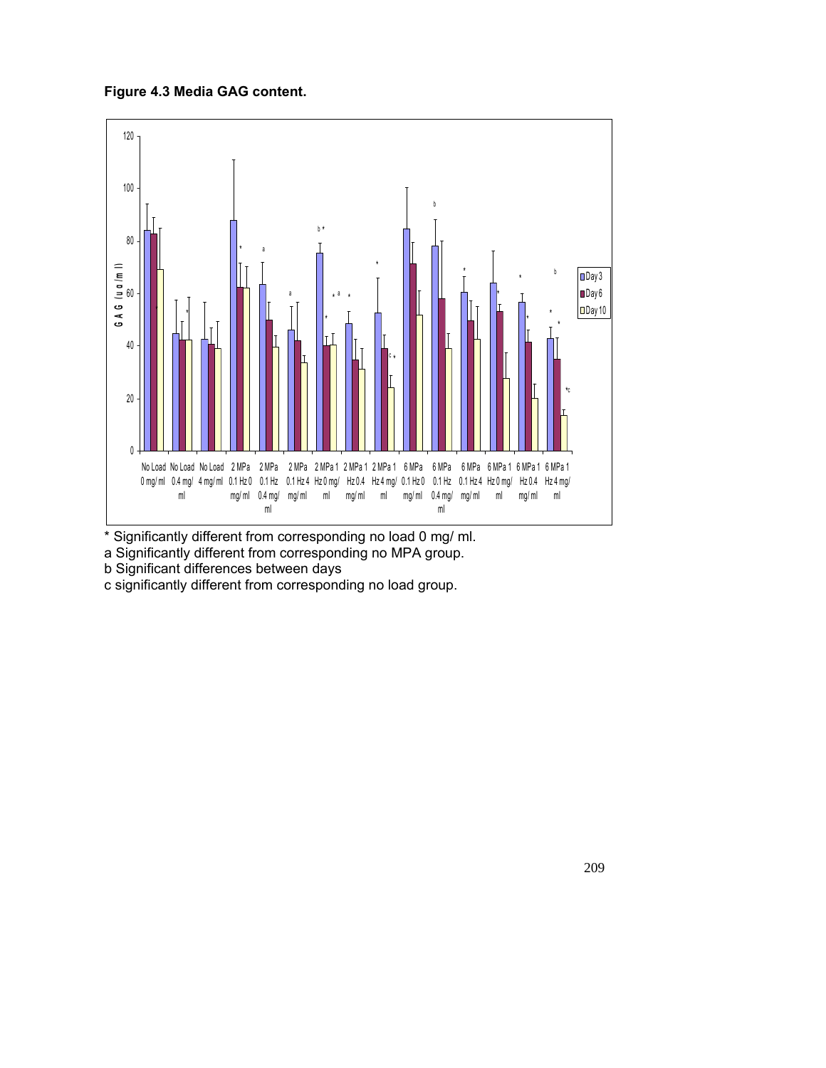**Figure 4.3 Media GAG content.**

\* Significantly different from corresponding no load 0 mg/ ml.

a Significantly different from corresponding no MPA group.

b Significant differences between days

c significantly different from corresponding no load group.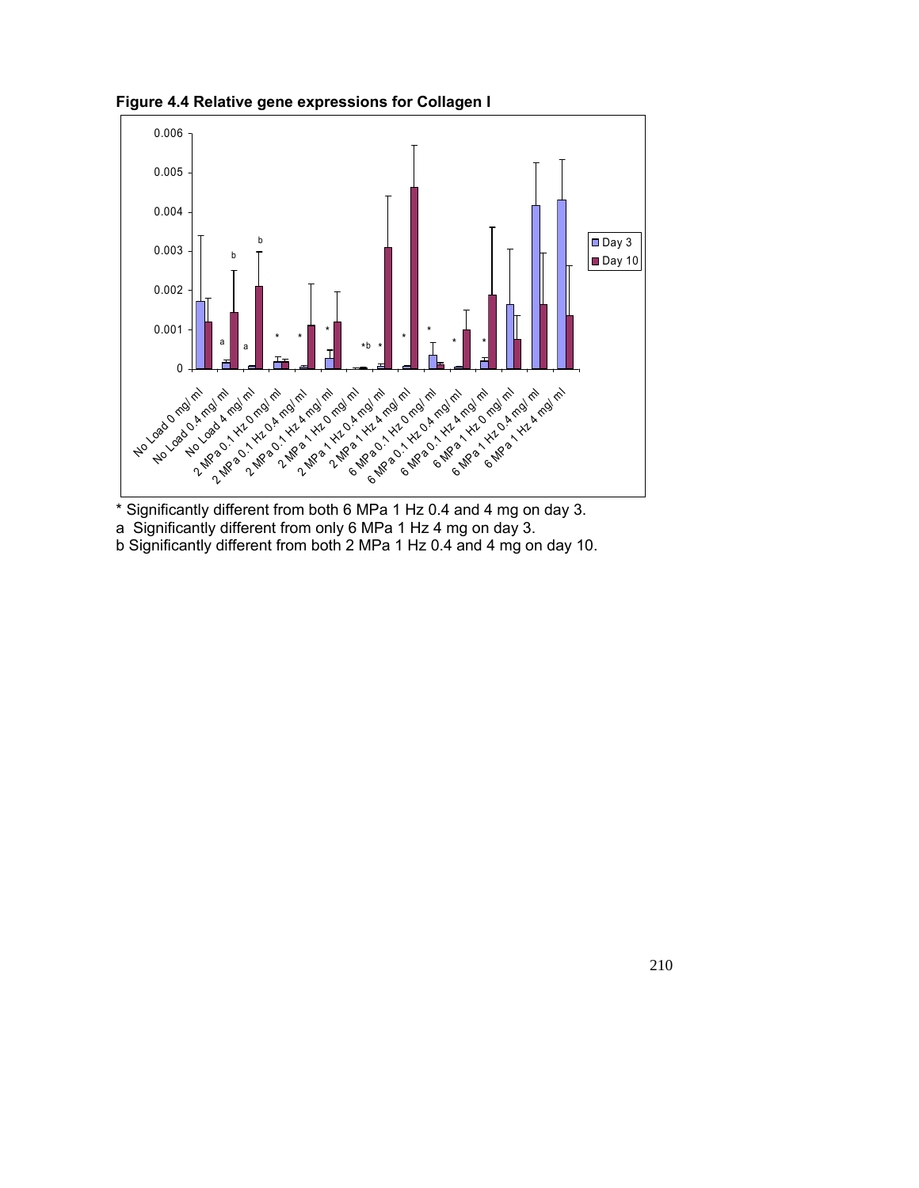**Figure 4.4 Relative gene expressions for Collagen I**

\* Significantly different from both 6 MPa 1 Hz 0.4 and 4 mg on day 3.

a  Significantly different from only 6 MPa 1 Hz 4 mg on day 3.

b Significantly different from both 2 MPa 1 Hz 0.4 and 4 mg on day 10.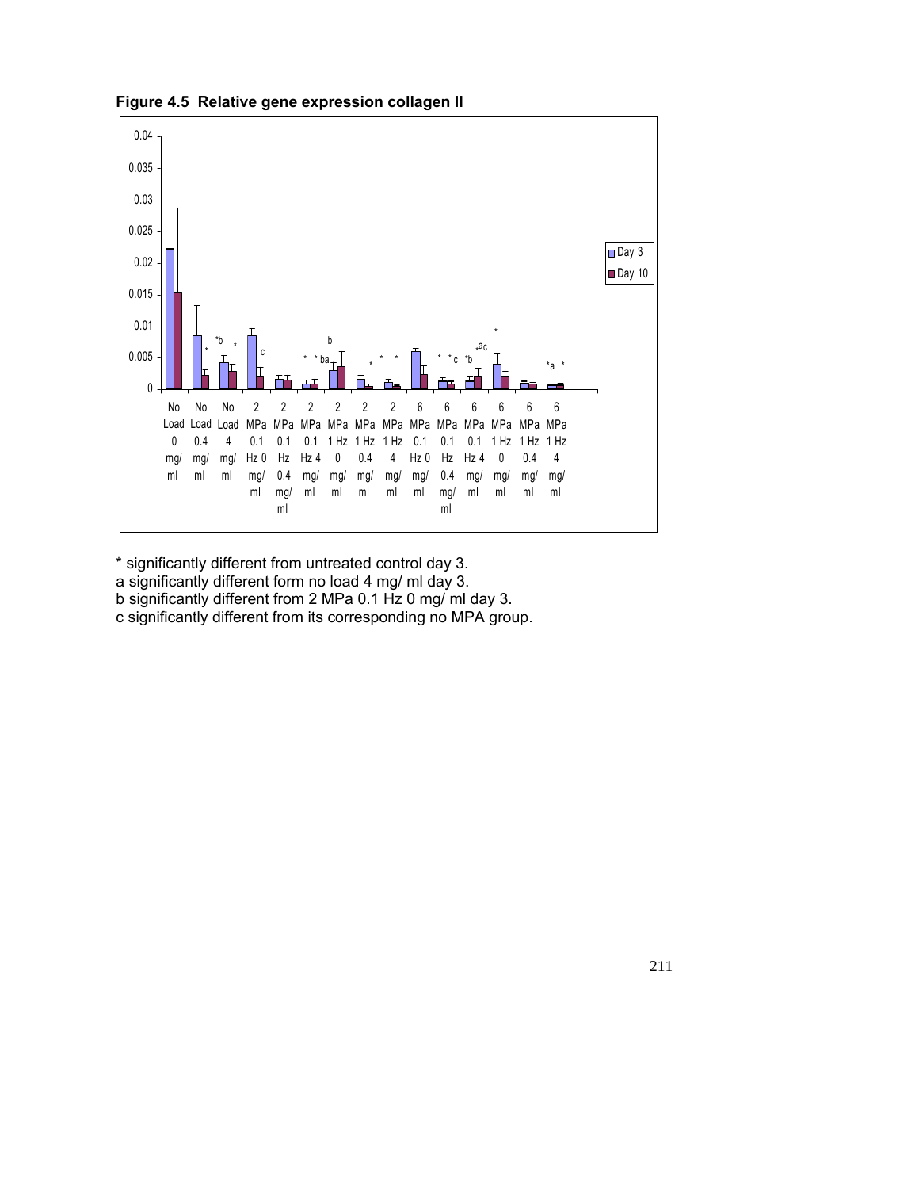**Figure 4.5 Relative gene expression collagen II**

\* significantly different from untreated control day 3.
a significantly different form no load 4 mg/ ml day 3.
b significantly different from 2 MPa 0.1 Hz 0 mg/ ml day 3.
c significantly different from its corresponding no MPA group.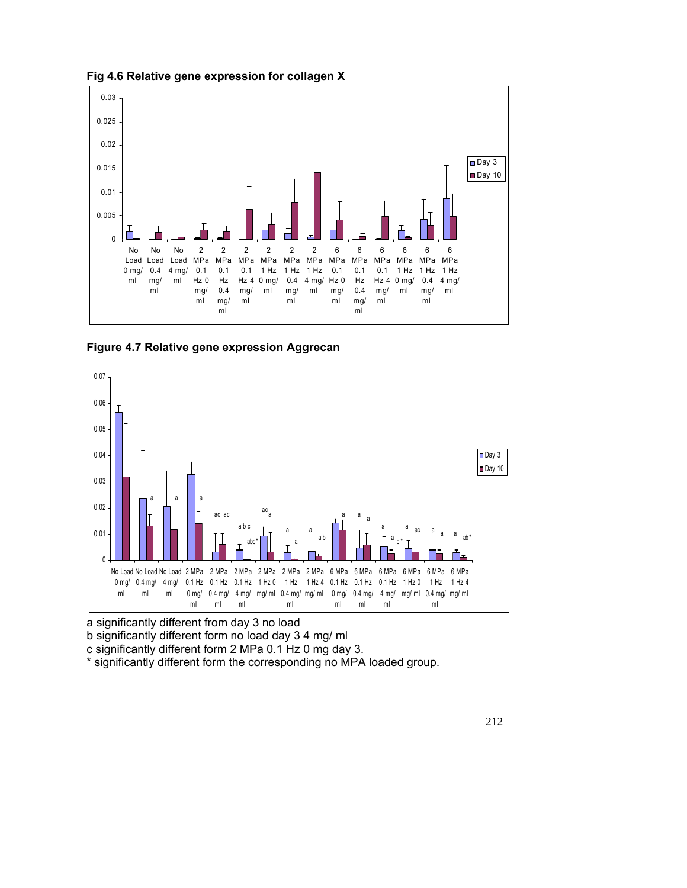**Fig 4.6 Relative gene expression for collagen X**

**Figure 4.7 Relative gene expression Aggrecan**

a significantly different from day 3 no load

b significantly different form no load day 3 4 mg/ ml

c significantly different form 2 MPa 0.1 Hz 0 mg day 3.

* significantly different form the corresponding no MPA loaded group.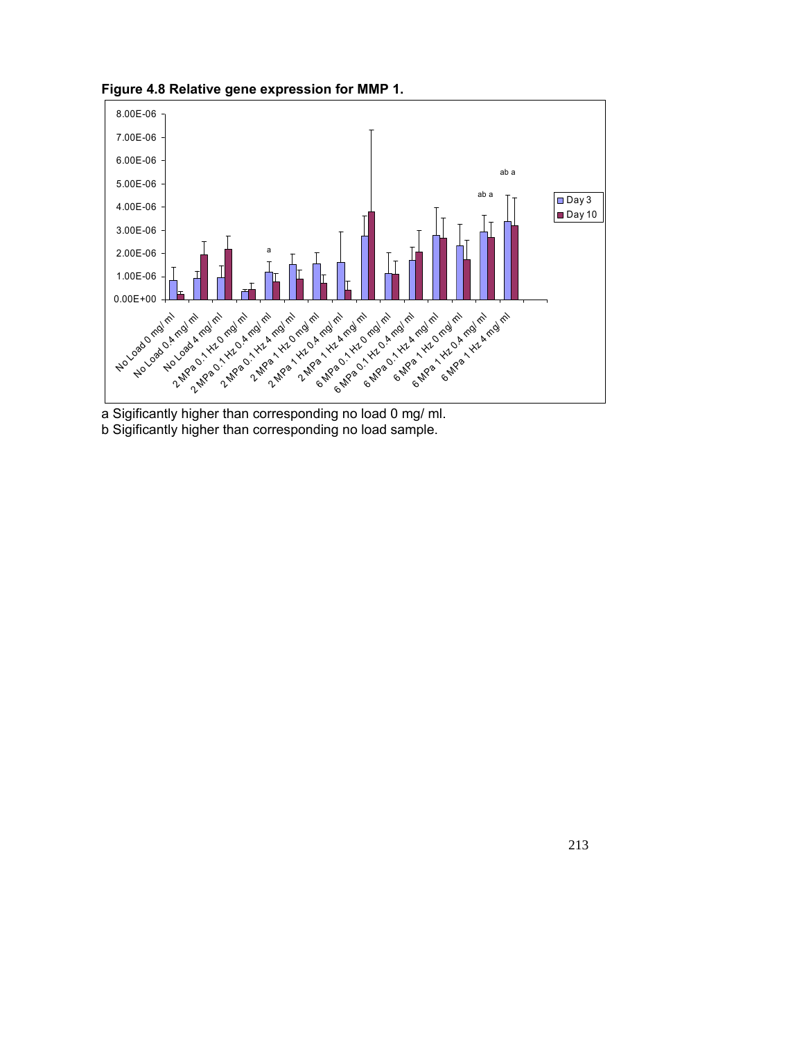**Figure 4.8 Relative gene expression for MMP 1.**

a Sigificantly higher than corresponding no load 0 mg/ ml.

b Sigificantly higher than corresponding no load sample.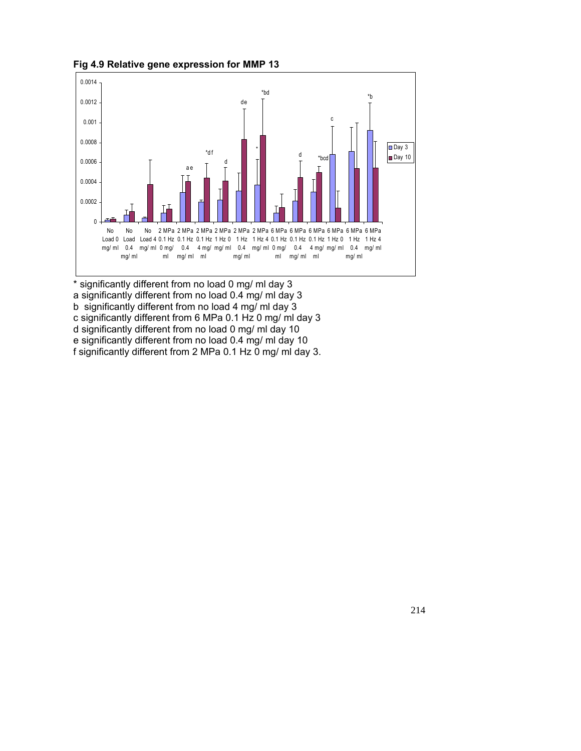**Fig 4.9 Relative gene expression for MMP 13**

\* significantly different from no load 0 mg/ ml day 3
a significantly different from no load 0.4 mg/ ml day 3
b significantly different from no load 4 mg/ ml day 3
c significantly different from 6 MPa 0.1 Hz 0 mg/ ml day 3
d significantly different from no load 0 mg/ ml day 10
e significantly different from no load 0.4 mg/ ml day 10
f significantly different from 2 MPa 0.1 Hz 0 mg/ ml day 3.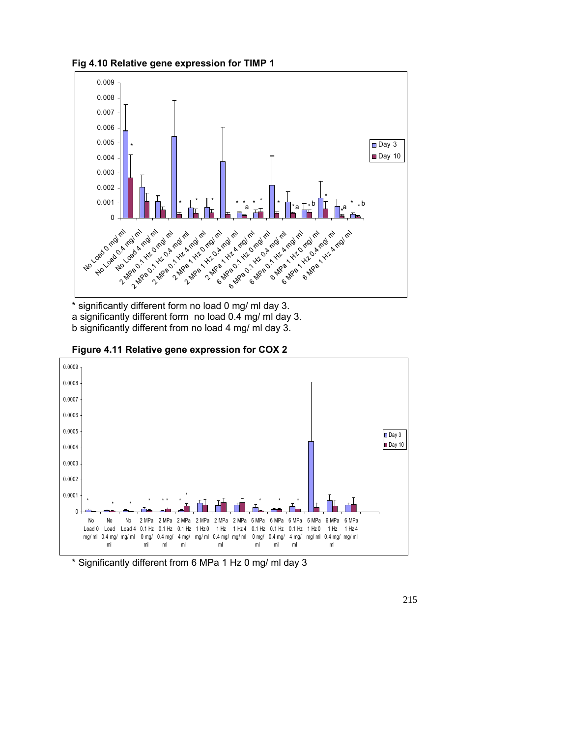**Fig 4.10 Relative gene expression for TIMP 1**

* significantly different form no load 0 mg/ ml day 3.
a significantly different form no load 0.4 mg/ ml day 3.
b significantly different from no load 4 mg/ ml day 3.

**Figure 4.11 Relative gene expression for COX 2**

* Significantly different from 6 MPa 1 Hz 0 mg/ ml day 3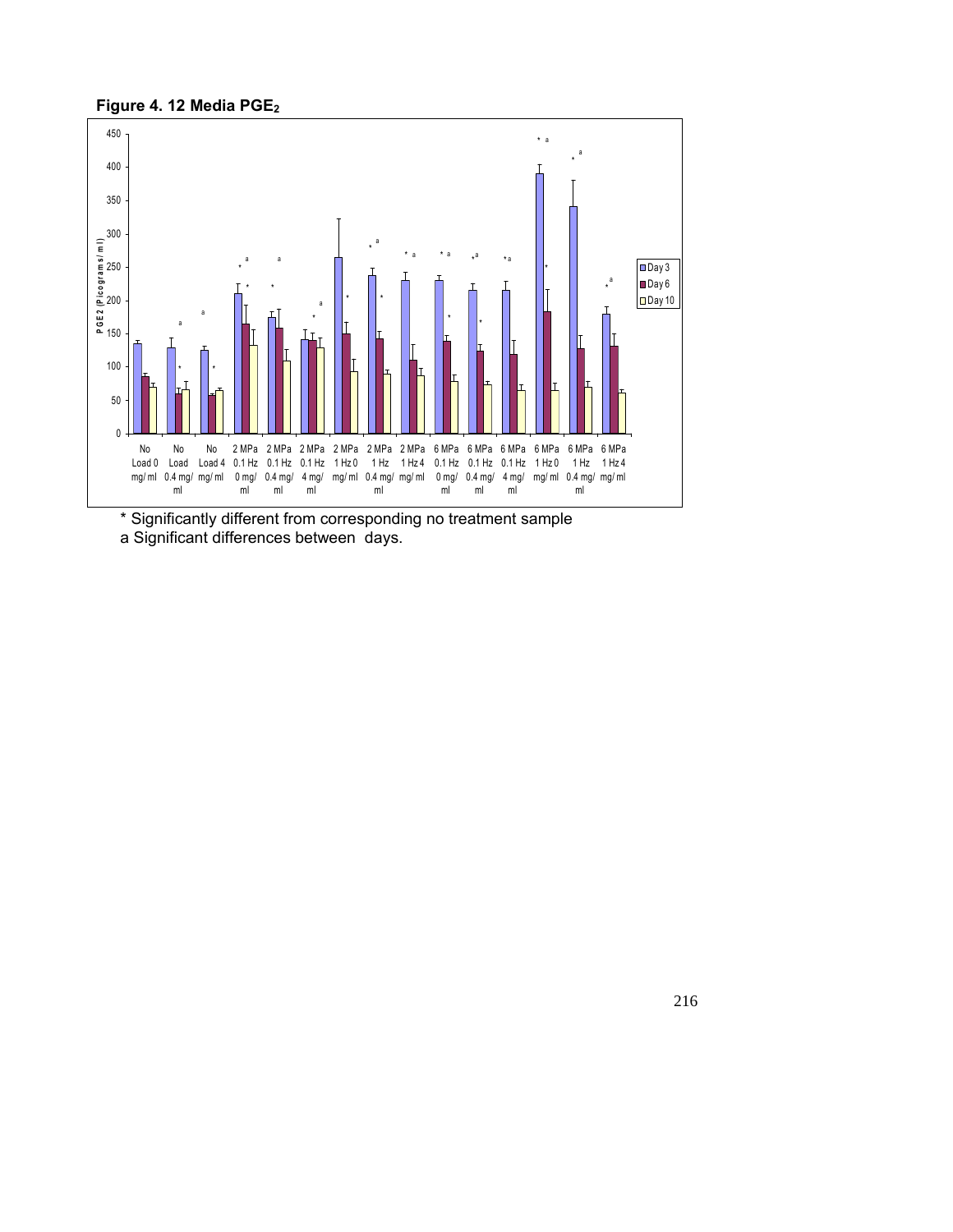**Figure 4. 12 Media $PGE_2$**

* Significantly different from corresponding no treatment sample
a Significant differences between days.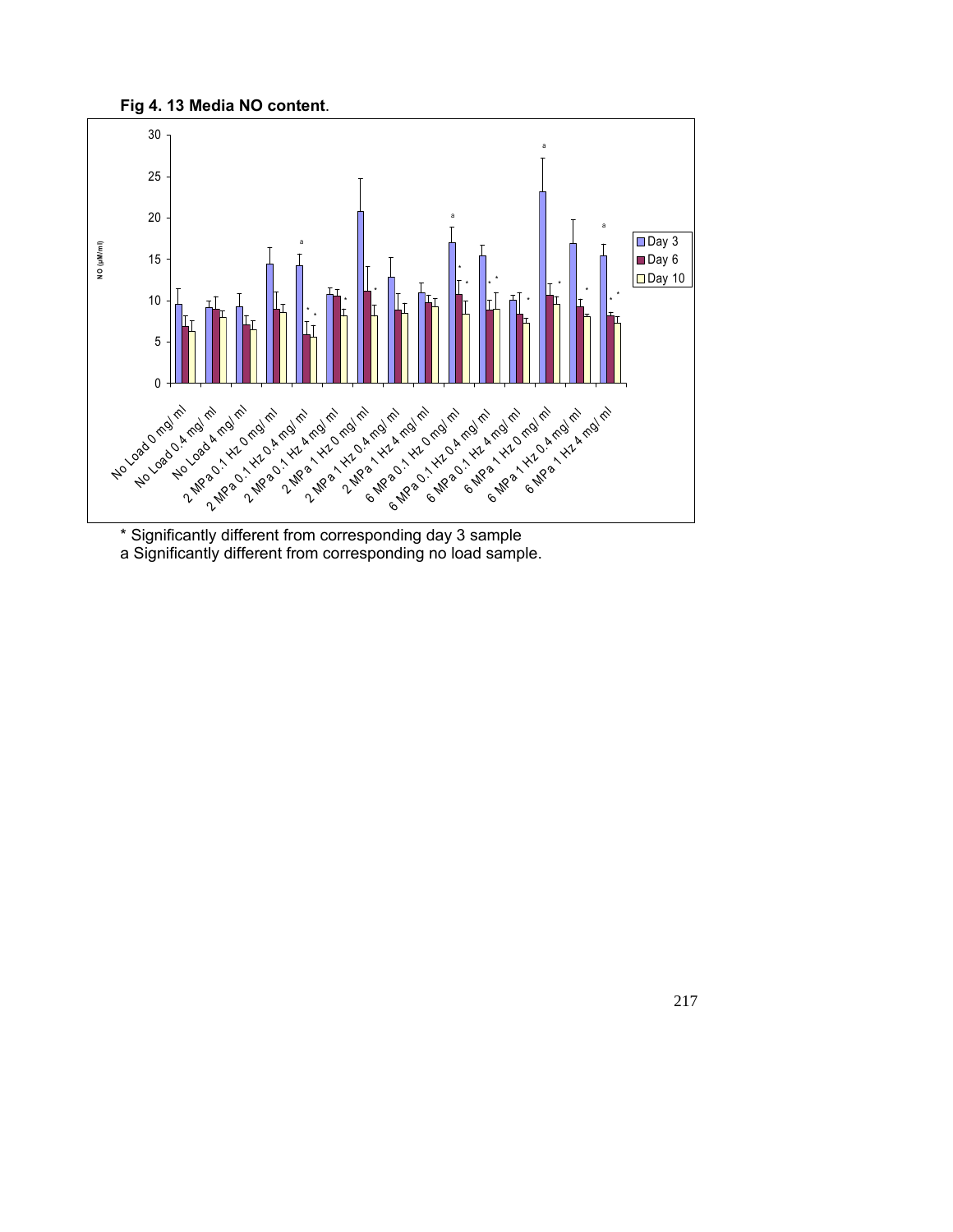**Fig 4. 13 Media NO content.**

\* Significantly different from corresponding day 3 sample
a Significantly different from corresponding no load sample.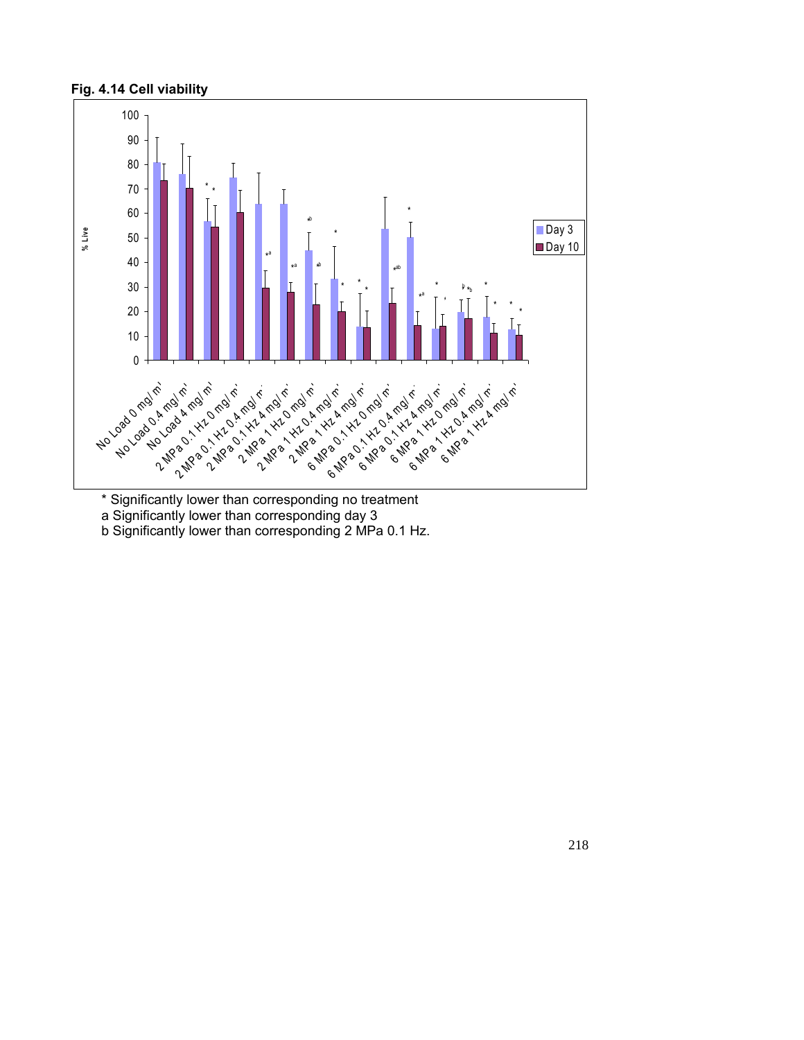**Fig. 4.14 Cell viability**

* Significantly lower than corresponding no treatment

a Significantly lower than corresponding day 3

b Significantly lower than corresponding 2 MPa 0.1 Hz.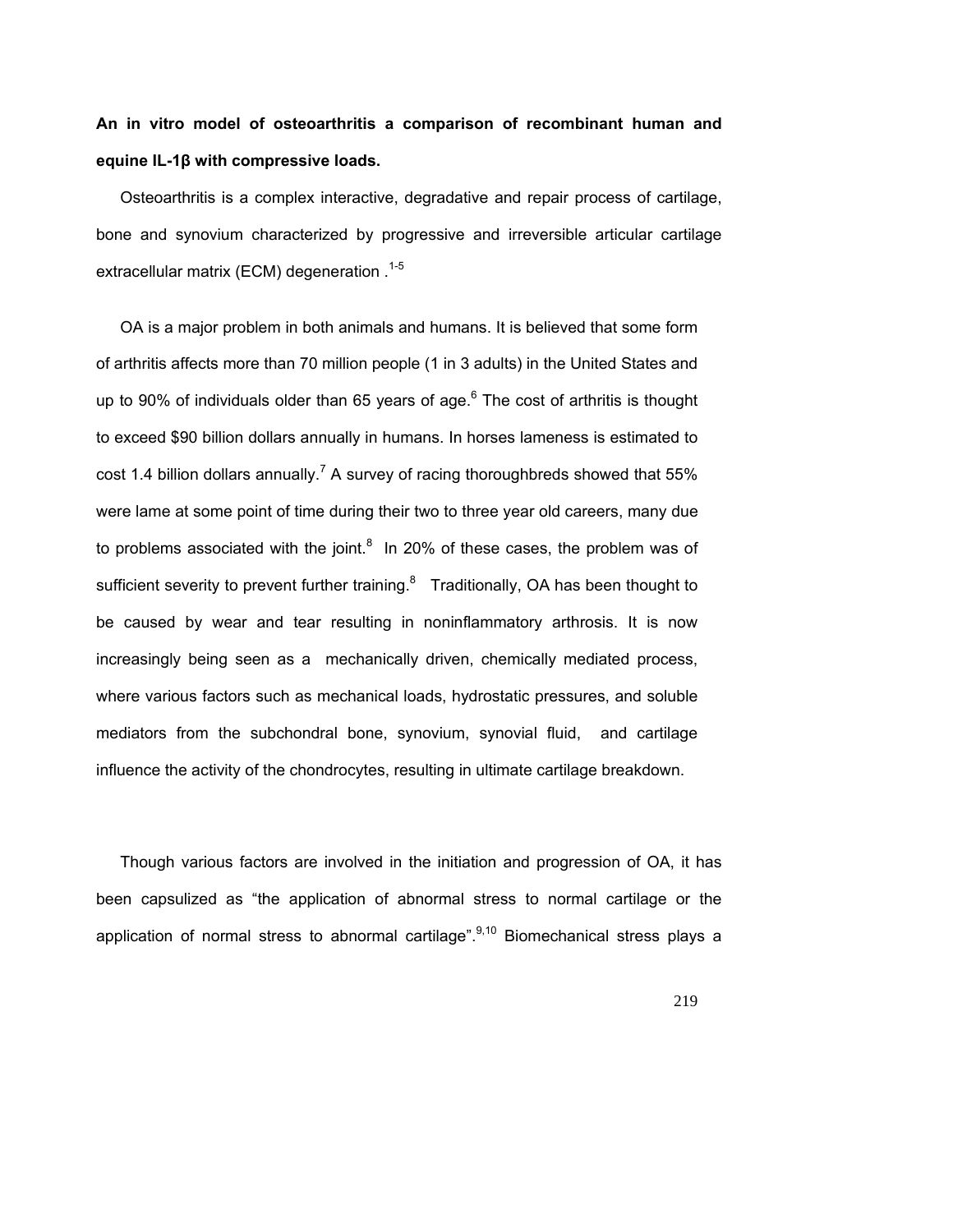**An in vitro model of osteoarthritis a comparison of recombinant human and equine IL-1β with compressive loads.**

Osteoarthritis is a complex interactive, degradative and repair process of cartilage, bone and synovium characterized by progressive and irreversible articular cartilage extracellular matrix (ECM) degeneration .[1-5]

OA is a major problem in both animals and humans. It is believed that some form of arthritis affects more than 70 million people (1 in 3 adults) in the United States and up to 90% of individuals older than 65 years of age.[6] The cost of arthritis is thought to exceed $90 billion dollars annually in humans. In horses lameness is estimated to cost 1.4 billion dollars annually.[7] A survey of racing thoroughbreds showed that 55% were lame at some point of time during their two to three year old careers, many due to problems associated with the joint.[8] In 20% of these cases, the problem was of sufficient severity to prevent further training.[8] Traditionally, OA has been thought to be caused by wear and tear resulting in noninflammatory arthrosis. It is now increasingly being seen as a mechanically driven, chemically mediated process, where various factors such as mechanical loads, hydrostatic pressures, and soluble mediators from the subchondral bone, synovium, synovial fluid, and cartilage influence the activity of the chondrocytes, resulting in ultimate cartilage breakdown.

Though various factors are involved in the initiation and progression of OA, it has been capsulized as "the application of abnormal stress to normal cartilage or the application of normal stress to abnormal cartilage".[9,10] Biomechanical stress plays a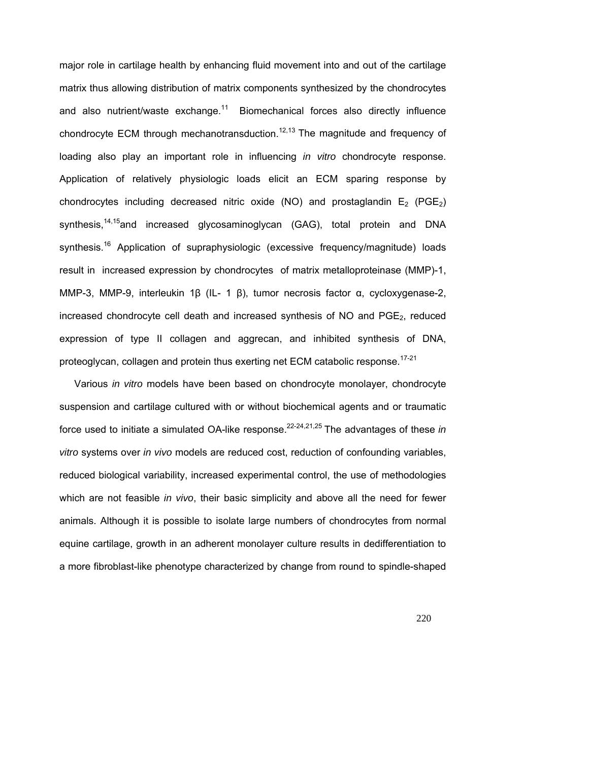major role in cartilage health by enhancing fluid movement into and out of the cartilage matrix thus allowing distribution of matrix components synthesized by the chondrocytes and also nutrient/waste exchange.[11] Biomechanical forces also directly influence chondrocyte ECM through mechanotransduction.[12,13] The magnitude and frequency of loading also play an important role in influencing *in vitro* chondrocyte response. Application of relatively physiologic loads elicit an ECM sparing response by chondrocytes including decreased nitric oxide (NO) and prostaglandin $E_2$ ($PGE_2$) synthesis,[14,15]and increased glycosaminoglycan (GAG), total protein and DNA synthesis.[16] Application of supraphysiologic (excessive frequency/magnitude) loads result in increased expression by chondrocytes of matrix metalloproteinase (MMP)-1, MMP-3, MMP-9, interleukin 1β (IL- 1 β), tumor necrosis factor α, cycloxygenase-2, increased chondrocyte cell death and increased synthesis of NO and $PGE_2$, reduced expression of type II collagen and aggrecan, and inhibited synthesis of DNA, proteoglycan, collagen and protein thus exerting net ECM catabolic response.[17-21]

Various *in vitro* models have been based on chondrocyte monolayer, chondrocyte suspension and cartilage cultured with or without biochemical agents and or traumatic force used to initiate a simulated OA-like response.[22-24,21,25] The advantages of these *in vitro* systems over *in vivo* models are reduced cost, reduction of confounding variables, reduced biological variability, increased experimental control, the use of methodologies which are not feasible *in vivo*, their basic simplicity and above all the need for fewer animals. Although it is possible to isolate large numbers of chondrocytes from normal equine cartilage, growth in an adherent monolayer culture results in dedifferentiation to a more fibroblast-like phenotype characterized by change from round to spindle-shaped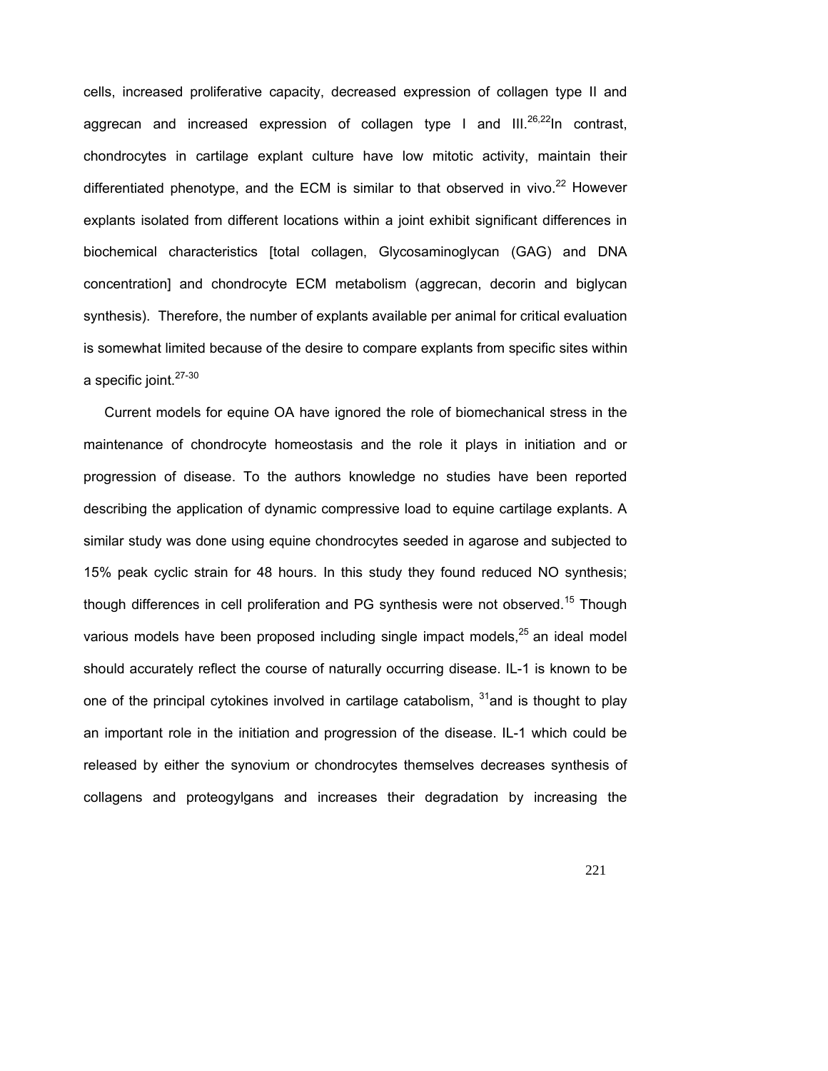cells, increased proliferative capacity, decreased expression of collagen type II and aggrecan and increased expression of collagen type I and III.[26,22]In contrast, chondrocytes in cartilage explant culture have low mitotic activity, maintain their differentiated phenotype, and the ECM is similar to that observed in vivo.[22] However explants isolated from different locations within a joint exhibit significant differences in biochemical characteristics [total collagen, Glycosaminoglycan (GAG) and DNA concentration] and chondrocyte ECM metabolism (aggrecan, decorin and biglycan synthesis). Therefore, the number of explants available per animal for critical evaluation is somewhat limited because of the desire to compare explants from specific sites within a specific joint.[27-30]

Current models for equine OA have ignored the role of biomechanical stress in the maintenance of chondrocyte homeostasis and the role it plays in initiation and or progression of disease. To the authors knowledge no studies have been reported describing the application of dynamic compressive load to equine cartilage explants. A similar study was done using equine chondrocytes seeded in agarose and subjected to 15% peak cyclic strain for 48 hours. In this study they found reduced NO synthesis; though differences in cell proliferation and PG synthesis were not observed.[15] Though various models have been proposed including single impact models,[25] an ideal model should accurately reflect the course of naturally occurring disease. IL-1 is known to be one of the principal cytokines involved in cartilage catabolism, [31]and is thought to play an important role in the initiation and progression of the disease. IL-1 which could be released by either the synovium or chondrocytes themselves decreases synthesis of collagens and proteogylgans and increases their degradation by increasing the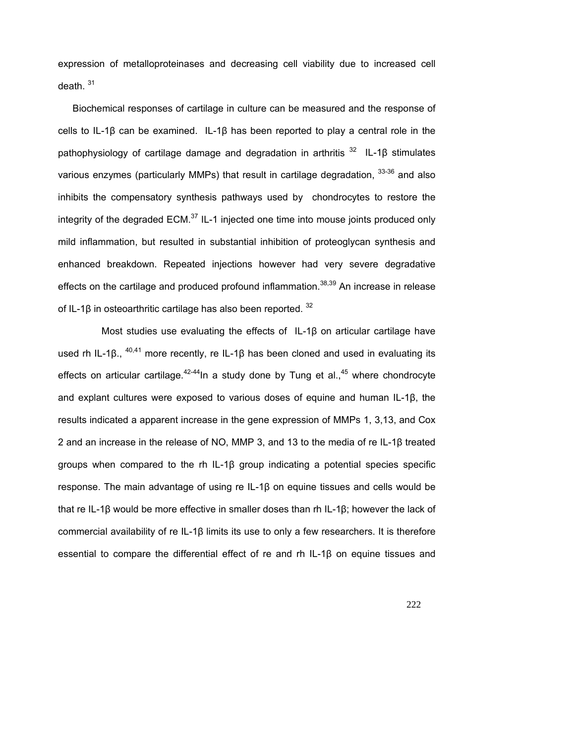expression of metalloproteinases and decreasing cell viability due to increased cell death. [31]

Biochemical responses of cartilage in culture can be measured and the response of cells to IL-1β can be examined. IL-1β has been reported to play a central role in the pathophysiology of cartilage damage and degradation in arthritis [32] IL-1β stimulates various enzymes (particularly MMPs) that result in cartilage degradation, [33-36] and also inhibits the compensatory synthesis pathways used by chondrocytes to restore the integrity of the degraded ECM.[37] IL-1 injected one time into mouse joints produced only mild inflammation, but resulted in substantial inhibition of proteoglycan synthesis and enhanced breakdown. Repeated injections however had very severe degradative effects on the cartilage and produced profound inflammation.[38,39] An increase in release of IL-1β in osteoarthritic cartilage has also been reported. [32]

Most studies use evaluating the effects of IL-1β on articular cartilage have used rh IL-1β., [40,41] more recently, re IL-1β has been cloned and used in evaluating its effects on articular cartilage.[42-44]In a study done by Tung et al.,[45] where chondrocyte and explant cultures were exposed to various doses of equine and human IL-1β, the results indicated a apparent increase in the gene expression of MMPs 1, 3,13, and Cox 2 and an increase in the release of NO, MMP 3, and 13 to the media of re IL-1β treated groups when compared to the rh IL-1β group indicating a potential species specific response. The main advantage of using re IL-1β on equine tissues and cells would be that re IL-1β would be more effective in smaller doses than rh IL-1β; however the lack of commercial availability of re IL-1β limits its use to only a few researchers. It is therefore essential to compare the differential effect of re and rh IL-1β on equine tissues and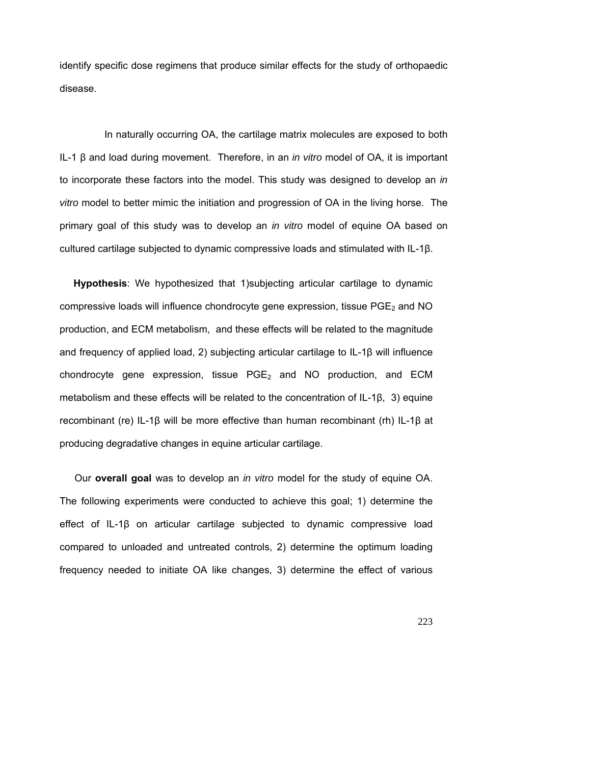identify specific dose regimens that produce similar effects for the study of orthopaedic disease.

In naturally occurring OA, the cartilage matrix molecules are exposed to both IL-1 β and load during movement. Therefore, in an *in vitro* model of OA, it is important to incorporate these factors into the model. This study was designed to develop an *in vitro* model to better mimic the initiation and progression of OA in the living horse. The primary goal of this study was to develop an *in vitro* model of equine OA based on cultured cartilage subjected to dynamic compressive loads and stimulated with IL-1β.

**Hypothesis**: We hypothesized that 1)subjecting articular cartilage to dynamic compressive loads will influence chondrocyte gene expression, tissue $PGE_2$ and NO production, and ECM metabolism, and these effects will be related to the magnitude and frequency of applied load, 2) subjecting articular cartilage to IL-1β will influence chondrocyte gene expression, tissue $PGE_2$ and NO production, and ECM metabolism and these effects will be related to the concentration of IL-1β, 3) equine recombinant (re) IL-1β will be more effective than human recombinant (rh) IL-1β at producing degradative changes in equine articular cartilage.

Our **overall goal** was to develop an *in vitro* model for the study of equine OA. The following experiments were conducted to achieve this goal; 1) determine the effect of IL-1β on articular cartilage subjected to dynamic compressive load compared to unloaded and untreated controls, 2) determine the optimum loading frequency needed to initiate OA like changes, 3) determine the effect of various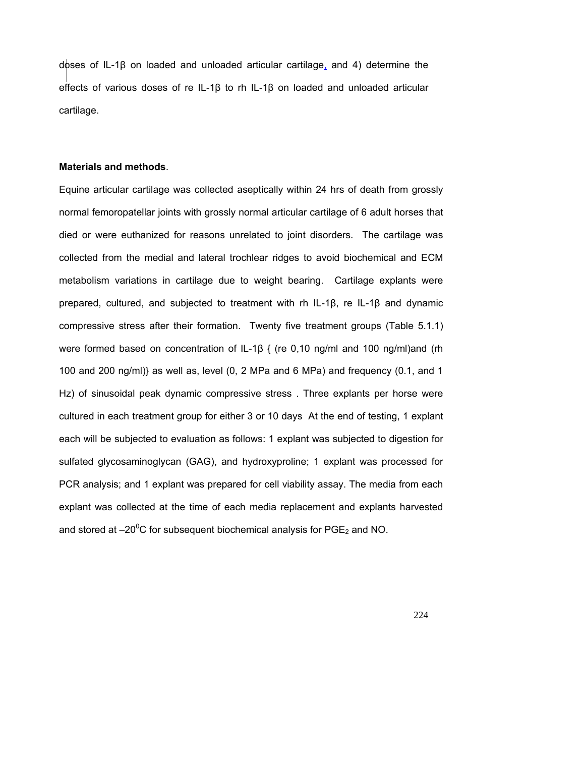doses of IL-1β on loaded and unloaded articular cartilage, and 4) determine the effects of various doses of re IL-1β to rh IL-1β on loaded and unloaded articular cartilage.

**Materials and methods**.

Equine articular cartilage was collected aseptically within 24 hrs of death from grossly normal femoropatellar joints with grossly normal articular cartilage of 6 adult horses that died or were euthanized for reasons unrelated to joint disorders. The cartilage was collected from the medial and lateral trochlear ridges to avoid biochemical and ECM metabolism variations in cartilage due to weight bearing. Cartilage explants were prepared, cultured, and subjected to treatment with rh IL-1β, re IL-1β and dynamic compressive stress after their formation. Twenty five treatment groups (Table 5.1.1) were formed based on concentration of IL-1β { (re 0,10 ng/ml and 100 ng/ml)and (rh 100 and 200 ng/ml)} as well as, level (0, 2 MPa and 6 MPa) and frequency (0.1, and 1 Hz) of sinusoidal peak dynamic compressive stress . Three explants per horse were cultured in each treatment group for either 3 or 10 days At the end of testing, 1 explant each will be subjected to evaluation as follows: 1 explant was subjected to digestion for sulfated glycosaminoglycan (GAG), and hydroxyproline; 1 explant was processed for PCR analysis; and 1 explant was prepared for cell viability assay. The media from each explant was collected at the time of each media replacement and explants harvested and stored at $-20^0$C for subsequent biochemical analysis for $PGE_2$ and NO.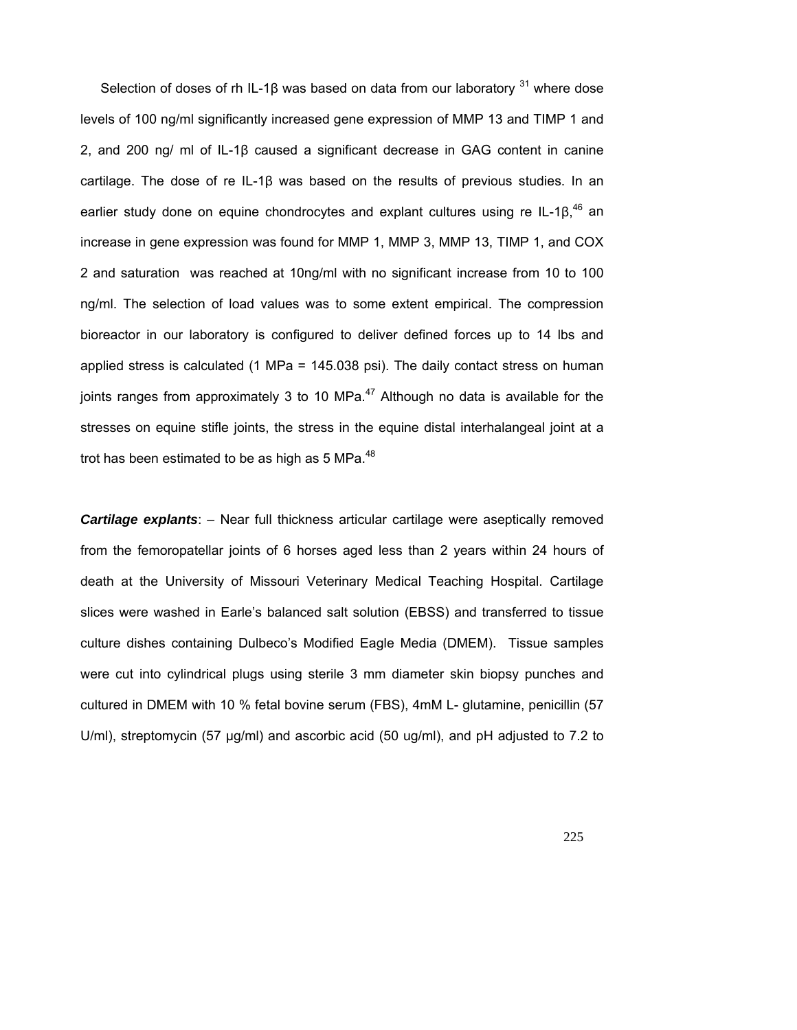Selection of doses of rh IL-1β was based on data from our laboratory [31] where dose levels of 100 ng/ml significantly increased gene expression of MMP 13 and TIMP 1 and 2, and 200 ng/ ml of IL-1β caused a significant decrease in GAG content in canine cartilage. The dose of re IL-1β was based on the results of previous studies. In an earlier study done on equine chondrocytes and explant cultures using re IL-1β,[46] an increase in gene expression was found for MMP 1, MMP 3, MMP 13, TIMP 1, and COX 2 and saturation was reached at 10ng/ml with no significant increase from 10 to 100 ng/ml. The selection of load values was to some extent empirical. The compression bioreactor in our laboratory is configured to deliver defined forces up to 14 lbs and applied stress is calculated (1 MPa = 145.038 psi). The daily contact stress on human joints ranges from approximately 3 to 10 MPa.[47] Although no data is available for the stresses on equine stifle joints, the stress in the equine distal interhalangeal joint at a trot has been estimated to be as high as 5 MPa.[48]

***Cartilage explants***: – Near full thickness articular cartilage were aseptically removed from the femoropatellar joints of 6 horses aged less than 2 years within 24 hours of death at the University of Missouri Veterinary Medical Teaching Hospital. Cartilage slices were washed in Earle's balanced salt solution (EBSS) and transferred to tissue culture dishes containing Dulbeco's Modified Eagle Media (DMEM). Tissue samples were cut into cylindrical plugs using sterile 3 mm diameter skin biopsy punches and cultured in DMEM with 10 % fetal bovine serum (FBS), 4mM L- glutamine, penicillin (57 U/ml), streptomycin (57 µg/ml) and ascorbic acid (50 ug/ml), and pH adjusted to 7.2 to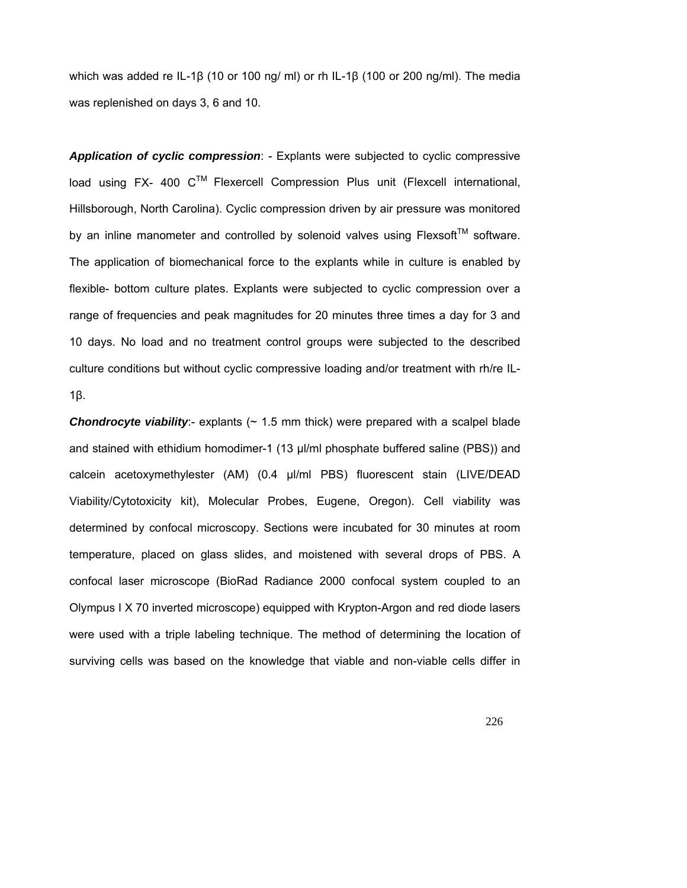which was added re IL-1β (10 or 100 ng/ ml) or rh IL-1β (100 or 200 ng/ml). The media was replenished on days 3, 6 and 10.

***Application of cyclic compression***: - Explants were subjected to cyclic compressive load using FX- 400 C™ Flexercell Compression Plus unit (Flexcell international, Hillsborough, North Carolina). Cyclic compression driven by air pressure was monitored by an inline manometer and controlled by solenoid valves using Flexsoft™ software. The application of biomechanical force to the explants while in culture is enabled by flexible- bottom culture plates. Explants were subjected to cyclic compression over a range of frequencies and peak magnitudes for 20 minutes three times a day for 3 and 10 days. No load and no treatment control groups were subjected to the described culture conditions but without cyclic compressive loading and/or treatment with rh/re IL-1β.

***Chondrocyte viability***:- explants (~ 1.5 mm thick) were prepared with a scalpel blade and stained with ethidium homodimer-1 (13 μl/ml phosphate buffered saline (PBS)) and calcein acetoxymethylester (AM) (0.4 μl/ml PBS) fluorescent stain (LIVE/DEAD Viability/Cytotoxicity kit), Molecular Probes, Eugene, Oregon). Cell viability was determined by confocal microscopy. Sections were incubated for 30 minutes at room temperature, placed on glass slides, and moistened with several drops of PBS. A confocal laser microscope (BioRad Radiance 2000 confocal system coupled to an Olympus I X 70 inverted microscope) equipped with Krypton-Argon and red diode lasers were used with a triple labeling technique. The method of determining the location of surviving cells was based on the knowledge that viable and non-viable cells differ in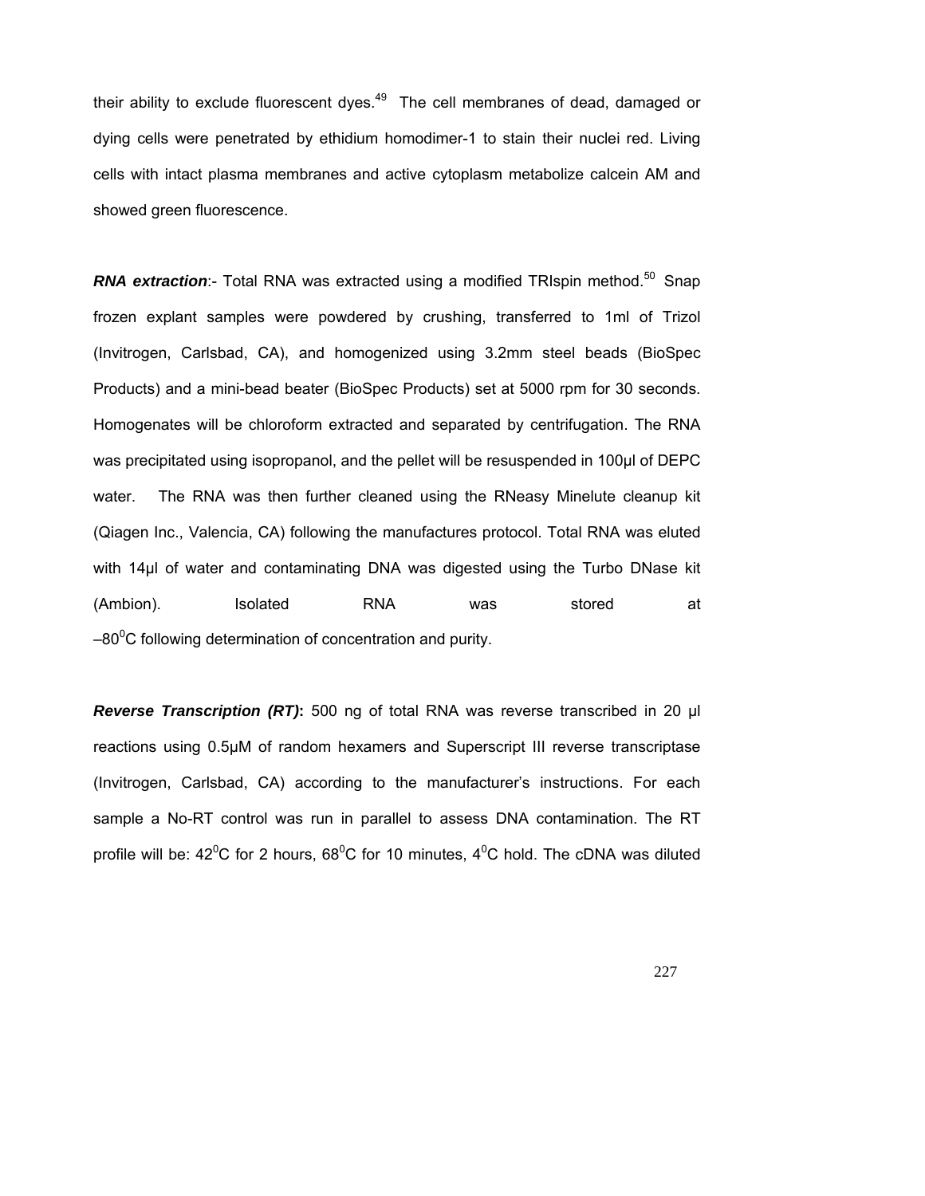their ability to exclude fluorescent dyes.[49] The cell membranes of dead, damaged or dying cells were penetrated by ethidium homodimer-1 to stain their nuclei red. Living cells with intact plasma membranes and active cytoplasm metabolize calcein AM and showed green fluorescence.

***RNA extraction***:- Total RNA was extracted using a modified TRIspin method.[50] Snap frozen explant samples were powdered by crushing, transferred to 1ml of Trizol (Invitrogen, Carlsbad, CA), and homogenized using 3.2mm steel beads (BioSpec Products) and a mini-bead beater (BioSpec Products) set at 5000 rpm for 30 seconds. Homogenates will be chloroform extracted and separated by centrifugation. The RNA was precipitated using isopropanol, and the pellet will be resuspended in 100µl of DEPC water. The RNA was then further cleaned using the RNeasy Minelute cleanup kit (Qiagen Inc., Valencia, CA) following the manufactures protocol. Total RNA was eluted with 14µl of water and contaminating DNA was digested using the Turbo DNase kit (Ambion). Isolated RNA was stored at $-80^0$C following determination of concentration and purity.

***Reverse Transcription (RT)*:** 500 ng of total RNA was reverse transcribed in 20 µl reactions using 0.5µM of random hexamers and Superscript III reverse transcriptase (Invitrogen, Carlsbad, CA) according to the manufacturer's instructions. For each sample a No-RT control was run in parallel to assess DNA contamination. The RT profile will be: $42^0$C for 2 hours, $68^0$C for 10 minutes, $4^0$C hold. The cDNA was diluted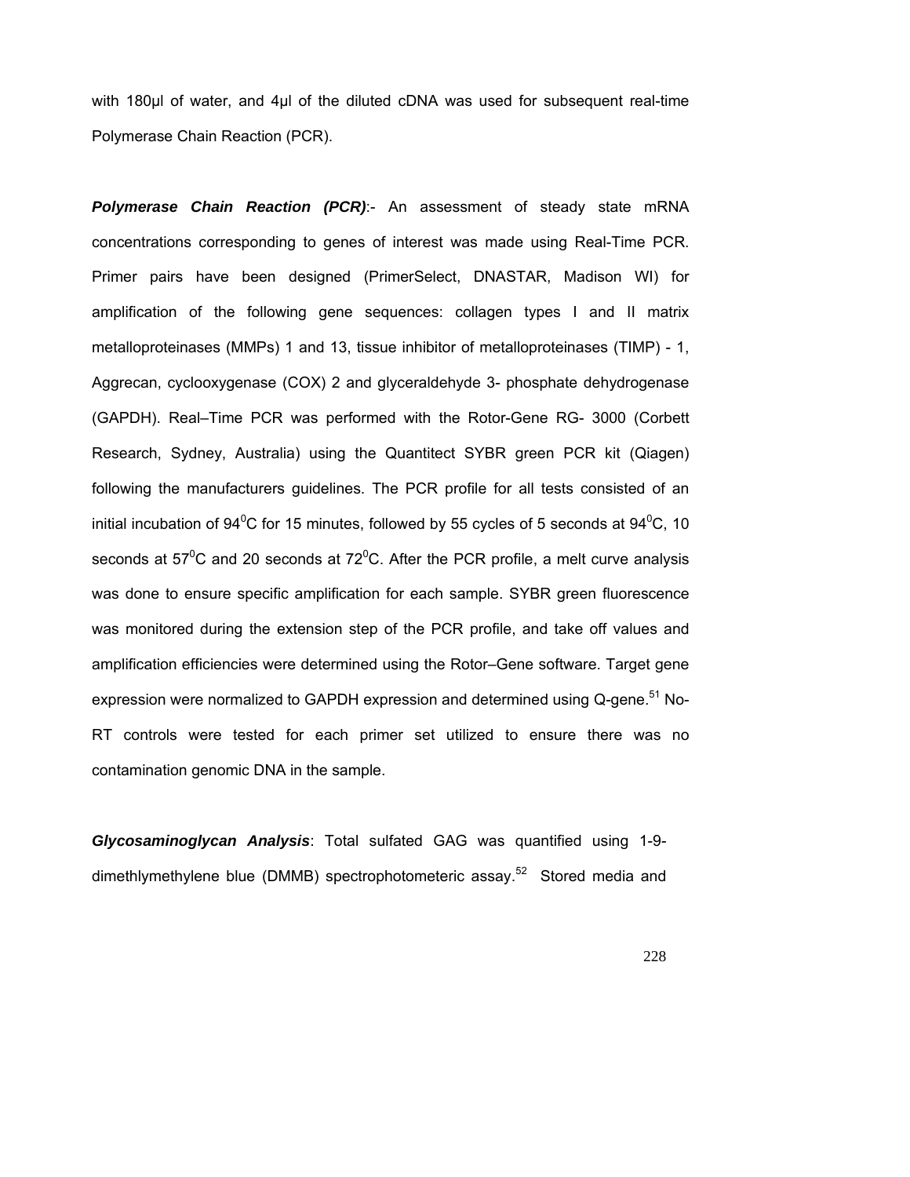with 180µl of water, and 4µl of the diluted cDNA was used for subsequent real-time Polymerase Chain Reaction (PCR).

***Polymerase Chain Reaction (PCR)***:- An assessment of steady state mRNA concentrations corresponding to genes of interest was made using Real-Time PCR. Primer pairs have been designed (PrimerSelect, DNASTAR, Madison WI) for amplification of the following gene sequences: collagen types I and II matrix metalloproteinases (MMPs) 1 and 13, tissue inhibitor of metalloproteinases (TIMP) - 1, Aggrecan, cyclooxygenase (COX) 2 and glyceraldehyde 3- phosphate dehydrogenase (GAPDH). Real–Time PCR was performed with the Rotor-Gene RG- 3000 (Corbett Research, Sydney, Australia) using the Quantitect SYBR green PCR kit (Qiagen) following the manufacturers guidelines. The PCR profile for all tests consisted of an initial incubation of $94^0$C for 15 minutes, followed by 55 cycles of 5 seconds at $94^0$C, 10 seconds at $57^0$C and 20 seconds at $72^0$C. After the PCR profile, a melt curve analysis was done to ensure specific amplification for each sample. SYBR green fluorescence was monitored during the extension step of the PCR profile, and take off values and amplification efficiencies were determined using the Rotor–Gene software. Target gene expression were normalized to GAPDH expression and determined using Q-gene.[51] No-RT controls were tested for each primer set utilized to ensure there was no contamination genomic DNA in the sample.

***Glycosaminoglycan Analysis***: Total sulfated GAG was quantified using 1-9-dimethlymethylene blue (DMMB) spectrophotometeric assay.[52] Stored media and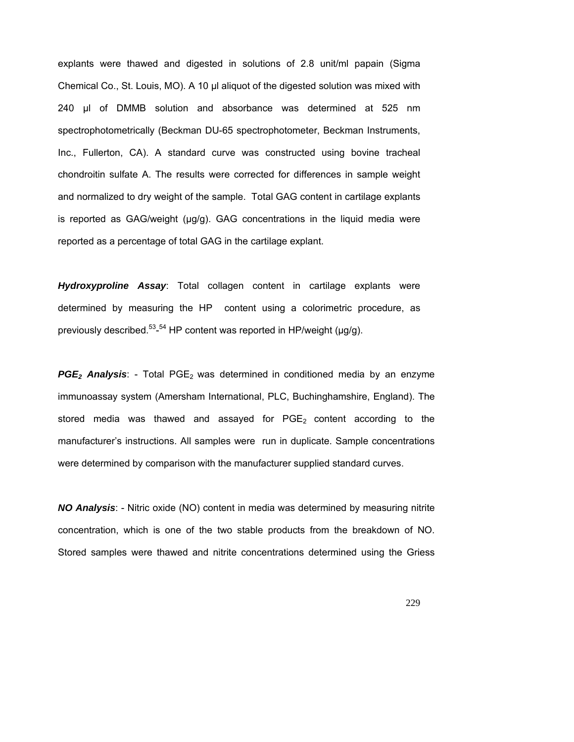explants were thawed and digested in solutions of 2.8 unit/ml papain (Sigma Chemical Co., St. Louis, MO). A 10 µl aliquot of the digested solution was mixed with 240 µl of DMMB solution and absorbance was determined at 525 nm spectrophotometrically (Beckman DU-65 spectrophotometer, Beckman Instruments, Inc., Fullerton, CA). A standard curve was constructed using bovine tracheal chondroitin sulfate A. The results were corrected for differences in sample weight and normalized to dry weight of the sample. Total GAG content in cartilage explants is reported as GAG/weight (µg/g). GAG concentrations in the liquid media were reported as a percentage of total GAG in the cartilage explant.

***Hydroxyproline Assay***: Total collagen content in cartilage explants were determined by measuring the HP content using a colorimetric procedure, as previously described.[53]-[54] HP content was reported in HP/weight (µg/g).

***$PGE_2$ Analysis***: - Total $PGE_2$ was determined in conditioned media by an enzyme immunoassay system (Amersham International, PLC, Buchinghamshire, England). The stored media was thawed and assayed for $PGE_2$ content according to the manufacturer's instructions. All samples were run in duplicate. Sample concentrations were determined by comparison with the manufacturer supplied standard curves.

***NO Analysis***: - Nitric oxide (NO) content in media was determined by measuring nitrite concentration, which is one of the two stable products from the breakdown of NO. Stored samples were thawed and nitrite concentrations determined using the Griess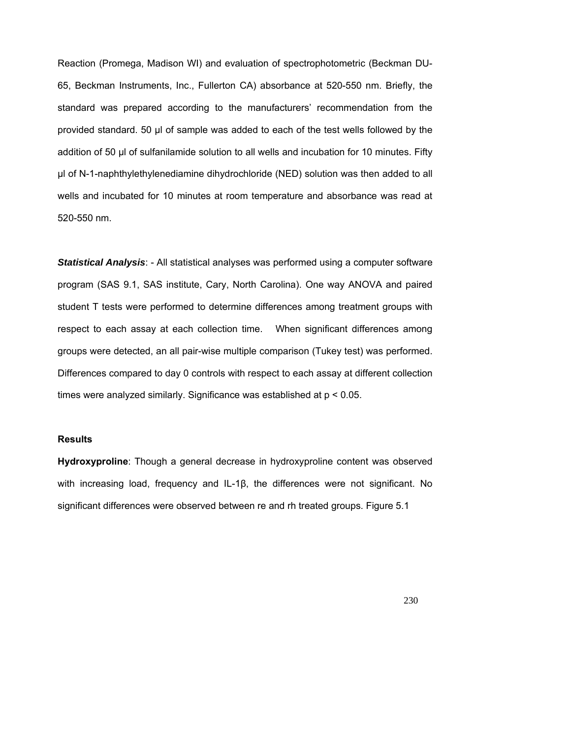Reaction (Promega, Madison WI) and evaluation of spectrophotometric (Beckman DU-65, Beckman Instruments, Inc., Fullerton CA) absorbance at 520-550 nm. Briefly, the standard was prepared according to the manufacturers' recommendation from the provided standard. 50 μl of sample was added to each of the test wells followed by the addition of 50 μl of sulfanilamide solution to all wells and incubation for 10 minutes. Fifty μl of N-1-naphthylethylenediamine dihydrochloride (NED) solution was then added to all wells and incubated for 10 minutes at room temperature and absorbance was read at 520-550 nm.

***Statistical Analysis***: - All statistical analyses was performed using a computer software program (SAS 9.1, SAS institute, Cary, North Carolina). One way ANOVA and paired student T tests were performed to determine differences among treatment groups with respect to each assay at each collection time. When significant differences among groups were detected, an all pair-wise multiple comparison (Tukey test) was performed. Differences compared to day 0 controls with respect to each assay at different collection times were analyzed similarly. Significance was established at $p < 0.05$.

**Results**

**Hydroxyproline**: Though a general decrease in hydroxyproline content was observed with increasing load, frequency and IL-1β, the differences were not significant. No significant differences were observed between re and rh treated groups. Figure 5.1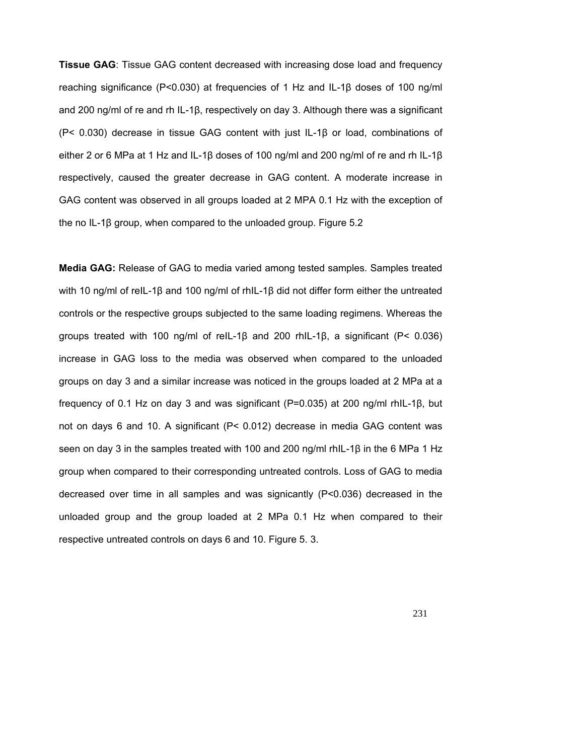**Tissue GAG**: Tissue GAG content decreased with increasing dose load and frequency reaching significance ($P<0.030$) at frequencies of 1 Hz and IL-1β doses of 100 ng/ml and 200 ng/ml of re and rh IL-1β, respectively on day 3. Although there was a significant ($P< 0.030$) decrease in tissue GAG content with just IL-1β or load, combinations of either 2 or 6 MPa at 1 Hz and IL-1β doses of 100 ng/ml and 200 ng/ml of re and rh IL-1β respectively, caused the greater decrease in GAG content. A moderate increase in GAG content was observed in all groups loaded at 2 MPA 0.1 Hz with the exception of the no IL-1β group, when compared to the unloaded group. Figure 5.2

**Media GAG:** Release of GAG to media varied among tested samples. Samples treated with 10 ng/ml of reIL-1β and 100 ng/ml of rhIL-1β did not differ form either the untreated controls or the respective groups subjected to the same loading regimens. Whereas the groups treated with 100 ng/ml of reIL-1β and 200 rhIL-1β, a significant ($P< 0.036$) increase in GAG loss to the media was observed when compared to the unloaded groups on day 3 and a similar increase was noticed in the groups loaded at 2 MPa at a frequency of 0.1 Hz on day 3 and was significant ($P=0.035$) at 200 ng/ml rhIL-1β, but not on days 6 and 10. A significant ($P< 0.012$) decrease in media GAG content was seen on day 3 in the samples treated with 100 and 200 ng/ml rhIL-1β in the 6 MPa 1 Hz group when compared to their corresponding untreated controls. Loss of GAG to media decreased over time in all samples and was signicantly ($P<0.036$) decreased in the unloaded group and the group loaded at 2 MPa 0.1 Hz when compared to their respective untreated controls on days 6 and 10. Figure 5. 3.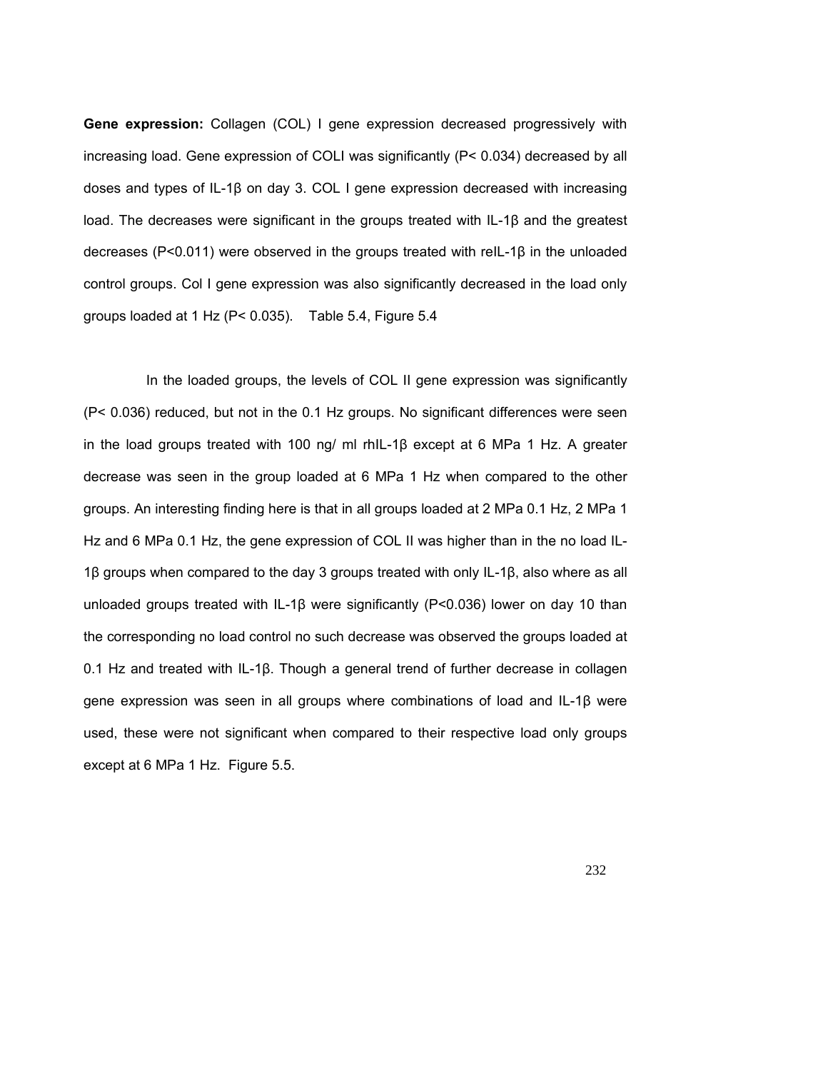**Gene expression:** Collagen (COL) I gene expression decreased progressively with increasing load. Gene expression of COLI was significantly ($P < 0.034$) decreased by all doses and types of IL-1β on day 3. COL I gene expression decreased with increasing load. The decreases were significant in the groups treated with IL-1β and the greatest decreases ($P < 0.011$) were observed in the groups treated with reIL-1β in the unloaded control groups. Col I gene expression was also significantly decreased in the load only groups loaded at 1 Hz ($P < 0.035$). Table 5.4, Figure 5.4

In the loaded groups, the levels of COL II gene expression was significantly ($P < 0.036$) reduced, but not in the 0.1 Hz groups. No significant differences were seen in the load groups treated with 100 ng/ ml rhIL-1β except at 6 MPa 1 Hz. A greater decrease was seen in the group loaded at 6 MPa 1 Hz when compared to the other groups. An interesting finding here is that in all groups loaded at 2 MPa 0.1 Hz, 2 MPa 1 Hz and 6 MPa 0.1 Hz, the gene expression of COL II was higher than in the no load IL-1β groups when compared to the day 3 groups treated with only IL-1β, also where as all unloaded groups treated with IL-1β were significantly ($P < 0.036$) lower on day 10 than the corresponding no load control no such decrease was observed the groups loaded at 0.1 Hz and treated with IL-1β. Though a general trend of further decrease in collagen gene expression was seen in all groups where combinations of load and IL-1β were used, these were not significant when compared to their respective load only groups except at 6 MPa 1 Hz. Figure 5.5.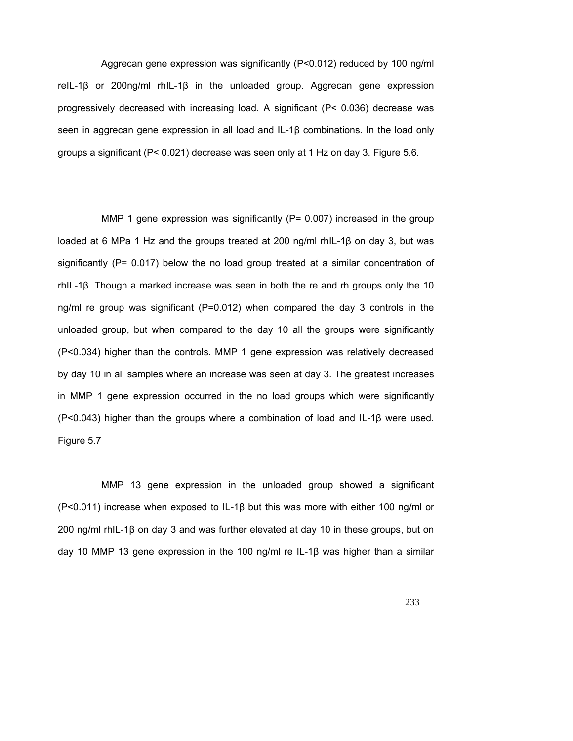Aggrecan gene expression was significantly ($P<0.012$) reduced by 100 ng/ml reIL-1β or 200ng/ml rhIL-1β in the unloaded group. Aggrecan gene expression progressively decreased with increasing load. A significant ($P< 0.036$) decrease was seen in aggrecan gene expression in all load and IL-1β combinations. In the load only groups a significant ($P< 0.021$) decrease was seen only at 1 Hz on day 3. Figure 5.6.

MMP 1 gene expression was significantly ($P= 0.007$) increased in the group loaded at 6 MPa 1 Hz and the groups treated at 200 ng/ml rhIL-1β on day 3, but was significantly ($P= 0.017$) below the no load group treated at a similar concentration of rhIL-1β. Though a marked increase was seen in both the re and rh groups only the 10 ng/ml re group was significant ($P=0.012$) when compared the day 3 controls in the unloaded group, but when compared to the day 10 all the groups were significantly ($P<0.034$) higher than the controls. MMP 1 gene expression was relatively decreased by day 10 in all samples where an increase was seen at day 3. The greatest increases in MMP 1 gene expression occurred in the no load groups which were significantly ($P<0.043$) higher than the groups where a combination of load and IL-1β were used. Figure 5.7

MMP 13 gene expression in the unloaded group showed a significant ($P<0.011$) increase when exposed to IL-1β but this was more with either 100 ng/ml or 200 ng/ml rhIL-1β on day 3 and was further elevated at day 10 in these groups, but on day 10 MMP 13 gene expression in the 100 ng/ml re IL-1β was higher than a similar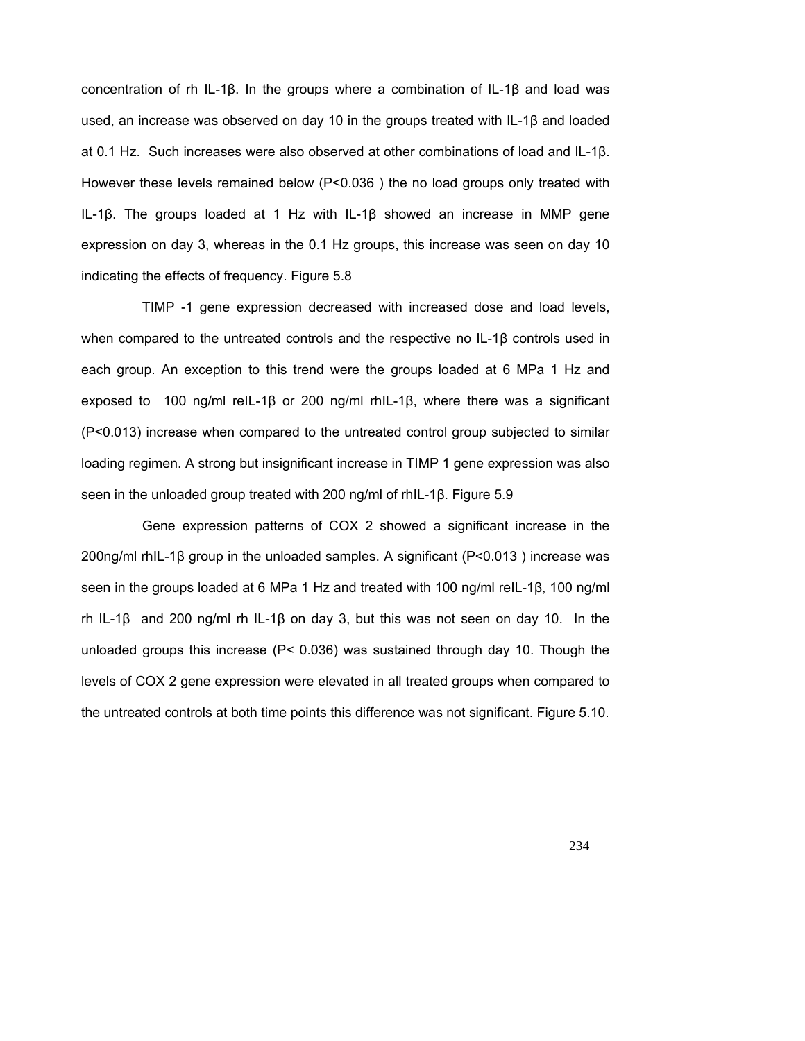concentration of rh IL-1β. In the groups where a combination of IL-1β and load was used, an increase was observed on day 10 in the groups treated with IL-1β and loaded at 0.1 Hz. Such increases were also observed at other combinations of load and IL-1β. However these levels remained below ($P<0.036$) the no load groups only treated with IL-1β. The groups loaded at 1 Hz with IL-1β showed an increase in MMP gene expression on day 3, whereas in the 0.1 Hz groups, this increase was seen on day 10 indicating the effects of frequency. Figure 5.8

TIMP -1 gene expression decreased with increased dose and load levels, when compared to the untreated controls and the respective no IL-1β controls used in each group. An exception to this trend were the groups loaded at 6 MPa 1 Hz and exposed to 100 ng/ml reIL-1β or 200 ng/ml rhIL-1β, where there was a significant ($P<0.013$) increase when compared to the untreated control group subjected to similar loading regimen. A strong but insignificant increase in TIMP 1 gene expression was also seen in the unloaded group treated with 200 ng/ml of rhIL-1β. Figure 5.9

Gene expression patterns of COX 2 showed a significant increase in the 200ng/ml rhIL-1β group in the unloaded samples. A significant ($P<0.013$) increase was seen in the groups loaded at 6 MPa 1 Hz and treated with 100 ng/ml reIL-1β, 100 ng/ml rh IL-1β and 200 ng/ml rh IL-1β on day 3, but this was not seen on day 10. In the unloaded groups this increase ($P< 0.036$) was sustained through day 10. Though the levels of COX 2 gene expression were elevated in all treated groups when compared to the untreated controls at both time points this difference was not significant. Figure 5.10.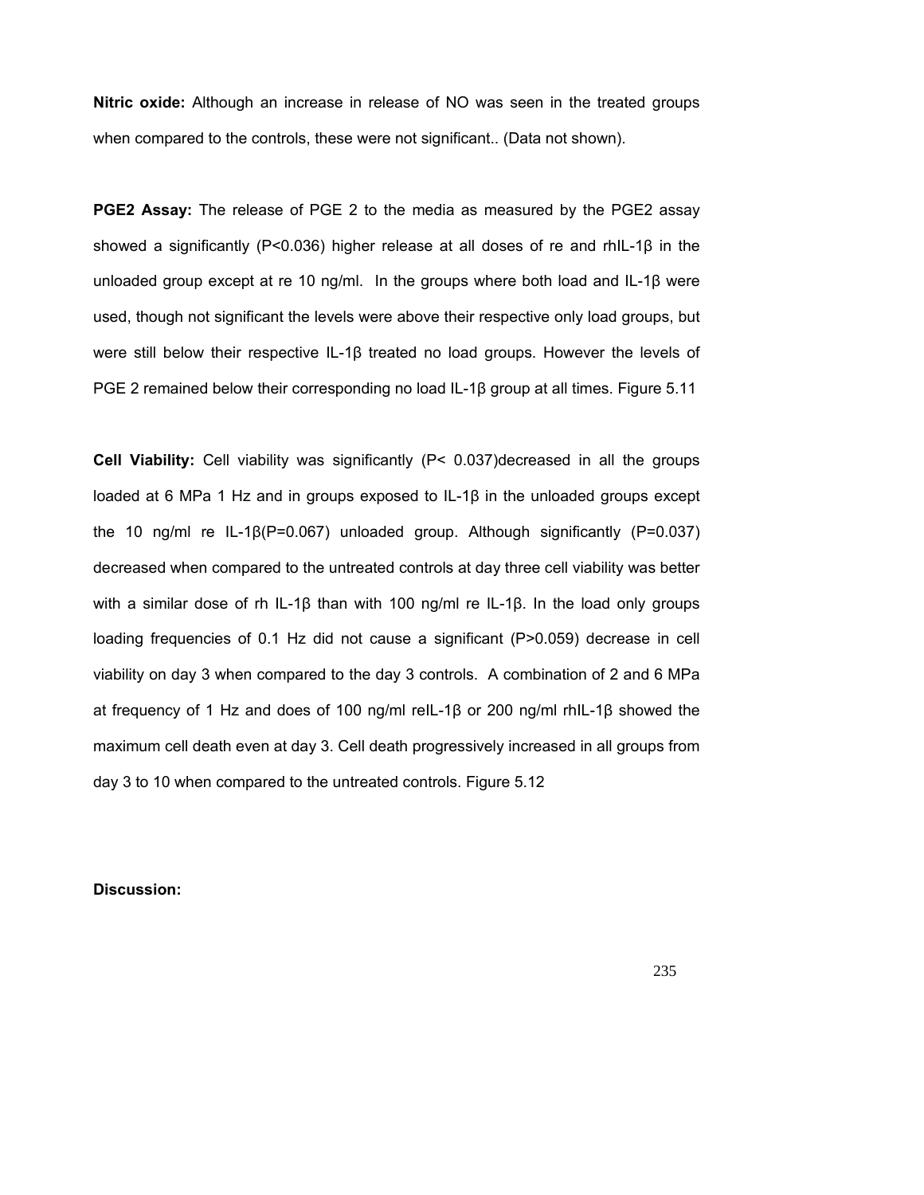**Nitric oxide:** Although an increase in release of NO was seen in the treated groups when compared to the controls, these were not significant.. (Data not shown).

**PGE2 Assay:** The release of PGE 2 to the media as measured by the PGE2 assay showed a significantly ($P<0.036$) higher release at all doses of re and rhIL-1β in the unloaded group except at re 10 ng/ml. In the groups where both load and IL-1β were used, though not significant the levels were above their respective only load groups, but were still below their respective IL-1β treated no load groups. However the levels of PGE 2 remained below their corresponding no load IL-1β group at all times. Figure 5.11

**Cell Viability:** Cell viability was significantly ($P< 0.037$)decreased in all the groups loaded at 6 MPa 1 Hz and in groups exposed to IL-1β in the unloaded groups except the 10 ng/ml re IL-1β($P=0.067$) unloaded group. Although significantly ($P=0.037$) decreased when compared to the untreated controls at day three cell viability was better with a similar dose of rh IL-1β than with 100 ng/ml re IL-1β. In the load only groups loading frequencies of 0.1 Hz did not cause a significant ($P>0.059$) decrease in cell viability on day 3 when compared to the day 3 controls. A combination of 2 and 6 MPa at frequency of 1 Hz and does of 100 ng/ml reIL-1β or 200 ng/ml rhIL-1β showed the maximum cell death even at day 3. Cell death progressively increased in all groups from day 3 to 10 when compared to the untreated controls. Figure 5.12

**Discussion:**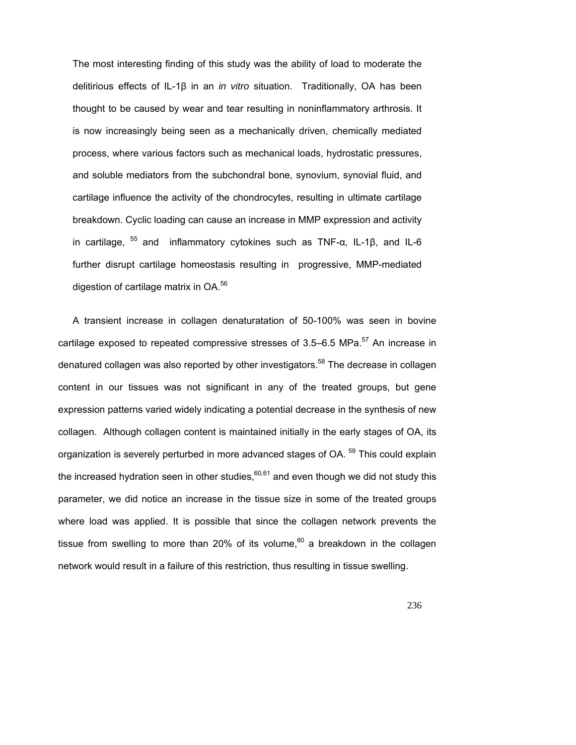The most interesting finding of this study was the ability of load to moderate the delitirious effects of IL-1β in an *in vitro* situation. Traditionally, OA has been thought to be caused by wear and tear resulting in noninflammatory arthrosis. It is now increasingly being seen as a mechanically driven, chemically mediated process, where various factors such as mechanical loads, hydrostatic pressures, and soluble mediators from the subchondral bone, synovium, synovial fluid, and cartilage influence the activity of the chondrocytes, resulting in ultimate cartilage breakdown. Cyclic loading can cause an increase in MMP expression and activity in cartilage, [55] and inflammatory cytokines such as TNF-α, IL-1β, and IL-6 further disrupt cartilage homeostasis resulting in progressive, MMP-mediated digestion of cartilage matrix in OA.[56]

A transient increase in collagen denaturatation of 50-100% was seen in bovine cartilage exposed to repeated compressive stresses of 3.5–6.5 MPa.[57] An increase in denatured collagen was also reported by other investigators.[58] The decrease in collagen content in our tissues was not significant in any of the treated groups, but gene expression patterns varied widely indicating a potential decrease in the synthesis of new collagen. Although collagen content is maintained initially in the early stages of OA, its organization is severely perturbed in more advanced stages of OA. [59] This could explain the increased hydration seen in other studies,[60,61] and even though we did not study this parameter, we did notice an increase in the tissue size in some of the treated groups where load was applied. It is possible that since the collagen network prevents the tissue from swelling to more than 20% of its volume,[60] a breakdown in the collagen network would result in a failure of this restriction, thus resulting in tissue swelling.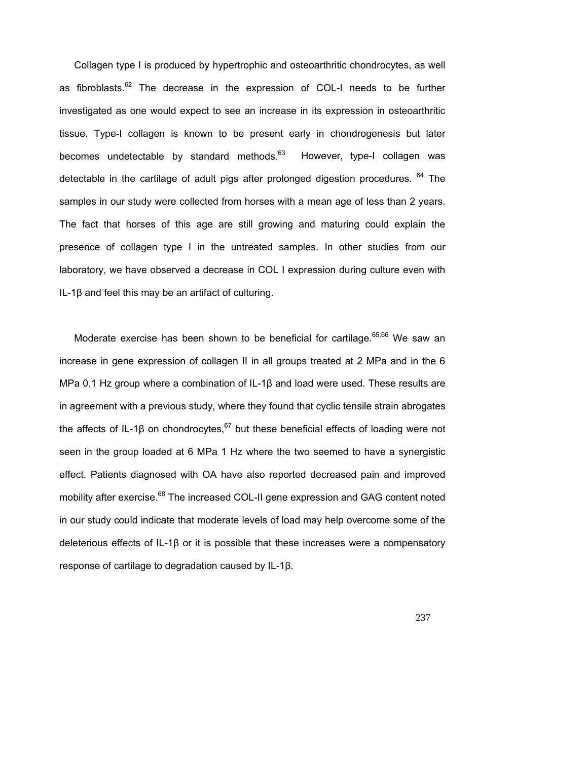Collagen type I is produced by hypertrophic and osteoarthritic chondrocytes, as well as fibroblasts.[62] The decrease in the expression of COL-I needs to be further investigated as one would expect to see an increase in its expression in osteoarthritic tissue. Type-I collagen is known to be present early in chondrogenesis but later becomes undetectable by standard methods.[63] However, type-I collagen was detectable in the cartilage of adult pigs after prolonged digestion procedures. [64] The samples in our study were collected from horses with a mean age of less than 2 years. The fact that horses of this age are still growing and maturing could explain the presence of collagen type I in the untreated samples. In other studies from our laboratory, we have observed a decrease in COL I expression during culture even with IL-1β and feel this may be an artifact of culturing.

Moderate exercise has been shown to be beneficial for cartilage.[65,66] We saw an increase in gene expression of collagen II in all groups treated at 2 MPa and in the 6 MPa 0.1 Hz group where a combination of IL-1β and load were used. These results are in agreement with a previous study, where they found that cyclic tensile strain abrogates the affects of IL-1β on chondrocytes,[67] but these beneficial effects of loading were not seen in the group loaded at 6 MPa 1 Hz where the two seemed to have a synergistic effect. Patients diagnosed with OA have also reported decreased pain and improved mobility after exercise.[68] The increased COL-II gene expression and GAG content noted in our study could indicate that moderate levels of load may help overcome some of the deleterious effects of IL-1β or it is possible that these increases were a compensatory response of cartilage to degradation caused by IL-1β.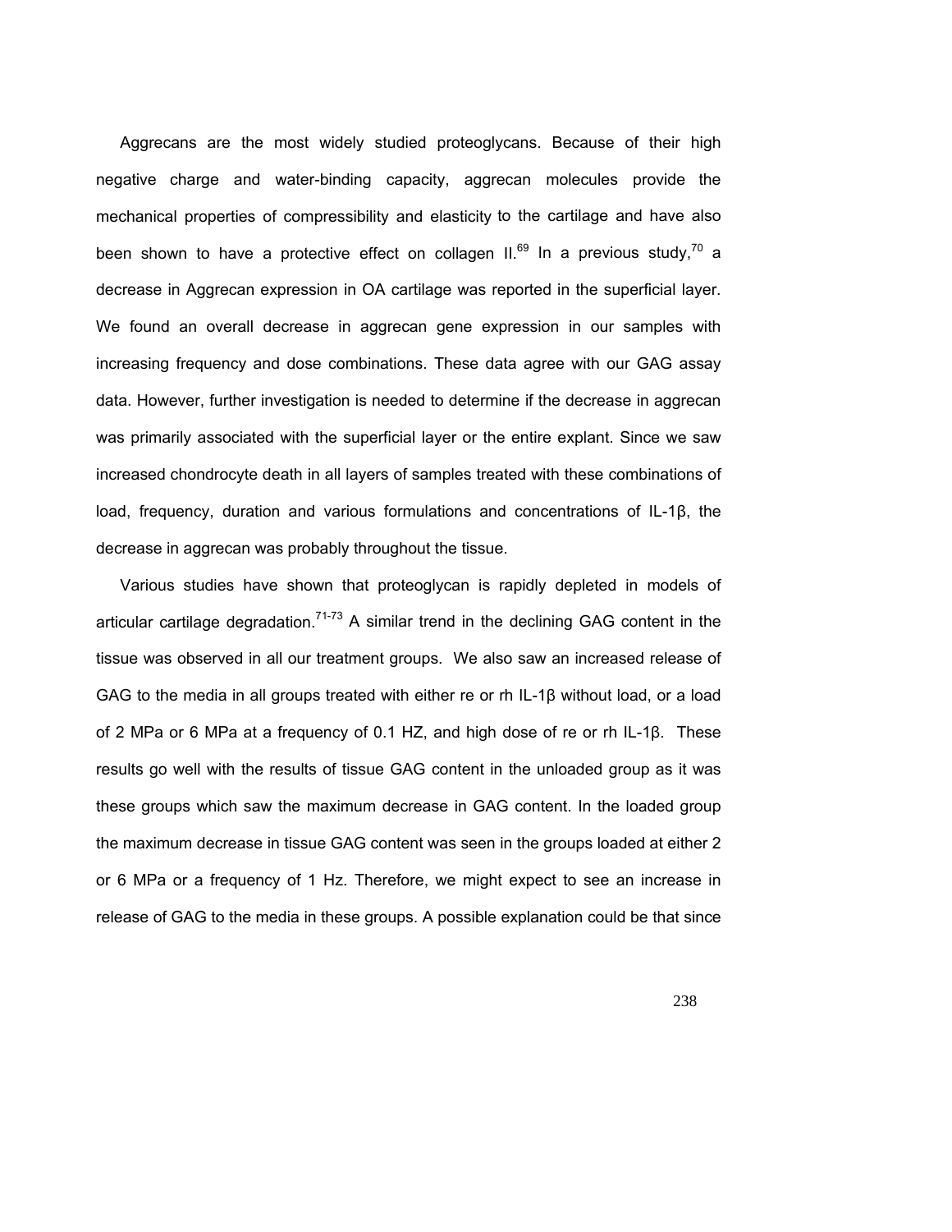Aggrecans are the most widely studied proteoglycans. Because of their high negative charge and water-binding capacity, aggrecan molecules provide the mechanical properties of compressibility and elasticity to the cartilage and have also been shown to have a protective effect on collagen II.[69] In a previous study,[70] a decrease in Aggrecan expression in OA cartilage was reported in the superficial layer. We found an overall decrease in aggrecan gene expression in our samples with increasing frequency and dose combinations. These data agree with our GAG assay data. However, further investigation is needed to determine if the decrease in aggrecan was primarily associated with the superficial layer or the entire explant. Since we saw increased chondrocyte death in all layers of samples treated with these combinations of load, frequency, duration and various formulations and concentrations of IL-1β, the decrease in aggrecan was probably throughout the tissue.

Various studies have shown that proteoglycan is rapidly depleted in models of articular cartilage degradation.[71-73] A similar trend in the declining GAG content in the tissue was observed in all our treatment groups. We also saw an increased release of GAG to the media in all groups treated with either re or rh IL-1β without load, or a load of 2 MPa or 6 MPa at a frequency of 0.1 HZ, and high dose of re or rh IL-1β. These results go well with the results of tissue GAG content in the unloaded group as it was these groups which saw the maximum decrease in GAG content. In the loaded group the maximum decrease in tissue GAG content was seen in the groups loaded at either 2 or 6 MPa or a frequency of 1 Hz. Therefore, we might expect to see an increase in release of GAG to the media in these groups. A possible explanation could be that since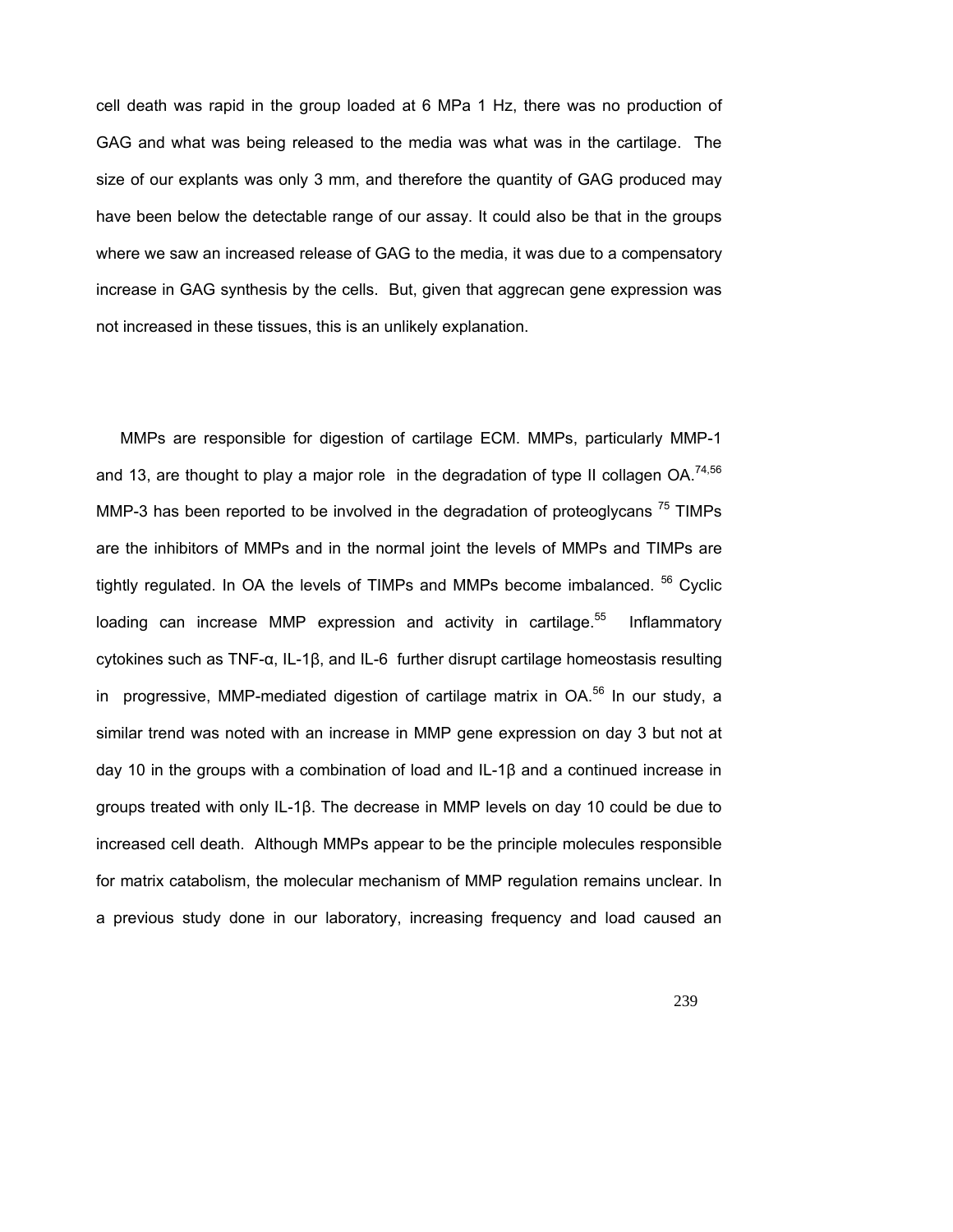cell death was rapid in the group loaded at 6 MPa 1 Hz, there was no production of GAG and what was being released to the media was what was in the cartilage. The size of our explants was only 3 mm, and therefore the quantity of GAG produced may have been below the detectable range of our assay. It could also be that in the groups where we saw an increased release of GAG to the media, it was due to a compensatory increase in GAG synthesis by the cells. But, given that aggrecan gene expression was not increased in these tissues, this is an unlikely explanation.

MMPs are responsible for digestion of cartilage ECM. MMPs, particularly MMP-1 and 13, are thought to play a major role in the degradation of type II collagen OA.[74,56] MMP-3 has been reported to be involved in the degradation of proteoglycans [75] TIMPs are the inhibitors of MMPs and in the normal joint the levels of MMPs and TIMPs are tightly regulated. In OA the levels of TIMPs and MMPs become imbalanced. [56] Cyclic loading can increase MMP expression and activity in cartilage.[55] Inflammatory cytokines such as TNF-α, IL-1β, and IL-6 further disrupt cartilage homeostasis resulting in progressive, MMP-mediated digestion of cartilage matrix in OA.[56] In our study, a similar trend was noted with an increase in MMP gene expression on day 3 but not at day 10 in the groups with a combination of load and IL-1β and a continued increase in groups treated with only IL-1β. The decrease in MMP levels on day 10 could be due to increased cell death. Although MMPs appear to be the principle molecules responsible for matrix catabolism, the molecular mechanism of MMP regulation remains unclear. In a previous study done in our laboratory, increasing frequency and load caused an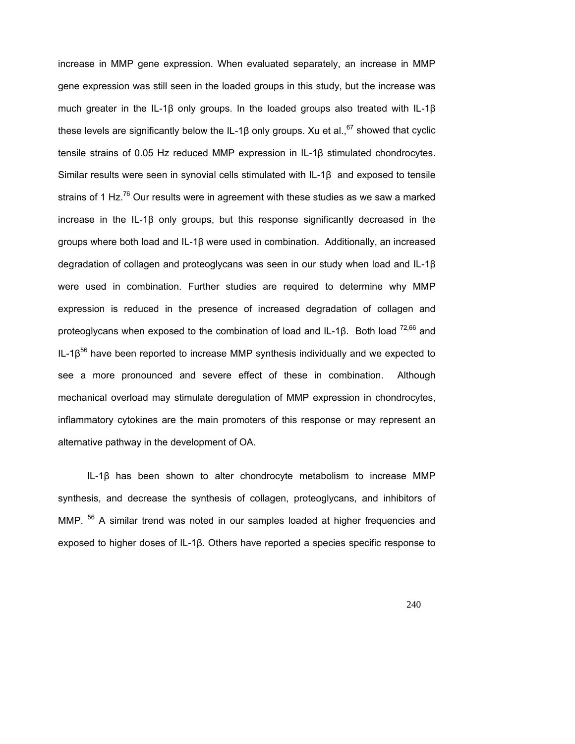increase in MMP gene expression. When evaluated separately, an increase in MMP gene expression was still seen in the loaded groups in this study, but the increase was much greater in the IL-1β only groups. In the loaded groups also treated with IL-1β these levels are significantly below the IL-1β only groups. Xu et al.,[67] showed that cyclic tensile strains of 0.05 Hz reduced MMP expression in IL-1β stimulated chondrocytes. Similar results were seen in synovial cells stimulated with IL-1β and exposed to tensile strains of 1 Hz.[76] Our results were in agreement with these studies as we saw a marked increase in the IL-1β only groups, but this response significantly decreased in the groups where both load and IL-1β were used in combination. Additionally, an increased degradation of collagen and proteoglycans was seen in our study when load and IL-1β were used in combination. Further studies are required to determine why MMP expression is reduced in the presence of increased degradation of collagen and proteoglycans when exposed to the combination of load and IL-1β. Both load [72,66] and IL-1β[56] have been reported to increase MMP synthesis individually and we expected to see a more pronounced and severe effect of these in combination. Although mechanical overload may stimulate deregulation of MMP expression in chondrocytes, inflammatory cytokines are the main promoters of this response or may represent an alternative pathway in the development of OA.

IL-1β has been shown to alter chondrocyte metabolism to increase MMP synthesis, and decrease the synthesis of collagen, proteoglycans, and inhibitors of MMP. [56] A similar trend was noted in our samples loaded at higher frequencies and exposed to higher doses of IL-1β. Others have reported a species specific response to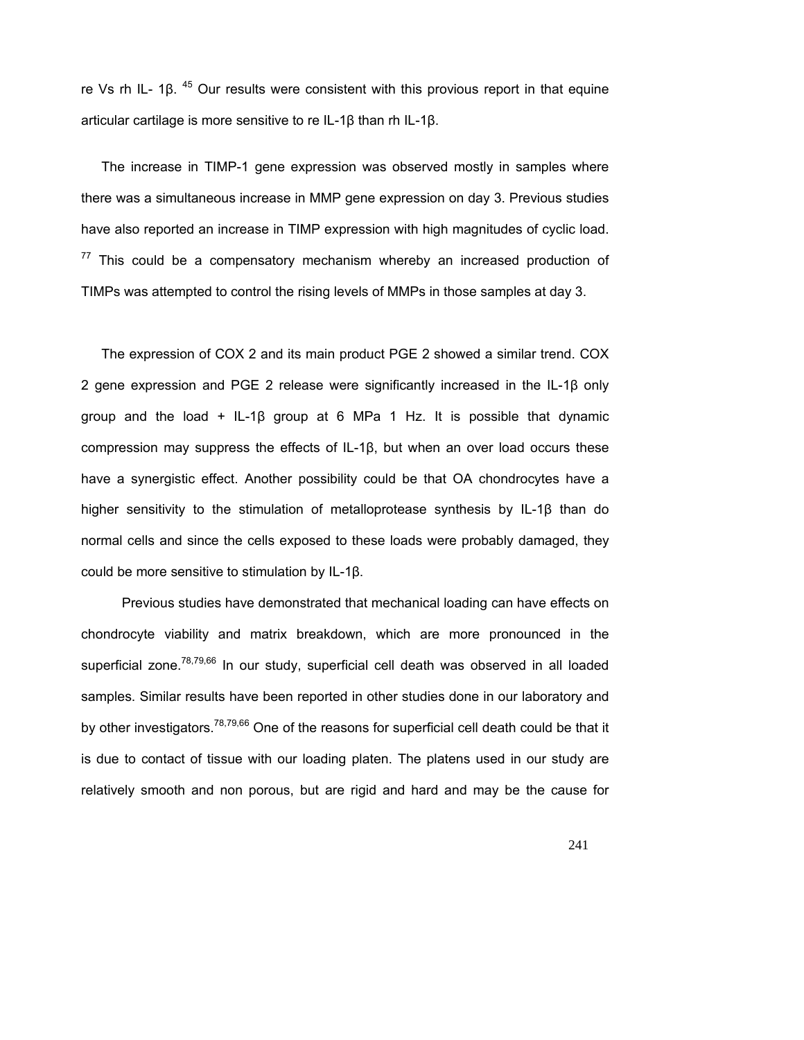re Vs rh IL- 1β. [45] Our results were consistent with this provious report in that equine articular cartilage is more sensitive to re IL-1β than rh IL-1β.

The increase in TIMP-1 gene expression was observed mostly in samples where there was a simultaneous increase in MMP gene expression on day 3. Previous studies have also reported an increase in TIMP expression with high magnitudes of cyclic load. [77] This could be a compensatory mechanism whereby an increased production of TIMPs was attempted to control the rising levels of MMPs in those samples at day 3.

The expression of COX 2 and its main product PGE 2 showed a similar trend. COX 2 gene expression and PGE 2 release were significantly increased in the IL-1β only group and the load + IL-1β group at 6 MPa 1 Hz. It is possible that dynamic compression may suppress the effects of IL-1β, but when an over load occurs these have a synergistic effect. Another possibility could be that OA chondrocytes have a higher sensitivity to the stimulation of metalloprotease synthesis by IL-1β than do normal cells and since the cells exposed to these loads were probably damaged, they could be more sensitive to stimulation by IL-1β.

Previous studies have demonstrated that mechanical loading can have effects on chondrocyte viability and matrix breakdown, which are more pronounced in the superficial zone.[78,79,66] In our study, superficial cell death was observed in all loaded samples. Similar results have been reported in other studies done in our laboratory and by other investigators.[78,79,66] One of the reasons for superficial cell death could be that it is due to contact of tissue with our loading platen. The platens used in our study are relatively smooth and non porous, but are rigid and hard and may be the cause for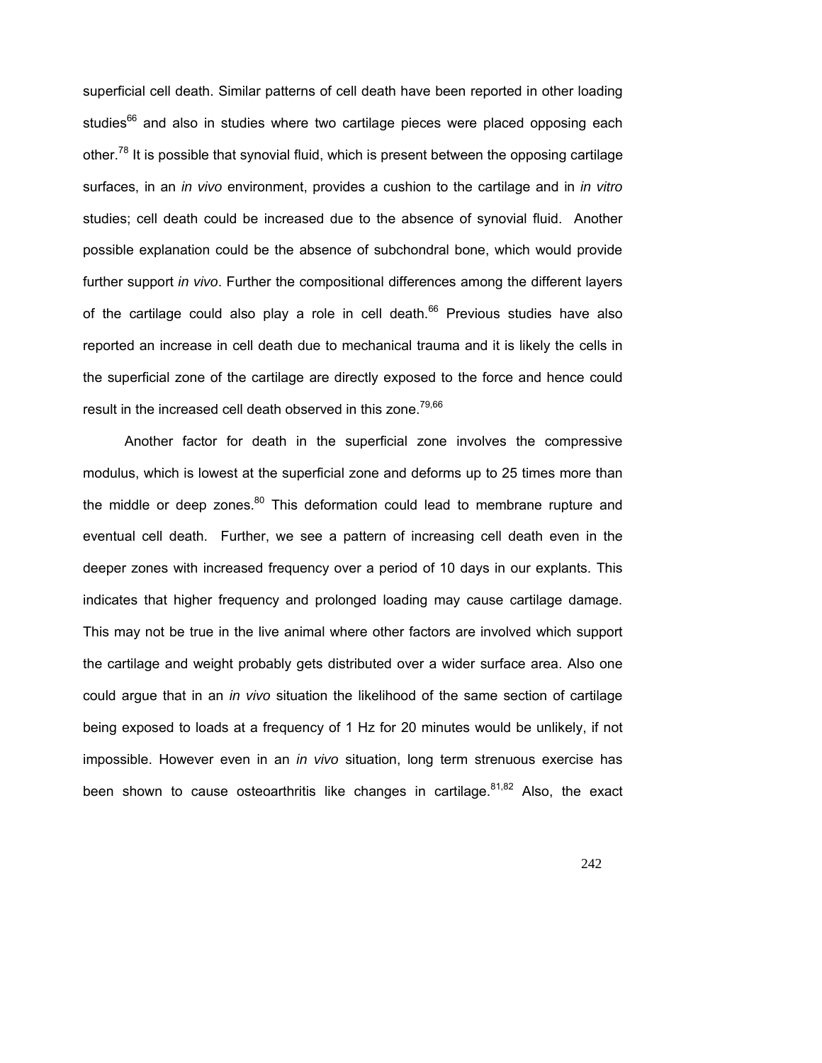superficial cell death. Similar patterns of cell death have been reported in other loading studies[66] and also in studies where two cartilage pieces were placed opposing each other.[78] It is possible that synovial fluid, which is present between the opposing cartilage surfaces, in an *in vivo* environment, provides a cushion to the cartilage and in *in vitro* studies; cell death could be increased due to the absence of synovial fluid. Another possible explanation could be the absence of subchondral bone, which would provide further support *in vivo*. Further the compositional differences among the different layers of the cartilage could also play a role in cell death.[66] Previous studies have also reported an increase in cell death due to mechanical trauma and it is likely the cells in the superficial zone of the cartilage are directly exposed to the force and hence could result in the increased cell death observed in this zone.[79,66]

Another factor for death in the superficial zone involves the compressive modulus, which is lowest at the superficial zone and deforms up to 25 times more than the middle or deep zones.[80] This deformation could lead to membrane rupture and eventual cell death. Further, we see a pattern of increasing cell death even in the deeper zones with increased frequency over a period of 10 days in our explants. This indicates that higher frequency and prolonged loading may cause cartilage damage. This may not be true in the live animal where other factors are involved which support the cartilage and weight probably gets distributed over a wider surface area. Also one could argue that in an *in vivo* situation the likelihood of the same section of cartilage being exposed to loads at a frequency of 1 Hz for 20 minutes would be unlikely, if not impossible. However even in an *in vivo* situation, long term strenuous exercise has been shown to cause osteoarthritis like changes in cartilage.[81,82] Also, the exact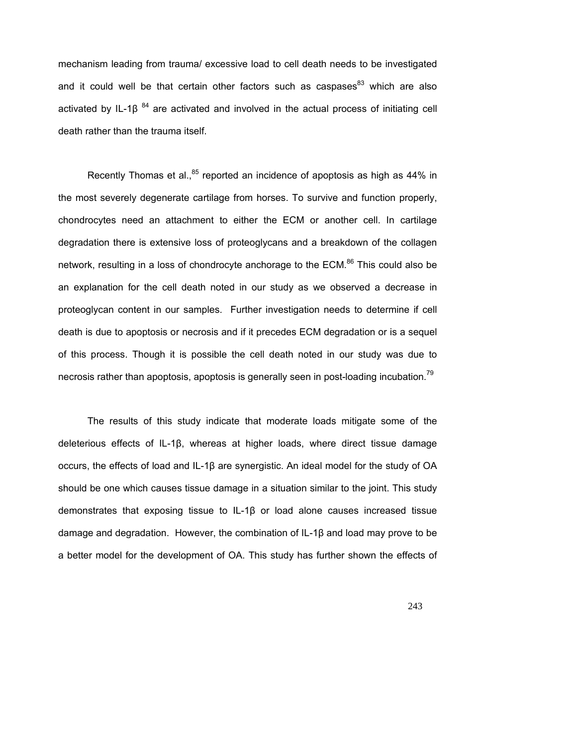mechanism leading from trauma/ excessive load to cell death needs to be investigated and it could well be that certain other factors such as caspases[83] which are also activated by IL-1β [84] are activated and involved in the actual process of initiating cell death rather than the trauma itself.

Recently Thomas et al.,[85] reported an incidence of apoptosis as high as 44% in the most severely degenerate cartilage from horses. To survive and function properly, chondrocytes need an attachment to either the ECM or another cell. In cartilage degradation there is extensive loss of proteoglycans and a breakdown of the collagen network, resulting in a loss of chondrocyte anchorage to the ECM.[86] This could also be an explanation for the cell death noted in our study as we observed a decrease in proteoglycan content in our samples. Further investigation needs to determine if cell death is due to apoptosis or necrosis and if it precedes ECM degradation or is a sequel of this process. Though it is possible the cell death noted in our study was due to necrosis rather than apoptosis, apoptosis is generally seen in post-loading incubation.[79]

The results of this study indicate that moderate loads mitigate some of the deleterious effects of IL-1β, whereas at higher loads, where direct tissue damage occurs, the effects of load and IL-1β are synergistic. An ideal model for the study of OA should be one which causes tissue damage in a situation similar to the joint. This study demonstrates that exposing tissue to IL-1β or load alone causes increased tissue damage and degradation. However, the combination of IL-1β and load may prove to be a better model for the development of OA. This study has further shown the effects of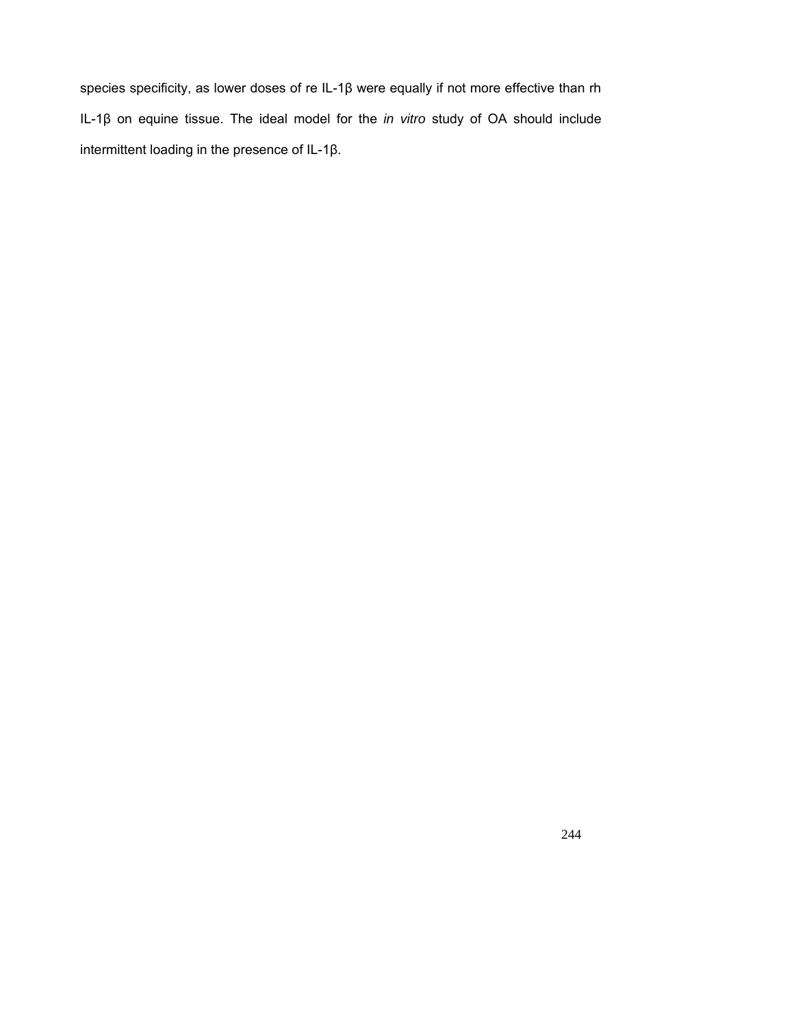species specificity, as lower doses of re IL-1β were equally if not more effective than rh IL-1β on equine tissue. The ideal model for the *in vitro* study of OA should include intermittent loading in the presence of IL-1β.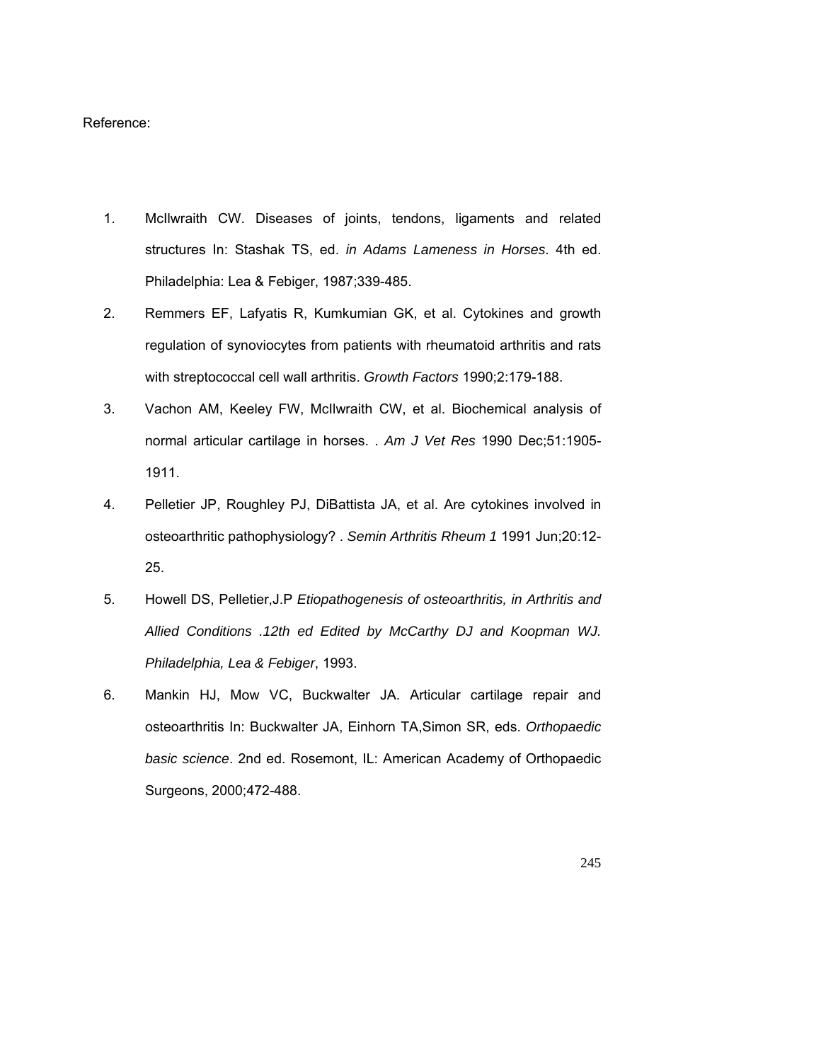Reference:

1. McIlwraith CW. Diseases of joints, tendons, ligaments and related structures In: Stashak TS, ed. *in Adams Lameness in Horses*. 4th ed. Philadelphia: Lea & Febiger, 1987;339-485.
2. Remmers EF, Lafyatis R, Kumkumian GK, et al. Cytokines and growth regulation of synoviocytes from patients with rheumatoid arthritis and rats with streptococcal cell wall arthritis. *Growth Factors* 1990;2:179-188.
3. Vachon AM, Keeley FW, McIlwraith CW, et al. Biochemical analysis of normal articular cartilage in horses. . *Am J Vet Res* 1990 Dec;51:1905-1911.
4. Pelletier JP, Roughley PJ, DiBattista JA, et al. Are cytokines involved in osteoarthritic pathophysiology? . *Semin Arthritis Rheum 1* 1991 Jun;20:12-25.
5. Howell DS, Pelletier,J.P *Etiopathogenesis of osteoarthritis, in Arthritis and Allied Conditions .12th ed Edited by McCarthy DJ and Koopman WJ. Philadelphia, Lea & Febiger*, 1993.
6. Mankin HJ, Mow VC, Buckwalter JA. Articular cartilage repair and osteoarthritis In: Buckwalter JA, Einhorn TA,Simon SR, eds. *Orthopaedic basic science*. 2nd ed. Rosemont, IL: American Academy of Orthopaedic Surgeons, 2000;472-488.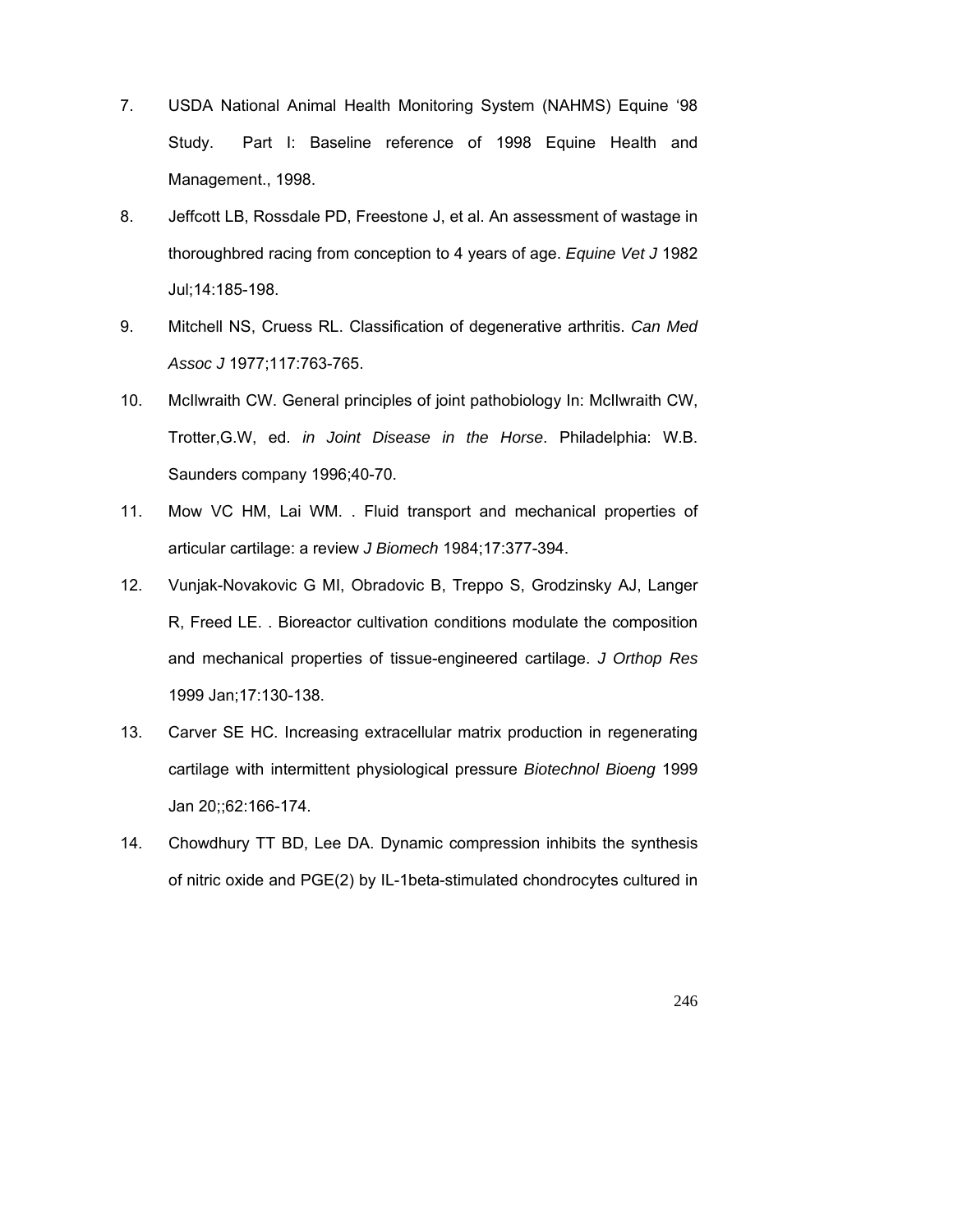7. USDA National Animal Health Monitoring System (NAHMS) Equine '98 Study. Part I: Baseline reference of 1998 Equine Health and Management., 1998.

8. Jeffcott LB, Rossdale PD, Freestone J, et al. An assessment of wastage in thoroughbred racing from conception to 4 years of age. *Equine Vet J* 1982 Jul;14:185-198.

9. Mitchell NS, Cruess RL. Classification of degenerative arthritis. *Can Med Assoc J* 1977;117:763-765.

10. McIlwraith CW. General principles of joint pathobiology In: McIlwraith CW, Trotter,G.W, ed. *in Joint Disease in the Horse*. Philadelphia: W.B. Saunders company 1996;40-70.

11. Mow VC HM, Lai WM. . Fluid transport and mechanical properties of articular cartilage: a review *J Biomech* 1984;17:377-394.

12. Vunjak-Novakovic G MI, Obradovic B, Treppo S, Grodzinsky AJ, Langer R, Freed LE. . Bioreactor cultivation conditions modulate the composition and mechanical properties of tissue-engineered cartilage. *J Orthop Res* 1999 Jan;17:130-138.

13. Carver SE HC. Increasing extracellular matrix production in regenerating cartilage with intermittent physiological pressure *Biotechnol Bioeng* 1999 Jan 20;;62:166-174.

14. Chowdhury TT BD, Lee DA. Dynamic compression inhibits the synthesis of nitric oxide and PGE(2) by IL-1beta-stimulated chondrocytes cultured in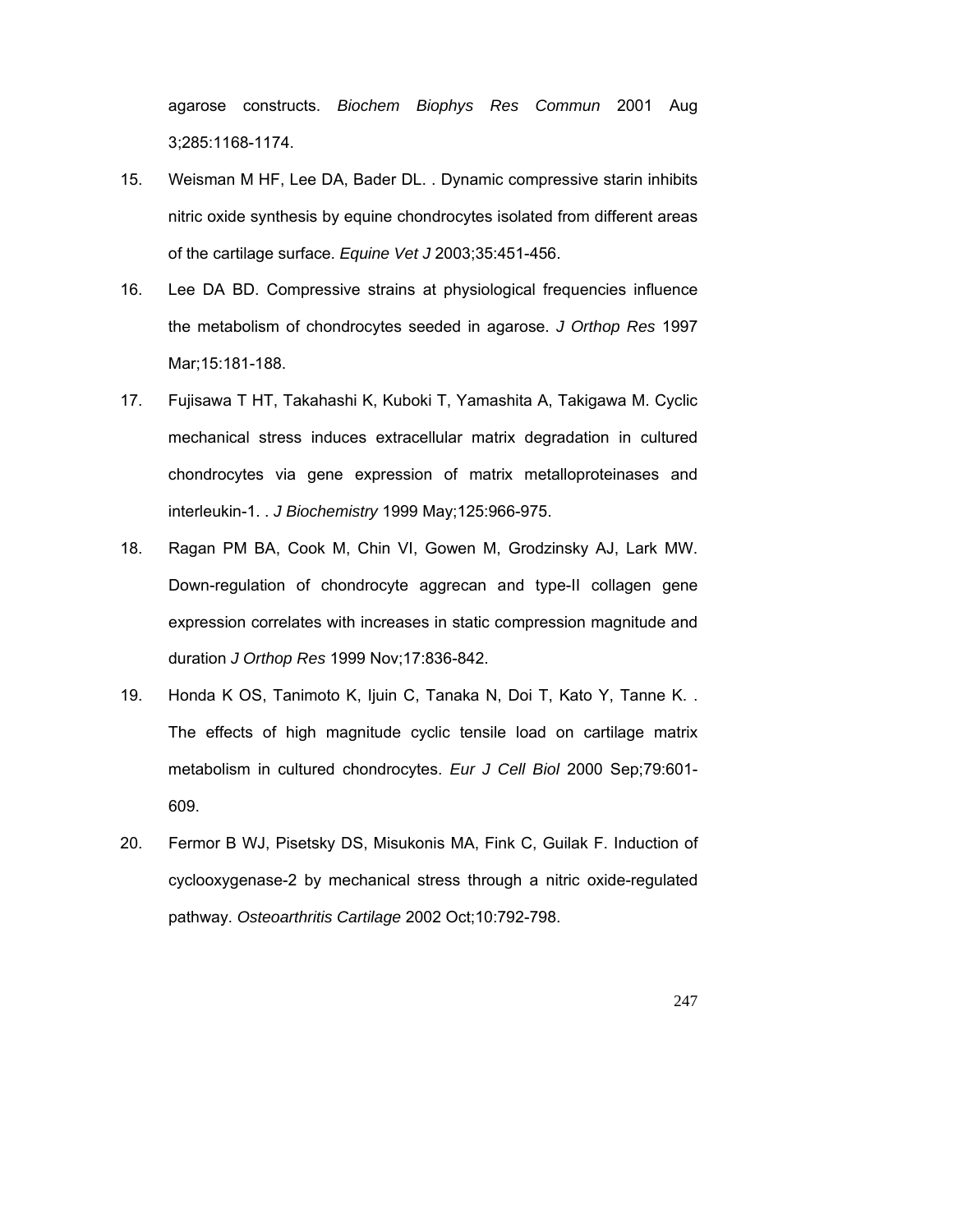agarose constructs. *Biochem Biophys Res Commun* 2001 Aug 3;285:1168-1174.

15. Weisman M HF, Lee DA, Bader DL. . Dynamic compressive starin inhibits nitric oxide synthesis by equine chondrocytes isolated from different areas of the cartilage surface. *Equine Vet J* 2003;35:451-456.

16. Lee DA BD. Compressive strains at physiological frequencies influence the metabolism of chondrocytes seeded in agarose. *J Orthop Res* 1997 Mar;15:181-188.

17. Fujisawa T HT, Takahashi K, Kuboki T, Yamashita A, Takigawa M. Cyclic mechanical stress induces extracellular matrix degradation in cultured chondrocytes via gene expression of matrix metalloproteinases and interleukin-1. . *J Biochemistry* 1999 May;125:966-975.

18. Ragan PM BA, Cook M, Chin VI, Gowen M, Grodzinsky AJ, Lark MW. Down-regulation of chondrocyte aggrecan and type-II collagen gene expression correlates with increases in static compression magnitude and duration *J Orthop Res* 1999 Nov;17:836-842.

19. Honda K OS, Tanimoto K, Ijuin C, Tanaka N, Doi T, Kato Y, Tanne K. . The effects of high magnitude cyclic tensile load on cartilage matrix metabolism in cultured chondrocytes. *Eur J Cell Biol* 2000 Sep;79:601-609.

20. Fermor B WJ, Pisetsky DS, Misukonis MA, Fink C, Guilak F. Induction of cyclooxygenase-2 by mechanical stress through a nitric oxide-regulated pathway. *Osteoarthritis Cartilage* 2002 Oct;10:792-798.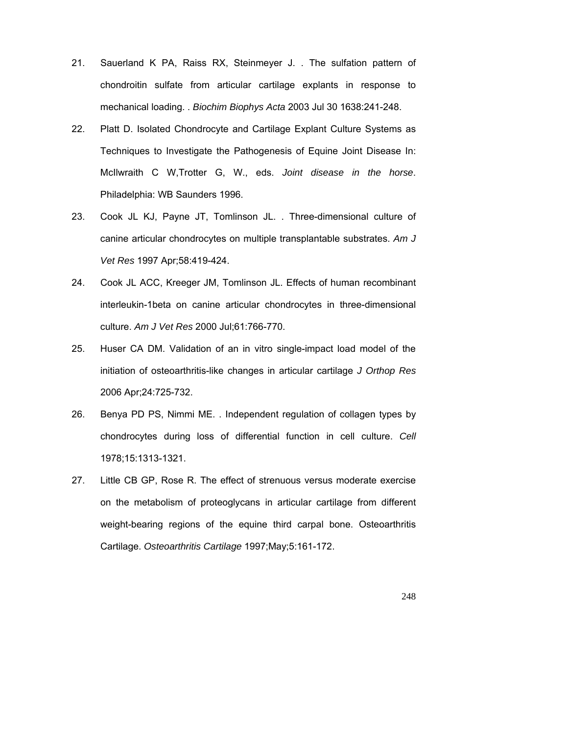21. Sauerland K PA, Raiss RX, Steinmeyer J. . The sulfation pattern of chondroitin sulfate from articular cartilage explants in response to mechanical loading. . *Biochim Biophys Acta* 2003 Jul 30 1638:241-248.

22. Platt D. Isolated Chondrocyte and Cartilage Explant Culture Systems as Techniques to Investigate the Pathogenesis of Equine Joint Disease In: McIlwraith C W,Trotter G, W., eds. *Joint disease in the horse*. Philadelphia: WB Saunders 1996.

23. Cook JL KJ, Payne JT, Tomlinson JL. . Three-dimensional culture of canine articular chondrocytes on multiple transplantable substrates. *Am J Vet Res* 1997 Apr;58:419-424.

24. Cook JL ACC, Kreeger JM, Tomlinson JL. Effects of human recombinant interleukin-1beta on canine articular chondrocytes in three-dimensional culture. *Am J Vet Res* 2000 Jul;61:766-770.

25. Huser CA DM. Validation of an in vitro single-impact load model of the initiation of osteoarthritis-like changes in articular cartilage *J Orthop Res* 2006 Apr;24:725-732.

26. Benya PD PS, Nimmi ME. . Independent regulation of collagen types by chondrocytes during loss of differential function in cell culture. *Cell* 1978;15:1313-1321.

27. Little CB GP, Rose R. The effect of strenuous versus moderate exercise on the metabolism of proteoglycans in articular cartilage from different weight-bearing regions of the equine third carpal bone. Osteoarthritis Cartilage. *Osteoarthritis Cartilage* 1997;May;5:161-172.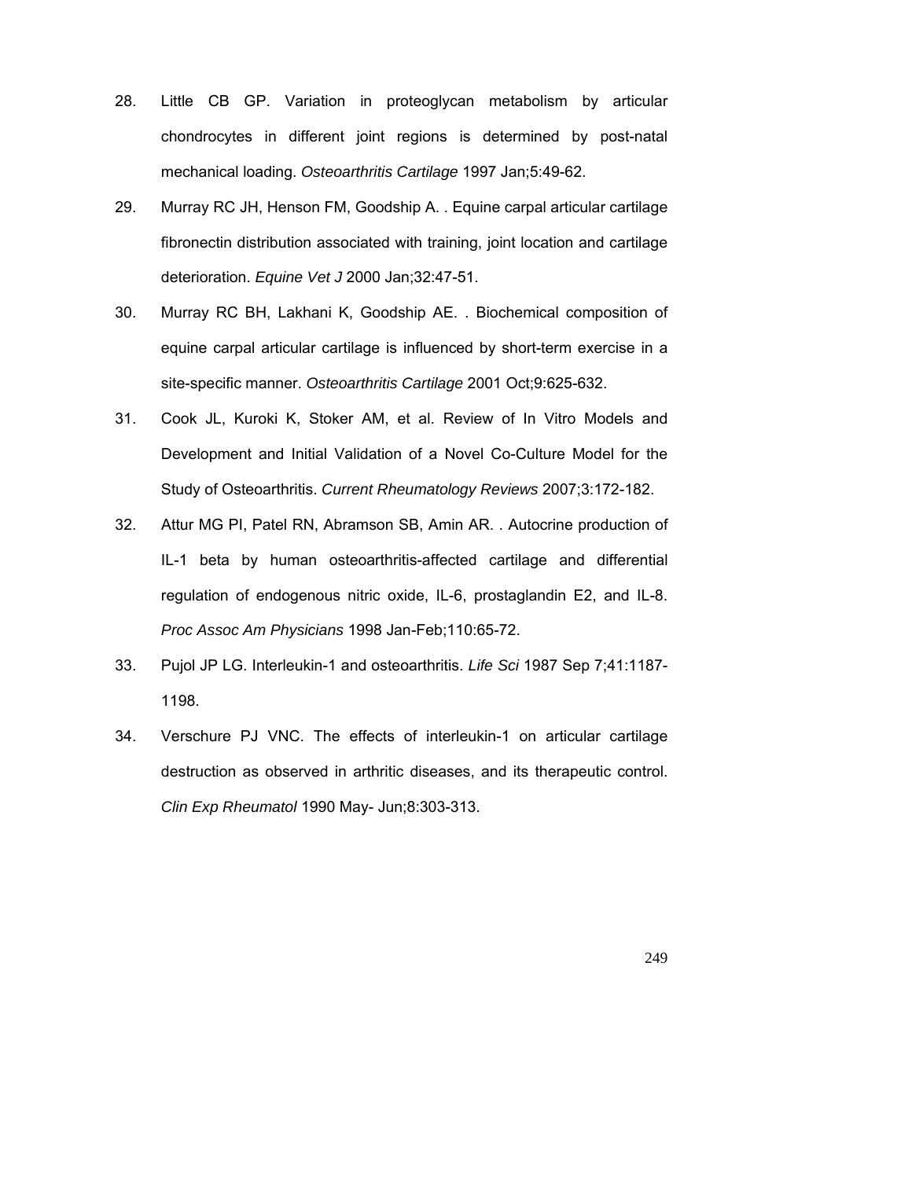28. Little CB GP. Variation in proteoglycan metabolism by articular chondrocytes in different joint regions is determined by post-natal mechanical loading. *Osteoarthritis Cartilage* 1997 Jan;5:49-62.

29. Murray RC JH, Henson FM, Goodship A. . Equine carpal articular cartilage fibronectin distribution associated with training, joint location and cartilage deterioration. *Equine Vet J* 2000 Jan;32:47-51.

30. Murray RC BH, Lakhani K, Goodship AE. . Biochemical composition of equine carpal articular cartilage is influenced by short-term exercise in a site-specific manner. *Osteoarthritis Cartilage* 2001 Oct;9:625-632.

31. Cook JL, Kuroki K, Stoker AM, et al. Review of In Vitro Models and Development and Initial Validation of a Novel Co-Culture Model for the Study of Osteoarthritis. *Current Rheumatology Reviews* 2007;3:172-182.

32. Attur MG PI, Patel RN, Abramson SB, Amin AR. . Autocrine production of IL-1 beta by human osteoarthritis-affected cartilage and differential regulation of endogenous nitric oxide, IL-6, prostaglandin E2, and IL-8. *Proc Assoc Am Physicians* 1998 Jan-Feb;110:65-72.

33. Pujol JP LG. Interleukin-1 and osteoarthritis. *Life Sci* 1987 Sep 7;41:1187-1198.

34. Verschure PJ VNC. The effects of interleukin-1 on articular cartilage destruction as observed in arthritic diseases, and its therapeutic control. *Clin Exp Rheumatol* 1990 May- Jun;8:303-313.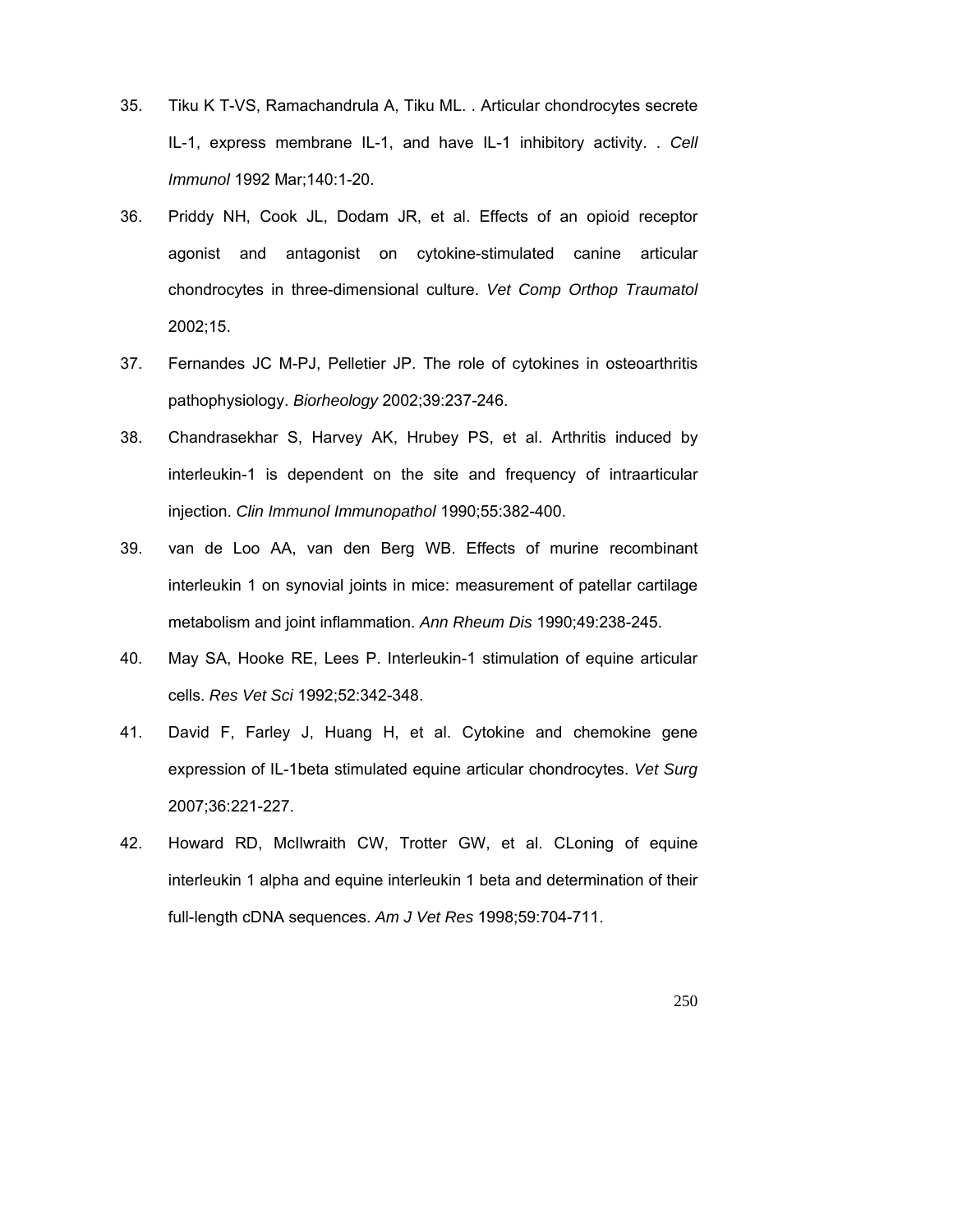35. Tiku K T-VS, Ramachandrula A, Tiku ML. . Articular chondrocytes secrete IL-1, express membrane IL-1, and have IL-1 inhibitory activity. . *Cell Immunol* 1992 Mar;140:1-20.

36. Priddy NH, Cook JL, Dodam JR, et al. Effects of an opioid receptor agonist and antagonist on cytokine-stimulated canine articular chondrocytes in three-dimensional culture. *Vet Comp Orthop Traumatol* 2002;15.

37. Fernandes JC M-PJ, Pelletier JP. The role of cytokines in osteoarthritis pathophysiology. *Biorheology* 2002;39:237-246.

38. Chandrasekhar S, Harvey AK, Hrubey PS, et al. Arthritis induced by interleukin-1 is dependent on the site and frequency of intraarticular injection. *Clin Immunol Immunopathol* 1990;55:382-400.

39. van de Loo AA, van den Berg WB. Effects of murine recombinant interleukin 1 on synovial joints in mice: measurement of patellar cartilage metabolism and joint inflammation. *Ann Rheum Dis* 1990;49:238-245.

40. May SA, Hooke RE, Lees P. Interleukin-1 stimulation of equine articular cells. *Res Vet Sci* 1992;52:342-348.

41. David F, Farley J, Huang H, et al. Cytokine and chemokine gene expression of IL-1beta stimulated equine articular chondrocytes. *Vet Surg* 2007;36:221-227.

42. Howard RD, McIlwraith CW, Trotter GW, et al. CLoning of equine interleukin 1 alpha and equine interleukin 1 beta and determination of their full-length cDNA sequences. *Am J Vet Res* 1998;59:704-711.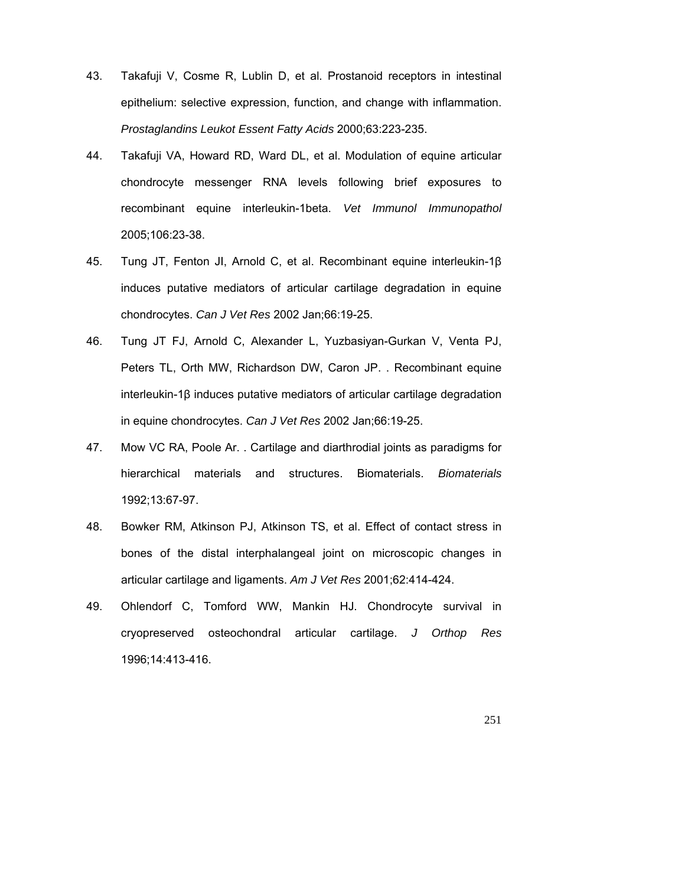43. Takafuji V, Cosme R, Lublin D, et al. Prostanoid receptors in intestinal epithelium: selective expression, function, and change with inflammation. *Prostaglandins Leukot Essent Fatty Acids* 2000;63:223-235.

44. Takafuji VA, Howard RD, Ward DL, et al. Modulation of equine articular chondrocyte messenger RNA levels following brief exposures to recombinant equine interleukin-1beta. *Vet Immunol Immunopathol* 2005;106:23-38.

45. Tung JT, Fenton JI, Arnold C, et al. Recombinant equine interleukin-1β induces putative mediators of articular cartilage degradation in equine chondrocytes. *Can J Vet Res* 2002 Jan;66:19-25.

46. Tung JT FJ, Arnold C, Alexander L, Yuzbasiyan-Gurkan V, Venta PJ, Peters TL, Orth MW, Richardson DW, Caron JP. . Recombinant equine interleukin-1β induces putative mediators of articular cartilage degradation in equine chondrocytes. *Can J Vet Res* 2002 Jan;66:19-25.

47. Mow VC RA, Poole Ar. . Cartilage and diarthrodial joints as paradigms for hierarchical materials and structures. Biomaterials. *Biomaterials* 1992;13:67-97.

48. Bowker RM, Atkinson PJ, Atkinson TS, et al. Effect of contact stress in bones of the distal interphalangeal joint on microscopic changes in articular cartilage and ligaments. *Am J Vet Res* 2001;62:414-424.

49. Ohlendorf C, Tomford WW, Mankin HJ. Chondrocyte survival in cryopreserved osteochondral articular cartilage. *J Orthop Res* 1996;14:413-416.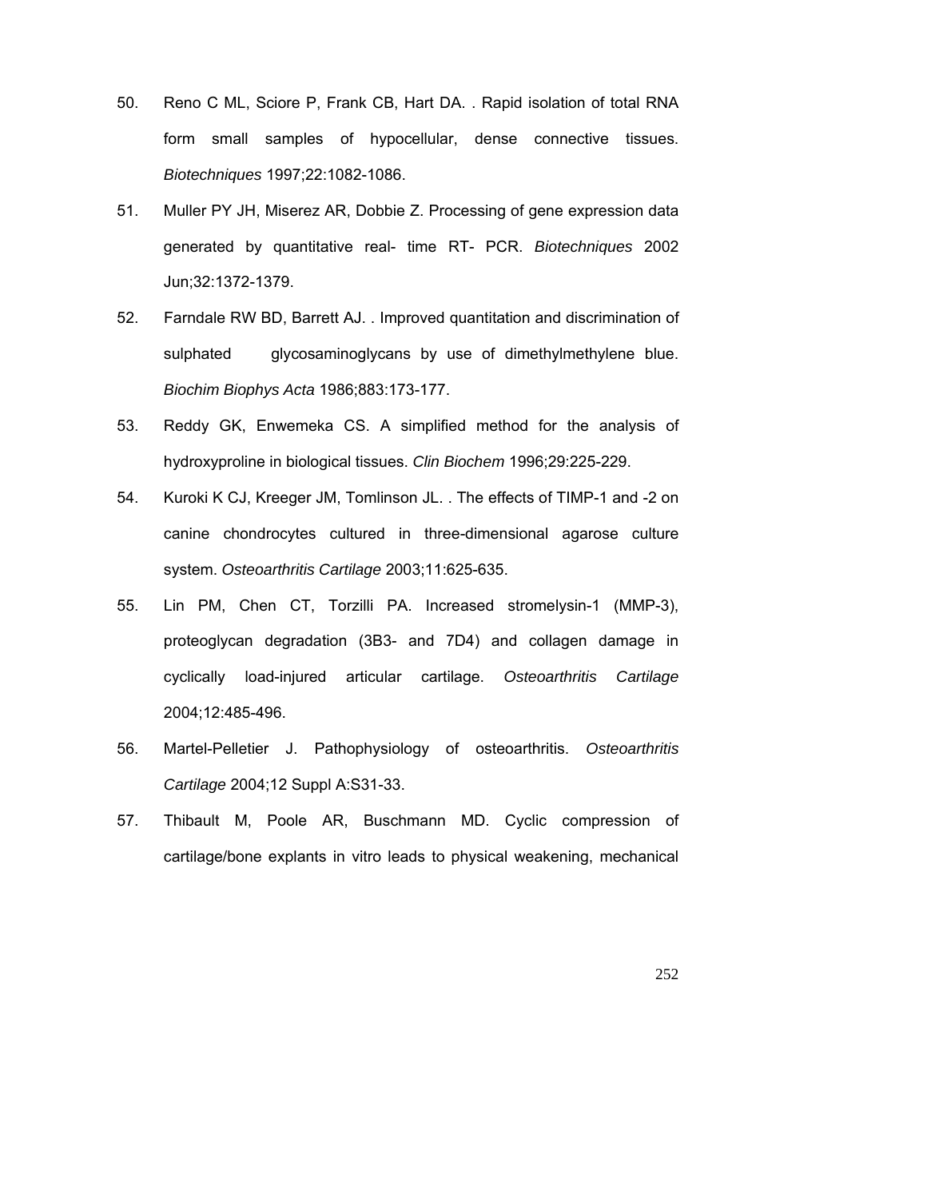50. Reno C ML, Sciore P, Frank CB, Hart DA. . Rapid isolation of total RNA form small samples of hypocellular, dense connective tissues. *Biotechniques* 1997;22:1082-1086.

51. Muller PY JH, Miserez AR, Dobbie Z. Processing of gene expression data generated by quantitative real- time RT- PCR. *Biotechniques* 2002 Jun;32:1372-1379.

52. Farndale RW BD, Barrett AJ. . Improved quantitation and discrimination of sulphated glycosaminoglycans by use of dimethylmethylene blue. *Biochim Biophys Acta* 1986;883:173-177.

53. Reddy GK, Enwemeka CS. A simplified method for the analysis of hydroxyproline in biological tissues. *Clin Biochem* 1996;29:225-229.

54. Kuroki K CJ, Kreeger JM, Tomlinson JL. . The effects of TIMP-1 and -2 on canine chondrocytes cultured in three-dimensional agarose culture system. *Osteoarthritis Cartilage* 2003;11:625-635.

55. Lin PM, Chen CT, Torzilli PA. Increased stromelysin-1 (MMP-3), proteoglycan degradation (3B3- and 7D4) and collagen damage in cyclically load-injured articular cartilage. *Osteoarthritis Cartilage* 2004;12:485-496.

56. Martel-Pelletier J. Pathophysiology of osteoarthritis. *Osteoarthritis Cartilage* 2004;12 Suppl A:S31-33.

57. Thibault M, Poole AR, Buschmann MD. Cyclic compression of cartilage/bone explants in vitro leads to physical weakening, mechanical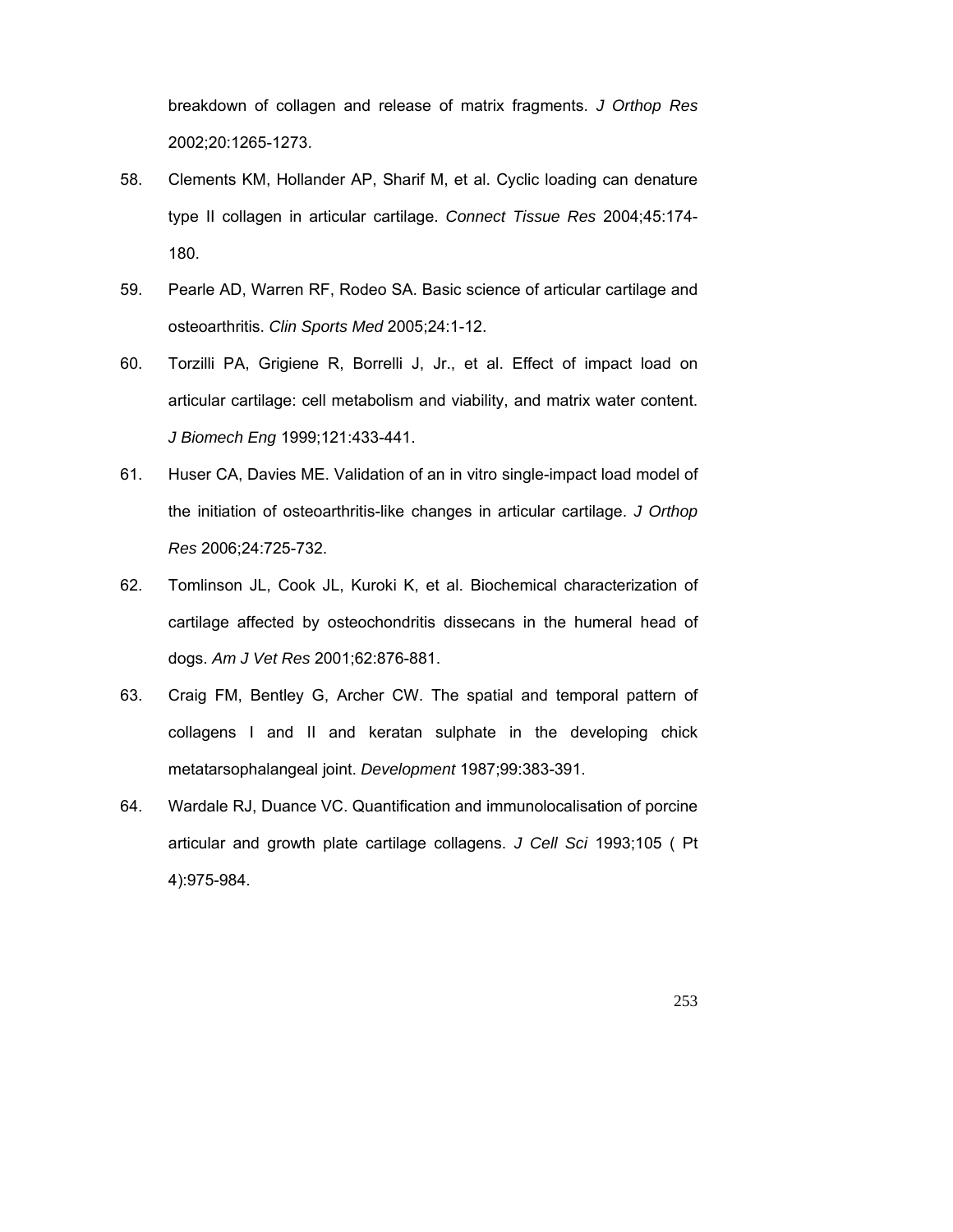breakdown of collagen and release of matrix fragments. *J Orthop Res* 2002;20:1265-1273.

58. Clements KM, Hollander AP, Sharif M, et al. Cyclic loading can denature type II collagen in articular cartilage. *Connect Tissue Res* 2004;45:174-180.

59. Pearle AD, Warren RF, Rodeo SA. Basic science of articular cartilage and osteoarthritis. *Clin Sports Med* 2005;24:1-12.

60. Torzilli PA, Grigiene R, Borrelli J, Jr., et al. Effect of impact load on articular cartilage: cell metabolism and viability, and matrix water content. *J Biomech Eng* 1999;121:433-441.

61. Huser CA, Davies ME. Validation of an in vitro single-impact load model of the initiation of osteoarthritis-like changes in articular cartilage. *J Orthop Res* 2006;24:725-732.

62. Tomlinson JL, Cook JL, Kuroki K, et al. Biochemical characterization of cartilage affected by osteochondritis dissecans in the humeral head of dogs. *Am J Vet Res* 2001;62:876-881.

63. Craig FM, Bentley G, Archer CW. The spatial and temporal pattern of collagens I and II and keratan sulphate in the developing chick metatarsophalangeal joint. *Development* 1987;99:383-391.

64. Wardale RJ, Duance VC. Quantification and immunolocalisation of porcine articular and growth plate cartilage collagens. *J Cell Sci* 1993;105 ( Pt 4):975-984.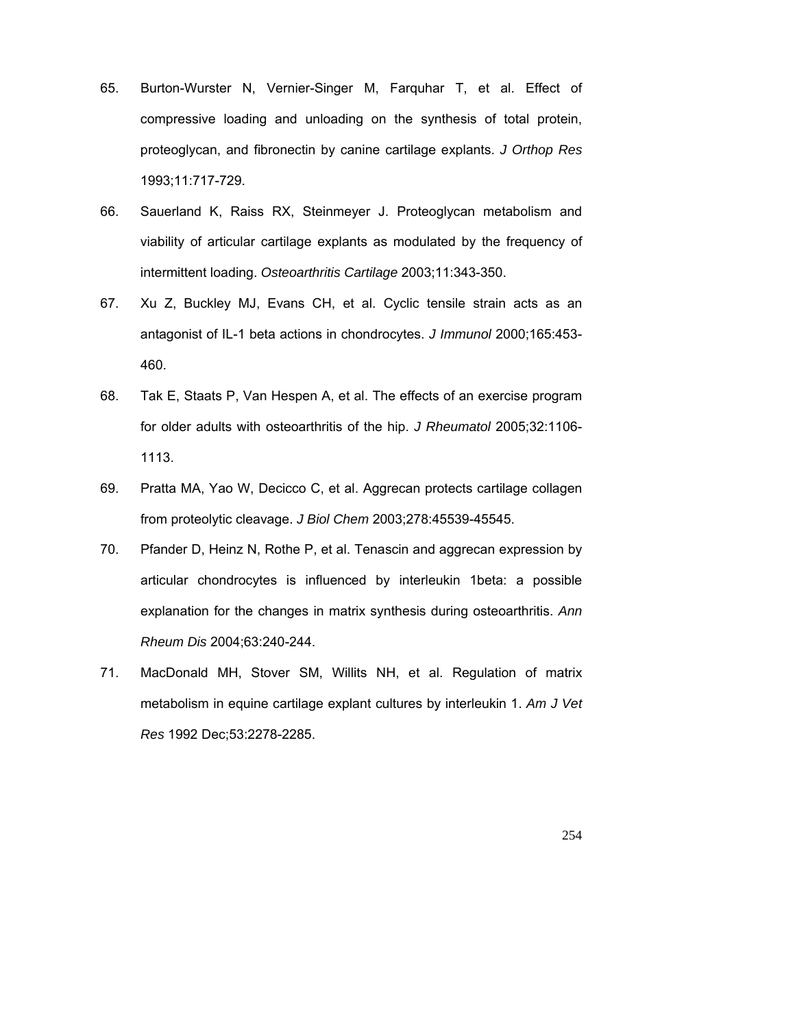65. Burton-Wurster N, Vernier-Singer M, Farquhar T, et al. Effect of compressive loading and unloading on the synthesis of total protein, proteoglycan, and fibronectin by canine cartilage explants. *J Orthop Res* 1993;11:717-729.

66. Sauerland K, Raiss RX, Steinmeyer J. Proteoglycan metabolism and viability of articular cartilage explants as modulated by the frequency of intermittent loading. *Osteoarthritis Cartilage* 2003;11:343-350.

67. Xu Z, Buckley MJ, Evans CH, et al. Cyclic tensile strain acts as an antagonist of IL-1 beta actions in chondrocytes. *J Immunol* 2000;165:453-460.

68. Tak E, Staats P, Van Hespen A, et al. The effects of an exercise program for older adults with osteoarthritis of the hip. *J Rheumatol* 2005;32:1106-1113.

69. Pratta MA, Yao W, Decicco C, et al. Aggrecan protects cartilage collagen from proteolytic cleavage. *J Biol Chem* 2003;278:45539-45545.

70. Pfander D, Heinz N, Rothe P, et al. Tenascin and aggrecan expression by articular chondrocytes is influenced by interleukin 1beta: a possible explanation for the changes in matrix synthesis during osteoarthritis. *Ann Rheum Dis* 2004;63:240-244.

71. MacDonald MH, Stover SM, Willits NH, et al. Regulation of matrix metabolism in equine cartilage explant cultures by interleukin 1. *Am J Vet Res* 1992 Dec;53:2278-2285.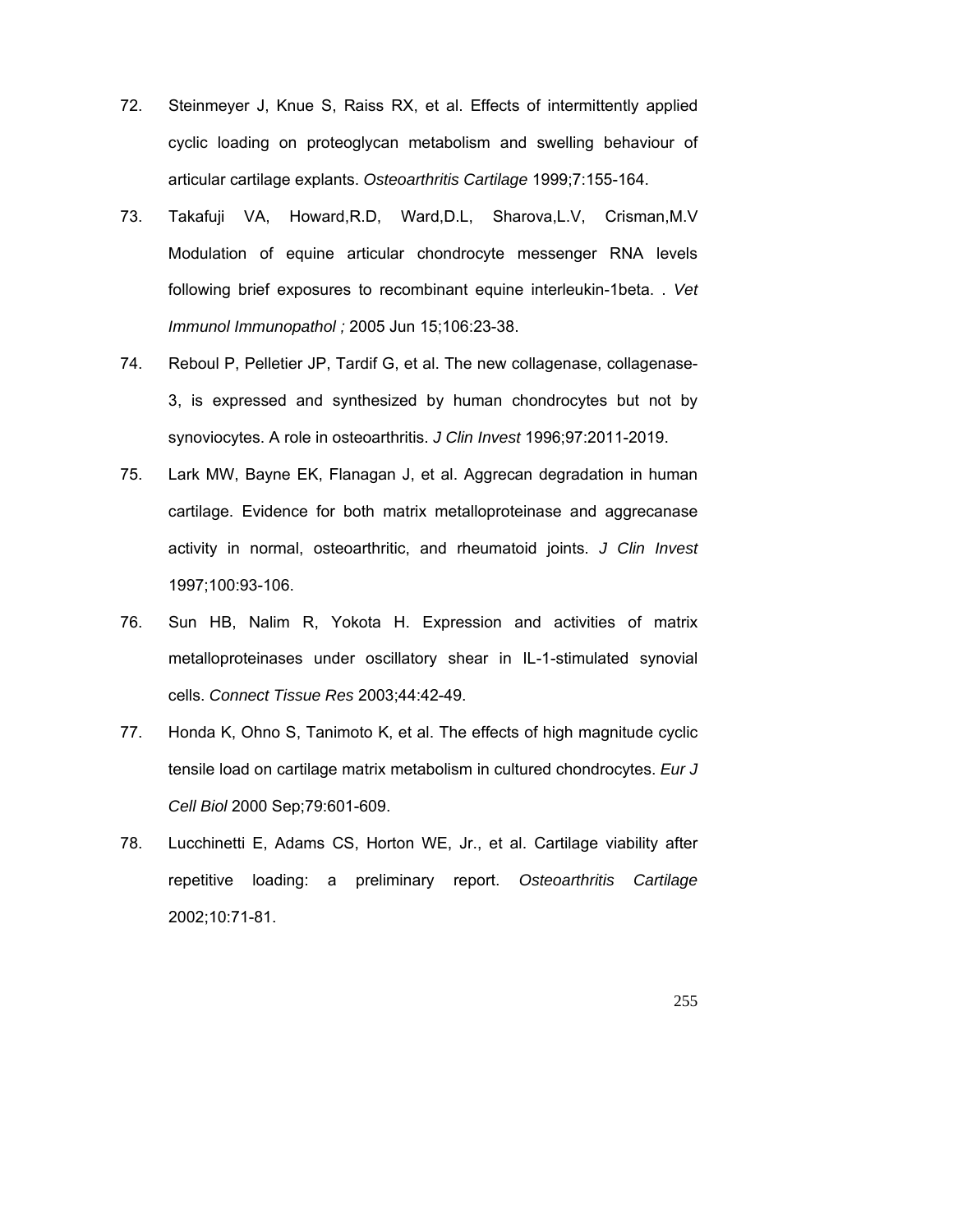72. Steinmeyer J, Knue S, Raiss RX, et al. Effects of intermittently applied cyclic loading on proteoglycan metabolism and swelling behaviour of articular cartilage explants. *Osteoarthritis Cartilage* 1999;7:155-164.

73. Takafuji VA, Howard,R.D, Ward,D.L, Sharova,L.V, Crisman,M.V Modulation of equine articular chondrocyte messenger RNA levels following brief exposures to recombinant equine interleukin-1beta. . *Vet Immunol Immunopathol ;* 2005 Jun 15;106:23-38.

74. Reboul P, Pelletier JP, Tardif G, et al. The new collagenase, collagenase-3, is expressed and synthesized by human chondrocytes but not by synoviocytes. A role in osteoarthritis. *J Clin Invest* 1996;97:2011-2019.

75. Lark MW, Bayne EK, Flanagan J, et al. Aggrecan degradation in human cartilage. Evidence for both matrix metalloproteinase and aggrecanase activity in normal, osteoarthritic, and rheumatoid joints. *J Clin Invest* 1997;100:93-106.

76. Sun HB, Nalim R, Yokota H. Expression and activities of matrix metalloproteinases under oscillatory shear in IL-1-stimulated synovial cells. *Connect Tissue Res* 2003;44:42-49.

77. Honda K, Ohno S, Tanimoto K, et al. The effects of high magnitude cyclic tensile load on cartilage matrix metabolism in cultured chondrocytes. *Eur J Cell Biol* 2000 Sep;79:601-609.

78. Lucchinetti E, Adams CS, Horton WE, Jr., et al. Cartilage viability after repetitive loading: a preliminary report. *Osteoarthritis Cartilage* 2002;10:71-81.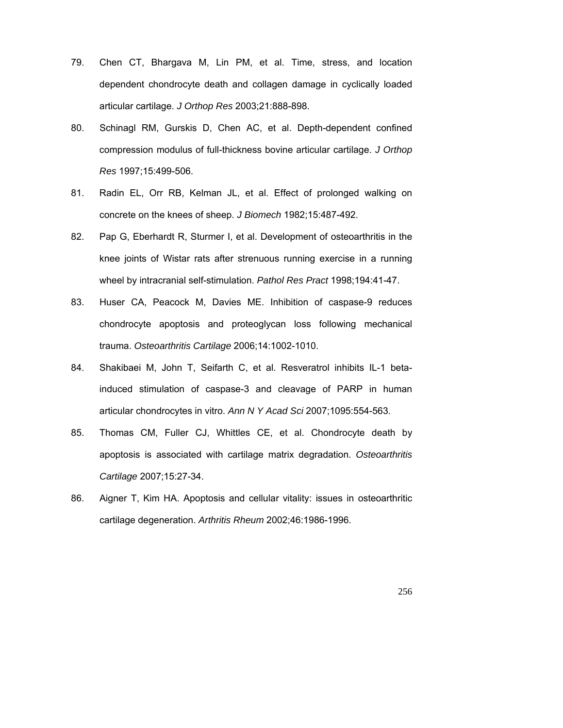79. Chen CT, Bhargava M, Lin PM, et al. Time, stress, and location dependent chondrocyte death and collagen damage in cyclically loaded articular cartilage. *J Orthop Res* 2003;21:888-898.

80. Schinagl RM, Gurskis D, Chen AC, et al. Depth-dependent confined compression modulus of full-thickness bovine articular cartilage. *J Orthop Res* 1997;15:499-506.

81. Radin EL, Orr RB, Kelman JL, et al. Effect of prolonged walking on concrete on the knees of sheep. *J Biomech* 1982;15:487-492.

82. Pap G, Eberhardt R, Sturmer I, et al. Development of osteoarthritis in the knee joints of Wistar rats after strenuous running exercise in a running wheel by intracranial self-stimulation. *Pathol Res Pract* 1998;194:41-47.

83. Huser CA, Peacock M, Davies ME. Inhibition of caspase-9 reduces chondrocyte apoptosis and proteoglycan loss following mechanical trauma. *Osteoarthritis Cartilage* 2006;14:1002-1010.

84. Shakibaei M, John T, Seifarth C, et al. Resveratrol inhibits IL-1 beta-induced stimulation of caspase-3 and cleavage of PARP in human articular chondrocytes in vitro. *Ann N Y Acad Sci* 2007;1095:554-563.

85. Thomas CM, Fuller CJ, Whittles CE, et al. Chondrocyte death by apoptosis is associated with cartilage matrix degradation. *Osteoarthritis Cartilage* 2007;15:27-34.

86. Aigner T, Kim HA. Apoptosis and cellular vitality: issues in osteoarthritic cartilage degeneration. *Arthritis Rheum* 2002;46:1986-1996.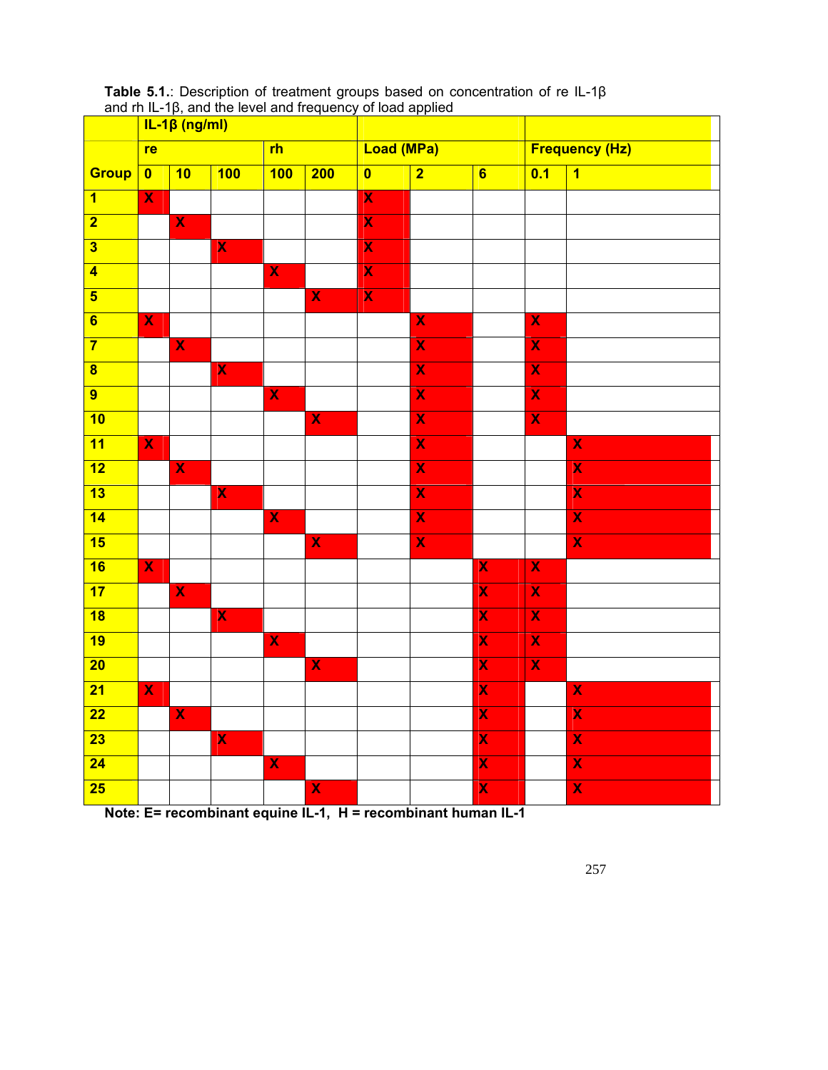**Table 5.1.**: Description of treatment groups based on concentration of re IL-1β and rh IL-1β, and the level and frequency of load applied

| | IL-1β (ng/ml) | | | | | | | | | |
|---|---|---|---|---|---|---|---|---|---|---|
| | re | | | rh | | Load (MPa) | | | Frequency (Hz) | |
| **Group** | **0** | **10** | **100** | **100** | **200** | **0** | **2** | **6** | **0.1** | **1** |
| **1** | X | | | | | X | | | | |
| **2** | | X | | | | X | | | | |
| **3** | | | X | | | X | | | | |
| **4** | | | | X | | X | | | | |
| **5** | | | | | X | X | | | | |
| **6** | X | | | | | | X | | X | |
| **7** | | X | | | | | X | | X | |
| **8** | | | X | | | | X | | X | |
| **9** | | | | X | | | X | | X | |
| **10** | | | | | X | | X | | X | |
| **11** | X | | | | | | X | | | X |
| **12** | | X | | | | | X | | | X |
| **13** | | | X | | | | X | | | X |
| **14** | | | | X | | | X | | | X |
| **15** | | | | | X | | X | | | X |
| **16** | X | | | | | | | X | X | |
| **17** | | X | | | | | | X | X | |
| **18** | | | X | | | | | X | X | |
| **19** | | | | X | | | | X | X | |
| **20** | | | | | X | | | X | X | |
| **21** | X | | | | | | | X | | X |
| **22** | | X | | | | | | X | | X |
| **23** | | | X | | | | | X | | X |
| **24** | | | | X | | | | X | | X |
| **25** | | | | | X | | | X | | X |

**Note: E= recombinant equine IL-1, H = recombinant human IL-1**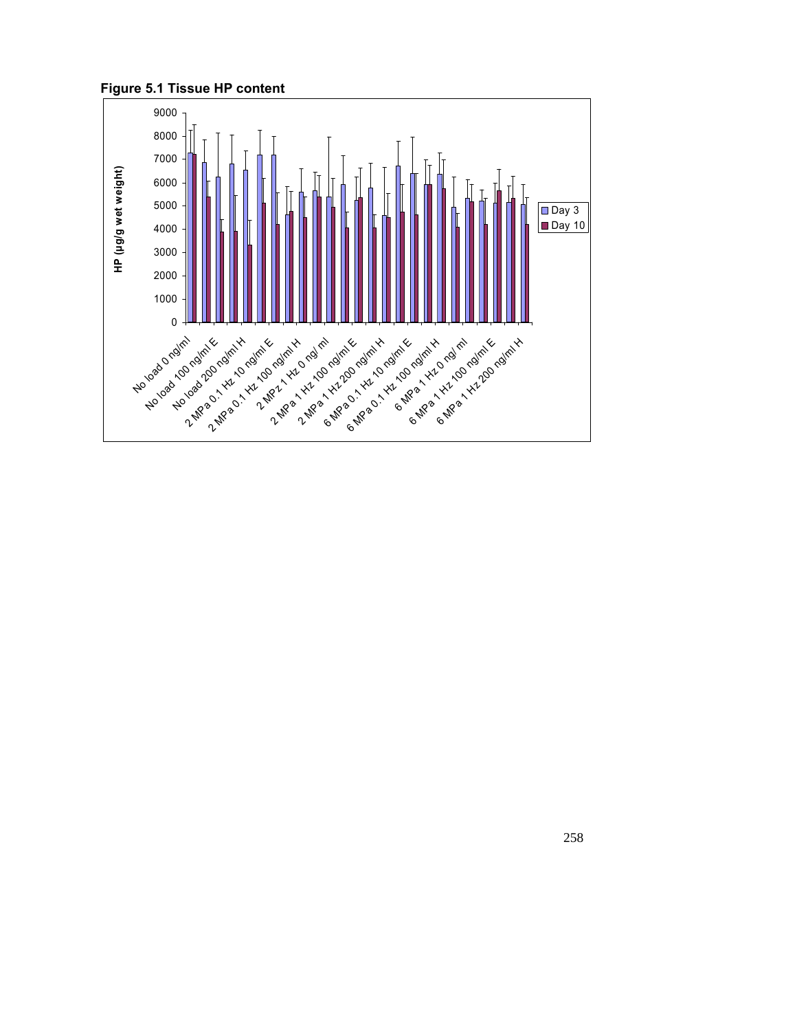**Figure 5.1 Tissue HP content**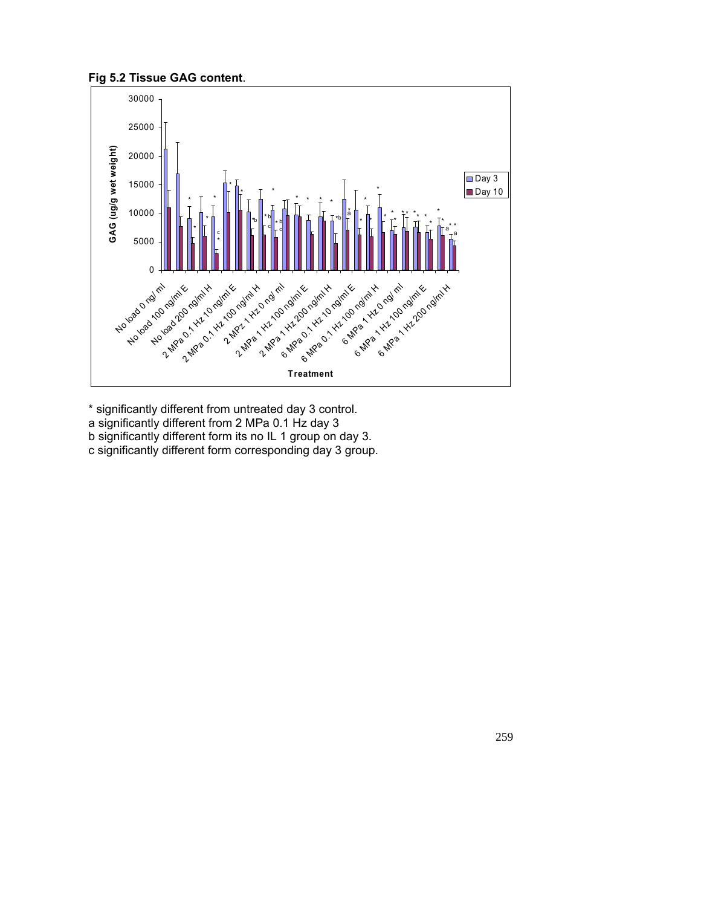**Fig 5.2 Tissue GAG content**.

\* significantly different from untreated day 3 control.
a significantly different from 2 MPa 0.1 Hz day 3
b significantly different form its no IL 1 group on day 3.
c significantly different form corresponding day 3 group.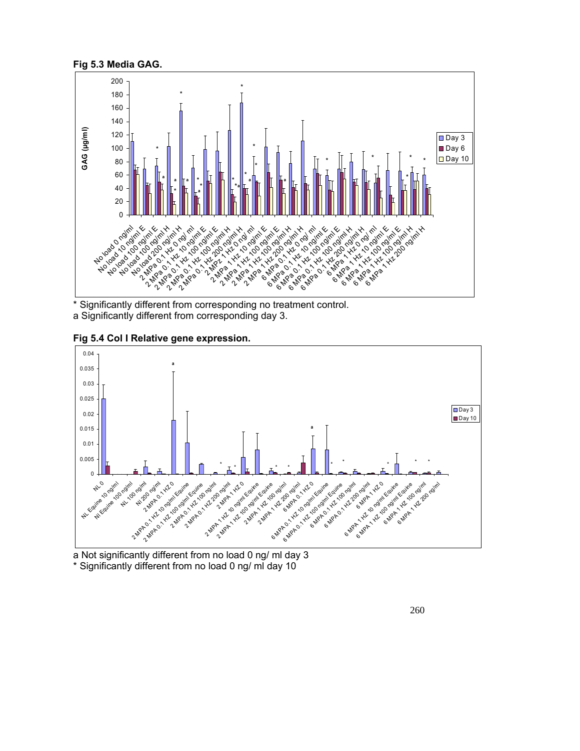**Fig 5.3 Media GAG.**

\* Significantly different from corresponding no treatment control.
a Significantly different from corresponding day 3.

**Fig 5.4 Col I Relative gene expression.**

a Not significantly different from no load 0 ng/ ml day 3
\* Significantly different from no load 0 ng/ ml day 10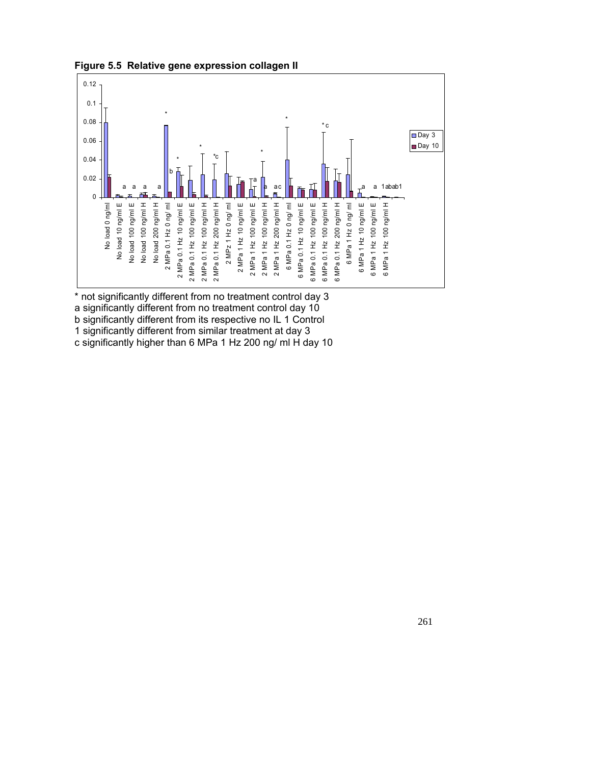**Figure 5.5 Relative gene expression collagen II**

\* not significantly different from no treatment control day 3

a significantly different from no treatment control day 10

b significantly different from its respective no IL 1 Control

1 significantly different from similar treatment at day 3

c significantly higher than 6 MPa 1 Hz 200 ng/ ml H day 10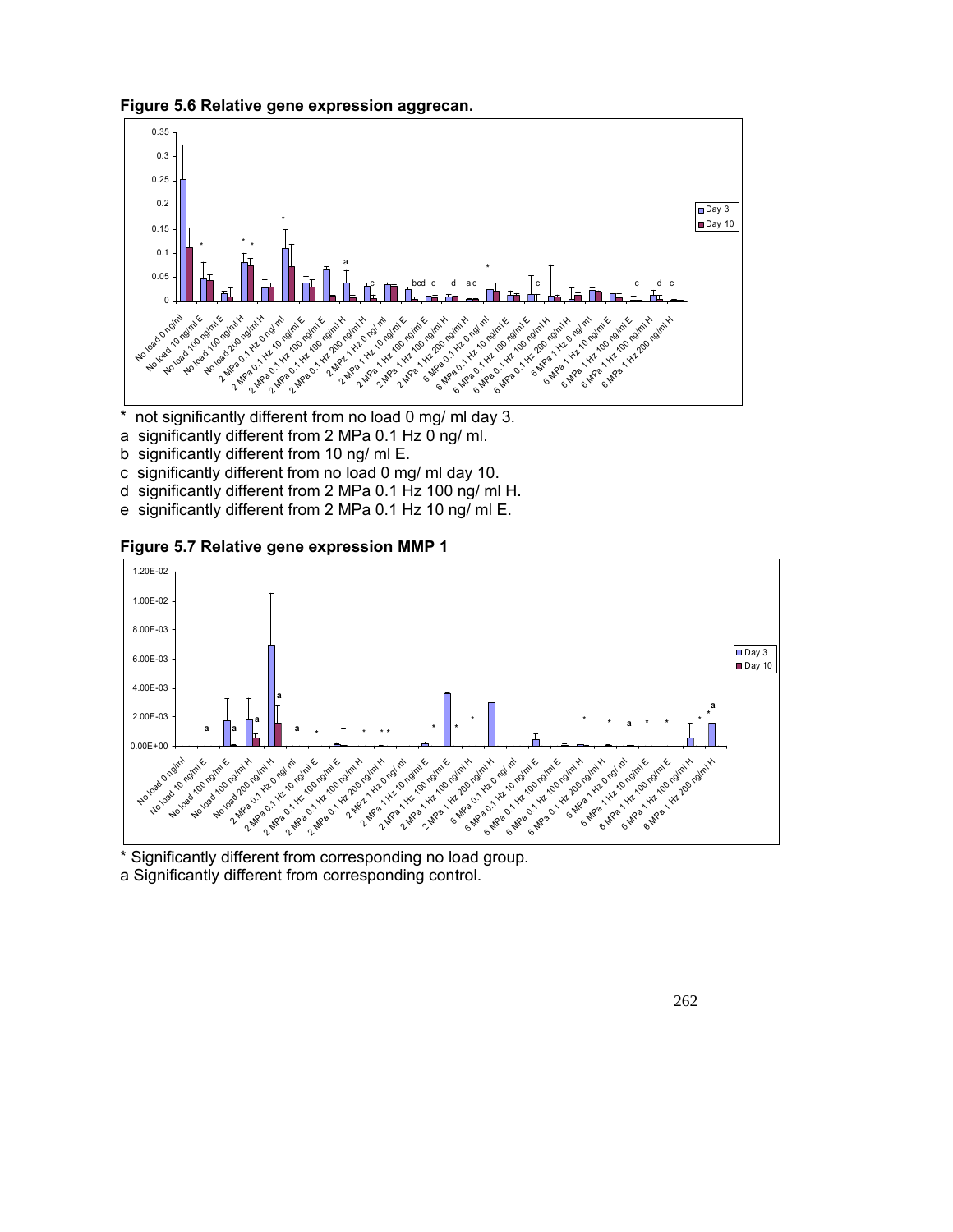**Figure 5.6 Relative gene expression aggrecan.**

\* not significantly different from no load 0 mg/ ml day 3.

a significantly different from 2 MPa 0.1 Hz 0 ng/ ml.

b significantly different from 10 ng/ ml E.

c significantly different from no load 0 mg/ ml day 10.

d significantly different from 2 MPa 0.1 Hz 100 ng/ ml H.

e significantly different from 2 MPa 0.1 Hz 10 ng/ ml E.

**Figure 5.7 Relative gene expression MMP 1**

\* Significantly different from corresponding no load group.

a Significantly different from corresponding control.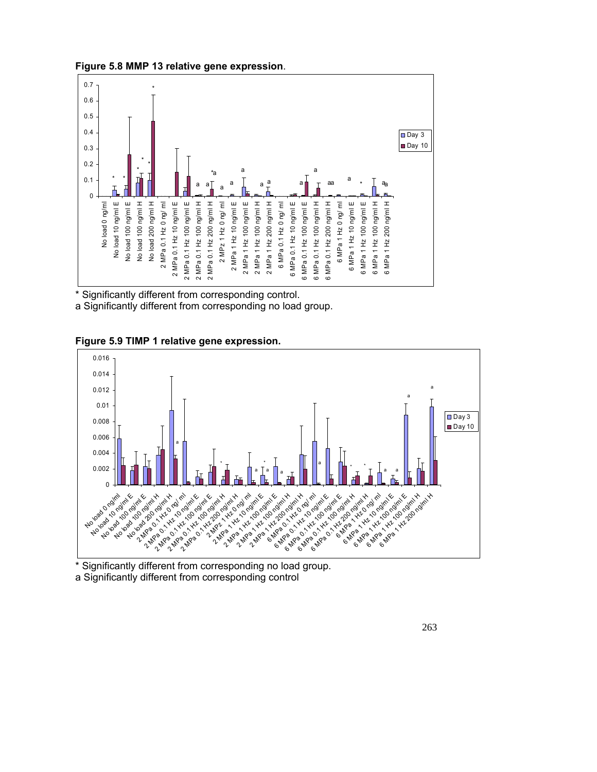**Figure 5.8 MMP 13 relative gene expression**.

\* Significantly different from corresponding control.
a Significantly different from corresponding no load group.

**Figure 5.9 TIMP 1 relative gene expression.**

\* Significantly different from corresponding no load group.
a Significantly different from corresponding control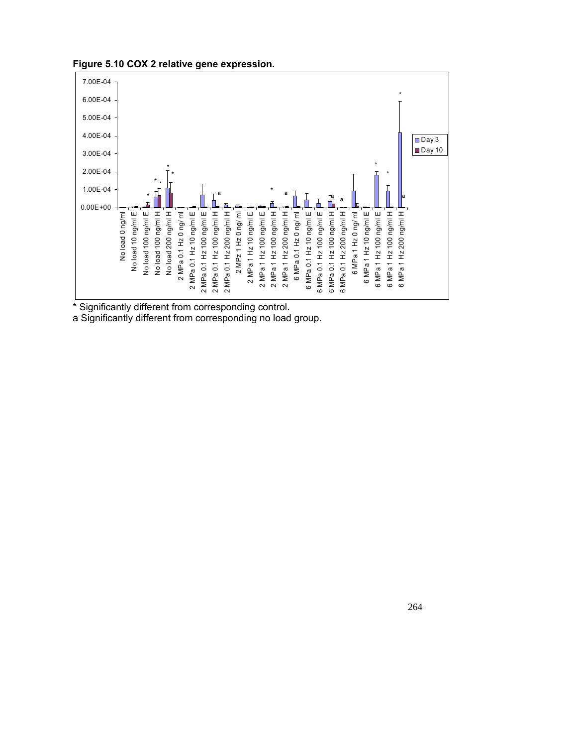**Figure 5.10 COX 2 relative gene expression.**

\* Significantly different from corresponding control.
a Significantly different from corresponding no load group.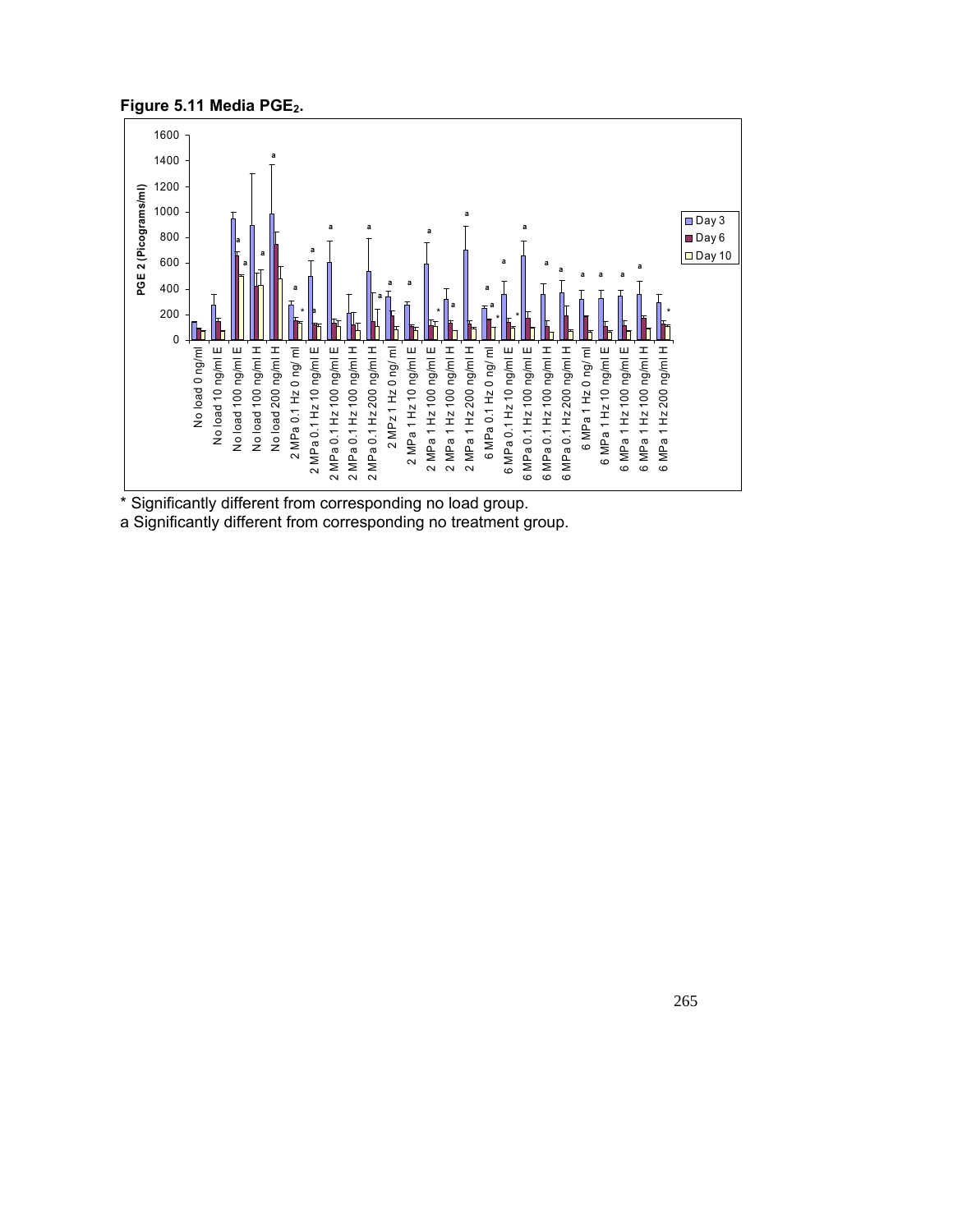**Figure 5.11 Media $PGE_2$.**

\* Significantly different from corresponding no load group.
a Significantly different from corresponding no treatment group.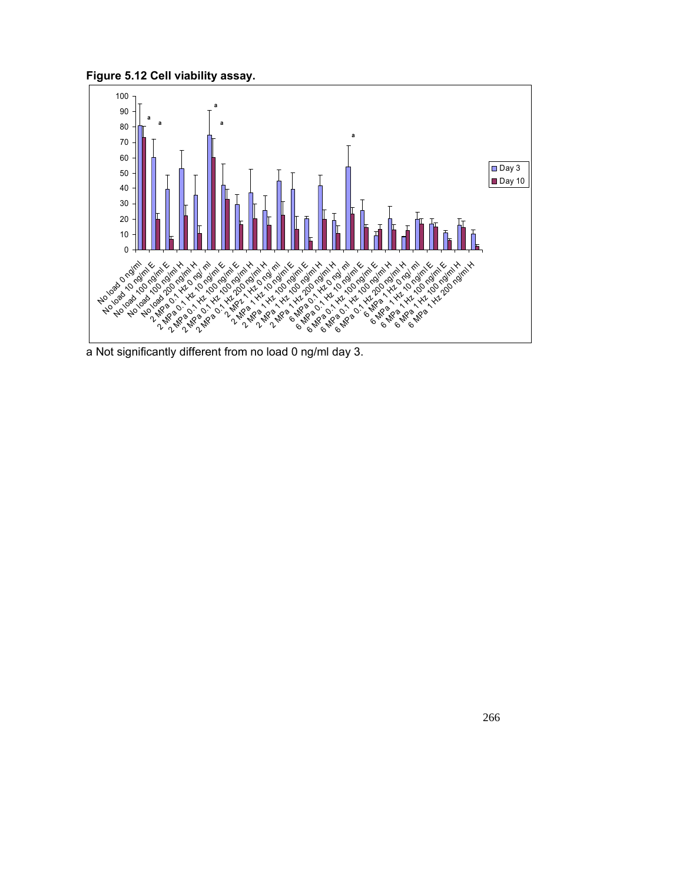**Figure 5.12 Cell viability assay.**

100
90
80
70
60
50
40
30
20
10
0

a
a
a
a
a

Day 3
Day 10

No load 0 ng/ml
No load 10 ng/ml E
No load 100 ng/ml E
No load 100 ng/ml H
No load 200 ng/ml H
2 MPa 0.1 Hz 0 ng/ ml
2 MPa 0.1 Hz 10 ng/ml E
2 MPa 0.1 Hz 100 ng/ml E
2 MPa 0.1 Hz 100 ng/ml H
2 MPa 0.1 Hz 200 ng/ml H
2 MPz 1 Hz 0 ng/ ml
2 MPa 1 Hz 10 ng/ml E
2 MPa 1 Hz 100 ng/ml E
2 MPa 1 Hz 100 ng/ml H
2 MPa 1 Hz 200 ng/ml H
6 MPa 0.1 Hz 0 ng/ ml
6 MPa 0.1 Hz 10 ng/ml E
6 MPa 0.1 Hz 100 ng/ml E
6 MPa 0.1 Hz 100 ng/ml H
6 MPa 0.1 Hz 200 ng/ml H
6 MPa 1 Hz 0 ng/ ml
6 MPa 1 Hz 10 ng/ml E
6 MPa 1 Hz 100 ng/ml E
6 MPa 1 Hz 100 ng/ml H
6 MPa 1 Hz 200 ng/ml H

a Not significantly different from no load 0 ng/ml day 3.